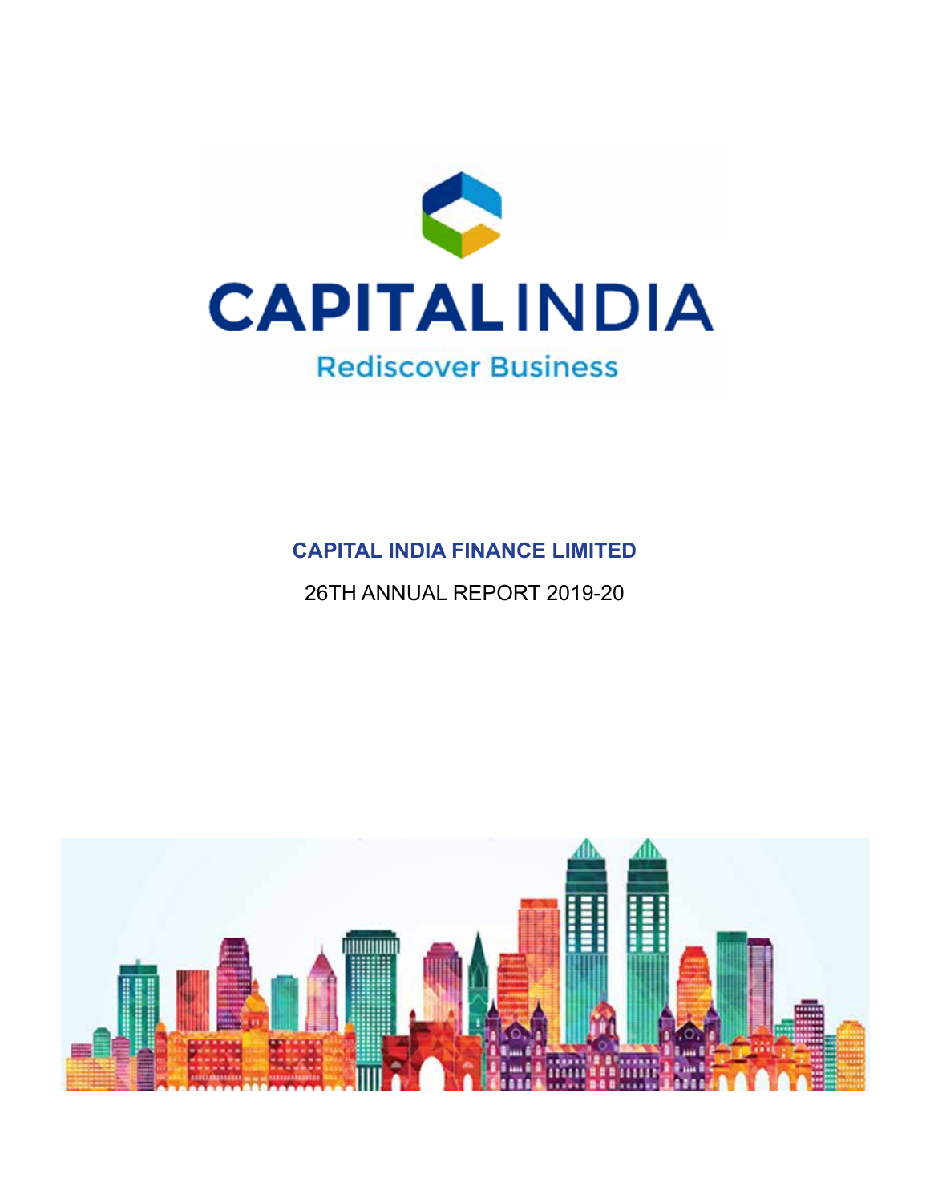CAPITALINDIA

Rediscover Business

# CAPITAL INDIA FINANCE LIMITED

26TH ANNUAL REPORT 2019-20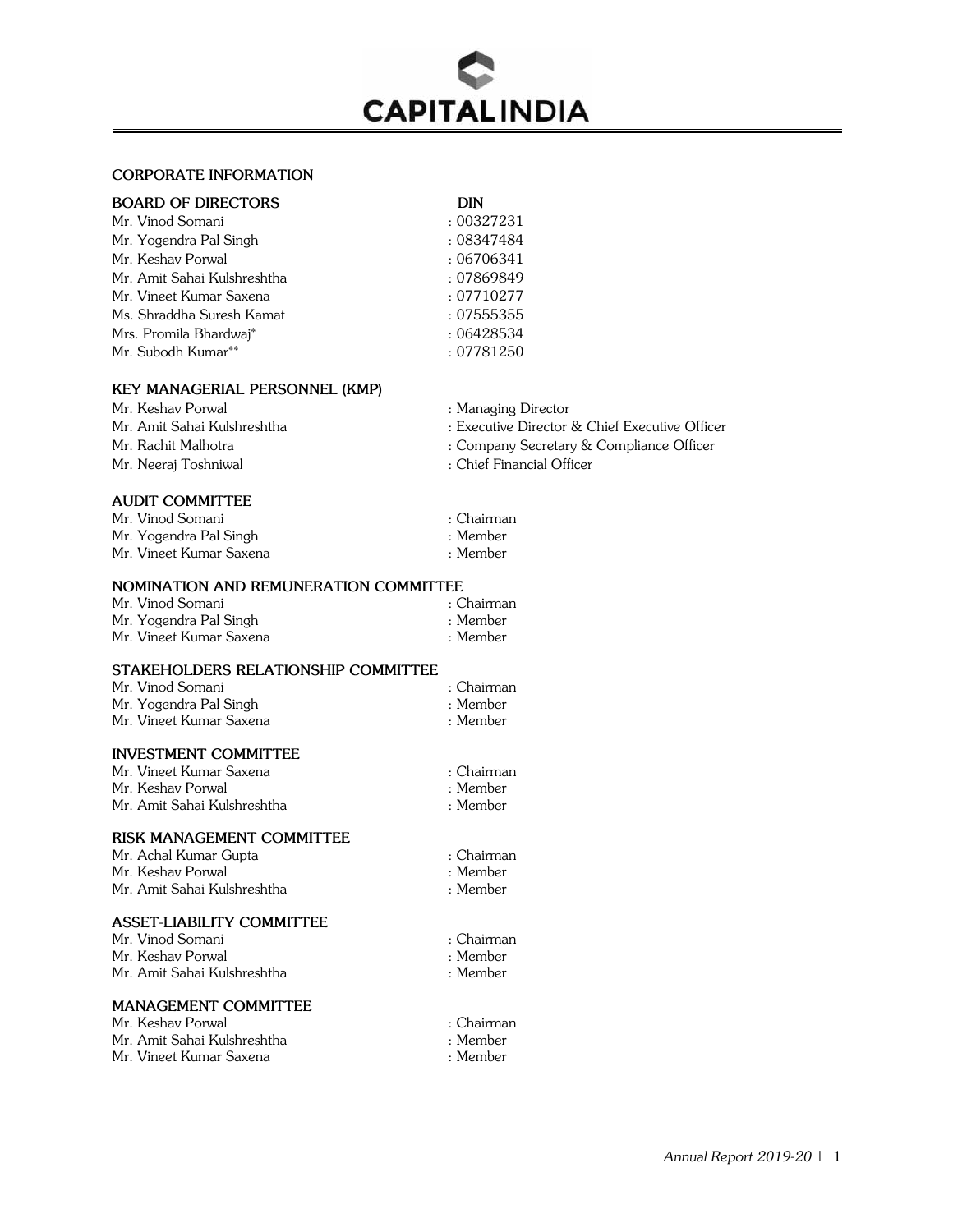# CORPORATE INFORMATION

## BOARD OF DIRECTORS

| BOARD OF DIRECTORS | DIN |
|---|---|
| Mr. Vinod Somani | : 00327231 |
| Mr. Yogendra Pal Singh | : 08347484 |
| Mr. Keshav Porwal | : 06706341 |
| Mr. Amit Sahai Kulshreshtha | : 07869849 |
| Mr. Vineet Kumar Saxena | : 07710277 |
| Ms. Shraddha Suresh Kamat | : 07555355 |
| Mrs. Promila Bhardwaj* | : 06428534 |
| Mr. Subodh Kumar** | : 07781250 |

## KEY MANAGERIAL PERSONNEL (KMP)

| | |
|---|---|
| Mr. Keshav Porwal | : Managing Director |
| Mr. Amit Sahai Kulshreshtha | : Executive Director & Chief Executive Officer |
| Mr. Rachit Malhotra | : Company Secretary & Compliance Officer |
| Mr. Neeraj Toshniwal | : Chief Financial Officer |

## AUDIT COMMITTEE

| | |
|---|---|
| Mr. Vinod Somani | : Chairman |
| Mr. Yogendra Pal Singh | : Member |
| Mr. Vineet Kumar Saxena | : Member |

## NOMINATION AND REMUNERATION COMMITTEE

| | |
|---|---|
| Mr. Vinod Somani | : Chairman |
| Mr. Yogendra Pal Singh | : Member |
| Mr. Vineet Kumar Saxena | : Member |

## STAKEHOLDERS RELATIONSHIP COMMITTEE

| | |
|---|---|
| Mr. Vinod Somani | : Chairman |
| Mr. Yogendra Pal Singh | : Member |
| Mr. Vineet Kumar Saxena | : Member |

## INVESTMENT COMMITTEE

| | |
|---|---|
| Mr. Vineet Kumar Saxena | : Chairman |
| Mr. Keshav Porwal | : Member |
| Mr. Amit Sahai Kulshreshtha | : Member |

## RISK MANAGEMENT COMMITTEE

| | |
|---|---|
| Mr. Achal Kumar Gupta | : Chairman |
| Mr. Keshav Porwal | : Member |
| Mr. Amit Sahai Kulshreshtha | : Member |

## ASSET-LIABILITY COMMITTEE

| | |
|---|---|
| Mr. Vinod Somani | : Chairman |
| Mr. Keshav Porwal | : Member |
| Mr. Amit Sahai Kulshreshtha | : Member |

## MANAGEMENT COMMITTEE

| | |
|---|---|
| Mr. Keshav Porwal | : Chairman |
| Mr. Amit Sahai Kulshreshtha | : Member |
| Mr. Vineet Kumar Saxena | : Member |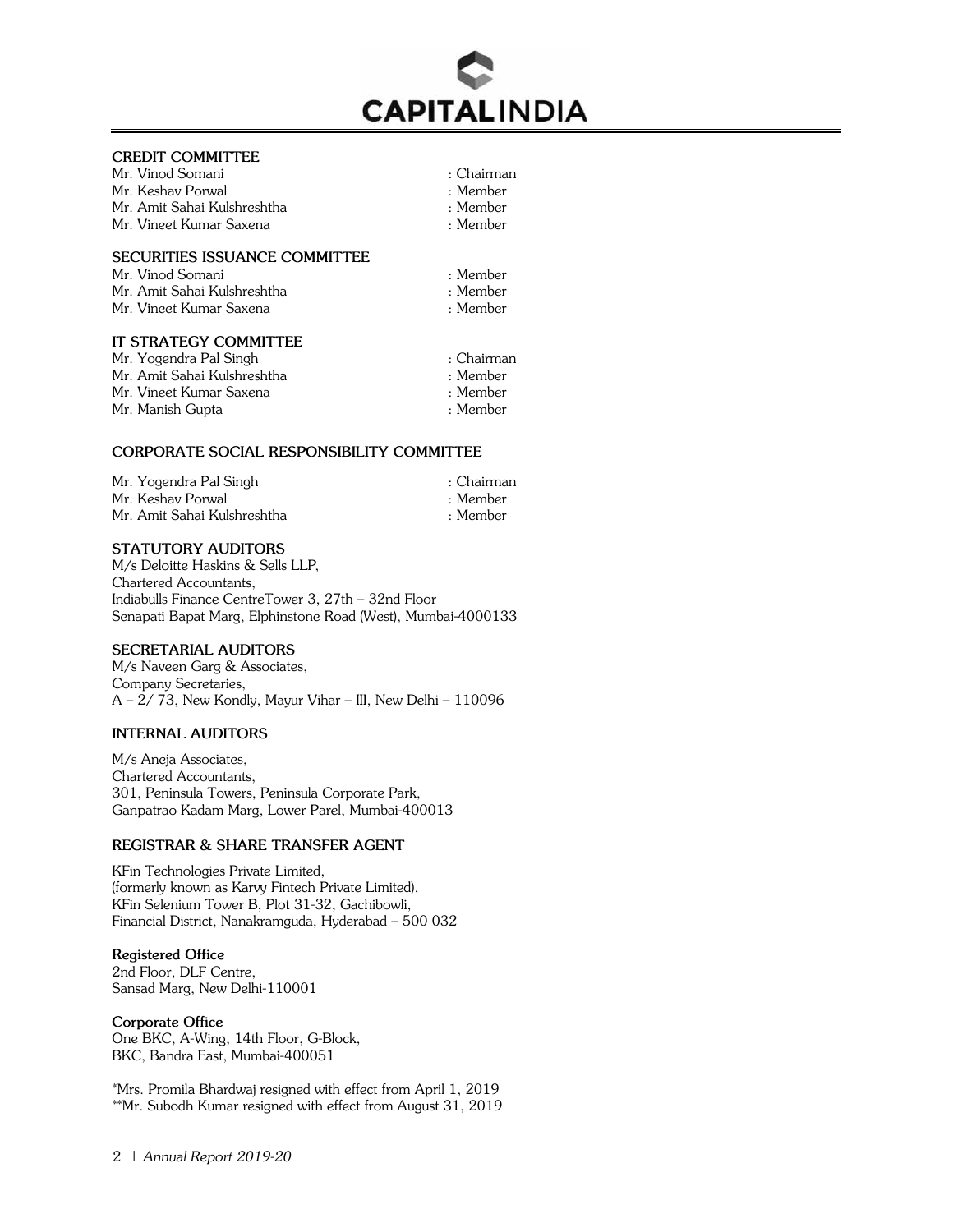### CREDIT COMMITTEE

| | |
|---|---|
| Mr. Vinod Somani | : Chairman |
| Mr. Keshav Porwal | : Member |
| Mr. Amit Sahai Kulshreshtha | : Member |
| Mr. Vineet Kumar Saxena | : Member |

### SECURITIES ISSUANCE COMMITTEE

| | |
|---|---|
| Mr. Vinod Somani | : Member |
| Mr. Amit Sahai Kulshreshtha | : Member |
| Mr. Vineet Kumar Saxena | : Member |

### IT STRATEGY COMMITTEE

| | |
|---|---|
| Mr. Yogendra Pal Singh | : Chairman |
| Mr. Amit Sahai Kulshreshtha | : Member |
| Mr. Vineet Kumar Saxena | : Member |
| Mr. Manish Gupta | : Member |

### CORPORATE SOCIAL RESPONSIBILITY COMMITTEE

| | |
|---|---|
| Mr. Yogendra Pal Singh | : Chairman |
| Mr. Keshav Porwal | : Member |
| Mr. Amit Sahai Kulshreshtha | : Member |

### STATUTORY AUDITORS

M/s Deloitte Haskins & Sells LLP,
Chartered Accountants,
Indiabulls Finance CentreTower 3, 27th – 32nd Floor
Senapati Bapat Marg, Elphinstone Road (West), Mumbai-4000133

### SECRETARIAL AUDITORS

M/s Naveen Garg & Associates,
Company Secretaries,
A – 2/ 73, New Kondly, Mayur Vihar – III, New Delhi – 110096

### INTERNAL AUDITORS

M/s Aneja Associates,
Chartered Accountants,
301, Peninsula Towers, Peninsula Corporate Park,
Ganpatrao Kadam Marg, Lower Parel, Mumbai-400013

### REGISTRAR & SHARE TRANSFER AGENT

KFin Technologies Private Limited,
(formerly known as Karvy Fintech Private Limited),
KFin Selenium Tower B, Plot 31-32, Gachibowli,
Financial District, Nanakramguda, Hyderabad – 500 032

**Registered Office**
2nd Floor, DLF Centre,
Sansad Marg, New Delhi-110001

**Corporate Office**
One BKC, A-Wing, 14th Floor, G-Block,
BKC, Bandra East, Mumbai-400051

*Mrs. Promila Bhardwaj resigned with effect from April 1, 2019
**Mr. Subodh Kumar resigned with effect from August 31, 2019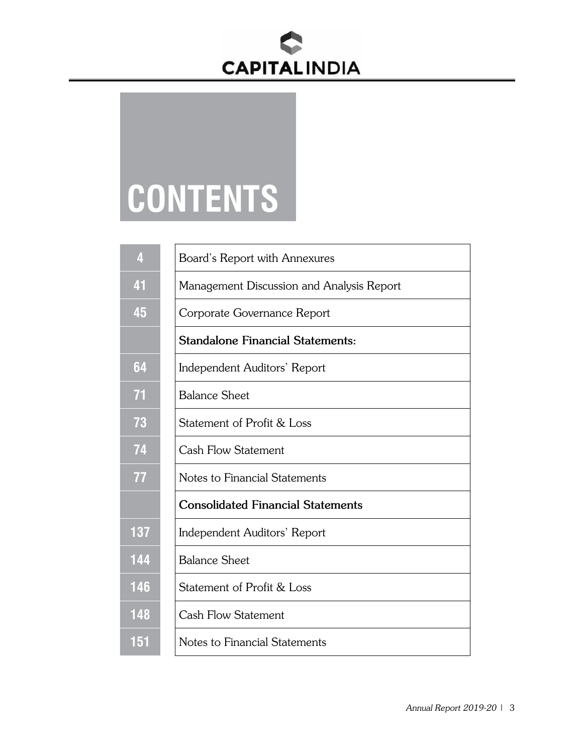CAPITALINDIA

# CONTENTS

| Page | Section |
|---|---|
| 4 | Board's Report with Annexures |
| 41 | Management Discussion and Analysis Report |
| 45 | Corporate Governance Report |
| | **Standalone Financial Statements:** |
| 64 | Independent Auditors' Report |
| 71 | Balance Sheet |
| 73 | Statement of Profit & Loss |
| 74 | Cash Flow Statement |
| 77 | Notes to Financial Statements |
| | **Consolidated Financial Statements** |
| 137 | Independent Auditors' Report |
| 144 | Balance Sheet |
| 146 | Statement of Profit & Loss |
| 148 | Cash Flow Statement |
| 151 | Notes to Financial Statements |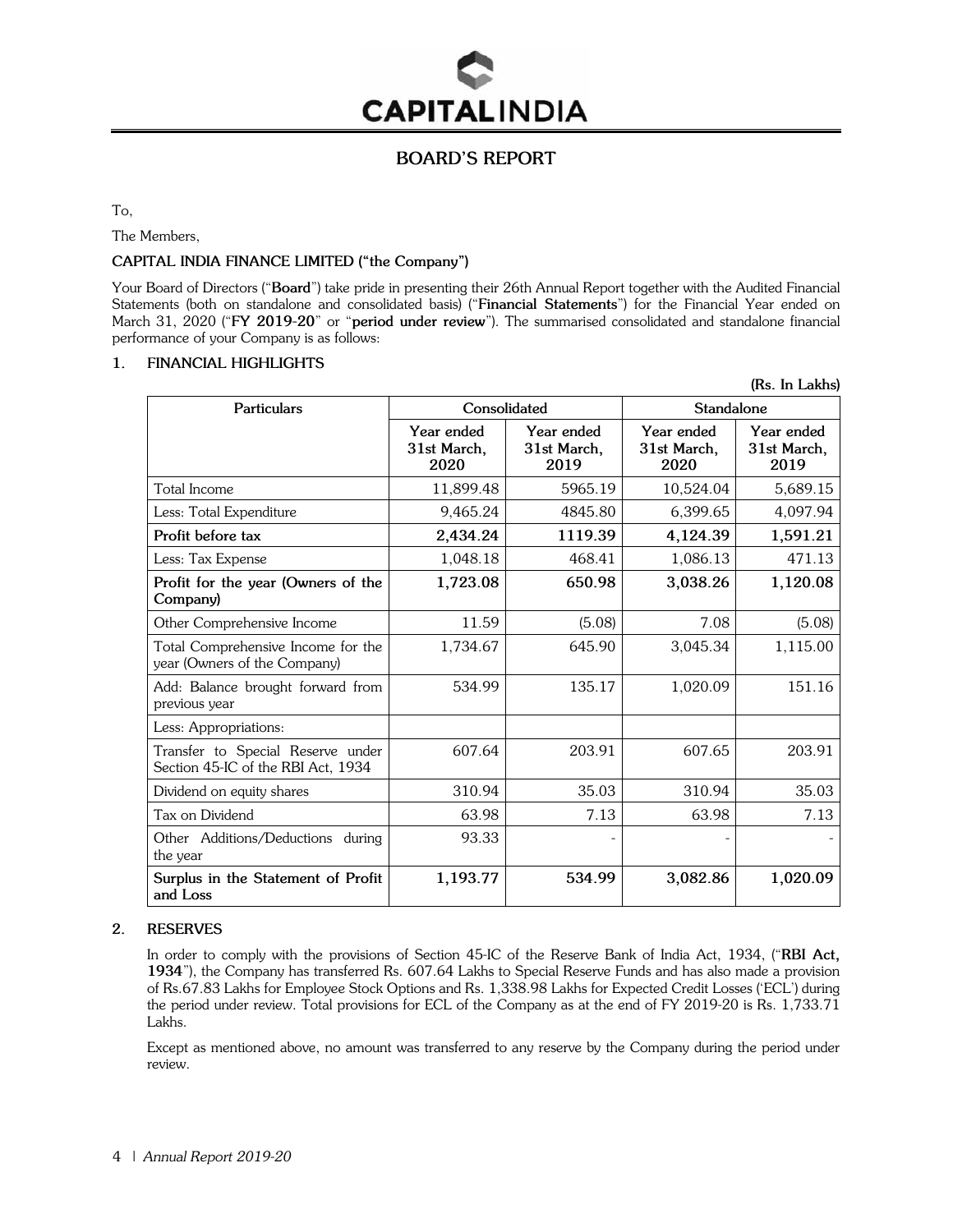# BOARD'S REPORT

To,

The Members,

**CAPITAL INDIA FINANCE LIMITED ("the Company")**

Your Board of Directors ("**Board**") take pride in presenting their 26th Annual Report together with the Audited Financial Statements (both on standalone and consolidated basis) ("**Financial Statements**") for the Financial Year ended on March 31, 2020 ("**FY 2019-20**" or "**period under review**"). The summarised consolidated and standalone financial performance of your Company is as follows:

## 1. FINANCIAL HIGHLIGHTS

**(Rs. In Lakhs)**

| Particulars | Consolidated | | Standalone | |
|---|---|---|---|---|
| | Year ended 31st March, 2020 | Year ended 31st March, 2019 | Year ended 31st March, 2020 | Year ended 31st March, 2019 |
| Total Income | 11,899.48 | 5965.19 | 10,524.04 | 5,689.15 |
| Less: Total Expenditure | 9,465.24 | 4845.80 | 6,399.65 | 4,097.94 |
| **Profit before tax** | **2,434.24** | **1119.39** | **4,124.39** | **1,591.21** |
| Less: Tax Expense | 1,048.18 | 468.41 | 1,086.13 | 471.13 |
| **Profit for the year (Owners of the Company)** | **1,723.08** | **650.98** | **3,038.26** | **1,120.08** |
| Other Comprehensive Income | 11.59 | (5.08) | 7.08 | (5.08) |
| Total Comprehensive Income for the year (Owners of the Company) | 1,734.67 | 645.90 | 3,045.34 | 1,115.00 |
| Add: Balance brought forward from previous year | 534.99 | 135.17 | 1,020.09 | 151.16 |
| Less: Appropriations: | | | | |
| Transfer to Special Reserve under Section 45-IC of the RBI Act, 1934 | 607.64 | 203.91 | 607.65 | 203.91 |
| Dividend on equity shares | 310.94 | 35.03 | 310.94 | 35.03 |
| Tax on Dividend | 63.98 | 7.13 | 63.98 | 7.13 |
| Other Additions/Deductions during the year | 93.33 | - | - | - |
| **Surplus in the Statement of Profit and Loss** | **1,193.77** | **534.99** | **3,082.86** | **1,020.09** |

## 2. RESERVES

In order to comply with the provisions of Section 45-IC of the Reserve Bank of India Act, 1934, ("**RBI Act, 1934**"), the Company has transferred Rs. 607.64 Lakhs to Special Reserve Funds and has also made a provision of Rs.67.83 Lakhs for Employee Stock Options and Rs. 1,338.98 Lakhs for Expected Credit Losses ('ECL') during the period under review. Total provisions for ECL of the Company as at the end of FY 2019-20 is Rs. 1,733.71 Lakhs.

Except as mentioned above, no amount was transferred to any reserve by the Company during the period under review.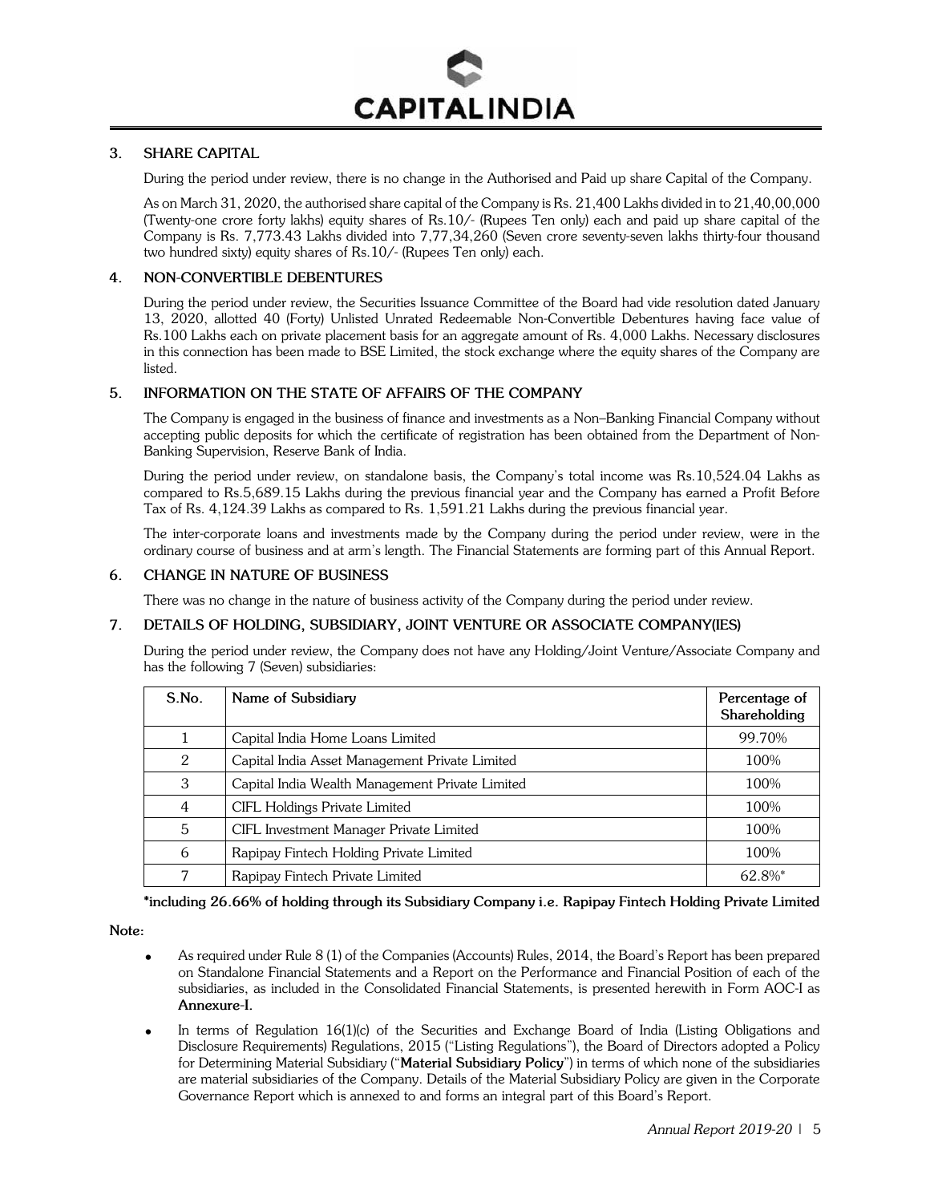## 3. SHARE CAPITAL

During the period under review, there is no change in the Authorised and Paid up share Capital of the Company.

As on March 31, 2020, the authorised share capital of the Company is Rs. 21,400 Lakhs divided in to 21,40,00,000 (Twenty-one crore forty lakhs) equity shares of Rs.10/- (Rupees Ten only) each and paid up share capital of the Company is Rs. 7,773.43 Lakhs divided into 7,77,34,260 (Seven crore seventy-seven lakhs thirty-four thousand two hundred sixty) equity shares of Rs.10/- (Rupees Ten only) each.

## 4. NON-CONVERTIBLE DEBENTURES

During the period under review, the Securities Issuance Committee of the Board had vide resolution dated January 13, 2020, allotted 40 (Forty) Unlisted Unrated Redeemable Non-Convertible Debentures having face value of Rs.100 Lakhs each on private placement basis for an aggregate amount of Rs. 4,000 Lakhs. Necessary disclosures in this connection has been made to BSE Limited, the stock exchange where the equity shares of the Company are listed.

## 5. INFORMATION ON THE STATE OF AFFAIRS OF THE COMPANY

The Company is engaged in the business of finance and investments as a Non–Banking Financial Company without accepting public deposits for which the certificate of registration has been obtained from the Department of Non-Banking Supervision, Reserve Bank of India.

During the period under review, on standalone basis, the Company's total income was Rs.10,524.04 Lakhs as compared to Rs.5,689.15 Lakhs during the previous financial year and the Company has earned a Profit Before Tax of Rs. 4,124.39 Lakhs as compared to Rs. 1,591.21 Lakhs during the previous financial year.

The inter-corporate loans and investments made by the Company during the period under review, were in the ordinary course of business and at arm's length. The Financial Statements are forming part of this Annual Report.

## 6. CHANGE IN NATURE OF BUSINESS

There was no change in the nature of business activity of the Company during the period under review.

## 7. DETAILS OF HOLDING, SUBSIDIARY, JOINT VENTURE OR ASSOCIATE COMPANY(IES)

During the period under review, the Company does not have any Holding/Joint Venture/Associate Company and has the following 7 (Seven) subsidiaries:

| S.No. | Name of Subsidiary | Percentage of Shareholding |
|---|---|---|
| 1 | Capital India Home Loans Limited | 99.70% |
| 2 | Capital India Asset Management Private Limited | 100% |
| 3 | Capital India Wealth Management Private Limited | 100% |
| 4 | CIFL Holdings Private Limited | 100% |
| 5 | CIFL Investment Manager Private Limited | 100% |
| 6 | Rapipay Fintech Holding Private Limited | 100% |
| 7 | Rapipay Fintech Private Limited | 62.8%* |

**\*including 26.66% of holding through its Subsidiary Company i.e. Rapipay Fintech Holding Private Limited**

**Note:**

- As required under Rule 8 (1) of the Companies (Accounts) Rules, 2014, the Board's Report has been prepared on Standalone Financial Statements and a Report on the Performance and Financial Position of each of the subsidiaries, as included in the Consolidated Financial Statements, is presented herewith in Form AOC-I as **Annexure-I.**
- In terms of Regulation 16(1)(c) of the Securities and Exchange Board of India (Listing Obligations and Disclosure Requirements) Regulations, 2015 ("Listing Regulations"), the Board of Directors adopted a Policy for Determining Material Subsidiary ("**Material Subsidiary Policy**") in terms of which none of the subsidiaries are material subsidiaries of the Company. Details of the Material Subsidiary Policy are given in the Corporate Governance Report which is annexed to and forms an integral part of this Board's Report.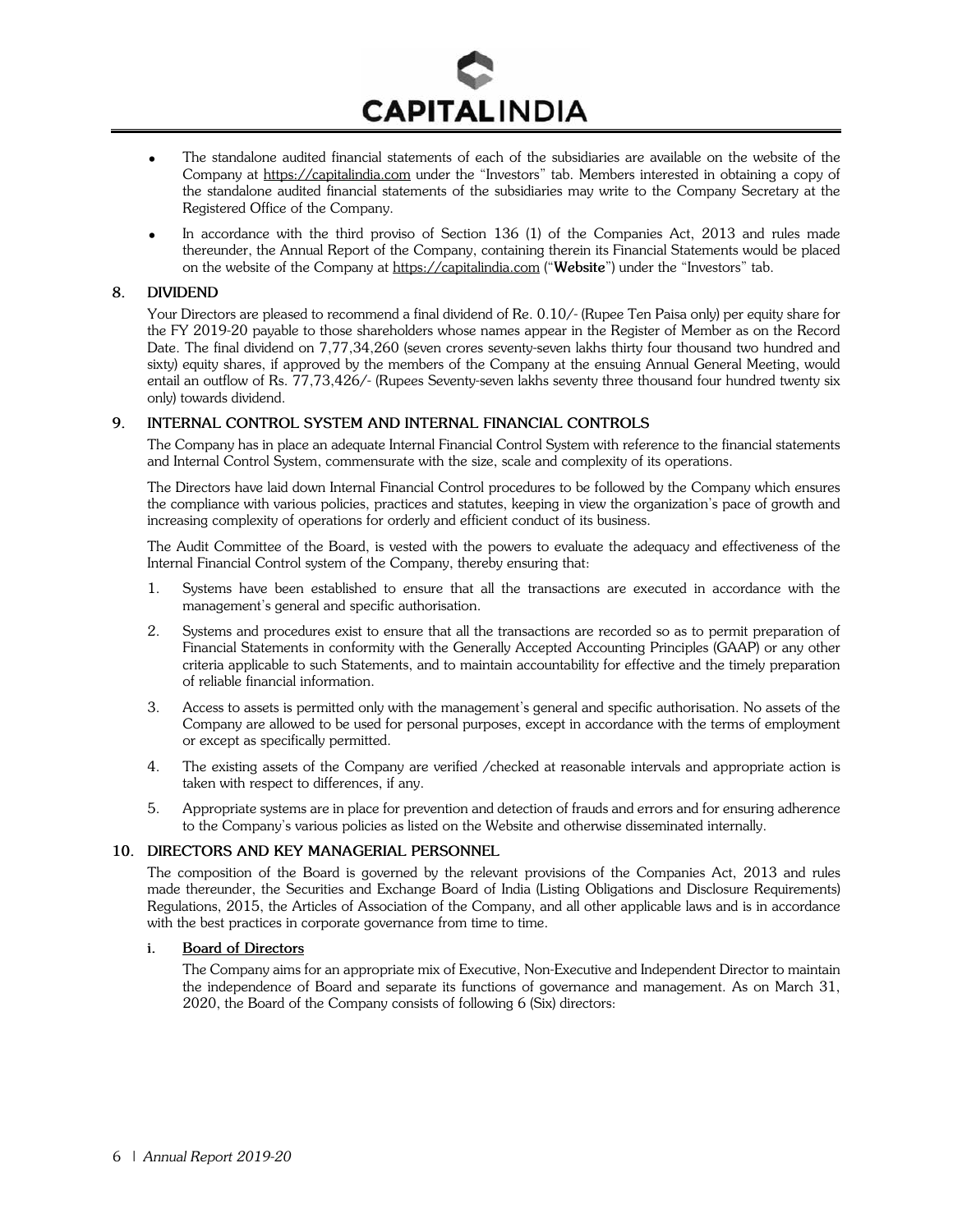- The standalone audited financial statements of each of the subsidiaries are available on the website of the Company at https://capitalindia.com under the "Investors" tab. Members interested in obtaining a copy of the standalone audited financial statements of the subsidiaries may write to the Company Secretary at the Registered Office of the Company.
- In accordance with the third proviso of Section 136 (1) of the Companies Act, 2013 and rules made thereunder, the Annual Report of the Company, containing therein its Financial Statements would be placed on the website of the Company at https://capitalindia.com ("**Website**") under the "Investors" tab.

## 8. DIVIDEND

Your Directors are pleased to recommend a final dividend of Re. 0.10/- (Rupee Ten Paisa only) per equity share for the FY 2019-20 payable to those shareholders whose names appear in the Register of Member as on the Record Date. The final dividend on 7,77,34,260 (seven crores seventy-seven lakhs thirty four thousand two hundred and sixty) equity shares, if approved by the members of the Company at the ensuing Annual General Meeting, would entail an outflow of Rs. 77,73,426/- (Rupees Seventy-seven lakhs seventy three thousand four hundred twenty six only) towards dividend.

## 9. INTERNAL CONTROL SYSTEM AND INTERNAL FINANCIAL CONTROLS

The Company has in place an adequate Internal Financial Control System with reference to the financial statements and Internal Control System, commensurate with the size, scale and complexity of its operations.

The Directors have laid down Internal Financial Control procedures to be followed by the Company which ensures the compliance with various policies, practices and statutes, keeping in view the organization's pace of growth and increasing complexity of operations for orderly and efficient conduct of its business.

The Audit Committee of the Board, is vested with the powers to evaluate the adequacy and effectiveness of the Internal Financial Control system of the Company, thereby ensuring that:

1. Systems have been established to ensure that all the transactions are executed in accordance with the management's general and specific authorisation.
2. Systems and procedures exist to ensure that all the transactions are recorded so as to permit preparation of Financial Statements in conformity with the Generally Accepted Accounting Principles (GAAP) or any other criteria applicable to such Statements, and to maintain accountability for effective and the timely preparation of reliable financial information.
3. Access to assets is permitted only with the management's general and specific authorisation. No assets of the Company are allowed to be used for personal purposes, except in accordance with the terms of employment or except as specifically permitted.
4. The existing assets of the Company are verified /checked at reasonable intervals and appropriate action is taken with respect to differences, if any.
5. Appropriate systems are in place for prevention and detection of frauds and errors and for ensuring adherence to the Company's various policies as listed on the Website and otherwise disseminated internally.

## 10. DIRECTORS AND KEY MANAGERIAL PERSONNEL

The composition of the Board is governed by the relevant provisions of the Companies Act, 2013 and rules made thereunder, the Securities and Exchange Board of India (Listing Obligations and Disclosure Requirements) Regulations, 2015, the Articles of Association of the Company, and all other applicable laws and is in accordance with the best practices in corporate governance from time to time.

### i. Board of Directors

The Company aims for an appropriate mix of Executive, Non-Executive and Independent Director to maintain the independence of Board and separate its functions of governance and management. As on March 31, 2020, the Board of the Company consists of following 6 (Six) directors: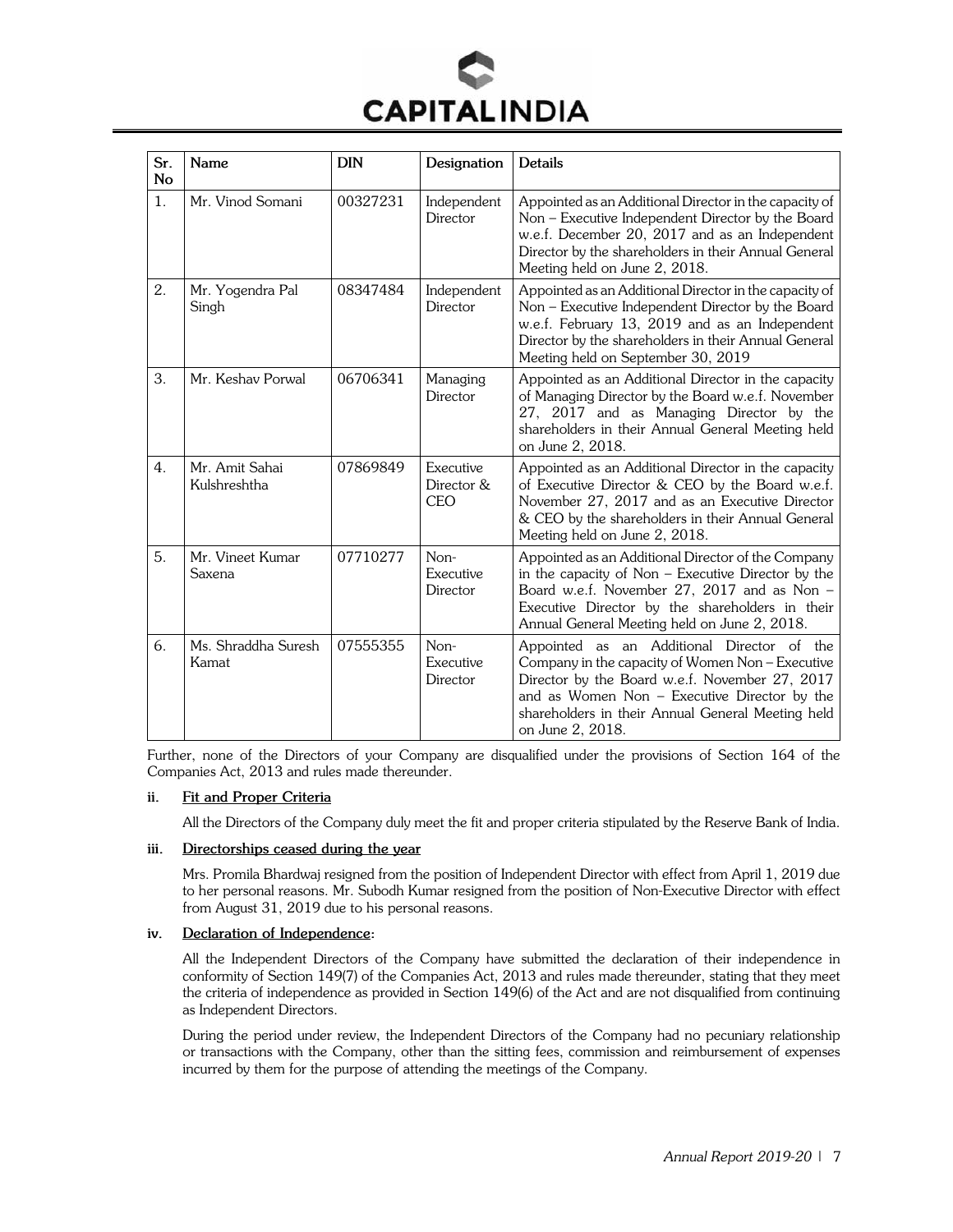| Sr. No | Name | DIN | Designation | Details |
|---|---|---|---|---|
| 1. | Mr. Vinod Somani | 00327231 | Independent Director | Appointed as an Additional Director in the capacity of Non – Executive Independent Director by the Board w.e.f. December 20, 2017 and as an Independent Director by the shareholders in their Annual General Meeting held on June 2, 2018. |
| 2. | Mr. Yogendra Pal Singh | 08347484 | Independent Director | Appointed as an Additional Director in the capacity of Non – Executive Independent Director by the Board w.e.f. February 13, 2019 and as an Independent Director by the shareholders in their Annual General Meeting held on September 30, 2019 |
| 3. | Mr. Keshav Porwal | 06706341 | Managing Director | Appointed as an Additional Director in the capacity of Managing Director by the Board w.e.f. November 27, 2017 and as Managing Director by the shareholders in their Annual General Meeting held on June 2, 2018. |
| 4. | Mr. Amit Sahai Kulshreshtha | 07869849 | Executive Director & CEO | Appointed as an Additional Director in the capacity of Executive Director & CEO by the Board w.e.f. November 27, 2017 and as an Executive Director & CEO by the shareholders in their Annual General Meeting held on June 2, 2018. |
| 5. | Mr. Vineet Kumar Saxena | 07710277 | Non-Executive Director | Appointed as an Additional Director of the Company in the capacity of Non – Executive Director by the Board w.e.f. November 27, 2017 and as Non – Executive Director by the shareholders in their Annual General Meeting held on June 2, 2018. |
| 6. | Ms. Shraddha Suresh Kamat | 07555355 | Non-Executive Director | Appointed as an Additional Director of the Company in the capacity of Women Non – Executive Director by the Board w.e.f. November 27, 2017 and as Women Non – Executive Director by the shareholders in their Annual General Meeting held on June 2, 2018. |

Further, none of the Directors of your Company are disqualified under the provisions of Section 164 of the Companies Act, 2013 and rules made thereunder.

**ii. Fit and Proper Criteria**

All the Directors of the Company duly meet the fit and proper criteria stipulated by the Reserve Bank of India.

**iii. Directorships ceased during the year**

Mrs. Promila Bhardwaj resigned from the position of Independent Director with effect from April 1, 2019 due to her personal reasons. Mr. Subodh Kumar resigned from the position of Non-Executive Director with effect from August 31, 2019 due to his personal reasons.

**iv. Declaration of Independence:**

All the Independent Directors of the Company have submitted the declaration of their independence in conformity of Section 149(7) of the Companies Act, 2013 and rules made thereunder, stating that they meet the criteria of independence as provided in Section 149(6) of the Act and are not disqualified from continuing as Independent Directors.

During the period under review, the Independent Directors of the Company had no pecuniary relationship or transactions with the Company, other than the sitting fees, commission and reimbursement of expenses incurred by them for the purpose of attending the meetings of the Company.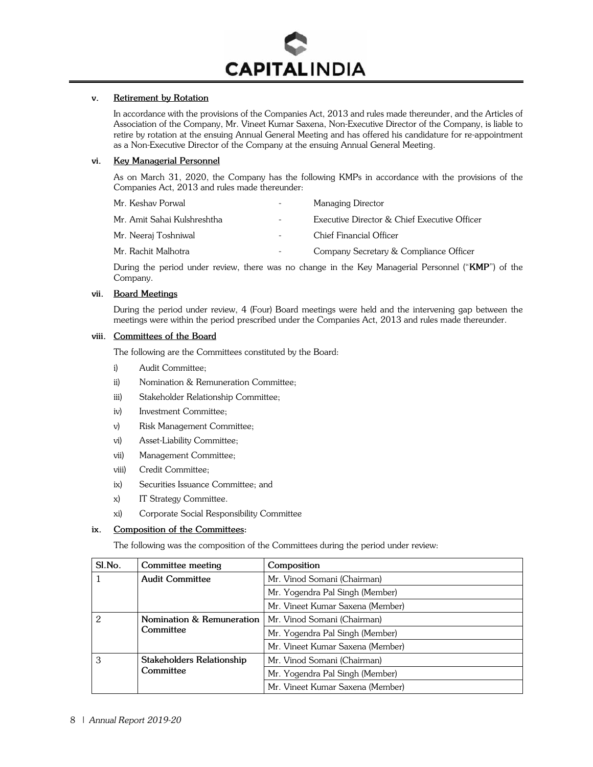### v. Retirement by Rotation

In accordance with the provisions of the Companies Act, 2013 and rules made thereunder, and the Articles of Association of the Company, Mr. Vineet Kumar Saxena, Non-Executive Director of the Company, is liable to retire by rotation at the ensuing Annual General Meeting and has offered his candidature for re-appointment as a Non-Executive Director of the Company at the ensuing Annual General Meeting.

### vi. Key Managerial Personnel

As on March 31, 2020, the Company has the following KMPs in accordance with the provisions of the Companies Act, 2013 and rules made thereunder:

| | | |
|---|---|---|
| Mr. Keshav Porwal | - | Managing Director |
| Mr. Amit Sahai Kulshreshtha | - | Executive Director & Chief Executive Officer |
| Mr. Neeraj Toshniwal | - | Chief Financial Officer |
| Mr. Rachit Malhotra | - | Company Secretary & Compliance Officer |

During the period under review, there was no change in the Key Managerial Personnel ("**KMP**") of the Company.

### vii. Board Meetings

During the period under review, 4 (Four) Board meetings were held and the intervening gap between the meetings were within the period prescribed under the Companies Act, 2013 and rules made thereunder.

### viii. Committees of the Board

The following are the Committees constituted by the Board:

- i) Audit Committee;
- ii) Nomination & Remuneration Committee;
- iii) Stakeholder Relationship Committee;
- iv) Investment Committee;
- v) Risk Management Committee;
- vi) Asset-Liability Committee;
- vii) Management Committee;
- viii) Credit Committee;
- ix) Securities Issuance Committee; and
- x) IT Strategy Committee.
- xi) Corporate Social Responsibility Committee

### ix. Composition of the Committees:

The following was the composition of the Committees during the period under review:

| Sl.No. | Committee meeting | Composition |
|---|---|---|
| 1 | **Audit Committee** | Mr. Vinod Somani (Chairman) |
| | | Mr. Yogendra Pal Singh (Member) |
| | | Mr. Vineet Kumar Saxena (Member) |
| 2 | **Nomination & Remuneration Committee** | Mr. Vinod Somani (Chairman) |
| | | Mr. Yogendra Pal Singh (Member) |
| | | Mr. Vineet Kumar Saxena (Member) |
| 3 | **Stakeholders Relationship Committee** | Mr. Vinod Somani (Chairman) |
| | | Mr. Yogendra Pal Singh (Member) |
| | | Mr. Vineet Kumar Saxena (Member) |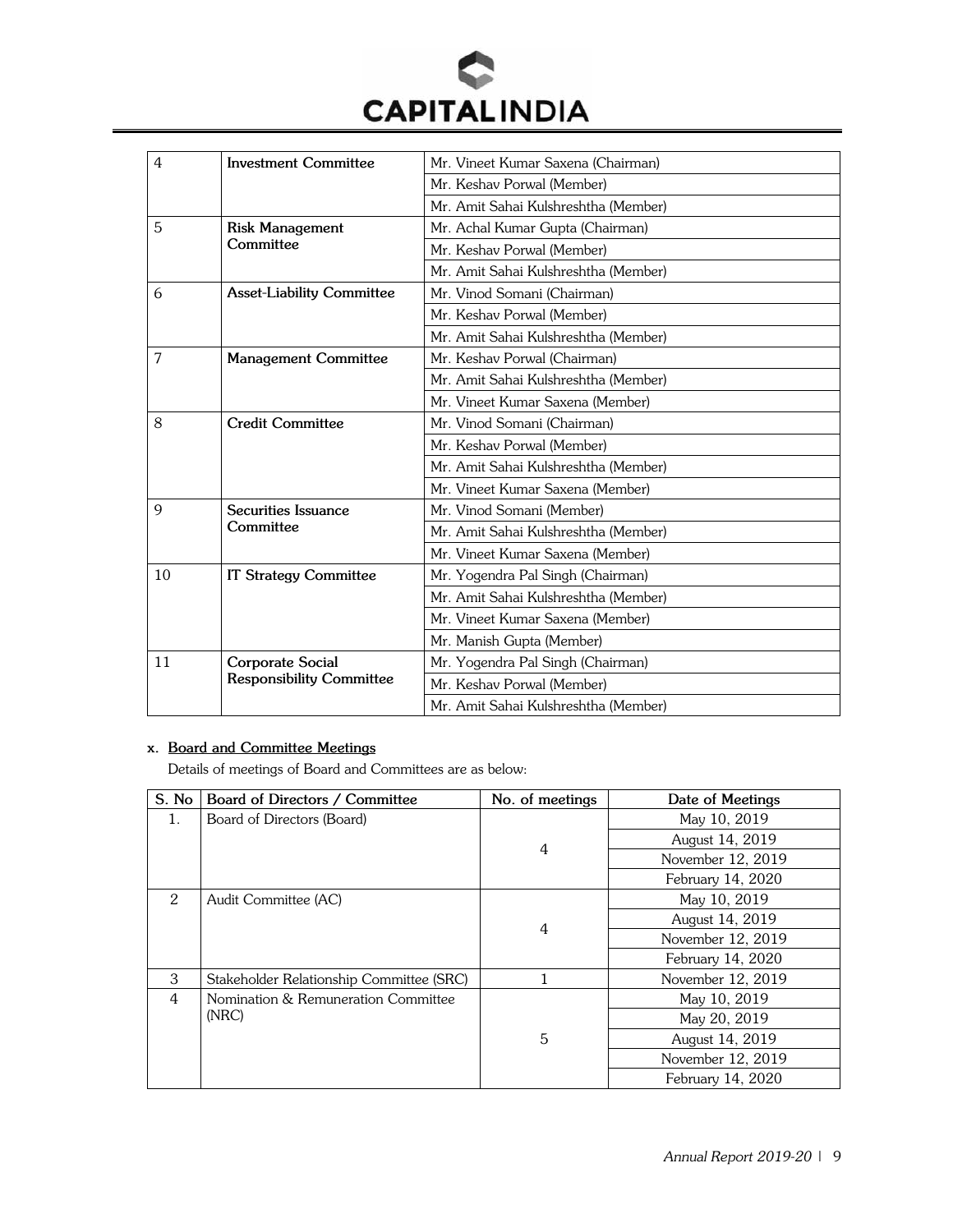| 4 | **Investment Committee** | Mr. Vineet Kumar Saxena (Chairman) |
|---|---|---|
| | | Mr. Keshav Porwal (Member) |
| | | Mr. Amit Sahai Kulshreshtha (Member) |
| 5 | **Risk Management Committee** | Mr. Achal Kumar Gupta (Chairman) |
| | | Mr. Keshav Porwal (Member) |
| | | Mr. Amit Sahai Kulshreshtha (Member) |
| 6 | **Asset-Liability Committee** | Mr. Vinod Somani (Chairman) |
| | | Mr. Keshav Porwal (Member) |
| | | Mr. Amit Sahai Kulshreshtha (Member) |
| 7 | **Management Committee** | Mr. Keshav Porwal (Chairman) |
| | | Mr. Amit Sahai Kulshreshtha (Member) |
| | | Mr. Vineet Kumar Saxena (Member) |
| 8 | **Credit Committee** | Mr. Vinod Somani (Chairman) |
| | | Mr. Keshav Porwal (Member) |
| | | Mr. Amit Sahai Kulshreshtha (Member) |
| | | Mr. Vineet Kumar Saxena (Member) |
| 9 | **Securities Issuance Committee** | Mr. Vinod Somani (Member) |
| | | Mr. Amit Sahai Kulshreshtha (Member) |
| | | Mr. Vineet Kumar Saxena (Member) |
| 10 | **IT Strategy Committee** | Mr. Yogendra Pal Singh (Chairman) |
| | | Mr. Amit Sahai Kulshreshtha (Member) |
| | | Mr. Vineet Kumar Saxena (Member) |
| | | Mr. Manish Gupta (Member) |
| 11 | **Corporate Social Responsibility Committee** | Mr. Yogendra Pal Singh (Chairman) |
| | | Mr. Keshav Porwal (Member) |
| | | Mr. Amit Sahai Kulshreshtha (Member) |

**x. Board and Committee Meetings**

Details of meetings of Board and Committees are as below:

| S. No | Board of Directors / Committee | No. of meetings | Date of Meetings |
|---|---|---|---|
| 1. | Board of Directors (Board) | 4 | May 10, 2019 |
| | | | August 14, 2019 |
| | | | November 12, 2019 |
| | | | February 14, 2020 |
| 2 | Audit Committee (AC) | 4 | May 10, 2019 |
| | | | August 14, 2019 |
| | | | November 12, 2019 |
| | | | February 14, 2020 |
| 3 | Stakeholder Relationship Committee (SRC) | 1 | November 12, 2019 |
| 4 | Nomination & Remuneration Committee (NRC) | 5 | May 10, 2019 |
| | | | May 20, 2019 |
| | | | August 14, 2019 |
| | | | November 12, 2019 |
| | | | February 14, 2020 |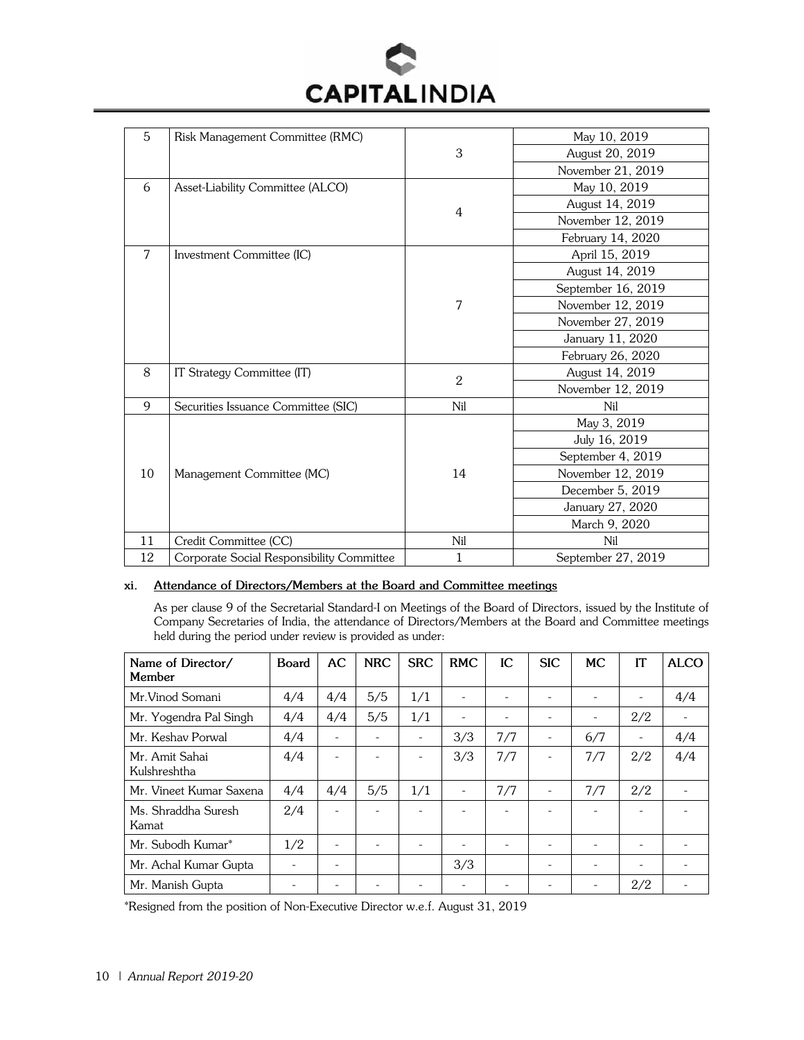| 5 | Risk Management Committee (RMC) | 3 | May 10, 2019 |
|---|---|---|---|
| | | | August 20, 2019 |
| | | | November 21, 2019 |
| 6 | Asset-Liability Committee (ALCO) | 4 | May 10, 2019 |
| | | | August 14, 2019 |
| | | | November 12, 2019 |
| | | | February 14, 2020 |
| 7 | Investment Committee (IC) | 7 | April 15, 2019 |
| | | | August 14, 2019 |
| | | | September 16, 2019 |
| | | | November 12, 2019 |
| | | | November 27, 2019 |
| | | | January 11, 2020 |
| | | | February 26, 2020 |
| 8 | IT Strategy Committee (IT) | 2 | August 14, 2019 |
| | | | November 12, 2019 |
| 9 | Securities Issuance Committee (SIC) | Nil | Nil |
| 10 | Management Committee (MC) | 14 | May 3, 2019 |
| | | | July 16, 2019 |
| | | | September 4, 2019 |
| | | | November 12, 2019 |
| | | | December 5, 2019 |
| | | | January 27, 2020 |
| | | | March 9, 2020 |
| 11 | Credit Committee (CC) | Nil | Nil |
| 12 | Corporate Social Responsibility Committee | 1 | September 27, 2019 |

**xi. Attendance of Directors/Members at the Board and Committee meetings**

As per clause 9 of the Secretarial Standard-I on Meetings of the Board of Directors, issued by the Institute of Company Secretaries of India, the attendance of Directors/Members at the Board and Committee meetings held during the period under review is provided as under:

| Name of Director/ Member | Board | AC | NRC | SRC | RMC | IC | SIC | MC | IT | ALCO |
|---|---|---|---|---|---|---|---|---|---|---|
| Mr.Vinod Somani | 4/4 | 4/4 | 5/5 | 1/1 | - | - | - | - | - | 4/4 |
| Mr. Yogendra Pal Singh | 4/4 | 4/4 | 5/5 | 1/1 | - | - | - | - | 2/2 | - |
| Mr. Keshav Porwal | 4/4 | - | - | - | 3/3 | 7/7 | - | 6/7 | - | 4/4 |
| Mr. Amit Sahai Kulshreshtha | 4/4 | - | - | - | 3/3 | 7/7 | - | 7/7 | 2/2 | 4/4 |
| Mr. Vineet Kumar Saxena | 4/4 | 4/4 | 5/5 | 1/1 | - | 7/7 | - | 7/7 | 2/2 | - |
| Ms. Shraddha Suresh Kamat | 2/4 | - | - | - | - | - | - | - | - | - |
| Mr. Subodh Kumar* | 1/2 | - | - | - | - | - | - | - | - | - |
| Mr. Achal Kumar Gupta | - | - | | | 3/3 | | - | - | - | - |
| Mr. Manish Gupta | - | - | - | - | - | - | - | - | 2/2 | - |

*Resigned from the position of Non-Executive Director w.e.f. August 31, 2019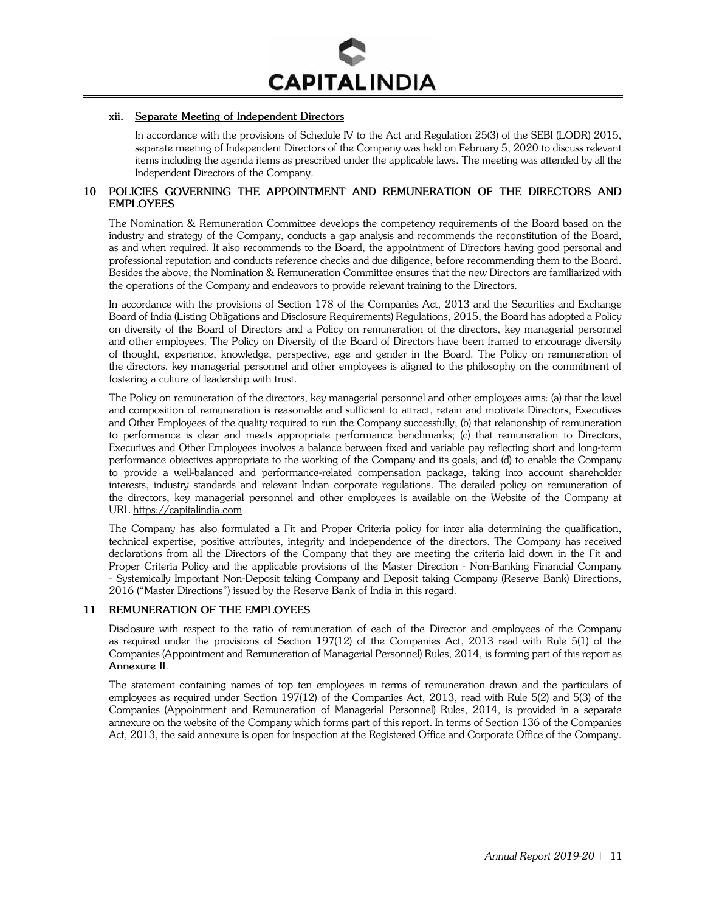### xii. Separate Meeting of Independent Directors

In accordance with the provisions of Schedule IV to the Act and Regulation 25(3) of the SEBI (LODR) 2015, separate meeting of Independent Directors of the Company was held on February 5, 2020 to discuss relevant items including the agenda items as prescribed under the applicable laws. The meeting was attended by all the Independent Directors of the Company.

## 10 POLICIES GOVERNING THE APPOINTMENT AND REMUNERATION OF THE DIRECTORS AND EMPLOYEES

The Nomination & Remuneration Committee develops the competency requirements of the Board based on the industry and strategy of the Company, conducts a gap analysis and recommends the reconstitution of the Board, as and when required. It also recommends to the Board, the appointment of Directors having good personal and professional reputation and conducts reference checks and due diligence, before recommending them to the Board. Besides the above, the Nomination & Remuneration Committee ensures that the new Directors are familiarized with the operations of the Company and endeavors to provide relevant training to the Directors.

In accordance with the provisions of Section 178 of the Companies Act, 2013 and the Securities and Exchange Board of India (Listing Obligations and Disclosure Requirements) Regulations, 2015, the Board has adopted a Policy on diversity of the Board of Directors and a Policy on remuneration of the directors, key managerial personnel and other employees. The Policy on Diversity of the Board of Directors have been framed to encourage diversity of thought, experience, knowledge, perspective, age and gender in the Board. The Policy on remuneration of the directors, key managerial personnel and other employees is aligned to the philosophy on the commitment of fostering a culture of leadership with trust.

The Policy on remuneration of the directors, key managerial personnel and other employees aims: (a) that the level and composition of remuneration is reasonable and sufficient to attract, retain and motivate Directors, Executives and Other Employees of the quality required to run the Company successfully; (b) that relationship of remuneration to performance is clear and meets appropriate performance benchmarks; (c) that remuneration to Directors, Executives and Other Employees involves a balance between fixed and variable pay reflecting short and long-term performance objectives appropriate to the working of the Company and its goals; and (d) to enable the Company to provide a well-balanced and performance-related compensation package, taking into account shareholder interests, industry standards and relevant Indian corporate regulations. The detailed policy on remuneration of the directors, key managerial personnel and other employees is available on the Website of the Company at URL https://capitalindia.com

The Company has also formulated a Fit and Proper Criteria policy for inter alia determining the qualification, technical expertise, positive attributes, integrity and independence of the directors. The Company has received declarations from all the Directors of the Company that they are meeting the criteria laid down in the Fit and Proper Criteria Policy and the applicable provisions of the Master Direction - Non-Banking Financial Company - Systemically Important Non-Deposit taking Company and Deposit taking Company (Reserve Bank) Directions, 2016 ("Master Directions") issued by the Reserve Bank of India in this regard.

## 11 REMUNERATION OF THE EMPLOYEES

Disclosure with respect to the ratio of remuneration of each of the Director and employees of the Company as required under the provisions of Section 197(12) of the Companies Act, 2013 read with Rule 5(1) of the Companies (Appointment and Remuneration of Managerial Personnel) Rules, 2014, is forming part of this report as **Annexure II**.

The statement containing names of top ten employees in terms of remuneration drawn and the particulars of employees as required under Section 197(12) of the Companies Act, 2013, read with Rule 5(2) and 5(3) of the Companies (Appointment and Remuneration of Managerial Personnel) Rules, 2014, is provided in a separate annexure on the website of the Company which forms part of this report. In terms of Section 136 of the Companies Act, 2013, the said annexure is open for inspection at the Registered Office and Corporate Office of the Company.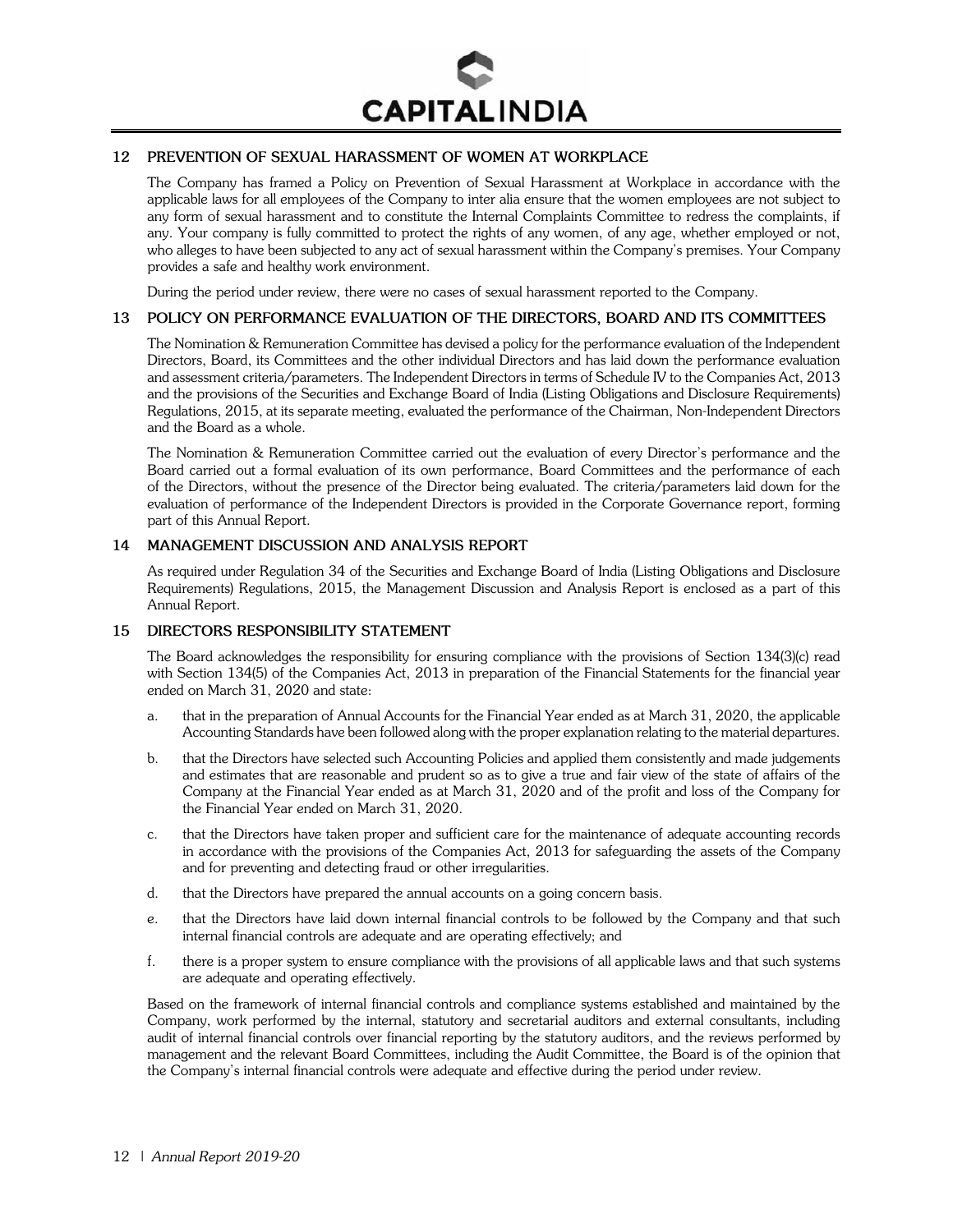## 12 PREVENTION OF SEXUAL HARASSMENT OF WOMEN AT WORKPLACE

The Company has framed a Policy on Prevention of Sexual Harassment at Workplace in accordance with the applicable laws for all employees of the Company to inter alia ensure that the women employees are not subject to any form of sexual harassment and to constitute the Internal Complaints Committee to redress the complaints, if any. Your company is fully committed to protect the rights of any women, of any age, whether employed or not, who alleges to have been subjected to any act of sexual harassment within the Company's premises. Your Company provides a safe and healthy work environment.

During the period under review, there were no cases of sexual harassment reported to the Company.

## 13 POLICY ON PERFORMANCE EVALUATION OF THE DIRECTORS, BOARD AND ITS COMMITTEES

The Nomination & Remuneration Committee has devised a policy for the performance evaluation of the Independent Directors, Board, its Committees and the other individual Directors and has laid down the performance evaluation and assessment criteria/parameters. The Independent Directors in terms of Schedule IV to the Companies Act, 2013 and the provisions of the Securities and Exchange Board of India (Listing Obligations and Disclosure Requirements) Regulations, 2015, at its separate meeting, evaluated the performance of the Chairman, Non-Independent Directors and the Board as a whole.

The Nomination & Remuneration Committee carried out the evaluation of every Director's performance and the Board carried out a formal evaluation of its own performance, Board Committees and the performance of each of the Directors, without the presence of the Director being evaluated. The criteria/parameters laid down for the evaluation of performance of the Independent Directors is provided in the Corporate Governance report, forming part of this Annual Report.

## 14 MANAGEMENT DISCUSSION AND ANALYSIS REPORT

As required under Regulation 34 of the Securities and Exchange Board of India (Listing Obligations and Disclosure Requirements) Regulations, 2015, the Management Discussion and Analysis Report is enclosed as a part of this Annual Report.

## 15 DIRECTORS RESPONSIBILITY STATEMENT

The Board acknowledges the responsibility for ensuring compliance with the provisions of Section 134(3)(c) read with Section 134(5) of the Companies Act, 2013 in preparation of the Financial Statements for the financial year ended on March 31, 2020 and state:

a. that in the preparation of Annual Accounts for the Financial Year ended as at March 31, 2020, the applicable Accounting Standards have been followed along with the proper explanation relating to the material departures.

b. that the Directors have selected such Accounting Policies and applied them consistently and made judgements and estimates that are reasonable and prudent so as to give a true and fair view of the state of affairs of the Company at the Financial Year ended as at March 31, 2020 and of the profit and loss of the Company for the Financial Year ended on March 31, 2020.

c. that the Directors have taken proper and sufficient care for the maintenance of adequate accounting records in accordance with the provisions of the Companies Act, 2013 for safeguarding the assets of the Company and for preventing and detecting fraud or other irregularities.

d. that the Directors have prepared the annual accounts on a going concern basis.

e. that the Directors have laid down internal financial controls to be followed by the Company and that such internal financial controls are adequate and are operating effectively; and

f. there is a proper system to ensure compliance with the provisions of all applicable laws and that such systems are adequate and operating effectively.

Based on the framework of internal financial controls and compliance systems established and maintained by the Company, work performed by the internal, statutory and secretarial auditors and external consultants, including audit of internal financial controls over financial reporting by the statutory auditors, and the reviews performed by management and the relevant Board Committees, including the Audit Committee, the Board is of the opinion that the Company's internal financial controls were adequate and effective during the period under review.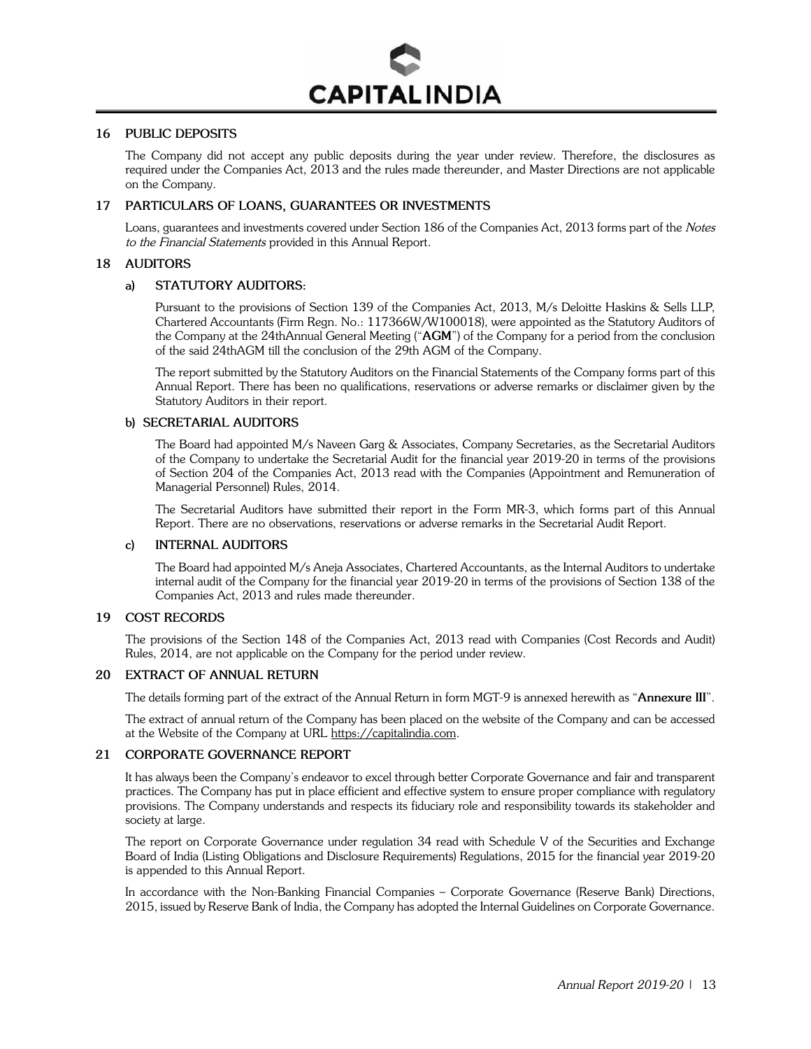## 16 PUBLIC DEPOSITS

The Company did not accept any public deposits during the year under review. Therefore, the disclosures as required under the Companies Act, 2013 and the rules made thereunder, and Master Directions are not applicable on the Company.

## 17 PARTICULARS OF LOANS, GUARANTEES OR INVESTMENTS

Loans, guarantees and investments covered under Section 186 of the Companies Act, 2013 forms part of the *Notes to the Financial Statements* provided in this Annual Report.

## 18 AUDITORS

### a) STATUTORY AUDITORS:

Pursuant to the provisions of Section 139 of the Companies Act, 2013, M/s Deloitte Haskins & Sells LLP, Chartered Accountants (Firm Regn. No.: 117366W/W100018), were appointed as the Statutory Auditors of the Company at the 24thAnnual General Meeting ("**AGM**") of the Company for a period from the conclusion of the said 24thAGM till the conclusion of the 29th AGM of the Company.

The report submitted by the Statutory Auditors on the Financial Statements of the Company forms part of this Annual Report. There has been no qualifications, reservations or adverse remarks or disclaimer given by the Statutory Auditors in their report.

### b) SECRETARIAL AUDITORS

The Board had appointed M/s Naveen Garg & Associates, Company Secretaries, as the Secretarial Auditors of the Company to undertake the Secretarial Audit for the financial year 2019-20 in terms of the provisions of Section 204 of the Companies Act, 2013 read with the Companies (Appointment and Remuneration of Managerial Personnel) Rules, 2014.

The Secretarial Auditors have submitted their report in the Form MR-3, which forms part of this Annual Report. There are no observations, reservations or adverse remarks in the Secretarial Audit Report.

### c) INTERNAL AUDITORS

The Board had appointed M/s Aneja Associates, Chartered Accountants, as the Internal Auditors to undertake internal audit of the Company for the financial year 2019-20 in terms of the provisions of Section 138 of the Companies Act, 2013 and rules made thereunder.

## 19 COST RECORDS

The provisions of the Section 148 of the Companies Act, 2013 read with Companies (Cost Records and Audit) Rules, 2014, are not applicable on the Company for the period under review.

## 20 EXTRACT OF ANNUAL RETURN

The details forming part of the extract of the Annual Return in form MGT-9 is annexed herewith as "**Annexure III**".

The extract of annual return of the Company has been placed on the website of the Company and can be accessed at the Website of the Company at URL https://capitalindia.com.

## 21 CORPORATE GOVERNANCE REPORT

It has always been the Company's endeavor to excel through better Corporate Governance and fair and transparent practices. The Company has put in place efficient and effective system to ensure proper compliance with regulatory provisions. The Company understands and respects its fiduciary role and responsibility towards its stakeholder and society at large.

The report on Corporate Governance under regulation 34 read with Schedule V of the Securities and Exchange Board of India (Listing Obligations and Disclosure Requirements) Regulations, 2015 for the financial year 2019-20 is appended to this Annual Report.

In accordance with the Non-Banking Financial Companies – Corporate Governance (Reserve Bank) Directions, 2015, issued by Reserve Bank of India, the Company has adopted the Internal Guidelines on Corporate Governance.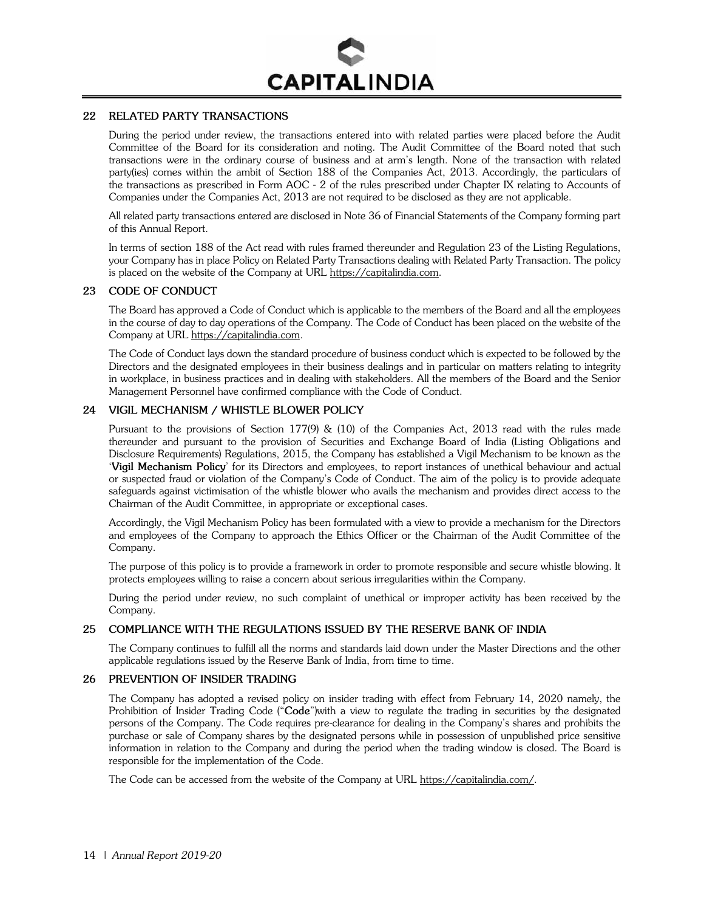## 22 RELATED PARTY TRANSACTIONS

During the period under review, the transactions entered into with related parties were placed before the Audit Committee of the Board for its consideration and noting. The Audit Committee of the Board noted that such transactions were in the ordinary course of business and at arm's length. None of the transaction with related party(ies) comes within the ambit of Section 188 of the Companies Act, 2013. Accordingly, the particulars of the transactions as prescribed in Form AOC - 2 of the rules prescribed under Chapter IX relating to Accounts of Companies under the Companies Act, 2013 are not required to be disclosed as they are not applicable.

All related party transactions entered are disclosed in Note 36 of Financial Statements of the Company forming part of this Annual Report.

In terms of section 188 of the Act read with rules framed thereunder and Regulation 23 of the Listing Regulations, your Company has in place Policy on Related Party Transactions dealing with Related Party Transaction. The policy is placed on the website of the Company at URL https://capitalindia.com.

## 23 CODE OF CONDUCT

The Board has approved a Code of Conduct which is applicable to the members of the Board and all the employees in the course of day to day operations of the Company. The Code of Conduct has been placed on the website of the Company at URL https://capitalindia.com.

The Code of Conduct lays down the standard procedure of business conduct which is expected to be followed by the Directors and the designated employees in their business dealings and in particular on matters relating to integrity in workplace, in business practices and in dealing with stakeholders. All the members of the Board and the Senior Management Personnel have confirmed compliance with the Code of Conduct.

## 24 VIGIL MECHANISM / WHISTLE BLOWER POLICY

Pursuant to the provisions of Section 177(9) & (10) of the Companies Act, 2013 read with the rules made thereunder and pursuant to the provision of Securities and Exchange Board of India (Listing Obligations and Disclosure Requirements) Regulations, 2015, the Company has established a Vigil Mechanism to be known as the '**Vigil Mechanism Policy**' for its Directors and employees, to report instances of unethical behaviour and actual or suspected fraud or violation of the Company's Code of Conduct. The aim of the policy is to provide adequate safeguards against victimisation of the whistle blower who avails the mechanism and provides direct access to the Chairman of the Audit Committee, in appropriate or exceptional cases.

Accordingly, the Vigil Mechanism Policy has been formulated with a view to provide a mechanism for the Directors and employees of the Company to approach the Ethics Officer or the Chairman of the Audit Committee of the Company.

The purpose of this policy is to provide a framework in order to promote responsible and secure whistle blowing. It protects employees willing to raise a concern about serious irregularities within the Company.

During the period under review, no such complaint of unethical or improper activity has been received by the Company.

## 25 COMPLIANCE WITH THE REGULATIONS ISSUED BY THE RESERVE BANK OF INDIA

The Company continues to fulfill all the norms and standards laid down under the Master Directions and the other applicable regulations issued by the Reserve Bank of India, from time to time.

## 26 PREVENTION OF INSIDER TRADING

The Company has adopted a revised policy on insider trading with effect from February 14, 2020 namely, the Prohibition of Insider Trading Code ("**Code**")with a view to regulate the trading in securities by the designated persons of the Company. The Code requires pre-clearance for dealing in the Company's shares and prohibits the purchase or sale of Company shares by the designated persons while in possession of unpublished price sensitive information in relation to the Company and during the period when the trading window is closed. The Board is responsible for the implementation of the Code.

The Code can be accessed from the website of the Company at URL https://capitalindia.com/.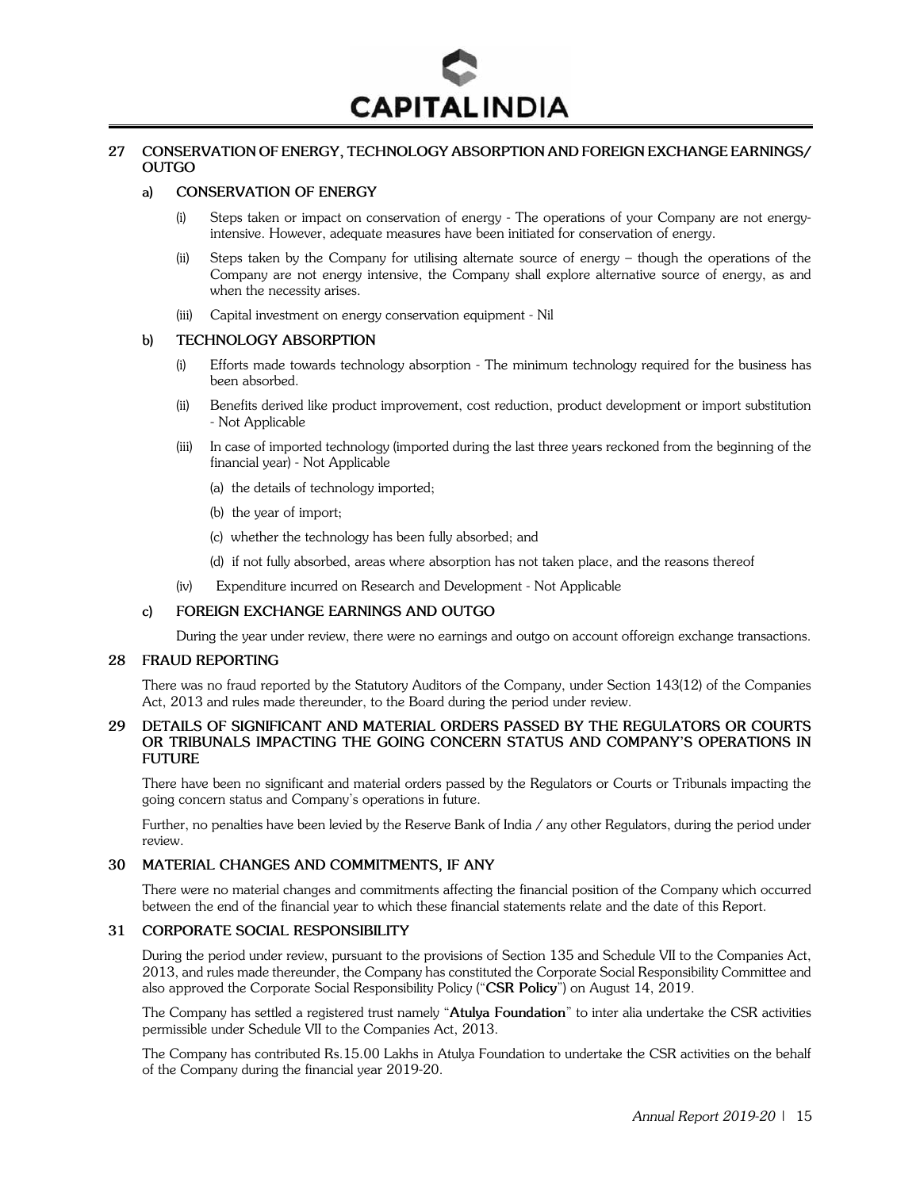## 27 CONSERVATION OF ENERGY, TECHNOLOGY ABSORPTION AND FOREIGN EXCHANGE EARNINGS/ OUTGO

### a) CONSERVATION OF ENERGY

(i) Steps taken or impact on conservation of energy - The operations of your Company are not energy-intensive. However, adequate measures have been initiated for conservation of energy.

(ii) Steps taken by the Company for utilising alternate source of energy – though the operations of the Company are not energy intensive, the Company shall explore alternative source of energy, as and when the necessity arises.

(iii) Capital investment on energy conservation equipment - Nil

### b) TECHNOLOGY ABSORPTION

(i) Efforts made towards technology absorption - The minimum technology required for the business has been absorbed.

(ii) Benefits derived like product improvement, cost reduction, product development or import substitution - Not Applicable

(iii) In case of imported technology (imported during the last three years reckoned from the beginning of the financial year) - Not Applicable

(a) the details of technology imported;

(b) the year of import;

(c) whether the technology has been fully absorbed; and

(d) if not fully absorbed, areas where absorption has not taken place, and the reasons thereof

(iv) Expenditure incurred on Research and Development - Not Applicable

### c) FOREIGN EXCHANGE EARNINGS AND OUTGO

During the year under review, there were no earnings and outgo on account offoreign exchange transactions.

## 28 FRAUD REPORTING

There was no fraud reported by the Statutory Auditors of the Company, under Section 143(12) of the Companies Act, 2013 and rules made thereunder, to the Board during the period under review.

## 29 DETAILS OF SIGNIFICANT AND MATERIAL ORDERS PASSED BY THE REGULATORS OR COURTS OR TRIBUNALS IMPACTING THE GOING CONCERN STATUS AND COMPANY'S OPERATIONS IN FUTURE

There have been no significant and material orders passed by the Regulators or Courts or Tribunals impacting the going concern status and Company's operations in future.

Further, no penalties have been levied by the Reserve Bank of India / any other Regulators, during the period under review.

## 30 MATERIAL CHANGES AND COMMITMENTS, IF ANY

There were no material changes and commitments affecting the financial position of the Company which occurred between the end of the financial year to which these financial statements relate and the date of this Report.

## 31 CORPORATE SOCIAL RESPONSIBILITY

During the period under review, pursuant to the provisions of Section 135 and Schedule VII to the Companies Act, 2013, and rules made thereunder, the Company has constituted the Corporate Social Responsibility Committee and also approved the Corporate Social Responsibility Policy ("**CSR Policy**") on August 14, 2019.

The Company has settled a registered trust namely "**Atulya Foundation**" to inter alia undertake the CSR activities permissible under Schedule VII to the Companies Act, 2013.

The Company has contributed Rs.15.00 Lakhs in Atulya Foundation to undertake the CSR activities on the behalf of the Company during the financial year 2019-20.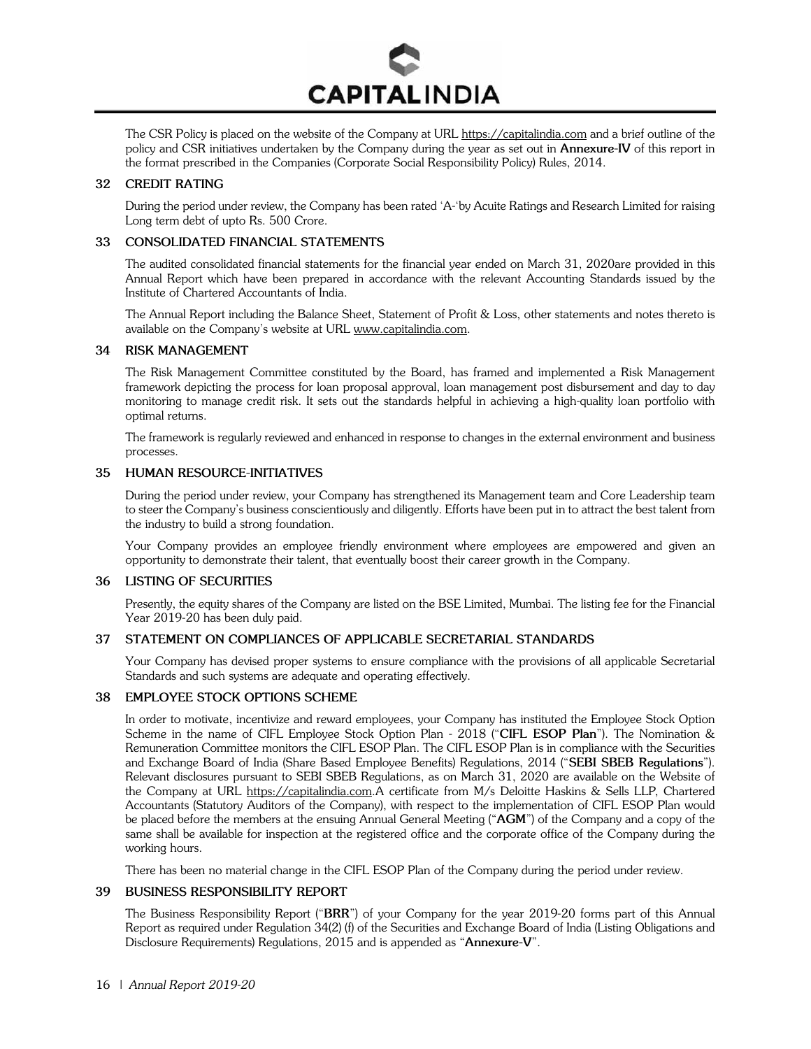The CSR Policy is placed on the website of the Company at URL https://capitalindia.com and a brief outline of the policy and CSR initiatives undertaken by the Company during the year as set out in **Annexure-IV** of this report in the format prescribed in the Companies (Corporate Social Responsibility Policy) Rules, 2014.

## 32 CREDIT RATING

During the period under review, the Company has been rated 'A-'by Acuite Ratings and Research Limited for raising Long term debt of upto Rs. 500 Crore.

## 33 CONSOLIDATED FINANCIAL STATEMENTS

The audited consolidated financial statements for the financial year ended on March 31, 2020are provided in this Annual Report which have been prepared in accordance with the relevant Accounting Standards issued by the Institute of Chartered Accountants of India.

The Annual Report including the Balance Sheet, Statement of Profit & Loss, other statements and notes thereto is available on the Company's website at URL www.capitalindia.com.

## 34 RISK MANAGEMENT

The Risk Management Committee constituted by the Board, has framed and implemented a Risk Management framework depicting the process for loan proposal approval, loan management post disbursement and day to day monitoring to manage credit risk. It sets out the standards helpful in achieving a high-quality loan portfolio with optimal returns.

The framework is regularly reviewed and enhanced in response to changes in the external environment and business processes.

## 35 HUMAN RESOURCE-INITIATIVES

During the period under review, your Company has strengthened its Management team and Core Leadership team to steer the Company's business conscientiously and diligently. Efforts have been put in to attract the best talent from the industry to build a strong foundation.

Your Company provides an employee friendly environment where employees are empowered and given an opportunity to demonstrate their talent, that eventually boost their career growth in the Company.

## 36 LISTING OF SECURITIES

Presently, the equity shares of the Company are listed on the BSE Limited, Mumbai. The listing fee for the Financial Year 2019-20 has been duly paid.

## 37 STATEMENT ON COMPLIANCES OF APPLICABLE SECRETARIAL STANDARDS

Your Company has devised proper systems to ensure compliance with the provisions of all applicable Secretarial Standards and such systems are adequate and operating effectively.

## 38 EMPLOYEE STOCK OPTIONS SCHEME

In order to motivate, incentivize and reward employees, your Company has instituted the Employee Stock Option Scheme in the name of CIFL Employee Stock Option Plan - 2018 ("**CIFL ESOP Plan**"). The Nomination & Remuneration Committee monitors the CIFL ESOP Plan. The CIFL ESOP Plan is in compliance with the Securities and Exchange Board of India (Share Based Employee Benefits) Regulations, 2014 ("**SEBI SBEB Regulations**"). Relevant disclosures pursuant to SEBI SBEB Regulations, as on March 31, 2020 are available on the Website of the Company at URL https://capitalindia.com.A certificate from M/s Deloitte Haskins & Sells LLP, Chartered Accountants (Statutory Auditors of the Company), with respect to the implementation of CIFL ESOP Plan would be placed before the members at the ensuing Annual General Meeting ("**AGM**") of the Company and a copy of the same shall be available for inspection at the registered office and the corporate office of the Company during the working hours.

There has been no material change in the CIFL ESOP Plan of the Company during the period under review.

## 39 BUSINESS RESPONSIBILITY REPORT

The Business Responsibility Report ("**BRR**") of your Company for the year 2019-20 forms part of this Annual Report as required under Regulation 34(2) (f) of the Securities and Exchange Board of India (Listing Obligations and Disclosure Requirements) Regulations, 2015 and is appended as "**Annexure-V**".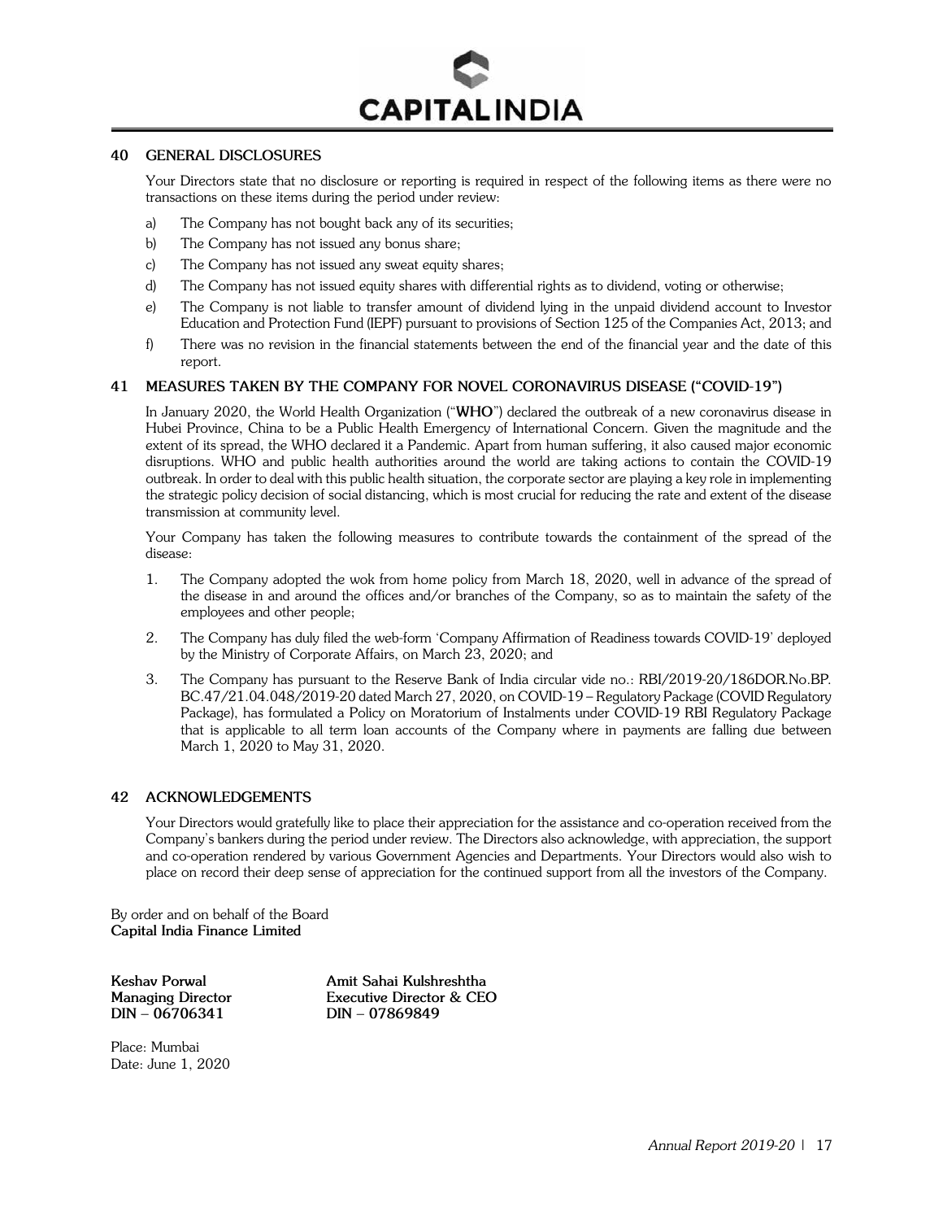## 40 GENERAL DISCLOSURES

Your Directors state that no disclosure or reporting is required in respect of the following items as there were no transactions on these items during the period under review:

a) The Company has not bought back any of its securities;

b) The Company has not issued any bonus share;

c) The Company has not issued any sweat equity shares;

d) The Company has not issued equity shares with differential rights as to dividend, voting or otherwise;

e) The Company is not liable to transfer amount of dividend lying in the unpaid dividend account to Investor Education and Protection Fund (IEPF) pursuant to provisions of Section 125 of the Companies Act, 2013; and

f) There was no revision in the financial statements between the end of the financial year and the date of this report.

## 41 MEASURES TAKEN BY THE COMPANY FOR NOVEL CORONAVIRUS DISEASE ("COVID-19")

In January 2020, the World Health Organization ("**WHO**") declared the outbreak of a new coronavirus disease in Hubei Province, China to be a Public Health Emergency of International Concern. Given the magnitude and the extent of its spread, the WHO declared it a Pandemic. Apart from human suffering, it also caused major economic disruptions. WHO and public health authorities around the world are taking actions to contain the COVID-19 outbreak. In order to deal with this public health situation, the corporate sector are playing a key role in implementing the strategic policy decision of social distancing, which is most crucial for reducing the rate and extent of the disease transmission at community level.

Your Company has taken the following measures to contribute towards the containment of the spread of the disease:

1. The Company adopted the wok from home policy from March 18, 2020, well in advance of the spread of the disease in and around the offices and/or branches of the Company, so as to maintain the safety of the employees and other people;

2. The Company has duly filed the web-form 'Company Affirmation of Readiness towards COVID-19' deployed by the Ministry of Corporate Affairs, on March 23, 2020; and

3. The Company has pursuant to the Reserve Bank of India circular vide no.: RBI/2019-20/186DOR.No.BP. BC.47/21.04.048/2019-20 dated March 27, 2020, on COVID-19 – Regulatory Package (COVID Regulatory Package), has formulated a Policy on Moratorium of Instalments under COVID-19 RBI Regulatory Package that is applicable to all term loan accounts of the Company where in payments are falling due between March 1, 2020 to May 31, 2020.

## 42 ACKNOWLEDGEMENTS

Your Directors would gratefully like to place their appreciation for the assistance and co-operation received from the Company's bankers during the period under review. The Directors also acknowledge, with appreciation, the support and co-operation rendered by various Government Agencies and Departments. Your Directors would also wish to place on record their deep sense of appreciation for the continued support from all the investors of the Company.

By order and on behalf of the Board
**Capital India Finance Limited**

| | |
|---|---|
| **Keshav Porwal** | **Amit Sahai Kulshreshtha** |
| **Managing Director** | **Executive Director & CEO** |
| **DIN – 06706341** | **DIN – 07869849** |

Place: Mumbai
Date: June 1, 2020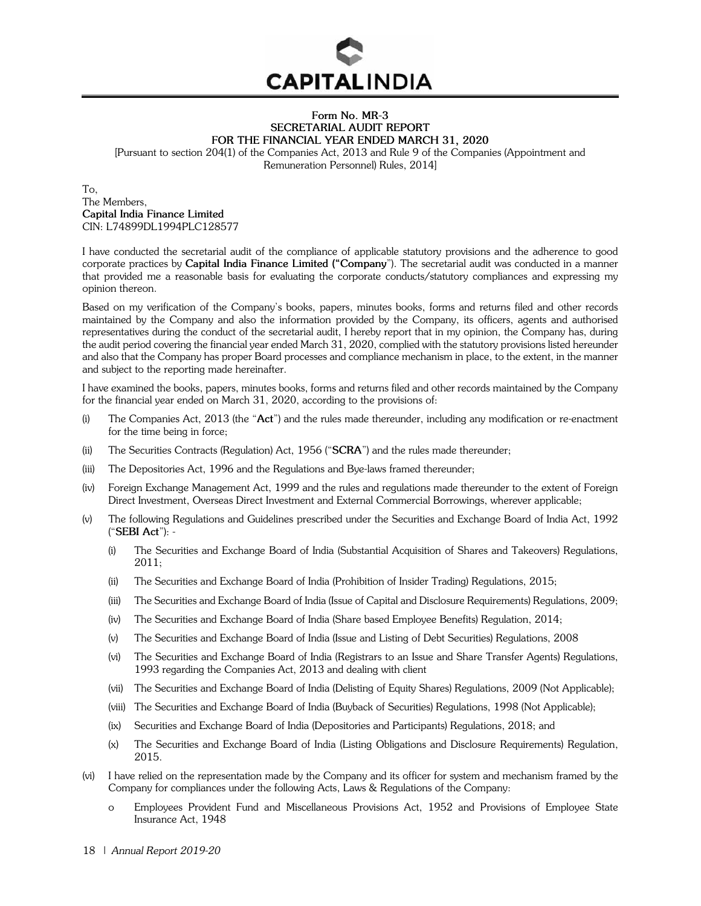**Form No. MR-3**
**SECRETARIAL AUDIT REPORT**
**FOR THE FINANCIAL YEAR ENDED MARCH 31, 2020**

[Pursuant to section 204(1) of the Companies Act, 2013 and Rule 9 of the Companies (Appointment and Remuneration Personnel) Rules, 2014]

To,
The Members,
**Capital India Finance Limited**
CIN: L74899DL1994PLC128577

I have conducted the secretarial audit of the compliance of applicable statutory provisions and the adherence to good corporate practices by **Capital India Finance Limited ("Company**"). The secretarial audit was conducted in a manner that provided me a reasonable basis for evaluating the corporate conducts/statutory compliances and expressing my opinion thereon.

Based on my verification of the Company's books, papers, minutes books, forms and returns filed and other records maintained by the Company and also the information provided by the Company, its officers, agents and authorised representatives during the conduct of the secretarial audit, I hereby report that in my opinion, the Company has, during the audit period covering the financial year ended March 31, 2020, complied with the statutory provisions listed hereunder and also that the Company has proper Board processes and compliance mechanism in place, to the extent, in the manner and subject to the reporting made hereinafter.

I have examined the books, papers, minutes books, forms and returns filed and other records maintained by the Company for the financial year ended on March 31, 2020, according to the provisions of:

(i) The Companies Act, 2013 (the "**Act**") and the rules made thereunder, including any modification or re-enactment for the time being in force;

(ii) The Securities Contracts (Regulation) Act, 1956 ("**SCRA**") and the rules made thereunder;

(iii) The Depositories Act, 1996 and the Regulations and Bye-laws framed thereunder;

(iv) Foreign Exchange Management Act, 1999 and the rules and regulations made thereunder to the extent of Foreign Direct Investment, Overseas Direct Investment and External Commercial Borrowings, wherever applicable;

(v) The following Regulations and Guidelines prescribed under the Securities and Exchange Board of India Act, 1992 ("**SEBI Act**"): -

   (i) The Securities and Exchange Board of India (Substantial Acquisition of Shares and Takeovers) Regulations, 2011;

   (ii) The Securities and Exchange Board of India (Prohibition of Insider Trading) Regulations, 2015;

   (iii) The Securities and Exchange Board of India (Issue of Capital and Disclosure Requirements) Regulations, 2009;

   (iv) The Securities and Exchange Board of India (Share based Employee Benefits) Regulation, 2014;

   (v) The Securities and Exchange Board of India (Issue and Listing of Debt Securities) Regulations, 2008

   (vi) The Securities and Exchange Board of India (Registrars to an Issue and Share Transfer Agents) Regulations, 1993 regarding the Companies Act, 2013 and dealing with client

   (vii) The Securities and Exchange Board of India (Delisting of Equity Shares) Regulations, 2009 (Not Applicable);

   (viii) The Securities and Exchange Board of India (Buyback of Securities) Regulations, 1998 (Not Applicable);

   (ix) Securities and Exchange Board of India (Depositories and Participants) Regulations, 2018; and

   (x) The Securities and Exchange Board of India (Listing Obligations and Disclosure Requirements) Regulation, 2015.

(vi) I have relied on the representation made by the Company and its officer for system and mechanism framed by the Company for compliances under the following Acts, Laws & Regulations of the Company:

   o Employees Provident Fund and Miscellaneous Provisions Act, 1952 and Provisions of Employee State Insurance Act, 1948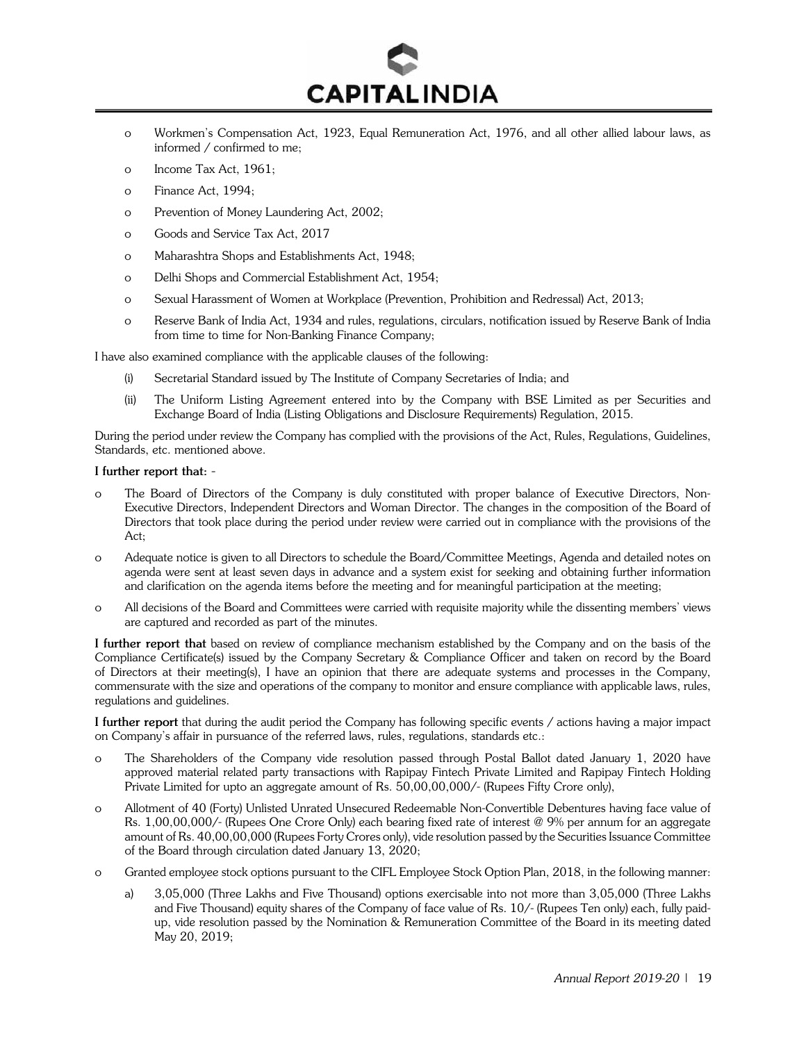- Workmen's Compensation Act, 1923, Equal Remuneration Act, 1976, and all other allied labour laws, as informed / confirmed to me;
- Income Tax Act, 1961;
- Finance Act, 1994;
- Prevention of Money Laundering Act, 2002;
- Goods and Service Tax Act, 2017
- Maharashtra Shops and Establishments Act, 1948;
- Delhi Shops and Commercial Establishment Act, 1954;
- Sexual Harassment of Women at Workplace (Prevention, Prohibition and Redressal) Act, 2013;
- Reserve Bank of India Act, 1934 and rules, regulations, circulars, notification issued by Reserve Bank of India from time to time for Non-Banking Finance Company;

I have also examined compliance with the applicable clauses of the following:

(i) Secretarial Standard issued by The Institute of Company Secretaries of India; and

(ii) The Uniform Listing Agreement entered into by the Company with BSE Limited as per Securities and Exchange Board of India (Listing Obligations and Disclosure Requirements) Regulation, 2015.

During the period under review the Company has complied with the provisions of the Act, Rules, Regulations, Guidelines, Standards, etc. mentioned above.

**I further report that:** -

- The Board of Directors of the Company is duly constituted with proper balance of Executive Directors, Non-Executive Directors, Independent Directors and Woman Director. The changes in the composition of the Board of Directors that took place during the period under review were carried out in compliance with the provisions of the Act;
- Adequate notice is given to all Directors to schedule the Board/Committee Meetings, Agenda and detailed notes on agenda were sent at least seven days in advance and a system exist for seeking and obtaining further information and clarification on the agenda items before the meeting and for meaningful participation at the meeting;
- All decisions of the Board and Committees were carried with requisite majority while the dissenting members' views are captured and recorded as part of the minutes.

**I further report that** based on review of compliance mechanism established by the Company and on the basis of the Compliance Certificate(s) issued by the Company Secretary & Compliance Officer and taken on record by the Board of Directors at their meeting(s), I have an opinion that there are adequate systems and processes in the Company, commensurate with the size and operations of the company to monitor and ensure compliance with applicable laws, rules, regulations and guidelines.

**I further report** that during the audit period the Company has following specific events / actions having a major impact on Company's affair in pursuance of the referred laws, rules, regulations, standards etc.:

- The Shareholders of the Company vide resolution passed through Postal Ballot dated January 1, 2020 have approved material related party transactions with Rapipay Fintech Private Limited and Rapipay Fintech Holding Private Limited for upto an aggregate amount of Rs. 50,00,00,000/- (Rupees Fifty Crore only),
- Allotment of 40 (Forty) Unlisted Unrated Unsecured Redeemable Non-Convertible Debentures having face value of Rs. 1,00,00,000/- (Rupees One Crore Only) each bearing fixed rate of interest @ 9% per annum for an aggregate amount of Rs. 40,00,00,000 (Rupees Forty Crores only), vide resolution passed by the Securities Issuance Committee of the Board through circulation dated January 13, 2020;
- Granted employee stock options pursuant to the CIFL Employee Stock Option Plan, 2018, in the following manner:
  a) 3,05,000 (Three Lakhs and Five Thousand) options exercisable into not more than 3,05,000 (Three Lakhs and Five Thousand) equity shares of the Company of face value of Rs. 10/- (Rupees Ten only) each, fully paid-up, vide resolution passed by the Nomination & Remuneration Committee of the Board in its meeting dated May 20, 2019;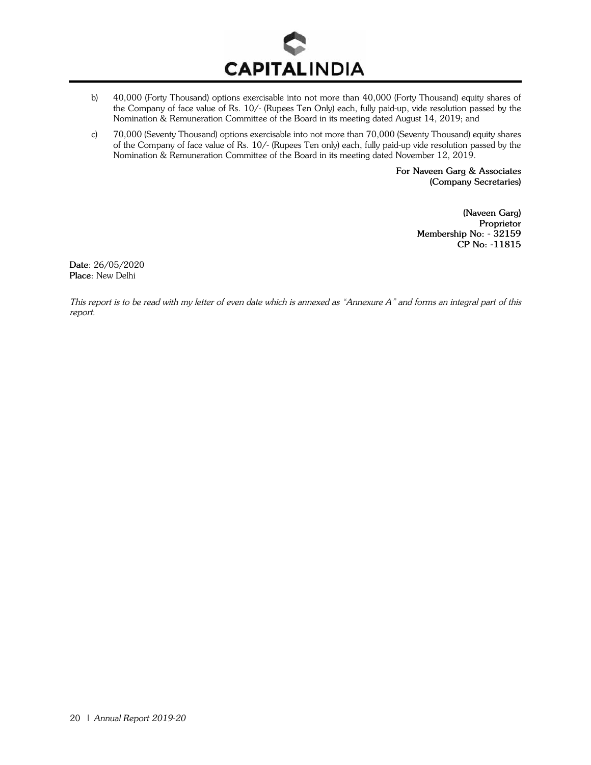b) 40,000 (Forty Thousand) options exercisable into not more than 40,000 (Forty Thousand) equity shares of the Company of face value of Rs. 10/- (Rupees Ten Only) each, fully paid-up, vide resolution passed by the Nomination & Remuneration Committee of the Board in its meeting dated August 14, 2019; and

c) 70,000 (Seventy Thousand) options exercisable into not more than 70,000 (Seventy Thousand) equity shares of the Company of face value of Rs. 10/- (Rupees Ten only) each, fully paid-up vide resolution passed by the Nomination & Remuneration Committee of the Board in its meeting dated November 12, 2019.

**For Naveen Garg & Associates**
**(Company Secretaries)**

**(Naveen Garg)**
**Proprietor**
**Membership No: - 32159**
**CP No: -11815**

**Date**: 26/05/2020
**Place**: New Delhi

*This report is to be read with my letter of even date which is annexed as "Annexure A" and forms an integral part of this report.*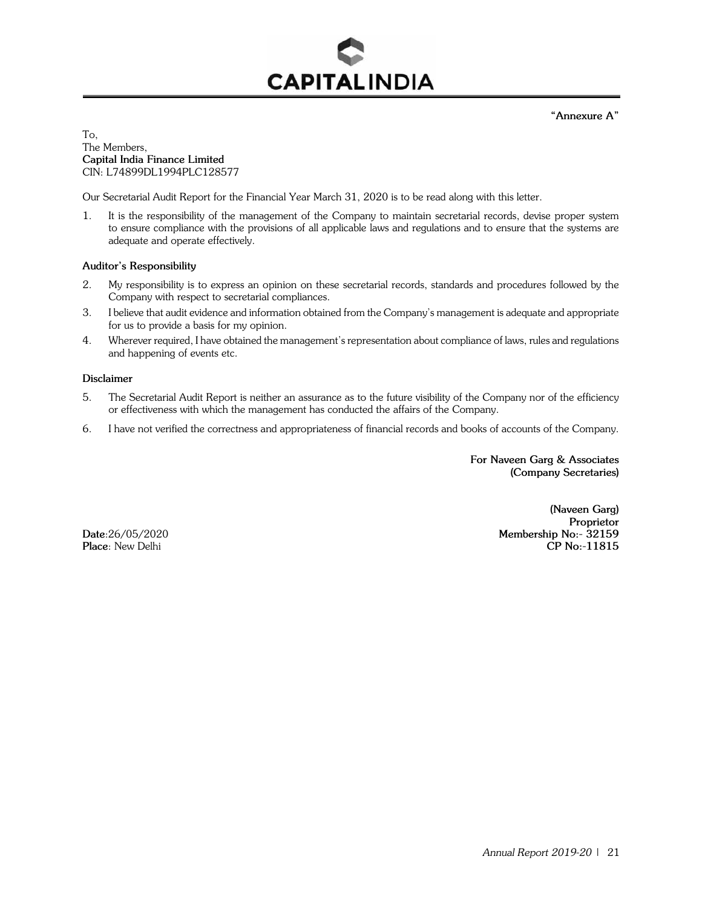**"Annexure A"**

To,
The Members,
**Capital India Finance Limited**
CIN: L74899DL1994PLC128577

Our Secretarial Audit Report for the Financial Year March 31, 2020 is to be read along with this letter.

1. It is the responsibility of the management of the Company to maintain secretarial records, devise proper system to ensure compliance with the provisions of all applicable laws and regulations and to ensure that the systems are adequate and operate effectively.

**Auditor's Responsibility**

2. My responsibility is to express an opinion on these secretarial records, standards and procedures followed by the Company with respect to secretarial compliances.
3. I believe that audit evidence and information obtained from the Company's management is adequate and appropriate for us to provide a basis for my opinion.
4. Wherever required, I have obtained the management's representation about compliance of laws, rules and regulations and happening of events etc.

**Disclaimer**

5. The Secretarial Audit Report is neither an assurance as to the future visibility of the Company nor of the efficiency or effectiveness with which the management has conducted the affairs of the Company.
6. I have not verified the correctness and appropriateness of financial records and books of accounts of the Company.

**For Naveen Garg & Associates**
**(Company Secretaries)**

**(Naveen Garg)**
**Proprietor**
**Membership No:- 32159**
**CP No:-11815**

**Date**:26/05/2020
**Place**: New Delhi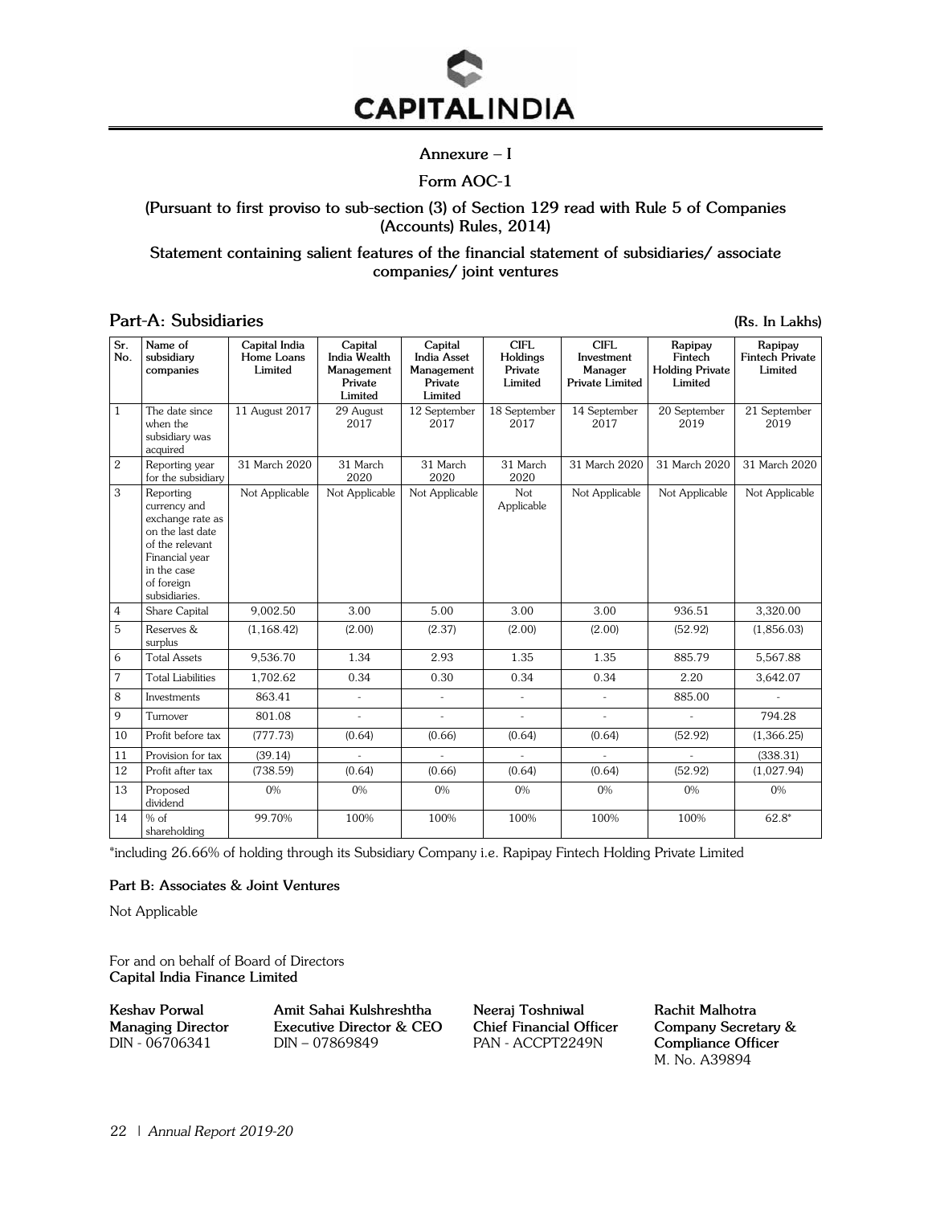CAPITALINDIA

## Annexure – I

## Form AOC-1

**(Pursuant to first proviso to sub-section (3) of Section 129 read with Rule 5 of Companies (Accounts) Rules, 2014)**

**Statement containing salient features of the financial statement of subsidiaries/ associate companies/ joint ventures**

### Part-A: Subsidiaries

**(Rs. In Lakhs)**

| Sr. No. | Name of subsidiary companies | Capital India Home Loans Limited | Capital India Wealth Management Private Limited | Capital India Asset Management Private Limited | CIFL Holdings Private Limited | CIFL Investment Manager Private Limited | Rapipay Fintech Holding Private Limited | Rapipay Fintech Private Limited |
|---|---|---|---|---|---|---|---|---|
| 1 | The date since when the subsidiary was acquired | 11 August 2017 | 29 August 2017 | 12 September 2017 | 18 September 2017 | 14 September 2017 | 20 September 2019 | 21 September 2019 |
| 2 | Reporting year for the subsidiary | 31 March 2020 | 31 March 2020 | 31 March 2020 | 31 March 2020 | 31 March 2020 | 31 March 2020 | 31 March 2020 |
| 3 | Reporting currency and exchange rate as on the last date of the relevant Financial year in the case of foreign subsidiaries. | Not Applicable | Not Applicable | Not Applicable | Not Applicable | Not Applicable | Not Applicable | Not Applicable |
| 4 | Share Capital | 9,002.50 | 3.00 | 5.00 | 3.00 | 3.00 | 936.51 | 3,320.00 |
| 5 | Reserves & surplus | (1,168.42) | (2.00) | (2.37) | (2.00) | (2.00) | (52.92) | (1,856.03) |
| 6 | Total Assets | 9,536.70 | 1.34 | 2.93 | 1.35 | 1.35 | 885.79 | 5,567.88 |
| 7 | Total Liabilities | 1,702.62 | 0.34 | 0.30 | 0.34 | 0.34 | 2.20 | 3,642.07 |
| 8 | Investments | 863.41 | - | - | - | - | 885.00 | - |
| 9 | Turnover | 801.08 | - | - | - | - | - | 794.28 |
| 10 | Profit before tax | (777.73) | (0.64) | (0.66) | (0.64) | (0.64) | (52.92) | (1,366.25) |
| 11 | Provision for tax | (39.14) | - | - | - | - | - | (338.31) |
| 12 | Profit after tax | (738.59) | (0.64) | (0.66) | (0.64) | (0.64) | (52.92) | (1,027.94) |
| 13 | Proposed dividend | 0% | 0% | 0% | 0% | 0% | 0% | 0% |
| 14 | % of shareholding | 99.70% | 100% | 100% | 100% | 100% | 100% | 62.8* |

*including 26.66% of holding through its Subsidiary Company i.e. Rapipay Fintech Holding Private Limited

**Part B: Associates & Joint Ventures**

Not Applicable

For and on behalf of Board of Directors
**Capital India Finance Limited**

**Keshav Porwal**
**Managing Director**
DIN - 06706341

**Amit Sahai Kulshreshtha**
**Executive Director & CEO**
DIN – 07869849

**Neeraj Toshniwal**
**Chief Financial Officer**
PAN - ACCPT2249N

**Rachit Malhotra**
**Company Secretary & Compliance Officer**
M. No. A39894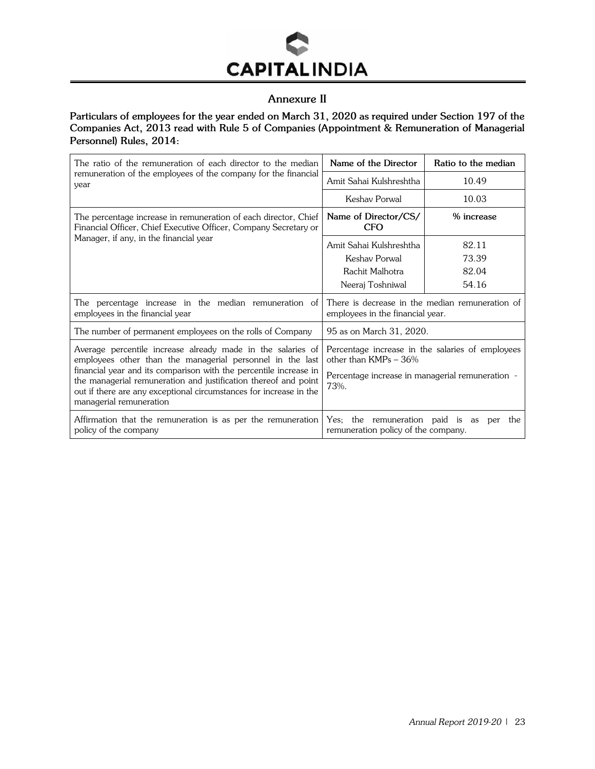## Annexure II

**Particulars of employees for the year ended on March 31, 2020 as required under Section 197 of the Companies Act, 2013 read with Rule 5 of Companies (Appointment & Remuneration of Managerial Personnel) Rules, 2014:**

| | | |
|---|---|---|
| The ratio of the remuneration of each director to the median remuneration of the employees of the company for the financial year | **Name of the Director** | **Ratio to the median** |
| | Amit Sahai Kulshreshtha | 10.49 |
| | Keshav Porwal | 10.03 |
| The percentage increase in remuneration of each director, Chief Financial Officer, Chief Executive Officer, Company Secretary or Manager, if any, in the financial year | **Name of Director/CS/ CFO** | **% increase** |
| | Amit Sahai Kulshreshtha | 82.11 |
| | Keshav Porwal | 73.39 |
| | Rachit Malhotra | 82.04 |
| | Neeraj Toshniwal | 54.16 |
| The percentage increase in the median remuneration of employees in the financial year | There is decrease in the median remuneration of employees in the financial year. | |
| The number of permanent employees on the rolls of Company | 95 as on March 31, 2020. | |
| Average percentile increase already made in the salaries of employees other than the managerial personnel in the last financial year and its comparison with the percentile increase in the managerial remuneration and justification thereof and point out if there are any exceptional circumstances for increase in the managerial remuneration | Percentage increase in the salaries of employees other than KMPs – 36%<br><br>Percentage increase in managerial remuneration - 73%. | |
| Affirmation that the remuneration is as per the remuneration policy of the company | Yes; the remuneration paid is as per the remuneration policy of the company. | |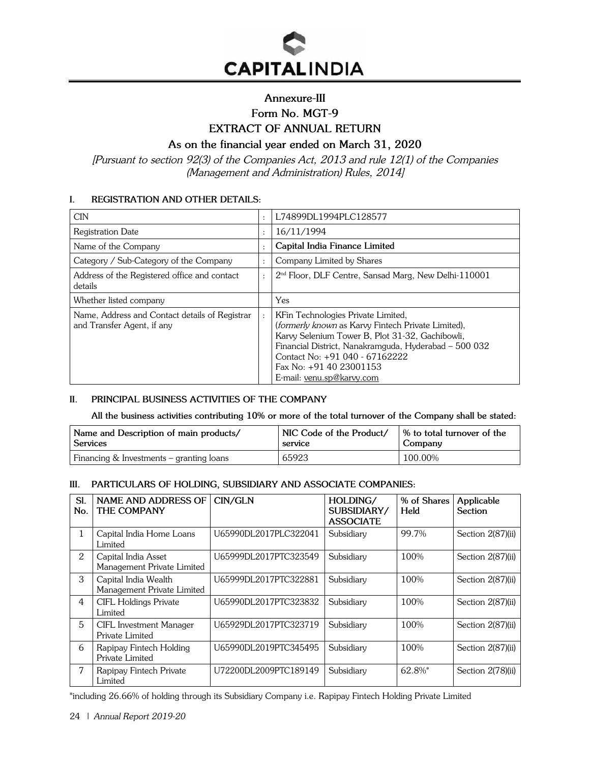# Annexure-III

## Form No. MGT-9

## EXTRACT OF ANNUAL RETURN

## As on the financial year ended on March 31, 2020

*[Pursuant to section 92(3) of the Companies Act, 2013 and rule 12(1) of the Companies (Management and Administration) Rules, 2014]*

### I. REGISTRATION AND OTHER DETAILS:

| | | |
|---|---|---|
| CIN | : | L74899DL1994PLC128577 |
| Registration Date | : | 16/11/1994 |
| Name of the Company | : | **Capital India Finance Limited** |
| Category / Sub-Category of the Company | : | Company Limited by Shares |
| Address of the Registered office and contact details | : | 2nd Floor, DLF Centre, Sansad Marg, New Delhi-110001 |
| Whether listed company | | Yes |
| Name, Address and Contact details of Registrar and Transfer Agent, if any | : | KFin Technologies Private Limited, (*formerly known* as Karvy Fintech Private Limited), Karvy Selenium Tower B, Plot 31-32, Gachibowli, Financial District, Nanakramguda, Hyderabad – 500 032<br>Contact No: +91 040 - 67162222<br>Fax No: +91 40 23001153<br>E-mail: venu.sp@karvy.com |

### II. PRINCIPAL BUSINESS ACTIVITIES OF THE COMPANY

**All the business activities contributing 10% or more of the total turnover of the Company shall be stated:**

| Name and Description of main products/ Services | NIC Code of the Product/ service | % to total turnover of the Company |
|---|---|---|
| Financing & Investments – granting loans | 65923 | 100.00% |

### III. PARTICULARS OF HOLDING, SUBSIDIARY AND ASSOCIATE COMPANIES:

| Sl. No. | NAME AND ADDRESS OF THE COMPANY | CIN/GLN | HOLDING/ SUBSIDIARY/ ASSOCIATE | % of Shares Held | Applicable Section |
|---|---|---|---|---|---|
| 1 | Capital India Home Loans Limited | U65990DL2017PLC322041 | Subsidiary | 99.7% | Section 2(87)(ii) |
| 2 | Capital India Asset Management Private Limited | U65999DL2017PTC323549 | Subsidiary | 100% | Section 2(87)(ii) |
| 3 | Capital India Wealth Management Private Limited | U65999DL2017PTC322881 | Subsidiary | 100% | Section 2(87)(ii) |
| 4 | CIFL Holdings Private Limited | U65990DL2017PTC323832 | Subsidiary | 100% | Section 2(87)(ii) |
| 5 | CIFL Investment Manager Private Limited | U65929DL2017PTC323719 | Subsidiary | 100% | Section 2(87)(ii) |
| 6 | Rapipay Fintech Holding Private Limited | U65990DL2019PTC345495 | Subsidiary | 100% | Section 2(87)(ii) |
| 7 | Rapipay Fintech Private Limited | U72200DL2009PTC189149 | Subsidiary | 62.8%* | Section 2(78)(ii) |

*including 26.66% of holding through its Subsidiary Company i.e. Rapipay Fintech Holding Private Limited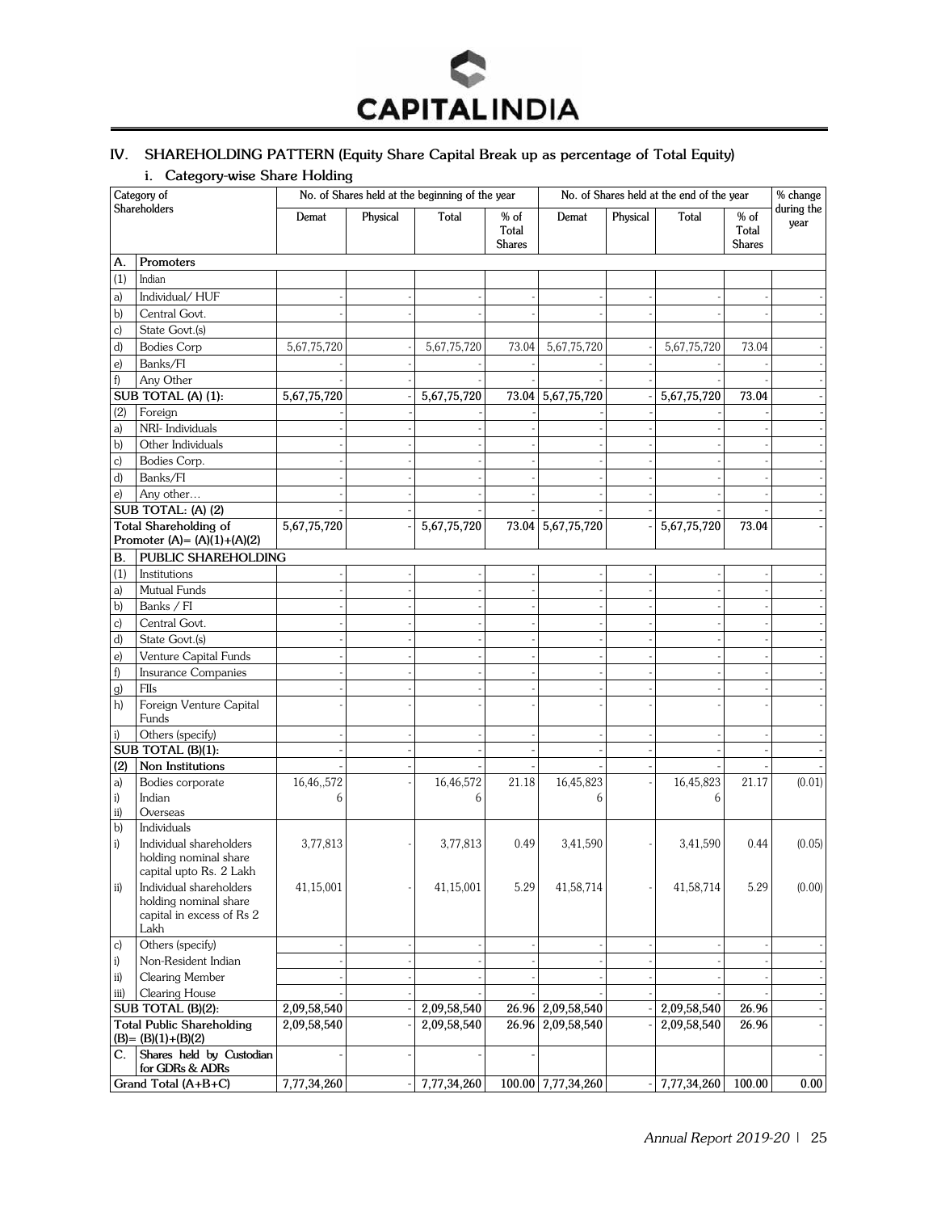## IV. SHAREHOLDING PATTERN (Equity Share Capital Break up as percentage of Total Equity)

### i. Category-wise Share Holding

| | Category of Shareholders | No. of Shares held at the beginning of the year | | | | No. of Shares held at the end of the year | | | | % change during the year |
|---|---|---|---|---|---|---|---|---|---|---|
| | | Demat | Physical | Total | % of Total Shares | Demat | Physical | Total | % of Total Shares | |
| **A.** | **Promoters** | | | | | | | | | |
| (1) | Indian | | | | | | | | | |
| a) | Individual/ HUF | - | - | - | - | - | - | - | - | - |
| b) | Central Govt. | - | - | - | - | - | - | - | - | - |
| c) | State Govt.(s) | | | | | | | | | |
| d) | Bodies Corp | 5,67,75,720 | - | 5,67,75,720 | 73.04 | 5,67,75,720 | - | 5,67,75,720 | 73.04 | - |
| e) | Banks/FI | - | - | - | - | - | - | - | - | - |
| f) | Any Other | - | - | - | - | - | - | - | - | - |
| | **SUB TOTAL (A) (1):** | **5,67,75,720** | - | **5,67,75,720** | **73.04** | **5,67,75,720** | - | **5,67,75,720** | **73.04** | - |
| (2) | Foreign | - | - | - | - | - | - | - | - | - |
| a) | NRI- Individuals | - | - | - | - | - | - | - | - | - |
| b) | Other Individuals | - | - | - | - | - | - | - | - | - |
| c) | Bodies Corp. | - | - | - | - | - | - | - | - | - |
| d) | Banks/FI | - | - | - | - | - | - | - | - | - |
| e) | Any other… | - | - | - | - | - | - | - | - | - |
| | **SUB TOTAL: (A) (2)** | - | - | - | - | - | - | - | - | - |
| | **Total Shareholding of Promoter (A)= (A)(1)+(A)(2)** | **5,67,75,720** | - | **5,67,75,720** | **73.04** | **5,67,75,720** | - | **5,67,75,720** | **73.04** | - |
| **B.** | **PUBLIC SHAREHOLDING** | | | | | | | | | |
| (1) | Institutions | - | - | - | - | - | - | - | - | - |
| a) | Mutual Funds | - | - | - | - | - | - | - | - | - |
| b) | Banks / FI | - | - | - | - | - | - | - | - | - |
| c) | Central Govt. | - | - | - | - | - | - | - | - | - |
| d) | State Govt.(s) | - | - | - | - | - | - | - | - | - |
| e) | Venture Capital Funds | - | - | - | - | - | - | - | - | - |
| f) | Insurance Companies | - | - | - | - | - | - | - | - | - |
| g) | FIIs | - | - | - | - | - | - | - | - | - |
| h) | Foreign Venture Capital Funds | - | - | - | - | - | - | - | - | - |
| i) | Others (specify) | - | - | - | - | - | - | - | - | - |
| | **SUB TOTAL (B)(1):** | - | - | - | - | - | - | - | - | - |
| **(2)** | **Non Institutions** | - | - | - | - | - | - | - | - | - |
| a) i) ii) | Bodies corporate Indian Overseas | 16,46,,572 6 | - | 16,46,572 6 | 21.18 | 16,45,823 6 | - | 16,45,823 6 | 21.17 | (0.01) |
| b) | Individuals | | | | | | | | | |
| i) | Individual shareholders holding nominal share capital upto Rs. 2 Lakh | 3,77,813 | - | 3,77,813 | 0.49 | 3,41,590 | - | 3,41,590 | 0.44 | (0.05) |
| ii) | Individual shareholders holding nominal share capital in excess of Rs 2 Lakh | 41,15,001 | - | 41,15,001 | 5.29 | 41,58,714 | - | 41,58,714 | 5.29 | (0.00) |
| c) | Others (specify) | - | - | - | - | - | - | - | - | - |
| i) | Non-Resident Indian | - | - | - | - | - | - | - | - | - |
| ii) | Clearing Member | - | - | - | - | - | - | - | - | - |
| iii) | Clearing House | - | - | - | - | - | - | - | - | - |
| | **SUB TOTAL (B)(2):** | **2,09,58,540** | - | **2,09,58,540** | **26.96** | **2,09,58,540** | - | **2,09,58,540** | **26.96** | - |
| | **Total Public Shareholding (B)= (B)(1)+(B)(2)** | **2,09,58,540** | - | **2,09,58,540** | **26.96** | **2,09,58,540** | - | **2,09,58,540** | **26.96** | - |
| **C.** | **Shares held by Custodian for GDRs & ADRs** | - | - | - | - | | | | | - |
| | **Grand Total (A+B+C)** | **7,77,34,260** | - | **7,77,34,260** | **100.00** | **7,77,34,260** | - | **7,77,34,260** | **100.00** | **0.00** |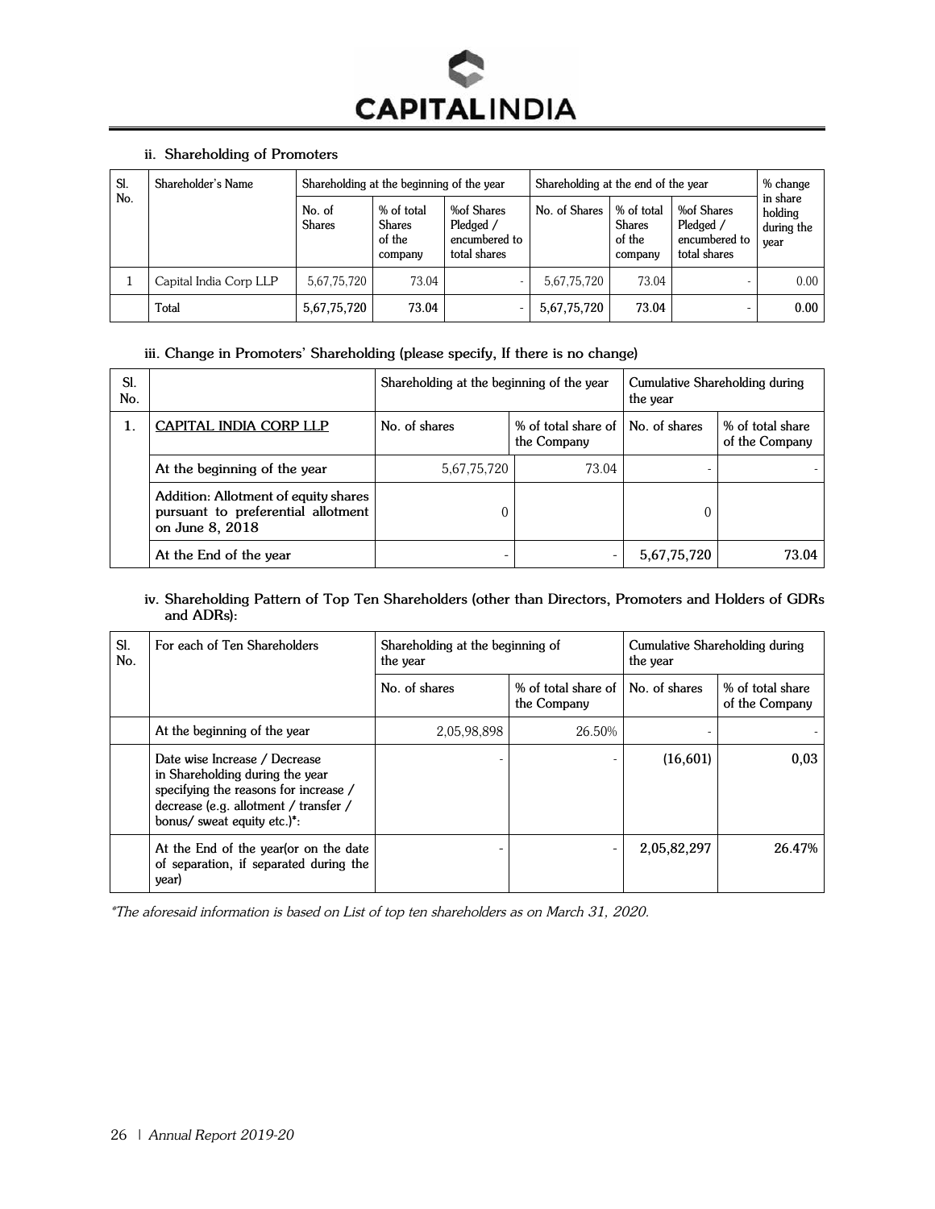### ii. Shareholding of Promoters

| Sl. No. | Shareholder's Name | Shareholding at the beginning of the year | | | Shareholding at the end of the year | | | % change in share holding during the year |
|---|---|---|---|---|---|---|---|---|
| | | No. of Shares | % of total Shares of the company | %of Shares Pledged / encumbered to total shares | No. of Shares | % of total Shares of the company | %of Shares Pledged / encumbered to total shares | |
| 1 | Capital India Corp LLP | 5,67,75,720 | 73.04 | - | 5,67,75,720 | 73.04 | - | 0.00 |
| | Total | **5,67,75,720** | **73.04** | - | **5,67,75,720** | **73.04** | - | **0.00** |

### iii. Change in Promoters' Shareholding (please specify, If there is no change)

| Sl. No. | | Shareholding at the beginning of the year | | Cumulative Shareholding during the year | |
|---|---|---|---|---|---|
| **1.** | **CAPITAL INDIA CORP LLP** | No. of shares | % of total share of the Company | No. of shares | % of total share of the Company |
| | **At the beginning of the year** | 5,67,75,720 | 73.04 | - | - |
| | **Addition: Allotment of equity shares pursuant to preferential allotment on June 8, 2018** | 0 | | 0 | |
| | **At the End of the year** | - | - | **5,67,75,720** | **73.04** |

### iv. Shareholding Pattern of Top Ten Shareholders (other than Directors, Promoters and Holders of GDRs and ADRs):

| Sl. No. | For each of Ten Shareholders | Shareholding at the beginning of the year | | Cumulative Shareholding during the year | |
|---|---|---|---|---|---|
| | | No. of shares | % of total share of the Company | No. of shares | % of total share of the Company |
| | At the beginning of the year | 2,05,98,898 | 26.50% | - | - |
| | Date wise Increase / Decrease in Shareholding during the year specifying the reasons for increase / decrease (e.g. allotment / transfer / bonus/ sweat equity etc.)*: | - | - | **(16,601)** | **0,03** |
| | At the End of the year(or on the date of separation, if separated during the year) | - | - | **2,05,82,297** | **26.47%** |

*\*The aforesaid information is based on List of top ten shareholders as on March 31, 2020.*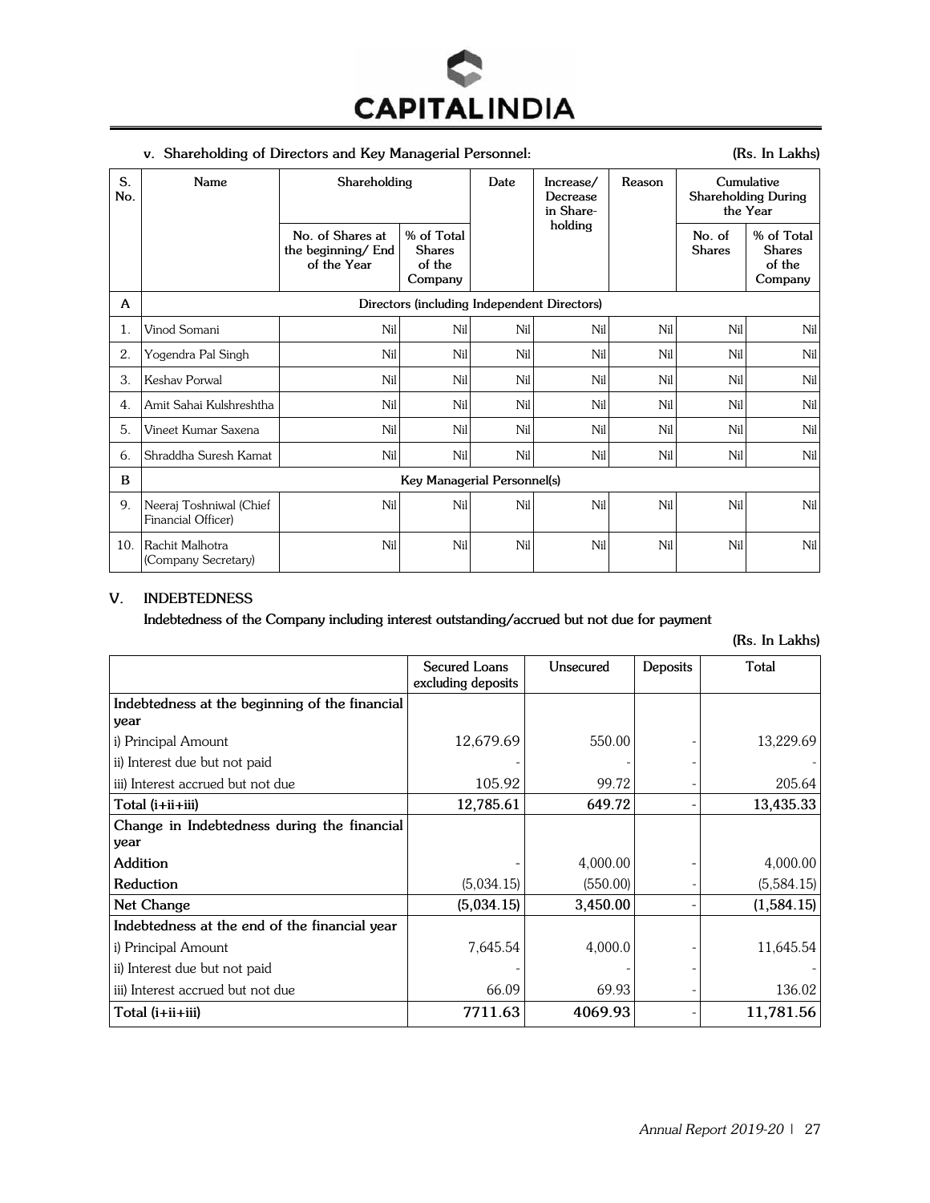### v. Shareholding of Directors and Key Managerial Personnel:

(Rs. In Lakhs)

| S. No. | Name | Shareholding | | Date | Increase/ Decrease in Share-holding | Reason | Cumulative Shareholding During the Year | |
|---|---|---|---|---|---|---|---|---|
| | | No. of Shares at the beginning/ End of the Year | % of Total Shares of the Company | | | | No. of Shares | % of Total Shares of the Company |
| **A** | **Directors (including Independent Directors)** | | | | | | | |
| 1. | Vinod Somani | Nil | Nil | Nil | Nil | Nil | Nil | Nil |
| 2. | Yogendra Pal Singh | Nil | Nil | Nil | Nil | Nil | Nil | Nil |
| 3. | Keshav Porwal | Nil | Nil | Nil | Nil | Nil | Nil | Nil |
| 4. | Amit Sahai Kulshreshtha | Nil | Nil | Nil | Nil | Nil | Nil | Nil |
| 5. | Vineet Kumar Saxena | Nil | Nil | Nil | Nil | Nil | Nil | Nil |
| 6. | Shraddha Suresh Kamat | Nil | Nil | Nil | Nil | Nil | Nil | Nil |
| **B** | **Key Managerial Personnel(s)** | | | | | | | |
| 9. | Neeraj Toshniwal (Chief Financial Officer) | Nil | Nil | Nil | Nil | Nil | Nil | Nil |
| 10. | Rachit Malhotra (Company Secretary) | Nil | Nil | Nil | Nil | Nil | Nil | Nil |

## V. INDEBTEDNESS

**Indebtedness of the Company including interest outstanding/accrued but not due for payment**

(Rs. In Lakhs)

| | Secured Loans excluding deposits | Unsecured | Deposits | Total |
|---|---|---|---|---|
| **Indebtedness at the beginning of the financial year** | | | | |
| i) Principal Amount | 12,679.69 | 550.00 | - | 13,229.69 |
| ii) Interest due but not paid | - | - | - | - |
| iii) Interest accrued but not due | 105.92 | 99.72 | - | 205.64 |
| **Total (i+ii+iii)** | **12,785.61** | **649.72** | - | **13,435.33** |
| **Change in Indebtedness during the financial year** | | | | |
| **Addition** | - | 4,000.00 | - | 4,000.00 |
| **Reduction** | (5,034.15) | (550.00) | - | (5,584.15) |
| **Net Change** | **(5,034.15)** | **3,450.00** | - | **(1,584.15)** |
| **Indebtedness at the end of the financial year** | | | | |
| i) Principal Amount | 7,645.54 | 4,000.0 | - | 11,645.54 |
| ii) Interest due but not paid | - | - | - | - |
| iii) Interest accrued but not due | 66.09 | 69.93 | - | 136.02 |
| **Total (i+ii+iii)** | **7711.63** | **4069.93** | - | **11,781.56** |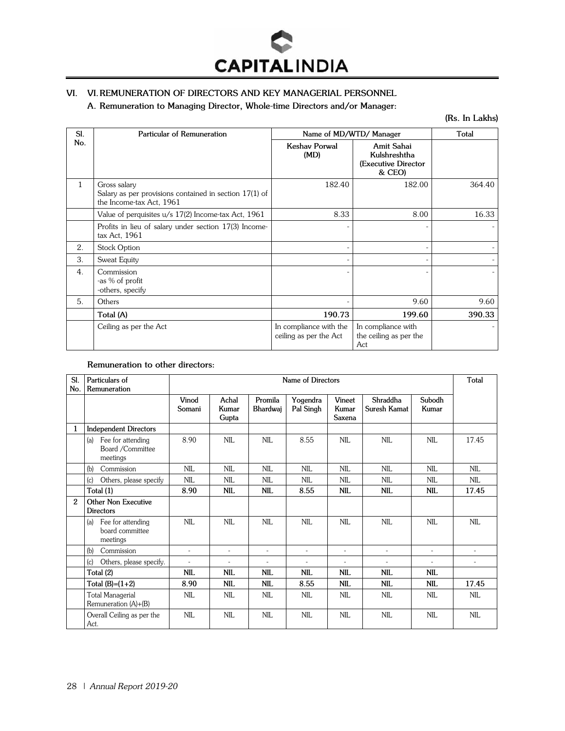## VI. VI. REMUNERATION OF DIRECTORS AND KEY MANAGERIAL PERSONNEL

### A. Remuneration to Managing Director, Whole-time Directors and/or Manager:

**(Rs. In Lakhs)**

| Sl. No. | Particular of Remuneration | Name of MD/WTD/ Manager | | Total |
|---|---|---|---|---|
| | | Keshav Porwal (MD) | Amit Sahai Kulshreshtha (Executive Director & CEO) | |
| 1 | Gross salary Salary as per provisions contained in section 17(1) of the Income-tax Act, 1961 | 182.40 | 182.00 | 364.40 |
| | Value of perquisites u/s 17(2) Income-tax Act, 1961 | 8.33 | 8.00 | 16.33 |
| | Profits in lieu of salary under section 17(3) Income-tax Act, 1961 | - | - | - |
| 2. | Stock Option | - | - | - |
| 3. | Sweat Equity | - | - | - |
| 4. | Commission -as % of profit -others, specify | - | - | - |
| 5. | Others | - | 9.60 | 9.60 |
| | **Total (A)** | **190.73** | **199.60** | **390.33** |
| | Ceiling as per the Act | In compliance with the ceiling as per the Act | In compliance with the ceiling as per the Act | - |

**Remuneration to other directors:**

| Sl. No. | Particulars of Remuneration | Name of Directors | | | | | | | Total |
|---|---|---|---|---|---|---|---|---|---|
| | | Vinod Somani | Achal Kumar Gupta | Promila Bhardwaj | Yogendra Pal Singh | Vineet Kumar Saxena | Shraddha Suresh Kamat | Subodh Kumar | |
| 1 | **Independent Directors** | | | | | | | | |
| | (a) Fee for attending Board /Committee meetings | 8.90 | NIL | NIL | 8.55 | NIL | NIL | NIL | 17.45 |
| | (b) Commission | NIL | NIL | NIL | NIL | NIL | NIL | NIL | NIL |
| | (c) Others, please specify | NIL | NIL | NIL | NIL | NIL | NIL | NIL | NIL |
| | Total (1) | **8.90** | **NIL** | **NIL** | **8.55** | **NIL** | **NIL** | **NIL** | **17.45** |
| 2 | **Other Non Executive Directors** | | | | | | | | |
| | (a) Fee for attending board committee meetings | NIL | NIL | NIL | NIL | NIL | NIL | NIL | NIL |
| | (b) Commission | - | - | - | - | - | - | - | - |
| | (c) Others, please specify. | - | - | - | - | - | - | - | - |
| | Total (2) | **NIL** | **NIL** | **NIL** | **NIL** | **NIL** | **NIL** | **NIL** | |
| | Total (B)=(1+2) | **8.90** | **NIL** | **NIL** | **8.55** | **NIL** | **NIL** | **NIL** | **17.45** |
| | Total Managerial Remuneration (A)+(B) | NIL | NIL | NIL | NIL | NIL | NIL | NIL | NIL |
| | Overall Ceiling as per the Act. | NIL | NIL | NIL | NIL | NIL | NIL | NIL | NIL |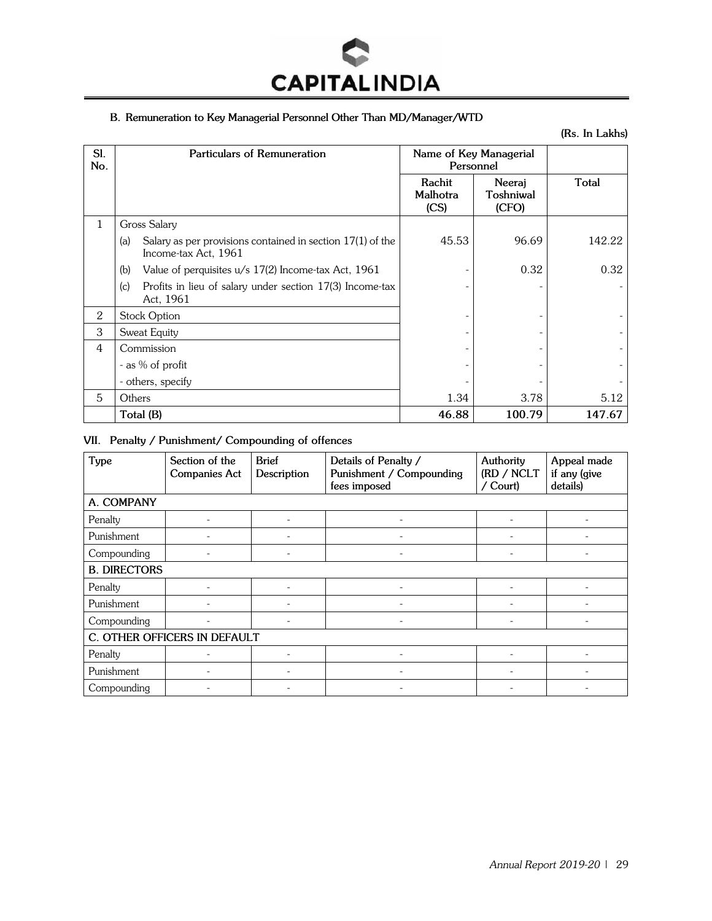### B. Remuneration to Key Managerial Personnel Other Than MD/Manager/WTD

(Rs. In Lakhs)

| Sl. No. | Particulars of Remuneration | Name of Key Managerial Personnel | | |
|---|---|---|---|---|
| | | Rachit Malhotra (CS) | Neeraj Toshniwal (CFO) | Total |
| 1 | Gross Salary | | | |
| | (a) Salary as per provisions contained in section 17(1) of the Income-tax Act, 1961 | 45.53 | 96.69 | 142.22 |
| | (b) Value of perquisites u/s 17(2) Income-tax Act, 1961 | - | 0.32 | 0.32 |
| | (c) Profits in lieu of salary under section 17(3) Income-tax Act, 1961 | - | - | - |
| 2 | Stock Option | - | - | - |
| 3 | Sweat Equity | - | - | - |
| 4 | Commission | - | - | - |
| | - as % of profit | - | - | - |
| | - others, specify | - | - | - |
| 5 | Others | 1.34 | 3.78 | 5.12 |
| | **Total (B)** | **46.88** | **100.79** | **147.67** |

### VII. Penalty / Punishment/ Compounding of offences

| Type | Section of the Companies Act | Brief Description | Details of Penalty / Punishment / Compounding fees imposed | Authority (RD / NCLT / Court) | Appeal made if any (give details) |
|---|---|---|---|---|---|
| **A. COMPANY** | | | | | |
| Penalty | - | - | - | - | - |
| Punishment | - | - | - | - | - |
| Compounding | - | - | - | - | - |
| **B. DIRECTORS** | | | | | |
| Penalty | - | - | - | - | - |
| Punishment | - | - | - | - | - |
| Compounding | - | - | - | - | - |
| **C. OTHER OFFICERS IN DEFAULT** | | | | | |
| Penalty | - | - | - | - | - |
| Punishment | - | - | - | - | - |
| Compounding | - | - | - | - | - |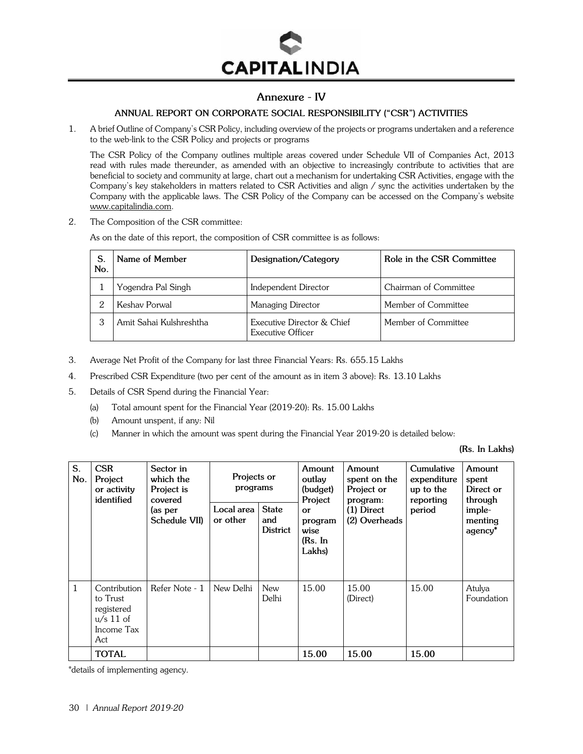# Annexure - IV

## ANNUAL REPORT ON CORPORATE SOCIAL RESPONSIBILITY ("CSR") ACTIVITIES

1. A brief Outline of Company's CSR Policy, including overview of the projects or programs undertaken and a reference to the web-link to the CSR Policy and projects or programs

   The CSR Policy of the Company outlines multiple areas covered under Schedule VII of Companies Act, 2013 read with rules made thereunder, as amended with an objective to increasingly contribute to activities that are beneficial to society and community at large, chart out a mechanism for undertaking CSR Activities, engage with the Company's key stakeholders in matters related to CSR Activities and align / sync the activities undertaken by the Company with the applicable laws. The CSR Policy of the Company can be accessed on the Company's website www.capitalindia.com.

2. The Composition of the CSR committee:

   As on the date of this report, the composition of CSR committee is as follows:

| S. No. | Name of Member | Designation/Category | Role in the CSR Committee |
|---|---|---|---|
| 1 | Yogendra Pal Singh | Independent Director | Chairman of Committee |
| 2 | Keshav Porwal | Managing Director | Member of Committee |
| 3 | Amit Sahai Kulshreshtha | Executive Director & Chief Executive Officer | Member of Committee |

3. Average Net Profit of the Company for last three Financial Years: Rs. 655.15 Lakhs

4. Prescribed CSR Expenditure (two per cent of the amount as in item 3 above): Rs. 13.10 Lakhs

5. Details of CSR Spend during the Financial Year:

   (a) Total amount spent for the Financial Year (2019-20): Rs. 15.00 Lakhs

   (b) Amount unspent, if any: Nil

   (c) Manner in which the amount was spent during the Financial Year 2019-20 is detailed below:

**(Rs. In Lakhs)**

| S. No. | CSR Project or activity identified | Sector in which the Project is covered (as per Schedule VII) | Projects or programs | | Amount outlay (budget) Project or program wise (Rs. In Lakhs) | Amount spent on the Project or program: (1) Direct (2) Overheads | Cumulative expenditure up to the reporting period | Amount spent Direct or through imple-menting agency* |
|---|---|---|---|---|---|---|---|---|
| | | | Local area or other | State and District | | | | |
| 1 | Contribution to Trust registered u/s 11 of Income Tax Act | Refer Note - 1 | New Delhi | New Delhi | 15.00 | 15.00 (Direct) | 15.00 | Atulya Foundation |
| | **TOTAL** | | | | **15.00** | **15.00** | **15.00** | |

*details of implementing agency.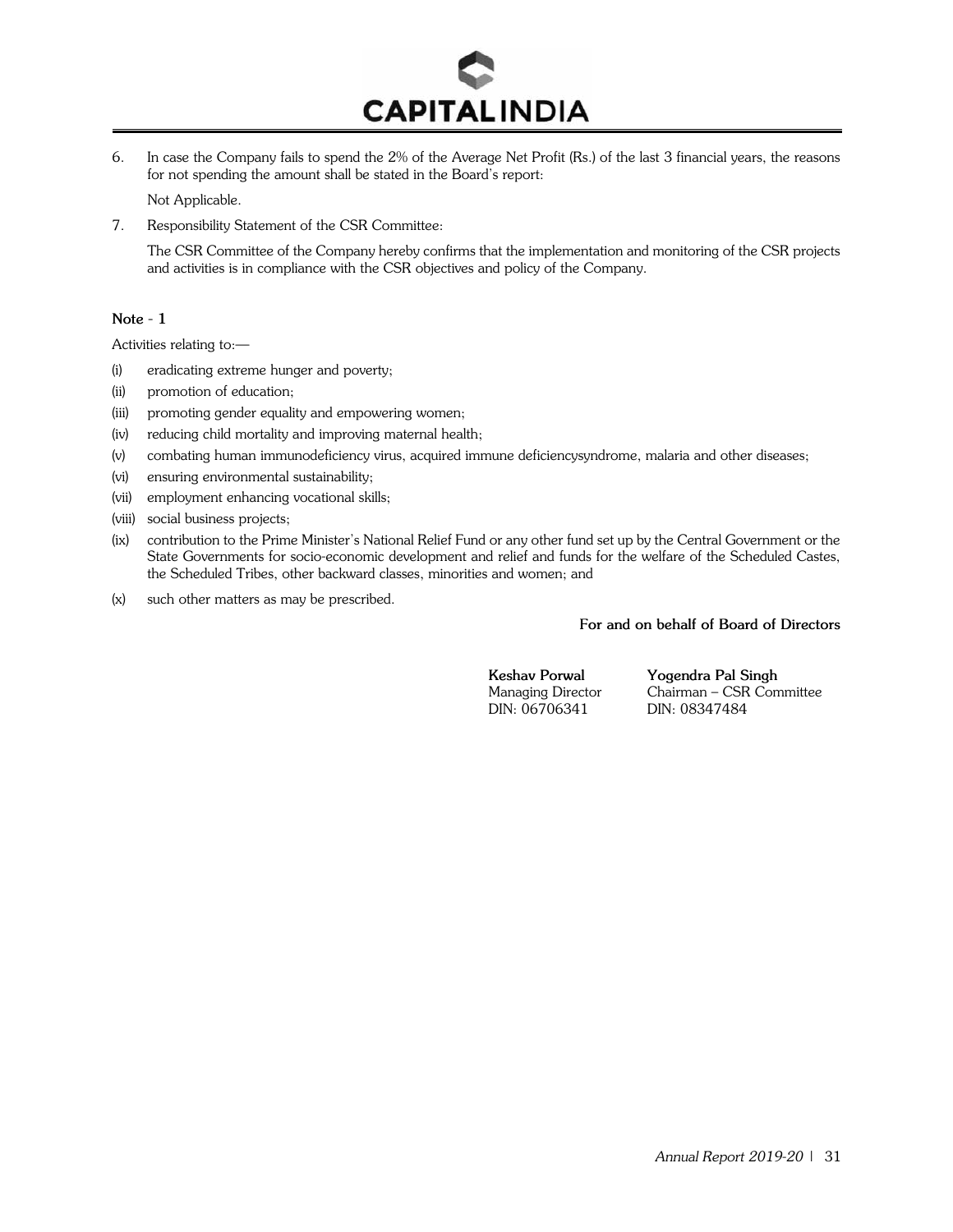6. In case the Company fails to spend the 2% of the Average Net Profit (Rs.) of the last 3 financial years, the reasons for not spending the amount shall be stated in the Board's report:

   Not Applicable.

7. Responsibility Statement of the CSR Committee:

   The CSR Committee of the Company hereby confirms that the implementation and monitoring of the CSR projects and activities is in compliance with the CSR objectives and policy of the Company.

**Note - 1**

Activities relating to:—

(i) eradicating extreme hunger and poverty;

(ii) promotion of education;

(iii) promoting gender equality and empowering women;

(iv) reducing child mortality and improving maternal health;

(v) combating human immunodeficiency virus, acquired immune deficiencysyndrome, malaria and other diseases;

(vi) ensuring environmental sustainability;

(vii) employment enhancing vocational skills;

(viii) social business projects;

(ix) contribution to the Prime Minister's National Relief Fund or any other fund set up by the Central Government or the State Governments for socio-economic development and relief and funds for the welfare of the Scheduled Castes, the Scheduled Tribes, other backward classes, minorities and women; and

(x) such other matters as may be prescribed.

**For and on behalf of Board of Directors**

**Keshav Porwal**
Managing Director
DIN: 06706341

**Yogendra Pal Singh**
Chairman – CSR Committee
DIN: 08347484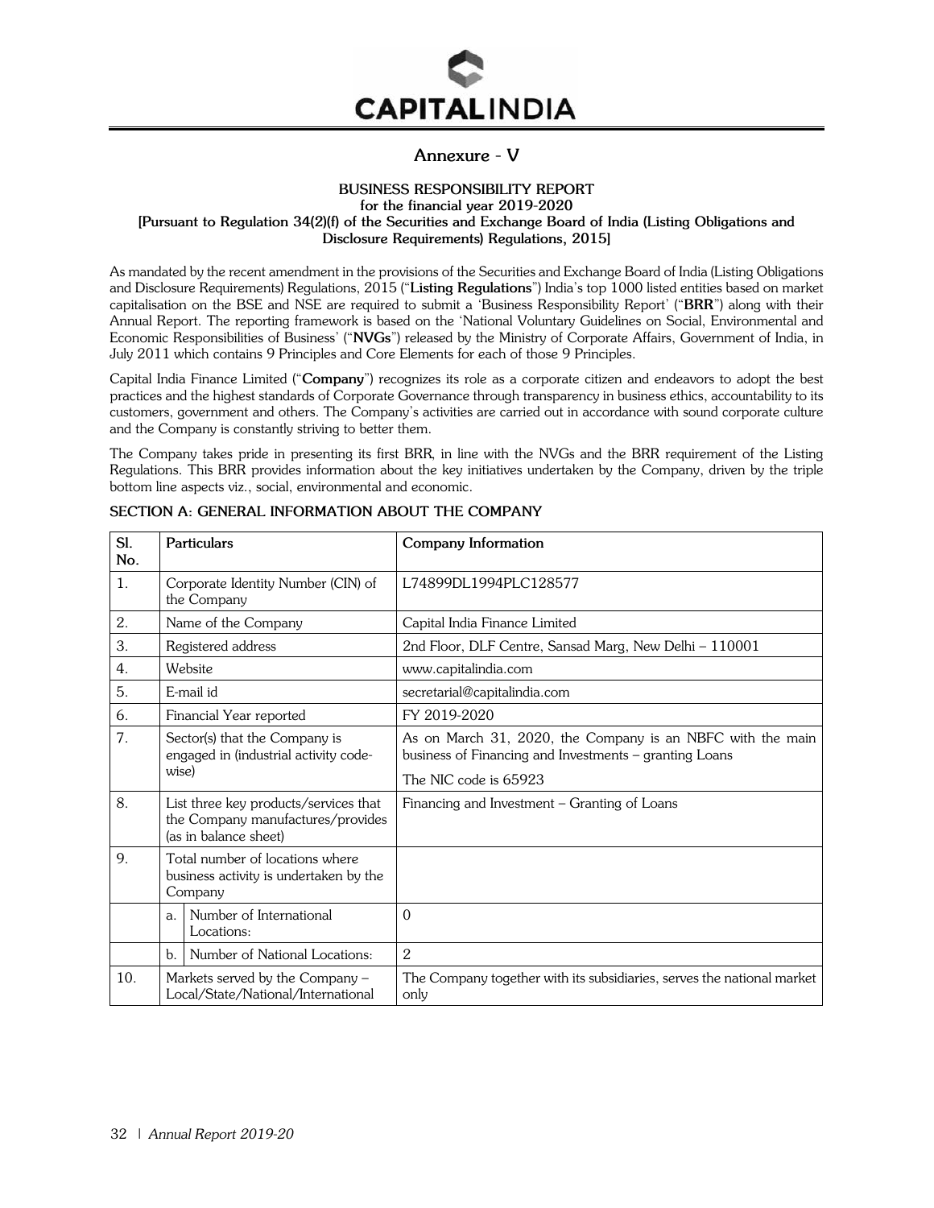# Annexure - V

**BUSINESS RESPONSIBILITY REPORT**
**for the financial year 2019-2020**
**[Pursuant to Regulation 34(2)(f) of the Securities and Exchange Board of India (Listing Obligations and Disclosure Requirements) Regulations, 2015]**

As mandated by the recent amendment in the provisions of the Securities and Exchange Board of India (Listing Obligations and Disclosure Requirements) Regulations, 2015 ("**Listing Regulations**") India's top 1000 listed entities based on market capitalisation on the BSE and NSE are required to submit a 'Business Responsibility Report' ("**BRR**") along with their Annual Report. The reporting framework is based on the 'National Voluntary Guidelines on Social, Environmental and Economic Responsibilities of Business' ("**NVGs**") released by the Ministry of Corporate Affairs, Government of India, in July 2011 which contains 9 Principles and Core Elements for each of those 9 Principles.

Capital India Finance Limited ("**Company**") recognizes its role as a corporate citizen and endeavors to adopt the best practices and the highest standards of Corporate Governance through transparency in business ethics, accountability to its customers, government and others. The Company's activities are carried out in accordance with sound corporate culture and the Company is constantly striving to better them.

The Company takes pride in presenting its first BRR, in line with the NVGs and the BRR requirement of the Listing Regulations. This BRR provides information about the key initiatives undertaken by the Company, driven by the triple bottom line aspects viz., social, environmental and economic.

## SECTION A: GENERAL INFORMATION ABOUT THE COMPANY

| Sl. No. | Particulars | Company Information |
|---|---|---|
| 1. | Corporate Identity Number (CIN) of the Company | L74899DL1994PLC128577 |
| 2. | Name of the Company | Capital India Finance Limited |
| 3. | Registered address | 2nd Floor, DLF Centre, Sansad Marg, New Delhi – 110001 |
| 4. | Website | www.capitalindia.com |
| 5. | E-mail id | secretarial@capitalindia.com |
| 6. | Financial Year reported | FY 2019-2020 |
| 7. | Sector(s) that the Company is engaged in (industrial activity code-wise) | As on March 31, 2020, the Company is an NBFC with the main business of Financing and Investments – granting Loans<br>The NIC code is 65923 |
| 8. | List three key products/services that the Company manufactures/provides (as in balance sheet) | Financing and Investment – Granting of Loans |
| 9. | Total number of locations where business activity is undertaken by the Company | |
| | a. Number of International Locations: | 0 |
| | b. Number of National Locations: | 2 |
| 10. | Markets served by the Company – Local/State/National/International | The Company together with its subsidiaries, serves the national market only |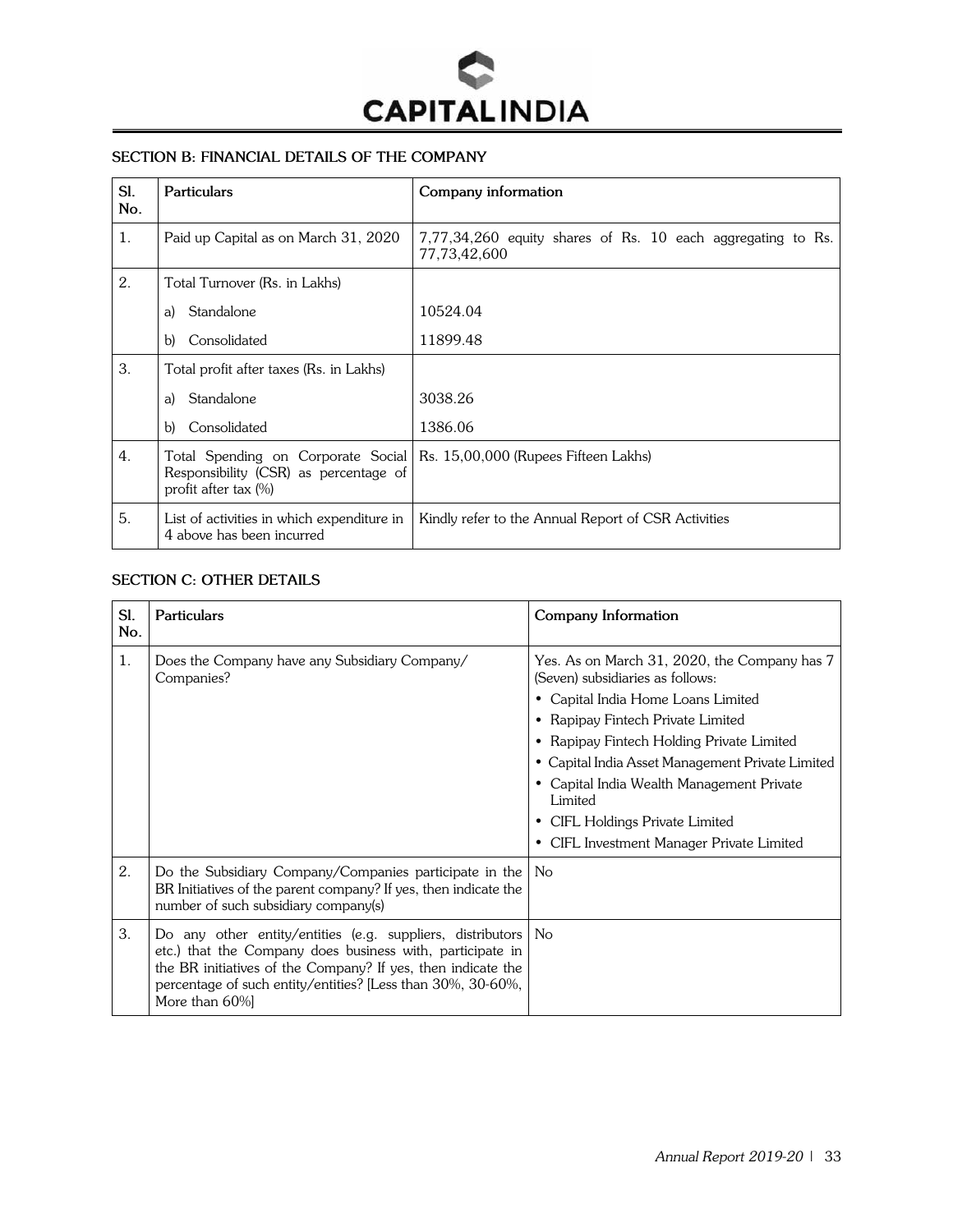## SECTION B: FINANCIAL DETAILS OF THE COMPANY

| Sl. No. | Particulars | Company information |
|---|---|---|
| 1. | Paid up Capital as on March 31, 2020 | 7,77,34,260 equity shares of Rs. 10 each aggregating to Rs. 77,73,42,600 |
| 2. | Total Turnover (Rs. in Lakhs) | |
| | a) Standalone | 10524.04 |
| | b) Consolidated | 11899.48 |
| 3. | Total profit after taxes (Rs. in Lakhs) | |
| | a) Standalone | 3038.26 |
| | b) Consolidated | 1386.06 |
| 4. | Total Spending on Corporate Social Responsibility (CSR) as percentage of profit after tax (%) | Rs. 15,00,000 (Rupees Fifteen Lakhs) |
| 5. | List of activities in which expenditure in 4 above has been incurred | Kindly refer to the Annual Report of CSR Activities |

## SECTION C: OTHER DETAILS

| Sl. No. | Particulars | Company Information |
|---|---|---|
| 1. | Does the Company have any Subsidiary Company/ Companies? | Yes. As on March 31, 2020, the Company has 7 (Seven) subsidiaries as follows:<br>• Capital India Home Loans Limited<br>• Rapipay Fintech Private Limited<br>• Rapipay Fintech Holding Private Limited<br>• Capital India Asset Management Private Limited<br>• Capital India Wealth Management Private Limited<br>• CIFL Holdings Private Limited<br>• CIFL Investment Manager Private Limited |
| 2. | Do the Subsidiary Company/Companies participate in the BR Initiatives of the parent company? If yes, then indicate the number of such subsidiary company(s) | No |
| 3. | Do any other entity/entities (e.g. suppliers, distributors etc.) that the Company does business with, participate in the BR initiatives of the Company? If yes, then indicate the percentage of such entity/entities? [Less than 30%, 30-60%, More than 60%] | No |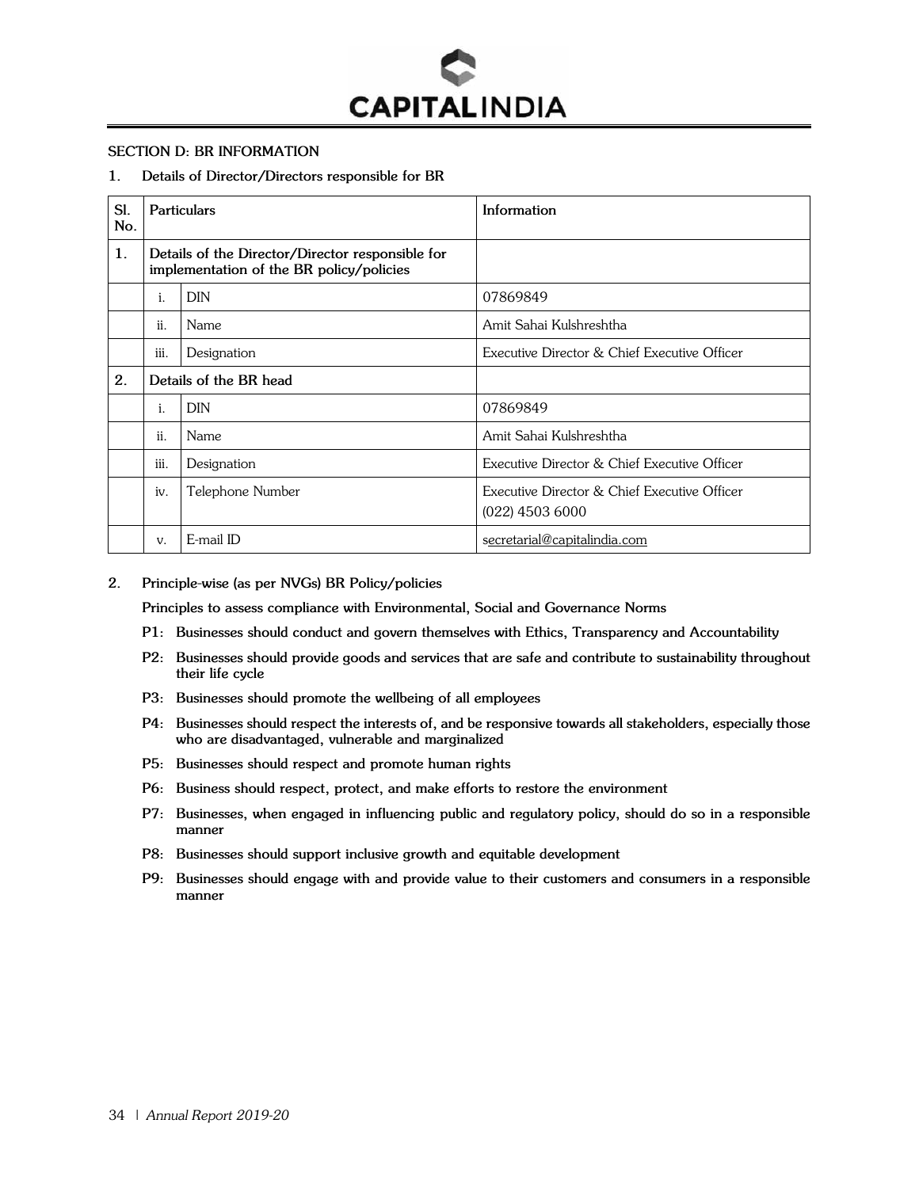## SECTION D: BR INFORMATION

1. Details of Director/Directors responsible for BR

| Sl. No. | Particulars | | Information |
|---|---|---|---|
| 1. | Details of the Director/Director responsible for implementation of the BR policy/policies | | |
| | i. | DIN | 07869849 |
| | ii. | Name | Amit Sahai Kulshreshtha |
| | iii. | Designation | Executive Director & Chief Executive Officer |
| 2. | Details of the BR head | | |
| | i. | DIN | 07869849 |
| | ii. | Name | Amit Sahai Kulshreshtha |
| | iii. | Designation | Executive Director & Chief Executive Officer |
| | iv. | Telephone Number | Executive Director & Chief Executive Officer (022) 4503 6000 |
| | v. | E-mail ID | secretarial@capitalindia.com |

2. **Principle-wise (as per NVGs) BR Policy/policies**

**Principles to assess compliance with Environmental, Social and Governance Norms**

- **P1: Businesses should conduct and govern themselves with Ethics, Transparency and Accountability**
- **P2: Businesses should provide goods and services that are safe and contribute to sustainability throughout their life cycle**
- **P3: Businesses should promote the wellbeing of all employees**
- **P4: Businesses should respect the interests of, and be responsive towards all stakeholders, especially those who are disadvantaged, vulnerable and marginalized**
- **P5: Businesses should respect and promote human rights**
- **P6: Business should respect, protect, and make efforts to restore the environment**
- **P7: Businesses, when engaged in influencing public and regulatory policy, should do so in a responsible manner**
- **P8: Businesses should support inclusive growth and equitable development**
- **P9: Businesses should engage with and provide value to their customers and consumers in a responsible manner**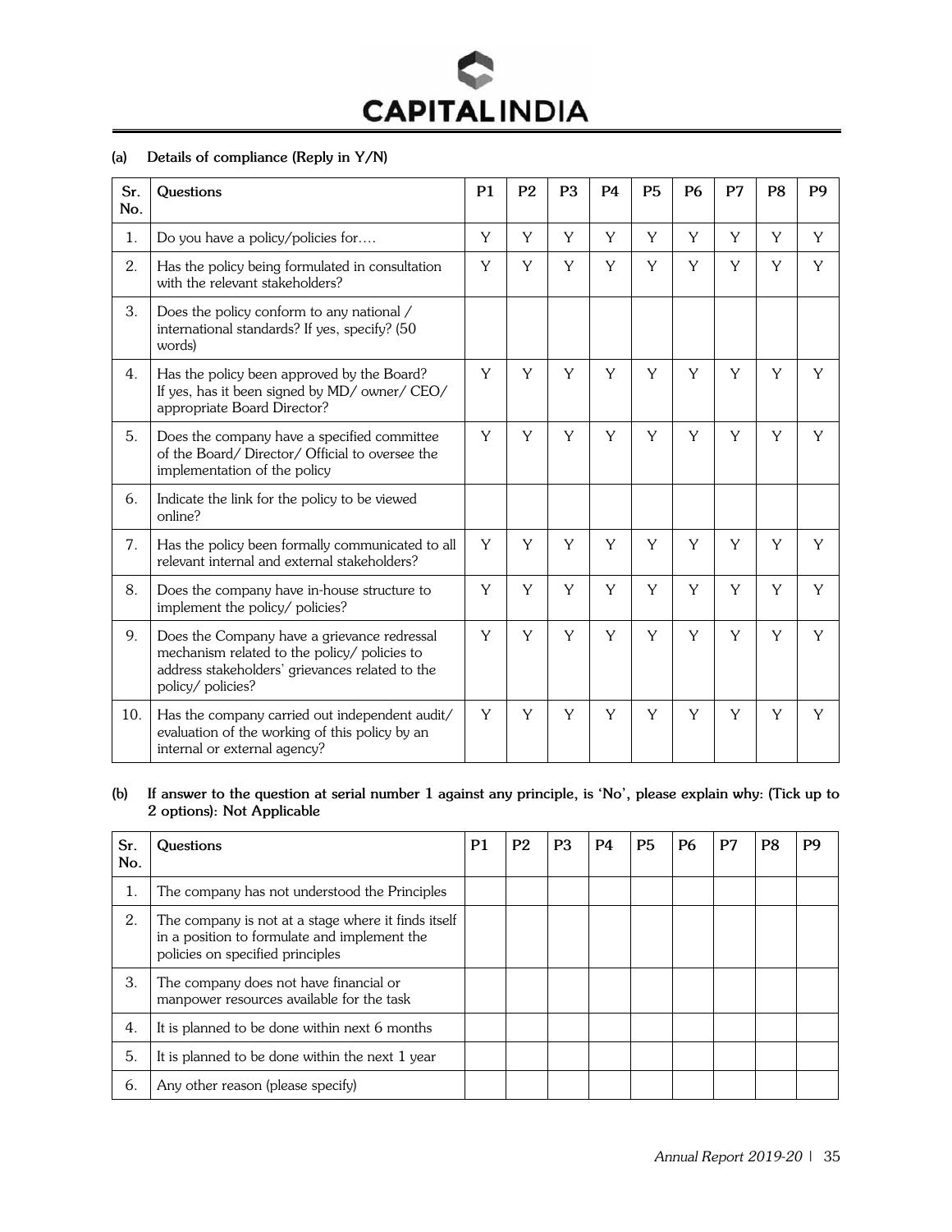**(a) Details of compliance (Reply in Y/N)**

| Sr. No. | Questions | P1 | P2 | P3 | P4 | P5 | P6 | P7 | P8 | P9 |
|---|---|---|---|---|---|---|---|---|---|---|
| 1. | Do you have a policy/policies for…. | Y | Y | Y | Y | Y | Y | Y | Y | Y |
| 2. | Has the policy being formulated in consultation with the relevant stakeholders? | Y | Y | Y | Y | Y | Y | Y | Y | Y |
| 3. | Does the policy conform to any national / international standards? If yes, specify? (50 words) | | | | | | | | | |
| 4. | Has the policy been approved by the Board? If yes, has it been signed by MD/ owner/ CEO/ appropriate Board Director? | Y | Y | Y | Y | Y | Y | Y | Y | Y |
| 5. | Does the company have a specified committee of the Board/ Director/ Official to oversee the implementation of the policy | Y | Y | Y | Y | Y | Y | Y | Y | Y |
| 6. | Indicate the link for the policy to be viewed online? | | | | | | | | | |
| 7. | Has the policy been formally communicated to all relevant internal and external stakeholders? | Y | Y | Y | Y | Y | Y | Y | Y | Y |
| 8. | Does the company have in-house structure to implement the policy/ policies? | Y | Y | Y | Y | Y | Y | Y | Y | Y |
| 9. | Does the Company have a grievance redressal mechanism related to the policy/ policies to address stakeholders' grievances related to the policy/ policies? | Y | Y | Y | Y | Y | Y | Y | Y | Y |
| 10. | Has the company carried out independent audit/ evaluation of the working of this policy by an internal or external agency? | Y | Y | Y | Y | Y | Y | Y | Y | Y |

**(b) If answer to the question at serial number 1 against any principle, is 'No', please explain why: (Tick up to 2 options): Not Applicable**

| Sr. No. | Questions | P1 | P2 | P3 | P4 | P5 | P6 | P7 | P8 | P9 |
|---|---|---|---|---|---|---|---|---|---|---|
| 1. | The company has not understood the Principles | | | | | | | | | |
| 2. | The company is not at a stage where it finds itself in a position to formulate and implement the policies on specified principles | | | | | | | | | |
| 3. | The company does not have financial or manpower resources available for the task | | | | | | | | | |
| 4. | It is planned to be done within next 6 months | | | | | | | | | |
| 5. | It is planned to be done within the next 1 year | | | | | | | | | |
| 6. | Any other reason (please specify) | | | | | | | | | |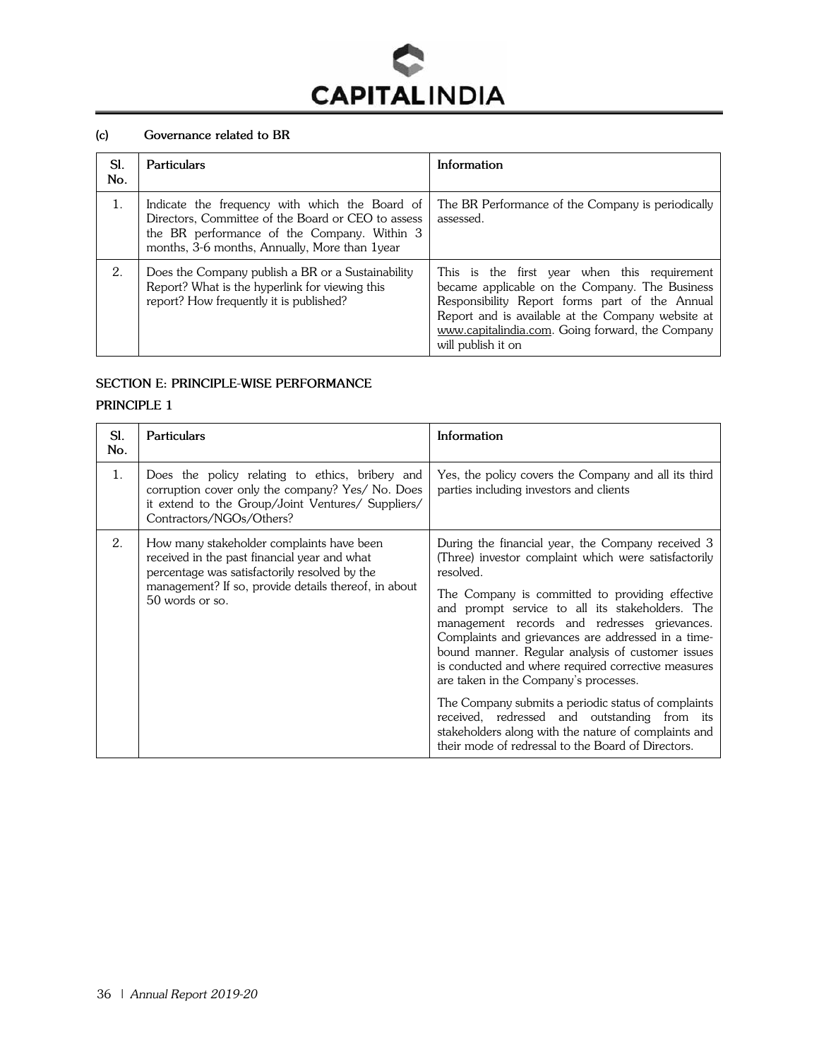**(c) Governance related to BR**

| Sl. No. | Particulars | Information |
|---|---|---|
| 1. | Indicate the frequency with which the Board of Directors, Committee of the Board or CEO to assess the BR performance of the Company. Within 3 months, 3-6 months, Annually, More than 1year | The BR Performance of the Company is periodically assessed. |
| 2. | Does the Company publish a BR or a Sustainability Report? What is the hyperlink for viewing this report? How frequently it is published? | This is the first year when this requirement became applicable on the Company. The Business Responsibility Report forms part of the Annual Report and is available at the Company website at www.capitalindia.com. Going forward, the Company will publish it on |

## SECTION E: PRINCIPLE-WISE PERFORMANCE

### PRINCIPLE 1

| Sl. No. | Particulars | Information |
|---|---|---|
| 1. | Does the policy relating to ethics, bribery and corruption cover only the company? Yes/ No. Does it extend to the Group/Joint Ventures/ Suppliers/ Contractors/NGOs/Others? | Yes, the policy covers the Company and all its third parties including investors and clients |
| 2. | How many stakeholder complaints have been received in the past financial year and what percentage was satisfactorily resolved by the management? If so, provide details thereof, in about 50 words or so. | During the financial year, the Company received 3 (Three) investor complaint which were satisfactorily resolved.<br><br>The Company is committed to providing effective and prompt service to all its stakeholders. The management records and redresses grievances. Complaints and grievances are addressed in a time-bound manner. Regular analysis of customer issues is conducted and where required corrective measures are taken in the Company's processes.<br><br>The Company submits a periodic status of complaints received, redressed and outstanding from its stakeholders along with the nature of complaints and their mode of redressal to the Board of Directors. |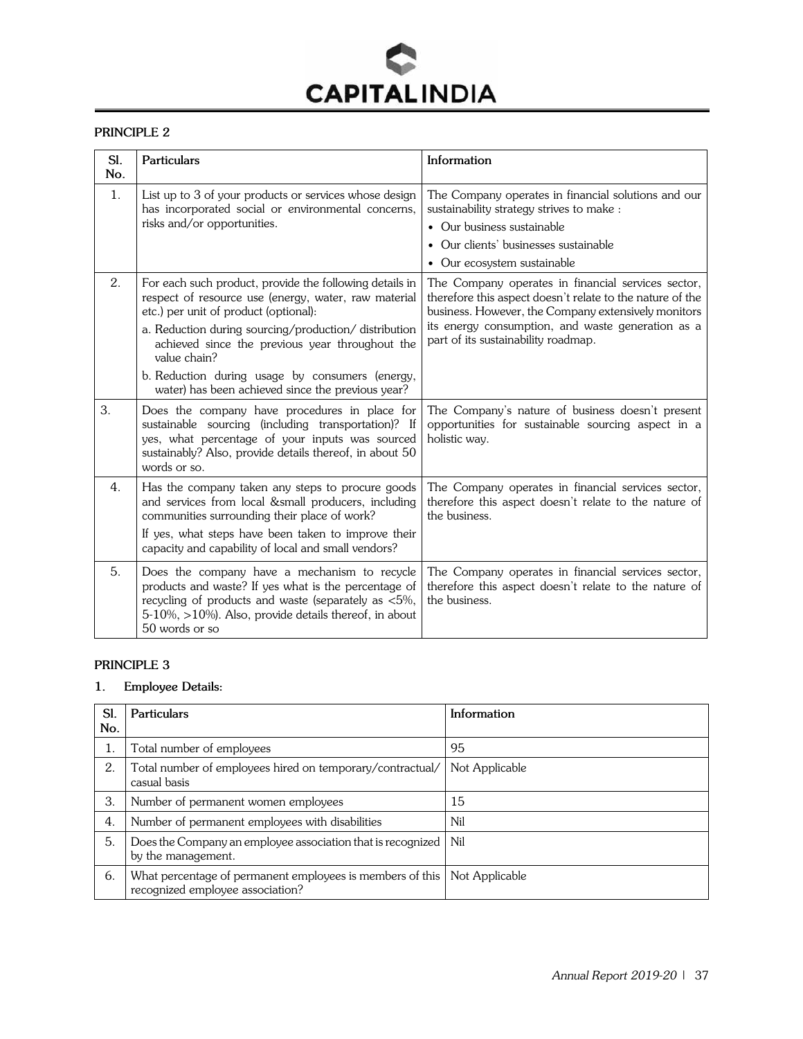## PRINCIPLE 2

| Sl. No. | Particulars | Information |
|---|---|---|
| 1. | List up to 3 of your products or services whose design has incorporated social or environmental concerns, risks and/or opportunities. | The Company operates in financial solutions and our sustainability strategy strives to make :<br>• Our business sustainable<br>• Our clients' businesses sustainable<br>• Our ecosystem sustainable |
| 2. | For each such product, provide the following details in respect of resource use (energy, water, raw material etc.) per unit of product (optional):<br>a. Reduction during sourcing/production/ distribution achieved since the previous year throughout the value chain?<br>b. Reduction during usage by consumers (energy, water) has been achieved since the previous year? | The Company operates in financial services sector, therefore this aspect doesn't relate to the nature of the business. However, the Company extensively monitors its energy consumption, and waste generation as a part of its sustainability roadmap. |
| 3. | Does the company have procedures in place for sustainable sourcing (including transportation)? If yes, what percentage of your inputs was sourced sustainably? Also, provide details thereof, in about 50 words or so. | The Company's nature of business doesn't present opportunities for sustainable sourcing aspect in a holistic way. |
| 4. | Has the company taken any steps to procure goods and services from local &small producers, including communities surrounding their place of work?<br>If yes, what steps have been taken to improve their capacity and capability of local and small vendors? | The Company operates in financial services sector, therefore this aspect doesn't relate to the nature of the business. |
| 5. | Does the company have a mechanism to recycle products and waste? If yes what is the percentage of recycling of products and waste (separately as <5%, 5-10%, >10%). Also, provide details thereof, in about 50 words or so | The Company operates in financial services sector, therefore this aspect doesn't relate to the nature of the business. |

## PRINCIPLE 3

### 1. Employee Details:

| Sl. No. | Particulars | Information |
|---|---|---|
| 1. | Total number of employees | 95 |
| 2. | Total number of employees hired on temporary/contractual/ casual basis | Not Applicable |
| 3. | Number of permanent women employees | 15 |
| 4. | Number of permanent employees with disabilities | Nil |
| 5. | Does the Company an employee association that is recognized by the management. | Nil |
| 6. | What percentage of permanent employees is members of this recognized employee association? | Not Applicable |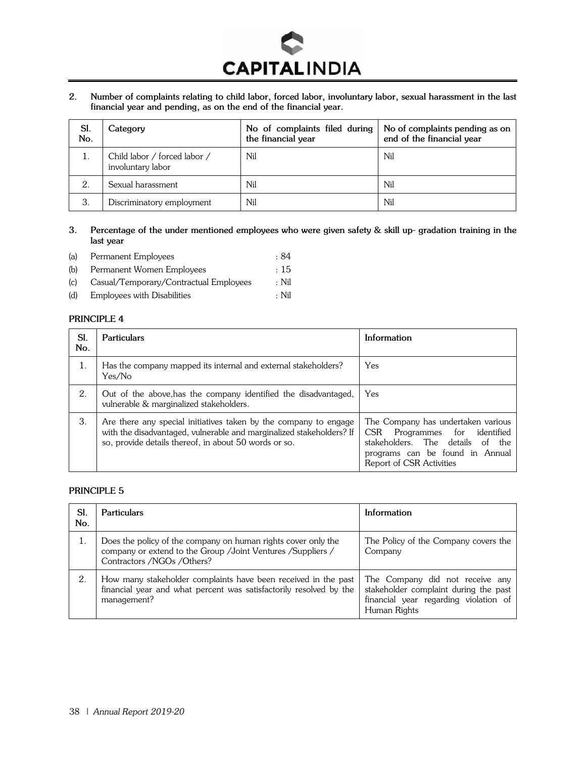2. **Number of complaints relating to child labor, forced labor, involuntary labor, sexual harassment in the last financial year and pending, as on the end of the financial year.**

| Sl. No. | Category | No of complaints filed during the financial year | No of complaints pending as on end of the financial year |
|---|---|---|---|
| 1. | Child labor / forced labor / involuntary labor | Nil | Nil |
| 2. | Sexual harassment | Nil | Nil |
| 3. | Discriminatory employment | Nil | Nil |

3. **Percentage of the under mentioned employees who were given safety & skill up- gradation training in the last year**

(a) Permanent Employees : 84
(b) Permanent Women Employees : 15
(c) Casual/Temporary/Contractual Employees : Nil
(d) Employees with Disabilities : Nil

**PRINCIPLE 4**

| Sl. No. | Particulars | Information |
|---|---|---|
| 1. | Has the company mapped its internal and external stakeholders? Yes/No | Yes |
| 2. | Out of the above,has the company identified the disadvantaged, vulnerable & marginalized stakeholders. | Yes |
| 3. | Are there any special initiatives taken by the company to engage with the disadvantaged, vulnerable and marginalized stakeholders? If so, provide details thereof, in about 50 words or so. | The Company has undertaken various CSR Programmes for identified stakeholders. The details of the programs can be found in Annual Report of CSR Activities |

**PRINCIPLE 5**

| Sl. No. | Particulars | Information |
|---|---|---|
| 1. | Does the policy of the company on human rights cover only the company or extend to the Group /Joint Ventures /Suppliers / Contractors /NGOs /Others? | The Policy of the Company covers the Company |
| 2. | How many stakeholder complaints have been received in the past financial year and what percent was satisfactorily resolved by the management? | The Company did not receive any stakeholder complaint during the past financial year regarding violation of Human Rights |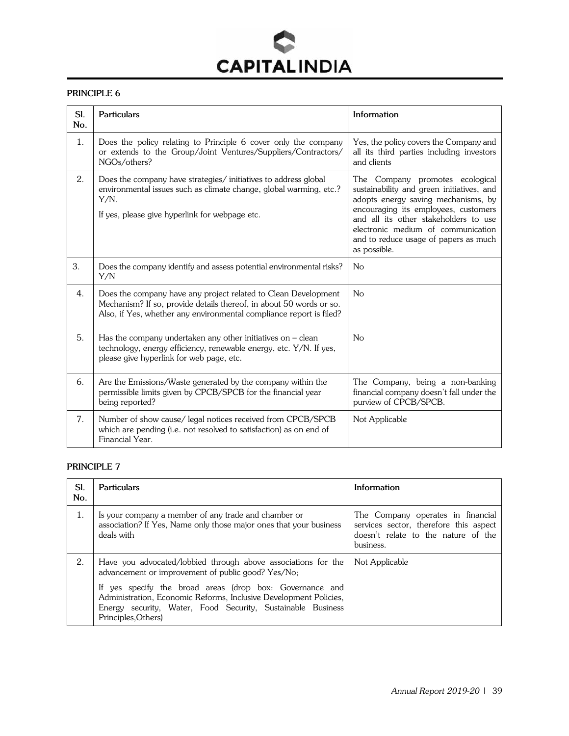## PRINCIPLE 6

| Sl. No. | Particulars | Information |
|---|---|---|
| 1. | Does the policy relating to Principle 6 cover only the company or extends to the Group/Joint Ventures/Suppliers/Contractors/ NGOs/others? | Yes, the policy covers the Company and all its third parties including investors and clients |
| 2. | Does the company have strategies/ initiatives to address global environmental issues such as climate change, global warming, etc.? Y/N.<br><br>If yes, please give hyperlink for webpage etc. | The Company promotes ecological sustainability and green initiatives, and adopts energy saving mechanisms, by encouraging its employees, customers and all its other stakeholders to use electronic medium of communication and to reduce usage of papers as much as possible. |
| 3. | Does the company identify and assess potential environmental risks? Y/N | No |
| 4. | Does the company have any project related to Clean Development Mechanism? If so, provide details thereof, in about 50 words or so. Also, if Yes, whether any environmental compliance report is filed? | No |
| 5. | Has the company undertaken any other initiatives on – clean technology, energy efficiency, renewable energy, etc. Y/N. If yes, please give hyperlink for web page, etc. | No |
| 6. | Are the Emissions/Waste generated by the company within the permissible limits given by CPCB/SPCB for the financial year being reported? | The Company, being a non-banking financial company doesn't fall under the purview of CPCB/SPCB. |
| 7. | Number of show cause/ legal notices received from CPCB/SPCB which are pending (i.e. not resolved to satisfaction) as on end of Financial Year. | Not Applicable |

## PRINCIPLE 7

| Sl. No. | Particulars | Information |
|---|---|---|
| 1. | Is your company a member of any trade and chamber or association? If Yes, Name only those major ones that your business deals with | The Company operates in financial services sector, therefore this aspect doesn't relate to the nature of the business. |
| 2. | Have you advocated/lobbied through above associations for the advancement or improvement of public good? Yes/No;<br><br>If yes specify the broad areas (drop box: Governance and Administration, Economic Reforms, Inclusive Development Policies, Energy security, Water, Food Security, Sustainable Business Principles,Others) | Not Applicable |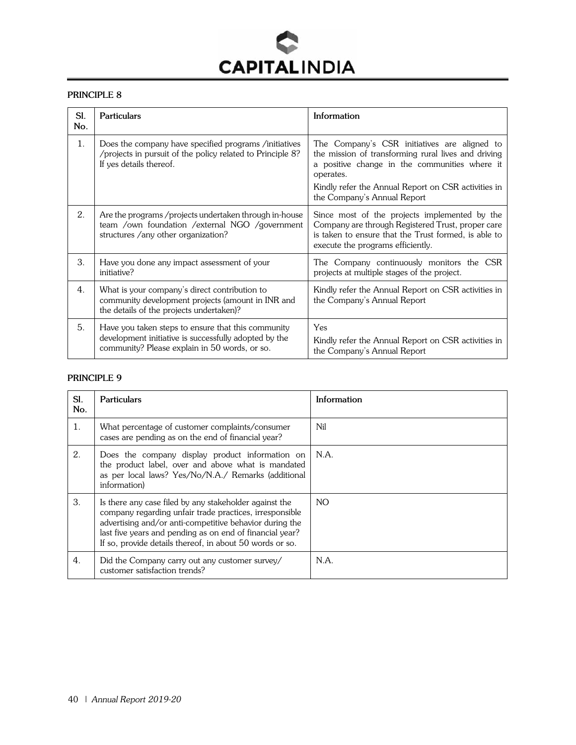## PRINCIPLE 8

| Sl. No. | Particulars | Information |
|---|---|---|
| 1. | Does the company have specified programs /initiatives /projects in pursuit of the policy related to Principle 8? If yes details thereof. | The Company's CSR initiatives are aligned to the mission of transforming rural lives and driving a positive change in the communities where it operates.<br>Kindly refer the Annual Report on CSR activities in the Company's Annual Report |
| 2. | Are the programs /projects undertaken through in-house team /own foundation /external NGO /government structures /any other organization? | Since most of the projects implemented by the Company are through Registered Trust, proper care is taken to ensure that the Trust formed, is able to execute the programs efficiently. |
| 3. | Have you done any impact assessment of your initiative? | The Company continuously monitors the CSR projects at multiple stages of the project. |
| 4. | What is your company's direct contribution to community development projects (amount in INR and the details of the projects undertaken)? | Kindly refer the Annual Report on CSR activities in the Company's Annual Report |
| 5. | Have you taken steps to ensure that this community development initiative is successfully adopted by the community? Please explain in 50 words, or so. | Yes<br>Kindly refer the Annual Report on CSR activities in the Company's Annual Report |

## PRINCIPLE 9

| Sl. No. | Particulars | Information |
|---|---|---|
| 1. | What percentage of customer complaints/consumer cases are pending as on the end of financial year? | Nil |
| 2. | Does the company display product information on the product label, over and above what is mandated as per local laws? Yes/No/N.A./ Remarks (additional information) | N.A. |
| 3. | Is there any case filed by any stakeholder against the company regarding unfair trade practices, irresponsible advertising and/or anti-competitive behavior during the last five years and pending as on end of financial year? If so, provide details thereof, in about 50 words or so. | NO |
| 4. | Did the Company carry out any customer survey/ customer satisfaction trends? | N.A. |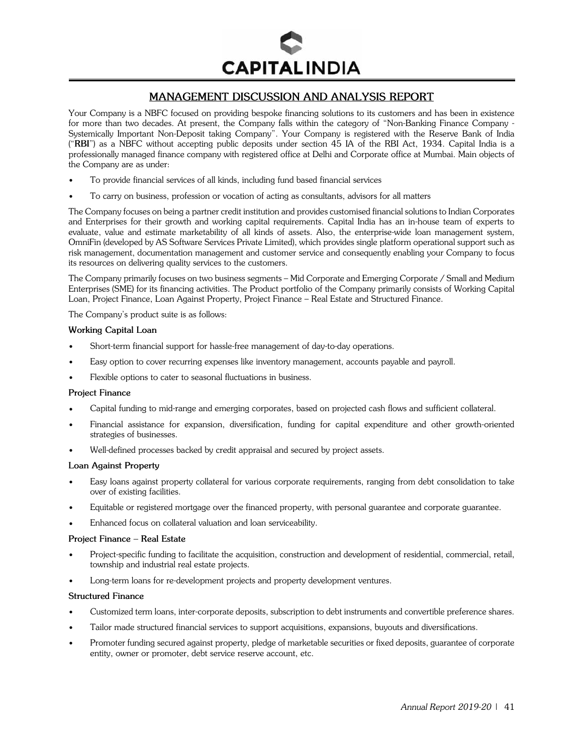## MANAGEMENT DISCUSSION AND ANALYSIS REPORT

Your Company is a NBFC focused on providing bespoke financing solutions to its customers and has been in existence for more than two decades. At present, the Company falls within the category of "Non-Banking Finance Company - Systemically Important Non-Deposit taking Company". Your Company is registered with the Reserve Bank of India ("**RBI**") as a NBFC without accepting public deposits under section 45 IA of the RBI Act, 1934. Capital India is a professionally managed finance company with registered office at Delhi and Corporate office at Mumbai. Main objects of the Company are as under:

- To provide financial services of all kinds, including fund based financial services
- To carry on business, profession or vocation of acting as consultants, advisors for all matters

The Company focuses on being a partner credit institution and provides customised financial solutions to Indian Corporates and Enterprises for their growth and working capital requirements. Capital India has an in-house team of experts to evaluate, value and estimate marketability of all kinds of assets. Also, the enterprise-wide loan management system, OmniFin (developed by AS Software Services Private Limited), which provides single platform operational support such as risk management, documentation management and customer service and consequently enabling your Company to focus its resources on delivering quality services to the customers.

The Company primarily focuses on two business segments – Mid Corporate and Emerging Corporate / Small and Medium Enterprises (SME) for its financing activities. The Product portfolio of the Company primarily consists of Working Capital Loan, Project Finance, Loan Against Property, Project Finance – Real Estate and Structured Finance.

The Company's product suite is as follows:

**Working Capital Loan**

- Short-term financial support for hassle-free management of day-to-day operations.
- Easy option to cover recurring expenses like inventory management, accounts payable and payroll.
- Flexible options to cater to seasonal fluctuations in business.

**Project Finance**

- Capital funding to mid-range and emerging corporates, based on projected cash flows and sufficient collateral.
- Financial assistance for expansion, diversification, funding for capital expenditure and other growth-oriented strategies of businesses.
- Well-defined processes backed by credit appraisal and secured by project assets.

**Loan Against Property**

- Easy loans against property collateral for various corporate requirements, ranging from debt consolidation to take over of existing facilities.
- Equitable or registered mortgage over the financed property, with personal guarantee and corporate guarantee.
- Enhanced focus on collateral valuation and loan serviceability.

**Project Finance – Real Estate**

- Project-specific funding to facilitate the acquisition, construction and development of residential, commercial, retail, township and industrial real estate projects.
- Long-term loans for re-development projects and property development ventures.

**Structured Finance**

- Customized term loans, inter-corporate deposits, subscription to debt instruments and convertible preference shares.
- Tailor made structured financial services to support acquisitions, expansions, buyouts and diversifications.
- Promoter funding secured against property, pledge of marketable securities or fixed deposits, guarantee of corporate entity, owner or promoter, debt service reserve account, etc.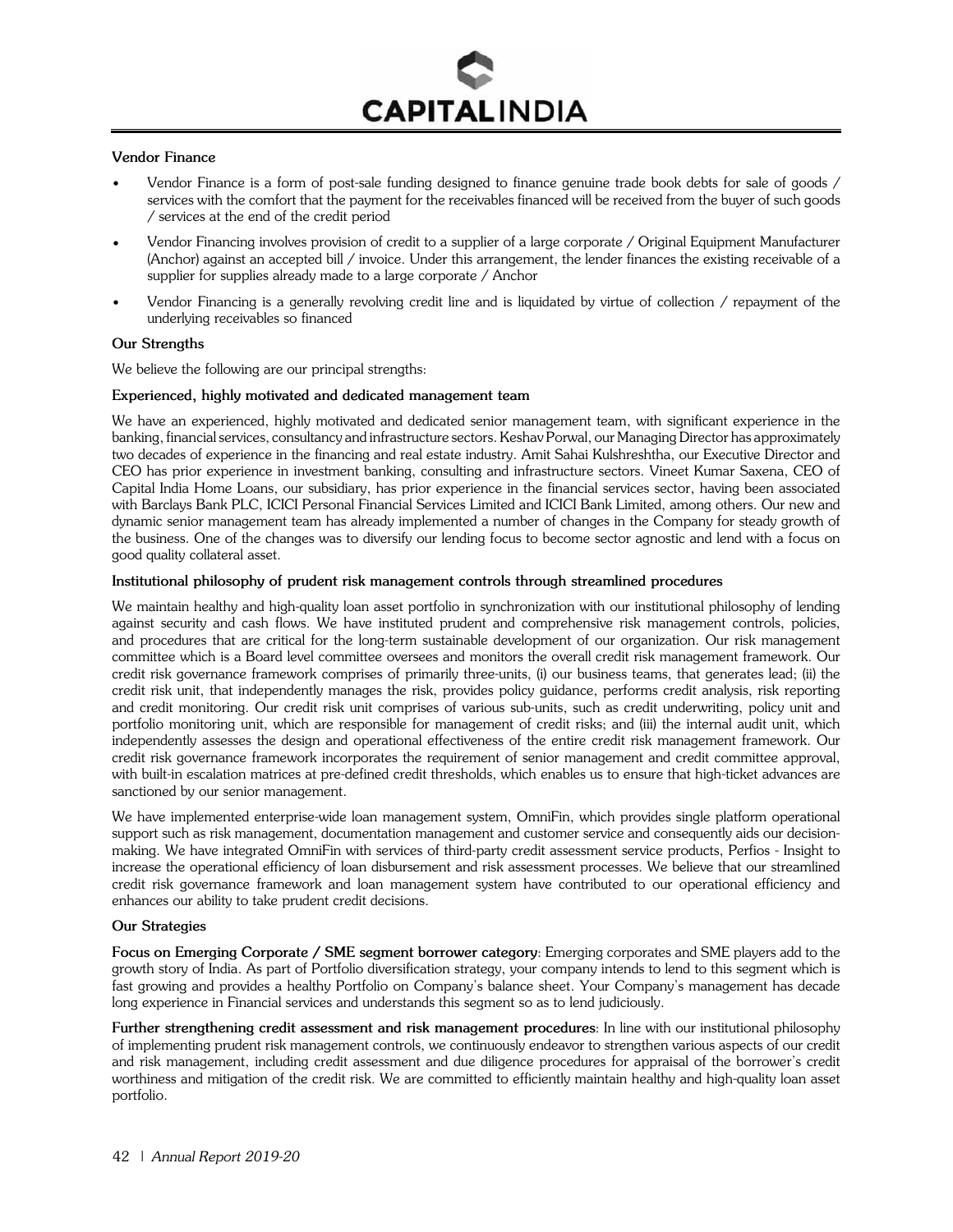**Vendor Finance**

- Vendor Finance is a form of post-sale funding designed to finance genuine trade book debts for sale of goods / services with the comfort that the payment for the receivables financed will be received from the buyer of such goods / services at the end of the credit period
- Vendor Financing involves provision of credit to a supplier of a large corporate / Original Equipment Manufacturer (Anchor) against an accepted bill / invoice. Under this arrangement, the lender finances the existing receivable of a supplier for supplies already made to a large corporate / Anchor
- Vendor Financing is a generally revolving credit line and is liquidated by virtue of collection / repayment of the underlying receivables so financed

**Our Strengths**

We believe the following are our principal strengths:

**Experienced, highly motivated and dedicated management team**

We have an experienced, highly motivated and dedicated senior management team, with significant experience in the banking, financial services, consultancy and infrastructure sectors. Keshav Porwal, our Managing Director has approximately two decades of experience in the financing and real estate industry. Amit Sahai Kulshreshtha, our Executive Director and CEO has prior experience in investment banking, consulting and infrastructure sectors. Vineet Kumar Saxena, CEO of Capital India Home Loans, our subsidiary, has prior experience in the financial services sector, having been associated with Barclays Bank PLC, ICICI Personal Financial Services Limited and ICICI Bank Limited, among others. Our new and dynamic senior management team has already implemented a number of changes in the Company for steady growth of the business. One of the changes was to diversify our lending focus to become sector agnostic and lend with a focus on good quality collateral asset.

**Institutional philosophy of prudent risk management controls through streamlined procedures**

We maintain healthy and high-quality loan asset portfolio in synchronization with our institutional philosophy of lending against security and cash flows. We have instituted prudent and comprehensive risk management controls, policies, and procedures that are critical for the long-term sustainable development of our organization. Our risk management committee which is a Board level committee oversees and monitors the overall credit risk management framework. Our credit risk governance framework comprises of primarily three-units, (i) our business teams, that generates lead; (ii) the credit risk unit, that independently manages the risk, provides policy guidance, performs credit analysis, risk reporting and credit monitoring. Our credit risk unit comprises of various sub-units, such as credit underwriting, policy unit and portfolio monitoring unit, which are responsible for management of credit risks; and (iii) the internal audit unit, which independently assesses the design and operational effectiveness of the entire credit risk management framework. Our credit risk governance framework incorporates the requirement of senior management and credit committee approval, with built-in escalation matrices at pre-defined credit thresholds, which enables us to ensure that high-ticket advances are sanctioned by our senior management.

We have implemented enterprise-wide loan management system, OmniFin, which provides single platform operational support such as risk management, documentation management and customer service and consequently aids our decision-making. We have integrated OmniFin with services of third-party credit assessment service products, Perfios - Insight to increase the operational efficiency of loan disbursement and risk assessment processes. We believe that our streamlined credit risk governance framework and loan management system have contributed to our operational efficiency and enhances our ability to take prudent credit decisions.

**Our Strategies**

**Focus on Emerging Corporate / SME segment borrower category**: Emerging corporates and SME players add to the growth story of India. As part of Portfolio diversification strategy, your company intends to lend to this segment which is fast growing and provides a healthy Portfolio on Company's balance sheet. Your Company's management has decade long experience in Financial services and understands this segment so as to lend judiciously.

**Further strengthening credit assessment and risk management procedures**: In line with our institutional philosophy of implementing prudent risk management controls, we continuously endeavor to strengthen various aspects of our credit and risk management, including credit assessment and due diligence procedures for appraisal of the borrower's credit worthiness and mitigation of the credit risk. We are committed to efficiently maintain healthy and high-quality loan asset portfolio.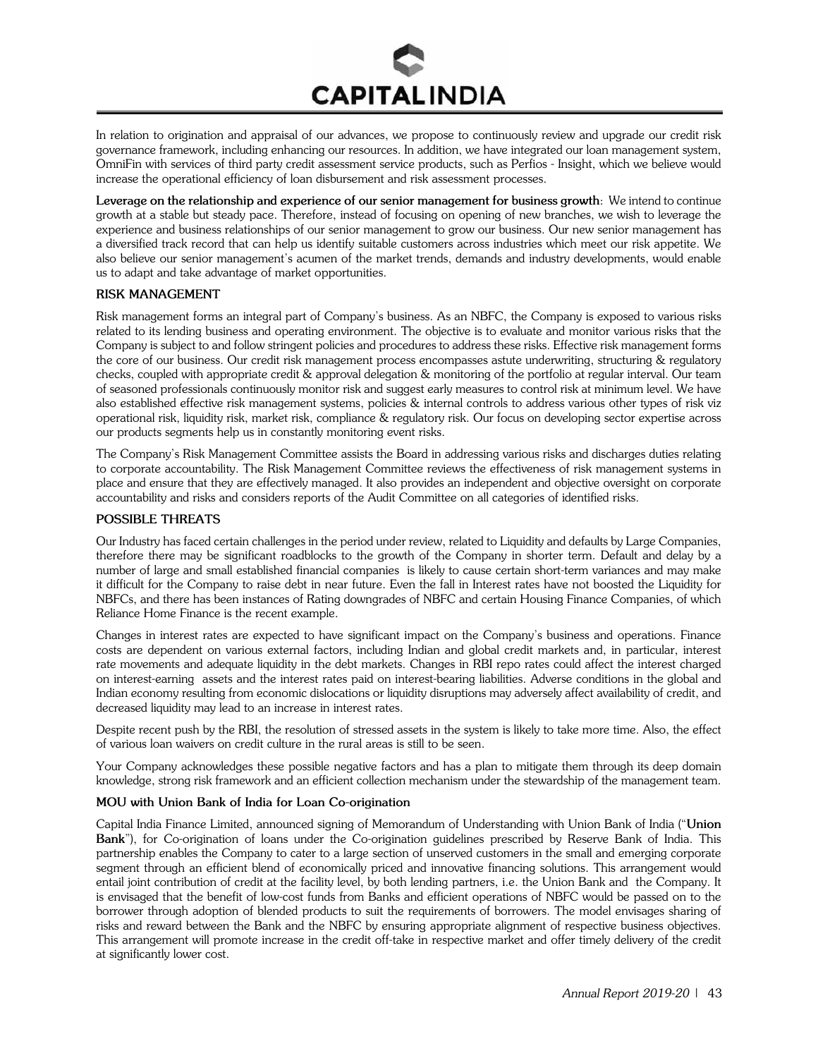In relation to origination and appraisal of our advances, we propose to continuously review and upgrade our credit risk governance framework, including enhancing our resources. In addition, we have integrated our loan management system, OmniFin with services of third party credit assessment service products, such as Perfios - Insight, which we believe would increase the operational efficiency of loan disbursement and risk assessment processes.

**Leverage on the relationship and experience of our senior management for business growth**: We intend to continue growth at a stable but steady pace. Therefore, instead of focusing on opening of new branches, we wish to leverage the experience and business relationships of our senior management to grow our business. Our new senior management has a diversified track record that can help us identify suitable customers across industries which meet our risk appetite. We also believe our senior management's acumen of the market trends, demands and industry developments, would enable us to adapt and take advantage of market opportunities.

## RISK MANAGEMENT

Risk management forms an integral part of Company's business. As an NBFC, the Company is exposed to various risks related to its lending business and operating environment. The objective is to evaluate and monitor various risks that the Company is subject to and follow stringent policies and procedures to address these risks. Effective risk management forms the core of our business. Our credit risk management process encompasses astute underwriting, structuring & regulatory checks, coupled with appropriate credit & approval delegation & monitoring of the portfolio at regular interval. Our team of seasoned professionals continuously monitor risk and suggest early measures to control risk at minimum level. We have also established effective risk management systems, policies & internal controls to address various other types of risk viz operational risk, liquidity risk, market risk, compliance & regulatory risk. Our focus on developing sector expertise across our products segments help us in constantly monitoring event risks.

The Company's Risk Management Committee assists the Board in addressing various risks and discharges duties relating to corporate accountability. The Risk Management Committee reviews the effectiveness of risk management systems in place and ensure that they are effectively managed. It also provides an independent and objective oversight on corporate accountability and risks and considers reports of the Audit Committee on all categories of identified risks.

## POSSIBLE THREATS

Our Industry has faced certain challenges in the period under review, related to Liquidity and defaults by Large Companies, therefore there may be significant roadblocks to the growth of the Company in shorter term. Default and delay by a number of large and small established financial companies is likely to cause certain short-term variances and may make it difficult for the Company to raise debt in near future. Even the fall in Interest rates have not boosted the Liquidity for NBFCs, and there has been instances of Rating downgrades of NBFC and certain Housing Finance Companies, of which Reliance Home Finance is the recent example.

Changes in interest rates are expected to have significant impact on the Company's business and operations. Finance costs are dependent on various external factors, including Indian and global credit markets and, in particular, interest rate movements and adequate liquidity in the debt markets. Changes in RBI repo rates could affect the interest charged on interest-earning assets and the interest rates paid on interest-bearing liabilities. Adverse conditions in the global and Indian economy resulting from economic dislocations or liquidity disruptions may adversely affect availability of credit, and decreased liquidity may lead to an increase in interest rates.

Despite recent push by the RBI, the resolution of stressed assets in the system is likely to take more time. Also, the effect of various loan waivers on credit culture in the rural areas is still to be seen.

Your Company acknowledges these possible negative factors and has a plan to mitigate them through its deep domain knowledge, strong risk framework and an efficient collection mechanism under the stewardship of the management team.

### MOU with Union Bank of India for Loan Co-origination

Capital India Finance Limited, announced signing of Memorandum of Understanding with Union Bank of India ("**Union Bank**"), for Co-origination of loans under the Co-origination guidelines prescribed by Reserve Bank of India. This partnership enables the Company to cater to a large section of unserved customers in the small and emerging corporate segment through an efficient blend of economically priced and innovative financing solutions. This arrangement would entail joint contribution of credit at the facility level, by both lending partners, i.e. the Union Bank and the Company. It is envisaged that the benefit of low-cost funds from Banks and efficient operations of NBFC would be passed on to the borrower through adoption of blended products to suit the requirements of borrowers. The model envisages sharing of risks and reward between the Bank and the NBFC by ensuring appropriate alignment of respective business objectives. This arrangement will promote increase in the credit off-take in respective market and offer timely delivery of the credit at significantly lower cost.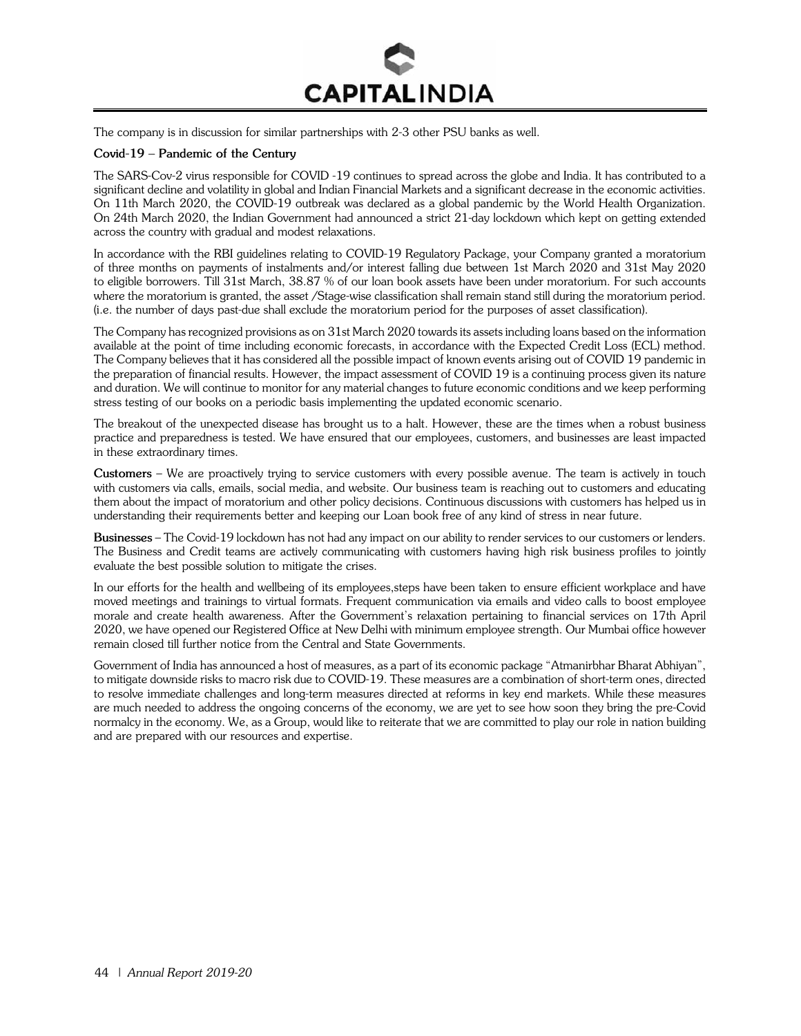The company is in discussion for similar partnerships with 2-3 other PSU banks as well.

**Covid-19 – Pandemic of the Century**

The SARS-Cov-2 virus responsible for COVID -19 continues to spread across the globe and India. It has contributed to a significant decline and volatility in global and Indian Financial Markets and a significant decrease in the economic activities. On 11th March 2020, the COVID-19 outbreak was declared as a global pandemic by the World Health Organization. On 24th March 2020, the Indian Government had announced a strict 21-day lockdown which kept on getting extended across the country with gradual and modest relaxations.

In accordance with the RBI guidelines relating to COVID-19 Regulatory Package, your Company granted a moratorium of three months on payments of instalments and/or interest falling due between 1st March 2020 and 31st May 2020 to eligible borrowers. Till 31st March, 38.87 % of our loan book assets have been under moratorium. For such accounts where the moratorium is granted, the asset /Stage-wise classification shall remain stand still during the moratorium period. (i.e. the number of days past-due shall exclude the moratorium period for the purposes of asset classification).

The Company has recognized provisions as on 31st March 2020 towards its assets including loans based on the information available at the point of time including economic forecasts, in accordance with the Expected Credit Loss (ECL) method. The Company believes that it has considered all the possible impact of known events arising out of COVID 19 pandemic in the preparation of financial results. However, the impact assessment of COVID 19 is a continuing process given its nature and duration. We will continue to monitor for any material changes to future economic conditions and we keep performing stress testing of our books on a periodic basis implementing the updated economic scenario.

The breakout of the unexpected disease has brought us to a halt. However, these are the times when a robust business practice and preparedness is tested. We have ensured that our employees, customers, and businesses are least impacted in these extraordinary times.

**Customers** – We are proactively trying to service customers with every possible avenue. The team is actively in touch with customers via calls, emails, social media, and website. Our business team is reaching out to customers and educating them about the impact of moratorium and other policy decisions. Continuous discussions with customers has helped us in understanding their requirements better and keeping our Loan book free of any kind of stress in near future.

**Businesses** – The Covid-19 lockdown has not had any impact on our ability to render services to our customers or lenders. The Business and Credit teams are actively communicating with customers having high risk business profiles to jointly evaluate the best possible solution to mitigate the crises.

In our efforts for the health and wellbeing of its employees,steps have been taken to ensure efficient workplace and have moved meetings and trainings to virtual formats. Frequent communication via emails and video calls to boost employee morale and create health awareness. After the Government's relaxation pertaining to financial services on 17th April 2020, we have opened our Registered Office at New Delhi with minimum employee strength. Our Mumbai office however remain closed till further notice from the Central and State Governments.

Government of India has announced a host of measures, as a part of its economic package "Atmanirbhar Bharat Abhiyan", to mitigate downside risks to macro risk due to COVID-19. These measures are a combination of short-term ones, directed to resolve immediate challenges and long-term measures directed at reforms in key end markets. While these measures are much needed to address the ongoing concerns of the economy, we are yet to see how soon they bring the pre-Covid normalcy in the economy. We, as a Group, would like to reiterate that we are committed to play our role in nation building and are prepared with our resources and expertise.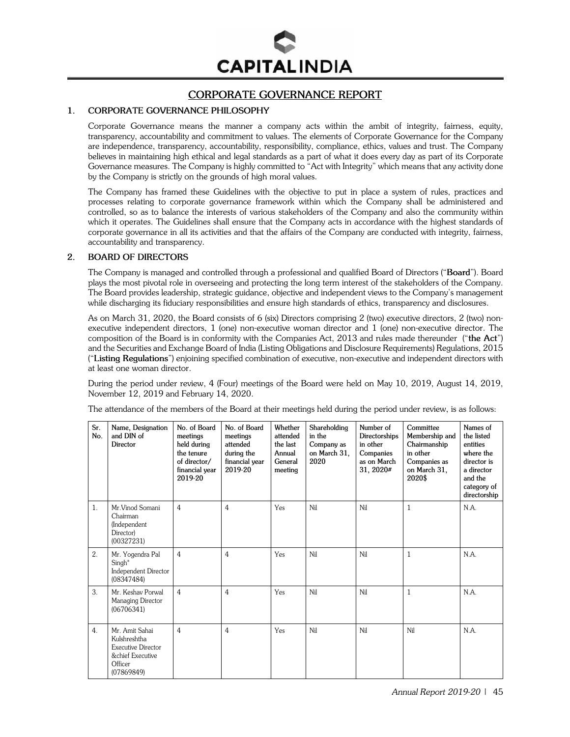# CORPORATE GOVERNANCE REPORT

## 1. CORPORATE GOVERNANCE PHILOSOPHY

Corporate Governance means the manner a company acts within the ambit of integrity, fairness, equity, transparency, accountability and commitment to values. The elements of Corporate Governance for the Company are independence, transparency, accountability, responsibility, compliance, ethics, values and trust. The Company believes in maintaining high ethical and legal standards as a part of what it does every day as part of its Corporate Governance measures. The Company is highly committed to "Act with Integrity" which means that any activity done by the Company is strictly on the grounds of high moral values.

The Company has framed these Guidelines with the objective to put in place a system of rules, practices and processes relating to corporate governance framework within which the Company shall be administered and controlled, so as to balance the interests of various stakeholders of the Company and also the community within which it operates. The Guidelines shall ensure that the Company acts in accordance with the highest standards of corporate governance in all its activities and that the affairs of the Company are conducted with integrity, fairness, accountability and transparency.

## 2. BOARD OF DIRECTORS

The Company is managed and controlled through a professional and qualified Board of Directors ("**Board**"). Board plays the most pivotal role in overseeing and protecting the long term interest of the stakeholders of the Company. The Board provides leadership, strategic guidance, objective and independent views to the Company's management while discharging its fiduciary responsibilities and ensure high standards of ethics, transparency and disclosures.

As on March 31, 2020, the Board consists of 6 (six) Directors comprising 2 (two) executive directors, 2 (two) non-executive independent directors, 1 (one) non-executive woman director and 1 (one) non-executive director. The composition of the Board is in conformity with the Companies Act, 2013 and rules made thereunder ("**the Act**") and the Securities and Exchange Board of India (Listing Obligations and Disclosure Requirements) Regulations, 2015 ("**Listing Regulations**") enjoining specified combination of executive, non-executive and independent directors with at least one woman director.

During the period under review, 4 (Four) meetings of the Board were held on May 10, 2019, August 14, 2019, November 12, 2019 and February 14, 2020.

The attendance of the members of the Board at their meetings held during the period under review, is as follows:

| Sr. No. | Name, Designation and DIN of Director | No. of Board meetings held during the tenure of director/ financial year 2019-20 | No. of Board meetings attended during the financial year 2019-20 | Whether attended the last Annual General meeting | Shareholding in the Company as on March 31, 2020 | Number of Directorships in other Companies as on March 31, 2020# | Committee Membership and Chairmanship in other Companies as on March 31, 2020$ | Names of the listed entities where the director is a director and the category of directorship |
|---|---|---|---|---|---|---|---|---|
| 1. | Mr.Vinod Somani Chairman (Independent Director) (00327231) | 4 | 4 | Yes | Nil | Nil | 1 | N.A. |
| 2. | Mr. Yogendra Pal Singh* Independent Director (08347484) | 4 | 4 | Yes | Nil | Nil | 1 | N.A. |
| 3. | Mr. Keshav Porwal Managing Director (06706341) | 4 | 4 | Yes | Nil | Nil | 1 | N.A. |
| 4. | Mr. Amit Sahai Kulshreshtha Executive Director &chief Executive Officer (07869849) | 4 | 4 | Yes | Nil | Nil | Nil | N.A. |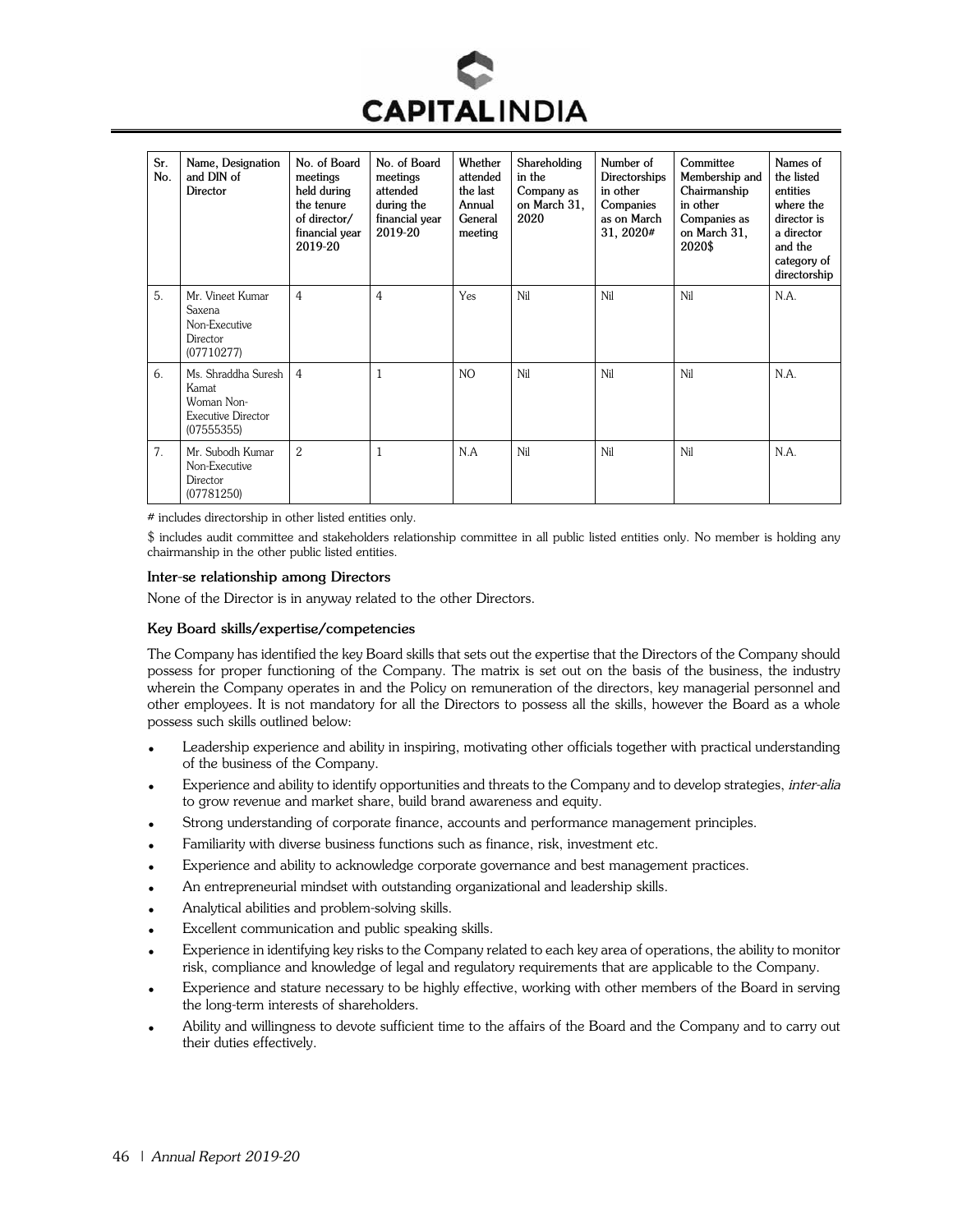| Sr. No. | Name, Designation and DIN of Director | No. of Board meetings held during the tenure of director/ financial year 2019-20 | No. of Board meetings attended during the financial year 2019-20 | Whether attended the last Annual General meeting | Shareholding in the Company as on March 31, 2020 | Number of Directorships in other Companies as on March 31, 2020# | Committee Membership and Chairmanship in other Companies as on March 31, 2020$ | Names of the listed entities where the director is a director and the category of directorship |
|---|---|---|---|---|---|---|---|---|
| 5. | Mr. Vineet Kumar Saxena Non-Executive Director (07710277) | 4 | 4 | Yes | Nil | Nil | Nil | N.A. |
| 6. | Ms. Shraddha Suresh Kamat Woman Non-Executive Director (07555355) | 4 | 1 | NO | Nil | Nil | Nil | N.A. |
| 7. | Mr. Subodh Kumar Non-Executive Director (07781250) | 2 | 1 | N.A | Nil | Nil | Nil | N.A. |

# includes directorship in other listed entities only.

$ includes audit committee and stakeholders relationship committee in all public listed entities only. No member is holding any chairmanship in the other public listed entities.

**Inter-se relationship among Directors**

None of the Director is in anyway related to the other Directors.

**Key Board skills/expertise/competencies**

The Company has identified the key Board skills that sets out the expertise that the Directors of the Company should possess for proper functioning of the Company. The matrix is set out on the basis of the business, the industry wherein the Company operates in and the Policy on remuneration of the directors, key managerial personnel and other employees. It is not mandatory for all the Directors to possess all the skills, however the Board as a whole possess such skills outlined below:

- Leadership experience and ability in inspiring, motivating other officials together with practical understanding of the business of the Company.
- Experience and ability to identify opportunities and threats to the Company and to develop strategies, *inter-alia* to grow revenue and market share, build brand awareness and equity.
- Strong understanding of corporate finance, accounts and performance management principles.
- Familiarity with diverse business functions such as finance, risk, investment etc.
- Experience and ability to acknowledge corporate governance and best management practices.
- An entrepreneurial mindset with outstanding organizational and leadership skills.
- Analytical abilities and problem-solving skills.
- Excellent communication and public speaking skills.
- Experience in identifying key risks to the Company related to each key area of operations, the ability to monitor risk, compliance and knowledge of legal and regulatory requirements that are applicable to the Company.
- Experience and stature necessary to be highly effective, working with other members of the Board in serving the long-term interests of shareholders.
- Ability and willingness to devote sufficient time to the affairs of the Board and the Company and to carry out their duties effectively.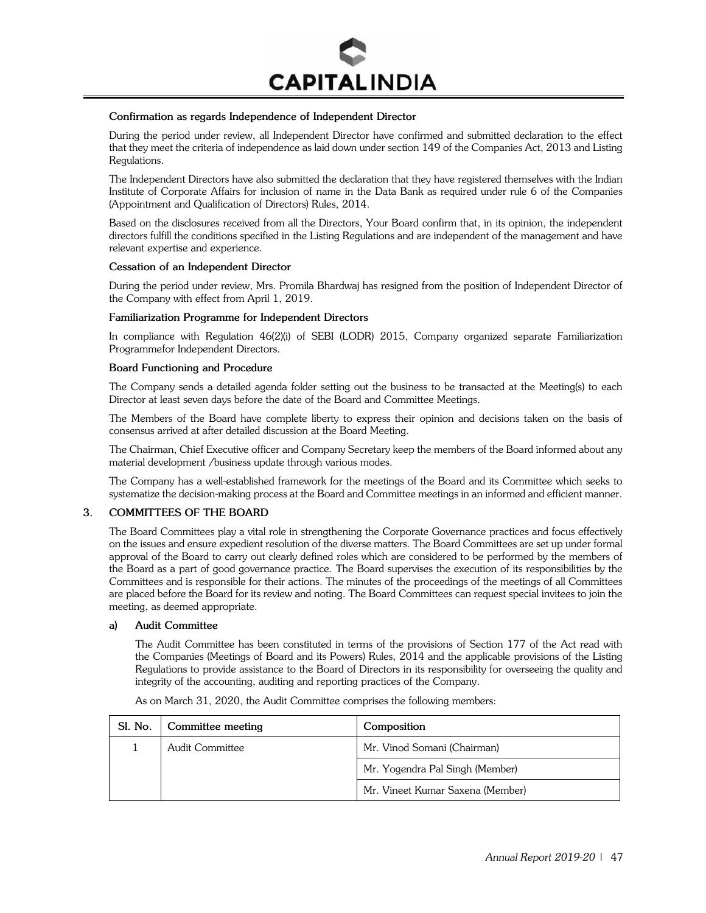**Confirmation as regards Independence of Independent Director**

During the period under review, all Independent Director have confirmed and submitted declaration to the effect that they meet the criteria of independence as laid down under section 149 of the Companies Act, 2013 and Listing Regulations.

The Independent Directors have also submitted the declaration that they have registered themselves with the Indian Institute of Corporate Affairs for inclusion of name in the Data Bank as required under rule 6 of the Companies (Appointment and Qualification of Directors) Rules, 2014.

Based on the disclosures received from all the Directors, Your Board confirm that, in its opinion, the independent directors fulfill the conditions specified in the Listing Regulations and are independent of the management and have relevant expertise and experience.

**Cessation of an Independent Director**

During the period under review, Mrs. Promila Bhardwaj has resigned from the position of Independent Director of the Company with effect from April 1, 2019.

**Familiarization Programme for Independent Directors**

In compliance with Regulation 46(2)(i) of SEBI (LODR) 2015, Company organized separate Familiarization Programmefor Independent Directors.

**Board Functioning and Procedure**

The Company sends a detailed agenda folder setting out the business to be transacted at the Meeting(s) to each Director at least seven days before the date of the Board and Committee Meetings.

The Members of the Board have complete liberty to express their opinion and decisions taken on the basis of consensus arrived at after detailed discussion at the Board Meeting.

The Chairman, Chief Executive officer and Company Secretary keep the members of the Board informed about any material development /business update through various modes.

The Company has a well-established framework for the meetings of the Board and its Committee which seeks to systematize the decision-making process at the Board and Committee meetings in an informed and efficient manner.

## 3. COMMITTEES OF THE BOARD

The Board Committees play a vital role in strengthening the Corporate Governance practices and focus effectively on the issues and ensure expedient resolution of the diverse matters. The Board Committees are set up under formal approval of the Board to carry out clearly defined roles which are considered to be performed by the members of the Board as a part of good governance practice. The Board supervises the execution of its responsibilities by the Committees and is responsible for their actions. The minutes of the proceedings of the meetings of all Committees are placed before the Board for its review and noting. The Board Committees can request special invitees to join the meeting, as deemed appropriate.

### a) Audit Committee

The Audit Committee has been constituted in terms of the provisions of Section 177 of the Act read with the Companies (Meetings of Board and its Powers) Rules, 2014 and the applicable provisions of the Listing Regulations to provide assistance to the Board of Directors in its responsibility for overseeing the quality and integrity of the accounting, auditing and reporting practices of the Company.

As on March 31, 2020, the Audit Committee comprises the following members:

| Sl. No. | Committee meeting | Composition |
|---|---|---|
| 1 | Audit Committee | Mr. Vinod Somani (Chairman) |
| | | Mr. Yogendra Pal Singh (Member) |
| | | Mr. Vineet Kumar Saxena (Member) |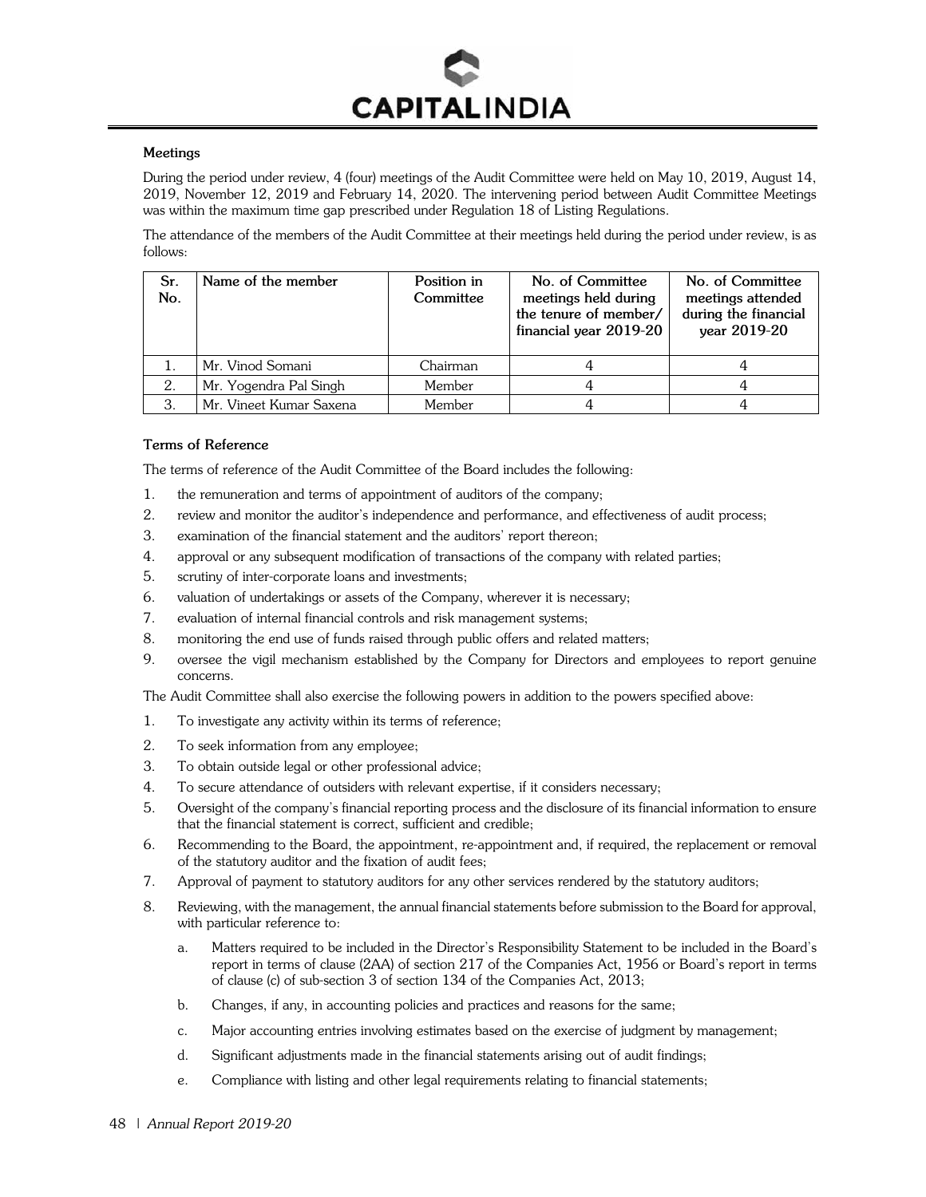**Meetings**

During the period under review, 4 (four) meetings of the Audit Committee were held on May 10, 2019, August 14, 2019, November 12, 2019 and February 14, 2020. The intervening period between Audit Committee Meetings was within the maximum time gap prescribed under Regulation 18 of Listing Regulations.

The attendance of the members of the Audit Committee at their meetings held during the period under review, is as follows:

| Sr. No. | Name of the member | Position in Committee | No. of Committee meetings held during the tenure of member/ financial year 2019-20 | No. of Committee meetings attended during the financial year 2019-20 |
|---|---|---|---|---|
| 1. | Mr. Vinod Somani | Chairman | 4 | 4 |
| 2. | Mr. Yogendra Pal Singh | Member | 4 | 4 |
| 3. | Mr. Vineet Kumar Saxena | Member | 4 | 4 |

**Terms of Reference**

The terms of reference of the Audit Committee of the Board includes the following:

1. the remuneration and terms of appointment of auditors of the company;
2. review and monitor the auditor's independence and performance, and effectiveness of audit process;
3. examination of the financial statement and the auditors' report thereon;
4. approval or any subsequent modification of transactions of the company with related parties;
5. scrutiny of inter-corporate loans and investments;
6. valuation of undertakings or assets of the Company, wherever it is necessary;
7. evaluation of internal financial controls and risk management systems;
8. monitoring the end use of funds raised through public offers and related matters;
9. oversee the vigil mechanism established by the Company for Directors and employees to report genuine concerns.

The Audit Committee shall also exercise the following powers in addition to the powers specified above:

1. To investigate any activity within its terms of reference;
2. To seek information from any employee;
3. To obtain outside legal or other professional advice;
4. To secure attendance of outsiders with relevant expertise, if it considers necessary;
5. Oversight of the company's financial reporting process and the disclosure of its financial information to ensure that the financial statement is correct, sufficient and credible;
6. Recommending to the Board, the appointment, re-appointment and, if required, the replacement or removal of the statutory auditor and the fixation of audit fees;
7. Approval of payment to statutory auditors for any other services rendered by the statutory auditors;
8. Reviewing, with the management, the annual financial statements before submission to the Board for approval, with particular reference to:
    a. Matters required to be included in the Director's Responsibility Statement to be included in the Board's report in terms of clause (2AA) of section 217 of the Companies Act, 1956 or Board's report in terms of clause (c) of sub-section 3 of section 134 of the Companies Act, 2013;
    b. Changes, if any, in accounting policies and practices and reasons for the same;
    c. Major accounting entries involving estimates based on the exercise of judgment by management;
    d. Significant adjustments made in the financial statements arising out of audit findings;
    e. Compliance with listing and other legal requirements relating to financial statements;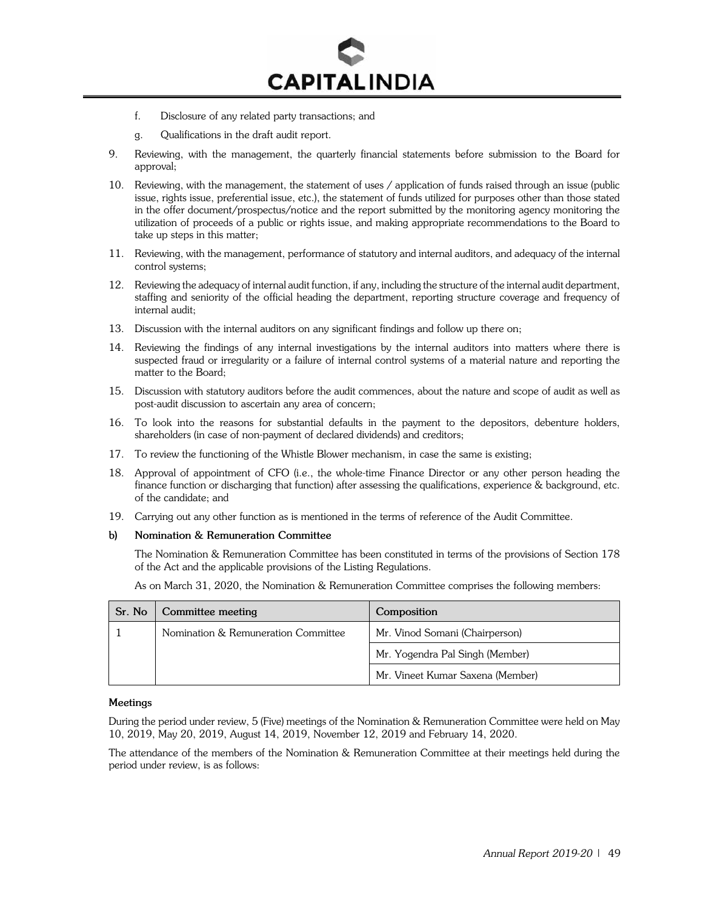f. Disclosure of any related party transactions; and

g. Qualifications in the draft audit report.

9. Reviewing, with the management, the quarterly financial statements before submission to the Board for approval;

10. Reviewing, with the management, the statement of uses / application of funds raised through an issue (public issue, rights issue, preferential issue, etc.), the statement of funds utilized for purposes other than those stated in the offer document/prospectus/notice and the report submitted by the monitoring agency monitoring the utilization of proceeds of a public or rights issue, and making appropriate recommendations to the Board to take up steps in this matter;

11. Reviewing, with the management, performance of statutory and internal auditors, and adequacy of the internal control systems;

12. Reviewing the adequacy of internal audit function, if any, including the structure of the internal audit department, staffing and seniority of the official heading the department, reporting structure coverage and frequency of internal audit;

13. Discussion with the internal auditors on any significant findings and follow up there on;

14. Reviewing the findings of any internal investigations by the internal auditors into matters where there is suspected fraud or irregularity or a failure of internal control systems of a material nature and reporting the matter to the Board;

15. Discussion with statutory auditors before the audit commences, about the nature and scope of audit as well as post-audit discussion to ascertain any area of concern;

16. To look into the reasons for substantial defaults in the payment to the depositors, debenture holders, shareholders (in case of non-payment of declared dividends) and creditors;

17. To review the functioning of the Whistle Blower mechanism, in case the same is existing;

18. Approval of appointment of CFO (i.e., the whole-time Finance Director or any other person heading the finance function or discharging that function) after assessing the qualifications, experience & background, etc. of the candidate; and

19. Carrying out any other function as is mentioned in the terms of reference of the Audit Committee.

**b) Nomination & Remuneration Committee**

The Nomination & Remuneration Committee has been constituted in terms of the provisions of Section 178 of the Act and the applicable provisions of the Listing Regulations.

As on March 31, 2020, the Nomination & Remuneration Committee comprises the following members:

| Sr. No | Committee meeting | Composition |
|---|---|---|
| 1 | Nomination & Remuneration Committee | Mr. Vinod Somani (Chairperson) |
| | | Mr. Yogendra Pal Singh (Member) |
| | | Mr. Vineet Kumar Saxena (Member) |

**Meetings**

During the period under review, 5 (Five) meetings of the Nomination & Remuneration Committee were held on May 10, 2019, May 20, 2019, August 14, 2019, November 12, 2019 and February 14, 2020.

The attendance of the members of the Nomination & Remuneration Committee at their meetings held during the period under review, is as follows: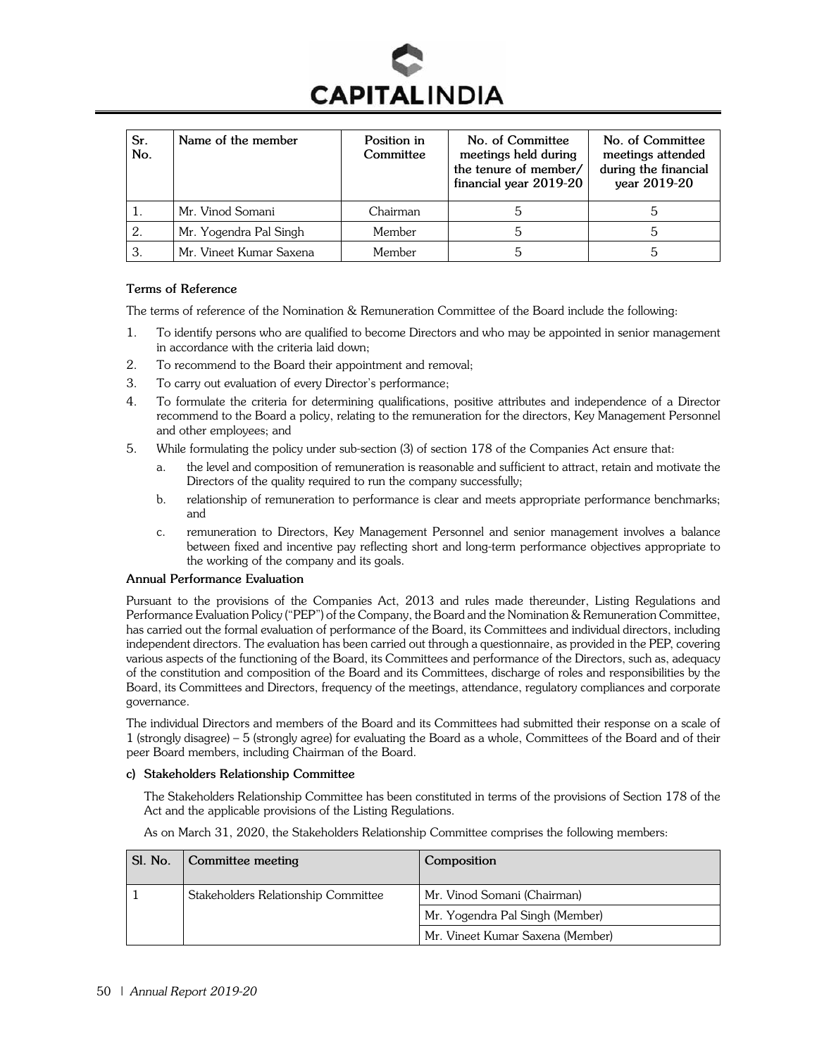| Sr. No. | Name of the member | Position in Committee | No. of Committee meetings held during the tenure of member/ financial year 2019-20 | No. of Committee meetings attended during the financial year 2019-20 |
|---|---|---|---|---|
| 1. | Mr. Vinod Somani | Chairman | 5 | 5 |
| 2. | Mr. Yogendra Pal Singh | Member | 5 | 5 |
| 3. | Mr. Vineet Kumar Saxena | Member | 5 | 5 |

**Terms of Reference**

The terms of reference of the Nomination & Remuneration Committee of the Board include the following:

1. To identify persons who are qualified to become Directors and who may be appointed in senior management in accordance with the criteria laid down;
2. To recommend to the Board their appointment and removal;
3. To carry out evaluation of every Director's performance;
4. To formulate the criteria for determining qualifications, positive attributes and independence of a Director recommend to the Board a policy, relating to the remuneration for the directors, Key Management Personnel and other employees; and
5. While formulating the policy under sub-section (3) of section 178 of the Companies Act ensure that:
   a. the level and composition of remuneration is reasonable and sufficient to attract, retain and motivate the Directors of the quality required to run the company successfully;
   b. relationship of remuneration to performance is clear and meets appropriate performance benchmarks; and
   c. remuneration to Directors, Key Management Personnel and senior management involves a balance between fixed and incentive pay reflecting short and long-term performance objectives appropriate to the working of the company and its goals.

**Annual Performance Evaluation**

Pursuant to the provisions of the Companies Act, 2013 and rules made thereunder, Listing Regulations and Performance Evaluation Policy ("PEP") of the Company, the Board and the Nomination & Remuneration Committee, has carried out the formal evaluation of performance of the Board, its Committees and individual directors, including independent directors. The evaluation has been carried out through a questionnaire, as provided in the PEP, covering various aspects of the functioning of the Board, its Committees and performance of the Directors, such as, adequacy of the constitution and composition of the Board and its Committees, discharge of roles and responsibilities by the Board, its Committees and Directors, frequency of the meetings, attendance, regulatory compliances and corporate governance.

The individual Directors and members of the Board and its Committees had submitted their response on a scale of 1 (strongly disagree) – 5 (strongly agree) for evaluating the Board as a whole, Committees of the Board and of their peer Board members, including Chairman of the Board.

**c) Stakeholders Relationship Committee**

The Stakeholders Relationship Committee has been constituted in terms of the provisions of Section 178 of the Act and the applicable provisions of the Listing Regulations.

As on March 31, 2020, the Stakeholders Relationship Committee comprises the following members:

| Sl. No. | Committee meeting | Composition |
|---|---|---|
| 1 | Stakeholders Relationship Committee | Mr. Vinod Somani (Chairman) |
| | | Mr. Yogendra Pal Singh (Member) |
| | | Mr. Vineet Kumar Saxena (Member) |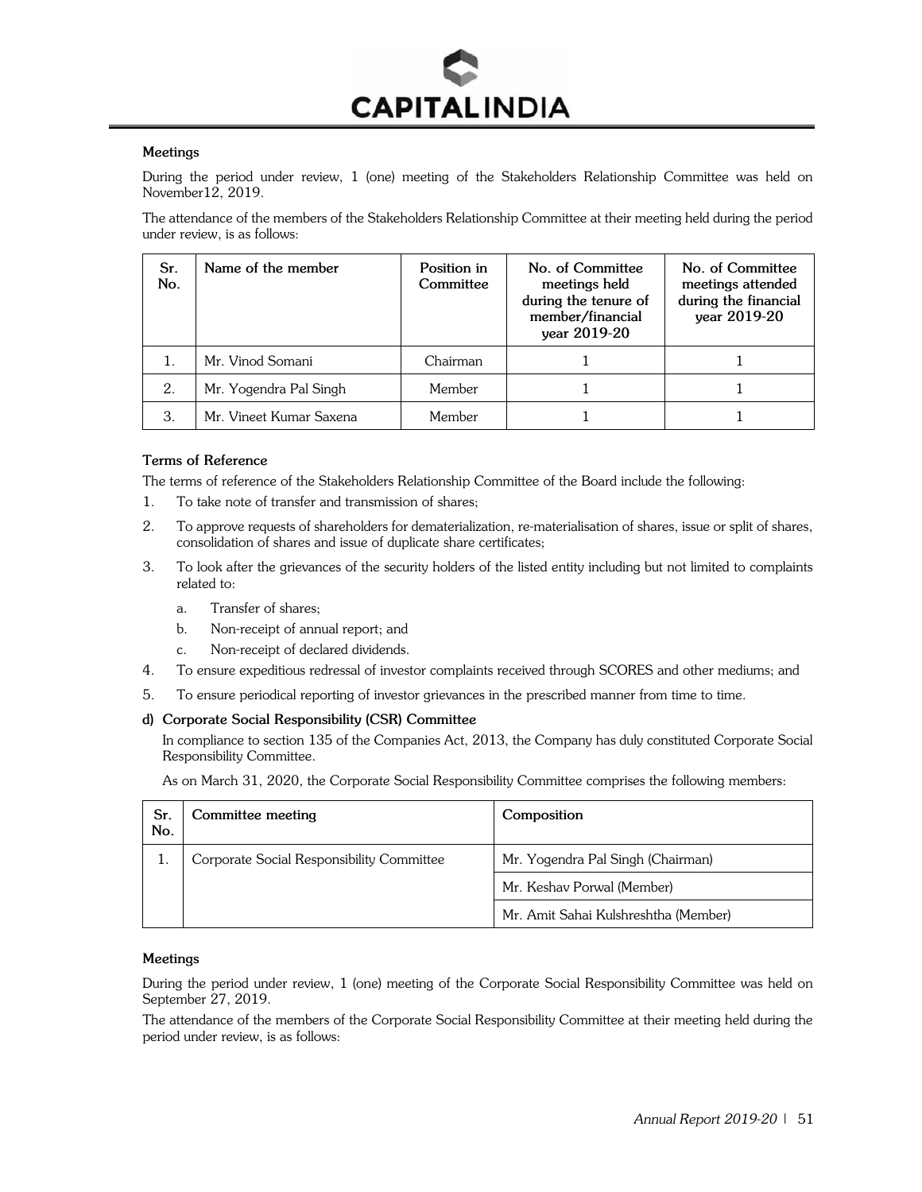#### Meetings

During the period under review, 1 (one) meeting of the Stakeholders Relationship Committee was held on November12, 2019.

The attendance of the members of the Stakeholders Relationship Committee at their meeting held during the period under review, is as follows:

| Sr. No. | Name of the member | Position in Committee | No. of Committee meetings held during the tenure of member/financial year 2019-20 | No. of Committee meetings attended during the financial year 2019-20 |
|---|---|---|---|---|
| 1. | Mr. Vinod Somani | Chairman | 1 | 1 |
| 2. | Mr. Yogendra Pal Singh | Member | 1 | 1 |
| 3. | Mr. Vineet Kumar Saxena | Member | 1 | 1 |

#### Terms of Reference

The terms of reference of the Stakeholders Relationship Committee of the Board include the following:

1. To take note of transfer and transmission of shares;
2. To approve requests of shareholders for dematerialization, re-materialisation of shares, issue or split of shares, consolidation of shares and issue of duplicate share certificates;
3. To look after the grievances of the security holders of the listed entity including but not limited to complaints related to:
   a. Transfer of shares;
   b. Non-receipt of annual report; and
   c. Non-receipt of declared dividends.
4. To ensure expeditious redressal of investor complaints received through SCORES and other mediums; and
5. To ensure periodical reporting of investor grievances in the prescribed manner from time to time.

#### d) Corporate Social Responsibility (CSR) Committee

In compliance to section 135 of the Companies Act, 2013, the Company has duly constituted Corporate Social Responsibility Committee.

As on March 31, 2020, the Corporate Social Responsibility Committee comprises the following members:

| Sr. No. | Committee meeting | Composition |
|---|---|---|
| 1. | Corporate Social Responsibility Committee | Mr. Yogendra Pal Singh (Chairman) |
| | | Mr. Keshav Porwal (Member) |
| | | Mr. Amit Sahai Kulshreshtha (Member) |

#### Meetings

During the period under review, 1 (one) meeting of the Corporate Social Responsibility Committee was held on September 27, 2019.

The attendance of the members of the Corporate Social Responsibility Committee at their meeting held during the period under review, is as follows: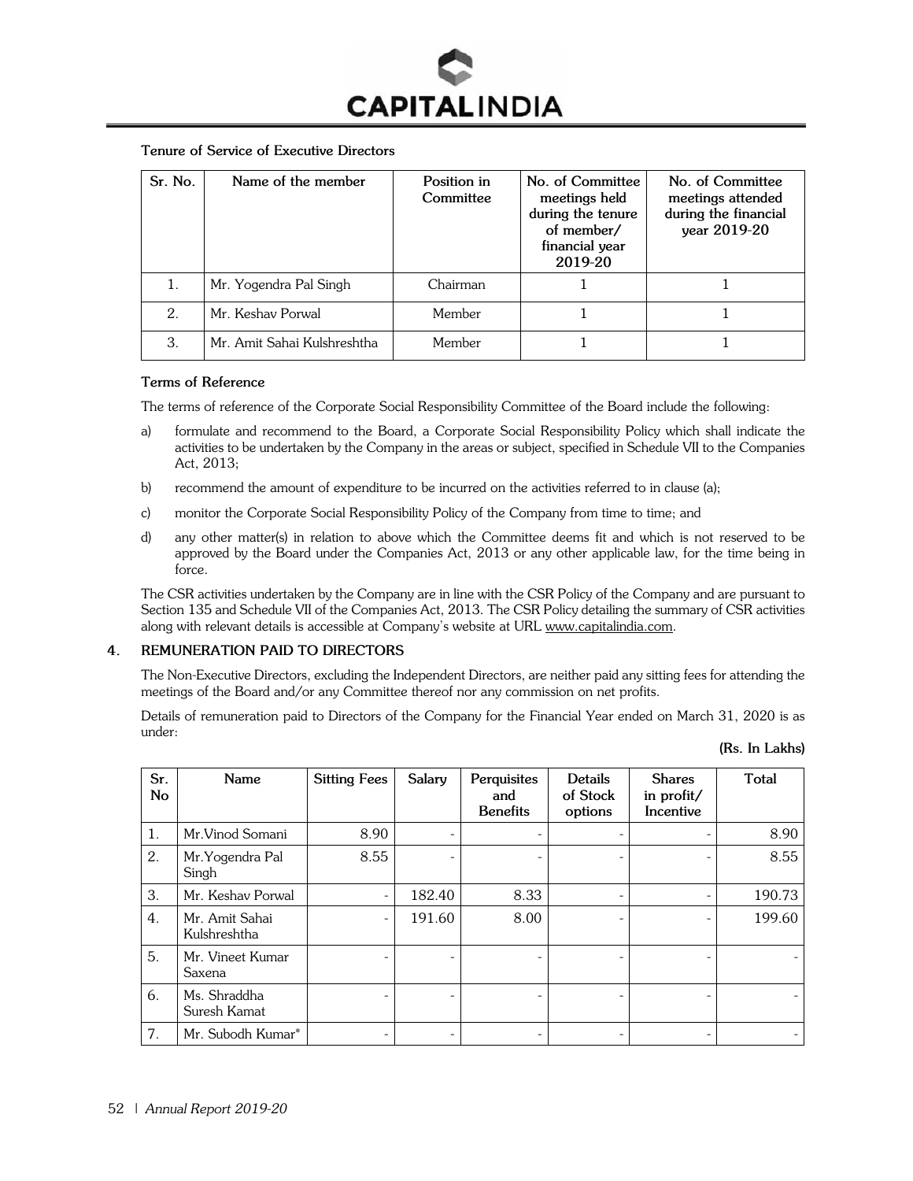**Tenure of Service of Executive Directors**

| Sr. No. | Name of the member | Position in Committee | No. of Committee meetings held during the tenure of member/ financial year 2019-20 | No. of Committee meetings attended during the financial year 2019-20 |
|---|---|---|---|---|
| 1. | Mr. Yogendra Pal Singh | Chairman | 1 | 1 |
| 2. | Mr. Keshav Porwal | Member | 1 | 1 |
| 3. | Mr. Amit Sahai Kulshreshtha | Member | 1 | 1 |

**Terms of Reference**

The terms of reference of the Corporate Social Responsibility Committee of the Board include the following:

a) formulate and recommend to the Board, a Corporate Social Responsibility Policy which shall indicate the activities to be undertaken by the Company in the areas or subject, specified in Schedule VII to the Companies Act, 2013;

b) recommend the amount of expenditure to be incurred on the activities referred to in clause (a);

c) monitor the Corporate Social Responsibility Policy of the Company from time to time; and

d) any other matter(s) in relation to above which the Committee deems fit and which is not reserved to be approved by the Board under the Companies Act, 2013 or any other applicable law, for the time being in force.

The CSR activities undertaken by the Company are in line with the CSR Policy of the Company and are pursuant to Section 135 and Schedule VII of the Companies Act, 2013. The CSR Policy detailing the summary of CSR activities along with relevant details is accessible at Company's website at URL www.capitalindia.com.

## 4. REMUNERATION PAID TO DIRECTORS

The Non-Executive Directors, excluding the Independent Directors, are neither paid any sitting fees for attending the meetings of the Board and/or any Committee thereof nor any commission on net profits.

Details of remuneration paid to Directors of the Company for the Financial Year ended on March 31, 2020 is as under:

**(Rs. In Lakhs)**

| Sr. No | Name | Sitting Fees | Salary | Perquisites and Benefits | Details of Stock options | Shares in profit/ Incentive | Total |
|---|---|---|---|---|---|---|---|
| 1. | Mr.Vinod Somani | 8.90 | - | - | - | - | 8.90 |
| 2. | Mr.Yogendra Pal Singh | 8.55 | - | - | - | - | 8.55 |
| 3. | Mr. Keshav Porwal | - | 182.40 | 8.33 | - | - | 190.73 |
| 4. | Mr. Amit Sahai Kulshreshtha | - | 191.60 | 8.00 | - | - | 199.60 |
| 5. | Mr. Vineet Kumar Saxena | - | - | - | - | - | - |
| 6. | Ms. Shraddha Suresh Kamat | - | - | - | - | - | - |
| 7. | Mr. Subodh Kumar* | - | - | - | - | - | - |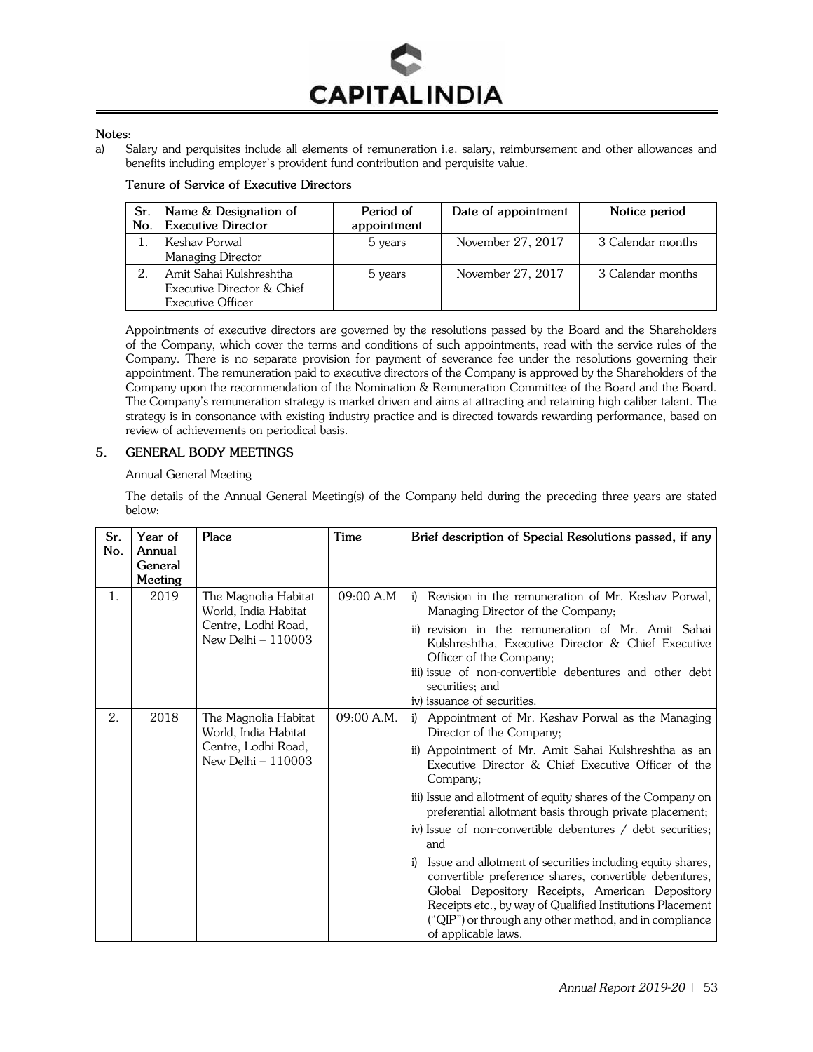**Notes:**

a) Salary and perquisites include all elements of remuneration i.e. salary, reimbursement and other allowances and benefits including employer's provident fund contribution and perquisite value.

**Tenure of Service of Executive Directors**

| Sr. No. | Name & Designation of Executive Director | Period of appointment | Date of appointment | Notice period |
|---|---|---|---|---|
| 1. | Keshav Porwal<br>Managing Director | 5 years | November 27, 2017 | 3 Calendar months |
| 2. | Amit Sahai Kulshreshtha<br>Executive Director & Chief Executive Officer | 5 years | November 27, 2017 | 3 Calendar months |

Appointments of executive directors are governed by the resolutions passed by the Board and the Shareholders of the Company, which cover the terms and conditions of such appointments, read with the service rules of the Company. There is no separate provision for payment of severance fee under the resolutions governing their appointment. The remuneration paid to executive directors of the Company is approved by the Shareholders of the Company upon the recommendation of the Nomination & Remuneration Committee of the Board and the Board. The Company's remuneration strategy is market driven and aims at attracting and retaining high caliber talent. The strategy is in consonance with existing industry practice and is directed towards rewarding performance, based on review of achievements on periodical basis.

## 5. GENERAL BODY MEETINGS

Annual General Meeting

The details of the Annual General Meeting(s) of the Company held during the preceding three years are stated below:

| Sr. No. | Year of Annual General Meeting | Place | Time | Brief description of Special Resolutions passed, if any |
|---|---|---|---|---|
| 1. | 2019 | The Magnolia Habitat World, India Habitat Centre, Lodhi Road, New Delhi – 110003 | 09:00 A.M | i) Revision in the remuneration of Mr. Keshav Porwal, Managing Director of the Company;<br>ii) revision in the remuneration of Mr. Amit Sahai Kulshreshtha, Executive Director & Chief Executive Officer of the Company;<br>iii) issue of non-convertible debentures and other debt securities; and<br>iv) issuance of securities. |
| 2. | 2018 | The Magnolia Habitat World, India Habitat Centre, Lodhi Road, New Delhi – 110003 | 09:00 A.M. | i) Appointment of Mr. Keshav Porwal as the Managing Director of the Company;<br>ii) Appointment of Mr. Amit Sahai Kulshreshtha as an Executive Director & Chief Executive Officer of the Company;<br>iii) Issue and allotment of equity shares of the Company on preferential allotment basis through private placement;<br>iv) Issue of non-convertible debentures / debt securities; and<br>i) Issue and allotment of securities including equity shares, convertible preference shares, convertible debentures, Global Depository Receipts, American Depository Receipts etc., by way of Qualified Institutions Placement ("QIP") or through any other method, and in compliance of applicable laws. |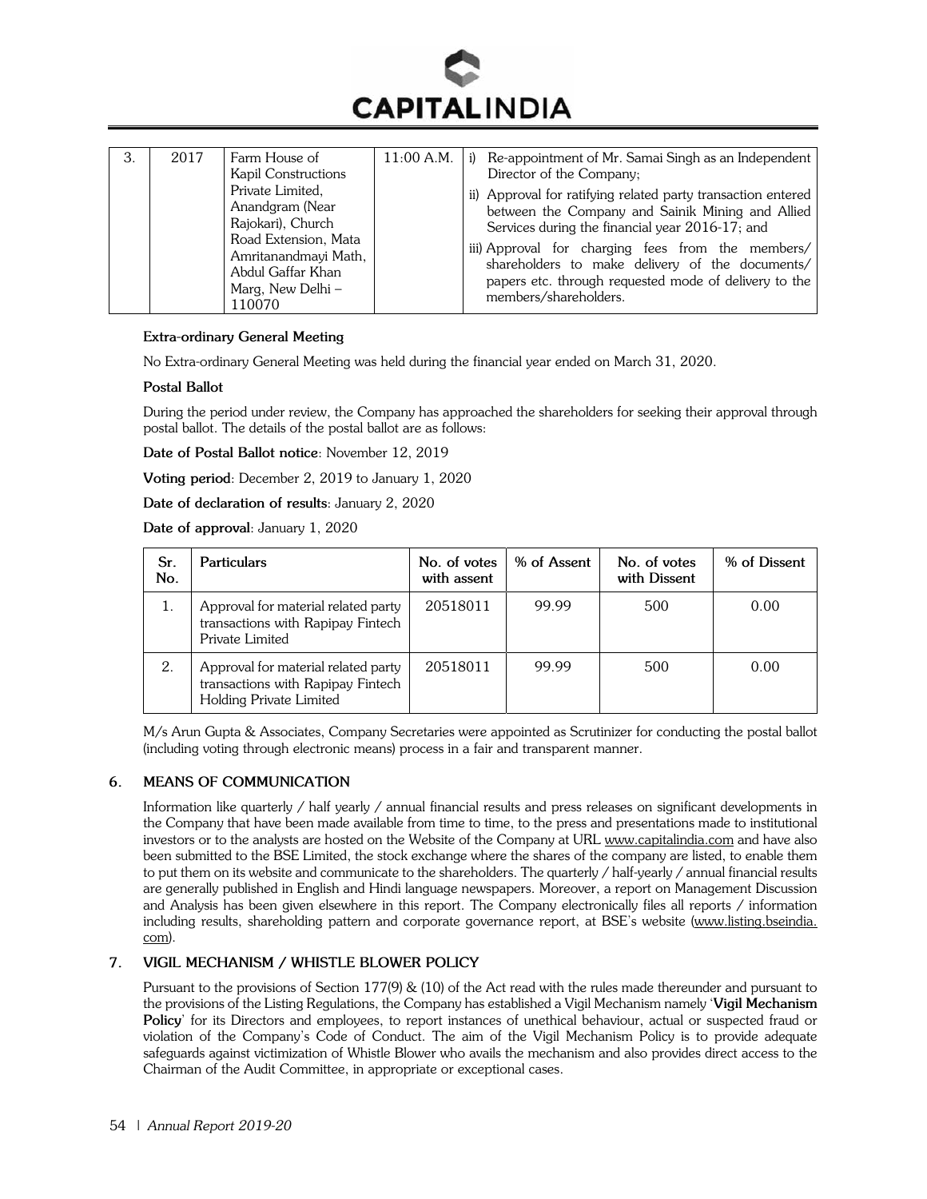| 3. | 2017 | Farm House of Kapil Constructions Private Limited, Anandgram (Near Rajokari), Church Road Extension, Mata Amritanandmayi Math, Abdul Gaffar Khan Marg, New Delhi – 110070 | 11:00 A.M. | i) Re-appointment of Mr. Samai Singh as an Independent Director of the Company;<br>ii) Approval for ratifying related party transaction entered between the Company and Sainik Mining and Allied Services during the financial year 2016-17; and<br>iii) Approval for charging fees from the members/ shareholders to make delivery of the documents/ papers etc. through requested mode of delivery to the members/shareholders. |
|---|---|---|---|---|

**Extra-ordinary General Meeting**

No Extra-ordinary General Meeting was held during the financial year ended on March 31, 2020.

**Postal Ballot**

During the period under review, the Company has approached the shareholders for seeking their approval through postal ballot. The details of the postal ballot are as follows:

**Date of Postal Ballot notice**: November 12, 2019

**Voting period**: December 2, 2019 to January 1, 2020

**Date of declaration of results**: January 2, 2020

**Date of approval**: January 1, 2020

| Sr. No. | Particulars | No. of votes with assent | % of Assent | No. of votes with Dissent | % of Dissent |
|---|---|---|---|---|---|
| 1. | Approval for material related party transactions with Rapipay Fintech Private Limited | 20518011 | 99.99 | 500 | 0.00 |
| 2. | Approval for material related party transactions with Rapipay Fintech Holding Private Limited | 20518011 | 99.99 | 500 | 0.00 |

M/s Arun Gupta & Associates, Company Secretaries were appointed as Scrutinizer for conducting the postal ballot (including voting through electronic means) process in a fair and transparent manner.

## 6. MEANS OF COMMUNICATION

Information like quarterly / half yearly / annual financial results and press releases on significant developments in the Company that have been made available from time to time, to the press and presentations made to institutional investors or to the analysts are hosted on the Website of the Company at URL www.capitalindia.com and have also been submitted to the BSE Limited, the stock exchange where the shares of the company are listed, to enable them to put them on its website and communicate to the shareholders. The quarterly / half-yearly / annual financial results are generally published in English and Hindi language newspapers. Moreover, a report on Management Discussion and Analysis has been given elsewhere in this report. The Company electronically files all reports / information including results, shareholding pattern and corporate governance report, at BSE's website (www.listing.bseindia.com).

## 7. VIGIL MECHANISM / WHISTLE BLOWER POLICY

Pursuant to the provisions of Section 177(9) & (10) of the Act read with the rules made thereunder and pursuant to the provisions of the Listing Regulations, the Company has established a Vigil Mechanism namely '**Vigil Mechanism Policy**' for its Directors and employees, to report instances of unethical behaviour, actual or suspected fraud or violation of the Company's Code of Conduct. The aim of the Vigil Mechanism Policy is to provide adequate safeguards against victimization of Whistle Blower who avails the mechanism and also provides direct access to the Chairman of the Audit Committee, in appropriate or exceptional cases.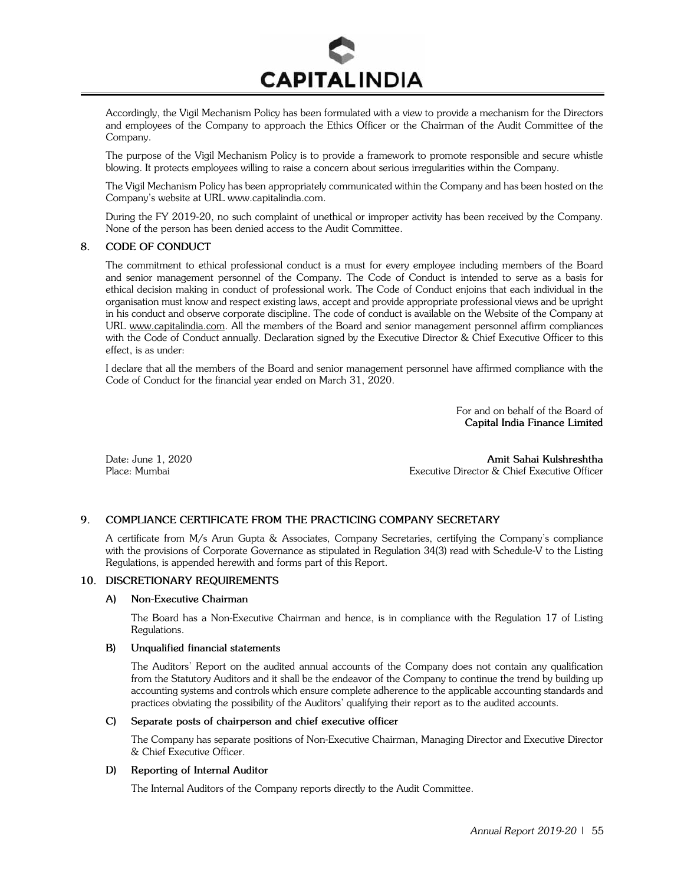Accordingly, the Vigil Mechanism Policy has been formulated with a view to provide a mechanism for the Directors and employees of the Company to approach the Ethics Officer or the Chairman of the Audit Committee of the Company.

The purpose of the Vigil Mechanism Policy is to provide a framework to promote responsible and secure whistle blowing. It protects employees willing to raise a concern about serious irregularities within the Company.

The Vigil Mechanism Policy has been appropriately communicated within the Company and has been hosted on the Company's website at URL www.capitalindia.com.

During the FY 2019-20, no such complaint of unethical or improper activity has been received by the Company. None of the person has been denied access to the Audit Committee.

## 8. CODE OF CONDUCT

The commitment to ethical professional conduct is a must for every employee including members of the Board and senior management personnel of the Company. The Code of Conduct is intended to serve as a basis for ethical decision making in conduct of professional work. The Code of Conduct enjoins that each individual in the organisation must know and respect existing laws, accept and provide appropriate professional views and be upright in his conduct and observe corporate discipline. The code of conduct is available on the Website of the Company at URL www.capitalindia.com. All the members of the Board and senior management personnel affirm compliances with the Code of Conduct annually. Declaration signed by the Executive Director & Chief Executive Officer to this effect, is as under:

I declare that all the members of the Board and senior management personnel have affirmed compliance with the Code of Conduct for the financial year ended on March 31, 2020.

For and on behalf of the Board of
**Capital India Finance Limited**

Date: June 1, 2020
Place: Mumbai

**Amit Sahai Kulshreshtha**
Executive Director & Chief Executive Officer

## 9. COMPLIANCE CERTIFICATE FROM THE PRACTICING COMPANY SECRETARY

A certificate from M/s Arun Gupta & Associates, Company Secretaries, certifying the Company's compliance with the provisions of Corporate Governance as stipulated in Regulation 34(3) read with Schedule-V to the Listing Regulations, is appended herewith and forms part of this Report.

## 10. DISCRETIONARY REQUIREMENTS

### A) Non-Executive Chairman

The Board has a Non-Executive Chairman and hence, is in compliance with the Regulation 17 of Listing Regulations.

### B) Unqualified financial statements

The Auditors' Report on the audited annual accounts of the Company does not contain any qualification from the Statutory Auditors and it shall be the endeavor of the Company to continue the trend by building up accounting systems and controls which ensure complete adherence to the applicable accounting standards and practices obviating the possibility of the Auditors' qualifying their report as to the audited accounts.

### C) Separate posts of chairperson and chief executive officer

The Company has separate positions of Non-Executive Chairman, Managing Director and Executive Director & Chief Executive Officer.

### D) Reporting of Internal Auditor

The Internal Auditors of the Company reports directly to the Audit Committee.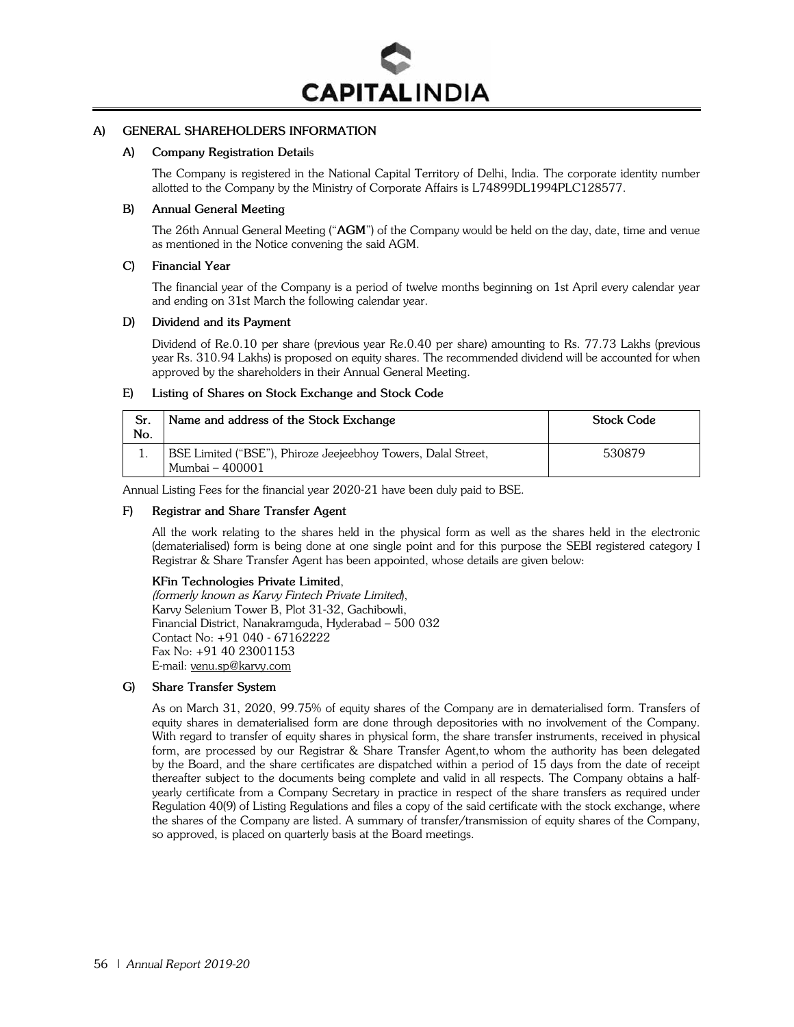## A) GENERAL SHAREHOLDERS INFORMATION

### A) Company Registration Details

The Company is registered in the National Capital Territory of Delhi, India. The corporate identity number allotted to the Company by the Ministry of Corporate Affairs is L74899DL1994PLC128577.

### B) Annual General Meeting

The 26th Annual General Meeting ("**AGM**") of the Company would be held on the day, date, time and venue as mentioned in the Notice convening the said AGM.

### C) Financial Year

The financial year of the Company is a period of twelve months beginning on 1st April every calendar year and ending on 31st March the following calendar year.

### D) Dividend and its Payment

Dividend of Re.0.10 per share (previous year Re.0.40 per share) amounting to Rs. 77.73 Lakhs (previous year Rs. 310.94 Lakhs) is proposed on equity shares. The recommended dividend will be accounted for when approved by the shareholders in their Annual General Meeting.

### E) Listing of Shares on Stock Exchange and Stock Code

| Sr. No. | Name and address of the Stock Exchange | Stock Code |
|---|---|---|
| 1. | BSE Limited ("BSE"), Phiroze Jeejeebhoy Towers, Dalal Street, Mumbai – 400001 | 530879 |

Annual Listing Fees for the financial year 2020-21 have been duly paid to BSE.

### F) Registrar and Share Transfer Agent

All the work relating to the shares held in the physical form as well as the shares held in the electronic (dematerialised) form is being done at one single point and for this purpose the SEBI registered category I Registrar & Share Transfer Agent has been appointed, whose details are given below:

**KFin Technologies Private Limited**,
*(formerly known as Karvy Fintech Private Limited)*,
Karvy Selenium Tower B, Plot 31-32, Gachibowli,
Financial District, Nanakramguda, Hyderabad – 500 032
Contact No: +91 040 - 67162222
Fax No: +91 40 23001153
E-mail: venu.sp@karvy.com

### G) Share Transfer System

As on March 31, 2020, 99.75% of equity shares of the Company are in dematerialised form. Transfers of equity shares in dematerialised form are done through depositories with no involvement of the Company. With regard to transfer of equity shares in physical form, the share transfer instruments, received in physical form, are processed by our Registrar & Share Transfer Agent,to whom the authority has been delegated by the Board, and the share certificates are dispatched within a period of 15 days from the date of receipt thereafter subject to the documents being complete and valid in all respects. The Company obtains a half-yearly certificate from a Company Secretary in practice in respect of the share transfers as required under Regulation 40(9) of Listing Regulations and files a copy of the said certificate with the stock exchange, where the shares of the Company are listed. A summary of transfer/transmission of equity shares of the Company, so approved, is placed on quarterly basis at the Board meetings.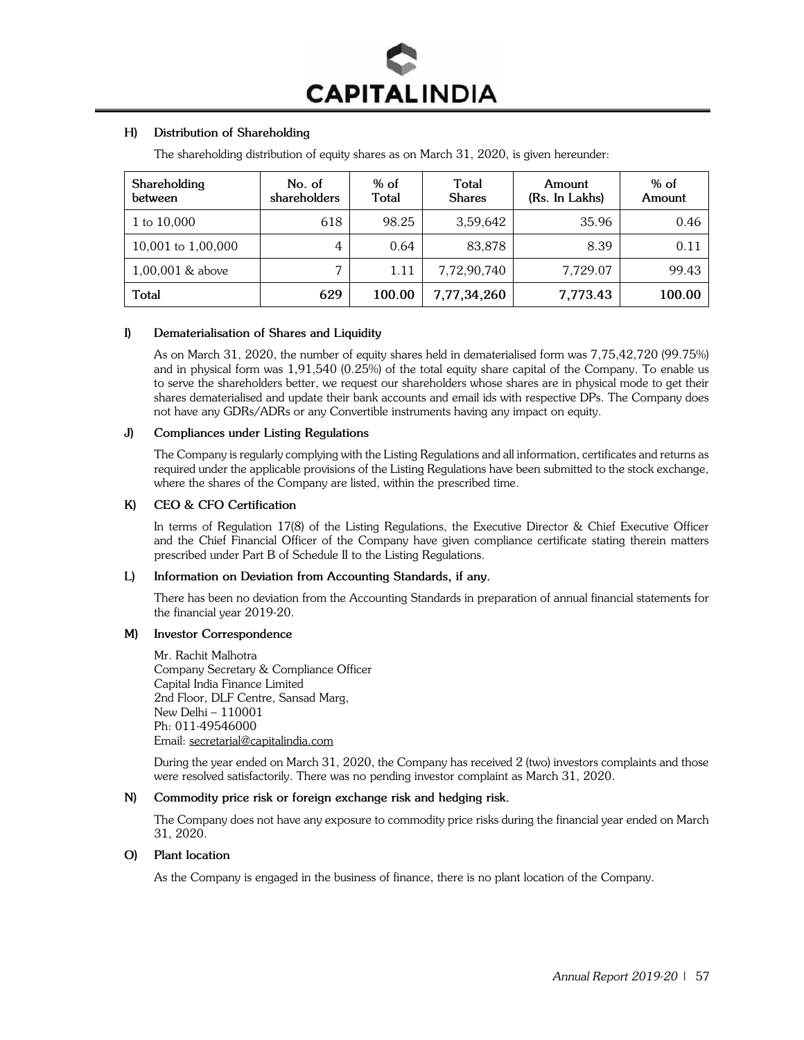### H) Distribution of Shareholding

The shareholding distribution of equity shares as on March 31, 2020, is given hereunder:

| Shareholding between | No. of shareholders | % of Total | Total Shares | Amount (Rs. In Lakhs) | % of Amount |
|---|---|---|---|---|---|
| 1 to 10,000 | 618 | 98.25 | 3,59,642 | 35.96 | 0.46 |
| 10,001 to 1,00,000 | 4 | 0.64 | 83,878 | 8.39 | 0.11 |
| 1,00,001 & above | 7 | 1.11 | 7,72,90,740 | 7,729.07 | 99.43 |
| **Total** | **629** | **100.00** | **7,77,34,260** | **7,773.43** | **100.00** |

### I) Dematerialisation of Shares and Liquidity

As on March 31, 2020, the number of equity shares held in dematerialised form was 7,75,42,720 (99.75%) and in physical form was 1,91,540 (0.25%) of the total equity share capital of the Company. To enable us to serve the shareholders better, we request our shareholders whose shares are in physical mode to get their shares dematerialised and update their bank accounts and email ids with respective DPs. The Company does not have any GDRs/ADRs or any Convertible instruments having any impact on equity.

### J) Compliances under Listing Regulations

The Company is regularly complying with the Listing Regulations and all information, certificates and returns as required under the applicable provisions of the Listing Regulations have been submitted to the stock exchange, where the shares of the Company are listed, within the prescribed time.

### K) CEO & CFO Certification

In terms of Regulation 17(8) of the Listing Regulations, the Executive Director & Chief Executive Officer and the Chief Financial Officer of the Company have given compliance certificate stating therein matters prescribed under Part B of Schedule II to the Listing Regulations.

### L) Information on Deviation from Accounting Standards, if any.

There has been no deviation from the Accounting Standards in preparation of annual financial statements for the financial year 2019-20.

### M) Investor Correspondence

Mr. Rachit Malhotra
Company Secretary & Compliance Officer
Capital India Finance Limited
2nd Floor, DLF Centre, Sansad Marg,
New Delhi – 110001
Ph: 011-49546000
Email: secretarial@capitalindia.com

During the year ended on March 31, 2020, the Company has received 2 (two) investors complaints and those were resolved satisfactorily. There was no pending investor complaint as March 31, 2020.

### N) Commodity price risk or foreign exchange risk and hedging risk.

The Company does not have any exposure to commodity price risks during the financial year ended on March 31, 2020.

### O) Plant location

As the Company is engaged in the business of finance, there is no plant location of the Company.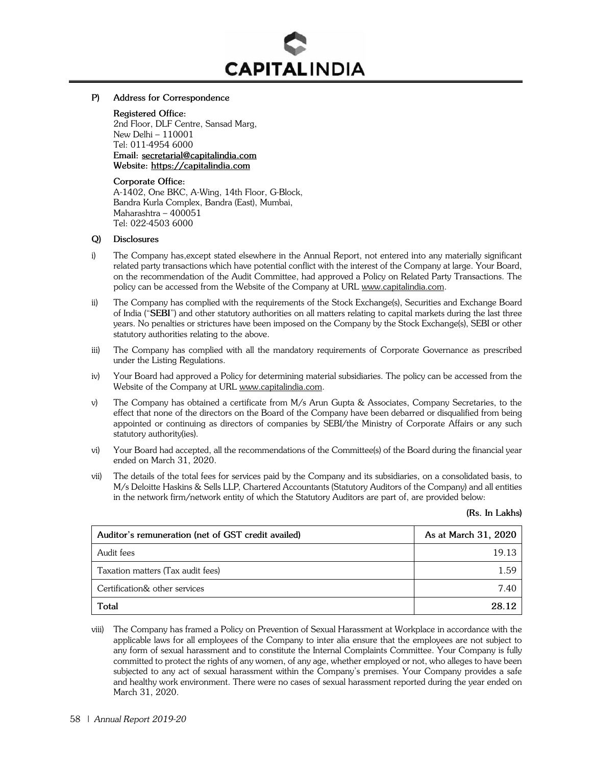**P) Address for Correspondence**

**Registered Office:**
2nd Floor, DLF Centre, Sansad Marg,
New Delhi – 110001
Tel: 011-4954 6000
**Email: secretarial@capitalindia.com**
**Website: https://capitalindia.com**

**Corporate Office:**
A-1402, One BKC, A-Wing, 14th Floor, G-Block,
Bandra Kurla Complex, Bandra (East), Mumbai,
Maharashtra – 400051
Tel: 022-4503 6000

**Q) Disclosures**

i) The Company has,except stated elsewhere in the Annual Report, not entered into any materially significant related party transactions which have potential conflict with the interest of the Company at large. Your Board, on the recommendation of the Audit Committee, had approved a Policy on Related Party Transactions. The policy can be accessed from the Website of the Company at URL www.capitalindia.com.

ii) The Company has complied with the requirements of the Stock Exchange(s), Securities and Exchange Board of India ("**SEBI**") and other statutory authorities on all matters relating to capital markets during the last three years. No penalties or strictures have been imposed on the Company by the Stock Exchange(s), SEBI or other statutory authorities relating to the above.

iii) The Company has complied with all the mandatory requirements of Corporate Governance as prescribed under the Listing Regulations.

iv) Your Board had approved a Policy for determining material subsidiaries. The policy can be accessed from the Website of the Company at URL www.capitalindia.com.

v) The Company has obtained a certificate from M/s Arun Gupta & Associates, Company Secretaries, to the effect that none of the directors on the Board of the Company have been debarred or disqualified from being appointed or continuing as directors of companies by SEBI/the Ministry of Corporate Affairs or any such statutory authority(ies).

vi) Your Board had accepted, all the recommendations of the Committee(s) of the Board during the financial year ended on March 31, 2020.

vii) The details of the total fees for services paid by the Company and its subsidiaries, on a consolidated basis, to M/s Deloitte Haskins & Sells LLP, Chartered Accountants (Statutory Auditors of the Company) and all entities in the network firm/network entity of which the Statutory Auditors are part of, are provided below:

**(Rs. In Lakhs)**

| Auditor's remuneration (net of GST credit availed) | As at March 31, 2020 |
|---|---|
| Audit fees | 19.13 |
| Taxation matters (Tax audit fees) | 1.59 |
| Certification& other services | 7.40 |
| **Total** | **28.12** |

viii) The Company has framed a Policy on Prevention of Sexual Harassment at Workplace in accordance with the applicable laws for all employees of the Company to inter alia ensure that the employees are not subject to any form of sexual harassment and to constitute the Internal Complaints Committee. Your Company is fully committed to protect the rights of any women, of any age, whether employed or not, who alleges to have been subjected to any act of sexual harassment within the Company's premises. Your Company provides a safe and healthy work environment. There were no cases of sexual harassment reported during the year ended on March 31, 2020.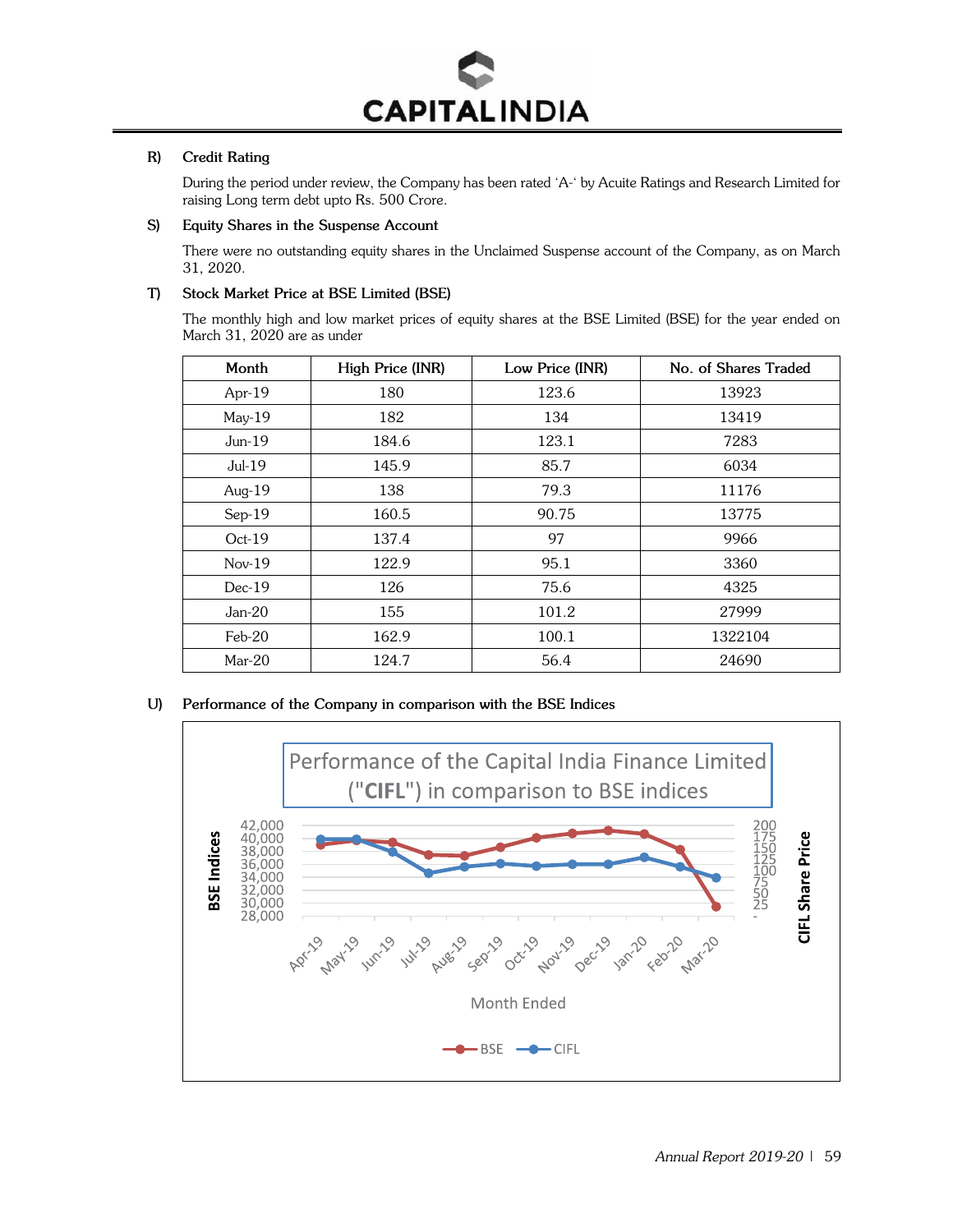**R) Credit Rating**

During the period under review, the Company has been rated 'A-' by Acuite Ratings and Research Limited for raising Long term debt upto Rs. 500 Crore.

**S) Equity Shares in the Suspense Account**

There were no outstanding equity shares in the Unclaimed Suspense account of the Company, as on March 31, 2020.

**T) Stock Market Price at BSE Limited (BSE)**

The monthly high and low market prices of equity shares at the BSE Limited (BSE) for the year ended on March 31, 2020 are as under

| Month | High Price (INR) | Low Price (INR) | No. of Shares Traded |
|---|---|---|---|
| Apr-19 | 180 | 123.6 | 13923 |
| May-19 | 182 | 134 | 13419 |
| Jun-19 | 184.6 | 123.1 | 7283 |
| Jul-19 | 145.9 | 85.7 | 6034 |
| Aug-19 | 138 | 79.3 | 11176 |
| Sep-19 | 160.5 | 90.75 | 13775 |
| Oct-19 | 137.4 | 97 | 9966 |
| Nov-19 | 122.9 | 95.1 | 3360 |
| Dec-19 | 126 | 75.6 | 4325 |
| Jan-20 | 155 | 101.2 | 27999 |
| Feb-20 | 162.9 | 100.1 | 1322104 |
| Mar-20 | 124.7 | 56.4 | 24690 |

**U) Performance of the Company in comparison with the BSE Indices**

Performance of the Capital India Finance Limited ("**CIFL**") in comparison to BSE indices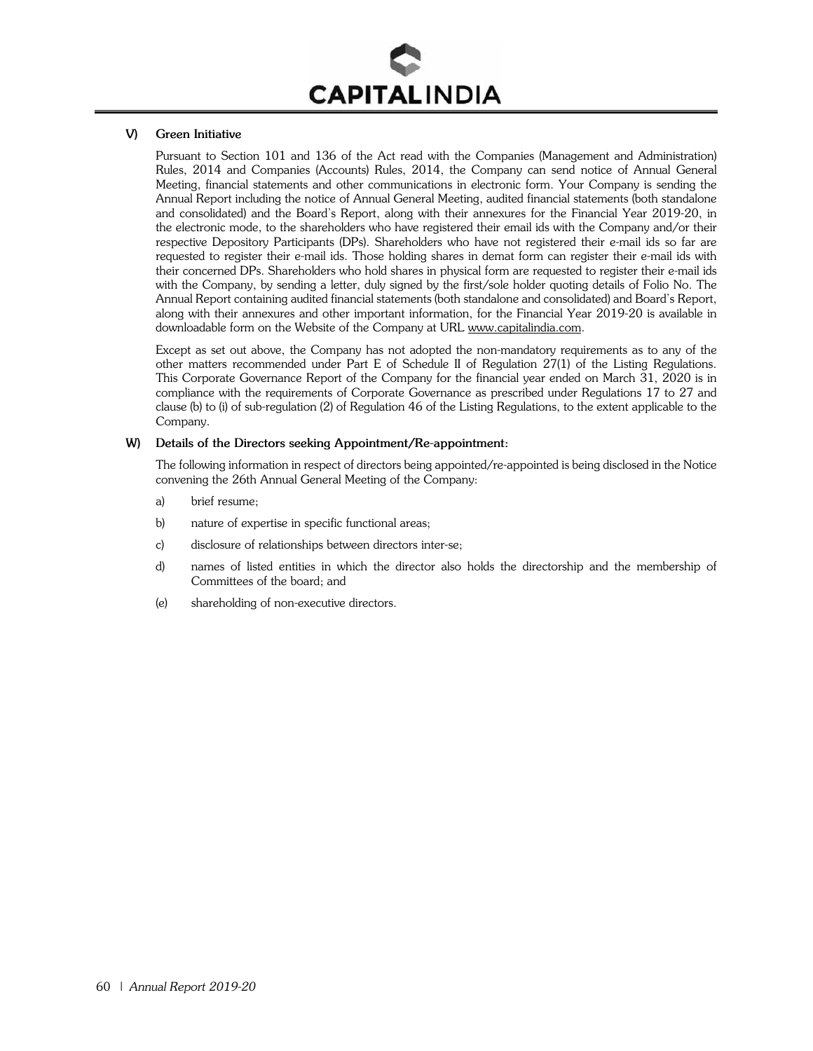**V) Green Initiative**

Pursuant to Section 101 and 136 of the Act read with the Companies (Management and Administration) Rules, 2014 and Companies (Accounts) Rules, 2014, the Company can send notice of Annual General Meeting, financial statements and other communications in electronic form. Your Company is sending the Annual Report including the notice of Annual General Meeting, audited financial statements (both standalone and consolidated) and the Board's Report, along with their annexures for the Financial Year 2019-20, in the electronic mode, to the shareholders who have registered their email ids with the Company and/or their respective Depository Participants (DPs). Shareholders who have not registered their e-mail ids so far are requested to register their e-mail ids. Those holding shares in demat form can register their e-mail ids with their concerned DPs. Shareholders who hold shares in physical form are requested to register their e-mail ids with the Company, by sending a letter, duly signed by the first/sole holder quoting details of Folio No. The Annual Report containing audited financial statements (both standalone and consolidated) and Board's Report, along with their annexures and other important information, for the Financial Year 2019-20 is available in downloadable form on the Website of the Company at URL www.capitalindia.com.

Except as set out above, the Company has not adopted the non-mandatory requirements as to any of the other matters recommended under Part E of Schedule II of Regulation 27(1) of the Listing Regulations. This Corporate Governance Report of the Company for the financial year ended on March 31, 2020 is in compliance with the requirements of Corporate Governance as prescribed under Regulations 17 to 27 and clause (b) to (i) of sub-regulation (2) of Regulation 46 of the Listing Regulations, to the extent applicable to the Company.

**W) Details of the Directors seeking Appointment/Re-appointment:**

The following information in respect of directors being appointed/re-appointed is being disclosed in the Notice convening the 26th Annual General Meeting of the Company:

a) brief resume;

b) nature of expertise in specific functional areas;

c) disclosure of relationships between directors inter-se;

d) names of listed entities in which the director also holds the directorship and the membership of Committees of the board; and

(e) shareholding of non-executive directors.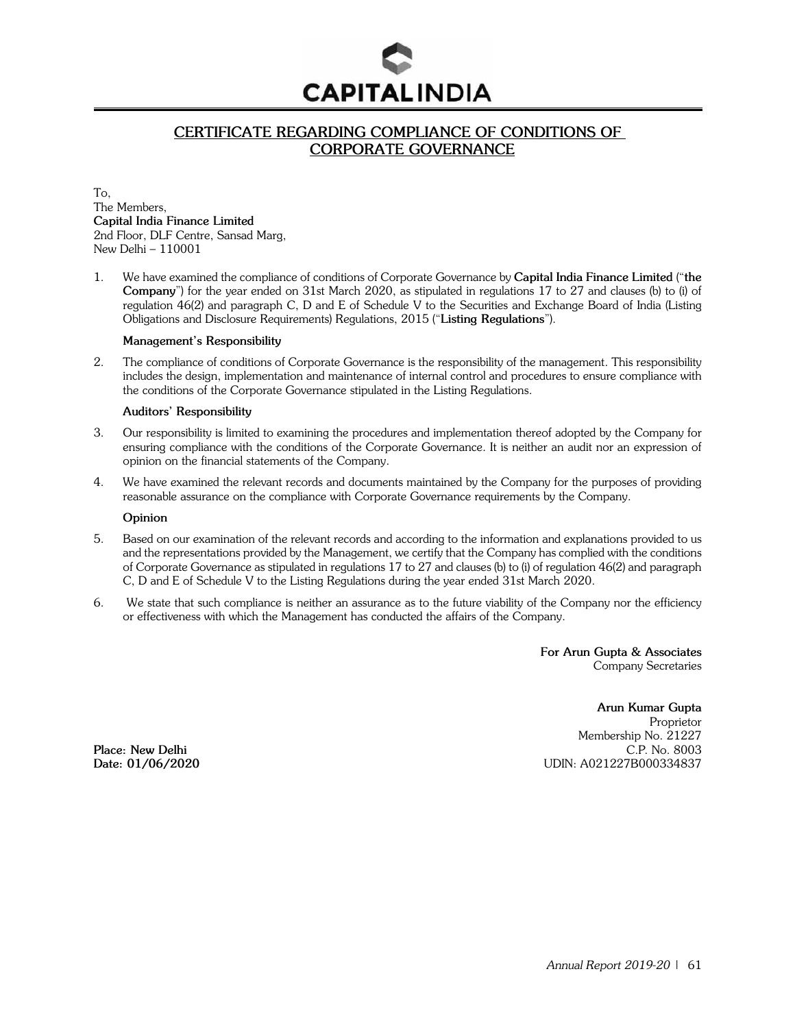# CERTIFICATE REGARDING COMPLIANCE OF CONDITIONS OF CORPORATE GOVERNANCE

To,
The Members,
**Capital India Finance Limited**
2nd Floor, DLF Centre, Sansad Marg,
New Delhi – 110001

1. We have examined the compliance of conditions of Corporate Governance by **Capital India Finance Limited** ("**the Company**") for the year ended on 31st March 2020, as stipulated in regulations 17 to 27 and clauses (b) to (i) of regulation 46(2) and paragraph C, D and E of Schedule V to the Securities and Exchange Board of India (Listing Obligations and Disclosure Requirements) Regulations, 2015 ("**Listing Regulations**").

**Management's Responsibility**

2. The compliance of conditions of Corporate Governance is the responsibility of the management. This responsibility includes the design, implementation and maintenance of internal control and procedures to ensure compliance with the conditions of the Corporate Governance stipulated in the Listing Regulations.

**Auditors' Responsibility**

3. Our responsibility is limited to examining the procedures and implementation thereof adopted by the Company for ensuring compliance with the conditions of the Corporate Governance. It is neither an audit nor an expression of opinion on the financial statements of the Company.

4. We have examined the relevant records and documents maintained by the Company for the purposes of providing reasonable assurance on the compliance with Corporate Governance requirements by the Company.

**Opinion**

5. Based on our examination of the relevant records and according to the information and explanations provided to us and the representations provided by the Management, we certify that the Company has complied with the conditions of Corporate Governance as stipulated in regulations 17 to 27 and clauses (b) to (i) of regulation 46(2) and paragraph C, D and E of Schedule V to the Listing Regulations during the year ended 31st March 2020.

6. We state that such compliance is neither an assurance as to the future viability of the Company nor the efficiency or effectiveness with which the Management has conducted the affairs of the Company.

**For Arun Gupta & Associates**
Company Secretaries

**Arun Kumar Gupta**
Proprietor
Membership No. 21227
C.P. No. 8003
UDIN: A021227B000334837

**Place: New Delhi**
**Date: 01/06/2020**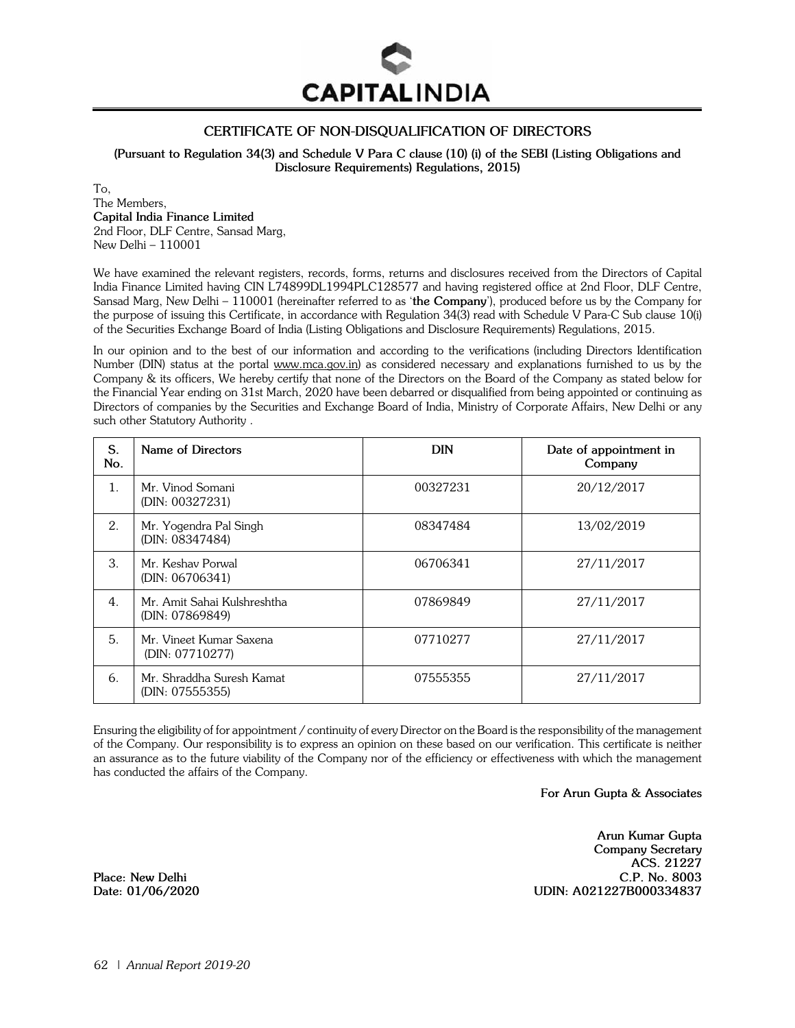# CERTIFICATE OF NON-DISQUALIFICATION OF DIRECTORS

**(Pursuant to Regulation 34(3) and Schedule V Para C clause (10) (i) of the SEBI (Listing Obligations and Disclosure Requirements) Regulations, 2015)**

To,
The Members,
**Capital India Finance Limited**
2nd Floor, DLF Centre, Sansad Marg,
New Delhi – 110001

We have examined the relevant registers, records, forms, returns and disclosures received from the Directors of Capital India Finance Limited having CIN L74899DL1994PLC128577 and having registered office at 2nd Floor, DLF Centre, Sansad Marg, New Delhi – 110001 (hereinafter referred to as '**the Company**'), produced before us by the Company for the purpose of issuing this Certificate, in accordance with Regulation 34(3) read with Schedule V Para-C Sub clause 10(i) of the Securities Exchange Board of India (Listing Obligations and Disclosure Requirements) Regulations, 2015.

In our opinion and to the best of our information and according to the verifications (including Directors Identification Number (DIN) status at the portal www.mca.gov.in) as considered necessary and explanations furnished to us by the Company & its officers, We hereby certify that none of the Directors on the Board of the Company as stated below for the Financial Year ending on 31st March, 2020 have been debarred or disqualified from being appointed or continuing as Directors of companies by the Securities and Exchange Board of India, Ministry of Corporate Affairs, New Delhi or any such other Statutory Authority .

| S. No. | Name of Directors | DIN | Date of appointment in Company |
|---|---|---|---|
| 1. | Mr. Vinod Somani (DIN: 00327231) | 00327231 | 20/12/2017 |
| 2. | Mr. Yogendra Pal Singh (DIN: 08347484) | 08347484 | 13/02/2019 |
| 3. | Mr. Keshav Porwal (DIN: 06706341) | 06706341 | 27/11/2017 |
| 4. | Mr. Amit Sahai Kulshreshtha (DIN: 07869849) | 07869849 | 27/11/2017 |
| 5. | Mr. Vineet Kumar Saxena (DIN: 07710277) | 07710277 | 27/11/2017 |
| 6. | Mr. Shraddha Suresh Kamat (DIN: 07555355) | 07555355 | 27/11/2017 |

Ensuring the eligibility of for appointment / continuity of every Director on the Board is the responsibility of the management of the Company. Our responsibility is to express an opinion on these based on our verification. This certificate is neither an assurance as to the future viability of the Company nor of the efficiency or effectiveness with which the management has conducted the affairs of the Company.

**For Arun Gupta & Associates**

**Arun Kumar Gupta**
**Company Secretary**
**ACS. 21227**
**C.P. No. 8003**
**UDIN: A021227B000334837**

**Place: New Delhi**
**Date: 01/06/2020**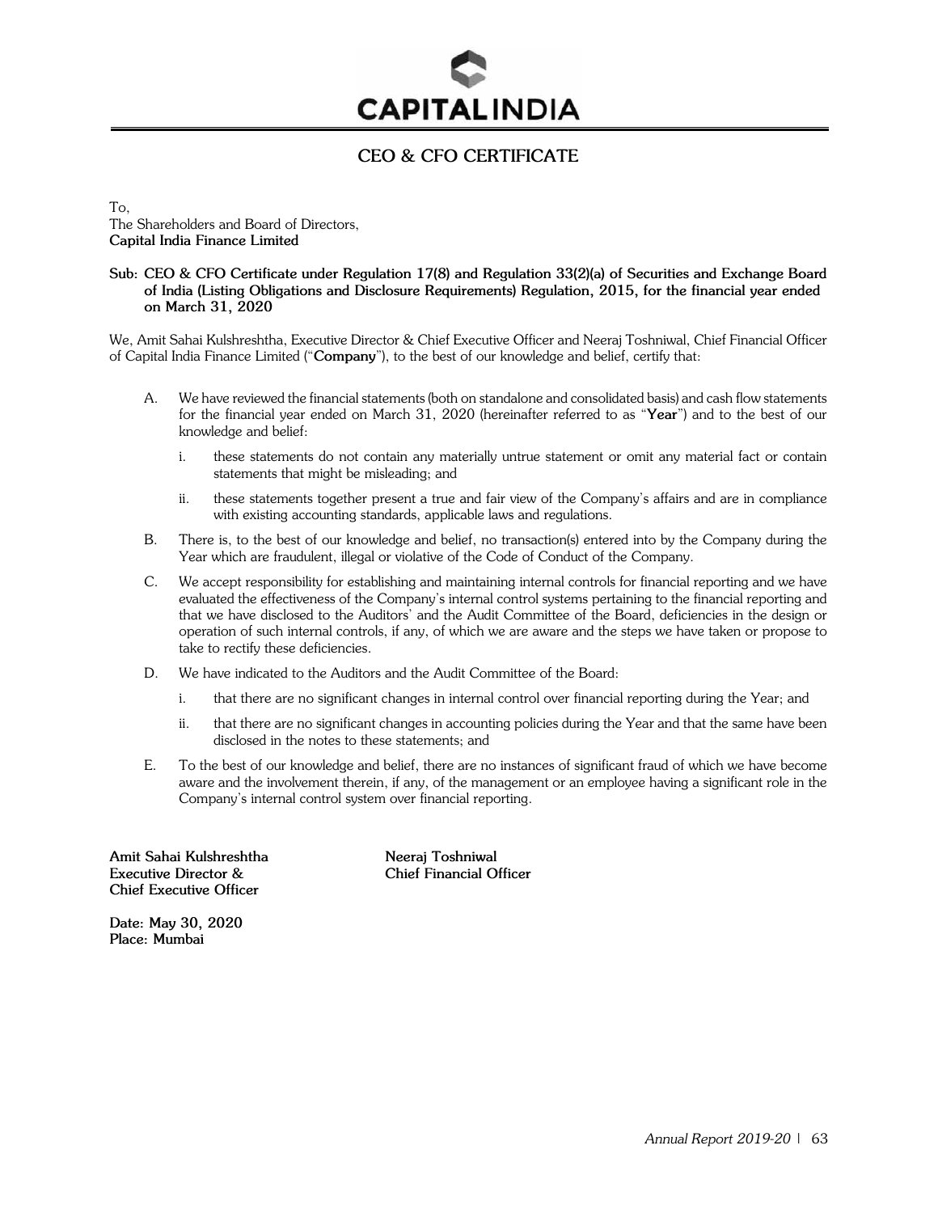# CEO & CFO CERTIFICATE

To,
The Shareholders and Board of Directors,
**Capital India Finance Limited**

**Sub: CEO & CFO Certificate under Regulation 17(8) and Regulation 33(2)(a) of Securities and Exchange Board of India (Listing Obligations and Disclosure Requirements) Regulation, 2015, for the financial year ended on March 31, 2020**

We, Amit Sahai Kulshreshtha, Executive Director & Chief Executive Officer and Neeraj Toshniwal, Chief Financial Officer of Capital India Finance Limited ("**Company**"), to the best of our knowledge and belief, certify that:

A. We have reviewed the financial statements (both on standalone and consolidated basis) and cash flow statements for the financial year ended on March 31, 2020 (hereinafter referred to as "**Year**") and to the best of our knowledge and belief:

   i. these statements do not contain any materially untrue statement or omit any material fact or contain statements that might be misleading; and

   ii. these statements together present a true and fair view of the Company's affairs and are in compliance with existing accounting standards, applicable laws and regulations.

B. There is, to the best of our knowledge and belief, no transaction(s) entered into by the Company during the Year which are fraudulent, illegal or violative of the Code of Conduct of the Company.

C. We accept responsibility for establishing and maintaining internal controls for financial reporting and we have evaluated the effectiveness of the Company's internal control systems pertaining to the financial reporting and that we have disclosed to the Auditors' and the Audit Committee of the Board, deficiencies in the design or operation of such internal controls, if any, of which we are aware and the steps we have taken or propose to take to rectify these deficiencies.

D. We have indicated to the Auditors and the Audit Committee of the Board:

   i. that there are no significant changes in internal control over financial reporting during the Year; and

   ii. that there are no significant changes in accounting policies during the Year and that the same have been disclosed in the notes to these statements; and

E. To the best of our knowledge and belief, there are no instances of significant fraud of which we have become aware and the involvement therein, if any, of the management or an employee having a significant role in the Company's internal control system over financial reporting.

**Amit Sahai Kulshreshtha**
**Executive Director &**
**Chief Executive Officer**

**Neeraj Toshniwal**
**Chief Financial Officer**

**Date: May 30, 2020**
**Place: Mumbai**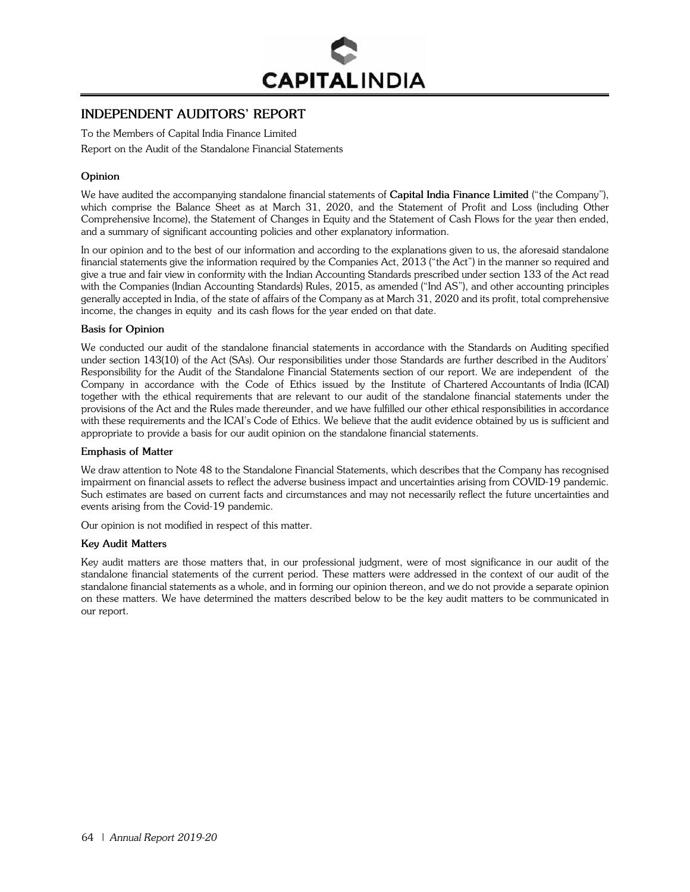# INDEPENDENT AUDITORS' REPORT

To the Members of Capital India Finance Limited

Report on the Audit of the Standalone Financial Statements

**Opinion**

We have audited the accompanying standalone financial statements of **Capital India Finance Limited** ("the Company"), which comprise the Balance Sheet as at March 31, 2020, and the Statement of Profit and Loss (including Other Comprehensive Income), the Statement of Changes in Equity and the Statement of Cash Flows for the year then ended, and a summary of significant accounting policies and other explanatory information.

In our opinion and to the best of our information and according to the explanations given to us, the aforesaid standalone financial statements give the information required by the Companies Act, 2013 ("the Act") in the manner so required and give a true and fair view in conformity with the Indian Accounting Standards prescribed under section 133 of the Act read with the Companies (Indian Accounting Standards) Rules, 2015, as amended ("Ind AS"), and other accounting principles generally accepted in India, of the state of affairs of the Company as at March 31, 2020 and its profit, total comprehensive income, the changes in equity and its cash flows for the year ended on that date.

**Basis for Opinion**

We conducted our audit of the standalone financial statements in accordance with the Standards on Auditing specified under section 143(10) of the Act (SAs). Our responsibilities under those Standards are further described in the Auditors' Responsibility for the Audit of the Standalone Financial Statements section of our report. We are independent of the Company in accordance with the Code of Ethics issued by the Institute of Chartered Accountants of India (ICAI) together with the ethical requirements that are relevant to our audit of the standalone financial statements under the provisions of the Act and the Rules made thereunder, and we have fulfilled our other ethical responsibilities in accordance with these requirements and the ICAI's Code of Ethics. We believe that the audit evidence obtained by us is sufficient and appropriate to provide a basis for our audit opinion on the standalone financial statements.

**Emphasis of Matter**

We draw attention to Note 48 to the Standalone Financial Statements, which describes that the Company has recognised impairment on financial assets to reflect the adverse business impact and uncertainties arising from COVID-19 pandemic. Such estimates are based on current facts and circumstances and may not necessarily reflect the future uncertainties and events arising from the Covid-19 pandemic.

Our opinion is not modified in respect of this matter.

**Key Audit Matters**

Key audit matters are those matters that, in our professional judgment, were of most significance in our audit of the standalone financial statements of the current period. These matters were addressed in the context of our audit of the standalone financial statements as a whole, and in forming our opinion thereon, and we do not provide a separate opinion on these matters. We have determined the matters described below to be the key audit matters to be communicated in our report.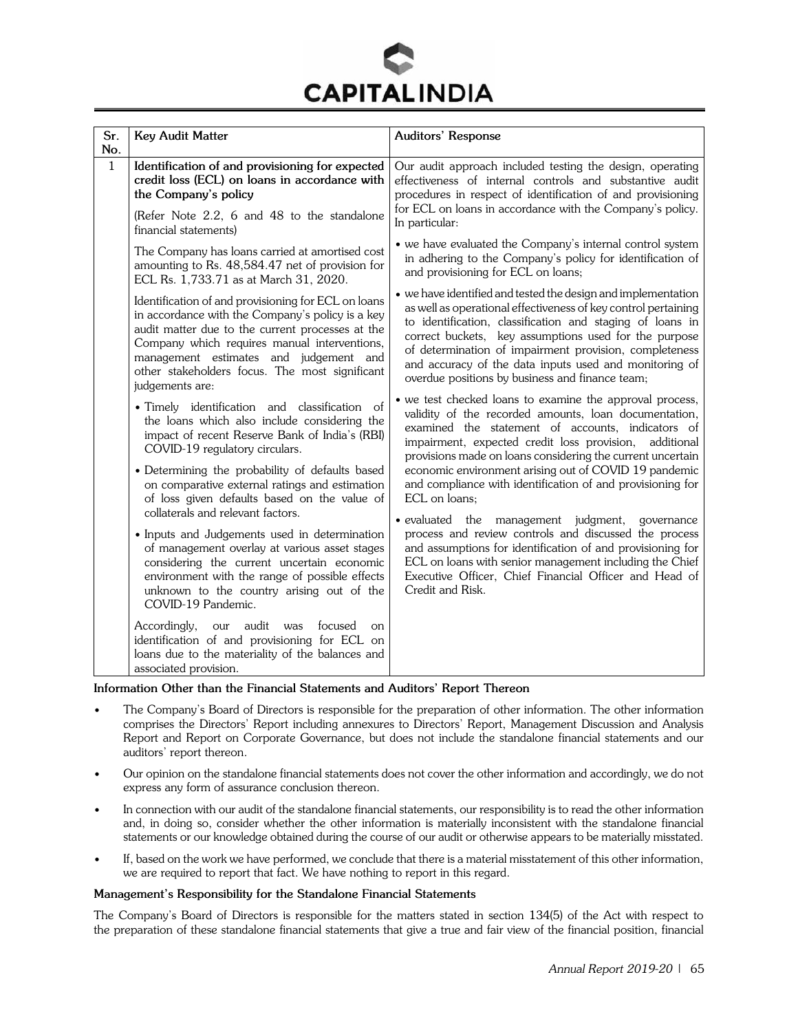| Sr. No. | Key Audit Matter | Auditors' Response |
|---|---|---|
| 1 | **Identification of and provisioning for expected credit loss (ECL) on loans in accordance with the Company's policy**<br><br>(Refer Note 2.2, 6 and 48 to the standalone financial statements)<br><br>The Company has loans carried at amortised cost amounting to Rs. 48,584.47 net of provision for ECL Rs. 1,733.71 as at March 31, 2020.<br><br>Identification of and provisioning for ECL on loans in accordance with the Company's policy is a key audit matter due to the current processes at the Company which requires manual interventions, management estimates and judgement and other stakeholders focus. The most significant judgements are:<br><br>• Timely identification and classification of the loans which also include considering the impact of recent Reserve Bank of India's (RBI) COVID-19 regulatory circulars.<br><br>• Determining the probability of defaults based on comparative external ratings and estimation of loss given defaults based on the value of collaterals and relevant factors.<br><br>• Inputs and Judgements used in determination of management overlay at various asset stages considering the current uncertain economic environment with the range of possible effects unknown to the country arising out of the COVID-19 Pandemic.<br><br>Accordingly, our audit was focused on identification of and provisioning for ECL on loans due to the materiality of the balances and associated provision. | Our audit approach included testing the design, operating effectiveness of internal controls and substantive audit procedures in respect of identification of and provisioning for ECL on loans in accordance with the Company's policy. In particular:<br><br>• we have evaluated the Company's internal control system in adhering to the Company's policy for identification of and provisioning for ECL on loans;<br><br>• we have identified and tested the design and implementation as well as operational effectiveness of key control pertaining to identification, classification and staging of loans in correct buckets, key assumptions used for the purpose of determination of impairment provision, completeness and accuracy of the data inputs used and monitoring of overdue positions by business and finance team;<br><br>• we test checked loans to examine the approval process, validity of the recorded amounts, loan documentation, examined the statement of accounts, indicators of impairment, expected credit loss provision, additional provisions made on loans considering the current uncertain economic environment arising out of COVID 19 pandemic and compliance with identification of and provisioning for ECL on loans;<br><br>• evaluated the management judgment, governance process and review controls and discussed the process and assumptions for identification of and provisioning for ECL on loans with senior management including the Chief Executive Officer, Chief Financial Officer and Head of Credit and Risk. |

**Information Other than the Financial Statements and Auditors' Report Thereon**

- The Company's Board of Directors is responsible for the preparation of other information. The other information comprises the Directors' Report including annexures to Directors' Report, Management Discussion and Analysis Report and Report on Corporate Governance, but does not include the standalone financial statements and our auditors' report thereon.
- Our opinion on the standalone financial statements does not cover the other information and accordingly, we do not express any form of assurance conclusion thereon.
- In connection with our audit of the standalone financial statements, our responsibility is to read the other information and, in doing so, consider whether the other information is materially inconsistent with the standalone financial statements or our knowledge obtained during the course of our audit or otherwise appears to be materially misstated.
- If, based on the work we have performed, we conclude that there is a material misstatement of this other information, we are required to report that fact. We have nothing to report in this regard.

**Management's Responsibility for the Standalone Financial Statements**

The Company's Board of Directors is responsible for the matters stated in section 134(5) of the Act with respect to the preparation of these standalone financial statements that give a true and fair view of the financial position, financial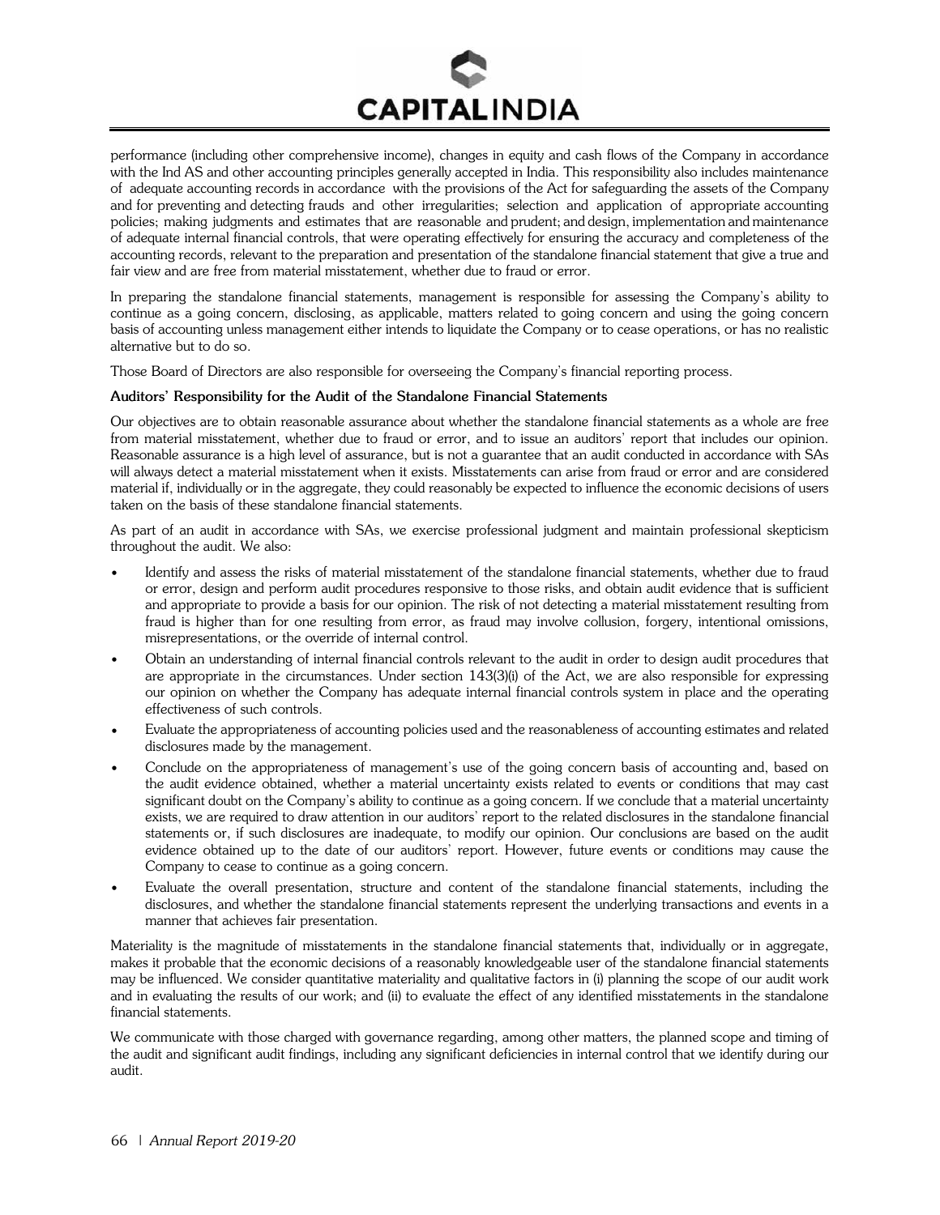performance (including other comprehensive income), changes in equity and cash flows of the Company in accordance with the Ind AS and other accounting principles generally accepted in India. This responsibility also includes maintenance of adequate accounting records in accordance with the provisions of the Act for safeguarding the assets of the Company and for preventing and detecting frauds and other irregularities; selection and application of appropriate accounting policies; making judgments and estimates that are reasonable and prudent; and design, implementation and maintenance of adequate internal financial controls, that were operating effectively for ensuring the accuracy and completeness of the accounting records, relevant to the preparation and presentation of the standalone financial statement that give a true and fair view and are free from material misstatement, whether due to fraud or error.

In preparing the standalone financial statements, management is responsible for assessing the Company's ability to continue as a going concern, disclosing, as applicable, matters related to going concern and using the going concern basis of accounting unless management either intends to liquidate the Company or to cease operations, or has no realistic alternative but to do so.

Those Board of Directors are also responsible for overseeing the Company's financial reporting process.

**Auditors' Responsibility for the Audit of the Standalone Financial Statements**

Our objectives are to obtain reasonable assurance about whether the standalone financial statements as a whole are free from material misstatement, whether due to fraud or error, and to issue an auditors' report that includes our opinion. Reasonable assurance is a high level of assurance, but is not a guarantee that an audit conducted in accordance with SAs will always detect a material misstatement when it exists. Misstatements can arise from fraud or error and are considered material if, individually or in the aggregate, they could reasonably be expected to influence the economic decisions of users taken on the basis of these standalone financial statements.

As part of an audit in accordance with SAs, we exercise professional judgment and maintain professional skepticism throughout the audit. We also:

- Identify and assess the risks of material misstatement of the standalone financial statements, whether due to fraud or error, design and perform audit procedures responsive to those risks, and obtain audit evidence that is sufficient and appropriate to provide a basis for our opinion. The risk of not detecting a material misstatement resulting from fraud is higher than for one resulting from error, as fraud may involve collusion, forgery, intentional omissions, misrepresentations, or the override of internal control.
- Obtain an understanding of internal financial controls relevant to the audit in order to design audit procedures that are appropriate in the circumstances. Under section 143(3)(i) of the Act, we are also responsible for expressing our opinion on whether the Company has adequate internal financial controls system in place and the operating effectiveness of such controls.
- Evaluate the appropriateness of accounting policies used and the reasonableness of accounting estimates and related disclosures made by the management.
- Conclude on the appropriateness of management's use of the going concern basis of accounting and, based on the audit evidence obtained, whether a material uncertainty exists related to events or conditions that may cast significant doubt on the Company's ability to continue as a going concern. If we conclude that a material uncertainty exists, we are required to draw attention in our auditors' report to the related disclosures in the standalone financial statements or, if such disclosures are inadequate, to modify our opinion. Our conclusions are based on the audit evidence obtained up to the date of our auditors' report. However, future events or conditions may cause the Company to cease to continue as a going concern.
- Evaluate the overall presentation, structure and content of the standalone financial statements, including the disclosures, and whether the standalone financial statements represent the underlying transactions and events in a manner that achieves fair presentation.

Materiality is the magnitude of misstatements in the standalone financial statements that, individually or in aggregate, makes it probable that the economic decisions of a reasonably knowledgeable user of the standalone financial statements may be influenced. We consider quantitative materiality and qualitative factors in (i) planning the scope of our audit work and in evaluating the results of our work; and (ii) to evaluate the effect of any identified misstatements in the standalone financial statements.

We communicate with those charged with governance regarding, among other matters, the planned scope and timing of the audit and significant audit findings, including any significant deficiencies in internal control that we identify during our audit.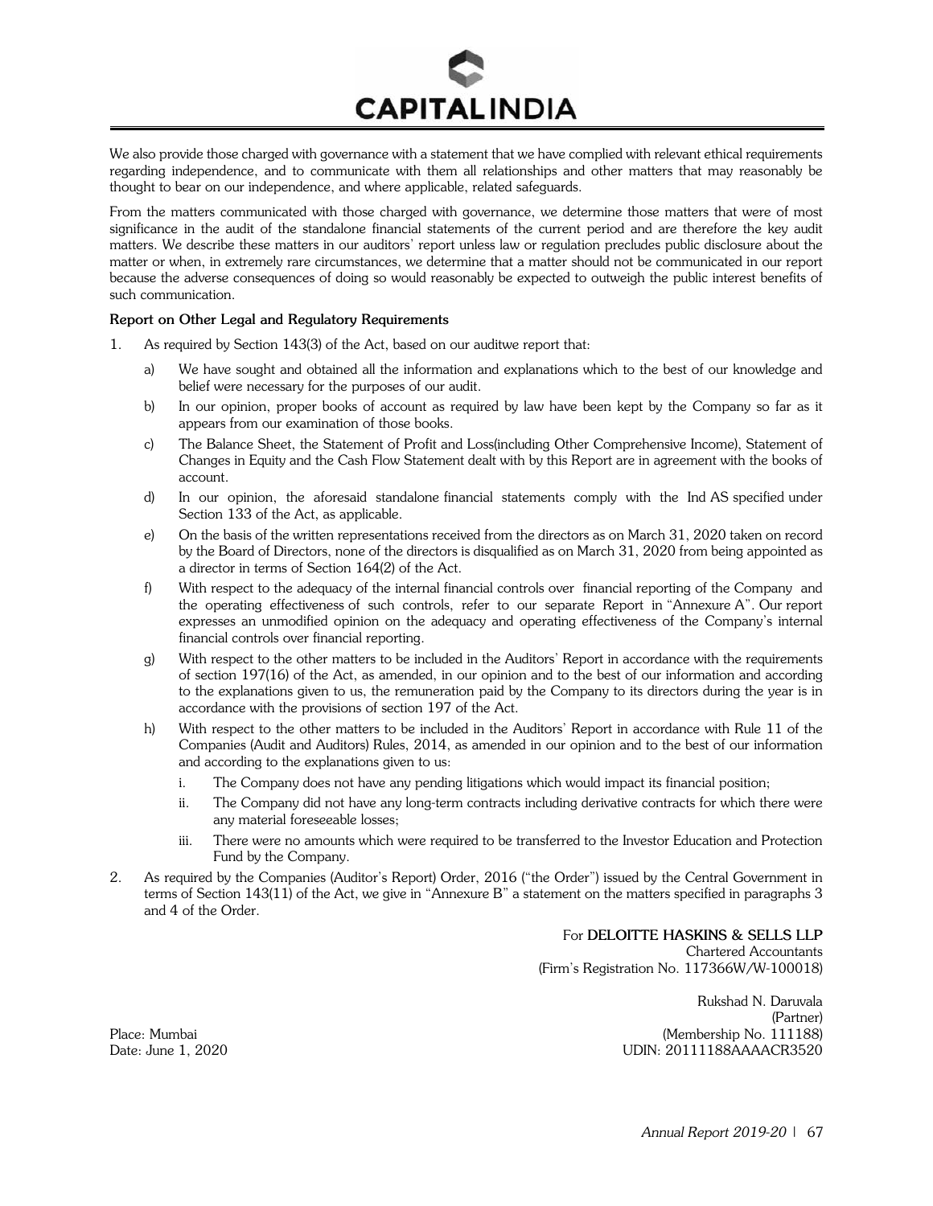We also provide those charged with governance with a statement that we have complied with relevant ethical requirements regarding independence, and to communicate with them all relationships and other matters that may reasonably be thought to bear on our independence, and where applicable, related safeguards.

From the matters communicated with those charged with governance, we determine those matters that were of most significance in the audit of the standalone financial statements of the current period and are therefore the key audit matters. We describe these matters in our auditors' report unless law or regulation precludes public disclosure about the matter or when, in extremely rare circumstances, we determine that a matter should not be communicated in our report because the adverse consequences of doing so would reasonably be expected to outweigh the public interest benefits of such communication.

**Report on Other Legal and Regulatory Requirements**

1. As required by Section 143(3) of the Act, based on our auditwe report that:

   a) We have sought and obtained all the information and explanations which to the best of our knowledge and belief were necessary for the purposes of our audit.

   b) In our opinion, proper books of account as required by law have been kept by the Company so far as it appears from our examination of those books.

   c) The Balance Sheet, the Statement of Profit and Loss(including Other Comprehensive Income), Statement of Changes in Equity and the Cash Flow Statement dealt with by this Report are in agreement with the books of account.

   d) In our opinion, the aforesaid standalone financial statements comply with the Ind AS specified under Section 133 of the Act, as applicable.

   e) On the basis of the written representations received from the directors as on March 31, 2020 taken on record by the Board of Directors, none of the directors is disqualified as on March 31, 2020 from being appointed as a director in terms of Section 164(2) of the Act.

   f) With respect to the adequacy of the internal financial controls over financial reporting of the Company and the operating effectiveness of such controls, refer to our separate Report in "Annexure A". Our report expresses an unmodified opinion on the adequacy and operating effectiveness of the Company's internal financial controls over financial reporting.

   g) With respect to the other matters to be included in the Auditors' Report in accordance with the requirements of section 197(16) of the Act, as amended, in our opinion and to the best of our information and according to the explanations given to us, the remuneration paid by the Company to its directors during the year is in accordance with the provisions of section 197 of the Act.

   h) With respect to the other matters to be included in the Auditors' Report in accordance with Rule 11 of the Companies (Audit and Auditors) Rules, 2014, as amended in our opinion and to the best of our information and according to the explanations given to us:

      i. The Company does not have any pending litigations which would impact its financial position;

      ii. The Company did not have any long-term contracts including derivative contracts for which there were any material foreseeable losses;

      iii. There were no amounts which were required to be transferred to the Investor Education and Protection Fund by the Company.

2. As required by the Companies (Auditor's Report) Order, 2016 ("the Order") issued by the Central Government in terms of Section 143(11) of the Act, we give in "Annexure B" a statement on the matters specified in paragraphs 3 and 4 of the Order.

For **DELOITTE HASKINS & SELLS LLP**
Chartered Accountants
(Firm's Registration No. 117366W/W-100018)

Rukshad N. Daruvala
(Partner)
(Membership No. 111188)
UDIN: 20111188AAAACR3520

Place: Mumbai
Date: June 1, 2020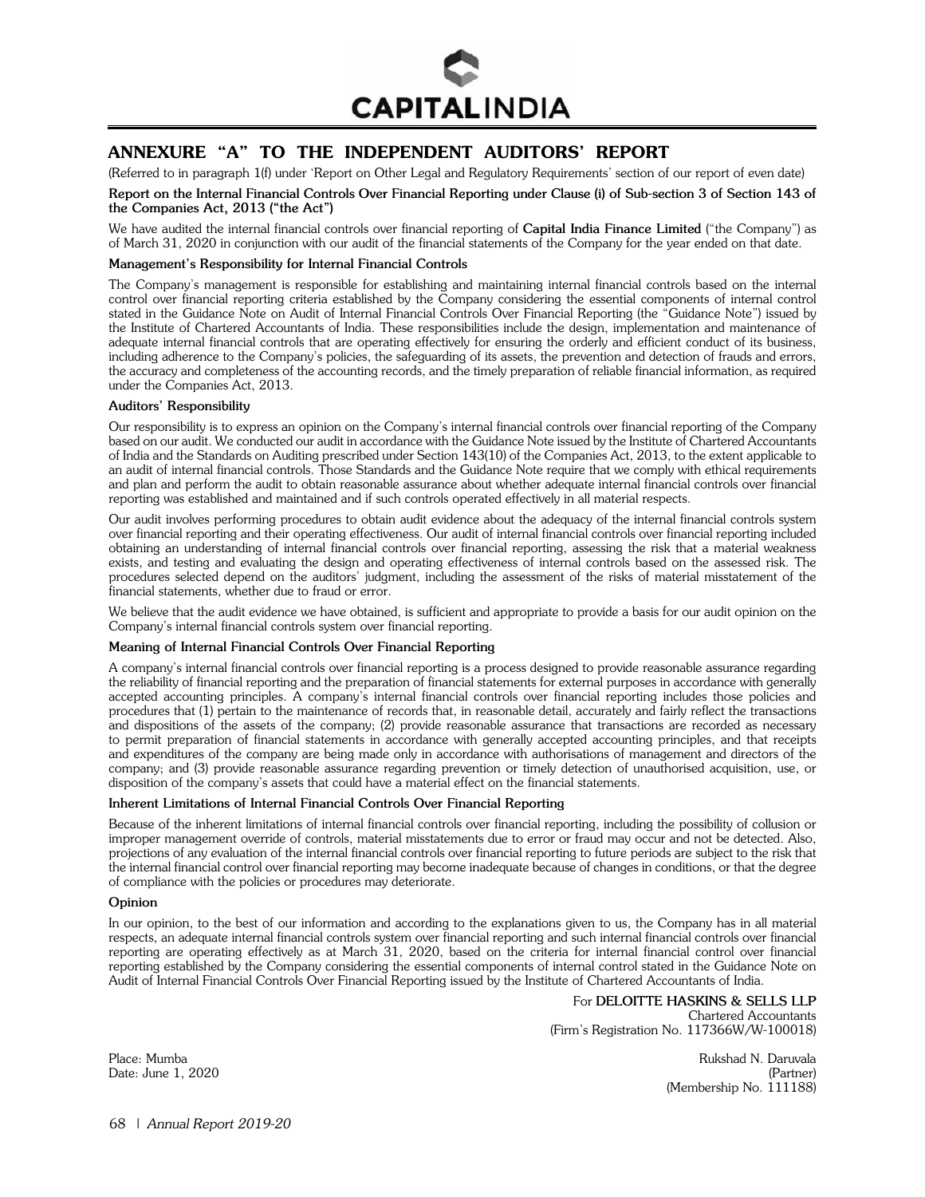# ANNEXURE "A" TO THE INDEPENDENT AUDITORS' REPORT

(Referred to in paragraph 1(f) under 'Report on Other Legal and Regulatory Requirements' section of our report of even date)

**Report on the Internal Financial Controls Over Financial Reporting under Clause (i) of Sub-section 3 of Section 143 of the Companies Act, 2013 ("the Act")**

We have audited the internal financial controls over financial reporting of **Capital India Finance Limited** ("the Company") as of March 31, 2020 in conjunction with our audit of the financial statements of the Company for the year ended on that date.

**Management's Responsibility for Internal Financial Controls**

The Company's management is responsible for establishing and maintaining internal financial controls based on the internal control over financial reporting criteria established by the Company considering the essential components of internal control stated in the Guidance Note on Audit of Internal Financial Controls Over Financial Reporting (the "Guidance Note") issued by the Institute of Chartered Accountants of India. These responsibilities include the design, implementation and maintenance of adequate internal financial controls that are operating effectively for ensuring the orderly and efficient conduct of its business, including adherence to the Company's policies, the safeguarding of its assets, the prevention and detection of frauds and errors, the accuracy and completeness of the accounting records, and the timely preparation of reliable financial information, as required under the Companies Act, 2013.

**Auditors' Responsibility**

Our responsibility is to express an opinion on the Company's internal financial controls over financial reporting of the Company based on our audit. We conducted our audit in accordance with the Guidance Note issued by the Institute of Chartered Accountants of India and the Standards on Auditing prescribed under Section 143(10) of the Companies Act, 2013, to the extent applicable to an audit of internal financial controls. Those Standards and the Guidance Note require that we comply with ethical requirements and plan and perform the audit to obtain reasonable assurance about whether adequate internal financial controls over financial reporting was established and maintained and if such controls operated effectively in all material respects.

Our audit involves performing procedures to obtain audit evidence about the adequacy of the internal financial controls system over financial reporting and their operating effectiveness. Our audit of internal financial controls over financial reporting included obtaining an understanding of internal financial controls over financial reporting, assessing the risk that a material weakness exists, and testing and evaluating the design and operating effectiveness of internal controls based on the assessed risk. The procedures selected depend on the auditors' judgment, including the assessment of the risks of material misstatement of the financial statements, whether due to fraud or error.

We believe that the audit evidence we have obtained, is sufficient and appropriate to provide a basis for our audit opinion on the Company's internal financial controls system over financial reporting.

**Meaning of Internal Financial Controls Over Financial Reporting**

A company's internal financial controls over financial reporting is a process designed to provide reasonable assurance regarding the reliability of financial reporting and the preparation of financial statements for external purposes in accordance with generally accepted accounting principles. A company's internal financial controls over financial reporting includes those policies and procedures that (1) pertain to the maintenance of records that, in reasonable detail, accurately and fairly reflect the transactions and dispositions of the assets of the company; (2) provide reasonable assurance that transactions are recorded as necessary to permit preparation of financial statements in accordance with generally accepted accounting principles, and that receipts and expenditures of the company are being made only in accordance with authorisations of management and directors of the company; and (3) provide reasonable assurance regarding prevention or timely detection of unauthorised acquisition, use, or disposition of the company's assets that could have a material effect on the financial statements.

**Inherent Limitations of Internal Financial Controls Over Financial Reporting**

Because of the inherent limitations of internal financial controls over financial reporting, including the possibility of collusion or improper management override of controls, material misstatements due to error or fraud may occur and not be detected. Also, projections of any evaluation of the internal financial controls over financial reporting to future periods are subject to the risk that the internal financial control over financial reporting may become inadequate because of changes in conditions, or that the degree of compliance with the policies or procedures may deteriorate.

**Opinion**

In our opinion, to the best of our information and according to the explanations given to us, the Company has in all material respects, an adequate internal financial controls system over financial reporting and such internal financial controls over financial reporting are operating effectively as at March 31, 2020, based on the criteria for internal financial control over financial reporting established by the Company considering the essential components of internal control stated in the Guidance Note on Audit of Internal Financial Controls Over Financial Reporting issued by the Institute of Chartered Accountants of India.

For **DELOITTE HASKINS & SELLS LLP**
Chartered Accountants
(Firm's Registration No. 117366W/W-100018)

Rukshad N. Daruvala
(Partner)
(Membership No. 111188)

Place: Mumba
Date: June 1, 2020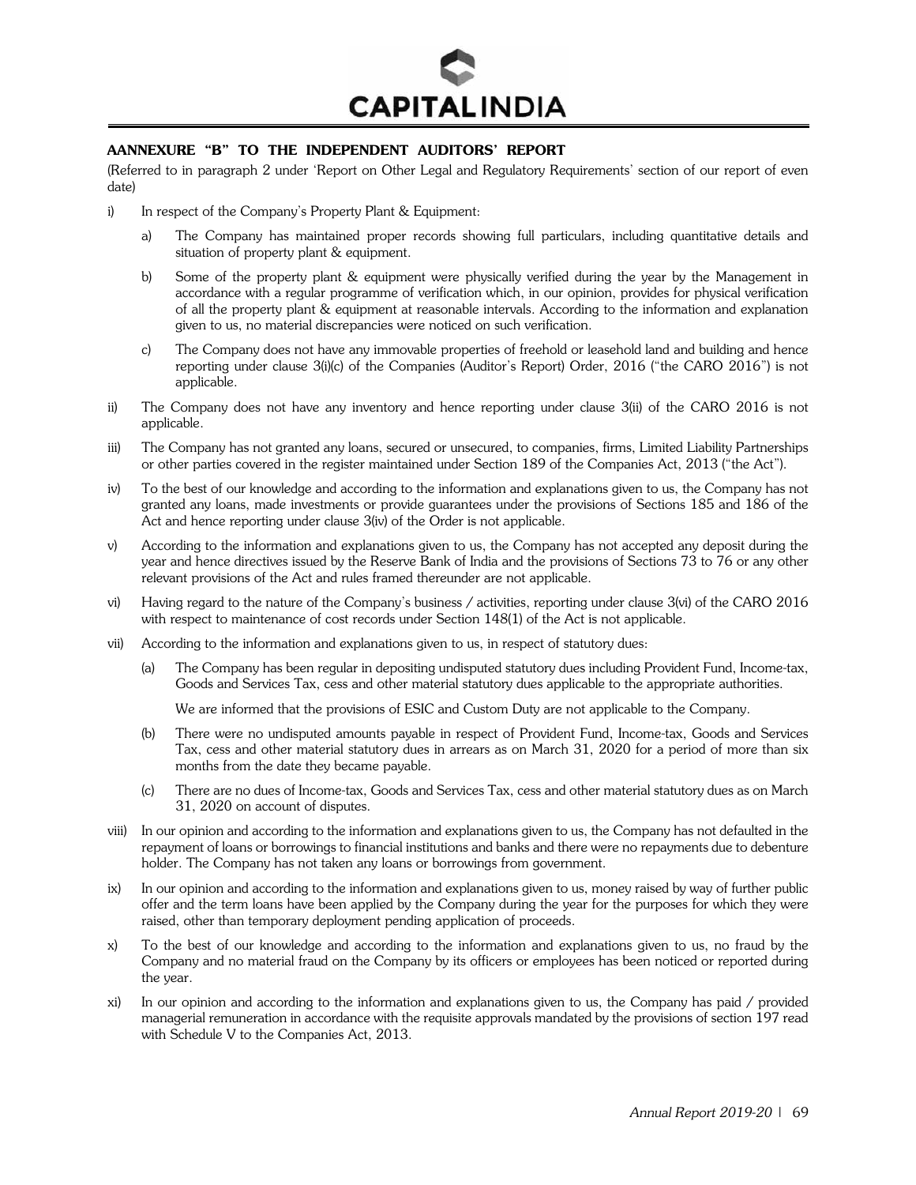## AANNEXURE "B" TO THE INDEPENDENT AUDITORS' REPORT

(Referred to in paragraph 2 under 'Report on Other Legal and Regulatory Requirements' section of our report of even date)

i) In respect of the Company's Property Plant & Equipment:

   a) The Company has maintained proper records showing full particulars, including quantitative details and situation of property plant & equipment.

   b) Some of the property plant & equipment were physically verified during the year by the Management in accordance with a regular programme of verification which, in our opinion, provides for physical verification of all the property plant & equipment at reasonable intervals. According to the information and explanation given to us, no material discrepancies were noticed on such verification.

   c) The Company does not have any immovable properties of freehold or leasehold land and building and hence reporting under clause 3(i)(c) of the Companies (Auditor's Report) Order, 2016 ("the CARO 2016") is not applicable.

ii) The Company does not have any inventory and hence reporting under clause 3(ii) of the CARO 2016 is not applicable.

iii) The Company has not granted any loans, secured or unsecured, to companies, firms, Limited Liability Partnerships or other parties covered in the register maintained under Section 189 of the Companies Act, 2013 ("the Act").

iv) To the best of our knowledge and according to the information and explanations given to us, the Company has not granted any loans, made investments or provide guarantees under the provisions of Sections 185 and 186 of the Act and hence reporting under clause 3(iv) of the Order is not applicable.

v) According to the information and explanations given to us, the Company has not accepted any deposit during the year and hence directives issued by the Reserve Bank of India and the provisions of Sections 73 to 76 or any other relevant provisions of the Act and rules framed thereunder are not applicable.

vi) Having regard to the nature of the Company's business / activities, reporting under clause 3(vi) of the CARO 2016 with respect to maintenance of cost records under Section 148(1) of the Act is not applicable.

vii) According to the information and explanations given to us, in respect of statutory dues:

   (a) The Company has been regular in depositing undisputed statutory dues including Provident Fund, Income-tax, Goods and Services Tax, cess and other material statutory dues applicable to the appropriate authorities.

   We are informed that the provisions of ESIC and Custom Duty are not applicable to the Company.

   (b) There were no undisputed amounts payable in respect of Provident Fund, Income-tax, Goods and Services Tax, cess and other material statutory dues in arrears as on March 31, 2020 for a period of more than six months from the date they became payable.

   (c) There are no dues of Income-tax, Goods and Services Tax, cess and other material statutory dues as on March 31, 2020 on account of disputes.

viii) In our opinion and according to the information and explanations given to us, the Company has not defaulted in the repayment of loans or borrowings to financial institutions and banks and there were no repayments due to debenture holder. The Company has not taken any loans or borrowings from government.

ix) In our opinion and according to the information and explanations given to us, money raised by way of further public offer and the term loans have been applied by the Company during the year for the purposes for which they were raised, other than temporary deployment pending application of proceeds.

x) To the best of our knowledge and according to the information and explanations given to us, no fraud by the Company and no material fraud on the Company by its officers or employees has been noticed or reported during the year.

xi) In our opinion and according to the information and explanations given to us, the Company has paid / provided managerial remuneration in accordance with the requisite approvals mandated by the provisions of section 197 read with Schedule V to the Companies Act, 2013.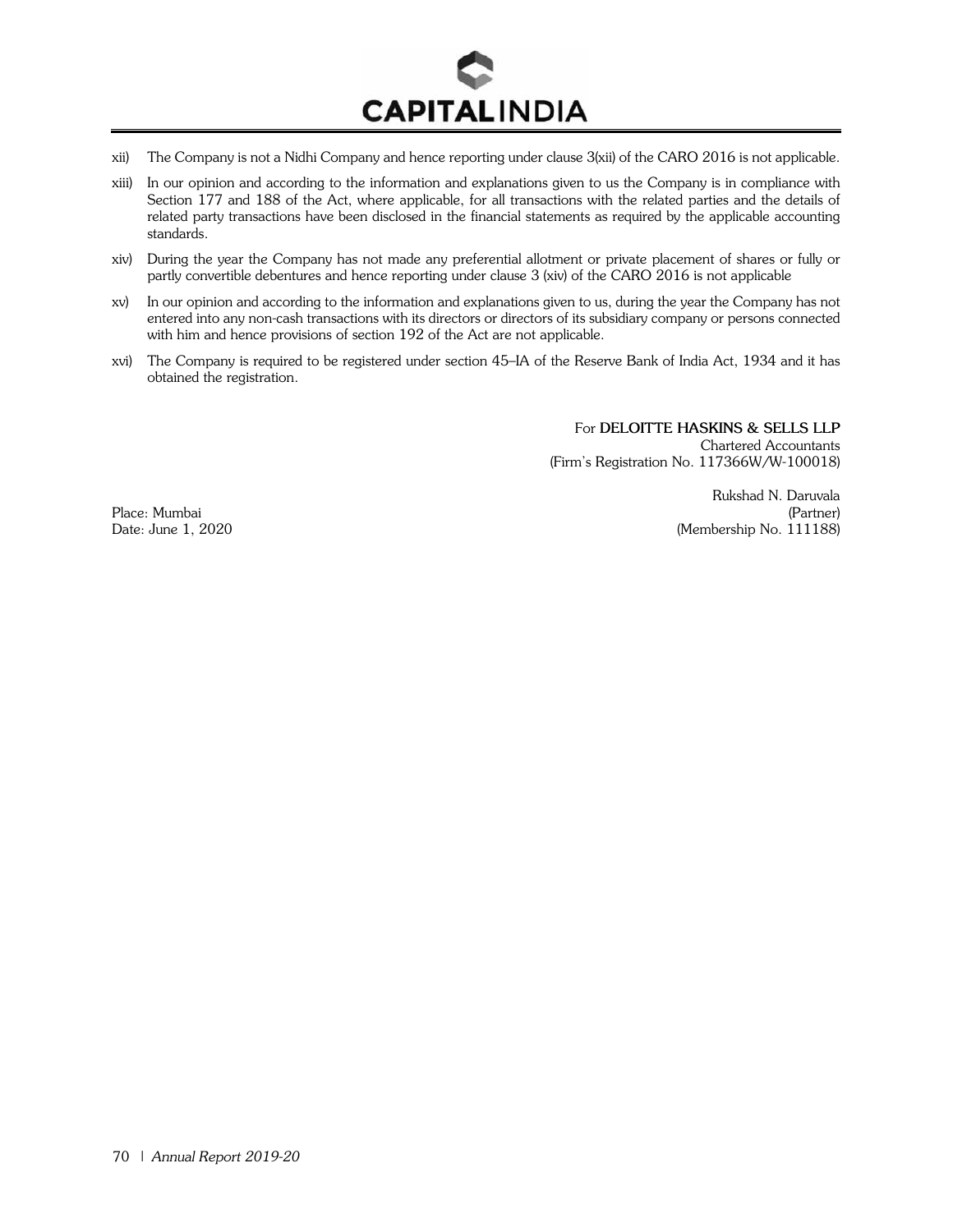xii) The Company is not a Nidhi Company and hence reporting under clause 3(xii) of the CARO 2016 is not applicable.

xiii) In our opinion and according to the information and explanations given to us the Company is in compliance with Section 177 and 188 of the Act, where applicable, for all transactions with the related parties and the details of related party transactions have been disclosed in the financial statements as required by the applicable accounting standards.

xiv) During the year the Company has not made any preferential allotment or private placement of shares or fully or partly convertible debentures and hence reporting under clause 3 (xiv) of the CARO 2016 is not applicable

xv) In our opinion and according to the information and explanations given to us, during the year the Company has not entered into any non-cash transactions with its directors or directors of its subsidiary company or persons connected with him and hence provisions of section 192 of the Act are not applicable.

xvi) The Company is required to be registered under section 45–IA of the Reserve Bank of India Act, 1934 and it has obtained the registration.

For **DELOITTE HASKINS & SELLS LLP**
Chartered Accountants
(Firm's Registration No. 117366W/W-100018)

Rukshad N. Daruvala
(Partner)
(Membership No. 111188)

Place: Mumbai
Date: June 1, 2020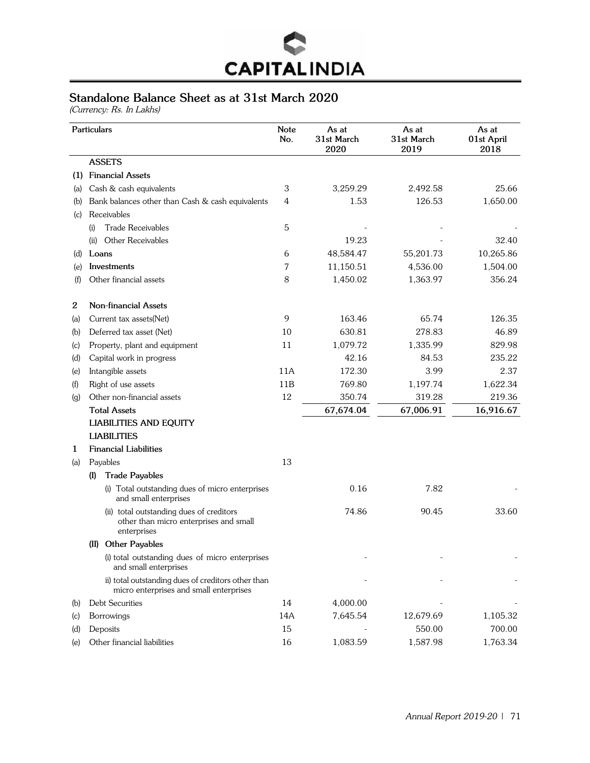## Standalone Balance Sheet as at 31st March 2020

*(Currency: Rs. In Lakhs)*

| | Particulars | Note No. | As at 31st March 2020 | As at 31st March 2019 | As at 01st April 2018 |
|---|---|---|---|---|---|
| | **ASSETS** | | | | |
| **(1)** | **Financial Assets** | | | | |
| (a) | Cash & cash equivalents | 3 | 3,259.29 | 2,492.58 | 25.66 |
| (b) | Bank balances other than Cash & cash equivalents | 4 | 1.53 | 126.53 | 1,650.00 |
| (c) | Receivables | | | | |
| | (i) Trade Receivables | 5 | - | - | - |
| | (ii) Other Receivables | | 19.23 | - | 32.40 |
| (d) | **Loans** | 6 | 48,584.47 | 55,201.73 | 10,265.86 |
| (e) | **Investments** | 7 | 11,150.51 | 4,536.00 | 1,504.00 |
| (f) | Other financial assets | 8 | 1,450.02 | 1,363.97 | 356.24 |
| **2** | **Non-financial Assets** | | | | |
| (a) | Current tax assets(Net) | 9 | 163.46 | 65.74 | 126.35 |
| (b) | Deferred tax asset (Net) | 10 | 630.81 | 278.83 | 46.89 |
| (c) | Property, plant and equipment | 11 | 1,079.72 | 1,335.99 | 829.98 |
| (d) | Capital work in progress | | 42.16 | 84.53 | 235.22 |
| (e) | Intangible assets | 11A | 172.30 | 3.99 | 2.37 |
| (f) | Right of use assets | 11B | 769.80 | 1,197.74 | 1,622.34 |
| (g) | Other non-financial assets | 12 | 350.74 | 319.28 | 219.36 |
| | **Total Assets** | | **67,674.04** | **67,006.91** | **16,916.67** |
| | **LIABILITIES AND EQUITY** | | | | |
| | **LIABILITIES** | | | | |
| **1** | **Financial Liabilities** | | | | |
| (a) | Payables | 13 | | | |
| | **(I) Trade Payables** | | | | |
| | (i) Total outstanding dues of micro enterprises and small enterprises | | 0.16 | 7.82 | - |
| | (ii) total outstanding dues of creditors other than micro enterprises and small enterprises | | 74.86 | 90.45 | 33.60 |
| | **(II) Other Payables** | | | | |
| | (i) total outstanding dues of micro enterprises and small enterprises | | - | - | - |
| | ii) total outstanding dues of creditors other than micro enterprises and small enterprises | | - | - | - |
| (b) | Debt Securities | 14 | 4,000.00 | - | - |
| (c) | Borrowings | 14A | 7,645.54 | 12,679.69 | 1,105.32 |
| (d) | Deposits | 15 | - | 550.00 | 700.00 |
| (e) | Other financial liabilities | 16 | 1,083.59 | 1,587.98 | 1,763.34 |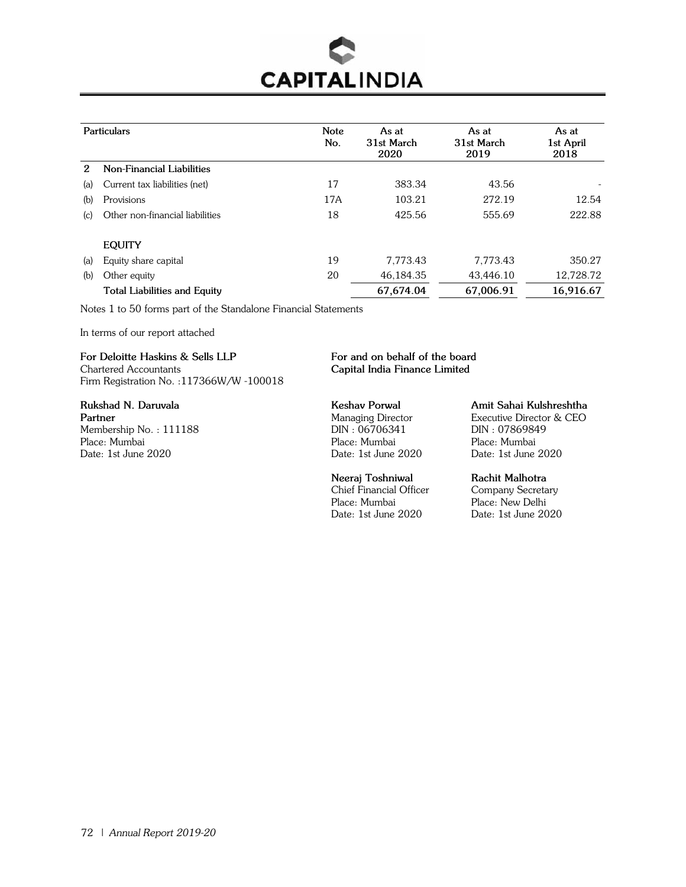| | Particulars | Note No. | As at 31st March 2020 | As at 31st March 2019 | As at 1st April 2018 |
|---|---|---|---|---|---|
| **2** | **Non-Financial Liabilities** | | | | |
| (a) | Current tax liabilities (net) | 17 | 383.34 | 43.56 | - |
| (b) | Provisions | 17A | 103.21 | 272.19 | 12.54 |
| (c) | Other non-financial liabilities | 18 | 425.56 | 555.69 | 222.88 |
| | **EQUITY** | | | | |
| (a) | Equity share capital | 19 | 7,773.43 | 7,773.43 | 350.27 |
| (b) | Other equity | 20 | 46,184.35 | 43,446.10 | 12,728.72 |
| | **Total Liabilities and Equity** | | **67,674.04** | **67,006.91** | **16,916.67** |

Notes 1 to 50 forms part of the Standalone Financial Statements

In terms of our report attached

**For Deloitte Haskins & Sells LLP**
Chartered Accountants
Firm Registration No. :117366W/W -100018

**Rukshad N. Daruvala**
**Partner**
Membership No. : 111188
Place: Mumbai
Date: 1st June 2020

**For and on behalf of the board**
**Capital India Finance Limited**

**Keshav Porwal**
Managing Director
DIN : 06706341
Place: Mumbai
Date: 1st June 2020

**Amit Sahai Kulshreshtha**
Executive Director & CEO
DIN : 07869849
Place: Mumbai
Date: 1st June 2020

**Neeraj Toshniwal**
Chief Financial Officer
Place: Mumbai
Date: 1st June 2020

**Rachit Malhotra**
Company Secretary
Place: New Delhi
Date: 1st June 2020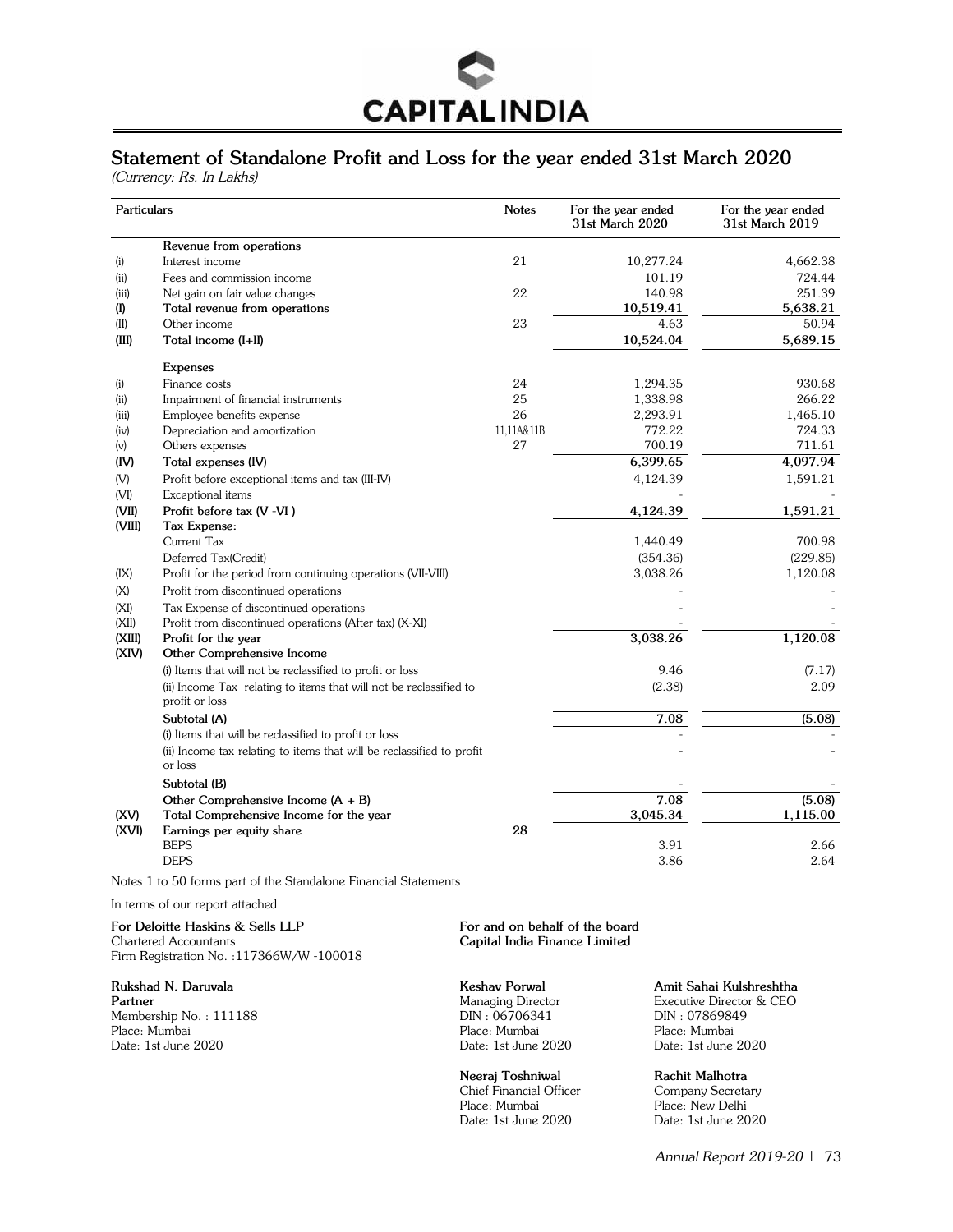# Statement of Standalone Profit and Loss for the year ended 31st March 2020

*(Currency: Rs. In Lakhs)*

| | Particulars | Notes | For the year ended 31st March 2020 | For the year ended 31st March 2019 |
|---|---|---|---|---|
| | **Revenue from operations** | | | |
| (i) | Interest income | 21 | 10,277.24 | 4,662.38 |
| (ii) | Fees and commission income | | 101.19 | 724.44 |
| (iii) | Net gain on fair value changes | 22 | 140.98 | 251.39 |
| **(I)** | **Total revenue from operations** | | **10,519.41** | **5,638.21** |
| (II) | Other income | 23 | 4.63 | 50.94 |
| **(III)** | **Total income (I+II)** | | **10,524.04** | **5,689.15** |
| | **Expenses** | | | |
| (i) | Finance costs | 24 | 1,294.35 | 930.68 |
| (ii) | Impairment of financial instruments | 25 | 1,338.98 | 266.22 |
| (iii) | Employee benefits expense | 26 | 2,293.91 | 1,465.10 |
| (iv) | Depreciation and amortization | 11,11A&11B | 772.22 | 724.33 |
| (v) | Others expenses | 27 | 700.19 | 711.61 |
| **(IV)** | **Total expenses (IV)** | | **6,399.65** | **4,097.94** |
| (V) | Profit before exceptional items and tax (III-IV) | | 4,124.39 | 1,591.21 |
| (VI) | Exceptional items | | - | - |
| **(VII)** | **Profit before tax (V -VI )** | | **4,124.39** | **1,591.21** |
| **(VIII)** | **Tax Expense:** | | | |
| | Current Tax | | 1,440.49 | 700.98 |
| | Deferred Tax(Credit) | | (354.36) | (229.85) |
| (IX) | Profit for the period from continuing operations (VII-VIII) | | 3,038.26 | 1,120.08 |
| (X) | Profit from discontinued operations | | - | - |
| (XI) | Tax Expense of discontinued operations | | - | - |
| (XII) | Profit from discontinued operations (After tax) (X-XI) | | - | - |
| **(XIII)** | **Profit for the year** | | **3,038.26** | **1,120.08** |
| **(XIV)** | **Other Comprehensive Income** | | | |
| | (i) Items that will not be reclassified to profit or loss | | 9.46 | (7.17) |
| | (ii) Income Tax relating to items that will not be reclassified to profit or loss | | (2.38) | 2.09 |
| | **Subtotal (A)** | | **7.08** | **(5.08)** |
| | (i) Items that will be reclassified to profit or loss | | - | - |
| | (ii) Income tax relating to items that will be reclassified to profit or loss | | - | - |
| | **Subtotal (B)** | | - | - |
| | **Other Comprehensive Income (A + B)** | | **7.08** | **(5.08)** |
| **(XV)** | **Total Comprehensive Income for the year** | | **3,045.34** | **1,115.00** |
| **(XVI)** | **Earnings per equity share** | **28** | | |
| | BEPS | | 3.91 | 2.66 |
| | DEPS | | 3.86 | 2.64 |

Notes 1 to 50 forms part of the Standalone Financial Statements

In terms of our report attached

**For Deloitte Haskins & Sells LLP**
Chartered Accountants
Firm Registration No. :117366W/W -100018

**Rukshad N. Daruvala**
**Partner**
Membership No. : 111188
Place: Mumbai
Date: 1st June 2020

**For and on behalf of the board**
**Capital India Finance Limited**

**Keshav Porwal**
Managing Director
DIN : 06706341
Place: Mumbai
Date: 1st June 2020

**Amit Sahai Kulshreshtha**
Executive Director & CEO
DIN : 07869849
Place: Mumbai
Date: 1st June 2020

**Neeraj Toshniwal**
Chief Financial Officer
Place: Mumbai
Date: 1st June 2020

**Rachit Malhotra**
Company Secretary
Place: New Delhi
Date: 1st June 2020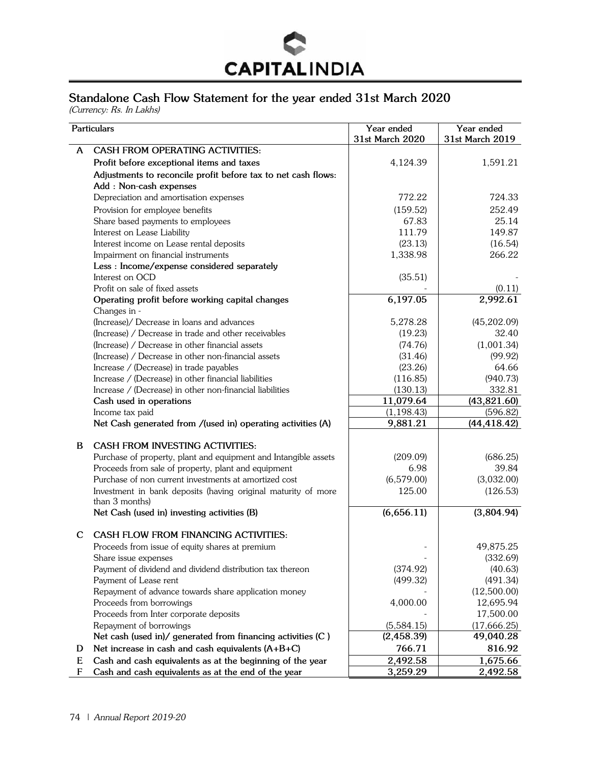## Standalone Cash Flow Statement for the year ended 31st March 2020

*(Currency: Rs. In Lakhs)*

| | Particulars | Year ended 31st March 2020 | Year ended 31st March 2019 |
|---|---|---|---|
| A | **CASH FROM OPERATING ACTIVITIES:** | | |
| | **Profit before exceptional items and taxes** | 4,124.39 | 1,591.21 |
| | **Adjustments to reconcile profit before tax to net cash flows:** | | |
| | **Add : Non-cash expenses** | | |
| | Depreciation and amortisation expenses | 772.22 | 724.33 |
| | Provision for employee benefits | (159.52) | 252.49 |
| | Share based payments to employees | 67.83 | 25.14 |
| | Interest on Lease Liability | 111.79 | 149.87 |
| | Interest income on Lease rental deposits | (23.13) | (16.54) |
| | Impairment on financial instruments | 1,338.98 | 266.22 |
| | **Less : Income/expense considered separately** | | |
| | Interest on OCD | (35.51) | - |
| | Profit on sale of fixed assets | - | (0.11) |
| | **Operating profit before working capital changes** | **6,197.05** | **2,992.61** |
| | Changes in - | | |
| | (Increase)/ Decrease in loans and advances | 5,278.28 | (45,202.09) |
| | (Increase) / Decrease in trade and other receivables | (19.23) | 32.40 |
| | (Increase) / Decrease in other financial assets | (74.76) | (1,001.34) |
| | (Increase) / Decrease in other non-financial assets | (31.46) | (99.92) |
| | Increase / (Decrease) in trade payables | (23.26) | 64.66 |
| | Increase / (Decrease) in other financial liabilities | (116.85) | (940.73) |
| | Increase / (Decrease) in other non-financial liabilities | (130.13) | 332.81 |
| | **Cash used in operations** | **11,079.64** | **(43,821.60)** |
| | Income tax paid | (1,198.43) | (596.82) |
| | **Net Cash generated from /(used in) operating activities (A)** | **9,881.21** | **(44,418.42)** |
| B | **CASH FROM INVESTING ACTIVITIES:** | | |
| | Purchase of property, plant and equipment and Intangible assets | (209.09) | (686.25) |
| | Proceeds from sale of property, plant and equipment | 6.98 | 39.84 |
| | Purchase of non current investments at amortized cost | (6,579.00) | (3,032.00) |
| | Investment in bank deposits (having original maturity of more than 3 months) | 125.00 | (126.53) |
| | **Net Cash (used in) investing activities (B)** | **(6,656.11)** | **(3,804.94)** |
| C | **CASH FLOW FROM FINANCING ACTIVITIES:** | | |
| | Proceeds from issue of equity shares at premium | - | 49,875.25 |
| | Share issue expenses | - | (332.69) |
| | Payment of dividend and dividend distribution tax thereon | (374.92) | (40.63) |
| | Payment of Lease rent | (499.32) | (491.34) |
| | Repayment of advance towards share application money | - | (12,500.00) |
| | Proceeds from borrowings | 4,000.00 | 12,695.94 |
| | Proceeds from Inter corporate deposits | - | 17,500.00 |
| | Repayment of borrowings | (5,584.15) | (17,666.25) |
| | **Net cash (used in)/ generated from financing activities (C )** | **(2,458.39)** | **49,040.28** |
| D | **Net increase in cash and cash equivalents (A+B+C)** | **766.71** | **816.92** |
| E | **Cash and cash equivalents as at the beginning of the year** | **2,492.58** | **1,675.66** |
| F | **Cash and cash equivalents as at the end of the year** | **3,259.29** | **2,492.58** |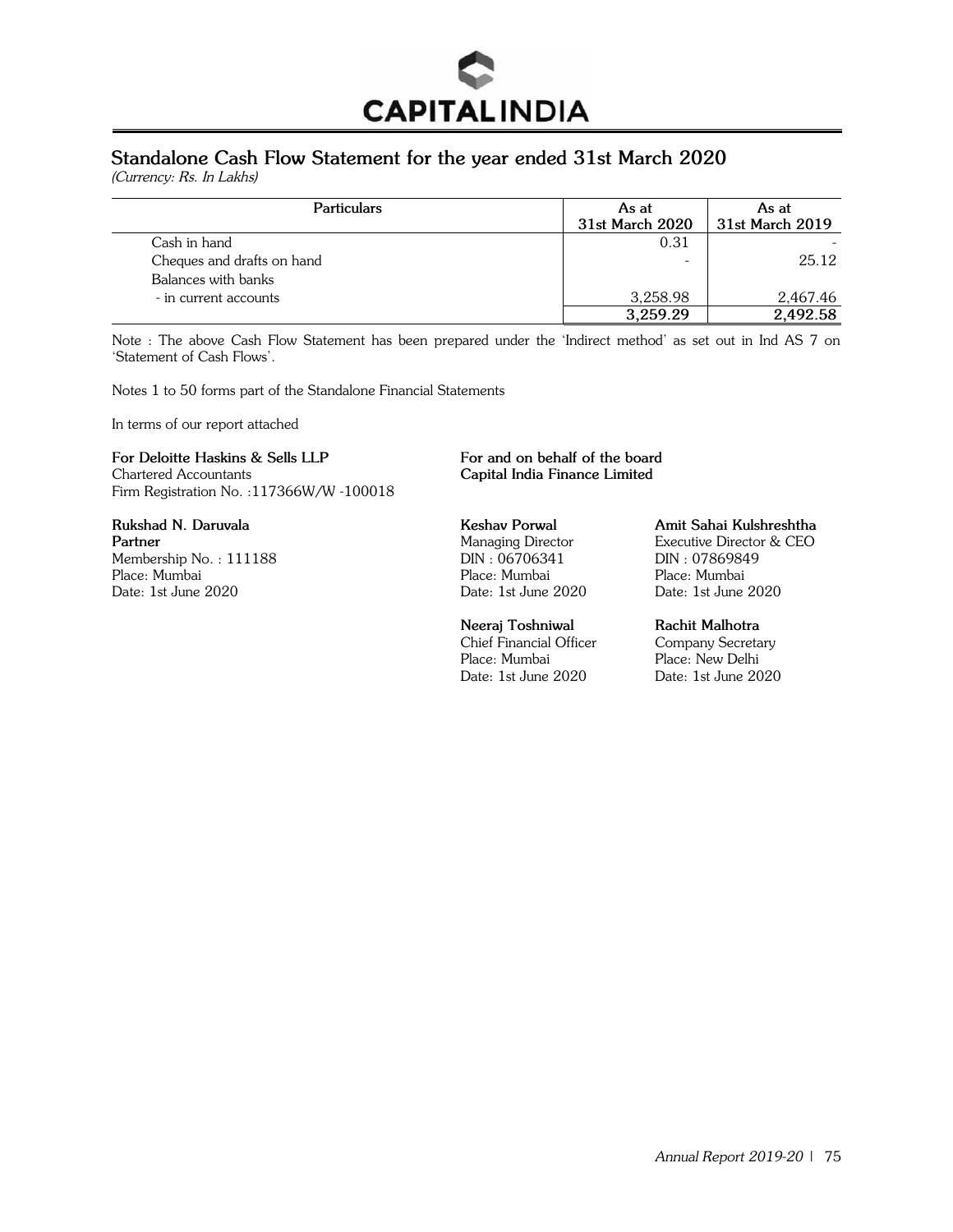# Standalone Cash Flow Statement for the year ended 31st March 2020

*(Currency: Rs. In Lakhs)*

| Particulars | As at 31st March 2020 | As at 31st March 2019 |
|---|---|---|
| Cash in hand | 0.31 | - |
| Cheques and drafts on hand | - | 25.12 |
| Balances with banks | | |
| - in current accounts | 3,258.98 | 2,467.46 |
| | **3,259.29** | **2,492.58** |

Note : The above Cash Flow Statement has been prepared under the 'Indirect method' as set out in Ind AS 7 on 'Statement of Cash Flows'.

Notes 1 to 50 forms part of the Standalone Financial Statements

In terms of our report attached

**For Deloitte Haskins & Sells LLP**
Chartered Accountants
Firm Registration No. :117366W/W -100018

**Rukshad N. Daruvala**
**Partner**
Membership No. : 111188
Place: Mumbai
Date: 1st June 2020

**For and on behalf of the board**
**Capital India Finance Limited**

**Keshav Porwal**
Managing Director
DIN : 06706341
Place: Mumbai
Date: 1st June 2020

**Amit Sahai Kulshreshtha**
Executive Director & CEO
DIN : 07869849
Place: Mumbai
Date: 1st June 2020

**Neeraj Toshniwal**
Chief Financial Officer
Place: Mumbai
Date: 1st June 2020

**Rachit Malhotra**
Company Secretary
Place: New Delhi
Date: 1st June 2020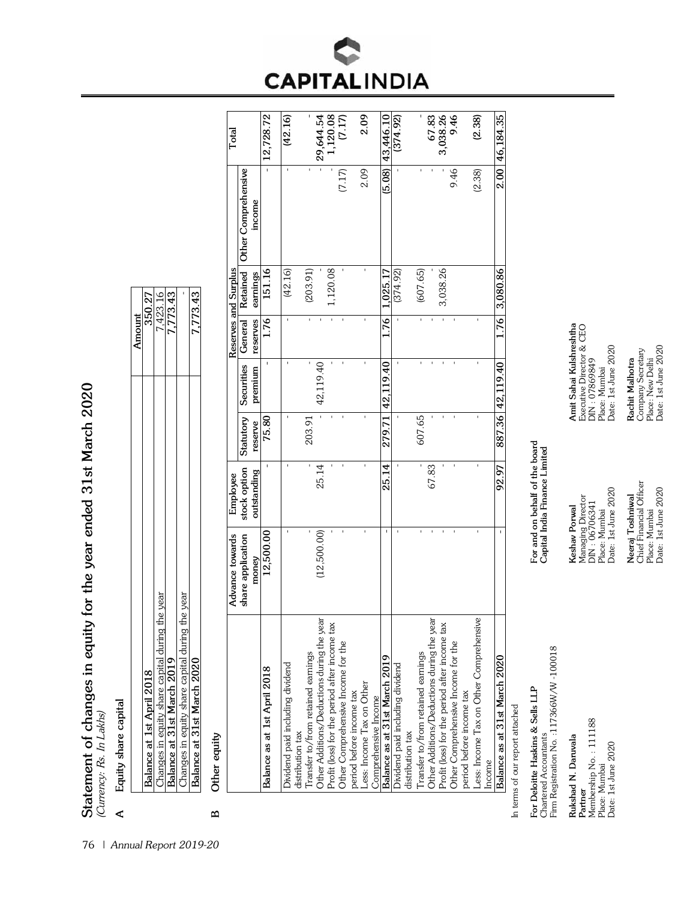# Statement of changes in equity for the year ended 31st March 2020

*(Currency: Rs. In Lakhs)*

## A Equity share capital

| | Amount |
|---|---|
| Balance at 1st April 2018 | 350.27 |
| Changes in equity share capital during the year | 7,423.16 |
| Balance at 31st March 2019 | 7,773.43 |
| Changes in equity share capital during the year | - |
| Balance at 31st March 2020 | 7,773.43 |

## B Other equity

| | Advance towards share application money | Employee stock option outstanding | Statutory reserve | Securities premium | Reserves and Surplus | | Other Comprehensive income | Total |
|---|---|---|---|---|---|---|---|---|
| | | | | | General reserves | Retained earnings | | |
| **Balance as at 1st April 2018** | 12,500.00 | - | 75.80 | - | 1.76 | 151.16 | - | 12,728.72 |
| Dividend paid including dividend distribution tax | - | - | - | - | - | (42.16) | - | (42.16) |
| Transfer to/from retained earnings | - | - | 203.91 | - | - | (203.91) | - | - |
| Other Additions/Deductions during the year | (12,500.00) | 25.14 | - | 42,119.40 | - | - | - | 29,644.54 |
| Profit (loss) for the period after income tax | - | - | - | - | - | 1,120.08 | - | 1,120.08 |
| Other Comprehensive Income for the period before income tax | - | - | - | - | - | - | (7.17) | (7.17) |
| Less: Income Tax on Other Comprehensive Income | - | - | - | - | - | - | 2.09 | 2.09 |
| **Balance as at 31st March 2019** | - | 25.14 | 279.71 | 42,119.40 | 1.76 | 1,025.17 | (5.08) | 43,446.10 |
| Dividend paid including dividend distribution tax | - | - | - | - | - | (374.92) | - | (374.92) |
| Transfer to/from retained earnings | - | - | 607.65 | - | - | (607.65) | - | - |
| Other Additions/Deductions during the year | - | 67.83 | - | - | - | - | - | 67.83 |
| Profit (loss) for the period after income tax | - | - | - | - | - | 3,038.26 | - | 3,038.26 |
| Other Comprehensive Income for the period before income tax | - | - | - | - | - | - | 9.46 | 9.46 |
| Less: Income Tax on Other Comprehensive Income | - | - | - | - | - | - | (2.38) | (2.38) |
| **Balance as at 31st March 2020** | - | 92.97 | 887.36 | 42,119.40 | 1.76 | 3,080.86 | 2.00 | 46,184.35 |

In terms of our report attached

**For Deloitte Haskins & Sells LLP**
Chartered Accountants
Firm Registration No. :117366W/W-100018

**Rukshad N. Daruvala**
**Partner**
Membership No. : 111188
Place: Mumbai
Date: 1st June 2020

**For and on behalf of the board**
**Capital India Finance Limited**

**Keshav Porwal**
Managing Director
DIN : 06706341
Place: Mumbai
Date: 1st June 2020

**Amit Sahai Kulshreshtha**
Executive Director & CEO
DIN : 07869849
Place: Mumbai
Date: 1st June 2020

**Neeraj Toshniwal**
Chief Financial Officer
Place: Mumbai
Date: 1st June 2020

**Rachit Malhotra**
Company Secretary
Place: New Delhi
Date: 1st June 2020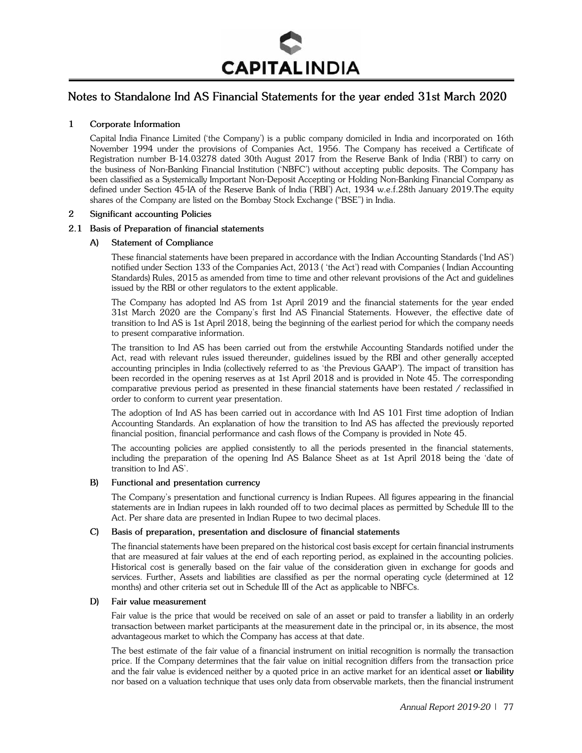# Notes to Standalone Ind AS Financial Statements for the year ended 31st March 2020

## 1 Corporate Information

Capital India Finance Limited ('the Company') is a public company domiciled in India and incorporated on 16th November 1994 under the provisions of Companies Act, 1956. The Company has received a Certificate of Registration number B-14.03278 dated 30th August 2017 from the Reserve Bank of India ('RBI') to carry on the business of Non-Banking Financial Institution ('NBFC') without accepting public deposits. The Company has been classified as a Systemically Important Non-Deposit Accepting or Holding Non-Banking Financial Company as defined under Section 45-IA of the Reserve Bank of India ('RBI') Act, 1934 w.e.f.28th January 2019.The equity shares of the Company are listed on the Bombay Stock Exchange ("BSE") in India.

## 2 Significant accounting Policies

### 2.1 Basis of Preparation of financial statements

#### A) Statement of Compliance

These financial statements have been prepared in accordance with the Indian Accounting Standards ('Ind AS') notified under Section 133 of the Companies Act, 2013 ( 'the Act') read with Companies ( Indian Accounting Standards) Rules, 2015 as amended from time to time and other relevant provisions of the Act and guidelines issued by the RBI or other regulators to the extent applicable.

The Company has adopted lnd AS from 1st April 2019 and the financial statements for the year ended 31st March 2020 are the Company's first Ind AS Financial Statements. However, the effective date of transition to Ind AS is 1st April 2018, being the beginning of the earliest period for which the company needs to present comparative information.

The transition to Ind AS has been carried out from the erstwhile Accounting Standards notified under the Act, read with relevant rules issued thereunder, guidelines issued by the RBI and other generally accepted accounting principles in India (collectively referred to as 'the Previous GAAP'). The impact of transition has been recorded in the opening reserves as at 1st April 2018 and is provided in Note 45. The corresponding comparative previous period as presented in these financial statements have been restated / reclassified in order to conform to current year presentation.

The adoption of Ind AS has been carried out in accordance with Ind AS 101 First time adoption of Indian Accounting Standards. An explanation of how the transition to Ind AS has affected the previously reported financial position, financial performance and cash flows of the Company is provided in Note 45.

The accounting policies are applied consistently to all the periods presented in the financial statements, including the preparation of the opening Ind AS Balance Sheet as at 1st April 2018 being the 'date of transition to Ind AS'.

#### B) Functional and presentation currency

The Company's presentation and functional currency is Indian Rupees. All figures appearing in the financial statements are in Indian rupees in lakh rounded off to two decimal places as permitted by Schedule III to the Act. Per share data are presented in Indian Rupee to two decimal places.

#### C) Basis of preparation, presentation and disclosure of financial statements

The financial statements have been prepared on the historical cost basis except for certain financial instruments that are measured at fair values at the end of each reporting period, as explained in the accounting policies. Historical cost is generally based on the fair value of the consideration given in exchange for goods and services. Further, Assets and liabilities are classified as per the normal operating cycle (determined at 12 months) and other criteria set out in Schedule III of the Act as applicable to NBFCs.

#### D) Fair value measurement

Fair value is the price that would be received on sale of an asset or paid to transfer a liability in an orderly transaction between market participants at the measurement date in the principal or, in its absence, the most advantageous market to which the Company has access at that date.

The best estimate of the fair value of a financial instrument on initial recognition is normally the transaction price. If the Company determines that the fair value on initial recognition differs from the transaction price and the fair value is evidenced neither by a quoted price in an active market for an identical asset **or liability** nor based on a valuation technique that uses only data from observable markets, then the financial instrument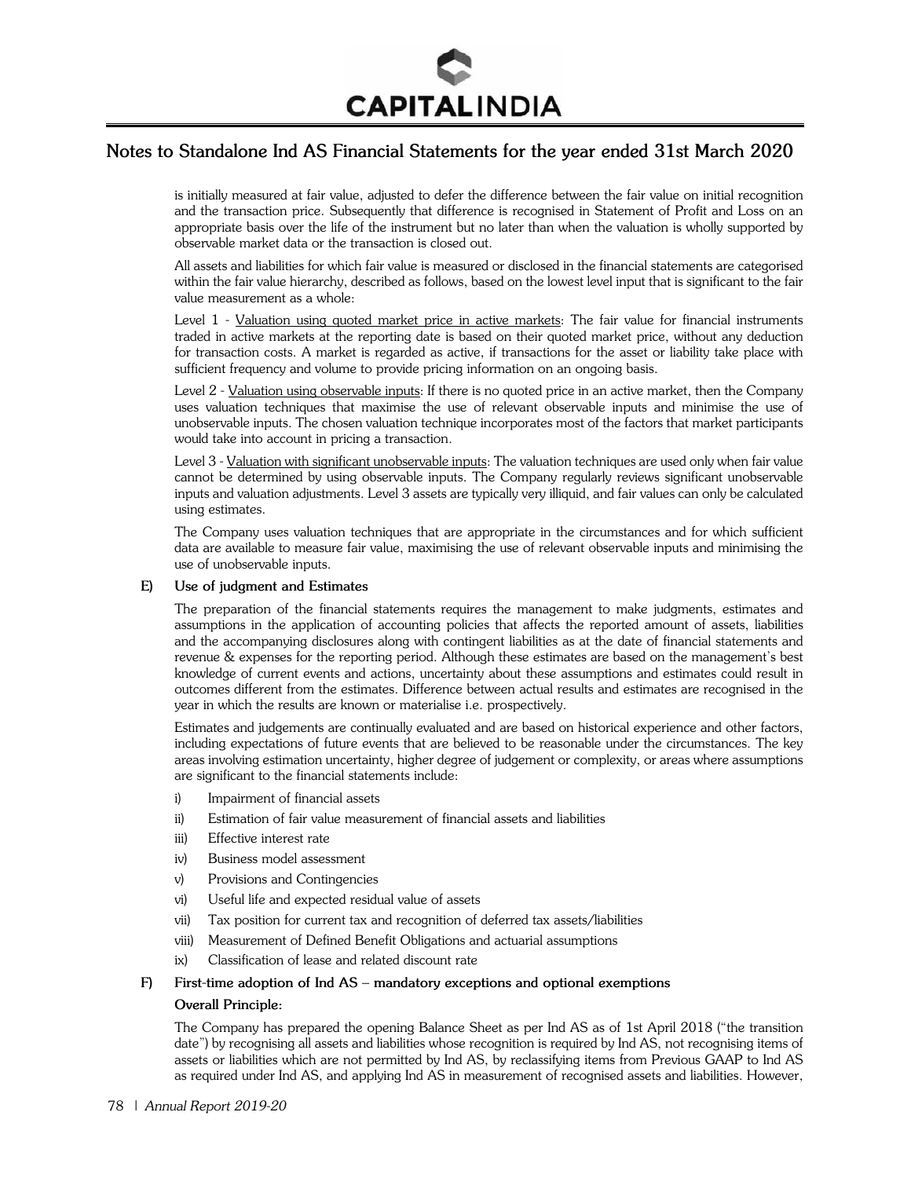is initially measured at fair value, adjusted to defer the difference between the fair value on initial recognition and the transaction price. Subsequently that difference is recognised in Statement of Profit and Loss on an appropriate basis over the life of the instrument but no later than when the valuation is wholly supported by observable market data or the transaction is closed out.

All assets and liabilities for which fair value is measured or disclosed in the financial statements are categorised within the fair value hierarchy, described as follows, based on the lowest level input that is significant to the fair value measurement as a whole:

Level 1 - Valuation using quoted market price in active markets: The fair value for financial instruments traded in active markets at the reporting date is based on their quoted market price, without any deduction for transaction costs. A market is regarded as active, if transactions for the asset or liability take place with sufficient frequency and volume to provide pricing information on an ongoing basis.

Level 2 - Valuation using observable inputs: If there is no quoted price in an active market, then the Company uses valuation techniques that maximise the use of relevant observable inputs and minimise the use of unobservable inputs. The chosen valuation technique incorporates most of the factors that market participants would take into account in pricing a transaction.

Level 3 - Valuation with significant unobservable inputs: The valuation techniques are used only when fair value cannot be determined by using observable inputs. The Company regularly reviews significant unobservable inputs and valuation adjustments. Level 3 assets are typically very illiquid, and fair values can only be calculated using estimates.

The Company uses valuation techniques that are appropriate in the circumstances and for which sufficient data are available to measure fair value, maximising the use of relevant observable inputs and minimising the use of unobservable inputs.

**E) Use of judgment and Estimates**

The preparation of the financial statements requires the management to make judgments, estimates and assumptions in the application of accounting policies that affects the reported amount of assets, liabilities and the accompanying disclosures along with contingent liabilities as at the date of financial statements and revenue & expenses for the reporting period. Although these estimates are based on the management's best knowledge of current events and actions, uncertainty about these assumptions and estimates could result in outcomes different from the estimates. Difference between actual results and estimates are recognised in the year in which the results are known or materialise i.e. prospectively.

Estimates and judgements are continually evaluated and are based on historical experience and other factors, including expectations of future events that are believed to be reasonable under the circumstances. The key areas involving estimation uncertainty, higher degree of judgement or complexity, or areas where assumptions are significant to the financial statements include:

i) Impairment of financial assets
ii) Estimation of fair value measurement of financial assets and liabilities
iii) Effective interest rate
iv) Business model assessment
v) Provisions and Contingencies
vi) Useful life and expected residual value of assets
vii) Tax position for current tax and recognition of deferred tax assets/liabilities
viii) Measurement of Defined Benefit Obligations and actuarial assumptions
ix) Classification of lease and related discount rate

**F) First-time adoption of Ind AS – mandatory exceptions and optional exemptions**

**Overall Principle:**

The Company has prepared the opening Balance Sheet as per Ind AS as of 1st April 2018 ("the transition date") by recognising all assets and liabilities whose recognition is required by Ind AS, not recognising items of assets or liabilities which are not permitted by Ind AS, by reclassifying items from Previous GAAP to Ind AS as required under Ind AS, and applying Ind AS in measurement of recognised assets and liabilities. However,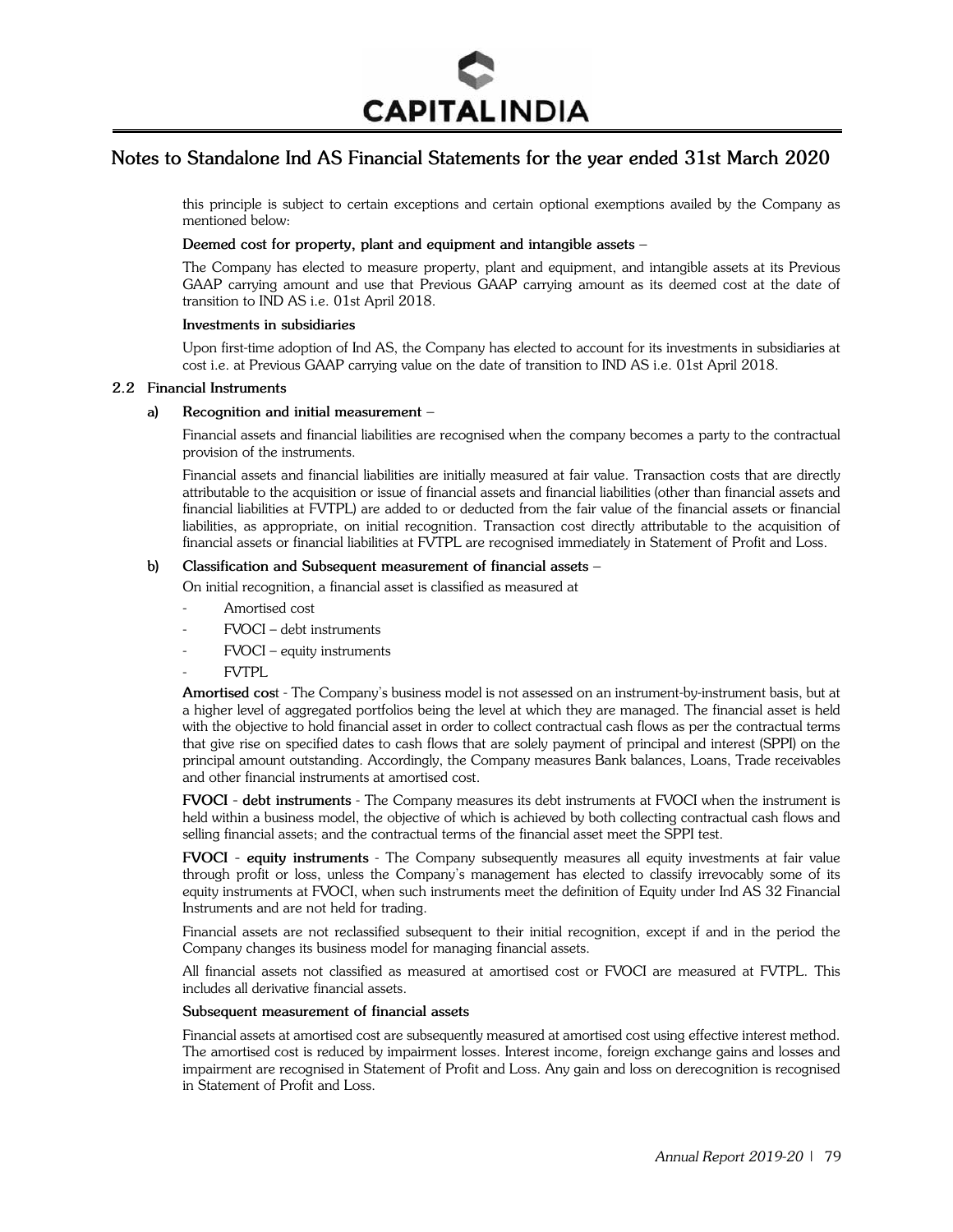this principle is subject to certain exceptions and certain optional exemptions availed by the Company as mentioned below:

**Deemed cost for property, plant and equipment and intangible assets** –

The Company has elected to measure property, plant and equipment, and intangible assets at its Previous GAAP carrying amount and use that Previous GAAP carrying amount as its deemed cost at the date of transition to IND AS i.e. 01st April 2018.

**Investments in subsidiaries**

Upon first-time adoption of Ind AS, the Company has elected to account for its investments in subsidiaries at cost i.e. at Previous GAAP carrying value on the date of transition to IND AS i.e. 01st April 2018.

## 2.2 Financial Instruments

### a) Recognition and initial measurement –

Financial assets and financial liabilities are recognised when the company becomes a party to the contractual provision of the instruments.

Financial assets and financial liabilities are initially measured at fair value. Transaction costs that are directly attributable to the acquisition or issue of financial assets and financial liabilities (other than financial assets and financial liabilities at FVTPL) are added to or deducted from the fair value of the financial assets or financial liabilities, as appropriate, on initial recognition. Transaction cost directly attributable to the acquisition of financial assets or financial liabilities at FVTPL are recognised immediately in Statement of Profit and Loss.

### b) Classification and Subsequent measurement of financial assets –

On initial recognition, a financial asset is classified as measured at

- Amortised cost
- FVOCI – debt instruments
- FVOCI – equity instruments
- FVTPL

**Amortised cost** - The Company's business model is not assessed on an instrument-by-instrument basis, but at a higher level of aggregated portfolios being the level at which they are managed. The financial asset is held with the objective to hold financial asset in order to collect contractual cash flows as per the contractual terms that give rise on specified dates to cash flows that are solely payment of principal and interest (SPPI) on the principal amount outstanding. Accordingly, the Company measures Bank balances, Loans, Trade receivables and other financial instruments at amortised cost.

**FVOCI - debt instruments** - The Company measures its debt instruments at FVOCI when the instrument is held within a business model, the objective of which is achieved by both collecting contractual cash flows and selling financial assets; and the contractual terms of the financial asset meet the SPPI test.

**FVOCI - equity instruments** - The Company subsequently measures all equity investments at fair value through profit or loss, unless the Company's management has elected to classify irrevocably some of its equity instruments at FVOCI, when such instruments meet the definition of Equity under Ind AS 32 Financial Instruments and are not held for trading.

Financial assets are not reclassified subsequent to their initial recognition, except if and in the period the Company changes its business model for managing financial assets.

All financial assets not classified as measured at amortised cost or FVOCI are measured at FVTPL. This includes all derivative financial assets.

**Subsequent measurement of financial assets**

Financial assets at amortised cost are subsequently measured at amortised cost using effective interest method. The amortised cost is reduced by impairment losses. Interest income, foreign exchange gains and losses and impairment are recognised in Statement of Profit and Loss. Any gain and loss on derecognition is recognised in Statement of Profit and Loss.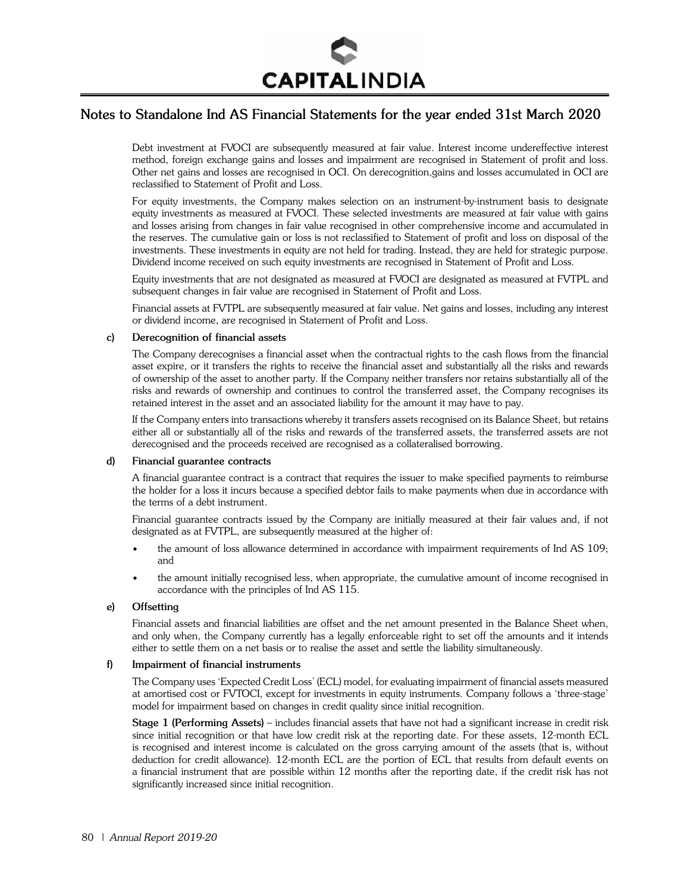Debt investment at FVOCI are subsequently measured at fair value. Interest income undereffective interest method, foreign exchange gains and losses and impairment are recognised in Statement of profit and loss. Other net gains and losses are recognised in OCI. On derecognition,gains and losses accumulated in OCI are reclassified to Statement of Profit and Loss.

For equity investments, the Company makes selection on an instrument-by-instrument basis to designate equity investments as measured at FVOCI. These selected investments are measured at fair value with gains and losses arising from changes in fair value recognised in other comprehensive income and accumulated in the reserves. The cumulative gain or loss is not reclassified to Statement of profit and loss on disposal of the investments. These investments in equity are not held for trading. Instead, they are held for strategic purpose. Dividend income received on such equity investments are recognised in Statement of Profit and Loss.

Equity investments that are not designated as measured at FVOCI are designated as measured at FVTPL and subsequent changes in fair value are recognised in Statement of Profit and Loss.

Financial assets at FVTPL are subsequently measured at fair value. Net gains and losses, including any interest or dividend income, are recognised in Statement of Profit and Loss.

**c) Derecognition of financial assets**

The Company derecognises a financial asset when the contractual rights to the cash flows from the financial asset expire, or it transfers the rights to receive the financial asset and substantially all the risks and rewards of ownership of the asset to another party. If the Company neither transfers nor retains substantially all of the risks and rewards of ownership and continues to control the transferred asset, the Company recognises its retained interest in the asset and an associated liability for the amount it may have to pay.

If the Company enters into transactions whereby it transfers assets recognised on its Balance Sheet, but retains either all or substantially all of the risks and rewards of the transferred assets, the transferred assets are not derecognised and the proceeds received are recognised as a collateralised borrowing.

**d) Financial guarantee contracts**

A financial guarantee contract is a contract that requires the issuer to make specified payments to reimburse the holder for a loss it incurs because a specified debtor fails to make payments when due in accordance with the terms of a debt instrument.

Financial guarantee contracts issued by the Company are initially measured at their fair values and, if not designated as at FVTPL, are subsequently measured at the higher of:

- the amount of loss allowance determined in accordance with impairment requirements of Ind AS 109; and
- the amount initially recognised less, when appropriate, the cumulative amount of income recognised in accordance with the principles of Ind AS 115.

**e) Offsetting**

Financial assets and financial liabilities are offset and the net amount presented in the Balance Sheet when, and only when, the Company currently has a legally enforceable right to set off the amounts and it intends either to settle them on a net basis or to realise the asset and settle the liability simultaneously.

**f) Impairment of financial instruments**

The Company uses 'Expected Credit Loss' (ECL) model, for evaluating impairment of financial assets measured at amortised cost or FVTOCI, except for investments in equity instruments. Company follows a 'three-stage' model for impairment based on changes in credit quality since initial recognition.

**Stage 1 (Performing Assets)** – includes financial assets that have not had a significant increase in credit risk since initial recognition or that have low credit risk at the reporting date. For these assets, 12-month ECL is recognised and interest income is calculated on the gross carrying amount of the assets (that is, without deduction for credit allowance). 12-month ECL are the portion of ECL that results from default events on a financial instrument that are possible within 12 months after the reporting date, if the credit risk has not significantly increased since initial recognition.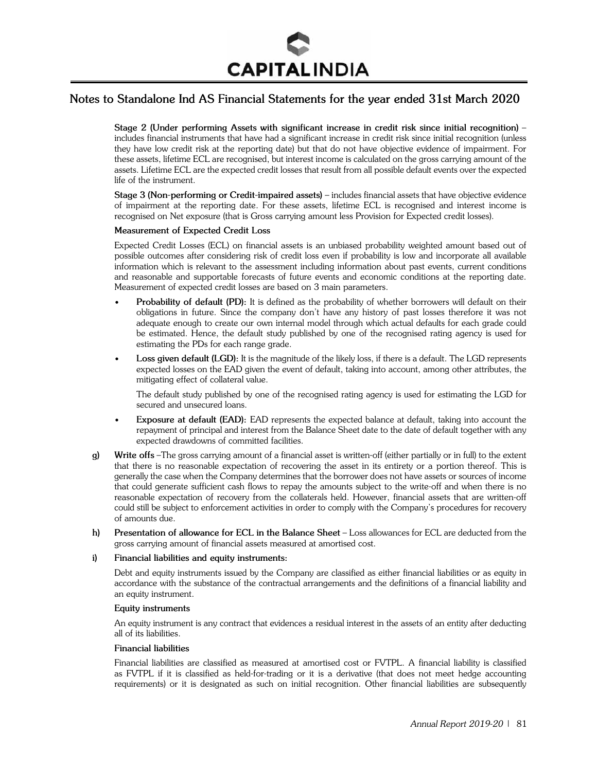**Stage 2 (Under performing Assets with significant increase in credit risk since initial recognition)** – includes financial instruments that have had a significant increase in credit risk since initial recognition (unless they have low credit risk at the reporting date) but that do not have objective evidence of impairment. For these assets, lifetime ECL are recognised, but interest income is calculated on the gross carrying amount of the assets. Lifetime ECL are the expected credit losses that result from all possible default events over the expected life of the instrument.

**Stage 3 (Non-performing or Credit-impaired assets)** – includes financial assets that have objective evidence of impairment at the reporting date. For these assets, lifetime ECL is recognised and interest income is recognised on Net exposure (that is Gross carrying amount less Provision for Expected credit losses).

**Measurement of Expected Credit Loss**

Expected Credit Losses (ECL) on financial assets is an unbiased probability weighted amount based out of possible outcomes after considering risk of credit loss even if probability is low and incorporate all available information which is relevant to the assessment including information about past events, current conditions and reasonable and supportable forecasts of future events and economic conditions at the reporting date. Measurement of expected credit losses are based on 3 main parameters.

- **Probability of default (PD):** It is defined as the probability of whether borrowers will default on their obligations in future. Since the company don't have any history of past losses therefore it was not adequate enough to create our own internal model through which actual defaults for each grade could be estimated. Hence, the default study published by one of the recognised rating agency is used for estimating the PDs for each range grade.
- **Loss given default (LGD):** It is the magnitude of the likely loss, if there is a default. The LGD represents expected losses on the EAD given the event of default, taking into account, among other attributes, the mitigating effect of collateral value.

  The default study published by one of the recognised rating agency is used for estimating the LGD for secured and unsecured loans.
- **Exposure at default (EAD):** EAD represents the expected balance at default, taking into account the repayment of principal and interest from the Balance Sheet date to the date of default together with any expected drawdowns of committed facilities.

**g) Write offs** –The gross carrying amount of a financial asset is written-off (either partially or in full) to the extent that there is no reasonable expectation of recovering the asset in its entirety or a portion thereof. This is generally the case when the Company determines that the borrower does not have assets or sources of income that could generate sufficient cash flows to repay the amounts subject to the write-off and when there is no reasonable expectation of recovery from the collaterals held. However, financial assets that are written-off could still be subject to enforcement activities in order to comply with the Company's procedures for recovery of amounts due.

**h) Presentation of allowance for ECL in the Balance Sheet** – Loss allowances for ECL are deducted from the gross carrying amount of financial assets measured at amortised cost.

**i) Financial liabilities and equity instruments:**

Debt and equity instruments issued by the Company are classified as either financial liabilities or as equity in accordance with the substance of the contractual arrangements and the definitions of a financial liability and an equity instrument.

**Equity instruments**

An equity instrument is any contract that evidences a residual interest in the assets of an entity after deducting all of its liabilities.

**Financial liabilities**

Financial liabilities are classified as measured at amortised cost or FVTPL. A financial liability is classified as FVTPL if it is classified as held-for-trading or it is a derivative (that does not meet hedge accounting requirements) or it is designated as such on initial recognition. Other financial liabilities are subsequently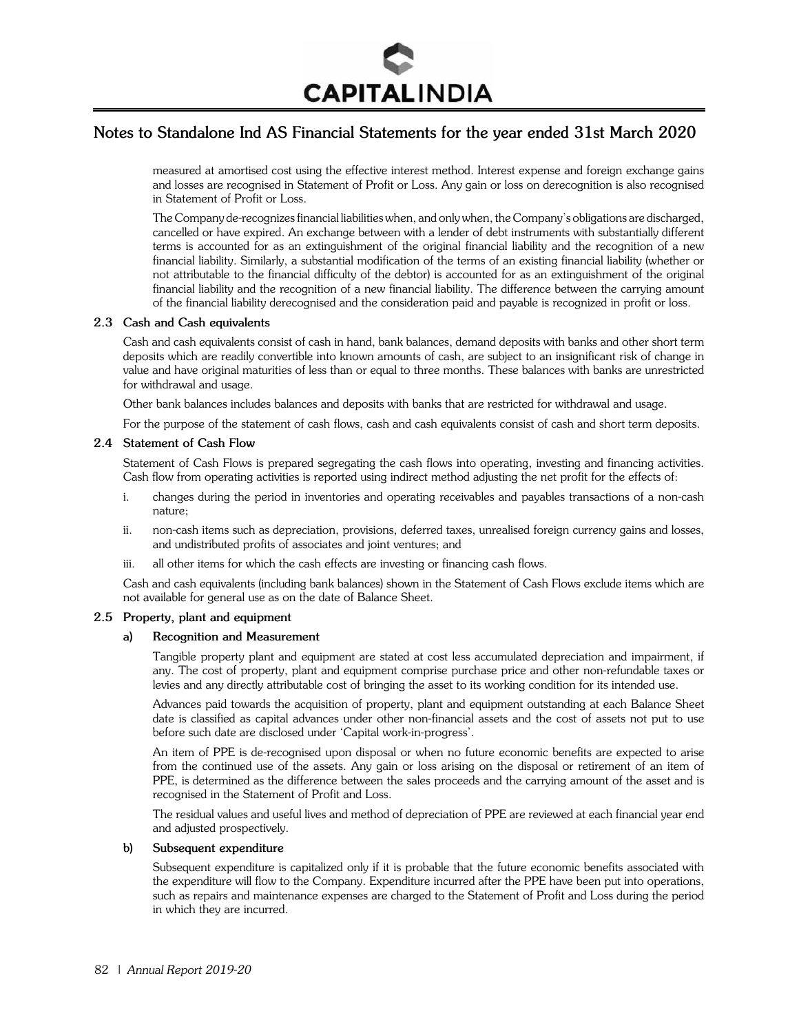measured at amortised cost using the effective interest method. Interest expense and foreign exchange gains and losses are recognised in Statement of Profit or Loss. Any gain or loss on derecognition is also recognised in Statement of Profit or Loss.

The Company de-recognizes financial liabilities when, and only when, the Company's obligations are discharged, cancelled or have expired. An exchange between with a lender of debt instruments with substantially different terms is accounted for as an extinguishment of the original financial liability and the recognition of a new financial liability. Similarly, a substantial modification of the terms of an existing financial liability (whether or not attributable to the financial difficulty of the debtor) is accounted for as an extinguishment of the original financial liability and the recognition of a new financial liability. The difference between the carrying amount of the financial liability derecognised and the consideration paid and payable is recognized in profit or loss.

### 2.3 Cash and Cash equivalents

Cash and cash equivalents consist of cash in hand, bank balances, demand deposits with banks and other short term deposits which are readily convertible into known amounts of cash, are subject to an insignificant risk of change in value and have original maturities of less than or equal to three months. These balances with banks are unrestricted for withdrawal and usage.

Other bank balances includes balances and deposits with banks that are restricted for withdrawal and usage.

For the purpose of the statement of cash flows, cash and cash equivalents consist of cash and short term deposits.

### 2.4 Statement of Cash Flow

Statement of Cash Flows is prepared segregating the cash flows into operating, investing and financing activities. Cash flow from operating activities is reported using indirect method adjusting the net profit for the effects of:

i. changes during the period in inventories and operating receivables and payables transactions of a non-cash nature;

ii. non-cash items such as depreciation, provisions, deferred taxes, unrealised foreign currency gains and losses, and undistributed profits of associates and joint ventures; and

iii. all other items for which the cash effects are investing or financing cash flows.

Cash and cash equivalents (including bank balances) shown in the Statement of Cash Flows exclude items which are not available for general use as on the date of Balance Sheet.

### 2.5 Property, plant and equipment

#### a) Recognition and Measurement

Tangible property plant and equipment are stated at cost less accumulated depreciation and impairment, if any. The cost of property, plant and equipment comprise purchase price and other non-refundable taxes or levies and any directly attributable cost of bringing the asset to its working condition for its intended use.

Advances paid towards the acquisition of property, plant and equipment outstanding at each Balance Sheet date is classified as capital advances under other non-financial assets and the cost of assets not put to use before such date are disclosed under 'Capital work-in-progress'.

An item of PPE is de-recognised upon disposal or when no future economic benefits are expected to arise from the continued use of the assets. Any gain or loss arising on the disposal or retirement of an item of PPE, is determined as the difference between the sales proceeds and the carrying amount of the asset and is recognised in the Statement of Profit and Loss.

The residual values and useful lives and method of depreciation of PPE are reviewed at each financial year end and adjusted prospectively.

#### b) Subsequent expenditure

Subsequent expenditure is capitalized only if it is probable that the future economic benefits associated with the expenditure will flow to the Company. Expenditure incurred after the PPE have been put into operations, such as repairs and maintenance expenses are charged to the Statement of Profit and Loss during the period in which they are incurred.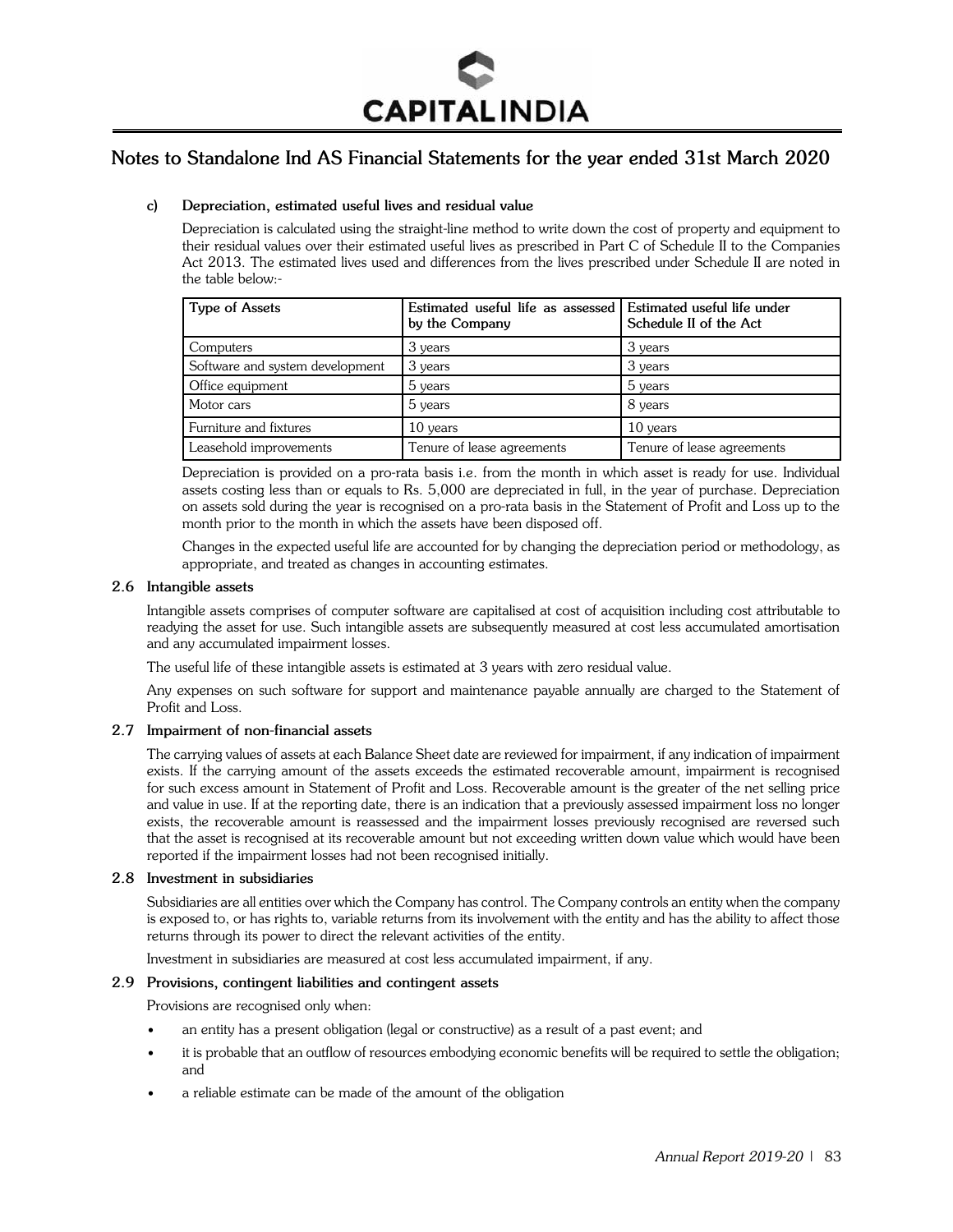## Notes to Standalone Ind AS Financial Statements for the year ended 31st March 2020

#### c) Depreciation, estimated useful lives and residual value

Depreciation is calculated using the straight-line method to write down the cost of property and equipment to their residual values over their estimated useful lives as prescribed in Part C of Schedule II to the Companies Act 2013. The estimated lives used and differences from the lives prescribed under Schedule II are noted in the table below:-

| Type of Assets | Estimated useful life as assessed by the Company | Estimated useful life under Schedule II of the Act |
|---|---|---|
| Computers | 3 years | 3 years |
| Software and system development | 3 years | 3 years |
| Office equipment | 5 years | 5 years |
| Motor cars | 5 years | 8 years |
| Furniture and fixtures | 10 years | 10 years |
| Leasehold improvements | Tenure of lease agreements | Tenure of lease agreements |

Depreciation is provided on a pro-rata basis i.e. from the month in which asset is ready for use. Individual assets costing less than or equals to Rs. 5,000 are depreciated in full, in the year of purchase. Depreciation on assets sold during the year is recognised on a pro-rata basis in the Statement of Profit and Loss up to the month prior to the month in which the assets have been disposed off.

Changes in the expected useful life are accounted for by changing the depreciation period or methodology, as appropriate, and treated as changes in accounting estimates.

### 2.6 Intangible assets

Intangible assets comprises of computer software are capitalised at cost of acquisition including cost attributable to readying the asset for use. Such intangible assets are subsequently measured at cost less accumulated amortisation and any accumulated impairment losses.

The useful life of these intangible assets is estimated at 3 years with zero residual value.

Any expenses on such software for support and maintenance payable annually are charged to the Statement of Profit and Loss.

### 2.7 Impairment of non-financial assets

The carrying values of assets at each Balance Sheet date are reviewed for impairment, if any indication of impairment exists. If the carrying amount of the assets exceeds the estimated recoverable amount, impairment is recognised for such excess amount in Statement of Profit and Loss. Recoverable amount is the greater of the net selling price and value in use. If at the reporting date, there is an indication that a previously assessed impairment loss no longer exists, the recoverable amount is reassessed and the impairment losses previously recognised are reversed such that the asset is recognised at its recoverable amount but not exceeding written down value which would have been reported if the impairment losses had not been recognised initially.

### 2.8 Investment in subsidiaries

Subsidiaries are all entities over which the Company has control. The Company controls an entity when the company is exposed to, or has rights to, variable returns from its involvement with the entity and has the ability to affect those returns through its power to direct the relevant activities of the entity.

Investment in subsidiaries are measured at cost less accumulated impairment, if any.

### 2.9 Provisions, contingent liabilities and contingent assets

Provisions are recognised only when:

- an entity has a present obligation (legal or constructive) as a result of a past event; and
- it is probable that an outflow of resources embodying economic benefits will be required to settle the obligation; and
- a reliable estimate can be made of the amount of the obligation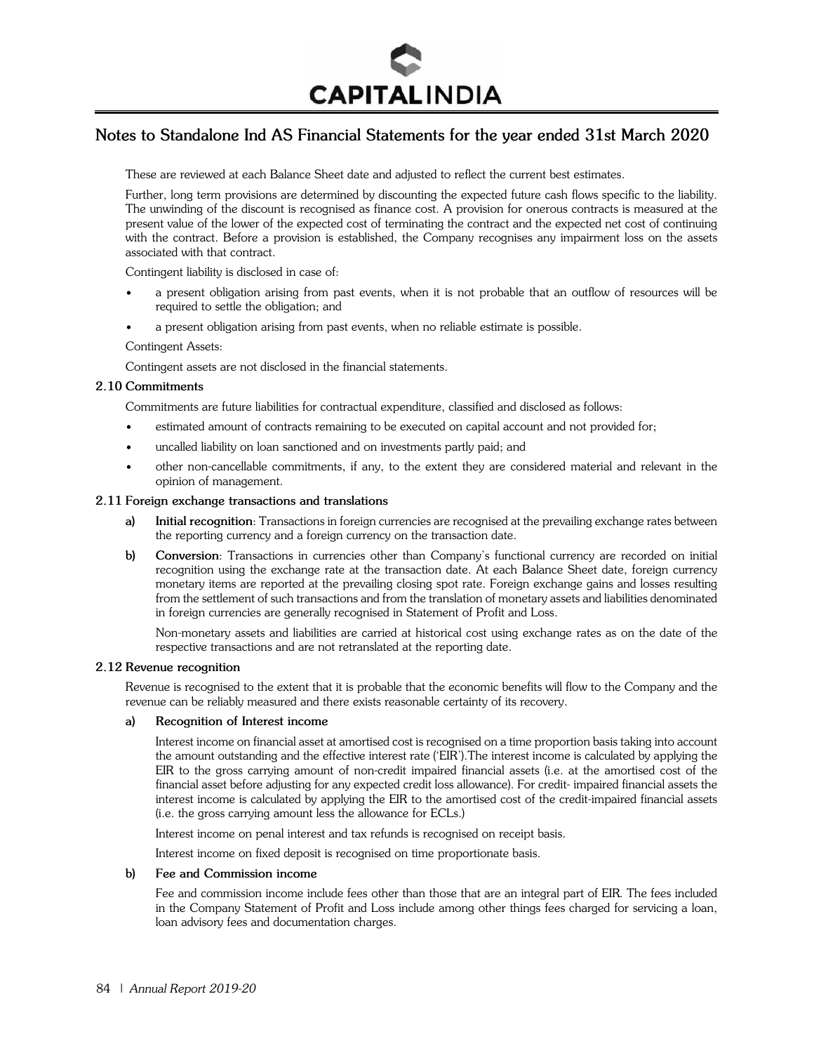## Notes to Standalone Ind AS Financial Statements for the year ended 31st March 2020

These are reviewed at each Balance Sheet date and adjusted to reflect the current best estimates.

Further, long term provisions are determined by discounting the expected future cash flows specific to the liability. The unwinding of the discount is recognised as finance cost. A provision for onerous contracts is measured at the present value of the lower of the expected cost of terminating the contract and the expected net cost of continuing with the contract. Before a provision is established, the Company recognises any impairment loss on the assets associated with that contract.

Contingent liability is disclosed in case of:

- a present obligation arising from past events, when it is not probable that an outflow of resources will be required to settle the obligation; and
- a present obligation arising from past events, when no reliable estimate is possible.

Contingent Assets:

Contingent assets are not disclosed in the financial statements.

### 2.10 Commitments

Commitments are future liabilities for contractual expenditure, classified and disclosed as follows:

- estimated amount of contracts remaining to be executed on capital account and not provided for;
- uncalled liability on loan sanctioned and on investments partly paid; and
- other non-cancellable commitments, if any, to the extent they are considered material and relevant in the opinion of management.

### 2.11 Foreign exchange transactions and translations

a) **Initial recognition**: Transactions in foreign currencies are recognised at the prevailing exchange rates between the reporting currency and a foreign currency on the transaction date.

b) **Conversion**: Transactions in currencies other than Company's functional currency are recorded on initial recognition using the exchange rate at the transaction date. At each Balance Sheet date, foreign currency monetary items are reported at the prevailing closing spot rate. Foreign exchange gains and losses resulting from the settlement of such transactions and from the translation of monetary assets and liabilities denominated in foreign currencies are generally recognised in Statement of Profit and Loss.

Non-monetary assets and liabilities are carried at historical cost using exchange rates as on the date of the respective transactions and are not retranslated at the reporting date.

### 2.12 Revenue recognition

Revenue is recognised to the extent that it is probable that the economic benefits will flow to the Company and the revenue can be reliably measured and there exists reasonable certainty of its recovery.

#### a) Recognition of Interest income

Interest income on financial asset at amortised cost is recognised on a time proportion basis taking into account the amount outstanding and the effective interest rate ('EIR').The interest income is calculated by applying the EIR to the gross carrying amount of non-credit impaired financial assets (i.e. at the amortised cost of the financial asset before adjusting for any expected credit loss allowance). For credit- impaired financial assets the interest income is calculated by applying the EIR to the amortised cost of the credit-impaired financial assets (i.e. the gross carrying amount less the allowance for ECLs.)

Interest income on penal interest and tax refunds is recognised on receipt basis.

Interest income on fixed deposit is recognised on time proportionate basis.

#### b) Fee and Commission income

Fee and commission income include fees other than those that are an integral part of EIR. The fees included in the Company Statement of Profit and Loss include among other things fees charged for servicing a loan, loan advisory fees and documentation charges.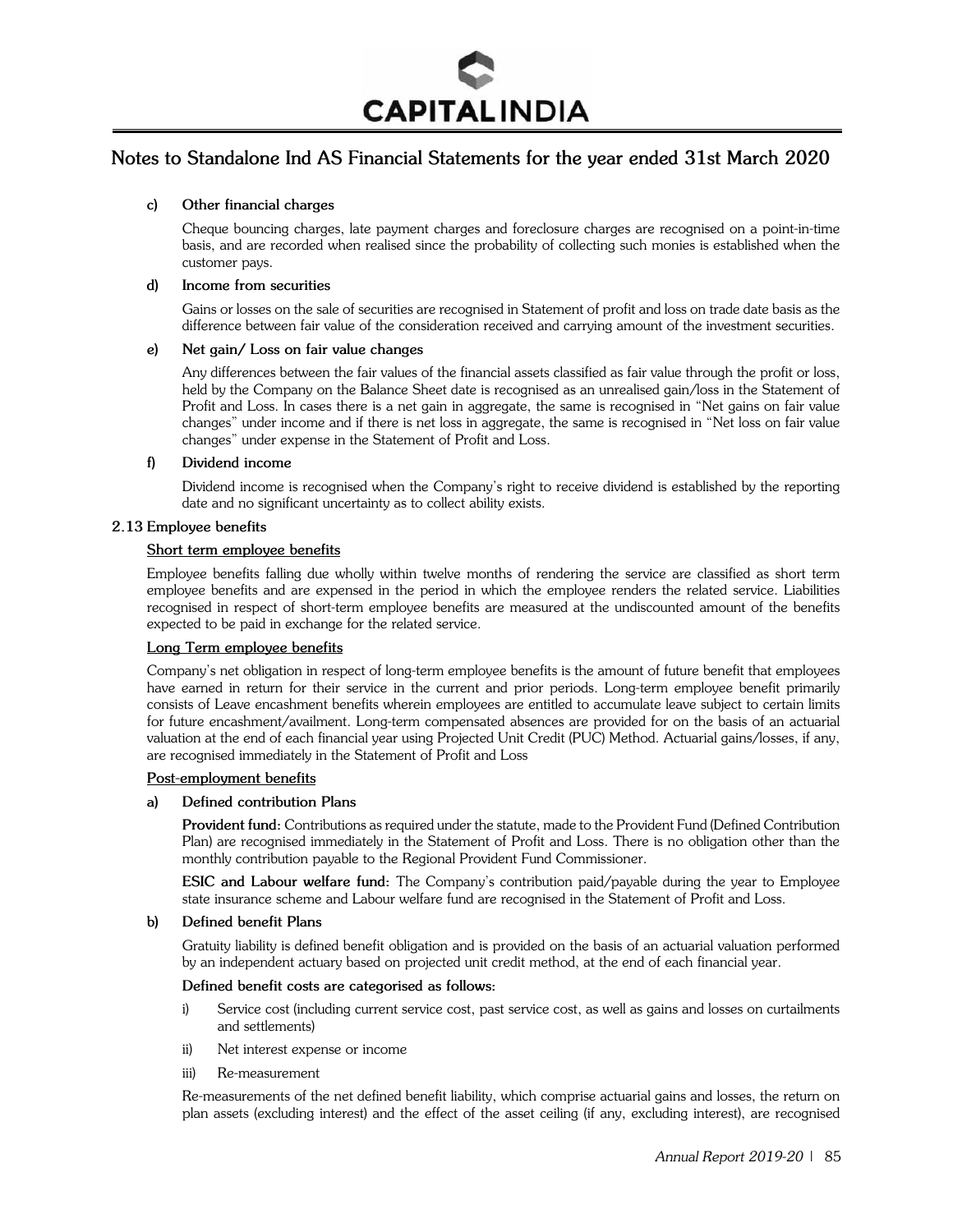# Notes to Standalone Ind AS Financial Statements for the year ended 31st March 2020

**c) Other financial charges**

Cheque bouncing charges, late payment charges and foreclosure charges are recognised on a point-in-time basis, and are recorded when realised since the probability of collecting such monies is established when the customer pays.

**d) Income from securities**

Gains or losses on the sale of securities are recognised in Statement of profit and loss on trade date basis as the difference between fair value of the consideration received and carrying amount of the investment securities.

**e) Net gain/ Loss on fair value changes**

Any differences between the fair values of the financial assets classified as fair value through the profit or loss, held by the Company on the Balance Sheet date is recognised as an unrealised gain/loss in the Statement of Profit and Loss. In cases there is a net gain in aggregate, the same is recognised in "Net gains on fair value changes" under income and if there is net loss in aggregate, the same is recognised in "Net loss on fair value changes" under expense in the Statement of Profit and Loss.

**f) Dividend income**

Dividend income is recognised when the Company's right to receive dividend is established by the reporting date and no significant uncertainty as to collect ability exists.

## 2.13 Employee benefits

**Short term employee benefits**

Employee benefits falling due wholly within twelve months of rendering the service are classified as short term employee benefits and are expensed in the period in which the employee renders the related service. Liabilities recognised in respect of short-term employee benefits are measured at the undiscounted amount of the benefits expected to be paid in exchange for the related service.

**Long Term employee benefits**

Company's net obligation in respect of long-term employee benefits is the amount of future benefit that employees have earned in return for their service in the current and prior periods. Long-term employee benefit primarily consists of Leave encashment benefits wherein employees are entitled to accumulate leave subject to certain limits for future encashment/availment. Long-term compensated absences are provided for on the basis of an actuarial valuation at the end of each financial year using Projected Unit Credit (PUC) Method. Actuarial gains/losses, if any, are recognised immediately in the Statement of Profit and Loss

**Post-employment benefits**

**a) Defined contribution Plans**

**Provident fund:** Contributions as required under the statute, made to the Provident Fund (Defined Contribution Plan) are recognised immediately in the Statement of Profit and Loss. There is no obligation other than the monthly contribution payable to the Regional Provident Fund Commissioner.

**ESIC and Labour welfare fund:** The Company's contribution paid/payable during the year to Employee state insurance scheme and Labour welfare fund are recognised in the Statement of Profit and Loss.

**b) Defined benefit Plans**

Gratuity liability is defined benefit obligation and is provided on the basis of an actuarial valuation performed by an independent actuary based on projected unit credit method, at the end of each financial year.

**Defined benefit costs are categorised as follows:**

i) Service cost (including current service cost, past service cost, as well as gains and losses on curtailments and settlements)

ii) Net interest expense or income

iii) Re-measurement

Re-measurements of the net defined benefit liability, which comprise actuarial gains and losses, the return on plan assets (excluding interest) and the effect of the asset ceiling (if any, excluding interest), are recognised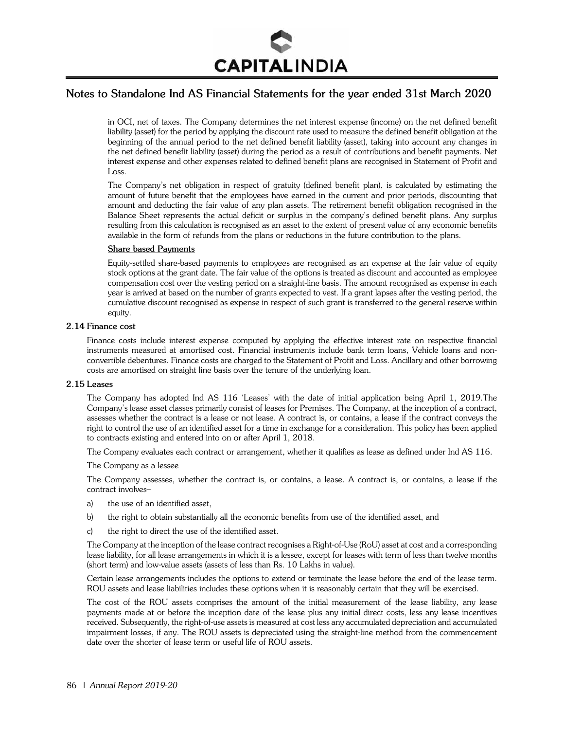in OCI, net of taxes. The Company determines the net interest expense (income) on the net defined benefit liability (asset) for the period by applying the discount rate used to measure the defined benefit obligation at the beginning of the annual period to the net defined benefit liability (asset), taking into account any changes in the net defined benefit liability (asset) during the period as a result of contributions and benefit payments. Net interest expense and other expenses related to defined benefit plans are recognised in Statement of Profit and Loss.

The Company's net obligation in respect of gratuity (defined benefit plan), is calculated by estimating the amount of future benefit that the employees have earned in the current and prior periods, discounting that amount and deducting the fair value of any plan assets. The retirement benefit obligation recognised in the Balance Sheet represents the actual deficit or surplus in the company's defined benefit plans. Any surplus resulting from this calculation is recognised as an asset to the extent of present value of any economic benefits available in the form of refunds from the plans or reductions in the future contribution to the plans.

**Share based Payments**

Equity-settled share-based payments to employees are recognised as an expense at the fair value of equity stock options at the grant date. The fair value of the options is treated as discount and accounted as employee compensation cost over the vesting period on a straight-line basis. The amount recognised as expense in each year is arrived at based on the number of grants expected to vest. If a grant lapses after the vesting period, the cumulative discount recognised as expense in respect of such grant is transferred to the general reserve within equity.

### 2.14 Finance cost

Finance costs include interest expense computed by applying the effective interest rate on respective financial instruments measured at amortised cost. Financial instruments include bank term loans, Vehicle loans and non-convertible debentures. Finance costs are charged to the Statement of Profit and Loss. Ancillary and other borrowing costs are amortised on straight line basis over the tenure of the underlying loan.

### 2.15 Leases

The Company has adopted Ind AS 116 'Leases' with the date of initial application being April 1, 2019.The Company's lease asset classes primarily consist of leases for Premises. The Company, at the inception of a contract, assesses whether the contract is a lease or not lease. A contract is, or contains, a lease if the contract conveys the right to control the use of an identified asset for a time in exchange for a consideration. This policy has been applied to contracts existing and entered into on or after April 1, 2018.

The Company evaluates each contract or arrangement, whether it qualifies as lease as defined under Ind AS 116.

The Company as a lessee

The Company assesses, whether the contract is, or contains, a lease. A contract is, or contains, a lease if the contract involves–

a) the use of an identified asset,

b) the right to obtain substantially all the economic benefits from use of the identified asset, and

c) the right to direct the use of the identified asset.

The Company at the inception of the lease contract recognises a Right-of-Use (RoU) asset at cost and a corresponding lease liability, for all lease arrangements in which it is a lessee, except for leases with term of less than twelve months (short term) and low-value assets (assets of less than Rs. 10 Lakhs in value).

Certain lease arrangements includes the options to extend or terminate the lease before the end of the lease term. ROU assets and lease liabilities includes these options when it is reasonably certain that they will be exercised.

The cost of the ROU assets comprises the amount of the initial measurement of the lease liability, any lease payments made at or before the inception date of the lease plus any initial direct costs, less any lease incentives received. Subsequently, the right-of-use assets is measured at cost less any accumulated depreciation and accumulated impairment losses, if any. The ROU assets is depreciated using the straight-line method from the commencement date over the shorter of lease term or useful life of ROU assets.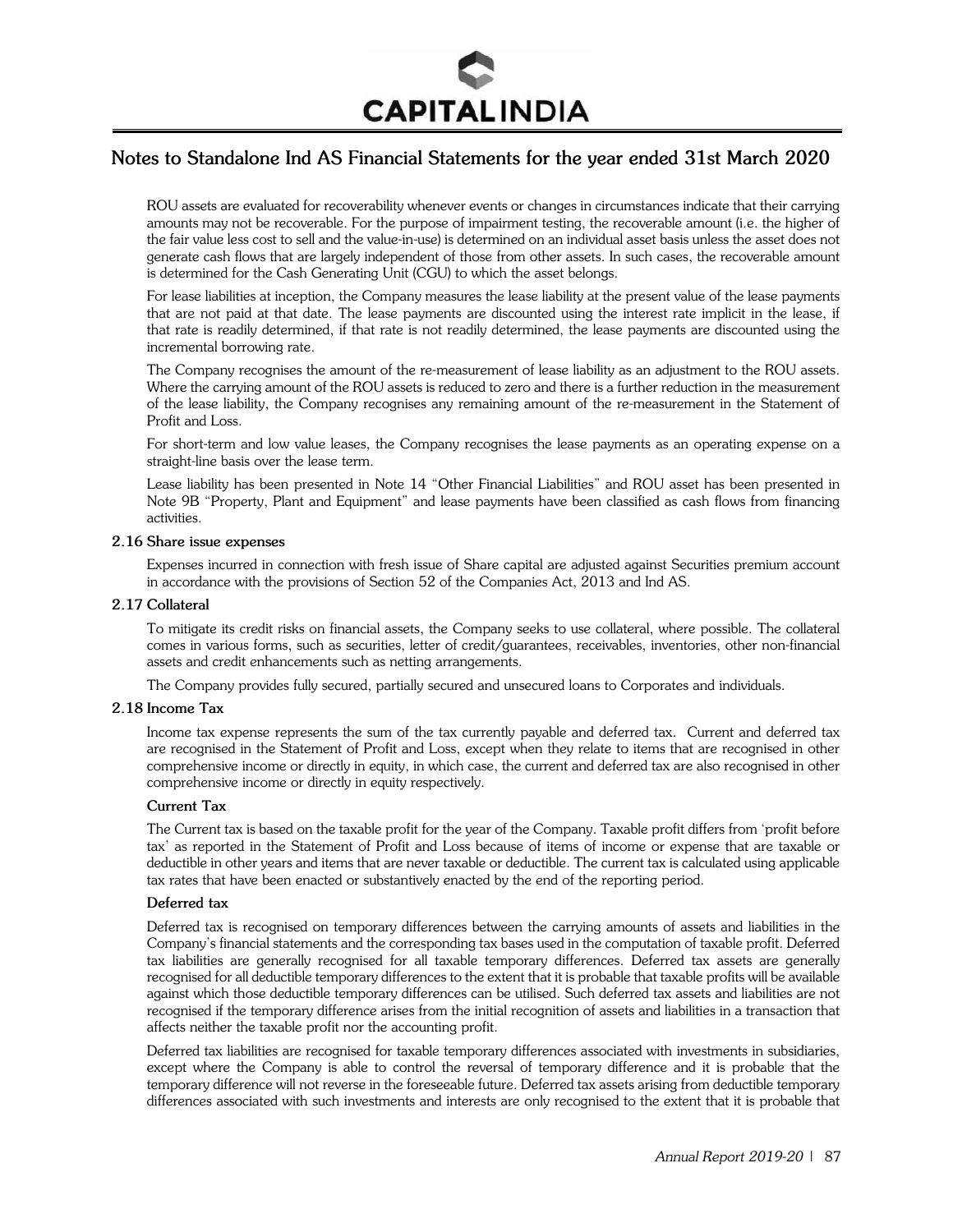## Notes to Standalone Ind AS Financial Statements for the year ended 31st March 2020

ROU assets are evaluated for recoverability whenever events or changes in circumstances indicate that their carrying amounts may not be recoverable. For the purpose of impairment testing, the recoverable amount (i.e. the higher of the fair value less cost to sell and the value-in-use) is determined on an individual asset basis unless the asset does not generate cash flows that are largely independent of those from other assets. In such cases, the recoverable amount is determined for the Cash Generating Unit (CGU) to which the asset belongs.

For lease liabilities at inception, the Company measures the lease liability at the present value of the lease payments that are not paid at that date. The lease payments are discounted using the interest rate implicit in the lease, if that rate is readily determined, if that rate is not readily determined, the lease payments are discounted using the incremental borrowing rate.

The Company recognises the amount of the re-measurement of lease liability as an adjustment to the ROU assets. Where the carrying amount of the ROU assets is reduced to zero and there is a further reduction in the measurement of the lease liability, the Company recognises any remaining amount of the re-measurement in the Statement of Profit and Loss.

For short-term and low value leases, the Company recognises the lease payments as an operating expense on a straight-line basis over the lease term.

Lease liability has been presented in Note 14 "Other Financial Liabilities" and ROU asset has been presented in Note 9B "Property, Plant and Equipment" and lease payments have been classified as cash flows from financing activities.

### 2.16 Share issue expenses

Expenses incurred in connection with fresh issue of Share capital are adjusted against Securities premium account in accordance with the provisions of Section 52 of the Companies Act, 2013 and Ind AS.

### 2.17 Collateral

To mitigate its credit risks on financial assets, the Company seeks to use collateral, where possible. The collateral comes in various forms, such as securities, letter of credit/guarantees, receivables, inventories, other non-financial assets and credit enhancements such as netting arrangements.

The Company provides fully secured, partially secured and unsecured loans to Corporates and individuals.

### 2.18 Income Tax

Income tax expense represents the sum of the tax currently payable and deferred tax. Current and deferred tax are recognised in the Statement of Profit and Loss, except when they relate to items that are recognised in other comprehensive income or directly in equity, in which case, the current and deferred tax are also recognised in other comprehensive income or directly in equity respectively.

**Current Tax**

The Current tax is based on the taxable profit for the year of the Company. Taxable profit differs from 'profit before tax' as reported in the Statement of Profit and Loss because of items of income or expense that are taxable or deductible in other years and items that are never taxable or deductible. The current tax is calculated using applicable tax rates that have been enacted or substantively enacted by the end of the reporting period.

**Deferred tax**

Deferred tax is recognised on temporary differences between the carrying amounts of assets and liabilities in the Company's financial statements and the corresponding tax bases used in the computation of taxable profit. Deferred tax liabilities are generally recognised for all taxable temporary differences. Deferred tax assets are generally recognised for all deductible temporary differences to the extent that it is probable that taxable profits will be available against which those deductible temporary differences can be utilised. Such deferred tax assets and liabilities are not recognised if the temporary difference arises from the initial recognition of assets and liabilities in a transaction that affects neither the taxable profit nor the accounting profit.

Deferred tax liabilities are recognised for taxable temporary differences associated with investments in subsidiaries, except where the Company is able to control the reversal of temporary difference and it is probable that the temporary difference will not reverse in the foreseeable future. Deferred tax assets arising from deductible temporary differences associated with such investments and interests are only recognised to the extent that it is probable that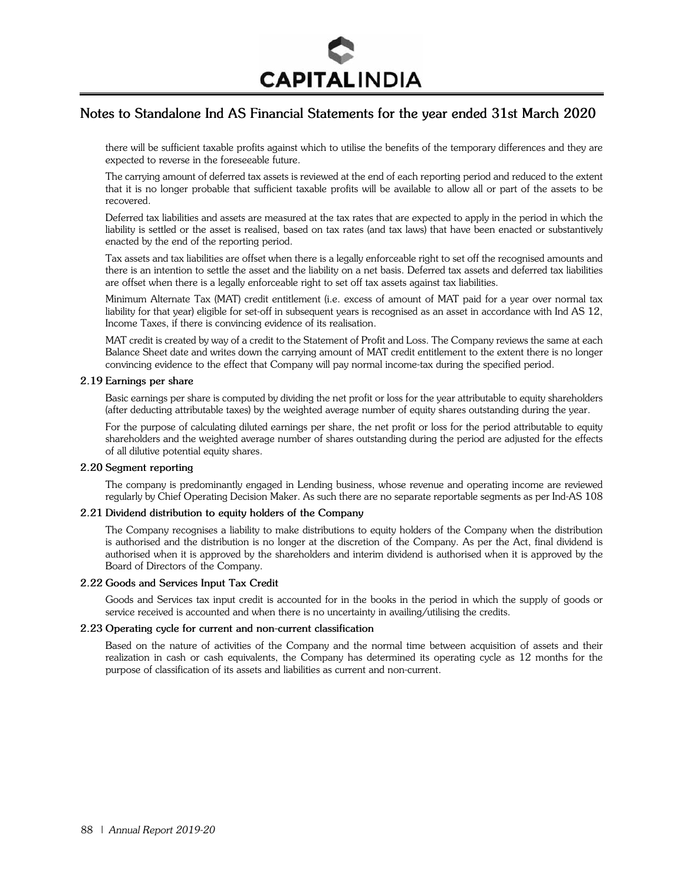there will be sufficient taxable profits against which to utilise the benefits of the temporary differences and they are expected to reverse in the foreseeable future.

The carrying amount of deferred tax assets is reviewed at the end of each reporting period and reduced to the extent that it is no longer probable that sufficient taxable profits will be available to allow all or part of the assets to be recovered.

Deferred tax liabilities and assets are measured at the tax rates that are expected to apply in the period in which the liability is settled or the asset is realised, based on tax rates (and tax laws) that have been enacted or substantively enacted by the end of the reporting period.

Tax assets and tax liabilities are offset when there is a legally enforceable right to set off the recognised amounts and there is an intention to settle the asset and the liability on a net basis. Deferred tax assets and deferred tax liabilities are offset when there is a legally enforceable right to set off tax assets against tax liabilities.

Minimum Alternate Tax (MAT) credit entitlement (i.e. excess of amount of MAT paid for a year over normal tax liability for that year) eligible for set-off in subsequent years is recognised as an asset in accordance with Ind AS 12, Income Taxes, if there is convincing evidence of its realisation.

MAT credit is created by way of a credit to the Statement of Profit and Loss. The Company reviews the same at each Balance Sheet date and writes down the carrying amount of MAT credit entitlement to the extent there is no longer convincing evidence to the effect that Company will pay normal income-tax during the specified period.

### 2.19 Earnings per share

Basic earnings per share is computed by dividing the net profit or loss for the year attributable to equity shareholders (after deducting attributable taxes) by the weighted average number of equity shares outstanding during the year.

For the purpose of calculating diluted earnings per share, the net profit or loss for the period attributable to equity shareholders and the weighted average number of shares outstanding during the period are adjusted for the effects of all dilutive potential equity shares.

### 2.20 Segment reporting

The company is predominantly engaged in Lending business, whose revenue and operating income are reviewed regularly by Chief Operating Decision Maker. As such there are no separate reportable segments as per Ind-AS 108

### 2.21 Dividend distribution to equity holders of the Company

The Company recognises a liability to make distributions to equity holders of the Company when the distribution is authorised and the distribution is no longer at the discretion of the Company. As per the Act, final dividend is authorised when it is approved by the shareholders and interim dividend is authorised when it is approved by the Board of Directors of the Company.

### 2.22 Goods and Services Input Tax Credit

Goods and Services tax input credit is accounted for in the books in the period in which the supply of goods or service received is accounted and when there is no uncertainty in availing/utilising the credits.

### 2.23 Operating cycle for current and non-current classification

Based on the nature of activities of the Company and the normal time between acquisition of assets and their realization in cash or cash equivalents, the Company has determined its operating cycle as 12 months for the purpose of classification of its assets and liabilities as current and non-current.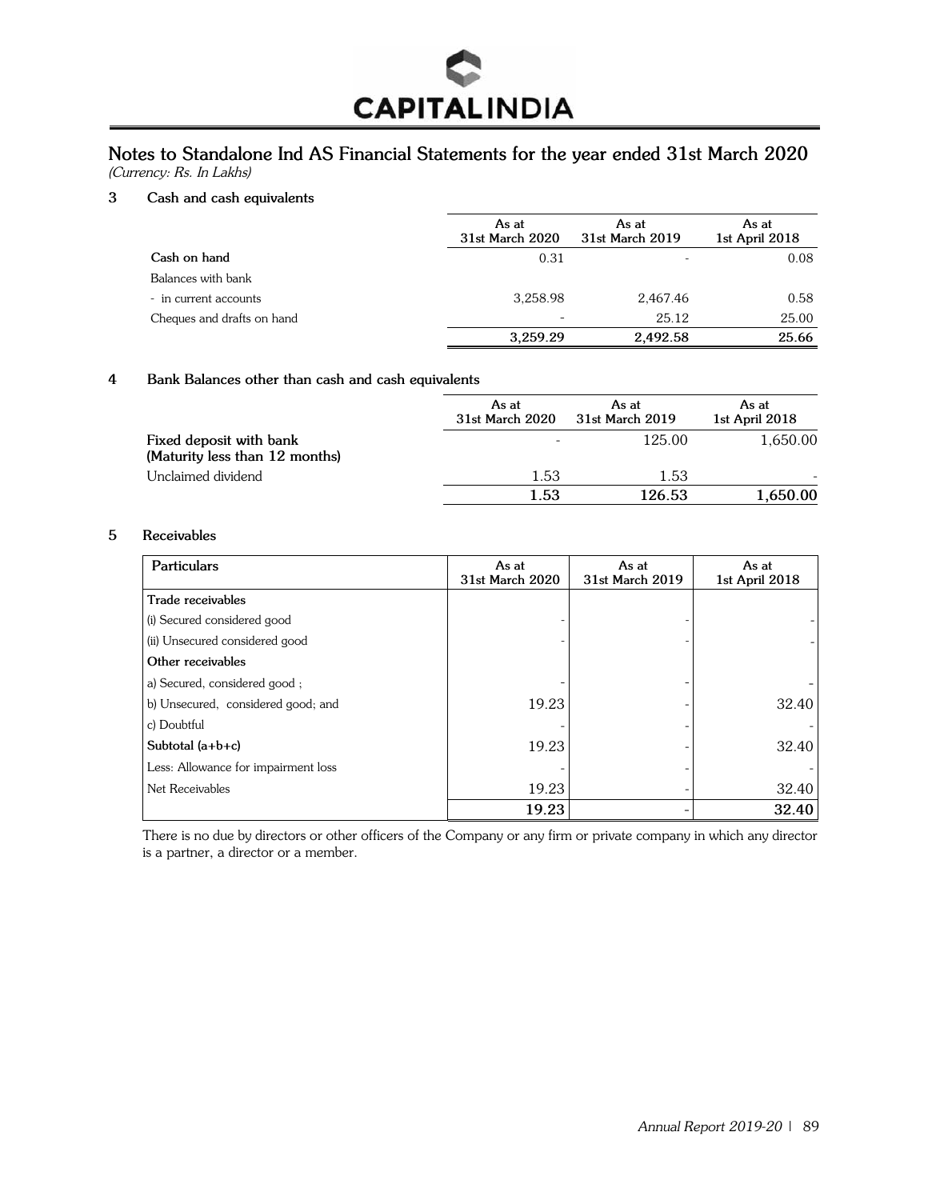## Notes to Standalone Ind AS Financial Statements for the year ended 31st March 2020

*(Currency: Rs. In Lakhs)*

### 3 Cash and cash equivalents

| | As at 31st March 2020 | As at 31st March 2019 | As at 1st April 2018 |
|---|---|---|---|
| **Cash on hand** | 0.31 | - | 0.08 |
| Balances with bank | | | |
| - in current accounts | 3,258.98 | 2,467.46 | 0.58 |
| Cheques and drafts on hand | - | 25.12 | 25.00 |
| | **3,259.29** | **2,492.58** | **25.66** |

### 4 Bank Balances other than cash and cash equivalents

| | As at 31st March 2020 | As at 31st March 2019 | As at 1st April 2018 |
|---|---|---|---|
| **Fixed deposit with bank (Maturity less than 12 months)** | - | 125.00 | 1,650.00 |
| Unclaimed dividend | 1.53 | 1.53 | - |
| | **1.53** | **126.53** | **1,650.00** |

### 5 Receivables

| Particulars | As at 31st March 2020 | As at 31st March 2019 | As at 1st April 2018 |
|---|---|---|---|
| **Trade receivables** | | | |
| (i) Secured considered good | - | - | - |
| (ii) Unsecured considered good | - | - | - |
| **Other receivables** | | | |
| a) Secured, considered good ; | - | - | - |
| b) Unsecured, considered good; and | 19.23 | - | 32.40 |
| c) Doubtful | - | - | - |
| **Subtotal (a+b+c)** | 19.23 | - | 32.40 |
| Less: Allowance for impairment loss | - | - | - |
| Net Receivables | 19.23 | - | 32.40 |
| | **19.23** | - | **32.40** |

There is no due by directors or other officers of the Company or any firm or private company in which any director is a partner, a director or a member.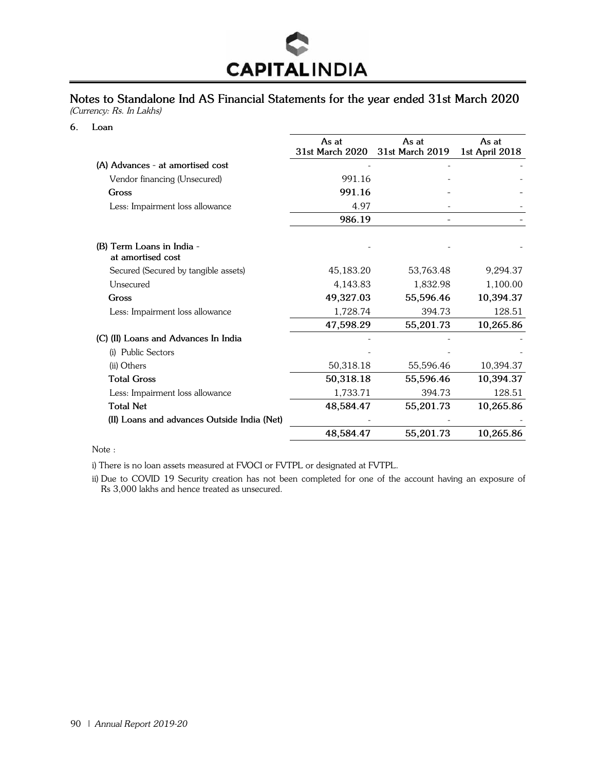## Notes to Standalone Ind AS Financial Statements for the year ended 31st March 2020

*(Currency: Rs. In Lakhs)*

### 6. Loan

| | As at 31st March 2020 | As at 31st March 2019 | As at 1st April 2018 |
|---|---|---|---|
| **(A) Advances - at amortised cost** | - | - | - |
| Vendor financing (Unsecured) | 991.16 | - | - |
| **Gross** | **991.16** | - | - |
| Less: Impairment loss allowance | 4.97 | - | - |
| | **986.19** | - | - |
| **(B) Term Loans in India - at amortised cost** | - | - | - |
| Secured (Secured by tangible assets) | 45,183.20 | 53,763.48 | 9,294.37 |
| Unsecured | 4,143.83 | 1,832.98 | 1,100.00 |
| **Gross** | **49,327.03** | **55,596.46** | **10,394.37** |
| Less: Impairment loss allowance | 1,728.74 | 394.73 | 128.51 |
| | **47,598.29** | **55,201.73** | **10,265.86** |
| **(C) (II) Loans and Advances In India** | - | - | - |
| (i) Public Sectors | - | - | - |
| (ii) Others | 50,318.18 | 55,596.46 | 10,394.37 |
| **Total Gross** | **50,318.18** | **55,596.46** | **10,394.37** |
| Less: Impairment loss allowance | 1,733.71 | 394.73 | 128.51 |
| **Total Net** | **48,584.47** | **55,201.73** | **10,265.86** |
| **(II) Loans and advances Outside India (Net)** | - | - | - |
| | **48,584.47** | **55,201.73** | **10,265.86** |

Note :

i) There is no loan assets measured at FVOCI or FVTPL or designated at FVTPL.

ii) Due to COVID 19 Security creation has not been completed for one of the account having an exposure of Rs 3,000 lakhs and hence treated as unsecured.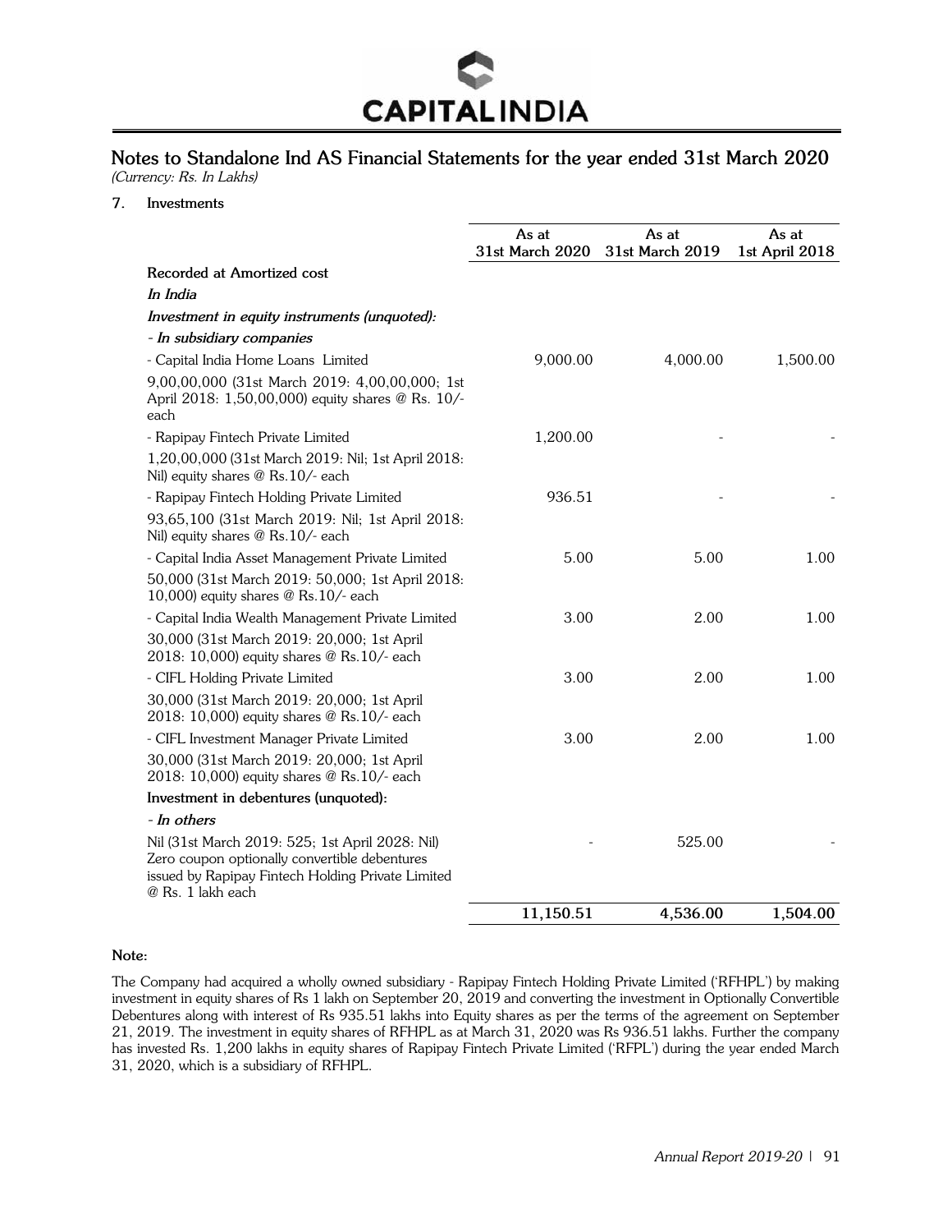# CAPITAL INDIA

## Notes to Standalone Ind AS Financial Statements for the year ended 31st March 2020

*(Currency: Rs. In Lakhs)*

### 7. Investments

| | As at 31st March 2020 | As at 31st March 2019 | As at 1st April 2018 |
|---|---|---|---|
| **Recorded at Amortized cost** | | | |
| ***In India*** | | | |
| ***Investment in equity instruments (unquoted):*** | | | |
| ***- In subsidiary companies*** | | | |
| - Capital India Home Loans Limited | 9,000.00 | 4,000.00 | 1,500.00 |
| 9,00,00,000 (31st March 2019: 4,00,00,000; 1st April 2018: 1,50,00,000) equity shares @ Rs. 10/- each | | | |
| - Rapipay Fintech Private Limited | 1,200.00 | - | - |
| 1,20,00,000 (31st March 2019: Nil; 1st April 2018: Nil) equity shares @ Rs.10/- each | | | |
| - Rapipay Fintech Holding Private Limited | 936.51 | - | - |
| 93,65,100 (31st March 2019: Nil; 1st April 2018: Nil) equity shares @ Rs.10/- each | | | |
| - Capital India Asset Management Private Limited | 5.00 | 5.00 | 1.00 |
| 50,000 (31st March 2019: 50,000; 1st April 2018: 10,000) equity shares @ Rs.10/- each | | | |
| - Capital India Wealth Management Private Limited | 3.00 | 2.00 | 1.00 |
| 30,000 (31st March 2019: 20,000; 1st April 2018: 10,000) equity shares @ Rs.10/- each | | | |
| - CIFL Holding Private Limited | 3.00 | 2.00 | 1.00 |
| 30,000 (31st March 2019: 20,000; 1st April 2018: 10,000) equity shares @ Rs.10/- each | | | |
| - CIFL Investment Manager Private Limited | 3.00 | 2.00 | 1.00 |
| 30,000 (31st March 2019: 20,000; 1st April 2018: 10,000) equity shares @ Rs.10/- each | | | |
| **Investment in debentures (unquoted):** | | | |
| ***- In others*** | | | |
| Nil (31st March 2019: 525; 1st April 2028: Nil) Zero coupon optionally convertible debentures issued by Rapipay Fintech Holding Private Limited @ Rs. 1 lakh each | - | 525.00 | - |
| | **11,150.51** | **4,536.00** | **1,504.00** |

**Note:**

The Company had acquired a wholly owned subsidiary - Rapipay Fintech Holding Private Limited ('RFHPL') by making investment in equity shares of Rs 1 lakh on September 20, 2019 and converting the investment in Optionally Convertible Debentures along with interest of Rs 935.51 lakhs into Equity shares as per the terms of the agreement on September 21, 2019. The investment in equity shares of RFHPL as at March 31, 2020 was Rs 936.51 lakhs. Further the company has invested Rs. 1,200 lakhs in equity shares of Rapipay Fintech Private Limited ('RFPL') during the year ended March 31, 2020, which is a subsidiary of RFHPL.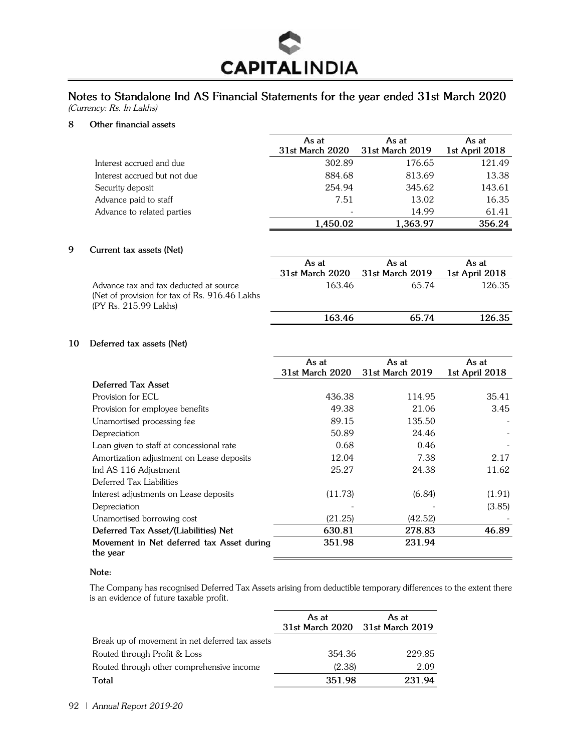## Notes to Standalone Ind AS Financial Statements for the year ended 31st March 2020

*(Currency: Rs. In Lakhs)*

### 8 Other financial assets

| | As at 31st March 2020 | As at 31st March 2019 | As at 1st April 2018 |
|---|---|---|---|
| Interest accrued and due | 302.89 | 176.65 | 121.49 |
| Interest accrued but not due | 884.68 | 813.69 | 13.38 |
| Security deposit | 254.94 | 345.62 | 143.61 |
| Advance paid to staff | 7.51 | 13.02 | 16.35 |
| Advance to related parties | - | 14.99 | 61.41 |
| | **1,450.02** | **1,363.97** | **356.24** |

### 9 Current tax assets (Net)

| | As at 31st March 2020 | As at 31st March 2019 | As at 1st April 2018 |
|---|---|---|---|
| Advance tax and tax deducted at source (Net of provision for tax of Rs. 916.46 Lakhs (PY Rs. 215.99 Lakhs) | 163.46 | 65.74 | 126.35 |
| | **163.46** | **65.74** | **126.35** |

### 10 Deferred tax assets (Net)

| | As at 31st March 2020 | As at 31st March 2019 | As at 1st April 2018 |
|---|---|---|---|
| **Deferred Tax Asset** | | | |
| Provision for ECL | 436.38 | 114.95 | 35.41 |
| Provision for employee benefits | 49.38 | 21.06 | 3.45 |
| Unamortised processing fee | 89.15 | 135.50 | - |
| Depreciation | 50.89 | 24.46 | - |
| Loan given to staff at concessional rate | 0.68 | 0.46 | - |
| Amortization adjustment on Lease deposits | 12.04 | 7.38 | 2.17 |
| Ind AS 116 Adjustment | 25.27 | 24.38 | 11.62 |
| Deferred Tax Liabilities | | | |
| Interest adjustments on Lease deposits | (11.73) | (6.84) | (1.91) |
| Depreciation | - | - | (3.85) |
| Unamortised borrowing cost | (21.25) | (42.52) | - |
| **Deferred Tax Asset/(Liabilities) Net** | **630.81** | **278.83** | **46.89** |
| **Movement in Net deferred tax Asset during the year** | **351.98** | **231.94** | |

**Note:**

The Company has recognised Deferred Tax Assets arising from deductible temporary differences to the extent there is an evidence of future taxable profit.

| | As at 31st March 2020 | As at 31st March 2019 |
|---|---|---|
| Break up of movement in net deferred tax assets | | |
| Routed through Profit & Loss | 354.36 | 229.85 |
| Routed through other comprehensive income | (2.38) | 2.09 |
| **Total** | **351.98** | **231.94** |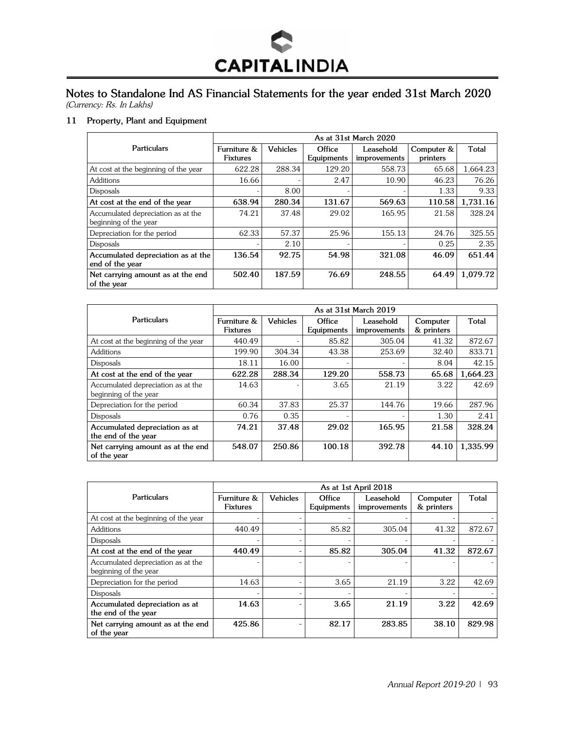## Notes to Standalone Ind AS Financial Statements for the year ended 31st March 2020

*(Currency: Rs. In Lakhs)*

### 11 Property, Plant and Equipment

| Particulars | As at 31st March 2020 | | | | | |
|---|---|---|---|---|---|---|
| | Furniture & Fixtures | Vehicles | Office Equipments | Leasehold improvements | Computer & printers | Total |
| At cost at the beginning of the year | 622.28 | 288.34 | 129.20 | 558.73 | 65.68 | 1,664.23 |
| Additions | 16.66 | - | 2.47 | 10.90 | 46.23 | 76.26 |
| Disposals | - | 8.00 | - | - | 1.33 | 9.33 |
| **At cost at the end of the year** | **638.94** | **280.34** | **131.67** | **569.63** | **110.58** | **1,731.16** |
| Accumulated depreciation as at the beginning of the year | 74.21 | 37.48 | 29.02 | 165.95 | 21.58 | 328.24 |
| Depreciation for the period | 62.33 | 57.37 | 25.96 | 155.13 | 24.76 | 325.55 |
| Disposals | - | 2.10 | - | - | 0.25 | 2.35 |
| **Accumulated depreciation as at the end of the year** | **136.54** | **92.75** | **54.98** | **321.08** | **46.09** | **651.44** |
| **Net carrying amount as at the end of the year** | **502.40** | **187.59** | **76.69** | **248.55** | **64.49** | **1,079.72** |

| Particulars | As at 31st March 2019 | | | | | |
|---|---|---|---|---|---|---|
| | Furniture & Fixtures | Vehicles | Office Equipments | Leasehold improvements | Computer & printers | Total |
| At cost at the beginning of the year | 440.49 | - | 85.82 | 305.04 | 41.32 | 872.67 |
| Additions | 199.90 | 304.34 | 43.38 | 253.69 | 32.40 | 833.71 |
| Disposals | 18.11 | 16.00 | - | - | 8.04 | 42.15 |
| **At cost at the end of the year** | **622.28** | **288.34** | **129.20** | **558.73** | **65.68** | **1,664.23** |
| Accumulated depreciation as at the beginning of the year | 14.63 | - | 3.65 | 21.19 | 3.22 | 42.69 |
| Depreciation for the period | 60.34 | 37.83 | 25.37 | 144.76 | 19.66 | 287.96 |
| Disposals | 0.76 | 0.35 | - | - | 1.30 | 2.41 |
| **Accumulated depreciation as at the end of the year** | **74.21** | **37.48** | **29.02** | **165.95** | **21.58** | **328.24** |
| **Net carrying amount as at the end of the year** | **548.07** | **250.86** | **100.18** | **392.78** | **44.10** | **1,335.99** |

| Particulars | As at 1st April 2018 | | | | | |
|---|---|---|---|---|---|---|
| | Furniture & Fixtures | Vehicles | Office Equipments | Leasehold improvements | Computer & printers | Total |
| At cost at the beginning of the year | - | - | - | - | - | - |
| Additions | 440.49 | - | 85.82 | 305.04 | 41.32 | 872.67 |
| Disposals | - | - | - | - | - | - |
| **At cost at the end of the year** | **440.49** | **-** | **85.82** | **305.04** | **41.32** | **872.67** |
| Accumulated depreciation as at the beginning of the year | - | - | - | - | - | - |
| Depreciation for the period | 14.63 | - | 3.65 | 21.19 | 3.22 | 42.69 |
| Disposals | - | - | - | - | - | - |
| **Accumulated depreciation as at the end of the year** | **14.63** | **-** | **3.65** | **21.19** | **3.22** | **42.69** |
| **Net carrying amount as at the end of the year** | **425.86** | **-** | **82.17** | **283.85** | **38.10** | **829.98** |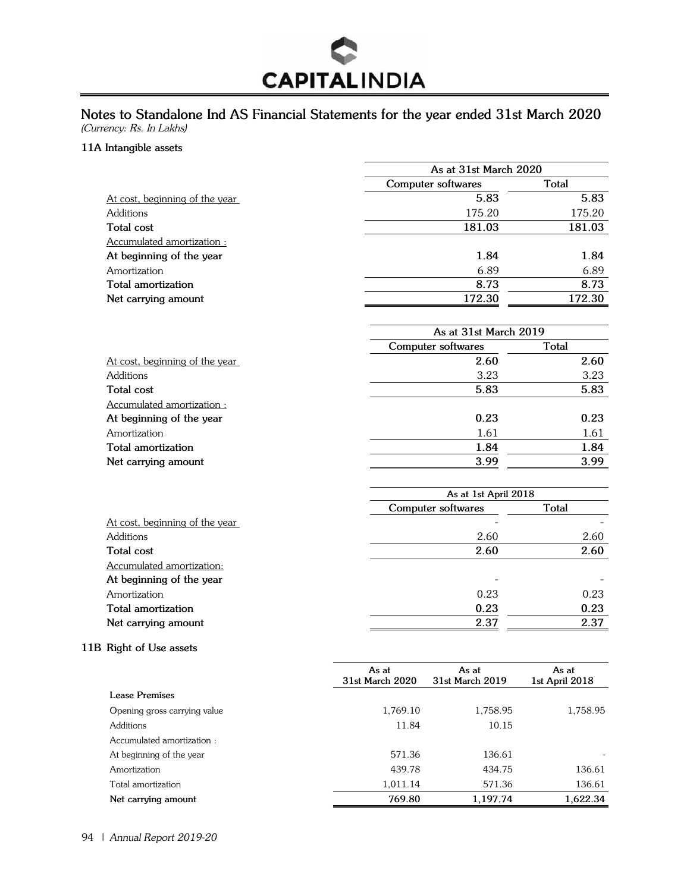## Notes to Standalone Ind AS Financial Statements for the year ended 31st March 2020

*(Currency: Rs. In Lakhs)*

### 11A Intangible assets

| | As at 31st March 2020 | |
|---|---|---|
| | Computer softwares | Total |
| At cost, beginning of the year | 5.83 | 5.83 |
| Additions | 175.20 | 175.20 |
| **Total cost** | **181.03** | **181.03** |
| Accumulated amortization : | | |
| **At beginning of the year** | **1.84** | **1.84** |
| Amortization | 6.89 | 6.89 |
| **Total amortization** | **8.73** | **8.73** |
| **Net carrying amount** | **172.30** | **172.30** |

| | As at 31st March 2019 | |
|---|---|---|
| | Computer softwares | Total |
| At cost, beginning of the year | 2.60 | 2.60 |
| Additions | 3.23 | 3.23 |
| **Total cost** | **5.83** | **5.83** |
| Accumulated amortization : | | |
| **At beginning of the year** | **0.23** | **0.23** |
| Amortization | 1.61 | 1.61 |
| **Total amortization** | **1.84** | **1.84** |
| **Net carrying amount** | **3.99** | **3.99** |

| | As at 1st April 2018 | |
|---|---|---|
| | Computer softwares | Total |
| At cost, beginning of the year | - | - |
| Additions | 2.60 | 2.60 |
| **Total cost** | **2.60** | **2.60** |
| Accumulated amortization: | | |
| **At beginning of the year** | - | - |
| Amortization | 0.23 | 0.23 |
| **Total amortization** | **0.23** | **0.23** |
| **Net carrying amount** | **2.37** | **2.37** |

### 11B Right of Use assets

| | As at 31st March 2020 | As at 31st March 2019 | As at 1st April 2018 |
|---|---|---|---|
| **Lease Premises** | | | |
| Opening gross carrying value | 1,769.10 | 1,758.95 | 1,758.95 |
| Additions | 11.84 | 10.15 | |
| Accumulated amortization : | | | |
| At beginning of the year | 571.36 | 136.61 | - |
| Amortization | 439.78 | 434.75 | 136.61 |
| Total amortization | 1,011.14 | 571.36 | 136.61 |
| **Net carrying amount** | **769.80** | **1,197.74** | **1,622.34** |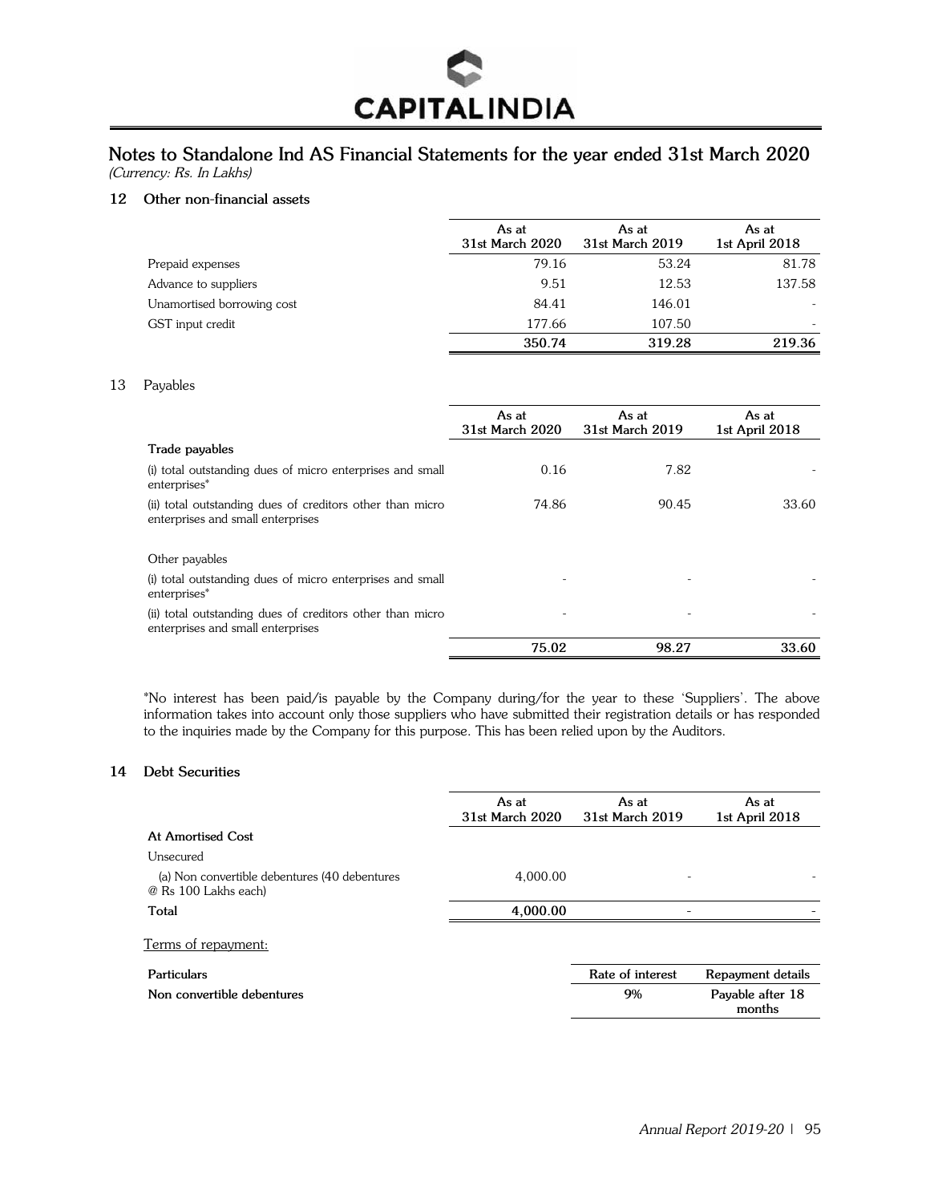## Notes to Standalone Ind AS Financial Statements for the year ended 31st March 2020

*(Currency: Rs. In Lakhs)*

### 12 Other non-financial assets

| | As at 31st March 2020 | As at 31st March 2019 | As at 1st April 2018 |
|---|---|---|---|
| Prepaid expenses | 79.16 | 53.24 | 81.78 |
| Advance to suppliers | 9.51 | 12.53 | 137.58 |
| Unamortised borrowing cost | 84.41 | 146.01 | - |
| GST input credit | 177.66 | 107.50 | - |
| | **350.74** | **319.28** | **219.36** |

### 13 Payables

| | As at 31st March 2020 | As at 31st March 2019 | As at 1st April 2018 |
|---|---|---|---|
| **Trade payables** | | | |
| (i) total outstanding dues of micro enterprises and small enterprises* | 0.16 | 7.82 | - |
| (ii) total outstanding dues of creditors other than micro enterprises and small enterprises | 74.86 | 90.45 | 33.60 |
| Other payables | | | |
| (i) total outstanding dues of micro enterprises and small enterprises* | - | - | - |
| (ii) total outstanding dues of creditors other than micro enterprises and small enterprises | - | - | - |
| | **75.02** | **98.27** | **33.60** |

*No interest has been paid/is payable by the Company during/for the year to these 'Suppliers'. The above information takes into account only those suppliers who have submitted their registration details or has responded to the inquiries made by the Company for this purpose. This has been relied upon by the Auditors.

### 14 Debt Securities

| | As at 31st March 2020 | As at 31st March 2019 | As at 1st April 2018 |
|---|---|---|---|
| **At Amortised Cost** | | | |
| Unsecured | | | |
| (a) Non convertible debentures (40 debentures @ Rs 100 Lakhs each) | 4,000.00 | - | - |
| **Total** | **4,000.00** | - | - |

Terms of repayment:

| Particulars | Rate of interest | Repayment details |
|---|---|---|
| **Non convertible debentures** | **9%** | **Payable after 18 months** |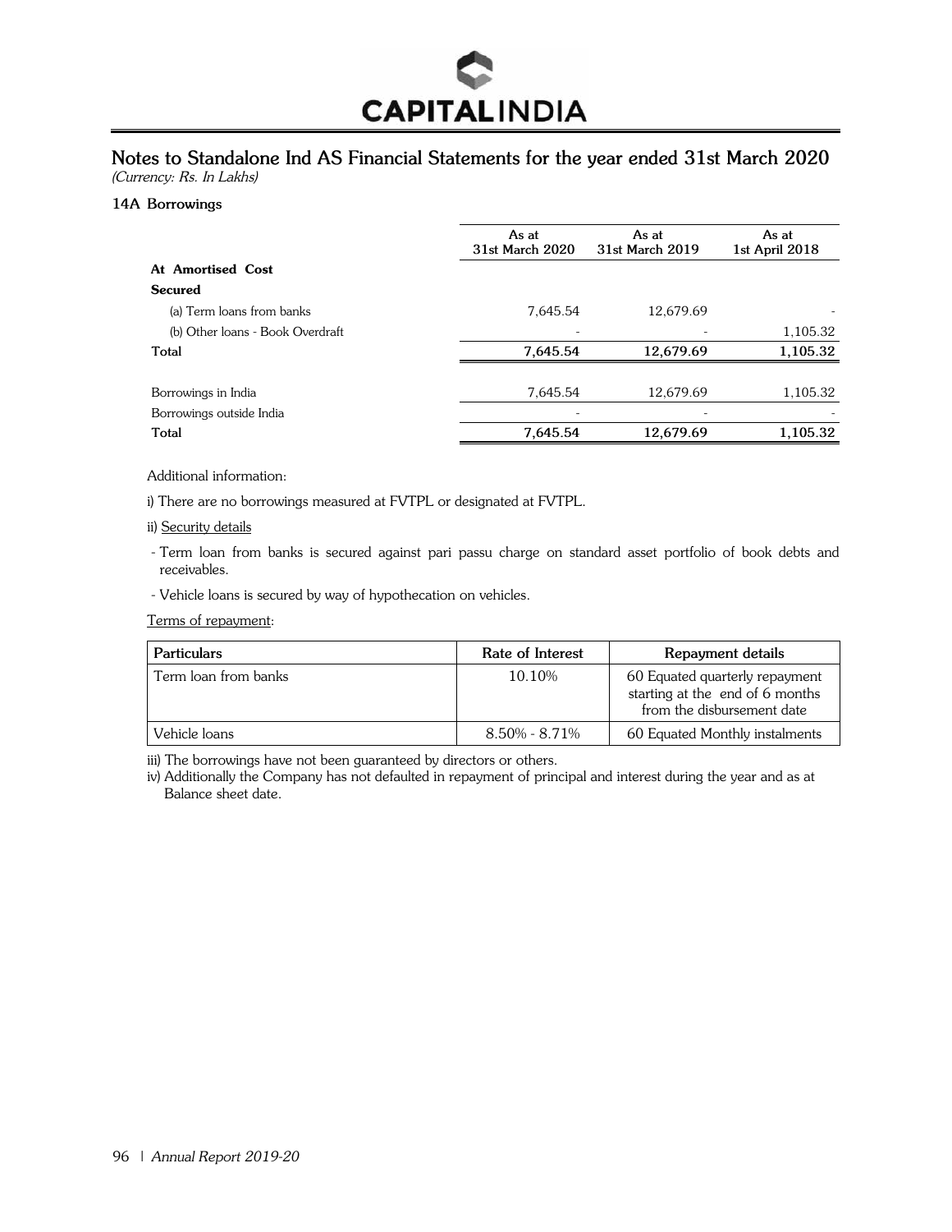# Notes to Standalone Ind AS Financial Statements for the year ended 31st March 2020

*(Currency: Rs. In Lakhs)*

## 14A Borrowings

| | As at 31st March 2020 | As at 31st March 2019 | As at 1st April 2018 |
|---|---|---|---|
| **At Amortised Cost** | | | |
| **Secured** | | | |
| (a) Term loans from banks | 7,645.54 | 12,679.69 | - |
| (b) Other loans - Book Overdraft | - | - | 1,105.32 |
| **Total** | **7,645.54** | **12,679.69** | **1,105.32** |
| | | | |
| Borrowings in India | 7,645.54 | 12,679.69 | 1,105.32 |
| Borrowings outside India | - | - | - |
| **Total** | **7,645.54** | **12,679.69** | **1,105.32** |

Additional information:

i) There are no borrowings measured at FVTPL or designated at FVTPL.

ii) Security details

- Term loan from banks is secured against pari passu charge on standard asset portfolio of book debts and receivables.
- Vehicle loans is secured by way of hypothecation on vehicles.

Terms of repayment:

| Particulars | Rate of Interest | Repayment details |
|---|---|---|
| Term loan from banks | 10.10% | 60 Equated quarterly repayment starting at the end of 6 months from the disbursement date |
| Vehicle loans | 8.50% - 8.71% | 60 Equated Monthly instalments |

iii) The borrowings have not been guaranteed by directors or others.

iv) Additionally the Company has not defaulted in repayment of principal and interest during the year and as at Balance sheet date.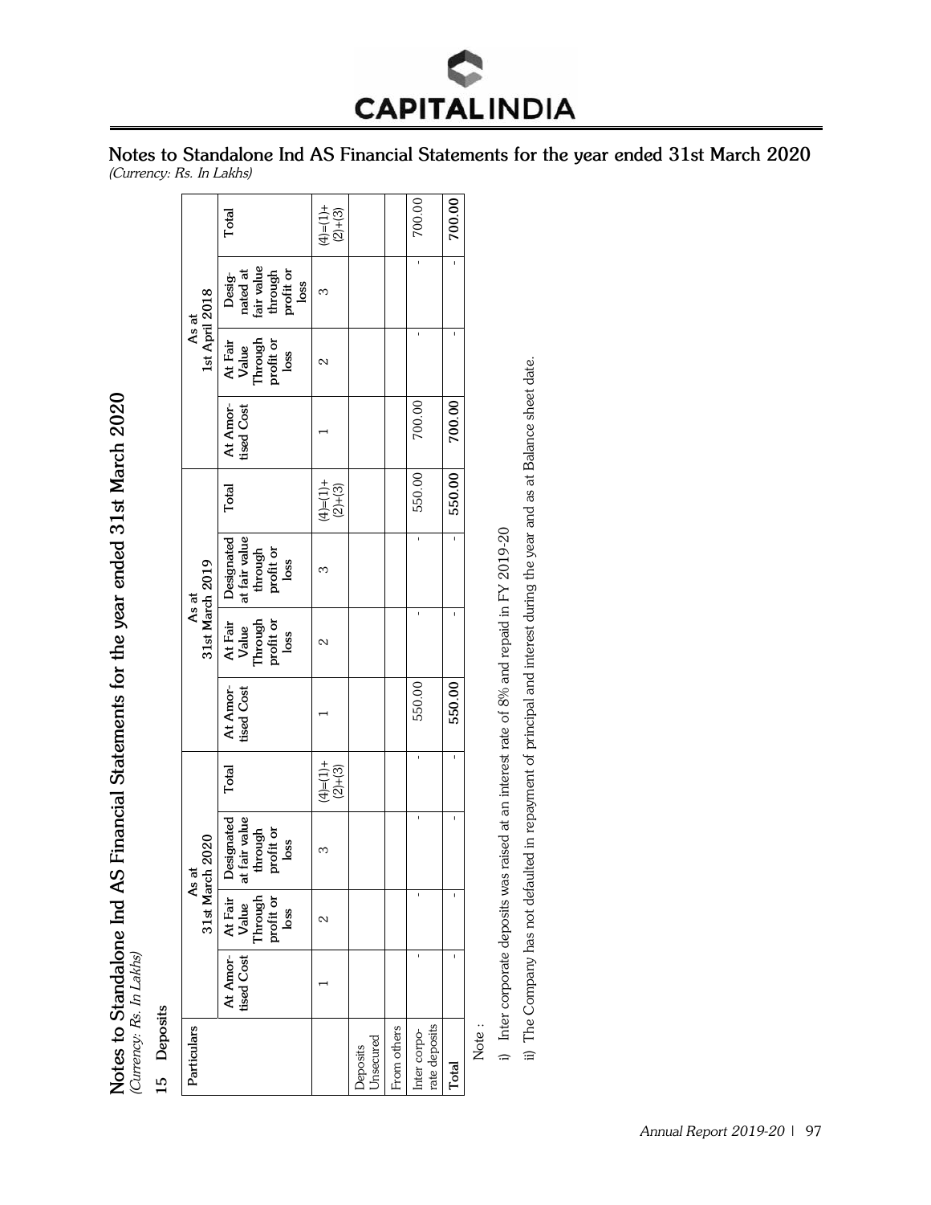# Notes to Standalone Ind AS Financial Statements for the year ended 31st March 2020

*(Currency: Rs. In Lakhs)*

## 15 Deposits

| Particulars | As at 31st March 2020 | | | | As at 31st March 2019 | | | | As at 1st April 2018 | | | |
|---|---|---|---|---|---|---|---|---|---|---|---|---|
| | At Amortised Cost | At Fair Value Through profit or loss | Designated at fair value through profit or loss | Total | At Amortised Cost | At Fair Value Through profit or loss | Designated at fair value through profit or loss | Total | At Amortised Cost | At Fair Value Through profit or loss | Designated at fair value through profit or loss | Total |
| | 1 | 2 | 3 | (4)=(1)+(2)+(3) | 1 | 2 | 3 | (4)=(1)+(2)+(3) | 1 | 2 | 3 | (4)=(1)+(2)+(3) |
| Deposits Unsecured | | | | | | | | | | | | |
| From others | | | | | | | | | | | | |
| Inter corporate deposits | - | - | - | - | 550.00 | - | - | 550.00 | 700.00 | - | - | 700.00 |
| **Total** | - | - | - | - | **550.00** | - | - | **550.00** | **700.00** | - | - | **700.00** |

Note :

i) Inter corporate deposits was raised at an interest rate of 8% and repaid in FY 2019-20

ii) The Company has not defaulted in repayment of principal and interest during the year and as at Balance sheet date.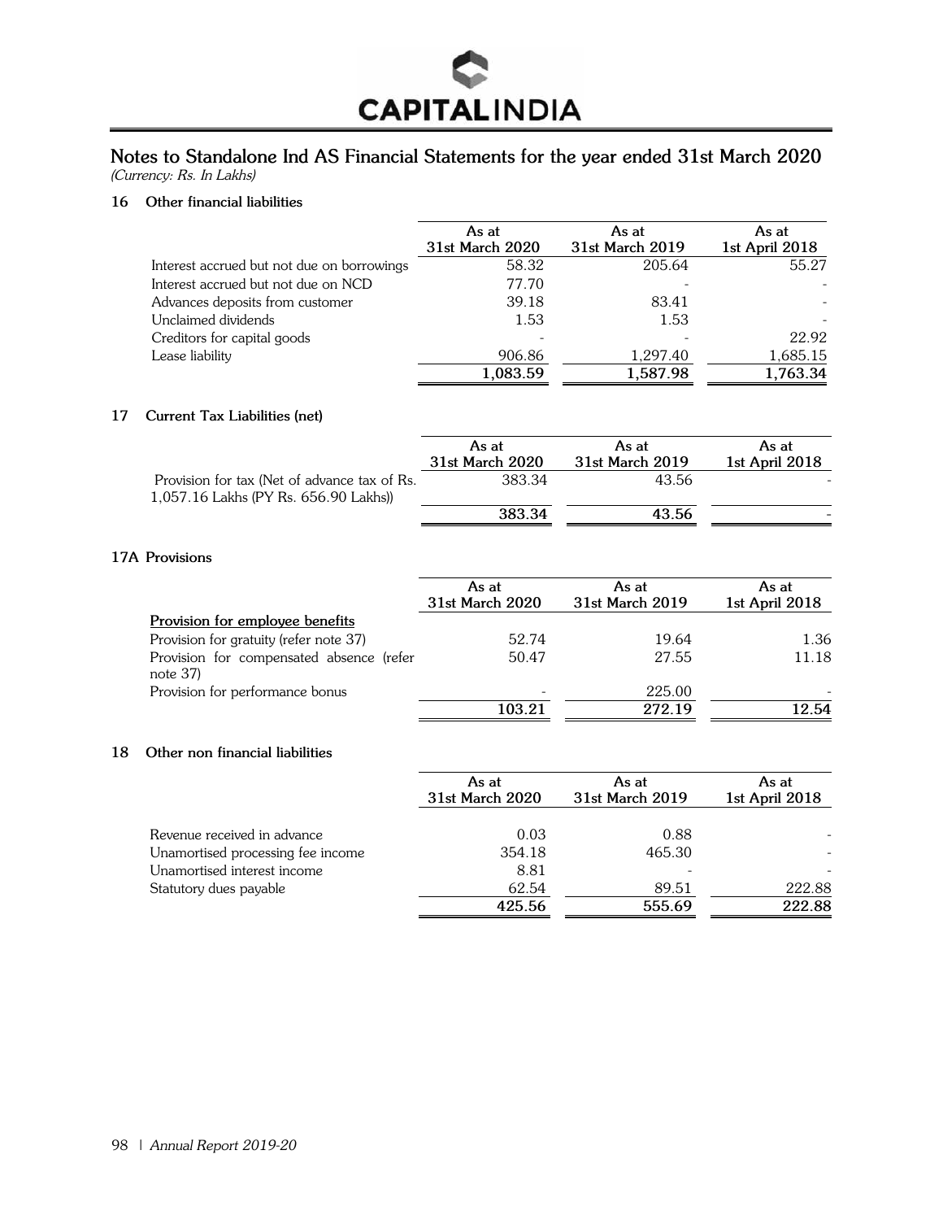## Notes to Standalone Ind AS Financial Statements for the year ended 31st March 2020

*(Currency: Rs. In Lakhs)*

### 16 Other financial liabilities

| | As at 31st March 2020 | As at 31st March 2019 | As at 1st April 2018 |
|---|---|---|---|
| Interest accrued but not due on borrowings | 58.32 | 205.64 | 55.27 |
| Interest accrued but not due on NCD | 77.70 | - | - |
| Advances deposits from customer | 39.18 | 83.41 | - |
| Unclaimed dividends | 1.53 | 1.53 | - |
| Creditors for capital goods | - | - | 22.92 |
| Lease liability | 906.86 | 1,297.40 | 1,685.15 |
| | **1,083.59** | **1,587.98** | **1,763.34** |

### 17 Current Tax Liabilities (net)

| | As at 31st March 2020 | As at 31st March 2019 | As at 1st April 2018 |
|---|---|---|---|
| Provision for tax (Net of advance tax of Rs. 1,057.16 Lakhs (PY Rs. 656.90 Lakhs)) | 383.34 | 43.56 | - |
| | **383.34** | **43.56** | **-** |

### 17A Provisions

| | As at 31st March 2020 | As at 31st March 2019 | As at 1st April 2018 |
|---|---|---|---|
| **Provision for employee benefits** | | | |
| Provision for gratuity (refer note 37) | 52.74 | 19.64 | 1.36 |
| Provision for compensated absence (refer note 37) | 50.47 | 27.55 | 11.18 |
| Provision for performance bonus | - | 225.00 | - |
| | **103.21** | **272.19** | **12.54** |

### 18 Other non financial liabilities

| | As at 31st March 2020 | As at 31st March 2019 | As at 1st April 2018 |
|---|---|---|---|
| Revenue received in advance | 0.03 | 0.88 | - |
| Unamortised processing fee income | 354.18 | 465.30 | - |
| Unamortised interest income | 8.81 | - | - |
| Statutory dues payable | 62.54 | 89.51 | 222.88 |
| | **425.56** | **555.69** | **222.88** |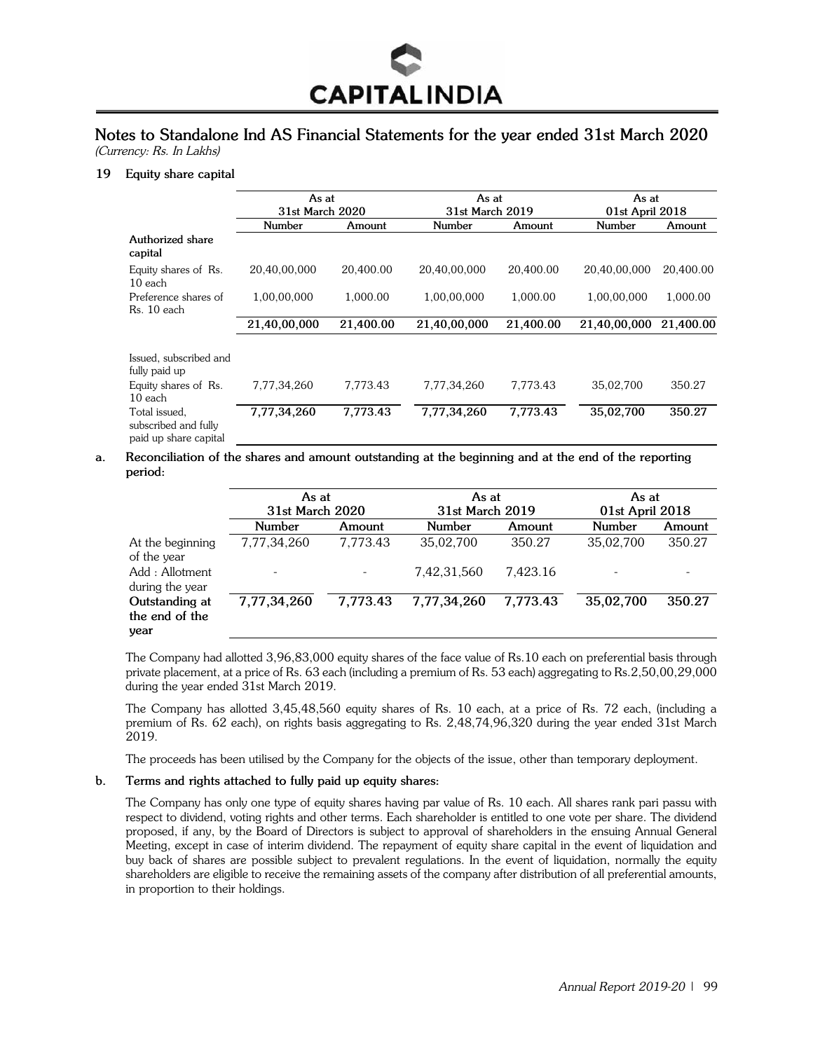# Notes to Standalone Ind AS Financial Statements for the year ended 31st March 2020

*(Currency: Rs. In Lakhs)*

## 19 Equity share capital

| | As at 31st March 2020 | | As at 31st March 2019 | | As at 01st April 2018 | |
|---|---|---|---|---|---|---|
| | Number | Amount | Number | Amount | Number | Amount |
| **Authorized share capital** | | | | | | |
| Equity shares of Rs. 10 each | 20,40,00,000 | 20,400.00 | 20,40,00,000 | 20,400.00 | 20,40,00,000 | 20,400.00 |
| Preference shares of Rs. 10 each | 1,00,00,000 | 1,000.00 | 1,00,00,000 | 1,000.00 | 1,00,00,000 | 1,000.00 |
| | **21,40,00,000** | **21,400.00** | **21,40,00,000** | **21,400.00** | **21,40,00,000** | **21,400.00** |
| Issued, subscribed and fully paid up | | | | | | |
| Equity shares of Rs. 10 each | 7,77,34,260 | 7,773.43 | 7,77,34,260 | 7,773.43 | 35,02,700 | 350.27 |
| Total issued, subscribed and fully paid up share capital | **7,77,34,260** | **7,773.43** | **7,77,34,260** | **7,773.43** | **35,02,700** | **350.27** |

### a. Reconciliation of the shares and amount outstanding at the beginning and at the end of the reporting period:

| | As at 31st March 2020 | | As at 31st March 2019 | | As at 01st April 2018 | |
|---|---|---|---|---|---|---|
| | Number | Amount | Number | Amount | Number | Amount |
| At the beginning of the year | 7,77,34,260 | 7,773.43 | 35,02,700 | 350.27 | 35,02,700 | 350.27 |
| Add : Allotment during the year | - | - | 7,42,31,560 | 7,423.16 | - | - |
| **Outstanding at the end of the year** | **7,77,34,260** | **7,773.43** | **7,77,34,260** | **7,773.43** | **35,02,700** | **350.27** |

The Company had allotted 3,96,83,000 equity shares of the face value of Rs.10 each on preferential basis through private placement, at a price of Rs. 63 each (including a premium of Rs. 53 each) aggregating to Rs.2,50,00,29,000 during the year ended 31st March 2019.

The Company has allotted 3,45,48,560 equity shares of Rs. 10 each, at a price of Rs. 72 each, (including a premium of Rs. 62 each), on rights basis aggregating to Rs. 2,48,74,96,320 during the year ended 31st March 2019.

The proceeds has been utilised by the Company for the objects of the issue, other than temporary deployment.

### b. Terms and rights attached to fully paid up equity shares:

The Company has only one type of equity shares having par value of Rs. 10 each. All shares rank pari passu with respect to dividend, voting rights and other terms. Each shareholder is entitled to one vote per share. The dividend proposed, if any, by the Board of Directors is subject to approval of shareholders in the ensuing Annual General Meeting, except in case of interim dividend. The repayment of equity share capital in the event of liquidation and buy back of shares are possible subject to prevalent regulations. In the event of liquidation, normally the equity shareholders are eligible to receive the remaining assets of the company after distribution of all preferential amounts, in proportion to their holdings.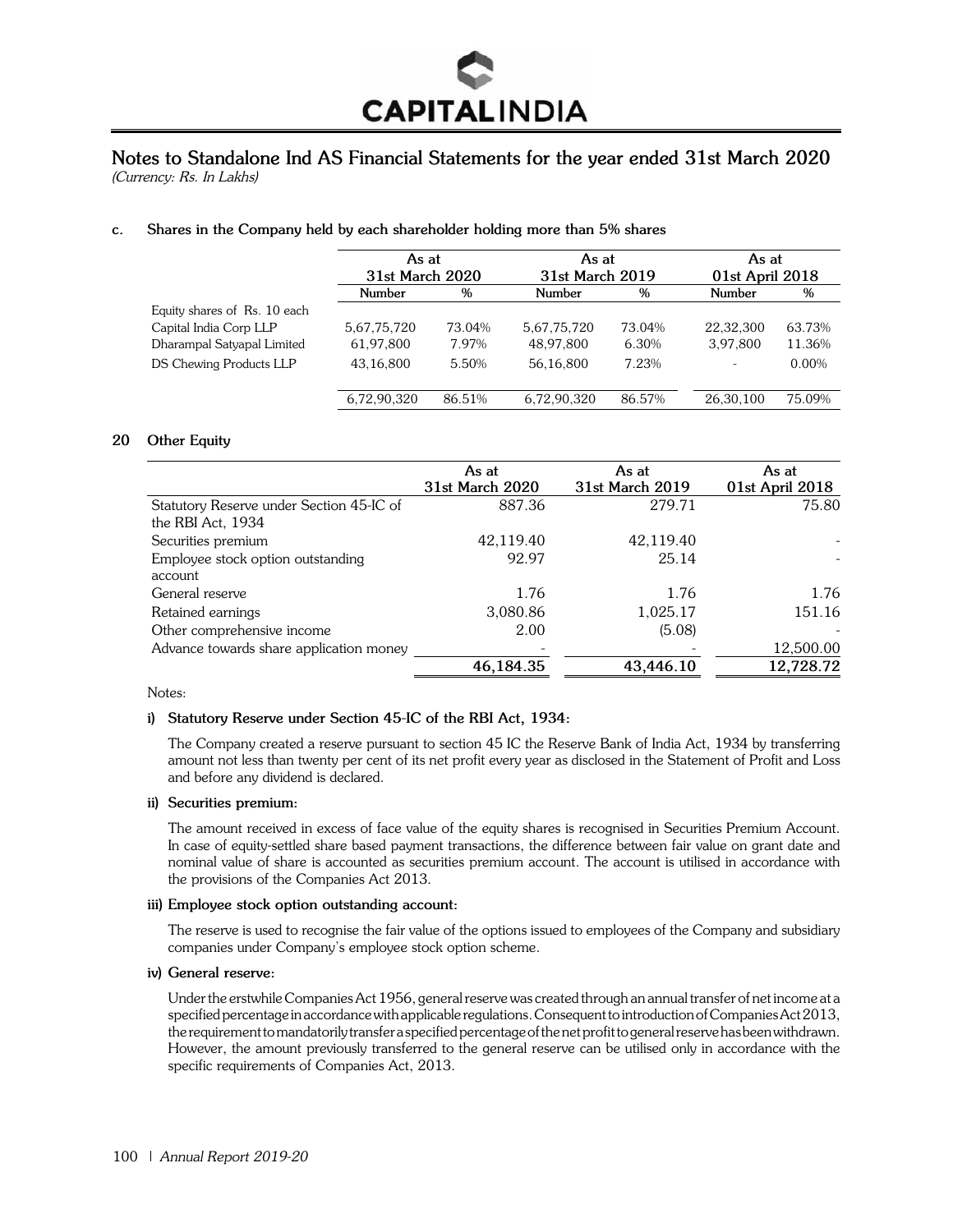## Notes to Standalone Ind AS Financial Statements for the year ended 31st March 2020

*(Currency: Rs. In Lakhs)*

**c. Shares in the Company held by each shareholder holding more than 5% shares**

| | As at 31st March 2020 | | As at 31st March 2019 | | As at 01st April 2018 | |
|---|---|---|---|---|---|---|
| | Number | % | Number | % | Number | % |
| Equity shares of Rs. 10 each | | | | | | |
| Capital India Corp LLP | 5,67,75,720 | 73.04% | 5,67,75,720 | 73.04% | 22,32,300 | 63.73% |
| Dharampal Satyapal Limited | 61,97,800 | 7.97% | 48,97,800 | 6.30% | 3,97,800 | 11.36% |
| DS Chewing Products LLP | 43,16,800 | 5.50% | 56,16,800 | 7.23% | - | 0.00% |
| | 6,72,90,320 | 86.51% | 6,72,90,320 | 86.57% | 26,30,100 | 75.09% |

### 20 Other Equity

| | As at 31st March 2020 | As at 31st March 2019 | As at 01st April 2018 |
|---|---|---|---|
| Statutory Reserve under Section 45-IC of the RBI Act, 1934 | 887.36 | 279.71 | 75.80 |
| Securities premium | 42,119.40 | 42,119.40 | - |
| Employee stock option outstanding account | 92.97 | 25.14 | - |
| General reserve | 1.76 | 1.76 | 1.76 |
| Retained earnings | 3,080.86 | 1,025.17 | 151.16 |
| Other comprehensive income | 2.00 | (5.08) | - |
| Advance towards share application money | - | - | 12,500.00 |
| | **46,184.35** | **43,446.10** | **12,728.72** |

Notes:

**i) Statutory Reserve under Section 45-IC of the RBI Act, 1934:**

The Company created a reserve pursuant to section 45 IC the Reserve Bank of India Act, 1934 by transferring amount not less than twenty per cent of its net profit every year as disclosed in the Statement of Profit and Loss and before any dividend is declared.

**ii) Securities premium:**

The amount received in excess of face value of the equity shares is recognised in Securities Premium Account. In case of equity-settled share based payment transactions, the difference between fair value on grant date and nominal value of share is accounted as securities premium account. The account is utilised in accordance with the provisions of the Companies Act 2013.

**iii) Employee stock option outstanding account:**

The reserve is used to recognise the fair value of the options issued to employees of the Company and subsidiary companies under Company's employee stock option scheme.

**iv) General reserve:**

Under the erstwhile Companies Act 1956, general reserve was created through an annual transfer of net income at a specified percentage in accordance with applicable regulations. Consequent to introduction of Companies Act 2013, the requirement to mandatorily transfer a specified percentage of the net profit to general reserve has been withdrawn. However, the amount previously transferred to the general reserve can be utilised only in accordance with the specific requirements of Companies Act, 2013.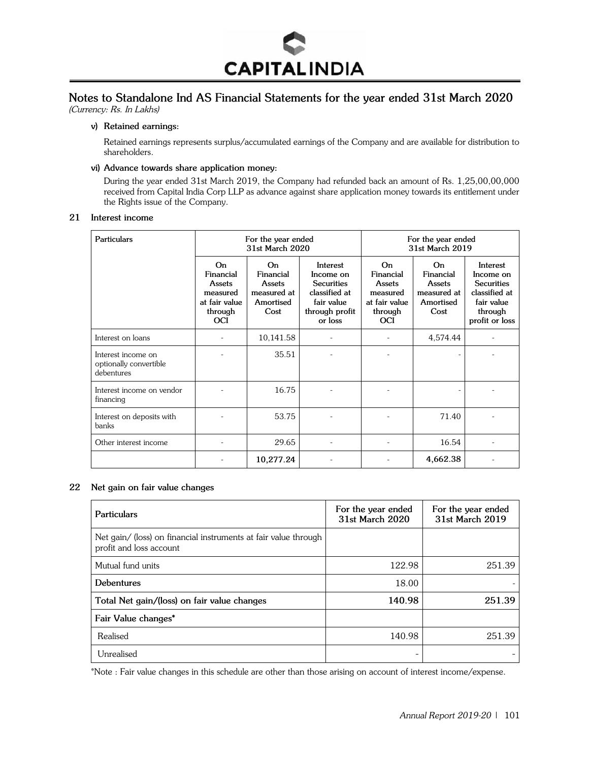## Notes to Standalone Ind AS Financial Statements for the year ended 31st March 2020

*(Currency: Rs. In Lakhs)*

**v) Retained earnings:**

Retained earnings represents surplus/accumulated earnings of the Company and are available for distribution to shareholders.

**vi) Advance towards share application money:**

During the year ended 31st March 2019, the Company had refunded back an amount of Rs. 1,25,00,00,000 received from Capital India Corp LLP as advance against share application money towards its entitlement under the Rights issue of the Company.

### 21 Interest income

| Particulars | For the year ended 31st March 2020 | | | For the year ended 31st March 2019 | | |
|---|---|---|---|---|---|---|
| | On Financial Assets measured at fair value through OCI | On Financial Assets measured at Amortised Cost | Interest Income on Securities classified at fair value through profit or loss | On Financial Assets measured at fair value through OCI | On Financial Assets measured at Amortised Cost | Interest Income on Securities classified at fair value through profit or loss |
| Interest on loans | - | 10,141.58 | - | - | 4,574.44 | - |
| Interest income on optionally convertible debentures | - | 35.51 | - | - | - | - |
| Interest income on vendor financing | - | 16.75 | - | - | - | - |
| Interest on deposits with banks | - | 53.75 | - | - | 71.40 | - |
| Other interest income | - | 29.65 | - | - | 16.54 | - |
| | - | **10,277.24** | - | - | **4,662.38** | - |

### 22 Net gain on fair value changes

| Particulars | For the year ended 31st March 2020 | For the year ended 31st March 2019 |
|---|---|---|
| Net gain/ (loss) on financial instruments at fair value through profit and loss account | | |
| Mutual fund units | 122.98 | 251.39 |
| **Debentures** | 18.00 | - |
| **Total Net gain/(loss) on fair value changes** | **140.98** | **251.39** |
| **Fair Value changes*** | | |
| Realised | 140.98 | 251.39 |
| Unrealised | - | - |

*Note : Fair value changes in this schedule are other than those arising on account of interest income/expense.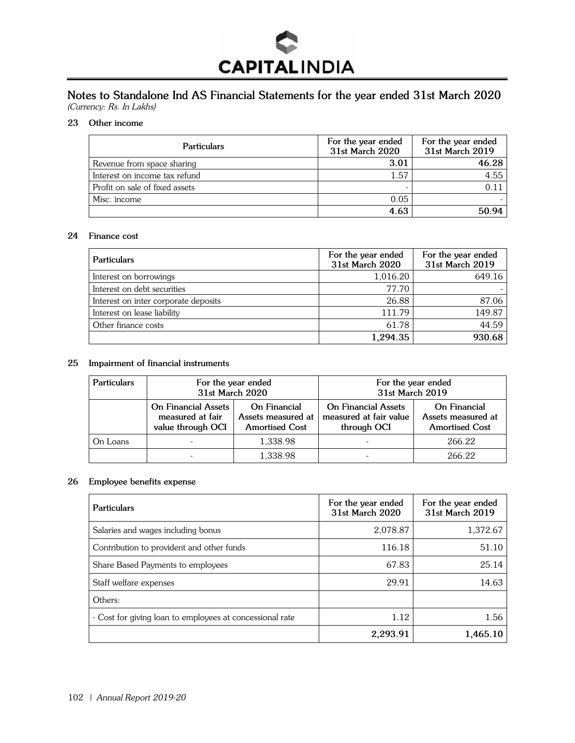## Notes to Standalone Ind AS Financial Statements for the year ended 31st March 2020

*(Currency: Rs. In Lakhs)*

### 23 Other income

| Particulars | For the year ended 31st March 2020 | For the year ended 31st March 2019 |
|---|---|---|
| Revenue from space sharing | 3.01 | 46.28 |
| Interest on income tax refund | 1.57 | 4.55 |
| Profit on sale of fixed assets | - | 0.11 |
| Misc. income | 0.05 | - |
| | **4.63** | **50.94** |

### 24 Finance cost

| Particulars | For the year ended 31st March 2020 | For the year ended 31st March 2019 |
|---|---|---|
| Interest on borrowings | 1,016.20 | 649.16 |
| Interest on debt securities | 77.70 | - |
| Interest on inter corporate deposits | 26.88 | 87.06 |
| Interest on lease liability | 111.79 | 149.87 |
| Other finance costs | 61.78 | 44.59 |
| | **1,294.35** | **930.68** |

### 25 Impairment of financial instruments

| Particulars | For the year ended 31st March 2020 | | For the year ended 31st March 2019 | |
|---|---|---|---|---|
| | On Financial Assets measured at fair value through OCI | On Financial Assets measured at Amortised Cost | On Financial Assets measured at fair value through OCI | On Financial Assets measured at Amortised Cost |
| On Loans | - | 1,338.98 | - | 266.22 |
| | - | 1,338.98 | - | 266.22 |

### 26 Employee benefits expense

| Particulars | For the year ended 31st March 2020 | For the year ended 31st March 2019 |
|---|---|---|
| Salaries and wages including bonus | 2,078.87 | 1,372.67 |
| Contribution to provident and other funds | 116.18 | 51.10 |
| Share Based Payments to employees | 67.83 | 25.14 |
| Staff welfare expenses | 29.91 | 14.63 |
| Others: | | |
| - Cost for giving loan to employees at concessional rate | 1.12 | 1.56 |
| | **2,293.91** | **1,465.10** |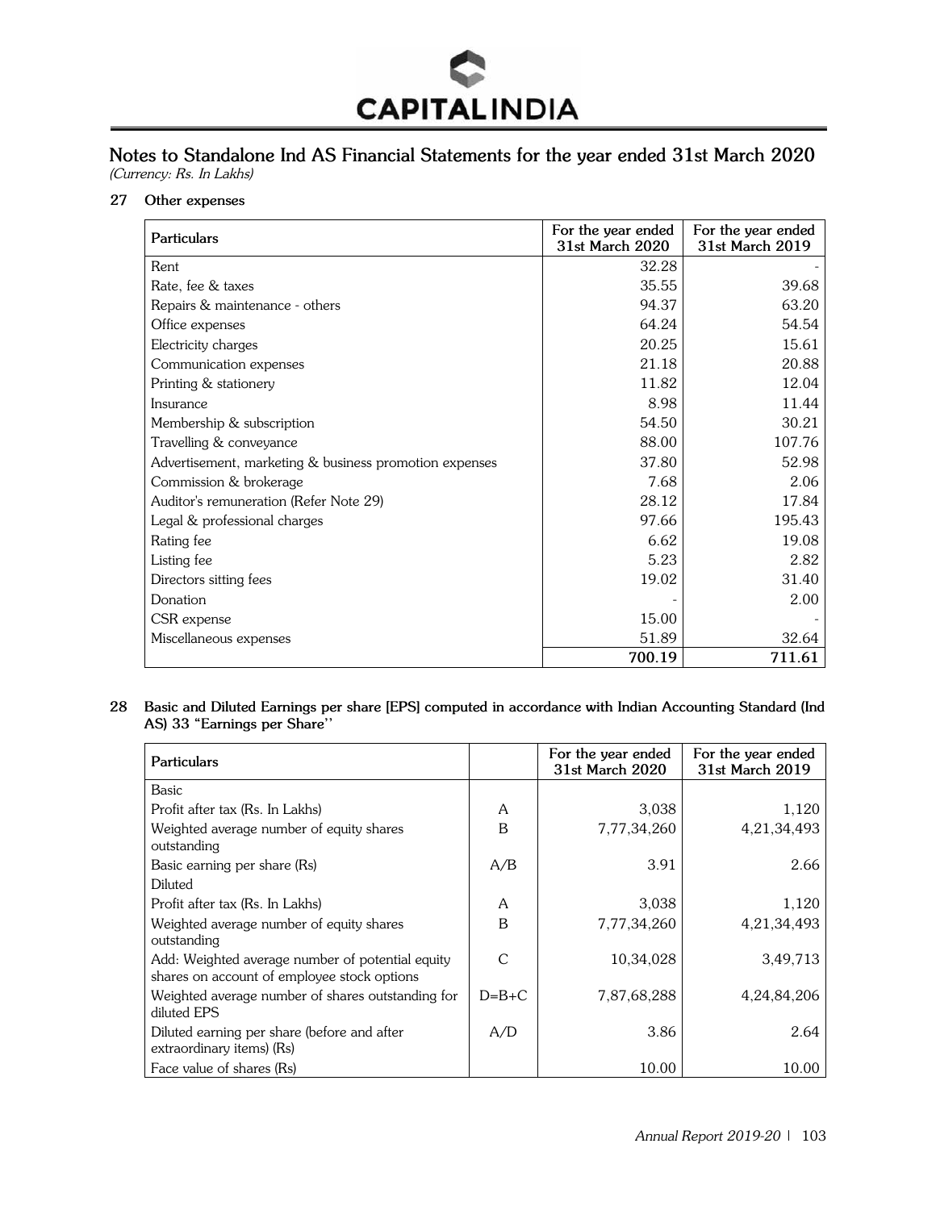## Notes to Standalone Ind AS Financial Statements for the year ended 31st March 2020

*(Currency: Rs. In Lakhs)*

### 27 Other expenses

| Particulars | For the year ended 31st March 2020 | For the year ended 31st March 2019 |
|---|---|---|
| Rent | 32.28 | - |
| Rate, fee & taxes | 35.55 | 39.68 |
| Repairs & maintenance - others | 94.37 | 63.20 |
| Office expenses | 64.24 | 54.54 |
| Electricity charges | 20.25 | 15.61 |
| Communication expenses | 21.18 | 20.88 |
| Printing & stationery | 11.82 | 12.04 |
| Insurance | 8.98 | 11.44 |
| Membership & subscription | 54.50 | 30.21 |
| Travelling & conveyance | 88.00 | 107.76 |
| Advertisement, marketing & business promotion expenses | 37.80 | 52.98 |
| Commission & brokerage | 7.68 | 2.06 |
| Auditor's remuneration (Refer Note 29) | 28.12 | 17.84 |
| Legal & professional charges | 97.66 | 195.43 |
| Rating fee | 6.62 | 19.08 |
| Listing fee | 5.23 | 2.82 |
| Directors sitting fees | 19.02 | 31.40 |
| Donation | - | 2.00 |
| CSR expense | 15.00 | - |
| Miscellaneous expenses | 51.89 | 32.64 |
| | **700.19** | **711.61** |

### 28 Basic and Diluted Earnings per share [EPS] computed in accordance with Indian Accounting Standard (Ind AS) 33 "Earnings per Share"

| Particulars | | For the year ended 31st March 2020 | For the year ended 31st March 2019 |
|---|---|---|---|
| Basic | | | |
| Profit after tax (Rs. In Lakhs) | A | 3,038 | 1,120 |
| Weighted average number of equity shares outstanding | B | 7,77,34,260 | 4,21,34,493 |
| Basic earning per share (Rs) | A/B | 3.91 | 2.66 |
| Diluted | | | |
| Profit after tax (Rs. In Lakhs) | A | 3,038 | 1,120 |
| Weighted average number of equity shares outstanding | B | 7,77,34,260 | 4,21,34,493 |
| Add: Weighted average number of potential equity shares on account of employee stock options | C | 10,34,028 | 3,49,713 |
| Weighted average number of shares outstanding for diluted EPS | D=B+C | 7,87,68,288 | 4,24,84,206 |
| Diluted earning per share (before and after extraordinary items) (Rs) | A/D | 3.86 | 2.64 |
| Face value of shares (Rs) | | 10.00 | 10.00 |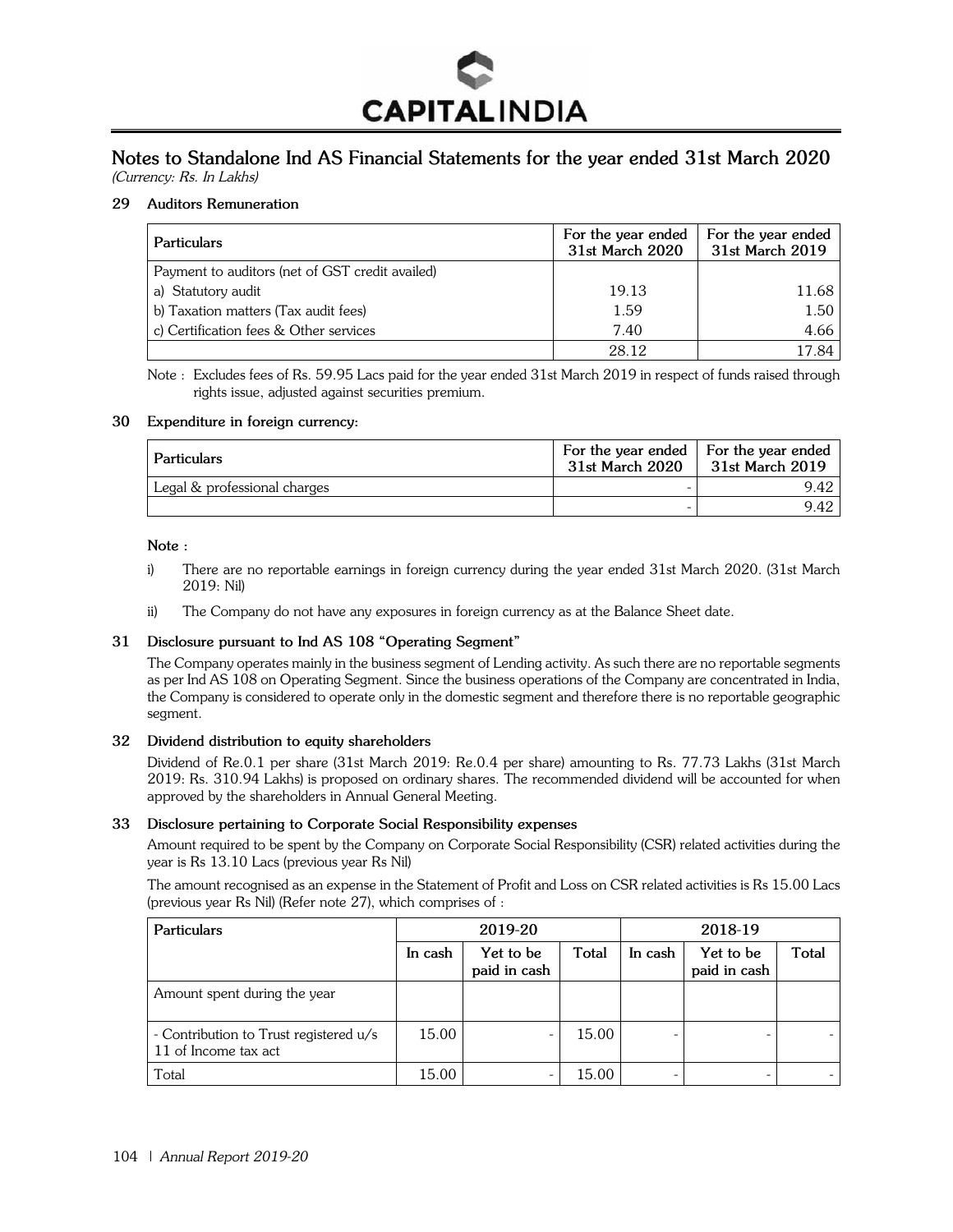# Notes to Standalone Ind AS Financial Statements for the year ended 31st March 2020

*(Currency: Rs. In Lakhs)*

## 29 Auditors Remuneration

| Particulars | For the year ended 31st March 2020 | For the year ended 31st March 2019 |
|---|---|---|
| Payment to auditors (net of GST credit availed) | | |
| a) Statutory audit | 19.13 | 11.68 |
| b) Taxation matters (Tax audit fees) | 1.59 | 1.50 |
| c) Certification fees & Other services | 7.40 | 4.66 |
| | 28.12 | 17.84 |

Note : Excludes fees of Rs. 59.95 Lacs paid for the year ended 31st March 2019 in respect of funds raised through rights issue, adjusted against securities premium.

## 30 Expenditure in foreign currency:

| Particulars | For the year ended 31st March 2020 | For the year ended 31st March 2019 |
|---|---|---|
| Legal & professional charges | - | 9.42 |
| | - | 9.42 |

**Note :**

i) There are no reportable earnings in foreign currency during the year ended 31st March 2020. (31st March 2019: Nil)

ii) The Company do not have any exposures in foreign currency as at the Balance Sheet date.

## 31 Disclosure pursuant to Ind AS 108 "Operating Segment"

The Company operates mainly in the business segment of Lending activity. As such there are no reportable segments as per Ind AS 108 on Operating Segment. Since the business operations of the Company are concentrated in India, the Company is considered to operate only in the domestic segment and therefore there is no reportable geographic segment.

## 32 Dividend distribution to equity shareholders

Dividend of Re.0.1 per share (31st March 2019: Re.0.4 per share) amounting to Rs. 77.73 Lakhs (31st March 2019: Rs. 310.94 Lakhs) is proposed on ordinary shares. The recommended dividend will be accounted for when approved by the shareholders in Annual General Meeting.

## 33 Disclosure pertaining to Corporate Social Responsibility expenses

Amount required to be spent by the Company on Corporate Social Responsibility (CSR) related activities during the year is Rs 13.10 Lacs (previous year Rs Nil)

The amount recognised as an expense in the Statement of Profit and Loss on CSR related activities is Rs 15.00 Lacs (previous year Rs Nil) (Refer note 27), which comprises of :

| Particulars | 2019-20 | | | 2018-19 | | |
|---|---|---|---|---|---|---|
| | In cash | Yet to be paid in cash | Total | In cash | Yet to be paid in cash | Total |
| Amount spent during the year | | | | | | |
| - Contribution to Trust registered u/s 11 of Income tax act | 15.00 | - | 15.00 | - | - | - |
| Total | 15.00 | - | 15.00 | - | - | - |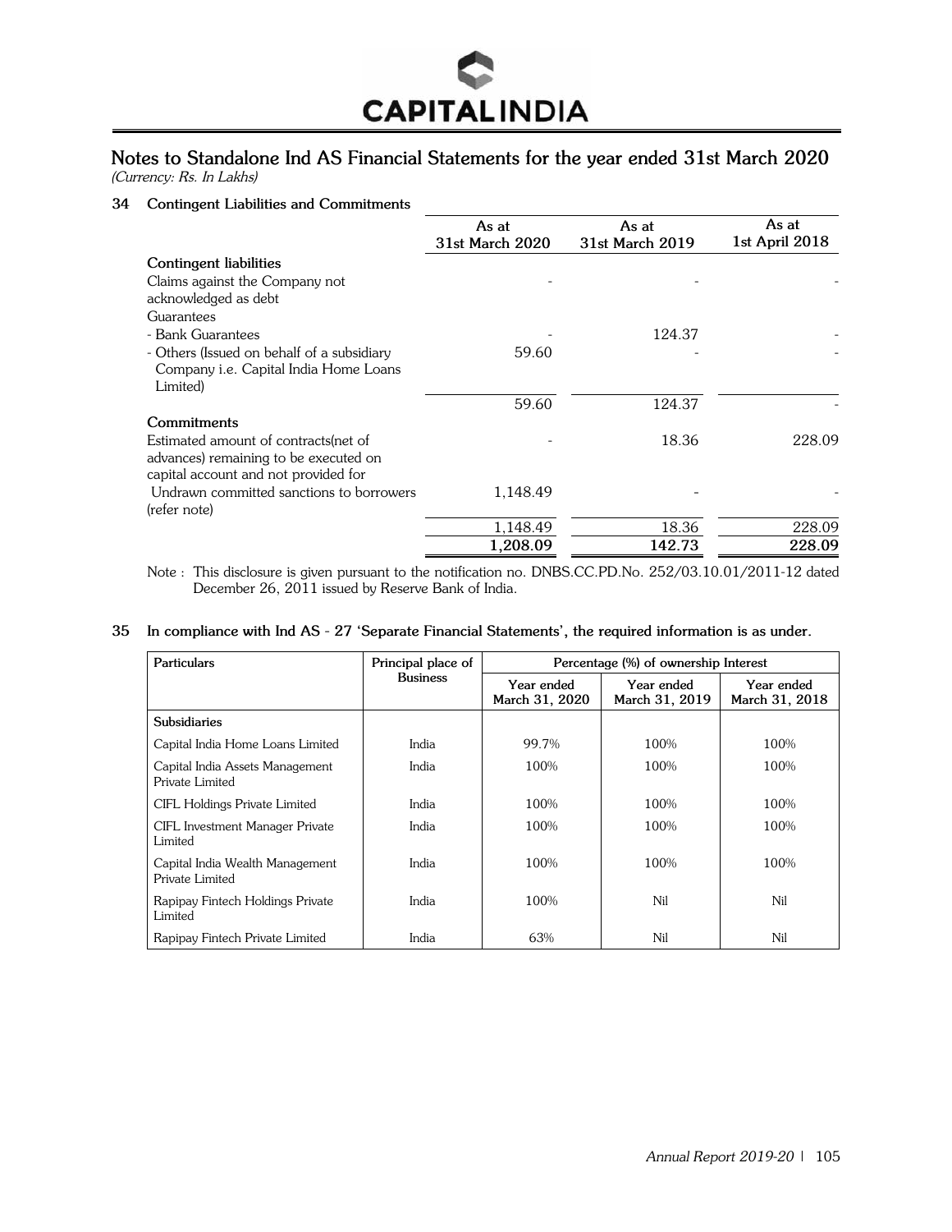# Notes to Standalone Ind AS Financial Statements for the year ended 31st March 2020

*(Currency: Rs. In Lakhs)*

## 34 Contingent Liabilities and Commitments

| | As at 31st March 2020 | As at 31st March 2019 | As at 1st April 2018 |
|---|---|---|---|
| **Contingent liabilities** | | | |
| Claims against the Company not acknowledged as debt | - | - | - |
| Guarantees | | | |
| - Bank Guarantees | - | 124.37 | - |
| - Others (Issued on behalf of a subsidiary Company i.e. Capital India Home Loans Limited) | 59.60 | - | - |
| | 59.60 | 124.37 | - |
| **Commitments** | | | |
| Estimated amount of contracts(net of advances) remaining to be executed on capital account and not provided for | - | 18.36 | 228.09 |
| Undrawn committed sanctions to borrowers (refer note) | 1,148.49 | - | - |
| | 1,148.49 | 18.36 | 228.09 |
| | 1,208.09 | 142.73 | 228.09 |

Note : This disclosure is given pursuant to the notification no. DNBS.CC.PD.No. 252/03.10.01/2011-12 dated December 26, 2011 issued by Reserve Bank of India.

## 35 In compliance with Ind AS - 27 'Separate Financial Statements', the required information is as under.

| Particulars | Principal place of Business | Percentage (%) of ownership Interest | | |
|---|---|---|---|---|
| | | Year ended March 31, 2020 | Year ended March 31, 2019 | Year ended March 31, 2018 |
| **Subsidiaries** | | | | |
| Capital India Home Loans Limited | India | 99.7% | 100% | 100% |
| Capital India Assets Management Private Limited | India | 100% | 100% | 100% |
| CIFL Holdings Private Limited | India | 100% | 100% | 100% |
| CIFL Investment Manager Private Limited | India | 100% | 100% | 100% |
| Capital India Wealth Management Private Limited | India | 100% | 100% | 100% |
| Rapipay Fintech Holdings Private Limited | India | 100% | Nil | Nil |
| Rapipay Fintech Private Limited | India | 63% | Nil | Nil |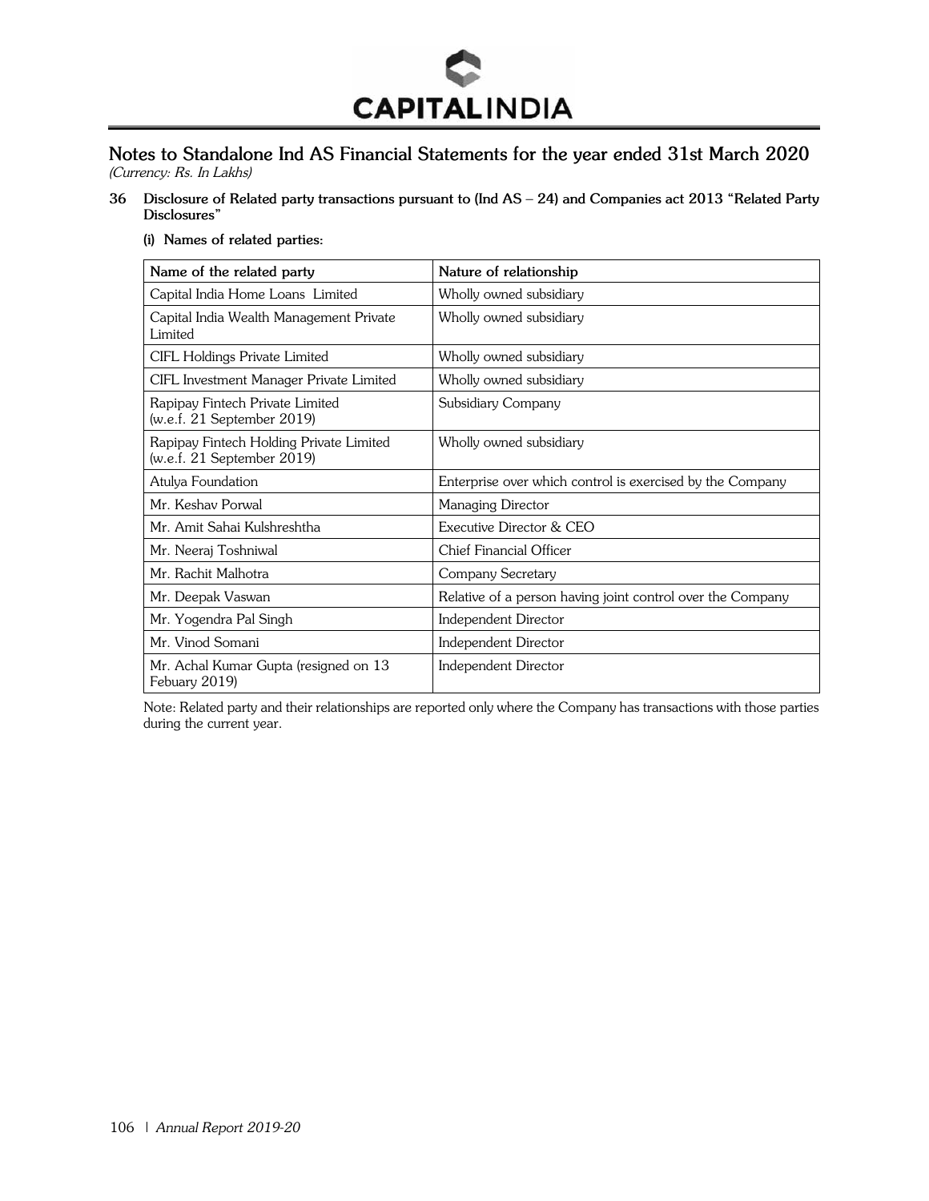# Notes to Standalone Ind AS Financial Statements for the year ended 31st March 2020

*(Currency: Rs. In Lakhs)*

**36 Disclosure of Related party transactions pursuant to (Ind AS – 24) and Companies act 2013 "Related Party Disclosures"**

**(i) Names of related parties:**

| Name of the related party | Nature of relationship |
|---|---|
| Capital India Home Loans Limited | Wholly owned subsidiary |
| Capital India Wealth Management Private Limited | Wholly owned subsidiary |
| CIFL Holdings Private Limited | Wholly owned subsidiary |
| CIFL Investment Manager Private Limited | Wholly owned subsidiary |
| Rapipay Fintech Private Limited (w.e.f. 21 September 2019) | Subsidiary Company |
| Rapipay Fintech Holding Private Limited (w.e.f. 21 September 2019) | Wholly owned subsidiary |
| Atulya Foundation | Enterprise over which control is exercised by the Company |
| Mr. Keshav Porwal | Managing Director |
| Mr. Amit Sahai Kulshreshtha | Executive Director & CEO |
| Mr. Neeraj Toshniwal | Chief Financial Officer |
| Mr. Rachit Malhotra | Company Secretary |
| Mr. Deepak Vaswan | Relative of a person having joint control over the Company |
| Mr. Yogendra Pal Singh | Independent Director |
| Mr. Vinod Somani | Independent Director |
| Mr. Achal Kumar Gupta (resigned on 13 Febuary 2019) | Independent Director |

Note: Related party and their relationships are reported only where the Company has transactions with those parties during the current year.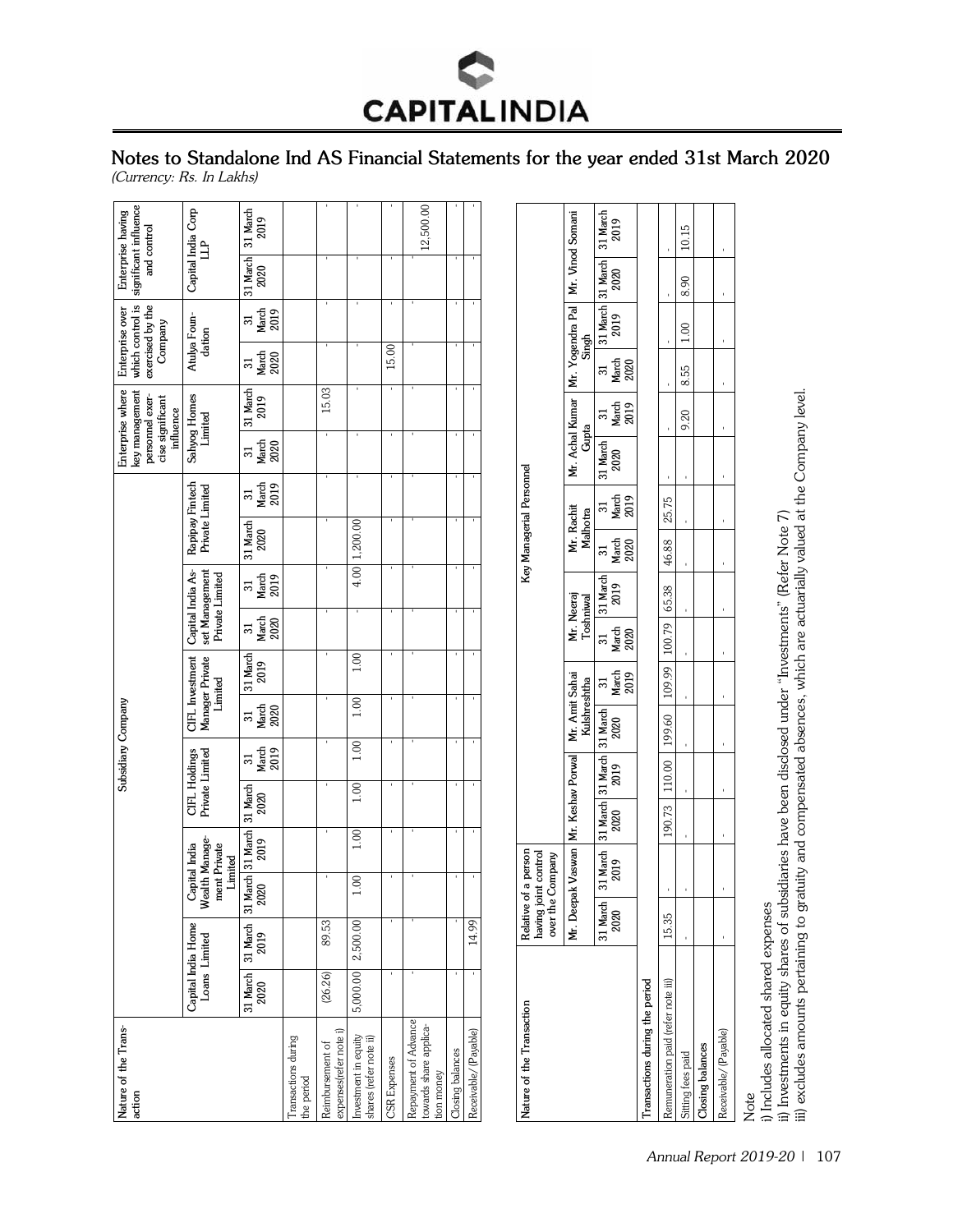## Notes to Standalone Ind AS Financial Statements for the year ended 31st March 2020

*(Currency: Rs. In Lakhs)*

| Nature of the Transaction | Subsidiary Company | | | | | | | | | | | | Enterprise where key management personnel exercise significant influence | | Enterprise over which control is exercised by the Company | | Enterprise having significant influence and control | |
|---|---|---|---|---|---|---|---|---|---|---|---|---|---|---|---|---|---|---|
| | Capital India Home Loans Limited | | Capital India Wealth Management Private Limited | | CIFL Holdings Private Limited | | CIFL Investment Manager Private Limited | | Capital India Asset Management Private Limited | | Rapipay Fintech Private Limited | | Sahyog Homes Limited | | Atulya Foundation | | Capital India Corp LLP | |
| | 31 March 2020 | 31 March 2019 | 31 March 2020 | 31 March 2019 | 31 March 2020 | 31 March 2019 | 31 March 2020 | 31 March 2019 | 31 March 2020 | 31 March 2019 | 31 March 2020 | 31 March 2019 | 31 March 2020 | 31 March 2019 | 31 March 2020 | 31 March 2019 | 31 March 2020 | 31 March 2019 |
| Transactions during the period | | | | | | | | | | | | | | | | | | |
| Reimbursement of expenses(refer note i) | (26.26) | 89.53 | - | - | - | - | - | - | - | - | - | - | - | 15.03 | - | - | - | - |
| Investment in equity shares (refer note ii) | 5,000.00 | 2,500.00 | 1.00 | 1.00 | 1.00 | 1.00 | 1.00 | 1.00 | - | 4.00 | 1,200.00 | - | - | - | - | - | - | - |
| CSR Expenses | - | - | - | - | - | - | - | - | - | - | - | - | - | - | 15.00 | - | - | - |
| Repayment of Advance towards share application money | - | - | - | - | - | - | - | - | - | - | - | - | - | - | - | - | - | 12,500.00 |
| Closing balances | - | - | - | - | - | - | - | - | - | - | - | - | - | - | - | - | - | - |
| Receivable/ (Payable) | - | 14.99 | - | - | - | - | - | - | - | - | - | - | - | - | - | - | - | - |

| Nature of the Transaction | Relative of a person having joint control over the Company | | Key Managerial Personnel | | | | | | | | | | | | | |
|---|---|---|---|---|---|---|---|---|---|---|---|---|---|---|---|---|
| | Mr. Deepak Vaswan | | Mr. Keshav Porwal | | Mr. Amit Sahai Kulshreshtha | | Mr. Neeraj Toshniwal | | Mr. Rachit Malhotra | | Mr. Achal Kumar Gupta | | Mr. Yogendra Pal Singh | | Mr. Vinod Somani | |
| | 31 March 2020 | 31 March 2019 | 31 March 2020 | 31 March 2019 | 31 March 2020 | 31 March 2019 | 31 March 2020 | 31 March 2019 | 31 March 2020 | 31 March 2019 | 31 March 2020 | 31 March 2019 | 31 March 2020 | 31 March 2019 | 31 March 2020 | 31 March 2019 |
| Transactions during the period | | | | | | | | | | | | | | | | |
| Remuneration paid (refer note iii) | 15.35 | - | 190.73 | 110.00 | 199.60 | 109.99 | 100.79 | 65.38 | 46.88 | 25.75 | - | - | - | - | - | - |
| Sitting fees paid | - | - | - | - | - | - | - | - | - | - | - | 9.20 | 8.55 | 1.00 | 8.90 | 10.15 |
| Closing balances | | | | | | | | | | | | | | | | |
| Receivable/ (Payable) | - | - | - | - | - | - | - | - | - | - | - | - | - | - | - | - |

Note

i) Includes allocated shared expenses

ii) Investments in equity shares of subsidiaries have been disclosed under "Investments" (Refer Note 7)

iii) excludes amounts pertaining to gratuity and compensated absences, which are actuarially valued at the Company level.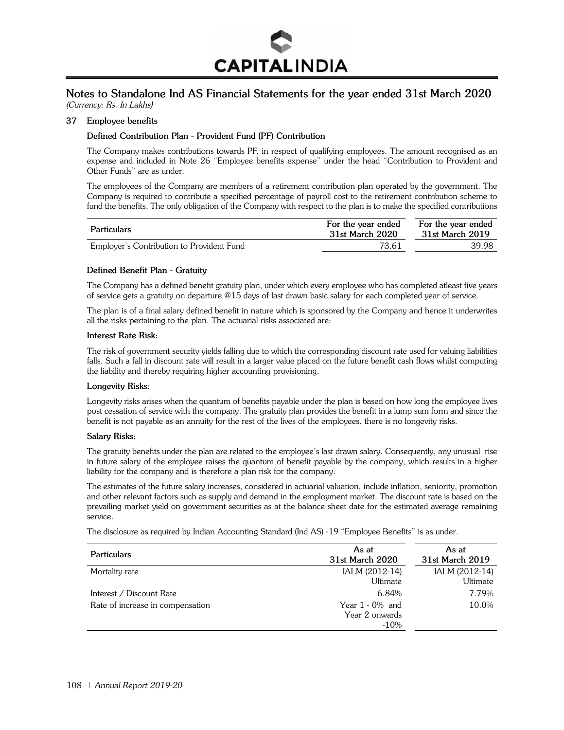# Notes to Standalone Ind AS Financial Statements for the year ended 31st March 2020

*(Currency: Rs. In Lakhs)*

## 37 Employee benefits

### Defined Contribution Plan - Provident Fund (PF) Contribution

The Company makes contributions towards PF, in respect of qualifying employees. The amount recognised as an expense and included in Note 26 "Employee benefits expense" under the head "Contribution to Provident and Other Funds" are as under.

The employees of the Company are members of a retirement contribution plan operated by the government. The Company is required to contribute a specified percentage of payroll cost to the retirement contribution scheme to fund the benefits. The only obligation of the Company with respect to the plan is to make the specified contributions

| Particulars | For the year ended 31st March 2020 | For the year ended 31st March 2019 |
|---|---|---|
| Employer's Contribution to Provident Fund | 73.61 | 39.98 |

### Defined Benefit Plan - Gratuity

The Company has a defined benefit gratuity plan, under which every employee who has completed atleast five years of service gets a gratuity on departure @15 days of last drawn basic salary for each completed year of service.

The plan is of a final salary defined benefit in nature which is sponsored by the Company and hence it underwrites all the risks pertaining to the plan. The actuarial risks associated are:

**Interest Rate Risk:**

The risk of government security yields falling due to which the corresponding discount rate used for valuing liabilities falls. Such a fall in discount rate will result in a larger value placed on the future benefit cash flows whilst computing the liability and thereby requiring higher accounting provisioning.

**Longevity Risks:**

Longevity risks arises when the quantum of benefits payable under the plan is based on how long the employee lives post cessation of service with the company. The gratuity plan provides the benefit in a lump sum form and since the benefit is not payable as an annuity for the rest of the lives of the employees, there is no longevity risks.

**Salary Risks:**

The gratuity benefits under the plan are related to the employee's last drawn salary. Consequently, any unusual rise in future salary of the employee raises the quantum of benefit payable by the company, which results in a higher liability for the company and is therefore a plan risk for the company.

The estimates of the future salary increases, considered in actuarial valuation, include inflation, seniority, promotion and other relevant factors such as supply and demand in the employment market. The discount rate is based on the prevailing market yield on government securities as at the balance sheet date for the estimated average remaining service.

The disclosure as required by Indian Accounting Standard (Ind AS) -19 "Employee Benefits" is as under.

| Particulars | As at 31st March 2020 | As at 31st March 2019 |
|---|---|---|
| Mortality rate | IALM (2012-14) Ultimate | IALM (2012-14) Ultimate |
| Interest / Discount Rate | 6.84% | 7.79% |
| Rate of increase in compensation | Year 1 - 0% and Year 2 onwards -10% | 10.0% |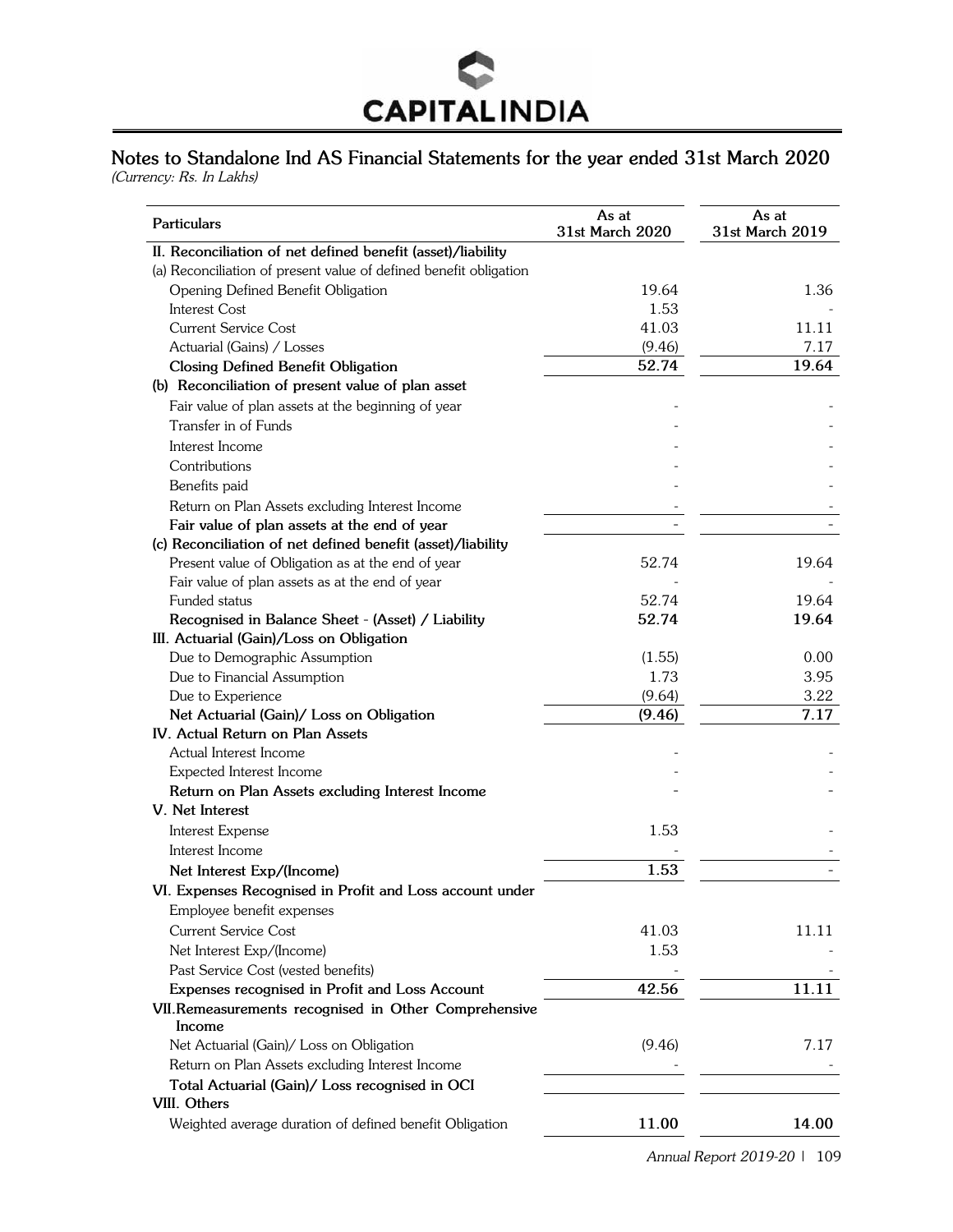## Notes to Standalone Ind AS Financial Statements for the year ended 31st March 2020

*(Currency: Rs. In Lakhs)*

| Particulars | As at 31st March 2020 | As at 31st March 2019 |
|---|---|---|
| **II. Reconciliation of net defined benefit (asset)/liability** | | |
| (a) Reconciliation of present value of defined benefit obligation | | |
| Opening Defined Benefit Obligation | 19.64 | 1.36 |
| Interest Cost | 1.53 | - |
| Current Service Cost | 41.03 | 11.11 |
| Actuarial (Gains) / Losses | (9.46) | 7.17 |
| **Closing Defined Benefit Obligation** | **52.74** | **19.64** |
| **(b) Reconciliation of present value of plan asset** | | |
| Fair value of plan assets at the beginning of year | - | - |
| Transfer in of Funds | - | - |
| Interest Income | - | - |
| Contributions | - | - |
| Benefits paid | - | - |
| Return on Plan Assets excluding Interest Income | - | - |
| **Fair value of plan assets at the end of year** | - | - |
| **(c) Reconciliation of net defined benefit (asset)/liability** | | |
| Present value of Obligation as at the end of year | 52.74 | 19.64 |
| Fair value of plan assets as at the end of year | - | - |
| Funded status | 52.74 | 19.64 |
| **Recognised in Balance Sheet - (Asset) / Liability** | **52.74** | **19.64** |
| **III. Actuarial (Gain)/Loss on Obligation** | | |
| Due to Demographic Assumption | (1.55) | 0.00 |
| Due to Financial Assumption | 1.73 | 3.95 |
| Due to Experience | (9.64) | 3.22 |
| **Net Actuarial (Gain)/ Loss on Obligation** | **(9.46)** | **7.17** |
| **IV. Actual Return on Plan Assets** | | |
| Actual Interest Income | - | - |
| Expected Interest Income | - | - |
| **Return on Plan Assets excluding Interest Income** | - | - |
| **V. Net Interest** | | |
| Interest Expense | 1.53 | - |
| Interest Income | - | - |
| **Net Interest Exp/(Income)** | **1.53** | - |
| **VI. Expenses Recognised in Profit and Loss account under** | | |
| Employee benefit expenses | | |
| Current Service Cost | 41.03 | 11.11 |
| Net Interest Exp/(Income) | 1.53 | - |
| Past Service Cost (vested benefits) | - | - |
| **Expenses recognised in Profit and Loss Account** | **42.56** | **11.11** |
| **VII. Remeasurements recognised in Other Comprehensive Income** | | |
| Net Actuarial (Gain)/ Loss on Obligation | (9.46) | 7.17 |
| Return on Plan Assets excluding Interest Income | - | - |
| **Total Actuarial (Gain)/ Loss recognised in OCI** | | |
| **VIII. Others** | | |
| Weighted average duration of defined benefit Obligation | **11.00** | **14.00** |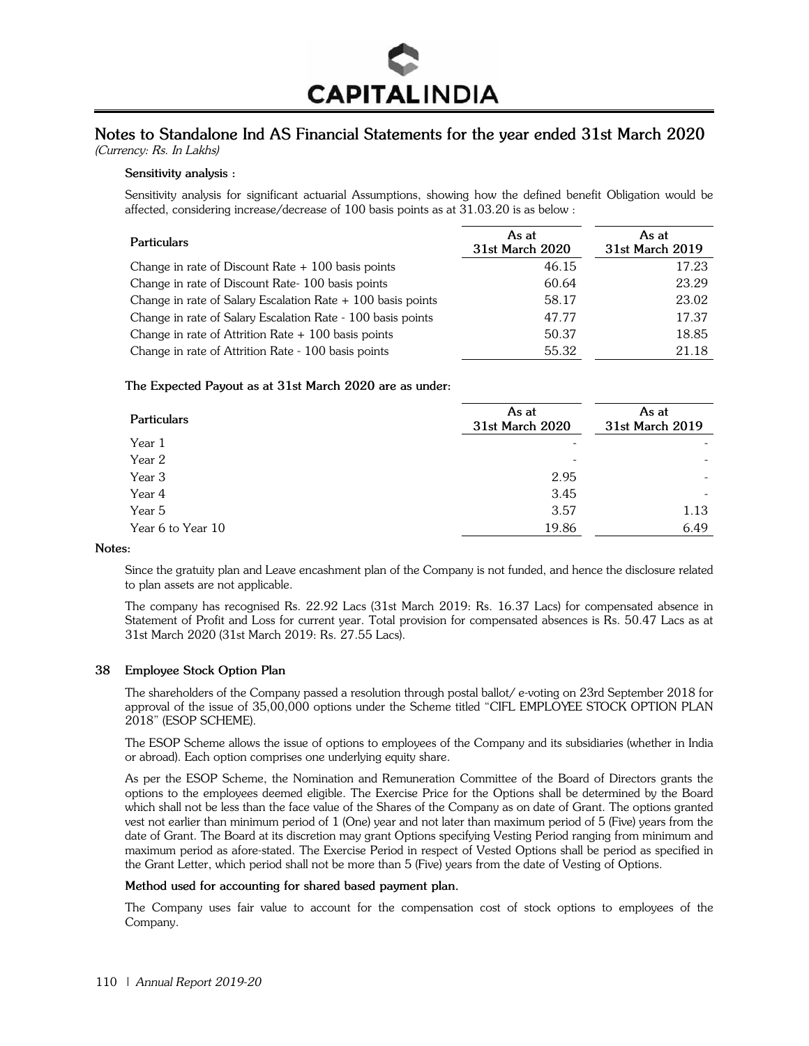## Notes to Standalone Ind AS Financial Statements for the year ended 31st March 2020

*(Currency: Rs. In Lakhs)*

**Sensitivity analysis :**

Sensitivity analysis for significant actuarial Assumptions, showing how the defined benefit Obligation would be affected, considering increase/decrease of 100 basis points as at 31.03.20 is as below :

| Particulars | As at 31st March 2020 | As at 31st March 2019 |
|---|---|---|
| Change in rate of Discount Rate + 100 basis points | 46.15 | 17.23 |
| Change in rate of Discount Rate- 100 basis points | 60.64 | 23.29 |
| Change in rate of Salary Escalation Rate + 100 basis points | 58.17 | 23.02 |
| Change in rate of Salary Escalation Rate - 100 basis points | 47.77 | 17.37 |
| Change in rate of Attrition Rate + 100 basis points | 50.37 | 18.85 |
| Change in rate of Attrition Rate - 100 basis points | 55.32 | 21.18 |

**The Expected Payout as at 31st March 2020 are as under:**

| Particulars | As at 31st March 2020 | As at 31st March 2019 |
|---|---|---|
| Year 1 | - | - |
| Year 2 | - | - |
| Year 3 | 2.95 | - |
| Year 4 | 3.45 | - |
| Year 5 | 3.57 | 1.13 |
| Year 6 to Year 10 | 19.86 | 6.49 |

**Notes:**

Since the gratuity plan and Leave encashment plan of the Company is not funded, and hence the disclosure related to plan assets are not applicable.

The company has recognised Rs. 22.92 Lacs (31st March 2019: Rs. 16.37 Lacs) for compensated absence in Statement of Profit and Loss for current year. Total provision for compensated absences is Rs. 50.47 Lacs as at 31st March 2020 (31st March 2019: Rs. 27.55 Lacs).

### 38 Employee Stock Option Plan

The shareholders of the Company passed a resolution through postal ballot/ e-voting on 23rd September 2018 for approval of the issue of 35,00,000 options under the Scheme titled "CIFL EMPLOYEE STOCK OPTION PLAN 2018" (ESOP SCHEME).

The ESOP Scheme allows the issue of options to employees of the Company and its subsidiaries (whether in India or abroad). Each option comprises one underlying equity share.

As per the ESOP Scheme, the Nomination and Remuneration Committee of the Board of Directors grants the options to the employees deemed eligible. The Exercise Price for the Options shall be determined by the Board which shall not be less than the face value of the Shares of the Company as on date of Grant. The options granted vest not earlier than minimum period of 1 (One) year and not later than maximum period of 5 (Five) years from the date of Grant. The Board at its discretion may grant Options specifying Vesting Period ranging from minimum and maximum period as afore-stated. The Exercise Period in respect of Vested Options shall be period as specified in the Grant Letter, which period shall not be more than 5 (Five) years from the date of Vesting of Options.

**Method used for accounting for shared based payment plan.**

The Company uses fair value to account for the compensation cost of stock options to employees of the Company.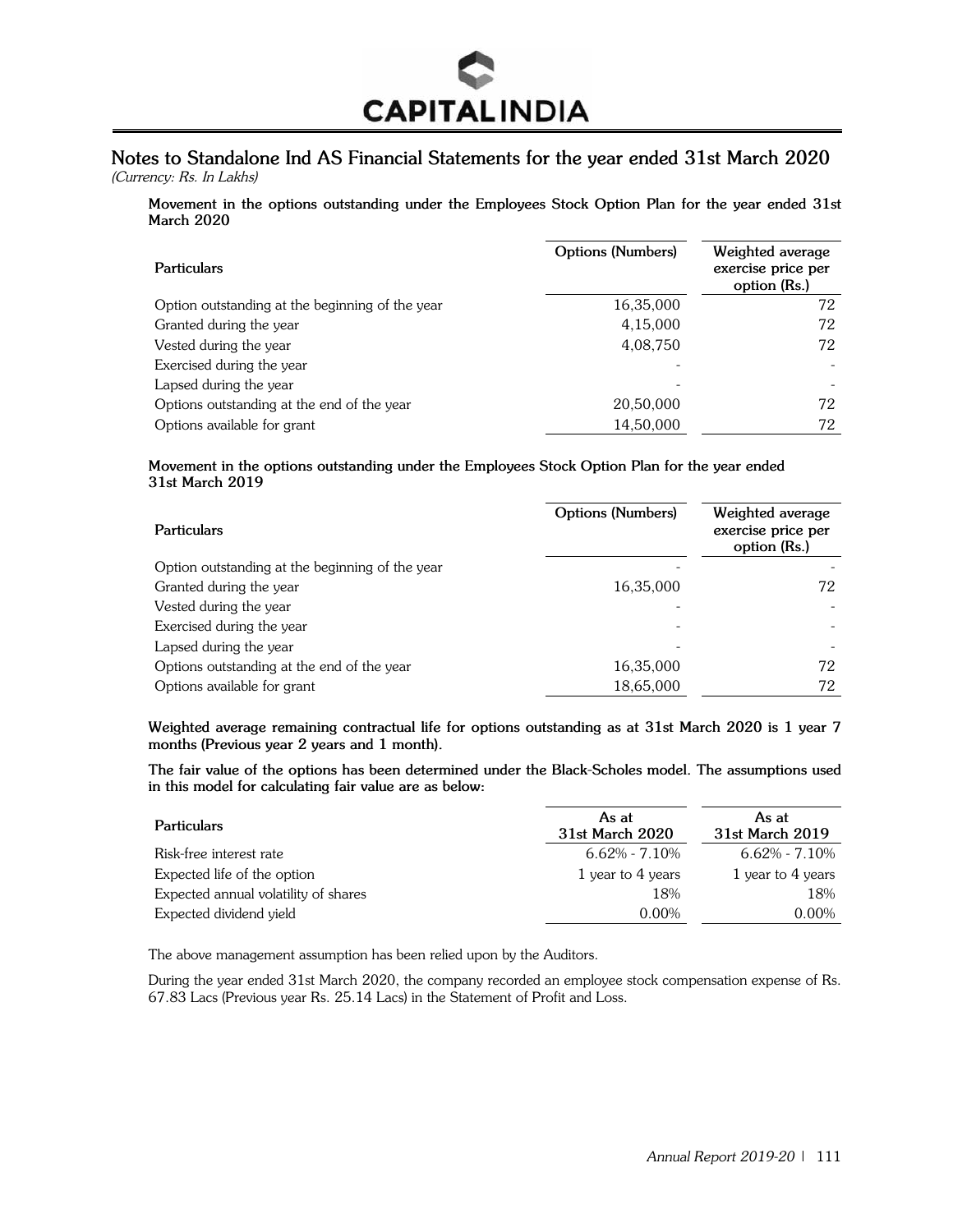## Notes to Standalone Ind AS Financial Statements for the year ended 31st March 2020

*(Currency: Rs. In Lakhs)*

**Movement in the options outstanding under the Employees Stock Option Plan for the year ended 31st March 2020**

| Particulars | Options (Numbers) | Weighted average exercise price per option (Rs.) |
|---|---|---|
| Option outstanding at the beginning of the year | 16,35,000 | 72 |
| Granted during the year | 4,15,000 | 72 |
| Vested during the year | 4,08,750 | 72 |
| Exercised during the year | - | - |
| Lapsed during the year | - | - |
| Options outstanding at the end of the year | 20,50,000 | 72 |
| Options available for grant | 14,50,000 | 72 |

**Movement in the options outstanding under the Employees Stock Option Plan for the year ended 31st March 2019**

| Particulars | Options (Numbers) | Weighted average exercise price per option (Rs.) |
|---|---|---|
| Option outstanding at the beginning of the year | - | - |
| Granted during the year | 16,35,000 | 72 |
| Vested during the year | - | - |
| Exercised during the year | - | - |
| Lapsed during the year | - | - |
| Options outstanding at the end of the year | 16,35,000 | 72 |
| Options available for grant | 18,65,000 | 72 |

**Weighted average remaining contractual life for options outstanding as at 31st March 2020 is 1 year 7 months (Previous year 2 years and 1 month).**

**The fair value of the options has been determined under the Black-Scholes model. The assumptions used in this model for calculating fair value are as below:**

| Particulars | As at 31st March 2020 | As at 31st March 2019 |
|---|---|---|
| Risk-free interest rate | 6.62% - 7.10% | 6.62% - 7.10% |
| Expected life of the option | 1 year to 4 years | 1 year to 4 years |
| Expected annual volatility of shares | 18% | 18% |
| Expected dividend yield | 0.00% | 0.00% |

The above management assumption has been relied upon by the Auditors.

During the year ended 31st March 2020, the company recorded an employee stock compensation expense of Rs. 67.83 Lacs (Previous year Rs. 25.14 Lacs) in the Statement of Profit and Loss.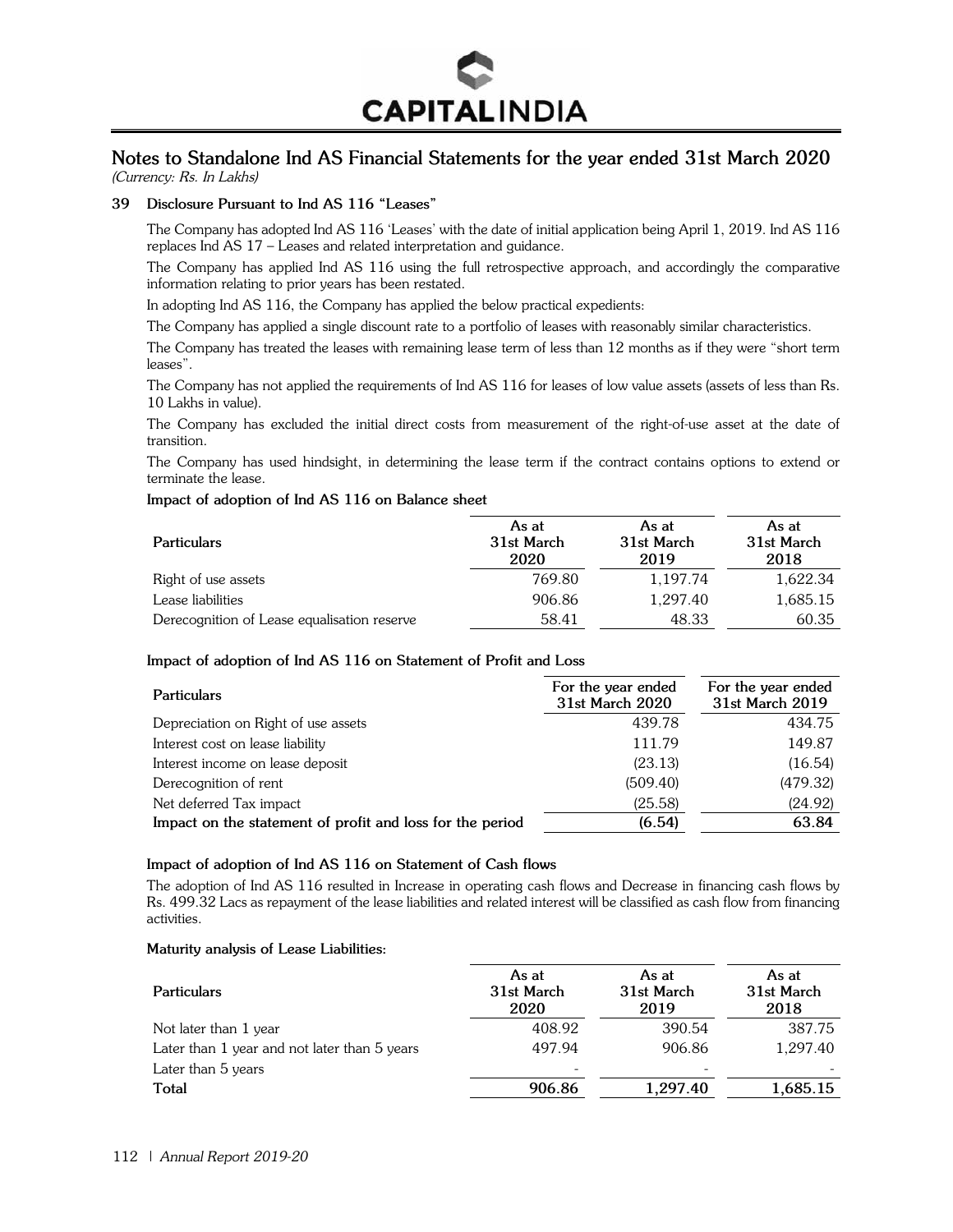## Notes to Standalone Ind AS Financial Statements for the year ended 31st March 2020

*(Currency: Rs. In Lakhs)*

### 39 Disclosure Pursuant to Ind AS 116 "Leases"

The Company has adopted Ind AS 116 'Leases' with the date of initial application being April 1, 2019. Ind AS 116 replaces Ind AS 17 – Leases and related interpretation and guidance.

The Company has applied Ind AS 116 using the full retrospective approach, and accordingly the comparative information relating to prior years has been restated.

In adopting Ind AS 116, the Company has applied the below practical expedients:

The Company has applied a single discount rate to a portfolio of leases with reasonably similar characteristics.

The Company has treated the leases with remaining lease term of less than 12 months as if they were "short term leases".

The Company has not applied the requirements of Ind AS 116 for leases of low value assets (assets of less than Rs. 10 Lakhs in value).

The Company has excluded the initial direct costs from measurement of the right-of-use asset at the date of transition.

The Company has used hindsight, in determining the lease term if the contract contains options to extend or terminate the lease.

**Impact of adoption of Ind AS 116 on Balance sheet**

| Particulars | As at 31st March 2020 | As at 31st March 2019 | As at 31st March 2018 |
|---|---|---|---|
| Right of use assets | 769.80 | 1,197.74 | 1,622.34 |
| Lease liabilities | 906.86 | 1,297.40 | 1,685.15 |
| Derecognition of Lease equalisation reserve | 58.41 | 48.33 | 60.35 |

**Impact of adoption of Ind AS 116 on Statement of Profit and Loss**

| Particulars | For the year ended 31st March 2020 | For the year ended 31st March 2019 |
|---|---|---|
| Depreciation on Right of use assets | 439.78 | 434.75 |
| Interest cost on lease liability | 111.79 | 149.87 |
| Interest income on lease deposit | (23.13) | (16.54) |
| Derecognition of rent | (509.40) | (479.32) |
| Net deferred Tax impact | (25.58) | (24.92) |
| **Impact on the statement of profit and loss for the period** | **(6.54)** | **63.84** |

**Impact of adoption of Ind AS 116 on Statement of Cash flows**

The adoption of Ind AS 116 resulted in Increase in operating cash flows and Decrease in financing cash flows by Rs. 499.32 Lacs as repayment of the lease liabilities and related interest will be classified as cash flow from financing activities.

**Maturity analysis of Lease Liabilities:**

| Particulars | As at 31st March 2020 | As at 31st March 2019 | As at 31st March 2018 |
|---|---|---|---|
| Not later than 1 year | 408.92 | 390.54 | 387.75 |
| Later than 1 year and not later than 5 years | 497.94 | 906.86 | 1,297.40 |
| Later than 5 years | - | - | - |
| **Total** | **906.86** | **1,297.40** | **1,685.15** |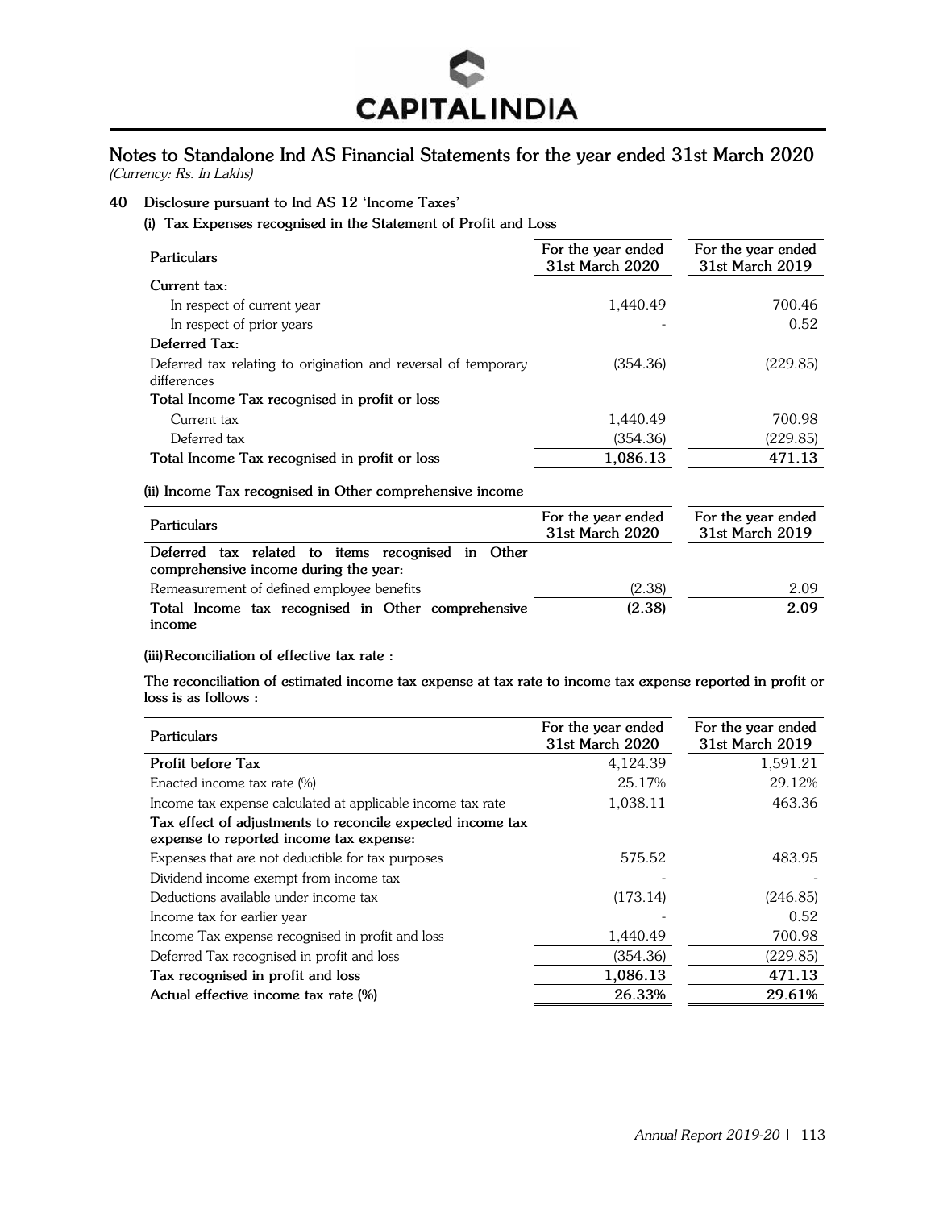# Notes to Standalone Ind AS Financial Statements for the year ended 31st March 2020

*(Currency: Rs. In Lakhs)*

## 40 Disclosure pursuant to Ind AS 12 'Income Taxes'

### (i) Tax Expenses recognised in the Statement of Profit and Loss

| Particulars | For the year ended 31st March 2020 | For the year ended 31st March 2019 |
|---|---|---|
| **Current tax:** | | |
| In respect of current year | 1,440.49 | 700.46 |
| In respect of prior years | - | 0.52 |
| **Deferred Tax:** | | |
| Deferred tax relating to origination and reversal of temporary differences | (354.36) | (229.85) |
| **Total Income Tax recognised in profit or loss** | | |
| Current tax | 1,440.49 | 700.98 |
| Deferred tax | (354.36) | (229.85) |
| **Total Income Tax recognised in profit or loss** | **1,086.13** | **471.13** |

### (ii) Income Tax recognised in Other comprehensive income

| Particulars | For the year ended 31st March 2020 | For the year ended 31st March 2019 |
|---|---|---|
| **Deferred tax related to items recognised in Other comprehensive income during the year:** | | |
| Remeasurement of defined employee benefits | (2.38) | 2.09 |
| **Total Income tax recognised in Other comprehensive income** | **(2.38)** | **2.09** |

### (iii) Reconciliation of effective tax rate :

**The reconciliation of estimated income tax expense at tax rate to income tax expense reported in profit or loss is as follows :**

| Particulars | For the year ended 31st March 2020 | For the year ended 31st March 2019 |
|---|---|---|
| **Profit before Tax** | 4,124.39 | 1,591.21 |
| Enacted income tax rate (%) | 25.17% | 29.12% |
| Income tax expense calculated at applicable income tax rate | 1,038.11 | 463.36 |
| **Tax effect of adjustments to reconcile expected income tax expense to reported income tax expense:** | | |
| Expenses that are not deductible for tax purposes | 575.52 | 483.95 |
| Dividend income exempt from income tax | - | - |
| Deductions available under income tax | (173.14) | (246.85) |
| Income tax for earlier year | - | 0.52 |
| Income Tax expense recognised in profit and loss | 1,440.49 | 700.98 |
| Deferred Tax recognised in profit and loss | (354.36) | (229.85) |
| **Tax recognised in profit and loss** | **1,086.13** | **471.13** |
| **Actual effective income tax rate (%)** | **26.33%** | **29.61%** |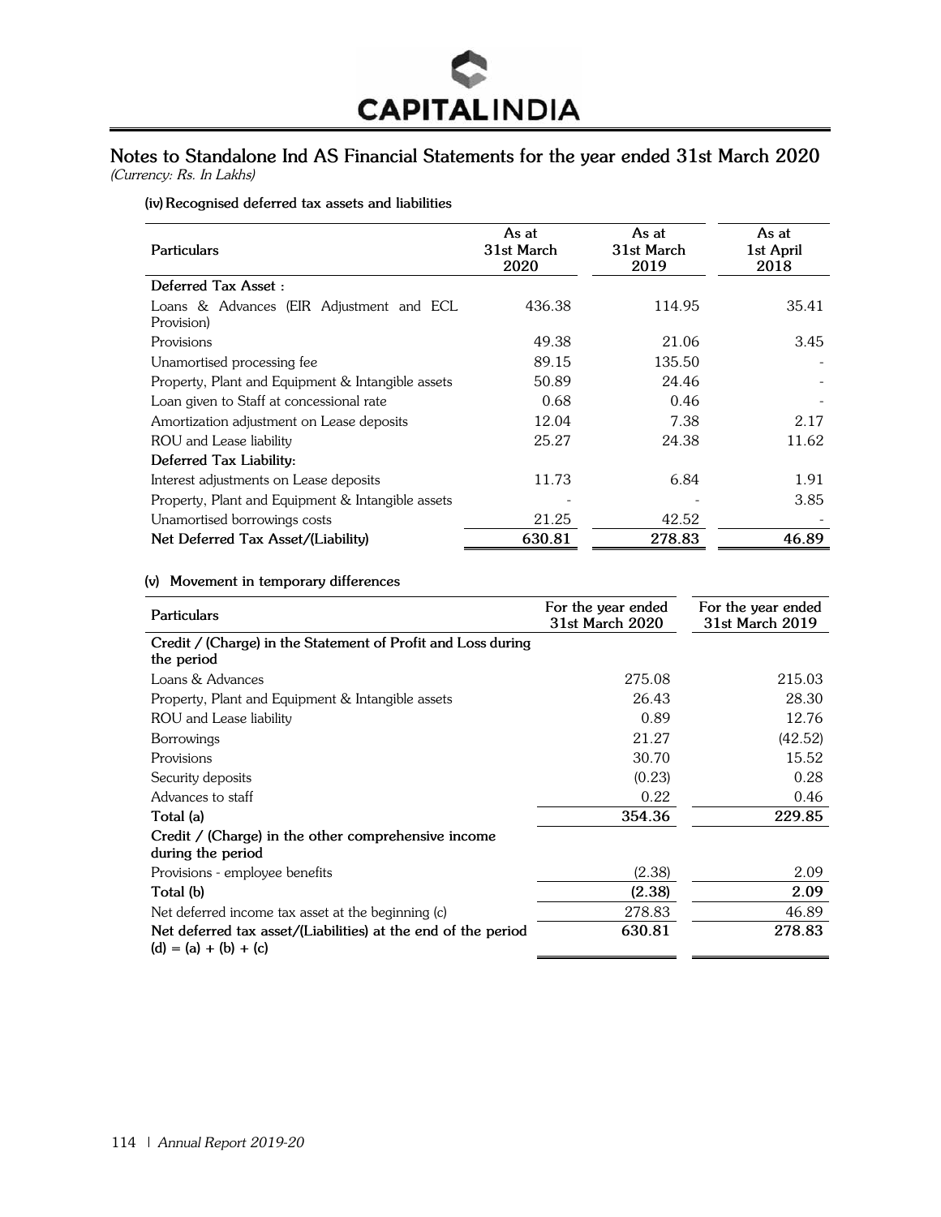## Notes to Standalone Ind AS Financial Statements for the year ended 31st March 2020

*(Currency: Rs. In Lakhs)*

**(iv) Recognised deferred tax assets and liabilities**

| Particulars | As at 31st March 2020 | As at 31st March 2019 | As at 1st April 2018 |
|---|---|---|---|
| **Deferred Tax Asset :** | | | |
| Loans & Advances (EIR Adjustment and ECL Provision) | 436.38 | 114.95 | 35.41 |
| Provisions | 49.38 | 21.06 | 3.45 |
| Unamortised processing fee | 89.15 | 135.50 | - |
| Property, Plant and Equipment & Intangible assets | 50.89 | 24.46 | - |
| Loan given to Staff at concessional rate | 0.68 | 0.46 | - |
| Amortization adjustment on Lease deposits | 12.04 | 7.38 | 2.17 |
| ROU and Lease liability | 25.27 | 24.38 | 11.62 |
| **Deferred Tax Liability:** | | | |
| Interest adjustments on Lease deposits | 11.73 | 6.84 | 1.91 |
| Property, Plant and Equipment & Intangible assets | - | - | 3.85 |
| Unamortised borrowings costs | 21.25 | 42.52 | - |
| **Net Deferred Tax Asset/(Liability)** | **630.81** | **278.83** | **46.89** |

**(v) Movement in temporary differences**

| Particulars | For the year ended 31st March 2020 | For the year ended 31st March 2019 |
|---|---|---|
| **Credit / (Charge) in the Statement of Profit and Loss during the period** | | |
| Loans & Advances | 275.08 | 215.03 |
| Property, Plant and Equipment & Intangible assets | 26.43 | 28.30 |
| ROU and Lease liability | 0.89 | 12.76 |
| Borrowings | 21.27 | (42.52) |
| Provisions | 30.70 | 15.52 |
| Security deposits | (0.23) | 0.28 |
| Advances to staff | 0.22 | 0.46 |
| **Total (a)** | **354.36** | **229.85** |
| **Credit / (Charge) in the other comprehensive income during the period** | | |
| Provisions - employee benefits | (2.38) | 2.09 |
| **Total (b)** | **(2.38)** | **2.09** |
| Net deferred income tax asset at the beginning (c) | 278.83 | 46.89 |
| **Net deferred tax asset/(Liabilities) at the end of the period (d) = (a) + (b) + (c)** | **630.81** | **278.83** |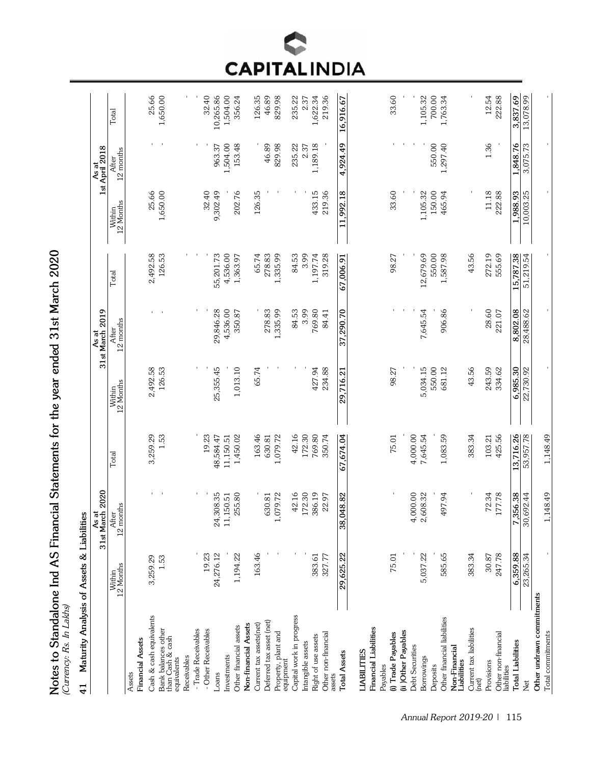# Notes to Standalone Ind AS Financial Statements for the year ended 31st March 2020

*(Currency: Rs. In Lakhs)*

## 41 Maturity Analysis of Assets & Liabilities

| | As at 31st March 2020 | | | As at 31st March 2019 | | | As at 1st April 2018 | | |
|---|---|---|---|---|---|---|---|---|---|
| | Within 12 Months | After 12 months | Total | Within 12 Months | After 12 months | Total | Within 12 Months | After 12 months | Total |
| **Assets** | | | | | | | | | |
| **Financial Assets** | | | | | | | | | |
| Cash & cash equivalents | 3,259.29 | - | 3,259.29 | 2,492.58 | - | 2,492.58 | 25.66 | - | 25.66 |
| Bank balances other than Cash & cash equivalents | 1.53 | - | 1.53 | 126.53 | - | 126.53 | 1,650.00 | - | 1,650.00 |
| Receivables | | | | | | | | | |
| - Trade Receivables | - | - | - | - | - | - | - | - | - |
| - Other Receivables | 19.23 | - | 19.23 | - | - | - | 32.40 | - | 32.40 |
| Loans | 24,276.12 | 24,308.35 | 48,584.47 | 25,355.45 | 29,846.28 | 55,201.73 | 9,302.49 | 963.37 | 10,265.86 |
| Investments | - | 11,150.51 | 11,150.51 | - | 4,536.00 | 4,536.00 | - | 1,504.00 | 1,504.00 |
| Other financial assets | 1,194.22 | 255.80 | 1,450.02 | 1,013.10 | 350.87 | 1,363.97 | 202.76 | 153.48 | 356.24 |
| **Non-financial Assets** | | | | | | | | | |
| Current tax assets(net) | 163.46 | - | 163.46 | 65.74 | - | 65.74 | 126.35 | - | 126.35 |
| Deferred tax asset (net) | - | 630.81 | 630.81 | - | 278.83 | 278.83 | - | 46.89 | 46.89 |
| Property, plant and equipment | - | 1,079.72 | 1,079.72 | - | 1,335.99 | 1,335.99 | - | 829.98 | 829.98 |
| Capital work in progress | - | 42.16 | 42.16 | - | 84.53 | 84.53 | - | 235.22 | 235.22 |
| Intangible assets | - | 172.30 | 172.30 | - | 3.99 | 3.99 | - | 2.37 | 2.37 |
| Right of use assets | 383.61 | 386.19 | 769.80 | 427.94 | 769.80 | 1,197.74 | 433.15 | 1,189.18 | 1,622.34 |
| Other non-financial assets | 327.77 | 22.97 | 350.74 | 234.88 | 84.41 | 319.28 | 219.36 | - | 219.36 |
| **Total Assets** | **29,625.22** | **38,048.82** | **67,674.04** | **29,716.21** | **37,290.70** | **67,006.91** | **11,992.18** | **4,924.49** | **16,916.67** |
| **LIABILITIES** | | | | | | | | | |
| **Financial Liabilities** | | | | | | | | | |
| Payables | | | | | | | | | |
| **(i) Trade Payables** | 75.01 | - | 75.01 | 98.27 | - | 98.27 | 33.60 | - | 33.60 |
| **(ii )Other Payables** | - | - | - | - | - | - | - | - | - |
| Debt Securities | - | 4,000.00 | 4,000.00 | - | - | - | - | - | - |
| Borrowings | 5,037.22 | 2,608.32 | 7,645.54 | 5,034.15 | 7,645.54 | 12,679.69 | 1,105.32 | - | 1,105.32 |
| Deposits | - | - | - | 550.00 | - | 550.00 | 150.00 | 550.00 | 700.00 |
| Other financial liabilities | 585.65 | 497.94 | 1,083.59 | 681.12 | 906.86 | 1,587.98 | 465.94 | 1,297.40 | 1,763.34 |
| **Non-Financial Liabilities** | | | | | | | | | |
| Current tax liabilities (net) | 383.34 | - | 383.34 | 43.56 | - | 43.56 | - | - | - |
| Provisions | 30.87 | 72.34 | 103.21 | 243.59 | 28.60 | 272.19 | 11.18 | 1.36 | 12.54 |
| Other non-financial liabilities | 247.78 | 177.78 | 425.56 | 334.62 | 221.07 | 555.69 | 222.88 | - | 222.88 |
| **Total Liabilities** | **6,359.88** | **7,356.38** | **13,716.26** | **6,985.30** | **8,802.08** | **15,787.38** | **1,988.93** | **1,848.76** | **3,837.69** |
| Net | 23,265.34 | 30,692.44 | 53,957.78 | 22,730.92 | 28,488.62 | 51,219.54 | 10,003.25 | 3,075.73 | 13,078.99 |
| **Other undrawn commitments** | | | | | | | | | |
| Total commitments | - | 1,148.49 | 1,148.49 | - | - | - | - | - | - |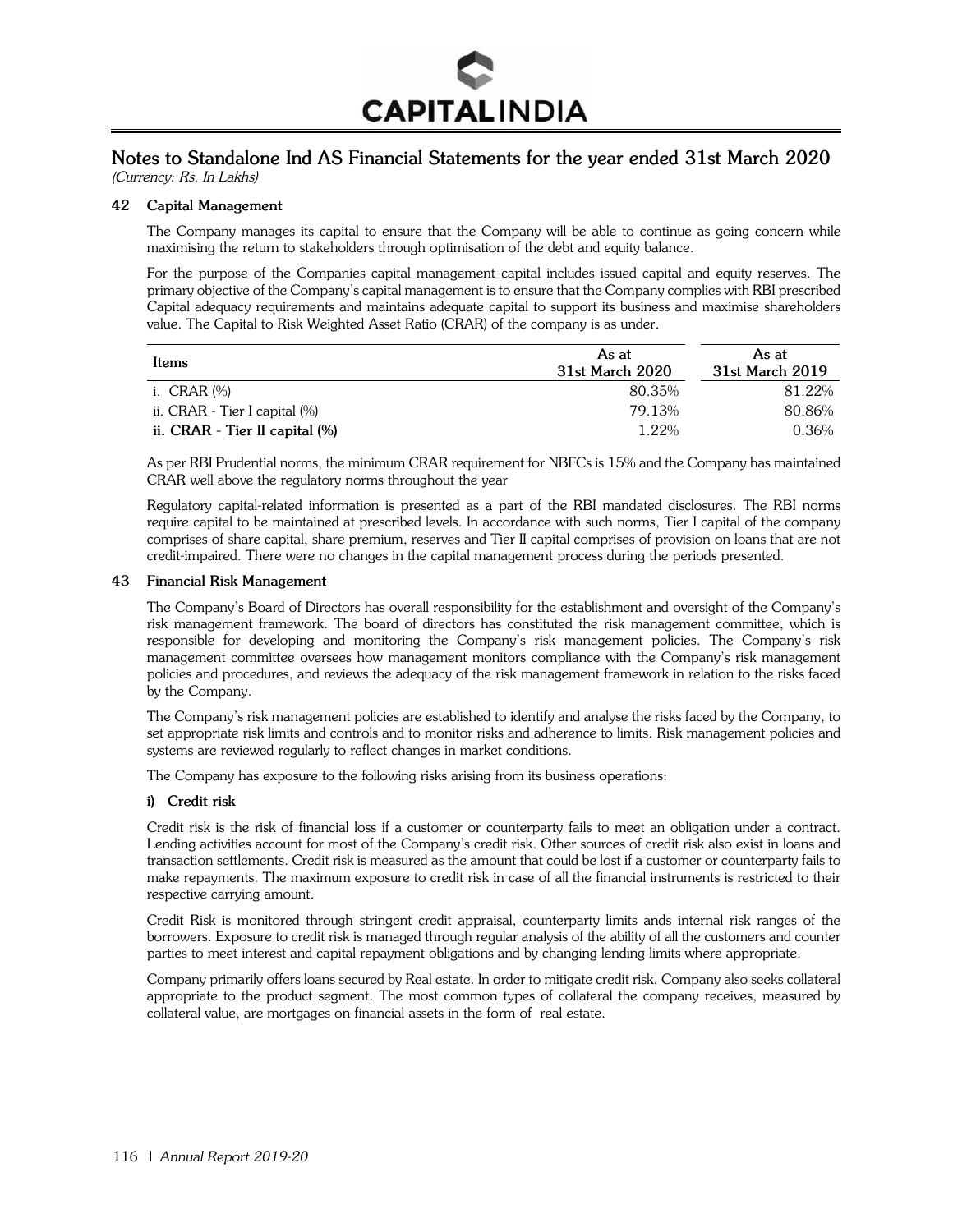# Notes to Standalone Ind AS Financial Statements for the year ended 31st March 2020

*(Currency: Rs. In Lakhs)*

## 42 Capital Management

The Company manages its capital to ensure that the Company will be able to continue as going concern while maximising the return to stakeholders through optimisation of the debt and equity balance.

For the purpose of the Companies capital management capital includes issued capital and equity reserves. The primary objective of the Company's capital management is to ensure that the Company complies with RBI prescribed Capital adequacy requirements and maintains adequate capital to support its business and maximise shareholders value. The Capital to Risk Weighted Asset Ratio (CRAR) of the company is as under.

| Items | As at 31st March 2020 | As at 31st March 2019 |
|---|---|---|
| i. CRAR (%) | 80.35% | 81.22% |
| ii. CRAR - Tier I capital (%) | 79.13% | 80.86% |
| **ii. CRAR - Tier II capital (%)** | 1.22% | 0.36% |

As per RBI Prudential norms, the minimum CRAR requirement for NBFCs is 15% and the Company has maintained CRAR well above the regulatory norms throughout the year

Regulatory capital-related information is presented as a part of the RBI mandated disclosures. The RBI norms require capital to be maintained at prescribed levels. In accordance with such norms, Tier I capital of the company comprises of share capital, share premium, reserves and Tier II capital comprises of provision on loans that are not credit-impaired. There were no changes in the capital management process during the periods presented.

## 43 Financial Risk Management

The Company's Board of Directors has overall responsibility for the establishment and oversight of the Company's risk management framework. The board of directors has constituted the risk management committee, which is responsible for developing and monitoring the Company's risk management policies. The Company's risk management committee oversees how management monitors compliance with the Company's risk management policies and procedures, and reviews the adequacy of the risk management framework in relation to the risks faced by the Company.

The Company's risk management policies are established to identify and analyse the risks faced by the Company, to set appropriate risk limits and controls and to monitor risks and adherence to limits. Risk management policies and systems are reviewed regularly to reflect changes in market conditions.

The Company has exposure to the following risks arising from its business operations:

### i) Credit risk

Credit risk is the risk of financial loss if a customer or counterparty fails to meet an obligation under a contract. Lending activities account for most of the Company's credit risk. Other sources of credit risk also exist in loans and transaction settlements. Credit risk is measured as the amount that could be lost if a customer or counterparty fails to make repayments. The maximum exposure to credit risk in case of all the financial instruments is restricted to their respective carrying amount.

Credit Risk is monitored through stringent credit appraisal, counterparty limits ands internal risk ranges of the borrowers. Exposure to credit risk is managed through regular analysis of the ability of all the customers and counter parties to meet interest and capital repayment obligations and by changing lending limits where appropriate.

Company primarily offers loans secured by Real estate. In order to mitigate credit risk, Company also seeks collateral appropriate to the product segment. The most common types of collateral the company receives, measured by collateral value, are mortgages on financial assets in the form of real estate.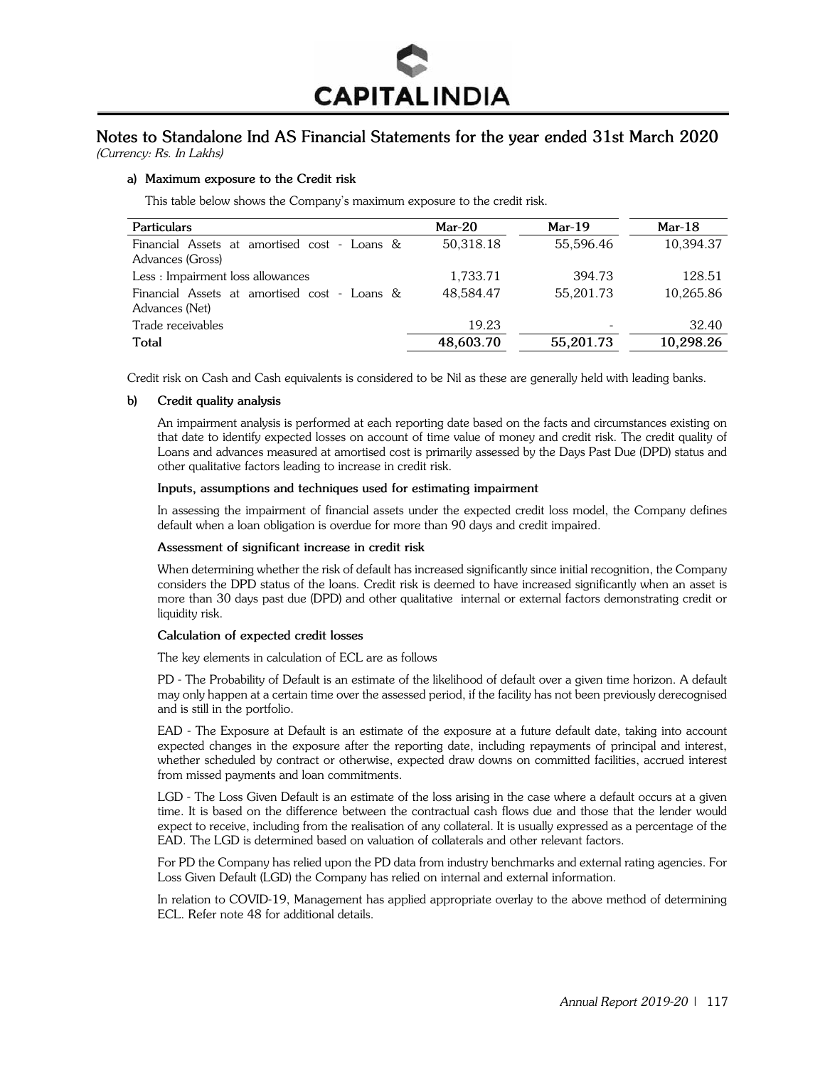# Notes to Standalone Ind AS Financial Statements for the year ended 31st March 2020

*(Currency: Rs. In Lakhs)*

**a) Maximum exposure to the Credit risk**

This table below shows the Company's maximum exposure to the credit risk.

| Particulars | Mar-20 | Mar-19 | Mar-18 |
|---|---|---|---|
| Financial Assets at amortised cost - Loans & Advances (Gross) | 50,318.18 | 55,596.46 | 10,394.37 |
| Less : Impairment loss allowances | 1,733.71 | 394.73 | 128.51 |
| Financial Assets at amortised cost - Loans & Advances (Net) | 48,584.47 | 55,201.73 | 10,265.86 |
| Trade receivables | 19.23 | - | 32.40 |
| **Total** | **48,603.70** | **55,201.73** | **10,298.26** |

Credit risk on Cash and Cash equivalents is considered to be Nil as these are generally held with leading banks.

**b) Credit quality analysis**

An impairment analysis is performed at each reporting date based on the facts and circumstances existing on that date to identify expected losses on account of time value of money and credit risk. The credit quality of Loans and advances measured at amortised cost is primarily assessed by the Days Past Due (DPD) status and other qualitative factors leading to increase in credit risk.

**Inputs, assumptions and techniques used for estimating impairment**

In assessing the impairment of financial assets under the expected credit loss model, the Company defines default when a loan obligation is overdue for more than 90 days and credit impaired.

**Assessment of significant increase in credit risk**

When determining whether the risk of default has increased significantly since initial recognition, the Company considers the DPD status of the loans. Credit risk is deemed to have increased significantly when an asset is more than 30 days past due (DPD) and other qualitative internal or external factors demonstrating credit or liquidity risk.

**Calculation of expected credit losses**

The key elements in calculation of ECL are as follows

PD - The Probability of Default is an estimate of the likelihood of default over a given time horizon. A default may only happen at a certain time over the assessed period, if the facility has not been previously derecognised and is still in the portfolio.

EAD - The Exposure at Default is an estimate of the exposure at a future default date, taking into account expected changes in the exposure after the reporting date, including repayments of principal and interest, whether scheduled by contract or otherwise, expected draw downs on committed facilities, accrued interest from missed payments and loan commitments.

LGD - The Loss Given Default is an estimate of the loss arising in the case where a default occurs at a given time. It is based on the difference between the contractual cash flows due and those that the lender would expect to receive, including from the realisation of any collateral. It is usually expressed as a percentage of the EAD. The LGD is determined based on valuation of collaterals and other relevant factors.

For PD the Company has relied upon the PD data from industry benchmarks and external rating agencies. For Loss Given Default (LGD) the Company has relied on internal and external information.

In relation to COVID-19, Management has applied appropriate overlay to the above method of determining ECL. Refer note 48 for additional details.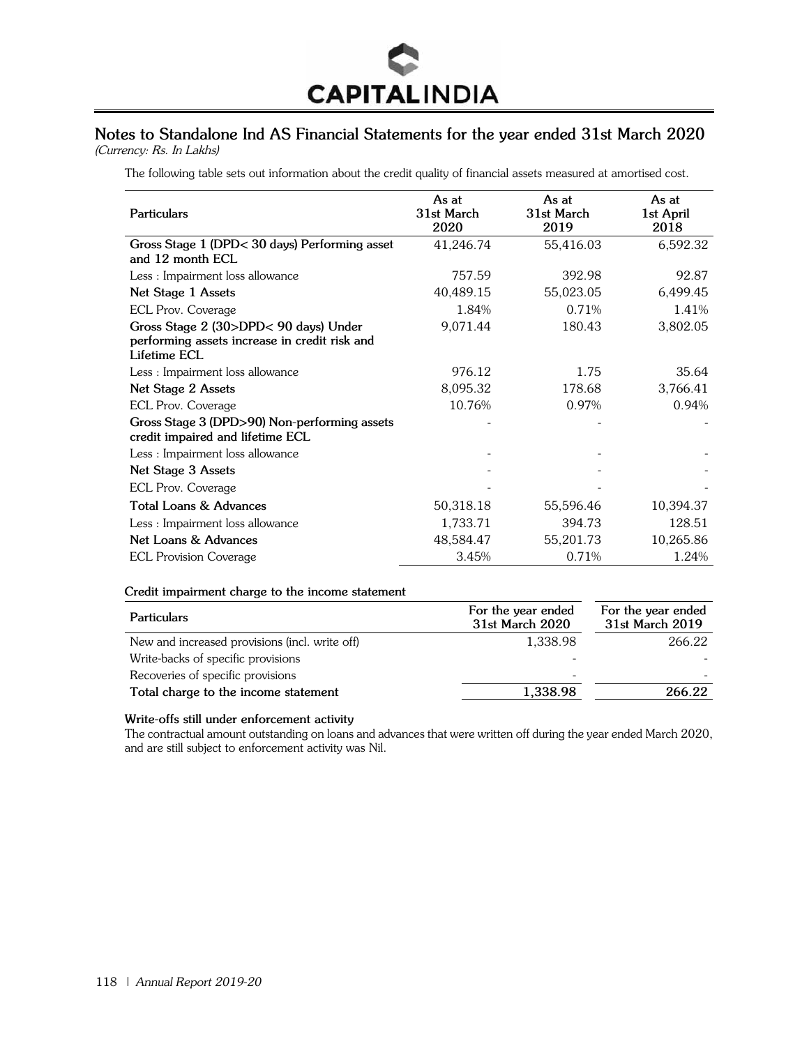## Notes to Standalone Ind AS Financial Statements for the year ended 31st March 2020

*(Currency: Rs. In Lakhs)*

The following table sets out information about the credit quality of financial assets measured at amortised cost.

| Particulars | As at 31st March 2020 | As at 31st March 2019 | As at 1st April 2018 |
|---|---|---|---|
| **Gross Stage 1 (DPD< 30 days) Performing asset and 12 month ECL** | 41,246.74 | 55,416.03 | 6,592.32 |
| Less : Impairment loss allowance | 757.59 | 392.98 | 92.87 |
| **Net Stage 1 Assets** | 40,489.15 | 55,023.05 | 6,499.45 |
| ECL Prov. Coverage | 1.84% | 0.71% | 1.41% |
| **Gross Stage 2 (30>DPD< 90 days) Under performing assets increase in credit risk and Lifetime ECL** | 9,071.44 | 180.43 | 3,802.05 |
| Less : Impairment loss allowance | 976.12 | 1.75 | 35.64 |
| **Net Stage 2 Assets** | 8,095.32 | 178.68 | 3,766.41 |
| ECL Prov. Coverage | 10.76% | 0.97% | 0.94% |
| **Gross Stage 3 (DPD>90) Non-performing assets credit impaired and lifetime ECL** | - | - | - |
| Less : Impairment loss allowance | - | - | - |
| **Net Stage 3 Assets** | - | - | - |
| ECL Prov. Coverage | - | - | - |
| **Total Loans & Advances** | 50,318.18 | 55,596.46 | 10,394.37 |
| Less : Impairment loss allowance | 1,733.71 | 394.73 | 128.51 |
| **Net Loans & Advances** | 48,584.47 | 55,201.73 | 10,265.86 |
| ECL Provision Coverage | 3.45% | 0.71% | 1.24% |

**Credit impairment charge to the income statement**

| Particulars | For the year ended 31st March 2020 | For the year ended 31st March 2019 |
|---|---|---|
| New and increased provisions (incl. write off) | 1,338.98 | 266.22 |
| Write-backs of specific provisions | - | - |
| Recoveries of specific provisions | - | - |
| **Total charge to the income statement** | **1,338.98** | **266.22** |

**Write-offs still under enforcement activity**

The contractual amount outstanding on loans and advances that were written off during the year ended March 2020, and are still subject to enforcement activity was Nil.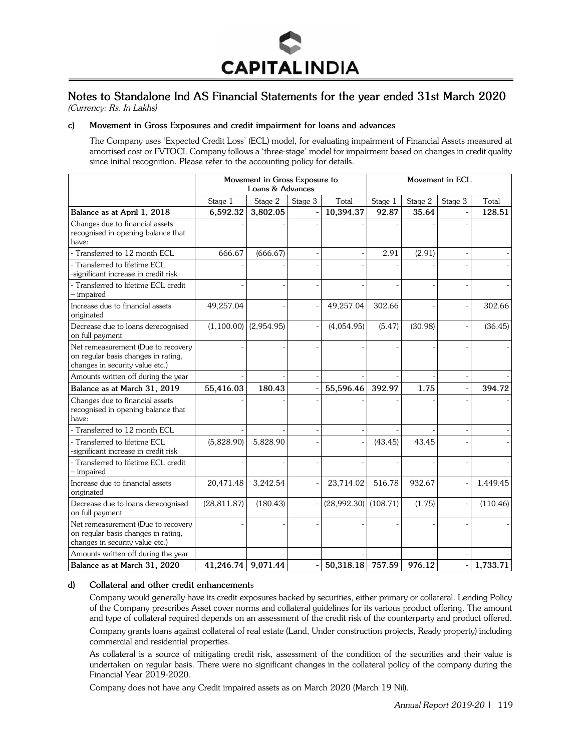# Notes to Standalone Ind AS Financial Statements for the year ended 31st March 2020

*(Currency: Rs. In Lakhs)*

### c) Movement in Gross Exposures and credit impairment for loans and advances

The Company uses 'Expected Credit Loss' (ECL) model, for evaluating impairment of Financial Assets measured at amortised cost or FVTOCI. Company follows a 'three-stage' model for impairment based on changes in credit quality since initial recognition. Please refer to the accounting policy for details.

| | Movement in Gross Exposure to Loans & Advances | | | | Movement in ECL | | | |
|---|---|---|---|---|---|---|---|---|
| | Stage 1 | Stage 2 | Stage 3 | Total | Stage 1 | Stage 2 | Stage 3 | Total |
| **Balance as at April 1, 2018** | **6,592.32** | **3,802.05** | - | **10,394.37** | **92.87** | **35.64** | - | **128.51** |
| Changes due to financial assets recognised in opening balance that have: | - | - | - | - | - | - | - | |
| - Transferred to 12 month ECL | 666.67 | (666.67) | - | - | 2.91 | (2.91) | - | - |
| - Transferred to lifetime ECL -significant increase in credit risk | - | - | - | - | - | - | - | - |
| - Transferred to lifetime ECL credit – impaired | - | - | - | - | - | - | - | - |
| Increase due to financial assets originated | 49,257.04 | - | - | 49,257.04 | 302.66 | - | - | 302.66 |
| Decrease due to loans derecognised on full payment | (1,100.00) | (2,954.95) | - | (4,054.95) | (5.47) | (30.98) | - | (36.45) |
| Net remeasurement (Due to recovery on regular basis changes in rating, changes in security value etc.) | - | - | - | - | - | - | - | - |
| Amounts written off during the year | - | - | - | - | - | - | - | - |
| **Balance as at March 31, 2019** | **55,416.03** | **180.43** | - | **55,596.46** | **392.97** | **1.75** | - | **394.72** |
| Changes due to financial assets recognised in opening balance that have: | - | - | - | - | - | - | - | - |
| - Transferred to 12 month ECL | - | - | - | - | - | - | - | - |
| - Transferred to lifetime ECL -significant increase in credit risk | (5,828.90) | 5,828.90 | - | - | (43.45) | 43.45 | - | - |
| - Transferred to lifetime ECL credit – impaired | - | - | - | - | - | - | - | - |
| Increase due to financial assets originated | 20,471.48 | 3,242.54 | - | 23,714.02 | 516.78 | 932.67 | - | 1,449.45 |
| Decrease due to loans derecognised on full payment | (28,811.87) | (180.43) | - | (28,992.30) | (108.71) | (1.75) | - | (110.46) |
| Net remeasurement (Due to recovery on regular basis changes in rating, changes in security value etc.) | - | - | - | - | - | - | - | - |
| Amounts written off during the year | - | - | - | - | - | - | - | - |
| **Balance as at March 31, 2020** | **41,246.74** | **9,071.44** | - | **50,318.18** | **757.59** | **976.12** | - | **1,733.71** |

### d) Collateral and other credit enhancements

Company would generally have its credit exposures backed by securities, either primary or collateral. Lending Policy of the Company prescribes Asset cover norms and collateral guidelines for its various product offering. The amount and type of collateral required depends on an assessment of the credit risk of the counterparty and product offered.

Company grants loans against collateral of real estate (Land, Under construction projects, Ready property) including commercial and residential properties.

As collateral is a source of mitigating credit risk, assessment of the condition of the securities and their value is undertaken on regular basis. There were no significant changes in the collateral policy of the company during the Financial Year 2019-2020.

Company does not have any Credit impaired assets as on March 2020 (March 19 Nil).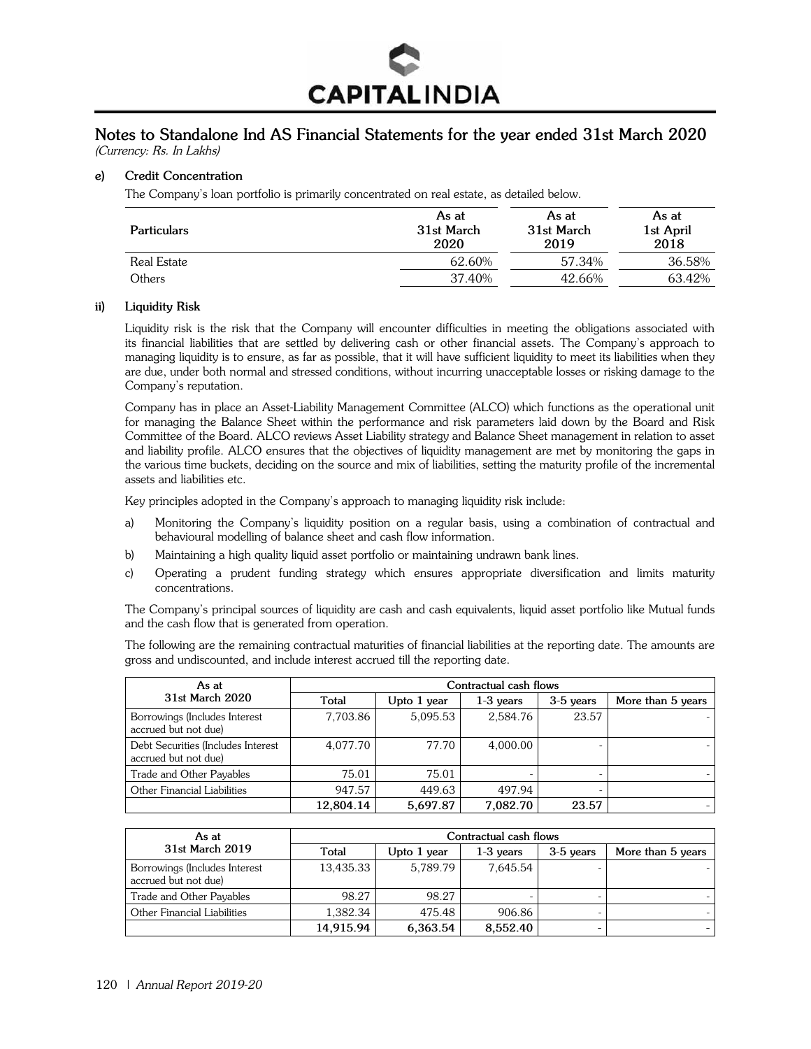# Notes to Standalone Ind AS Financial Statements for the year ended 31st March 2020

*(Currency: Rs. In Lakhs)*

**e) Credit Concentration**

The Company's loan portfolio is primarily concentrated on real estate, as detailed below.

| Particulars | As at 31st March 2020 | As at 31st March 2019 | As at 1st April 2018 |
|---|---|---|---|
| Real Estate | 62.60% | 57.34% | 36.58% |
| Others | 37.40% | 42.66% | 63.42% |

**ii) Liquidity Risk**

Liquidity risk is the risk that the Company will encounter difficulties in meeting the obligations associated with its financial liabilities that are settled by delivering cash or other financial assets. The Company's approach to managing liquidity is to ensure, as far as possible, that it will have sufficient liquidity to meet its liabilities when they are due, under both normal and stressed conditions, without incurring unacceptable losses or risking damage to the Company's reputation.

Company has in place an Asset-Liability Management Committee (ALCO) which functions as the operational unit for managing the Balance Sheet within the performance and risk parameters laid down by the Board and Risk Committee of the Board. ALCO reviews Asset Liability strategy and Balance Sheet management in relation to asset and liability profile. ALCO ensures that the objectives of liquidity management are met by monitoring the gaps in the various time buckets, deciding on the source and mix of liabilities, setting the maturity profile of the incremental assets and liabilities etc.

Key principles adopted in the Company's approach to managing liquidity risk include:

a) Monitoring the Company's liquidity position on a regular basis, using a combination of contractual and behavioural modelling of balance sheet and cash flow information.

b) Maintaining a high quality liquid asset portfolio or maintaining undrawn bank lines.

c) Operating a prudent funding strategy which ensures appropriate diversification and limits maturity concentrations.

The Company's principal sources of liquidity are cash and cash equivalents, liquid asset portfolio like Mutual funds and the cash flow that is generated from operation.

The following are the remaining contractual maturities of financial liabilities at the reporting date. The amounts are gross and undiscounted, and include interest accrued till the reporting date.

| As at 31st March 2020 | Contractual cash flows | | | | |
|---|---|---|---|---|---|
| | Total | Upto 1 year | 1-3 years | 3-5 years | More than 5 years |
| Borrowings (Includes Interest accrued but not due) | 7,703.86 | 5,095.53 | 2,584.76 | 23.57 | - |
| Debt Securities (Includes Interest accrued but not due) | 4,077.70 | 77.70 | 4,000.00 | - | - |
| Trade and Other Payables | 75.01 | 75.01 | - | - | - |
| Other Financial Liabilities | 947.57 | 449.63 | 497.94 | - | |
| | **12,804.14** | **5,697.87** | **7,082.70** | **23.57** | - |

| As at 31st March 2019 | Contractual cash flows | | | | |
|---|---|---|---|---|---|
| | Total | Upto 1 year | 1-3 years | 3-5 years | More than 5 years |
| Borrowings (Includes Interest accrued but not due) | 13,435.33 | 5,789.79 | 7,645.54 | - | - |
| Trade and Other Payables | 98.27 | 98.27 | - | - | - |
| Other Financial Liabilities | 1,382.34 | 475.48 | 906.86 | - | - |
| | **14,915.94** | **6,363.54** | **8,552.40** | - | - |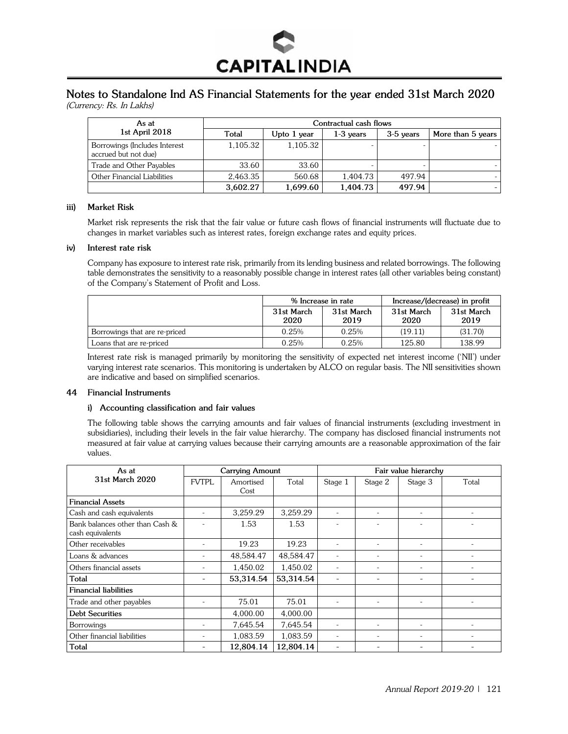## Notes to Standalone Ind AS Financial Statements for the year ended 31st March 2020

*(Currency: Rs. In Lakhs)*

| As at 1st April 2018 | Contractual cash flows | | | | |
|---|---|---|---|---|---|
| | Total | Upto 1 year | 1-3 years | 3-5 years | More than 5 years |
| Borrowings (Includes Interest accrued but not due) | 1,105.32 | 1,105.32 | - | - | - |
| Trade and Other Payables | 33.60 | 33.60 | - | - | - |
| Other Financial Liabilities | 2,463.35 | 560.68 | 1,404.73 | 497.94 | - |
| | **3,602.27** | **1,699.60** | **1,404.73** | **497.94** | - |

**iii) Market Risk**

Market risk represents the risk that the fair value or future cash flows of financial instruments will fluctuate due to changes in market variables such as interest rates, foreign exchange rates and equity prices.

**iv) Interest rate risk**

Company has exposure to interest rate risk, primarily from its lending business and related borrowings. The following table demonstrates the sensitivity to a reasonably possible change in interest rates (all other variables being constant) of the Company's Statement of Profit and Loss.

| | % Increase in rate | | Increase/(decrease) in profit | |
|---|---|---|---|---|
| | 31st March 2020 | 31st March 2019 | 31st March 2020 | 31st March 2019 |
| Borrowings that are re-priced | 0.25% | 0.25% | (19.11) | (31.70) |
| Loans that are re-priced | 0.25% | 0.25% | 125.80 | 138.99 |

Interest rate risk is managed primarily by monitoring the sensitivity of expected net interest income ('NII') under varying interest rate scenarios. This monitoring is undertaken by ALCO on regular basis. The NII sensitivities shown are indicative and based on simplified scenarios.

**44 Financial Instruments**

**i) Accounting classification and fair values**

The following table shows the carrying amounts and fair values of financial instruments (excluding investment in subsidiaries), including their levels in the fair value hierarchy. The company has disclosed financial instruments not measured at fair value at carrying values because their carrying amounts are a reasonable approximation of the fair values.

| As at 31st March 2020 | Carrying Amount | | | Fair value hierarchy | | | |
|---|---|---|---|---|---|---|---|
| | FVTPL | Amortised Cost | Total | Stage 1 | Stage 2 | Stage 3 | Total |
| **Financial Assets** | | | | | | | |
| Cash and cash equivalents | - | 3,259.29 | 3,259.29 | - | - | - | - |
| Bank balances other than Cash & cash equivalents | - | 1.53 | 1.53 | - | - | - | - |
| Other receivables | - | 19.23 | 19.23 | - | - | - | - |
| Loans & advances | - | 48,584.47 | 48,584.47 | - | - | - | - |
| Others financial assets | - | 1,450.02 | 1,450.02 | - | - | - | - |
| **Total** | - | **53,314.54** | **53,314.54** | - | - | - | - |
| **Financial liabilities** | | | | | | | |
| Trade and other payables | - | 75.01 | 75.01 | - | - | - | - |
| **Debt Securities** | | 4,000.00 | 4,000.00 | | | | |
| Borrowings | - | 7,645.54 | 7,645.54 | - | - | - | - |
| Other financial liabilities | - | 1,083.59 | 1,083.59 | - | - | - | - |
| **Total** | - | **12,804.14** | **12,804.14** | - | - | - | - |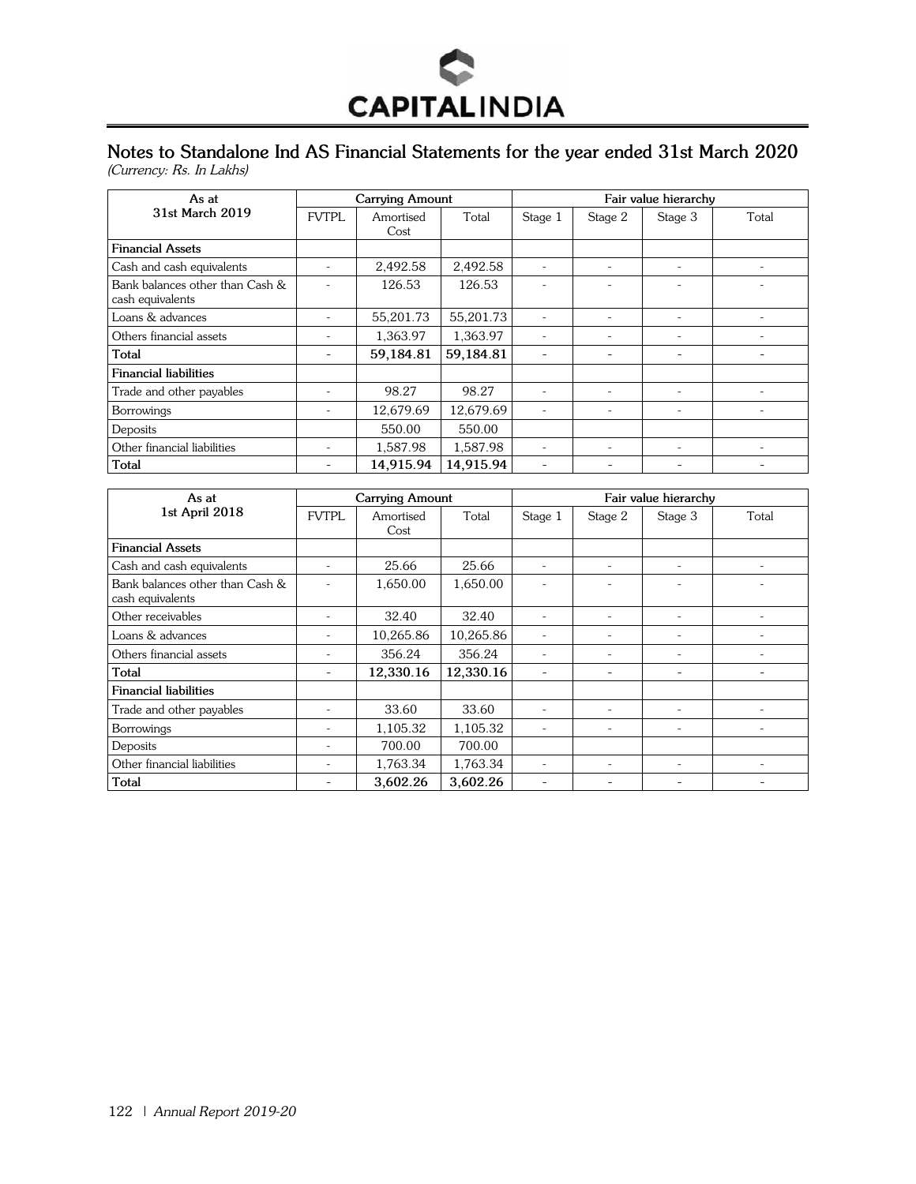## Notes to Standalone Ind AS Financial Statements for the year ended 31st March 2020

*(Currency: Rs. In Lakhs)*

| As at 31st March 2019 | Carrying Amount | | | Fair value hierarchy | | | |
|---|---|---|---|---|---|---|---|
| | FVTPL | Amortised Cost | Total | Stage 1 | Stage 2 | Stage 3 | Total |
| **Financial Assets** | | | | | | | |
| Cash and cash equivalents | - | 2,492.58 | 2,492.58 | - | - | - | - |
| Bank balances other than Cash & cash equivalents | - | 126.53 | 126.53 | - | - | - | - |
| Loans & advances | - | 55,201.73 | 55,201.73 | - | - | - | - |
| Others financial assets | - | 1,363.97 | 1,363.97 | - | - | - | - |
| **Total** | - | **59,184.81** | **59,184.81** | - | - | - | - |
| **Financial liabilities** | | | | | | | |
| Trade and other payables | - | 98.27 | 98.27 | - | - | - | - |
| Borrowings | - | 12,679.69 | 12,679.69 | - | - | - | - |
| Deposits | | 550.00 | 550.00 | | | | |
| Other financial liabilities | - | 1,587.98 | 1,587.98 | - | - | - | - |
| **Total** | - | **14,915.94** | **14,915.94** | - | - | - | - |

| As at 1st April 2018 | Carrying Amount | | | Fair value hierarchy | | | |
|---|---|---|---|---|---|---|---|
| | FVTPL | Amortised Cost | Total | Stage 1 | Stage 2 | Stage 3 | Total |
| **Financial Assets** | | | | | | | |
| Cash and cash equivalents | - | 25.66 | 25.66 | - | - | - | - |
| Bank balances other than Cash & cash equivalents | - | 1,650.00 | 1,650.00 | - | - | - | - |
| Other receivables | - | 32.40 | 32.40 | - | - | - | - |
| Loans & advances | - | 10,265.86 | 10,265.86 | - | - | - | - |
| Others financial assets | - | 356.24 | 356.24 | - | - | - | - |
| **Total** | - | **12,330.16** | **12,330.16** | - | - | - | - |
| **Financial liabilities** | | | | | | | |
| Trade and other payables | - | 33.60 | 33.60 | - | - | - | - |
| Borrowings | - | 1,105.32 | 1,105.32 | - | - | - | - |
| Deposits | - | 700.00 | 700.00 | | | | |
| Other financial liabilities | - | 1,763.34 | 1,763.34 | - | - | - | - |
| **Total** | - | **3,602.26** | **3,602.26** | - | - | - | - |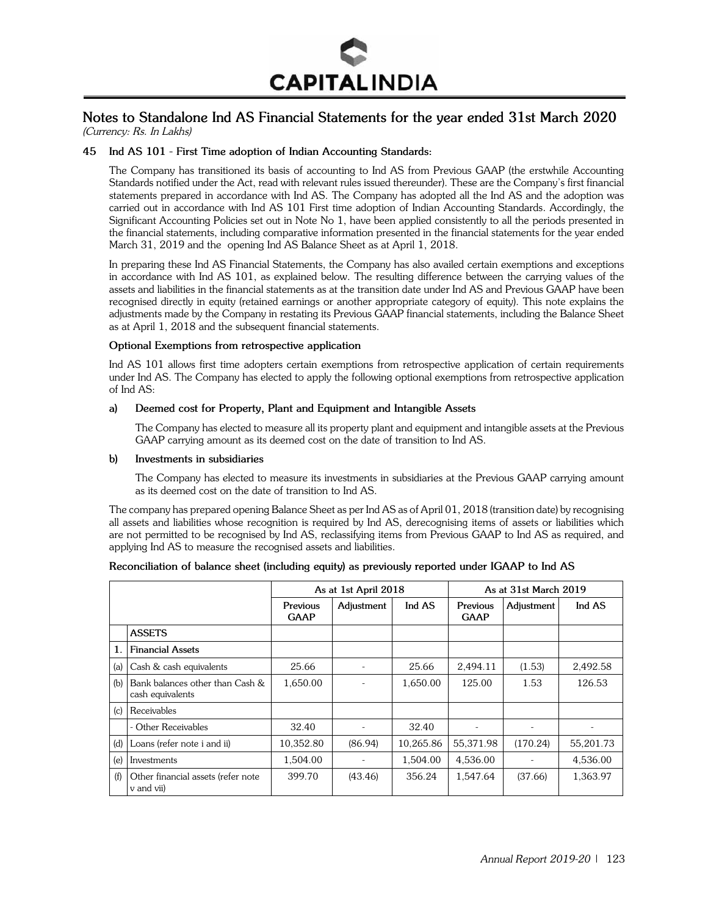## Notes to Standalone Ind AS Financial Statements for the year ended 31st March 2020

*(Currency: Rs. In Lakhs)*

### 45 Ind AS 101 - First Time adoption of Indian Accounting Standards:

The Company has transitioned its basis of accounting to Ind AS from Previous GAAP (the erstwhile Accounting Standards notified under the Act, read with relevant rules issued thereunder). These are the Company's first financial statements prepared in accordance with Ind AS. The Company has adopted all the Ind AS and the adoption was carried out in accordance with Ind AS 101 First time adoption of Indian Accounting Standards. Accordingly, the Significant Accounting Policies set out in Note No 1, have been applied consistently to all the periods presented in the financial statements, including comparative information presented in the financial statements for the year ended March 31, 2019 and the opening Ind AS Balance Sheet as at April 1, 2018.

In preparing these Ind AS Financial Statements, the Company has also availed certain exemptions and exceptions in accordance with Ind AS 101, as explained below. The resulting difference between the carrying values of the assets and liabilities in the financial statements as at the transition date under Ind AS and Previous GAAP have been recognised directly in equity (retained earnings or another appropriate category of equity). This note explains the adjustments made by the Company in restating its Previous GAAP financial statements, including the Balance Sheet as at April 1, 2018 and the subsequent financial statements.

**Optional Exemptions from retrospective application**

Ind AS 101 allows first time adopters certain exemptions from retrospective application of certain requirements under Ind AS. The Company has elected to apply the following optional exemptions from retrospective application of Ind AS:

**a) Deemed cost for Property, Plant and Equipment and Intangible Assets**

The Company has elected to measure all its property plant and equipment and intangible assets at the Previous GAAP carrying amount as its deemed cost on the date of transition to Ind AS.

**b) Investments in subsidiaries**

The Company has elected to measure its investments in subsidiaries at the Previous GAAP carrying amount as its deemed cost on the date of transition to Ind AS.

The company has prepared opening Balance Sheet as per Ind AS as of April 01, 2018 (transition date) by recognising all assets and liabilities whose recognition is required by Ind AS, derecognising items of assets or liabilities which are not permitted to be recognised by Ind AS, reclassifying items from Previous GAAP to Ind AS as required, and applying Ind AS to measure the recognised assets and liabilities.

**Reconciliation of balance sheet (including equity) as previously reported under IGAAP to Ind AS**

| | | As at 1st April 2018 | | | As at 31st March 2019 | | |
|---|---|---|---|---|---|---|---|
| | | Previous GAAP | Adjustment | Ind AS | Previous GAAP | Adjustment | Ind AS |
| | **ASSETS** | | | | | | |
| 1. | **Financial Assets** | | | | | | |
| (a) | Cash & cash equivalents | 25.66 | - | 25.66 | 2,494.11 | (1.53) | 2,492.58 |
| (b) | Bank balances other than Cash & cash equivalents | 1,650.00 | - | 1,650.00 | 125.00 | 1.53 | 126.53 |
| (c) | Receivables | | | | | | |
| | - Other Receivables | 32.40 | - | 32.40 | - | - | - |
| (d) | Loans (refer note i and ii) | 10,352.80 | (86.94) | 10,265.86 | 55,371.98 | (170.24) | 55,201.73 |
| (e) | Investments | 1,504.00 | - | 1,504.00 | 4,536.00 | - | 4,536.00 |
| (f) | Other financial assets (refer note v and vii) | 399.70 | (43.46) | 356.24 | 1,547.64 | (37.66) | 1,363.97 |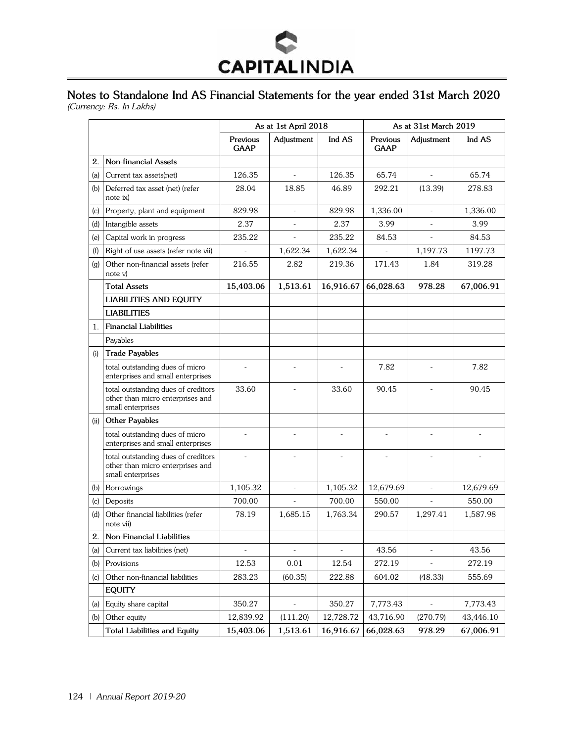## Notes to Standalone Ind AS Financial Statements for the year ended 31st March 2020

*(Currency: Rs. In Lakhs)*

| | | As at 1st April 2018 | | | As at 31st March 2019 | | |
|---|---|---|---|---|---|---|---|
| | | Previous GAAP | Adjustment | Ind AS | Previous GAAP | Adjustment | Ind AS |
| **2.** | **Non-financial Assets** | | | | | | |
| (a) | Current tax assets(net) | 126.35 | - | 126.35 | 65.74 | - | 65.74 |
| (b) | Deferred tax asset (net) (refer note ix) | 28.04 | 18.85 | 46.89 | 292.21 | (13.39) | 278.83 |
| (c) | Property, plant and equipment | 829.98 | - | 829.98 | 1,336.00 | - | 1,336.00 |
| (d) | Intangible assets | 2.37 | - | 2.37 | 3.99 | - | 3.99 |
| (e) | Capital work in progress | 235.22 | - | 235.22 | 84.53 | - | 84.53 |
| (f) | Right of use assets (refer note vii) | - | 1,622.34 | 1,622.34 | - | 1,197.73 | 1197.73 |
| (g) | Other non-financial assets (refer note v) | 216.55 | 2.82 | 219.36 | 171.43 | 1.84 | 319.28 |
| | **Total Assets** | **15,403.06** | **1,513.61** | **16,916.67** | **66,028.63** | **978.28** | **67,006.91** |
| | **LIABILITIES AND EQUITY** | | | | | | |
| | **LIABILITIES** | | | | | | |
| 1. | **Financial Liabilities** | | | | | | |
| | Payables | | | | | | |
| (i) | **Trade Payables** | | | | | | |
| | total outstanding dues of micro enterprises and small enterprises | - | - | - | 7.82 | - | 7.82 |
| | total outstanding dues of creditors other than micro enterprises and small enterprises | 33.60 | - | 33.60 | 90.45 | - | 90.45 |
| (ii) | **Other Payables** | | | | | | |
| | total outstanding dues of micro enterprises and small enterprises | - | - | - | - | - | - |
| | total outstanding dues of creditors other than micro enterprises and small enterprises | - | - | - | - | - | - |
| (b) | Borrowings | 1,105.32 | - | 1,105.32 | 12,679.69 | - | 12,679.69 |
| (c) | Deposits | 700.00 | - | 700.00 | 550.00 | - | 550.00 |
| (d) | Other financial liabilities (refer note vii) | 78.19 | 1,685.15 | 1,763.34 | 290.57 | 1,297.41 | 1,587.98 |
| **2.** | **Non-Financial Liabilities** | | | | | | |
| (a) | Current tax liabilities (net) | - | - | - | 43.56 | - | 43.56 |
| (b) | Provisions | 12.53 | 0.01 | 12.54 | 272.19 | - | 272.19 |
| (c) | Other non-financial liabilities | 283.23 | (60.35) | 222.88 | 604.02 | (48.33) | 555.69 |
| | **EQUITY** | | | | | | |
| (a) | Equity share capital | 350.27 | - | 350.27 | 7,773.43 | - | 7,773.43 |
| (b) | Other equity | 12,839.92 | (111.20) | 12,728.72 | 43,716.90 | (270.79) | 43,446.10 |
| | **Total Liabilities and Equity** | **15,403.06** | **1,513.61** | **16,916.67** | **66,028.63** | **978.29** | **67,006.91** |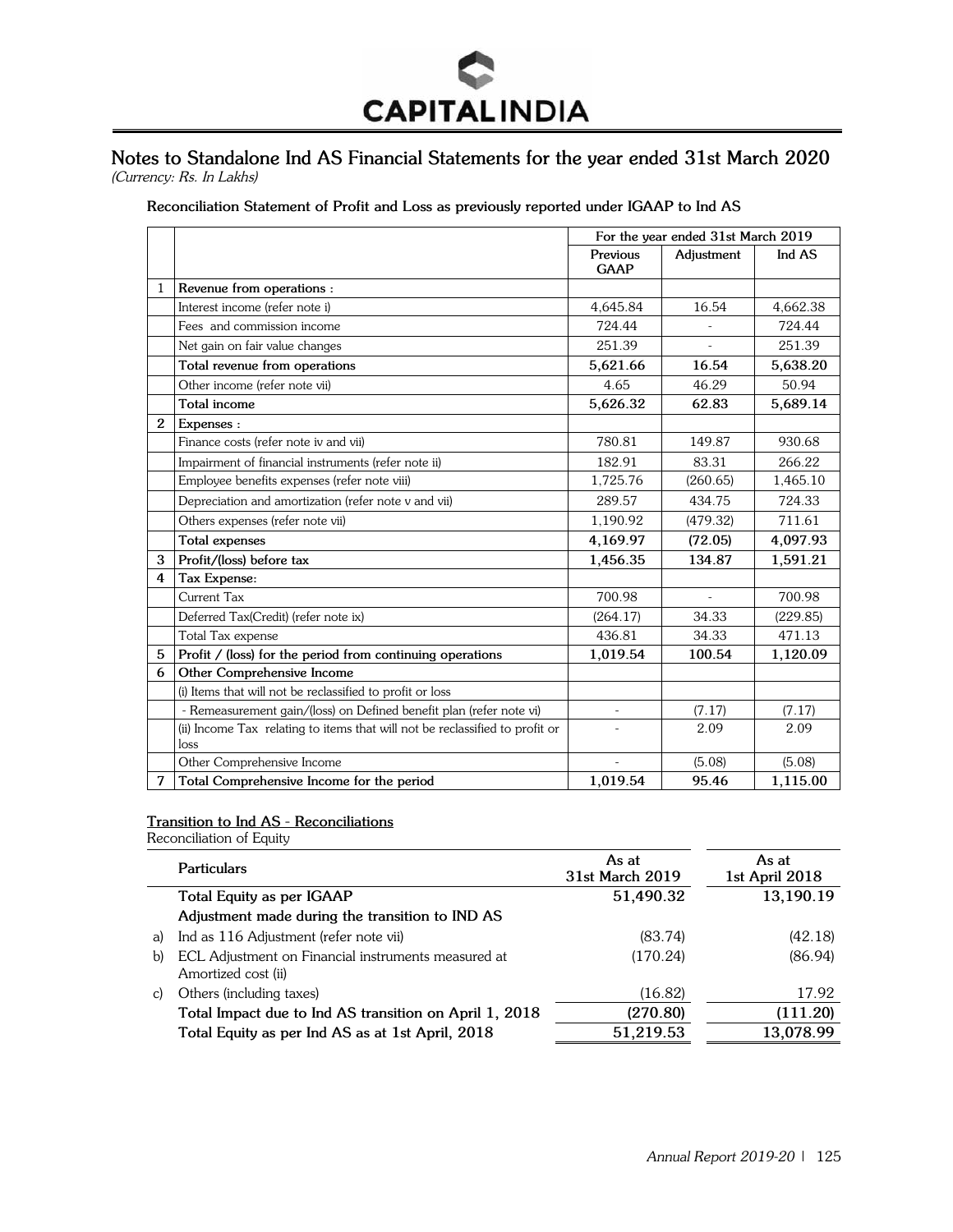## Notes to Standalone Ind AS Financial Statements for the year ended 31st March 2020

*(Currency: Rs. In Lakhs)*

**Reconciliation Statement of Profit and Loss as previously reported under IGAAP to Ind AS**

| | | For the year ended 31st March 2019 | | |
|---|---|---|---|---|
| | | **Previous GAAP** | **Adjustment** | **Ind AS** |
| **1** | **Revenue from operations :** | | | |
| | Interest income (refer note i) | 4,645.84 | 16.54 | 4,662.38 |
| | Fees and commission income | 724.44 | - | 724.44 |
| | Net gain on fair value changes | 251.39 | - | 251.39 |
| | **Total revenue from operations** | **5,621.66** | **16.54** | **5,638.20** |
| | Other income (refer note vii) | 4.65 | 46.29 | 50.94 |
| | **Total income** | **5,626.32** | **62.83** | **5,689.14** |
| **2** | **Expenses :** | | | |
| | Finance costs (refer note iv and vii) | 780.81 | 149.87 | 930.68 |
| | Impairment of financial instruments (refer note ii) | 182.91 | 83.31 | 266.22 |
| | Employee benefits expenses (refer note viii) | 1,725.76 | (260.65) | 1,465.10 |
| | Depreciation and amortization (refer note v and vii) | 289.57 | 434.75 | 724.33 |
| | Others expenses (refer note vii) | 1,190.92 | (479.32) | 711.61 |
| | **Total expenses** | **4,169.97** | **(72.05)** | **4,097.93** |
| **3** | **Profit/(loss) before tax** | **1,456.35** | **134.87** | **1,591.21** |
| **4** | **Tax Expense:** | | | |
| | Current Tax | 700.98 | - | 700.98 |
| | Deferred Tax(Credit) (refer note ix) | (264.17) | 34.33 | (229.85) |
| | Total Tax expense | 436.81 | 34.33 | 471.13 |
| **5** | **Profit / (loss) for the period from continuing operations** | **1,019.54** | **100.54** | **1,120.09** |
| **6** | **Other Comprehensive Income** | | | |
| | (i) Items that will not be reclassified to profit or loss | | | |
| | - Remeasurement gain/(loss) on Defined benefit plan (refer note vi) | - | (7.17) | (7.17) |
| | (ii) Income Tax relating to items that will not be reclassified to profit or loss | - | 2.09 | 2.09 |
| | Other Comprehensive Income | - | (5.08) | (5.08) |
| **7** | **Total Comprehensive Income for the period** | **1,019.54** | **95.46** | **1,115.00** |

**Transition to Ind AS - Reconciliations**

Reconciliation of Equity

| | Particulars | As at 31st March 2019 | As at 1st April 2018 |
|---|---|---|---|
| | **Total Equity as per IGAAP** | **51,490.32** | **13,190.19** |
| | **Adjustment made during the transition to IND AS** | | |
| a) | Ind as 116 Adjustment (refer note vii) | (83.74) | (42.18) |
| b) | ECL Adjustment on Financial instruments measured at Amortized cost (ii) | (170.24) | (86.94) |
| c) | Others (including taxes) | (16.82) | 17.92 |
| | **Total Impact due to Ind AS transition on April 1, 2018** | **(270.80)** | **(111.20)** |
| | **Total Equity as per Ind AS as at 1st April, 2018** | **51,219.53** | **13,078.99** |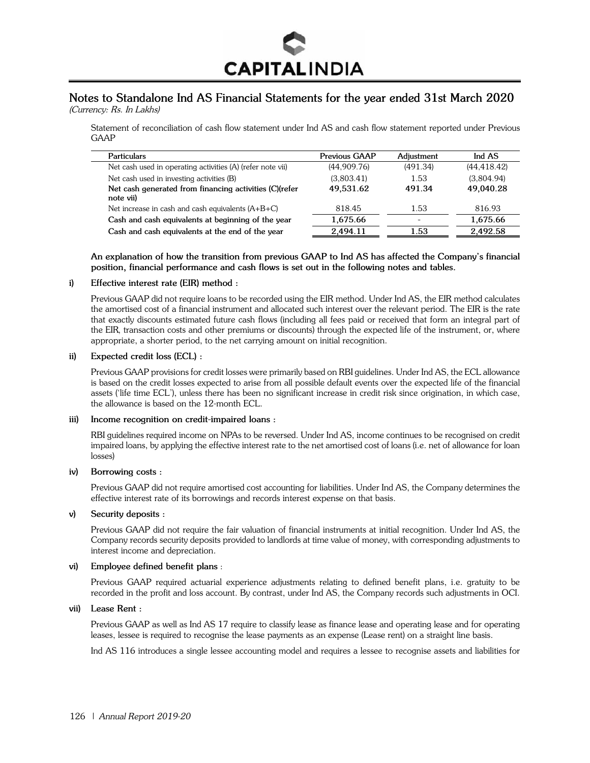# Notes to Standalone Ind AS Financial Statements for the year ended 31st March 2020

*(Currency: Rs. In Lakhs)*

Statement of reconciliation of cash flow statement under Ind AS and cash flow statement reported under Previous GAAP

| Particulars | Previous GAAP | Adjustment | Ind AS |
|---|---|---|---|
| Net cash used in operating activities (A) (refer note vii) | (44,909.76) | (491.34) | (44,418.42) |
| Net cash used in investing activities (B) | (3,803.41) | 1.53 | (3,804.94) |
| **Net cash generated from financing activities (C)(refer note vii)** | **49,531.62** | **491.34** | **49,040.28** |
| Net increase in cash and cash equivalents (A+B+C) | 818.45 | 1.53 | 816.93 |
| **Cash and cash equivalents at beginning of the year** | **1,675.66** | - | **1,675.66** |
| **Cash and cash equivalents at the end of the year** | **2,494.11** | **1.53** | **2,492.58** |

**An explanation of how the transition from previous GAAP to Ind AS has affected the Company's financial position, financial performance and cash flows is set out in the following notes and tables.**

**i) Effective interest rate (EIR) method :**

Previous GAAP did not require loans to be recorded using the EIR method. Under Ind AS, the EIR method calculates the amortised cost of a financial instrument and allocated such interest over the relevant period. The EIR is the rate that exactly discounts estimated future cash flows (including all fees paid or received that form an integral part of the EIR, transaction costs and other premiums or discounts) through the expected life of the instrument, or, where appropriate, a shorter period, to the net carrying amount on initial recognition.

**ii) Expected credit loss (ECL) :**

Previous GAAP provisions for credit losses were primarily based on RBI guidelines. Under Ind AS, the ECL allowance is based on the credit losses expected to arise from all possible default events over the expected life of the financial assets ('life time ECL'), unless there has been no significant increase in credit risk since origination, in which case, the allowance is based on the 12-month ECL.

**iii) Income recognition on credit-impaired loans :**

RBI guidelines required income on NPAs to be reversed. Under Ind AS, income continues to be recognised on credit impaired loans, by applying the effective interest rate to the net amortised cost of loans (i.e. net of allowance for loan losses)

**iv) Borrowing costs :**

Previous GAAP did not require amortised cost accounting for liabilities. Under Ind AS, the Company determines the effective interest rate of its borrowings and records interest expense on that basis.

**v) Security deposits :**

Previous GAAP did not require the fair valuation of financial instruments at initial recognition. Under Ind AS, the Company records security deposits provided to landlords at time value of money, with corresponding adjustments to interest income and depreciation.

**vi) Employee defined benefit plans :**

Previous GAAP required actuarial experience adjustments relating to defined benefit plans, i.e. gratuity to be recorded in the profit and loss account. By contrast, under Ind AS, the Company records such adjustments in OCI.

**vii) Lease Rent :**

Previous GAAP as well as Ind AS 17 require to classify lease as finance lease and operating lease and for operating leases, lessee is required to recognise the lease payments as an expense (Lease rent) on a straight line basis.

Ind AS 116 introduces a single lessee accounting model and requires a lessee to recognise assets and liabilities for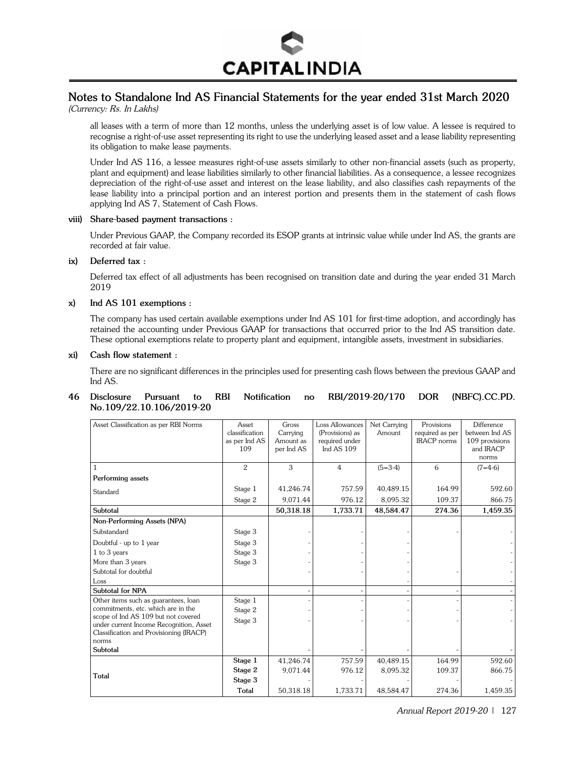# Notes to Standalone Ind AS Financial Statements for the year ended 31st March 2020

*(Currency: Rs. In Lakhs)*

all leases with a term of more than 12 months, unless the underlying asset is of low value. A lessee is required to recognise a right-of-use asset representing its right to use the underlying leased asset and a lease liability representing its obligation to make lease payments.

Under Ind AS 116, a lessee measures right-of-use assets similarly to other non-financial assets (such as property, plant and equipment) and lease liabilities similarly to other financial liabilities. As a consequence, a lessee recognizes depreciation of the right-of-use asset and interest on the lease liability, and also classifies cash repayments of the lease liability into a principal portion and an interest portion and presents them in the statement of cash flows applying Ind AS 7, Statement of Cash Flows.

**viii) Share-based payment transactions :**

Under Previous GAAP, the Company recorded its ESOP grants at intrinsic value while under Ind AS, the grants are recorded at fair value.

**ix) Deferred tax :**

Deferred tax effect of all adjustments has been recognised on transition date and during the year ended 31 March 2019

**x) Ind AS 101 exemptions :**

The company has used certain available exemptions under Ind AS 101 for first-time adoption, and accordingly has retained the accounting under Previous GAAP for transactions that occurred prior to the Ind AS transition date. These optional exemptions relate to property plant and equipment, intangible assets, investment in subsidiaries.

**xi) Cash flow statement :**

There are no significant differences in the principles used for presenting cash flows between the previous GAAP and Ind AS.

## 46 Disclosure Pursuant to RBI Notification no RBI/2019-20/170 DOR (NBFC).CC.PD. No.109/22.10.106/2019-20

| Asset Classification as per RBI Norms | Asset classification as per Ind AS 109 | Gross Carrying Amount as per Ind AS | Loss Allowances (Provisions) as required under Ind AS 109 | Net Carrying Amount | Provisions required as per IRACP norms | Difference between Ind AS 109 provisions and IRACP norms |
|---|---|---|---|---|---|---|
| 1 | 2 | 3 | 4 | (5=3-4) | 6 | (7=4-6) |
| **Performing assets** | | | | | | |
| Standard | Stage 1 | 41,246.74 | 757.59 | 40,489.15 | 164.99 | 592.60 |
| | Stage 2 | 9,071.44 | 976.12 | 8,095.32 | 109.37 | 866.75 |
| **Subtotal** | | **50,318.18** | **1,733.71** | **48,584.47** | **274.36** | **1,459.35** |
| **Non-Performing Assets (NPA)** | | | | | | |
| Substandard | Stage 3 | - | - | - | - | - |
| Doubtful - up to 1 year | Stage 3 | - | - | - | | - |
| 1 to 3 years | Stage 3 | - | - | - | | - |
| More than 3 years | Stage 3 | - | - | - | | - |
| Subtotal for doubtful | | - | - | - | - | - |
| Loss | | | | - | | - |
| **Subtotal for NPA** | | - | - | - | - | - |
| Other items such as guarantees, loan commitments, etc. which are in the scope of Ind AS 109 but not covered under current Income Recognition, Asset Classification and Provisioning (IRACP) norms | Stage 1 | - | - | - | - | - |
| | Stage 2 | - | - | - | - | - |
| | Stage 3 | - | - | - | - | - |
| **Subtotal** | | - | - | - | - | - |
| **Total** | **Stage 1** | 41,246.74 | 757.59 | 40,489.15 | 164.99 | 592.60 |
| | **Stage 2** | 9,071.44 | 976.12 | 8,095.32 | 109.37 | 866.75 |
| | **Stage 3** | - | - | - | - | - |
| | **Total** | 50,318.18 | 1,733.71 | 48,584.47 | 274.36 | 1,459.35 |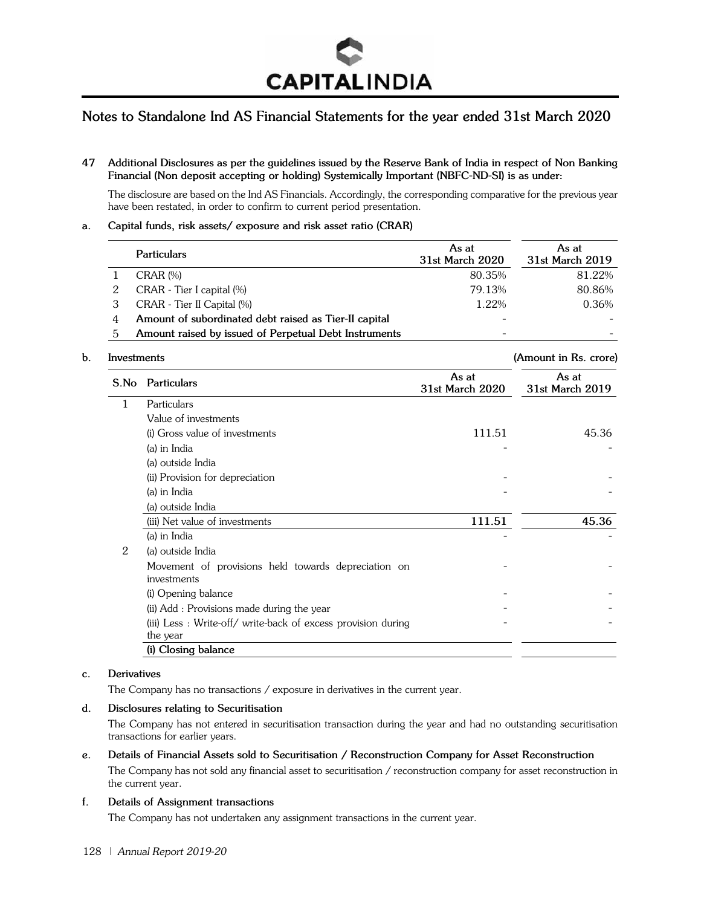# Notes to Standalone Ind AS Financial Statements for the year ended 31st March 2020

**47 Additional Disclosures as per the guidelines issued by the Reserve Bank of India in respect of Non Banking Financial (Non deposit accepting or holding) Systemically Important (NBFC-ND-SI) is as under:**

The disclosure are based on the Ind AS Financials. Accordingly, the corresponding comparative for the previous year have been restated, in order to confirm to current period presentation.

**a. Capital funds, risk assets/ exposure and risk asset ratio (CRAR)**

| | Particulars | As at 31st March 2020 | As at 31st March 2019 |
|---|---|---|---|
| 1 | CRAR (%) | 80.35% | 81.22% |
| 2 | CRAR - Tier I capital (%) | 79.13% | 80.86% |
| 3 | CRAR - Tier II Capital (%) | 1.22% | 0.36% |
| 4 | **Amount of subordinated debt raised as Tier-II capital** | - | - |
| 5 | **Amount raised by issued of Perpetual Debt Instruments** | - | - |

**b. Investments** **(Amount in Rs. crore)**

| S.No | Particulars | As at 31st March 2020 | As at 31st March 2019 |
|---|---|---|---|
| 1 | Particulars | | |
| | Value of investments | | |
| | (i) Gross value of investments | 111.51 | 45.36 |
| | (a) in India | - | - |
| | (a) outside India | | |
| | (ii) Provision for depreciation | - | - |
| | (a) in India | - | - |
| | (a) outside India | | |
| | (iii) Net value of investments | **111.51** | **45.36** |
| | (a) in India | - | - |
| 2 | (a) outside India | | |
| | Movement of provisions held towards depreciation on investments | - | - |
| | (i) Opening balance | - | - |
| | (ii) Add : Provisions made during the year | - | - |
| | (iii) Less : Write-off/ write-back of excess provision during the year | - | - |
| | **(i) Closing balance** | | |

**c. Derivatives**

The Company has no transactions / exposure in derivatives in the current year.

**d. Disclosures relating to Securitisation**

The Company has not entered in securitisation transaction during the year and had no outstanding securitisation transactions for earlier years.

**e. Details of Financial Assets sold to Securitisation / Reconstruction Company for Asset Reconstruction**

The Company has not sold any financial asset to securitisation / reconstruction company for asset reconstruction in the current year.

**f. Details of Assignment transactions**

The Company has not undertaken any assignment transactions in the current year.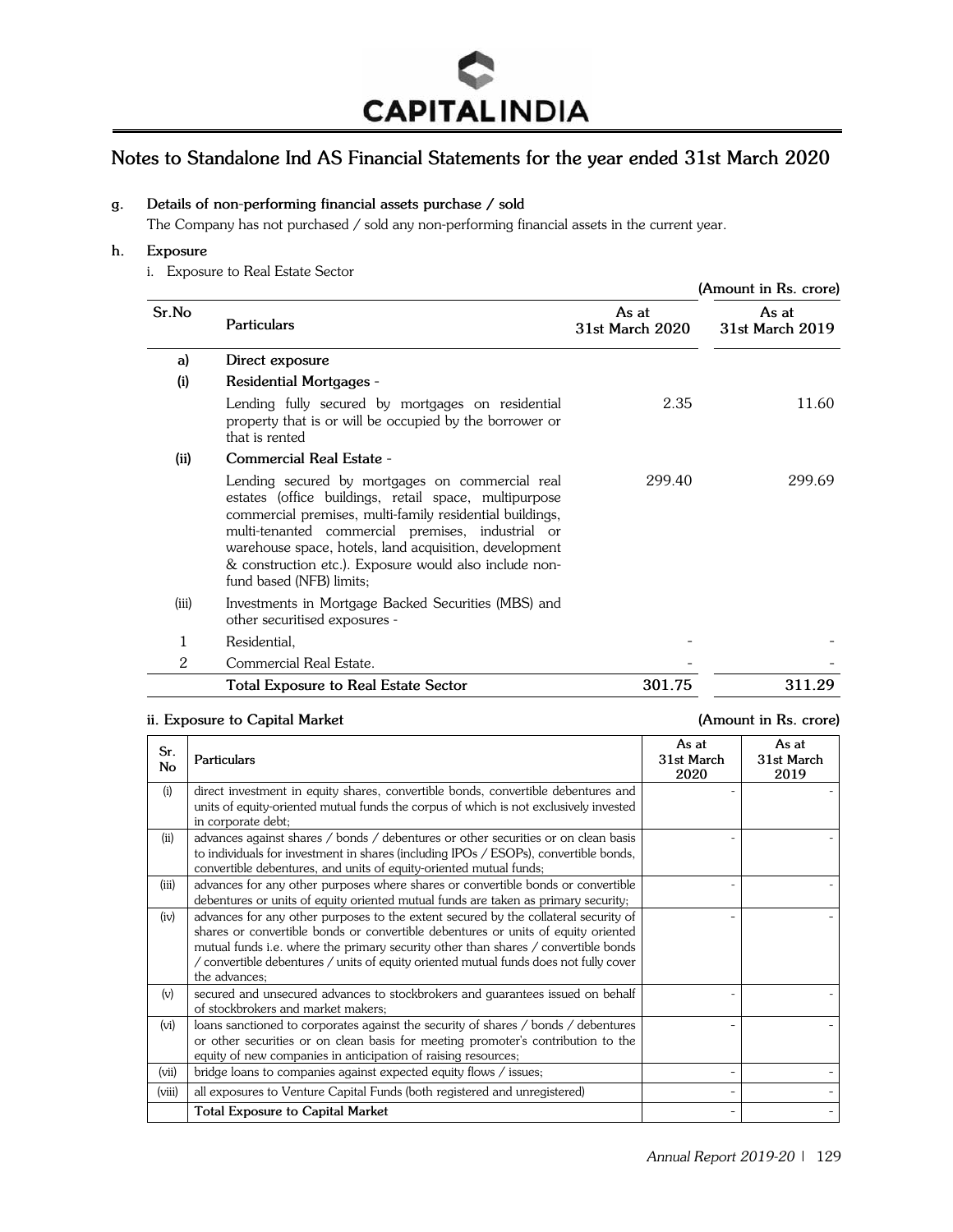## Notes to Standalone Ind AS Financial Statements for the year ended 31st March 2020

**g. Details of non-performing financial assets purchase / sold**

The Company has not purchased / sold any non-performing financial assets in the current year.

**h. Exposure**

i. Exposure to Real Estate Sector

(Amount in Rs. crore)

| Sr.No | Particulars | As at 31st March 2020 | As at 31st March 2019 |
|---|---|---|---|
| a) | **Direct exposure** | | |
| (i) | **Residential Mortgages** - | | |
| | Lending fully secured by mortgages on residential property that is or will be occupied by the borrower or that is rented | 2.35 | 11.60 |
| (ii) | **Commercial Real Estate** - | | |
| | Lending secured by mortgages on commercial real estates (office buildings, retail space, multipurpose commercial premises, multi-family residential buildings, multi-tenanted commercial premises, industrial or warehouse space, hotels, land acquisition, development & construction etc.). Exposure would also include non-fund based (NFB) limits; | 299.40 | 299.69 |
| (iii) | Investments in Mortgage Backed Securities (MBS) and other securitised exposures - | | |
| 1 | Residential, | - | - |
| 2 | Commercial Real Estate. | - | - |
| | **Total Exposure to Real Estate Sector** | **301.75** | **311.29** |

**ii. Exposure to Capital Market** (Amount in Rs. crore)

| Sr. No | Particulars | As at 31st March 2020 | As at 31st March 2019 |
|---|---|---|---|
| (i) | direct investment in equity shares, convertible bonds, convertible debentures and units of equity-oriented mutual funds the corpus of which is not exclusively invested in corporate debt; | - | - |
| (ii) | advances against shares / bonds / debentures or other securities or on clean basis to individuals for investment in shares (including IPOs / ESOPs), convertible bonds, convertible debentures, and units of equity-oriented mutual funds; | - | - |
| (iii) | advances for any other purposes where shares or convertible bonds or convertible debentures or units of equity oriented mutual funds are taken as primary security; | - | - |
| (iv) | advances for any other purposes to the extent secured by the collateral security of shares or convertible bonds or convertible debentures or units of equity oriented mutual funds i.e. where the primary security other than shares / convertible bonds / convertible debentures / units of equity oriented mutual funds does not fully cover the advances; | - | - |
| (v) | secured and unsecured advances to stockbrokers and guarantees issued on behalf of stockbrokers and market makers; | - | - |
| (vi) | loans sanctioned to corporates against the security of shares / bonds / debentures or other securities or on clean basis for meeting promoter's contribution to the equity of new companies in anticipation of raising resources; | - | - |
| (vii) | bridge loans to companies against expected equity flows / issues; | - | - |
| (viii) | all exposures to Venture Capital Funds (both registered and unregistered) | - | - |
| | **Total Exposure to Capital Market** | - | - |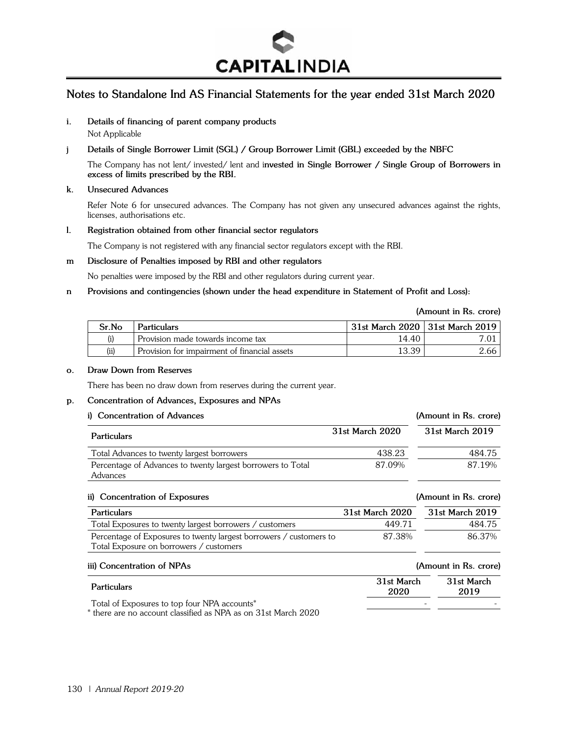## Notes to Standalone Ind AS Financial Statements for the year ended 31st March 2020

**i. Details of financing of parent company products**

Not Applicable

**j Details of Single Borrower Limit (SGL) / Group Borrower Limit (GBL) exceeded by the NBFC**

The Company has not lent/ invested/ lent and i**nvested in Single Borrower / Single Group of Borrowers in excess of limits prescribed by the RBI.**

**k. Unsecured Advances**

Refer Note 6 for unsecured advances. The Company has not given any unsecured advances against the rights, licenses, authorisations etc.

**l. Registration obtained from other financial sector regulators**

The Company is not registered with any financial sector regulators except with the RBI.

**m Disclosure of Penalties imposed by RBI and other regulators**

No penalties were imposed by the RBI and other regulators during current year.

**n Provisions and contingencies (shown under the head expenditure in Statement of Profit and Loss):**

**(Amount in Rs. crore)**

| Sr.No | Particulars | 31st March 2020 | 31st March 2019 |
|---|---|---|---|
| (i) | Provision made towards income tax | 14.40 | 7.01 |
| (ii) | Provision for impairment of financial assets | 13.39 | 2.66 |

**o. Draw Down from Reserves**

There has been no draw down from reserves during the current year.

**p. Concentration of Advances, Exposures and NPAs**

**i) Concentration of Advances** **(Amount in Rs. crore)**

| Particulars | 31st March 2020 | 31st March 2019 |
|---|---|---|
| Total Advances to twenty largest borrowers | 438.23 | 484.75 |
| Percentage of Advances to twenty largest borrowers to Total Advances | 87.09% | 87.19% |

**ii) Concentration of Exposures** **(Amount in Rs. crore)**

| Particulars | 31st March 2020 | 31st March 2019 |
|---|---|---|
| Total Exposures to twenty largest borrowers / customers | 449.71 | 484.75 |
| Percentage of Exposures to twenty largest borrowers / customers to Total Exposure on borrowers / customers | 87.38% | 86.37% |

**iii) Concentration of NPAs** **(Amount in Rs. crore)**

| Particulars | 31st March 2020 | 31st March 2019 |
|---|---|---|
| Total of Exposures to top four NPA accounts* | - | - |

\* there are no account classified as NPA as on 31st March 2020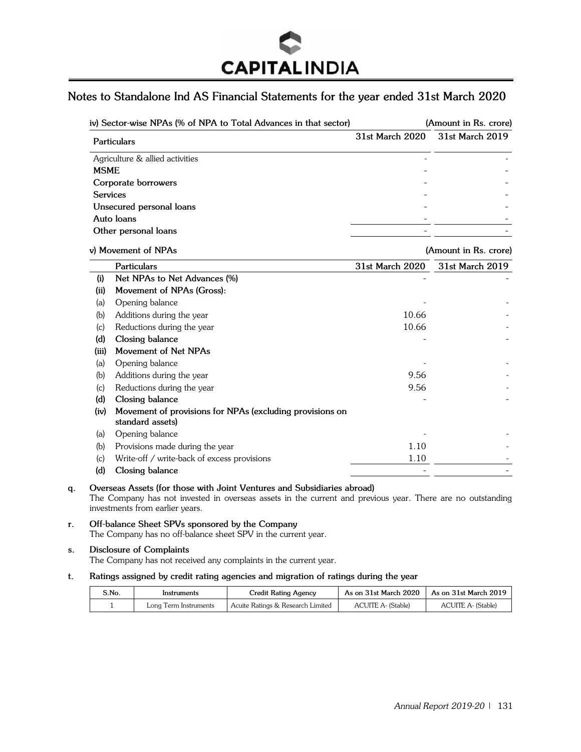## Notes to Standalone Ind AS Financial Statements for the year ended 31st March 2020

**iv) Sector-wise NPAs (% of NPA to Total Advances in that sector)** (Amount in Rs. crore)

| Particulars | 31st March 2020 | 31st March 2019 |
|---|---|---|
| Agriculture & allied activities | - | - |
| **MSME** | - | - |
| **Corporate borrowers** | - | - |
| **Services** | - | - |
| **Unsecured personal loans** | - | - |
| **Auto loans** | - | - |
| **Other personal loans** | - | - |

**v) Movement of NPAs** (Amount in Rs. crore)

| | Particulars | 31st March 2020 | 31st March 2019 |
|---|---|---|---|
| **(i)** | **Net NPAs to Net Advances (%)** | - | - |
| **(ii)** | **Movement of NPAs (Gross):** | | |
| (a) | Opening balance | - | - |
| (b) | Additions during the year | 10.66 | - |
| (c) | Reductions during the year | 10.66 | - |
| **(d)** | **Closing balance** | - | - |
| **(iii)** | **Movement of Net NPAs** | | |
| (a) | Opening balance | - | - |
| (b) | Additions during the year | 9.56 | - |
| (c) | Reductions during the year | 9.56 | - |
| **(d)** | **Closing balance** | - | - |
| **(iv)** | **Movement of provisions for NPAs (excluding provisions on standard assets)** | | |
| (a) | Opening balance | - | - |
| (b) | Provisions made during the year | 1.10 | - |
| (c) | Write-off / write-back of excess provisions | 1.10 | - |
| **(d)** | **Closing balance** | - | - |

**q. Overseas Assets (for those with Joint Ventures and Subsidiaries abroad)**

The Company has not invested in overseas assets in the current and previous year. There are no outstanding investments from earlier years.

**r. Off-balance Sheet SPVs sponsored by the Company**

The Company has no off-balance sheet SPV in the current year.

**s. Disclosure of Complaints**

The Company has not received any complaints in the current year.

**t. Ratings assigned by credit rating agencies and migration of ratings during the year**

| S.No. | Instruments | Credit Rating Agency | As on 31st March 2020 | As on 31st March 2019 |
|---|---|---|---|---|
| 1 | Long Term Instruments | Acuite Ratings & Research Limited | ACUITE A- (Stable) | ACUITE A- (Stable) |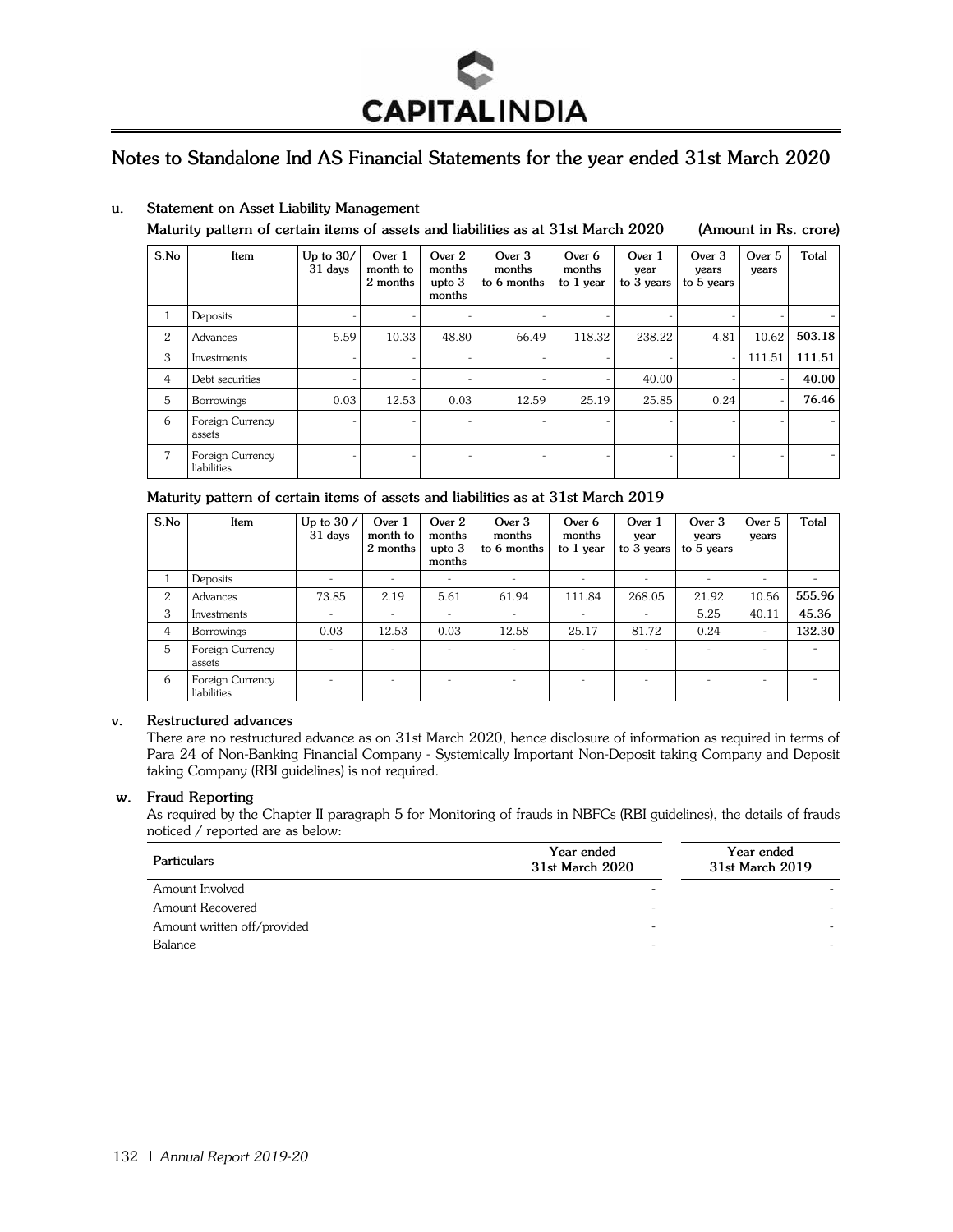## Notes to Standalone Ind AS Financial Statements for the year ended 31st March 2020

**u. Statement on Asset Liability Management**

**Maturity pattern of certain items of assets and liabilities as at 31st March 2020** **(Amount in Rs. crore)**

| S.No | Item | Up to 30/ 31 days | Over 1 month to 2 months | Over 2 months upto 3 months | Over 3 months to 6 months | Over 6 months to 1 year | Over 1 year to 3 years | Over 3 years to 5 years | Over 5 years | Total |
|---|---|---|---|---|---|---|---|---|---|---|
| 1 | Deposits | - | - | - | - | - | - | - | - | - |
| 2 | Advances | 5.59 | 10.33 | 48.80 | 66.49 | 118.32 | 238.22 | 4.81 | 10.62 | **503.18** |
| 3 | Investments | - | - | - | - | - | - | - | 111.51 | **111.51** |
| 4 | Debt securities | - | - | - | - | - | 40.00 | - | - | **40.00** |
| 5 | Borrowings | 0.03 | 12.53 | 0.03 | 12.59 | 25.19 | 25.85 | 0.24 | - | **76.46** |
| 6 | Foreign Currency assets | - | - | - | - | - | - | - | - | - |
| 7 | Foreign Currency liabilities | - | - | - | - | - | - | - | - | - |

**Maturity pattern of certain items of assets and liabilities as at 31st March 2019**

| S.No | Item | Up to 30 / 31 days | Over 1 month to 2 months | Over 2 months upto 3 months | Over 3 months to 6 months | Over 6 months to 1 year | Over 1 year to 3 years | Over 3 years to 5 years | Over 5 years | Total |
|---|---|---|---|---|---|---|---|---|---|---|
| 1 | Deposits | - | - | - | - | - | - | - | - | - |
| 2 | Advances | 73.85 | 2.19 | 5.61 | 61.94 | 111.84 | 268.05 | 21.92 | 10.56 | **555.96** |
| 3 | Investments | - | - | - | - | - | - | 5.25 | 40.11 | **45.36** |
| 4 | Borrowings | 0.03 | 12.53 | 0.03 | 12.58 | 25.17 | 81.72 | 0.24 | - | **132.30** |
| 5 | Foreign Currency assets | - | - | - | - | - | - | - | - | - |
| 6 | Foreign Currency liabilities | - | - | - | - | - | - | - | - | - |

**v. Restructured advances**

There are no restructured advance as on 31st March 2020, hence disclosure of information as required in terms of Para 24 of Non-Banking Financial Company - Systemically Important Non-Deposit taking Company and Deposit taking Company (RBI guidelines) is not required.

**w. Fraud Reporting**

As required by the Chapter II paragraph 5 for Monitoring of frauds in NBFCs (RBI guidelines), the details of frauds noticed / reported are as below:

| Particulars | Year ended 31st March 2020 | Year ended 31st March 2019 |
|---|---|---|
| Amount Involved | - | - |
| Amount Recovered | - | - |
| Amount written off/provided | - | - |
| Balance | - | - |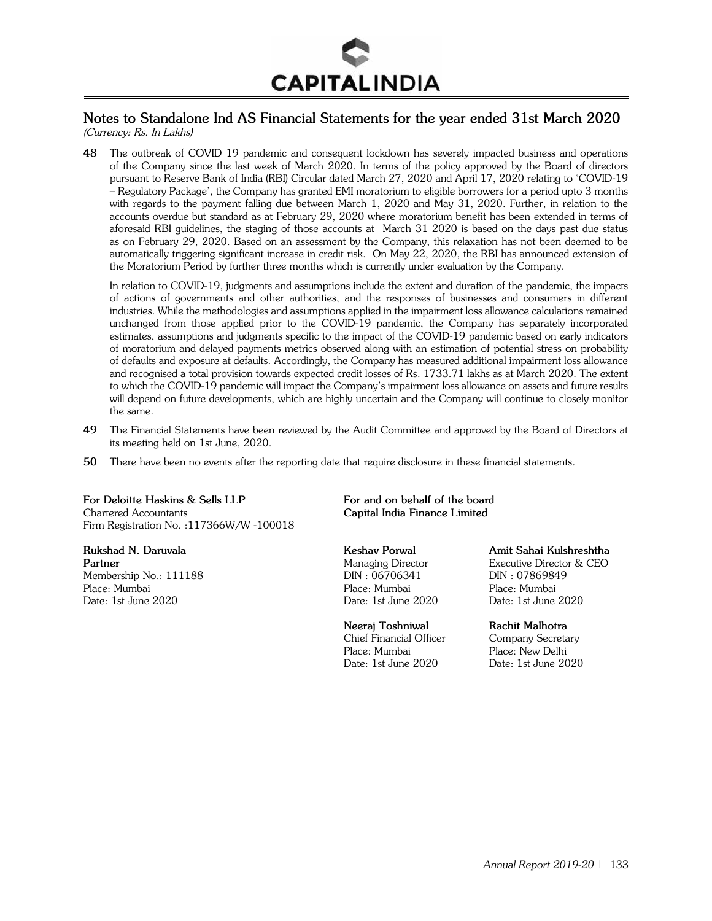## Notes to Standalone Ind AS Financial Statements for the year ended 31st March 2020

*(Currency: Rs. In Lakhs)*

**48** The outbreak of COVID 19 pandemic and consequent lockdown has severely impacted business and operations of the Company since the last week of March 2020. In terms of the policy approved by the Board of directors pursuant to Reserve Bank of India (RBI) Circular dated March 27, 2020 and April 17, 2020 relating to 'COVID-19 – Regulatory Package', the Company has granted EMI moratorium to eligible borrowers for a period upto 3 months with regards to the payment falling due between March 1, 2020 and May 31, 2020. Further, in relation to the accounts overdue but standard as at February 29, 2020 where moratorium benefit has been extended in terms of aforesaid RBI guidelines, the staging of those accounts at March 31 2020 is based on the days past due status as on February 29, 2020. Based on an assessment by the Company, this relaxation has not been deemed to be automatically triggering significant increase in credit risk. On May 22, 2020, the RBI has announced extension of the Moratorium Period by further three months which is currently under evaluation by the Company.

In relation to COVID-19, judgments and assumptions include the extent and duration of the pandemic, the impacts of actions of governments and other authorities, and the responses of businesses and consumers in different industries. While the methodologies and assumptions applied in the impairment loss allowance calculations remained unchanged from those applied prior to the COVID-19 pandemic, the Company has separately incorporated estimates, assumptions and judgments specific to the impact of the COVID-19 pandemic based on early indicators of moratorium and delayed payments metrics observed along with an estimation of potential stress on probability of defaults and exposure at defaults. Accordingly, the Company has measured additional impairment loss allowance and recognised a total provision towards expected credit losses of Rs. 1733.71 lakhs as at March 2020. The extent to which the COVID-19 pandemic will impact the Company's impairment loss allowance on assets and future results will depend on future developments, which are highly uncertain and the Company will continue to closely monitor the same.

**49** The Financial Statements have been reviewed by the Audit Committee and approved by the Board of Directors at its meeting held on 1st June, 2020.

**50** There have been no events after the reporting date that require disclosure in these financial statements.

**For Deloitte Haskins & Sells LLP**
Chartered Accountants
Firm Registration No. :117366W/W -100018

**Rukshad N. Daruvala**
**Partner**
Membership No.: 111188
Place: Mumbai
Date: 1st June 2020

**For and on behalf of the board**
**Capital India Finance Limited**

**Keshav Porwal**
Managing Director
DIN : 06706341
Place: Mumbai
Date: 1st June 2020

**Amit Sahai Kulshreshtha**
Executive Director & CEO
DIN : 07869849
Place: Mumbai
Date: 1st June 2020

**Neeraj Toshniwal**
Chief Financial Officer
Place: Mumbai
Date: 1st June 2020

**Rachit Malhotra**
Company Secretary
Place: New Delhi
Date: 1st June 2020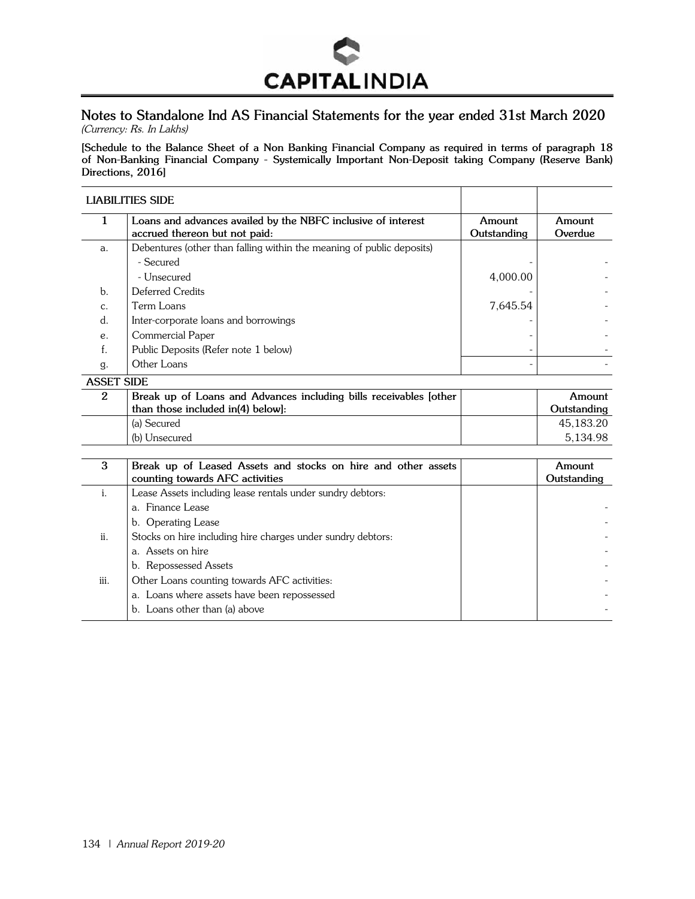## Notes to Standalone Ind AS Financial Statements for the year ended 31st March 2020

*(Currency: Rs. In Lakhs)*

**[Schedule to the Balance Sheet of a Non Banking Financial Company as required in terms of paragraph 18 of Non-Banking Financial Company - Systemically Important Non-Deposit taking Company (Reserve Bank) Directions, 2016]**

| LIABILITIES SIDE | | | |
|---|---|---|---|
| **1** | **Loans and advances availed by the NBFC inclusive of interest accrued thereon but not paid:** | **Amount Outstanding** | **Amount Overdue** |
| a. | Debentures (other than falling within the meaning of public deposits) | | |
| | - Secured | - | - |
| | - Unsecured | 4,000.00 | - |
| b. | Deferred Credits | - | - |
| c. | Term Loans | 7,645.54 | - |
| d. | Inter-corporate loans and borrowings | - | - |
| e. | Commercial Paper | - | - |
| f. | Public Deposits (Refer note 1 below) | - | - |
| g. | Other Loans | - | - |

**ASSET SIDE**

| **2** | **Break up of Loans and Advances including bills receivables [other than those included in(4) below]:** | | **Amount Outstanding** |
|---|---|---|---|
| | (a) Secured | | 45,183.20 |
| | (b) Unsecured | | 5,134.98 |

| **3** | **Break up of Leased Assets and stocks on hire and other assets counting towards AFC activities** | | **Amount Outstanding** |
|---|---|---|---|
| i. | Lease Assets including lease rentals under sundry debtors: | | |
| | a. Finance Lease | | - |
| | b. Operating Lease | | - |
| ii. | Stocks on hire including hire charges under sundry debtors: | | - |
| | a. Assets on hire | | - |
| | b. Repossessed Assets | | - |
| iii. | Other Loans counting towards AFC activities: | | - |
| | a. Loans where assets have been repossessed | | - |
| | b. Loans other than (a) above | | - |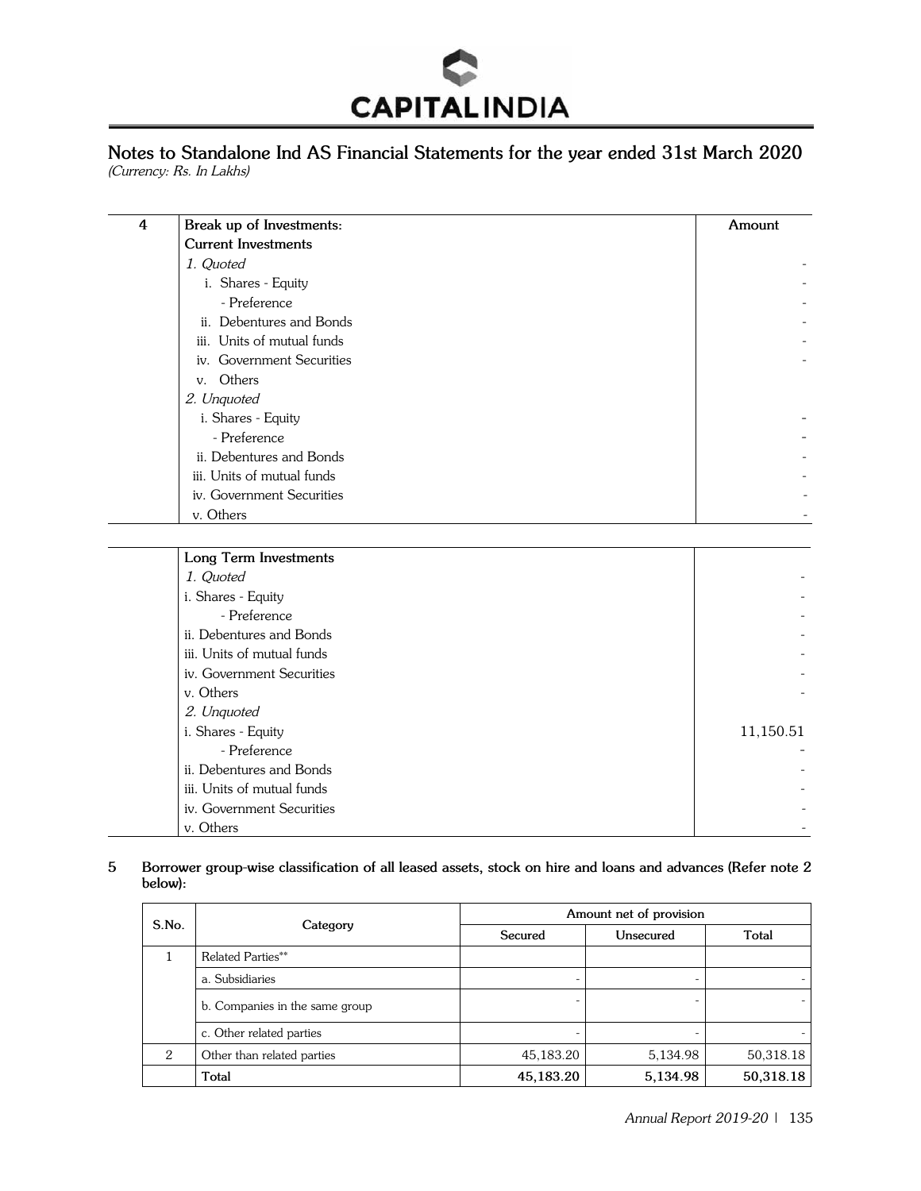## Notes to Standalone Ind AS Financial Statements for the year ended 31st March 2020

*(Currency: Rs. In Lakhs)*

| 4 | Break up of Investments: | Amount |
|---|---|---|
| | **Current Investments** | |
| | *1. Quoted* | - |
| | i. Shares - Equity | - |
| | - Preference | - |
| | ii. Debentures and Bonds | - |
| | iii. Units of mutual funds | - |
| | iv. Government Securities | - |
| | v. Others | |
| | *2. Unquoted* | |
| | i. Shares - Equity | - |
| | - Preference | - |
| | ii. Debentures and Bonds | - |
| | iii. Units of mutual funds | - |
| | iv. Government Securities | - |
| | v. Others | - |

| | Long Term Investments | |
|---|---|---|
| | *1. Quoted* | - |
| | i. Shares - Equity | - |
| | - Preference | - |
| | ii. Debentures and Bonds | - |
| | iii. Units of mutual funds | - |
| | iv. Government Securities | - |
| | v. Others | - |
| | *2. Unquoted* | |
| | i. Shares - Equity | 11,150.51 |
| | - Preference | - |
| | ii. Debentures and Bonds | - |
| | iii. Units of mutual funds | - |
| | iv. Government Securities | - |
| | v. Others | - |

**5 Borrower group-wise classification of all leased assets, stock on hire and loans and advances (Refer note 2 below):**

| S.No. | Category | Amount net of provision | | |
|---|---|---|---|---|
| | | Secured | Unsecured | Total |
| 1 | Related Parties** | | | |
| | a. Subsidiaries | - | - | - |
| | b. Companies in the same group | - | - | - |
| | c. Other related parties | - | - | - |
| 2 | Other than related parties | 45,183.20 | 5,134.98 | 50,318.18 |
| | **Total** | **45,183.20** | **5,134.98** | **50,318.18** |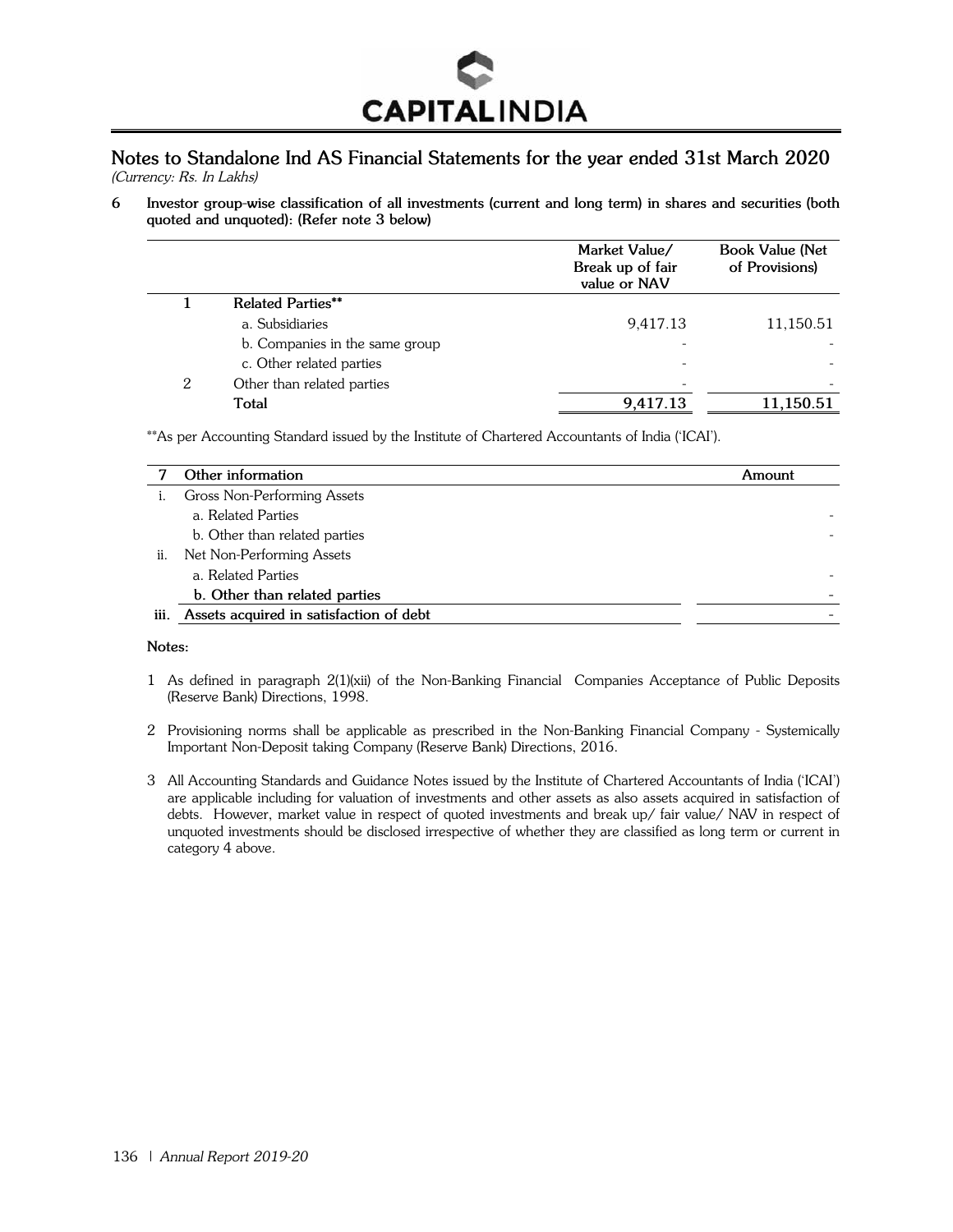## Notes to Standalone Ind AS Financial Statements for the year ended 31st March 2020

*(Currency: Rs. In Lakhs)*

**6 Investor group-wise classification of all investments (current and long term) in shares and securities (both quoted and unquoted): (Refer note 3 below)**

| | | Market Value/ Break up of fair value or NAV | Book Value (Net of Provisions) |
|---|---|---|---|
| 1 | **Related Parties**** | | |
| | a. Subsidiaries | 9,417.13 | 11,150.51 |
| | b. Companies in the same group | - | - |
| | c. Other related parties | - | - |
| 2 | Other than related parties | - | - |
| | **Total** | **9,417.13** | **11,150.51** |

**As per Accounting Standard issued by the Institute of Chartered Accountants of India ('ICAI').

| 7 | Other information | Amount |
|---|---|---|
| i. | Gross Non-Performing Assets | |
| | a. Related Parties | - |
| | b. Other than related parties | - |
| ii. | Net Non-Performing Assets | |
| | a. Related Parties | - |
| | **b. Other than related parties** | - |
| **iii.** | **Assets acquired in satisfaction of debt** | - |

**Notes:**

1. As defined in paragraph 2(1)(xii) of the Non-Banking Financial Companies Acceptance of Public Deposits (Reserve Bank) Directions, 1998.

2. Provisioning norms shall be applicable as prescribed in the Non-Banking Financial Company - Systemically Important Non-Deposit taking Company (Reserve Bank) Directions, 2016.

3. All Accounting Standards and Guidance Notes issued by the Institute of Chartered Accountants of India ('ICAI') are applicable including for valuation of investments and other assets as also assets acquired in satisfaction of debts. However, market value in respect of quoted investments and break up/ fair value/ NAV in respect of unquoted investments should be disclosed irrespective of whether they are classified as long term or current in category 4 above.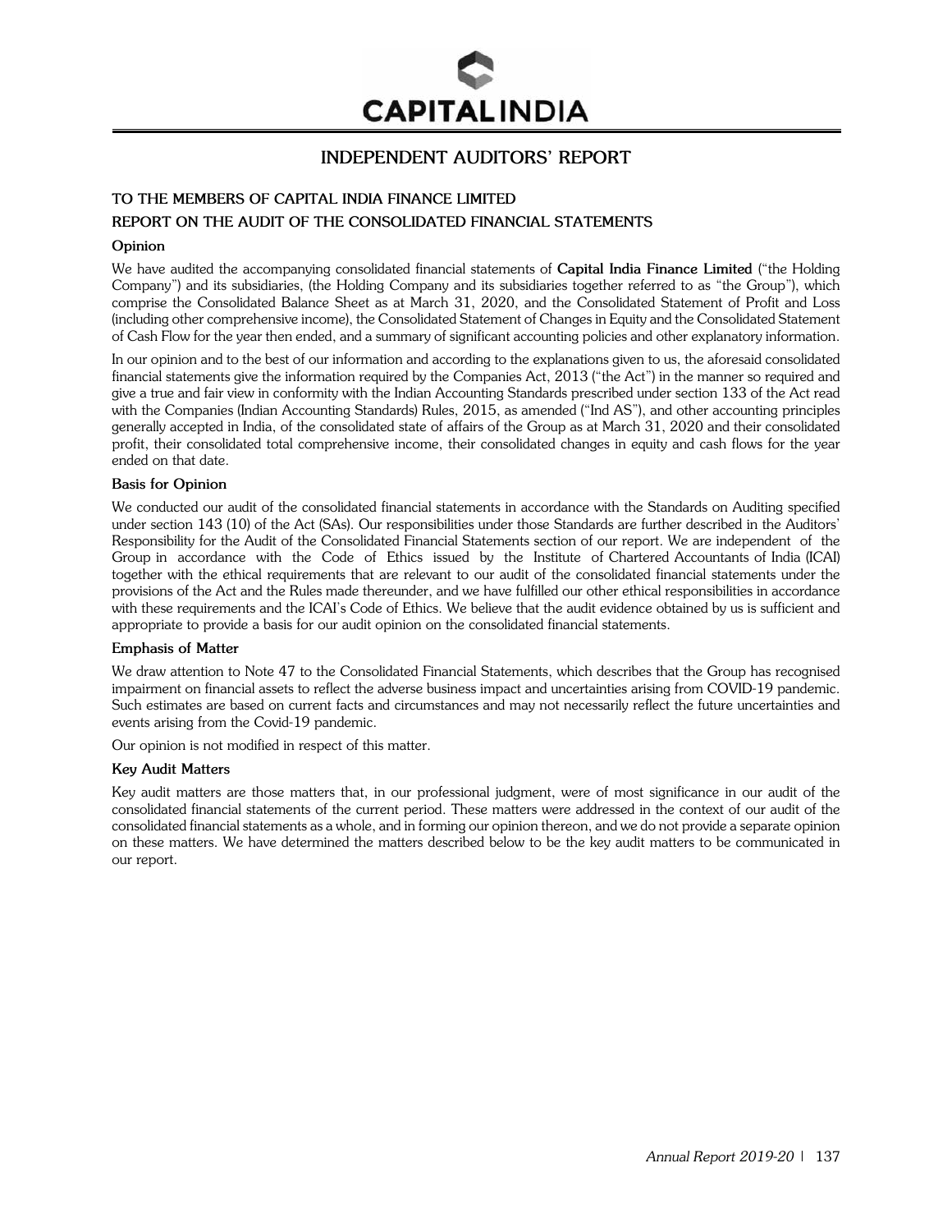# INDEPENDENT AUDITORS' REPORT

## TO THE MEMBERS OF CAPITAL INDIA FINANCE LIMITED

## REPORT ON THE AUDIT OF THE CONSOLIDATED FINANCIAL STATEMENTS

### Opinion

We have audited the accompanying consolidated financial statements of **Capital India Finance Limited** ("the Holding Company") and its subsidiaries, (the Holding Company and its subsidiaries together referred to as "the Group"), which comprise the Consolidated Balance Sheet as at March 31, 2020, and the Consolidated Statement of Profit and Loss (including other comprehensive income), the Consolidated Statement of Changes in Equity and the Consolidated Statement of Cash Flow for the year then ended, and a summary of significant accounting policies and other explanatory information.

In our opinion and to the best of our information and according to the explanations given to us, the aforesaid consolidated financial statements give the information required by the Companies Act, 2013 ("the Act") in the manner so required and give a true and fair view in conformity with the Indian Accounting Standards prescribed under section 133 of the Act read with the Companies (Indian Accounting Standards) Rules, 2015, as amended ("Ind AS"), and other accounting principles generally accepted in India, of the consolidated state of affairs of the Group as at March 31, 2020 and their consolidated profit, their consolidated total comprehensive income, their consolidated changes in equity and cash flows for the year ended on that date.

### Basis for Opinion

We conducted our audit of the consolidated financial statements in accordance with the Standards on Auditing specified under section 143 (10) of the Act (SAs). Our responsibilities under those Standards are further described in the Auditors' Responsibility for the Audit of the Consolidated Financial Statements section of our report. We are independent of the Group in accordance with the Code of Ethics issued by the Institute of Chartered Accountants of India (ICAI) together with the ethical requirements that are relevant to our audit of the consolidated financial statements under the provisions of the Act and the Rules made thereunder, and we have fulfilled our other ethical responsibilities in accordance with these requirements and the ICAI's Code of Ethics. We believe that the audit evidence obtained by us is sufficient and appropriate to provide a basis for our audit opinion on the consolidated financial statements.

### Emphasis of Matter

We draw attention to Note 47 to the Consolidated Financial Statements, which describes that the Group has recognised impairment on financial assets to reflect the adverse business impact and uncertainties arising from COVID-19 pandemic. Such estimates are based on current facts and circumstances and may not necessarily reflect the future uncertainties and events arising from the Covid-19 pandemic.

Our opinion is not modified in respect of this matter.

### Key Audit Matters

Key audit matters are those matters that, in our professional judgment, were of most significance in our audit of the consolidated financial statements of the current period. These matters were addressed in the context of our audit of the consolidated financial statements as a whole, and in forming our opinion thereon, and we do not provide a separate opinion on these matters. We have determined the matters described below to be the key audit matters to be communicated in our report.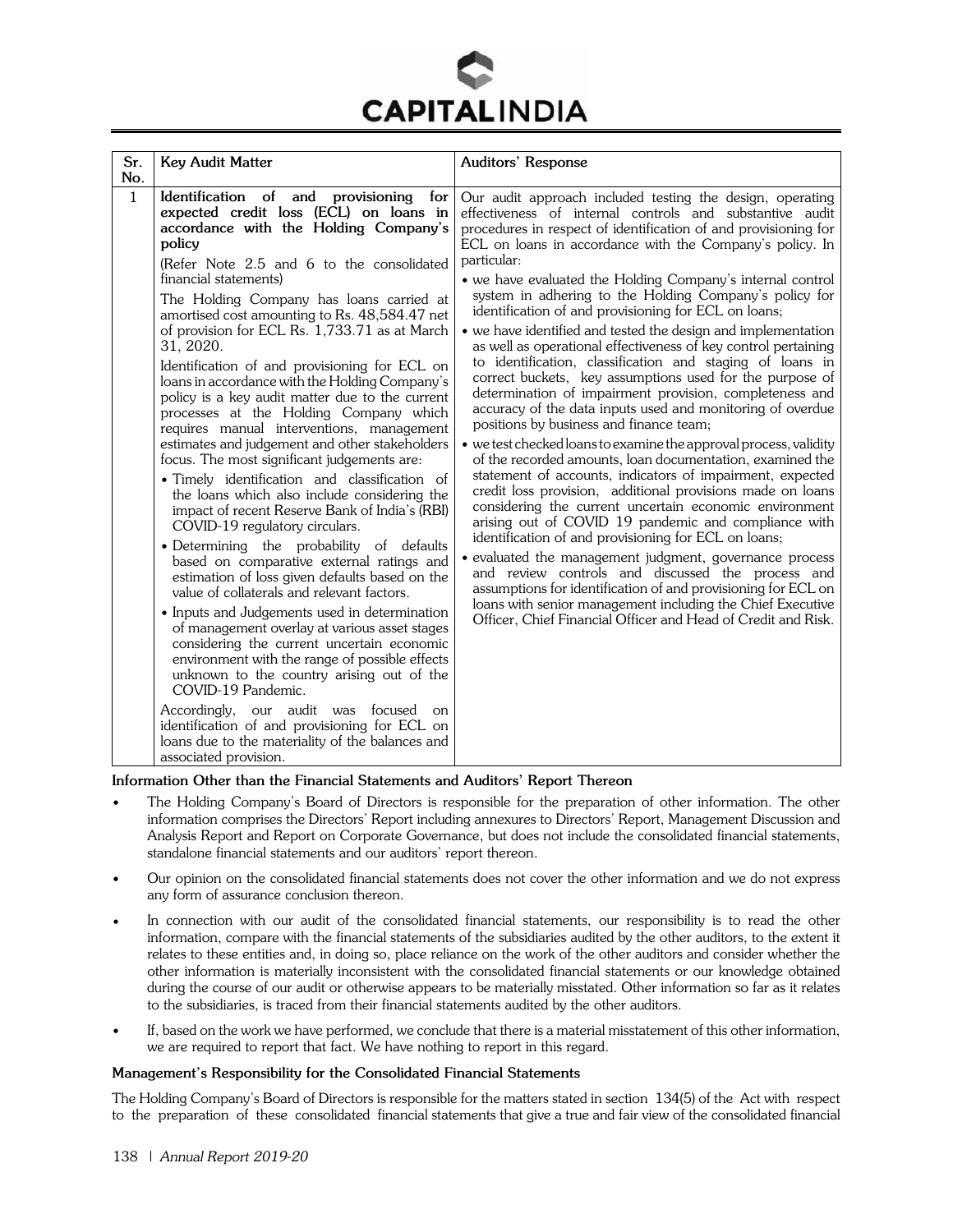| Sr. No. | Key Audit Matter | Auditors' Response |
|---|---|---|
| 1 | **Identification of and provisioning for expected credit loss (ECL) on loans in accordance with the Holding Company's policy**<br><br>(Refer Note 2.5 and 6 to the consolidated financial statements)<br><br>The Holding Company has loans carried at amortised cost amounting to Rs. 48,584.47 net of provision for ECL Rs. 1,733.71 as at March 31, 2020.<br><br>Identification of and provisioning for ECL on loans in accordance with the Holding Company's policy is a key audit matter due to the current processes at the Holding Company which requires manual interventions, management estimates and judgement and other stakeholders focus. The most significant judgements are:<br><br>• Timely identification and classification of the loans which also include considering the impact of recent Reserve Bank of India's (RBI) COVID-19 regulatory circulars.<br><br>• Determining the probability of defaults based on comparative external ratings and estimation of loss given defaults based on the value of collaterals and relevant factors.<br><br>• Inputs and Judgements used in determination of management overlay at various asset stages considering the current uncertain economic environment with the range of possible effects unknown to the country arising out of the COVID-19 Pandemic.<br><br>Accordingly, our audit was focused on identification of and provisioning for ECL on loans due to the materiality of the balances and associated provision. | Our audit approach included testing the design, operating effectiveness of internal controls and substantive audit procedures in respect of identification of and provisioning for ECL on loans in accordance with the Company's policy. In particular:<br><br>• we have evaluated the Holding Company's internal control system in adhering to the Holding Company's policy for identification of and provisioning for ECL on loans;<br><br>• we have identified and tested the design and implementation as well as operational effectiveness of key control pertaining to identification, classification and staging of loans in correct buckets, key assumptions used for the purpose of determination of impairment provision, completeness and accuracy of the data inputs used and monitoring of overdue positions by business and finance team;<br><br>• we test checked loans to examine the approval process, validity of the recorded amounts, loan documentation, examined the statement of accounts, indicators of impairment, expected credit loss provision, additional provisions made on loans considering the current uncertain economic environment arising out of COVID 19 pandemic and compliance with identification of and provisioning for ECL on loans;<br><br>• evaluated the management judgment, governance process and review controls and discussed the process and assumptions for identification of and provisioning for ECL on loans with senior management including the Chief Executive Officer, Chief Financial Officer and Head of Credit and Risk. |

**Information Other than the Financial Statements and Auditors' Report Thereon**

- The Holding Company's Board of Directors is responsible for the preparation of other information. The other information comprises the Directors' Report including annexures to Directors' Report, Management Discussion and Analysis Report and Report on Corporate Governance, but does not include the consolidated financial statements, standalone financial statements and our auditors' report thereon.
- Our opinion on the consolidated financial statements does not cover the other information and we do not express any form of assurance conclusion thereon.
- In connection with our audit of the consolidated financial statements, our responsibility is to read the other information, compare with the financial statements of the subsidiaries audited by the other auditors, to the extent it relates to these entities and, in doing so, place reliance on the work of the other auditors and consider whether the other information is materially inconsistent with the consolidated financial statements or our knowledge obtained during the course of our audit or otherwise appears to be materially misstated. Other information so far as it relates to the subsidiaries, is traced from their financial statements audited by the other auditors.
- If, based on the work we have performed, we conclude that there is a material misstatement of this other information, we are required to report that fact. We have nothing to report in this regard.

**Management's Responsibility for the Consolidated Financial Statements**

The Holding Company's Board of Directors is responsible for the matters stated in section 134(5) of the Act with respect to the preparation of these consolidated financial statements that give a true and fair view of the consolidated financial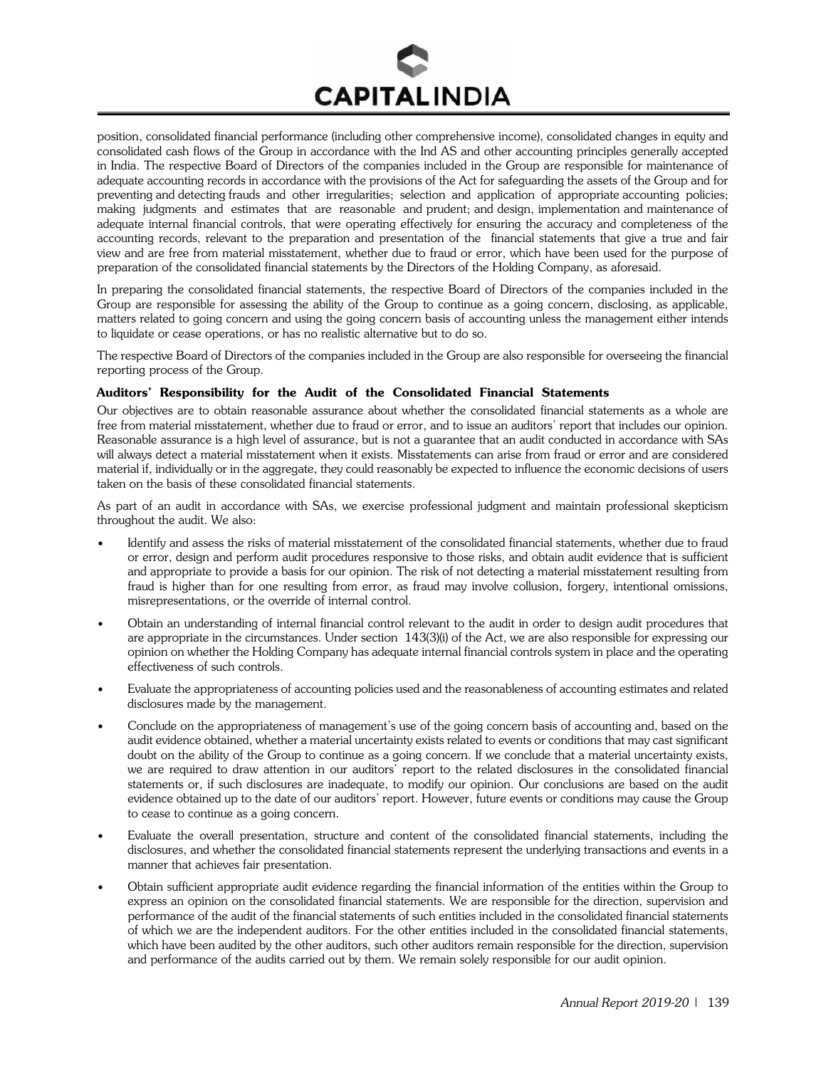position, consolidated financial performance (including other comprehensive income), consolidated changes in equity and consolidated cash flows of the Group in accordance with the Ind AS and other accounting principles generally accepted in India. The respective Board of Directors of the companies included in the Group are responsible for maintenance of adequate accounting records in accordance with the provisions of the Act for safeguarding the assets of the Group and for preventing and detecting frauds and other irregularities; selection and application of appropriate accounting policies; making judgments and estimates that are reasonable and prudent; and design, implementation and maintenance of adequate internal financial controls, that were operating effectively for ensuring the accuracy and completeness of the accounting records, relevant to the preparation and presentation of the financial statements that give a true and fair view and are free from material misstatement, whether due to fraud or error, which have been used for the purpose of preparation of the consolidated financial statements by the Directors of the Holding Company, as aforesaid.

In preparing the consolidated financial statements, the respective Board of Directors of the companies included in the Group are responsible for assessing the ability of the Group to continue as a going concern, disclosing, as applicable, matters related to going concern and using the going concern basis of accounting unless the management either intends to liquidate or cease operations, or has no realistic alternative but to do so.

The respective Board of Directors of the companies included in the Group are also responsible for overseeing the financial reporting process of the Group.

### Auditors' Responsibility for the Audit of the Consolidated Financial Statements

Our objectives are to obtain reasonable assurance about whether the consolidated financial statements as a whole are free from material misstatement, whether due to fraud or error, and to issue an auditors' report that includes our opinion. Reasonable assurance is a high level of assurance, but is not a guarantee that an audit conducted in accordance with SAs will always detect a material misstatement when it exists. Misstatements can arise from fraud or error and are considered material if, individually or in the aggregate, they could reasonably be expected to influence the economic decisions of users taken on the basis of these consolidated financial statements.

As part of an audit in accordance with SAs, we exercise professional judgment and maintain professional skepticism throughout the audit. We also:

- Identify and assess the risks of material misstatement of the consolidated financial statements, whether due to fraud or error, design and perform audit procedures responsive to those risks, and obtain audit evidence that is sufficient and appropriate to provide a basis for our opinion. The risk of not detecting a material misstatement resulting from fraud is higher than for one resulting from error, as fraud may involve collusion, forgery, intentional omissions, misrepresentations, or the override of internal control.
- Obtain an understanding of internal financial control relevant to the audit in order to design audit procedures that are appropriate in the circumstances. Under section 143(3)(i) of the Act, we are also responsible for expressing our opinion on whether the Holding Company has adequate internal financial controls system in place and the operating effectiveness of such controls.
- Evaluate the appropriateness of accounting policies used and the reasonableness of accounting estimates and related disclosures made by the management.
- Conclude on the appropriateness of management's use of the going concern basis of accounting and, based on the audit evidence obtained, whether a material uncertainty exists related to events or conditions that may cast significant doubt on the ability of the Group to continue as a going concern. If we conclude that a material uncertainty exists, we are required to draw attention in our auditors' report to the related disclosures in the consolidated financial statements or, if such disclosures are inadequate, to modify our opinion. Our conclusions are based on the audit evidence obtained up to the date of our auditors' report. However, future events or conditions may cause the Group to cease to continue as a going concern.
- Evaluate the overall presentation, structure and content of the consolidated financial statements, including the disclosures, and whether the consolidated financial statements represent the underlying transactions and events in a manner that achieves fair presentation.
- Obtain sufficient appropriate audit evidence regarding the financial information of the entities within the Group to express an opinion on the consolidated financial statements. We are responsible for the direction, supervision and performance of the audit of the financial statements of such entities included in the consolidated financial statements of which we are the independent auditors. For the other entities included in the consolidated financial statements, which have been audited by the other auditors, such other auditors remain responsible for the direction, supervision and performance of the audits carried out by them. We remain solely responsible for our audit opinion.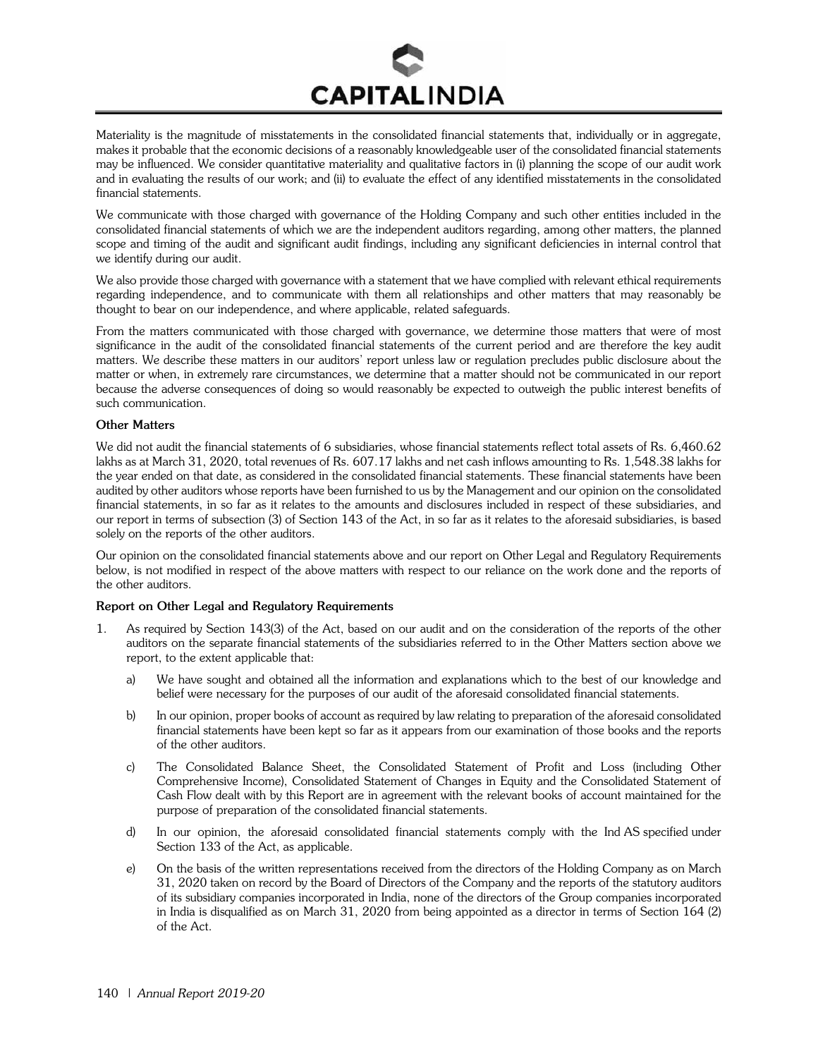Materiality is the magnitude of misstatements in the consolidated financial statements that, individually or in aggregate, makes it probable that the economic decisions of a reasonably knowledgeable user of the consolidated financial statements may be influenced. We consider quantitative materiality and qualitative factors in (i) planning the scope of our audit work and in evaluating the results of our work; and (ii) to evaluate the effect of any identified misstatements in the consolidated financial statements.

We communicate with those charged with governance of the Holding Company and such other entities included in the consolidated financial statements of which we are the independent auditors regarding, among other matters, the planned scope and timing of the audit and significant audit findings, including any significant deficiencies in internal control that we identify during our audit.

We also provide those charged with governance with a statement that we have complied with relevant ethical requirements regarding independence, and to communicate with them all relationships and other matters that may reasonably be thought to bear on our independence, and where applicable, related safeguards.

From the matters communicated with those charged with governance, we determine those matters that were of most significance in the audit of the consolidated financial statements of the current period and are therefore the key audit matters. We describe these matters in our auditors' report unless law or regulation precludes public disclosure about the matter or when, in extremely rare circumstances, we determine that a matter should not be communicated in our report because the adverse consequences of doing so would reasonably be expected to outweigh the public interest benefits of such communication.

**Other Matters**

We did not audit the financial statements of 6 subsidiaries, whose financial statements reflect total assets of Rs. 6,460.62 lakhs as at March 31, 2020, total revenues of Rs. 607.17 lakhs and net cash inflows amounting to Rs. 1,548.38 lakhs for the year ended on that date, as considered in the consolidated financial statements. These financial statements have been audited by other auditors whose reports have been furnished to us by the Management and our opinion on the consolidated financial statements, in so far as it relates to the amounts and disclosures included in respect of these subsidiaries, and our report in terms of subsection (3) of Section 143 of the Act, in so far as it relates to the aforesaid subsidiaries, is based solely on the reports of the other auditors.

Our opinion on the consolidated financial statements above and our report on Other Legal and Regulatory Requirements below, is not modified in respect of the above matters with respect to our reliance on the work done and the reports of the other auditors.

**Report on Other Legal and Regulatory Requirements**

1. As required by Section 143(3) of the Act, based on our audit and on the consideration of the reports of the other auditors on the separate financial statements of the subsidiaries referred to in the Other Matters section above we report, to the extent applicable that:

    a) We have sought and obtained all the information and explanations which to the best of our knowledge and belief were necessary for the purposes of our audit of the aforesaid consolidated financial statements.

    b) In our opinion, proper books of account as required by law relating to preparation of the aforesaid consolidated financial statements have been kept so far as it appears from our examination of those books and the reports of the other auditors.

    c) The Consolidated Balance Sheet, the Consolidated Statement of Profit and Loss (including Other Comprehensive Income), Consolidated Statement of Changes in Equity and the Consolidated Statement of Cash Flow dealt with by this Report are in agreement with the relevant books of account maintained for the purpose of preparation of the consolidated financial statements.

    d) In our opinion, the aforesaid consolidated financial statements comply with the Ind AS specified under Section 133 of the Act, as applicable.

    e) On the basis of the written representations received from the directors of the Holding Company as on March 31, 2020 taken on record by the Board of Directors of the Company and the reports of the statutory auditors of its subsidiary companies incorporated in India, none of the directors of the Group companies incorporated in India is disqualified as on March 31, 2020 from being appointed as a director in terms of Section 164 (2) of the Act.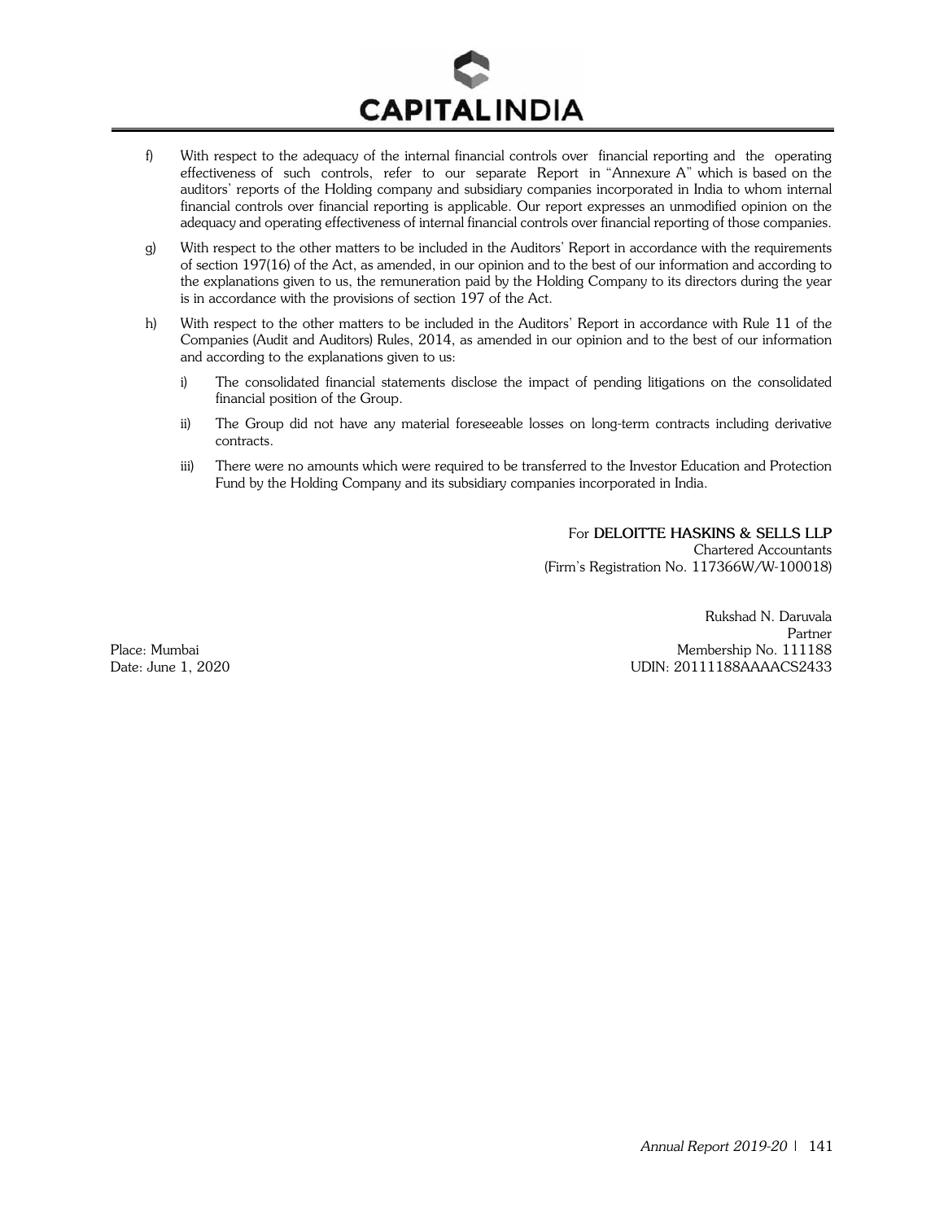f) With respect to the adequacy of the internal financial controls over financial reporting and the operating effectiveness of such controls, refer to our separate Report in "Annexure A" which is based on the auditors' reports of the Holding company and subsidiary companies incorporated in India to whom internal financial controls over financial reporting is applicable. Our report expresses an unmodified opinion on the adequacy and operating effectiveness of internal financial controls over financial reporting of those companies.

g) With respect to the other matters to be included in the Auditors' Report in accordance with the requirements of section 197(16) of the Act, as amended, in our opinion and to the best of our information and according to the explanations given to us, the remuneration paid by the Holding Company to its directors during the year is in accordance with the provisions of section 197 of the Act.

h) With respect to the other matters to be included in the Auditors' Report in accordance with Rule 11 of the Companies (Audit and Auditors) Rules, 2014, as amended in our opinion and to the best of our information and according to the explanations given to us:

   i) The consolidated financial statements disclose the impact of pending litigations on the consolidated financial position of the Group.

   ii) The Group did not have any material foreseeable losses on long-term contracts including derivative contracts.

   iii) There were no amounts which were required to be transferred to the Investor Education and Protection Fund by the Holding Company and its subsidiary companies incorporated in India.

For **DELOITTE HASKINS & SELLS LLP**
Chartered Accountants
(Firm's Registration No. 117366W/W-100018)

Rukshad N. Daruvala
Partner
Membership No. 111188
UDIN: 20111188AAAACS2433

Place: Mumbai
Date: June 1, 2020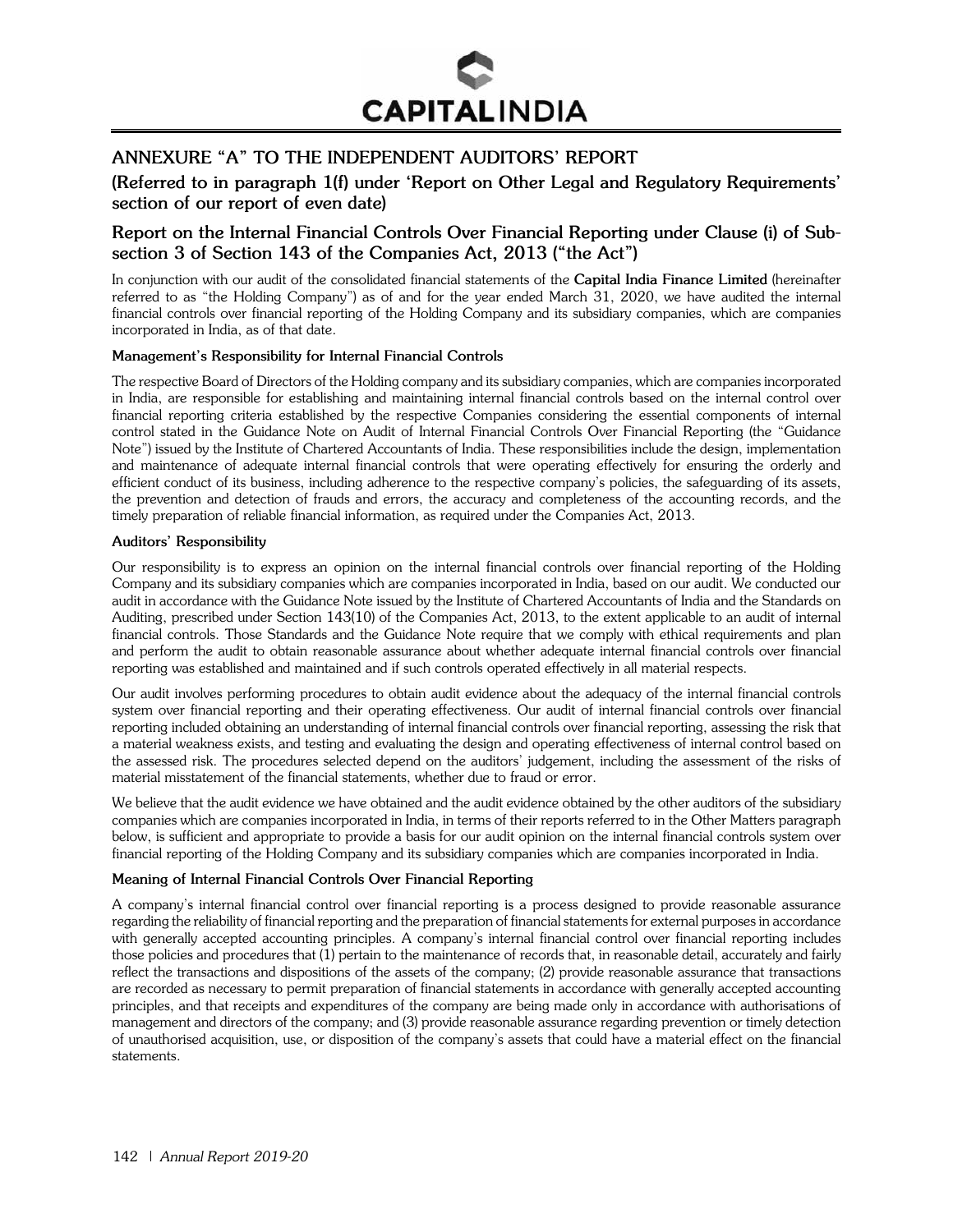## ANNEXURE "A" TO THE INDEPENDENT AUDITORS' REPORT

### (Referred to in paragraph 1(f) under 'Report on Other Legal and Regulatory Requirements' section of our report of even date)

### Report on the Internal Financial Controls Over Financial Reporting under Clause (i) of Sub-section 3 of Section 143 of the Companies Act, 2013 ("the Act")

In conjunction with our audit of the consolidated financial statements of the **Capital India Finance Limited** (hereinafter referred to as "the Holding Company") as of and for the year ended March 31, 2020, we have audited the internal financial controls over financial reporting of the Holding Company and its subsidiary companies, which are companies incorporated in India, as of that date.

**Management's Responsibility for Internal Financial Controls**

The respective Board of Directors of the Holding company and its subsidiary companies, which are companies incorporated in India, are responsible for establishing and maintaining internal financial controls based on the internal control over financial reporting criteria established by the respective Companies considering the essential components of internal control stated in the Guidance Note on Audit of Internal Financial Controls Over Financial Reporting (the "Guidance Note") issued by the Institute of Chartered Accountants of India. These responsibilities include the design, implementation and maintenance of adequate internal financial controls that were operating effectively for ensuring the orderly and efficient conduct of its business, including adherence to the respective company's policies, the safeguarding of its assets, the prevention and detection of frauds and errors, the accuracy and completeness of the accounting records, and the timely preparation of reliable financial information, as required under the Companies Act, 2013.

**Auditors' Responsibility**

Our responsibility is to express an opinion on the internal financial controls over financial reporting of the Holding Company and its subsidiary companies which are companies incorporated in India, based on our audit. We conducted our audit in accordance with the Guidance Note issued by the Institute of Chartered Accountants of India and the Standards on Auditing, prescribed under Section 143(10) of the Companies Act, 2013, to the extent applicable to an audit of internal financial controls. Those Standards and the Guidance Note require that we comply with ethical requirements and plan and perform the audit to obtain reasonable assurance about whether adequate internal financial controls over financial reporting was established and maintained and if such controls operated effectively in all material respects.

Our audit involves performing procedures to obtain audit evidence about the adequacy of the internal financial controls system over financial reporting and their operating effectiveness. Our audit of internal financial controls over financial reporting included obtaining an understanding of internal financial controls over financial reporting, assessing the risk that a material weakness exists, and testing and evaluating the design and operating effectiveness of internal control based on the assessed risk. The procedures selected depend on the auditors' judgement, including the assessment of the risks of material misstatement of the financial statements, whether due to fraud or error.

We believe that the audit evidence we have obtained and the audit evidence obtained by the other auditors of the subsidiary companies which are companies incorporated in India, in terms of their reports referred to in the Other Matters paragraph below, is sufficient and appropriate to provide a basis for our audit opinion on the internal financial controls system over financial reporting of the Holding Company and its subsidiary companies which are companies incorporated in India.

**Meaning of Internal Financial Controls Over Financial Reporting**

A company's internal financial control over financial reporting is a process designed to provide reasonable assurance regarding the reliability of financial reporting and the preparation of financial statements for external purposes in accordance with generally accepted accounting principles. A company's internal financial control over financial reporting includes those policies and procedures that (1) pertain to the maintenance of records that, in reasonable detail, accurately and fairly reflect the transactions and dispositions of the assets of the company; (2) provide reasonable assurance that transactions are recorded as necessary to permit preparation of financial statements in accordance with generally accepted accounting principles, and that receipts and expenditures of the company are being made only in accordance with authorisations of management and directors of the company; and (3) provide reasonable assurance regarding prevention or timely detection of unauthorised acquisition, use, or disposition of the company's assets that could have a material effect on the financial statements.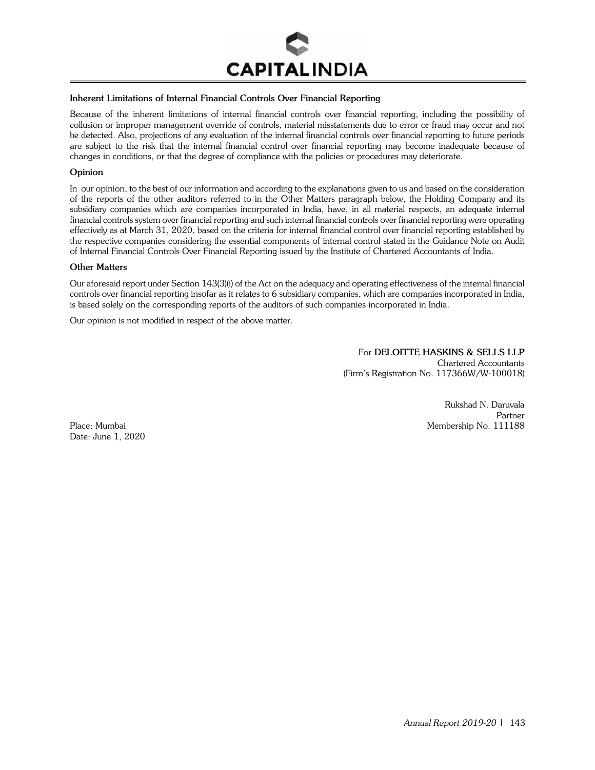### Inherent Limitations of Internal Financial Controls Over Financial Reporting

Because of the inherent limitations of internal financial controls over financial reporting, including the possibility of collusion or improper management override of controls, material misstatements due to error or fraud may occur and not be detected. Also, projections of any evaluation of the internal financial controls over financial reporting to future periods are subject to the risk that the internal financial control over financial reporting may become inadequate because of changes in conditions, or that the degree of compliance with the policies or procedures may deteriorate.

### Opinion

In our opinion, to the best of our information and according to the explanations given to us and based on the consideration of the reports of the other auditors referred to in the Other Matters paragraph below, the Holding Company and its subsidiary companies which are companies incorporated in India, have, in all material respects, an adequate internal financial controls system over financial reporting and such internal financial controls over financial reporting were operating effectively as at March 31, 2020, based on the criteria for internal financial control over financial reporting established by the respective companies considering the essential components of internal control stated in the Guidance Note on Audit of Internal Financial Controls Over Financial Reporting issued by the Institute of Chartered Accountants of India.

### Other Matters

Our aforesaid report under Section 143(3)(i) of the Act on the adequacy and operating effectiveness of the internal financial controls over financial reporting insofar as it relates to 6 subsidiary companies, which are companies incorporated in India, is based solely on the corresponding reports of the auditors of such companies incorporated in India.

Our opinion is not modified in respect of the above matter.

For **DELOITTE HASKINS & SELLS LLP**
Chartered Accountants
(Firm's Registration No. 117366W/W-100018)

Rukshad N. Daruvala
Partner
Membership No. 111188

Place: Mumbai
Date: June 1, 2020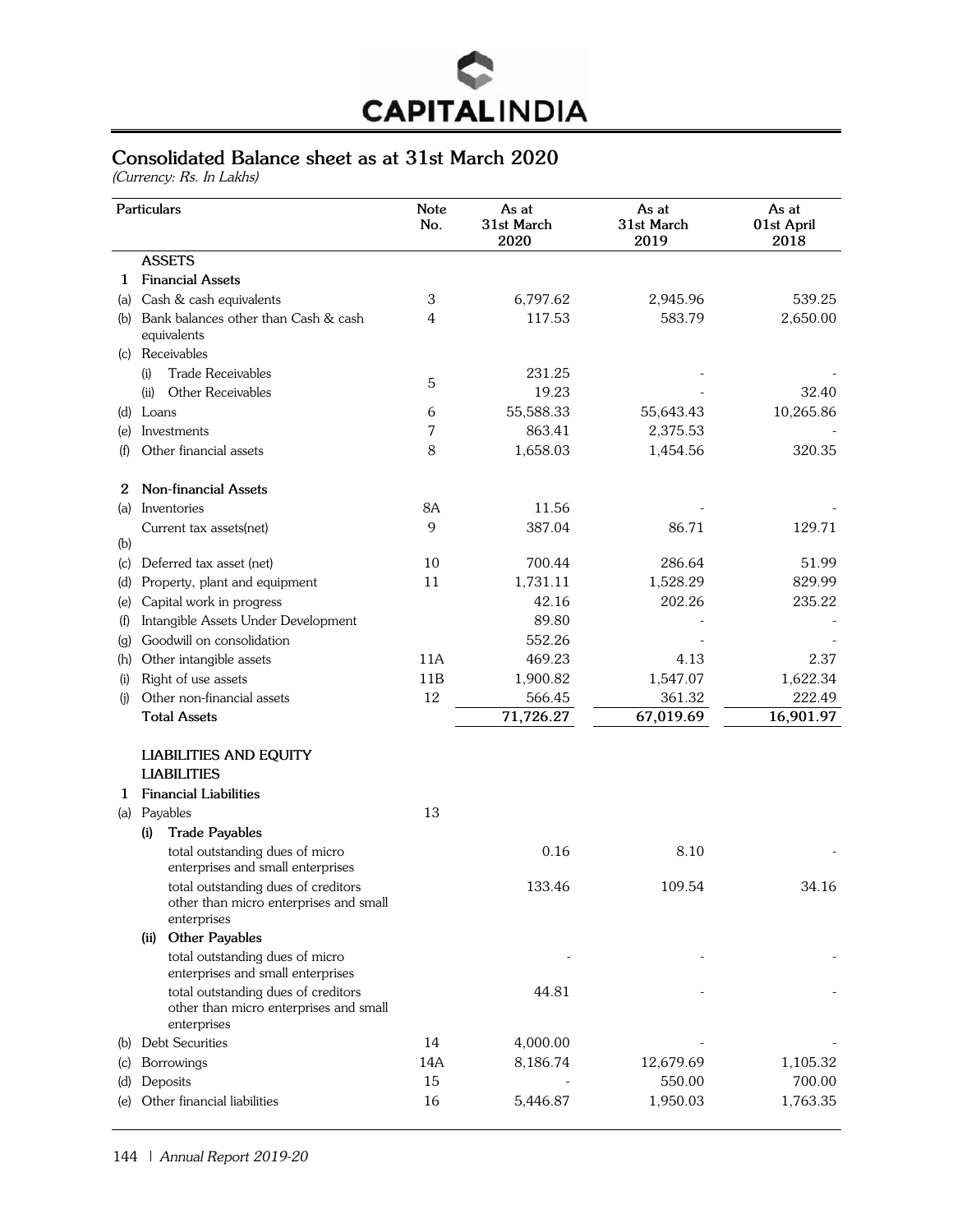# Consolidated Balance sheet as at 31st March 2020

*(Currency: Rs. In Lakhs)*

| | Particulars | Note No. | As at 31st March 2020 | As at 31st March 2019 | As at 01st April 2018 |
|---|---|---|---|---|---|
| | **ASSETS** | | | | |
| **1** | **Financial Assets** | | | | |
| (a) | Cash & cash equivalents | 3 | 6,797.62 | 2,945.96 | 539.25 |
| (b) | Bank balances other than Cash & cash equivalents | 4 | 117.53 | 583.79 | 2,650.00 |
| (c) | Receivables | | | | |
| | (i) Trade Receivables | 5 | 231.25 | - | - |
| | (ii) Other Receivables | | 19.23 | - | 32.40 |
| (d) | Loans | 6 | 55,588.33 | 55,643.43 | 10,265.86 |
| (e) | Investments | 7 | 863.41 | 2,375.53 | - |
| (f) | Other financial assets | 8 | 1,658.03 | 1,454.56 | 320.35 |
| **2** | **Non-financial Assets** | | | | |
| (a) | Inventories | 8A | 11.56 | - | - |
| (b) | Current tax assets(net) | 9 | 387.04 | 86.71 | 129.71 |
| (c) | Deferred tax asset (net) | 10 | 700.44 | 286.64 | 51.99 |
| (d) | Property, plant and equipment | 11 | 1,731.11 | 1,528.29 | 829.99 |
| (e) | Capital work in progress | | 42.16 | 202.26 | 235.22 |
| (f) | Intangible Assets Under Development | | 89.80 | - | - |
| (g) | Goodwill on consolidation | | 552.26 | - | - |
| (h) | Other intangible assets | 11A | 469.23 | 4.13 | 2.37 |
| (i) | Right of use assets | 11B | 1,900.82 | 1,547.07 | 1,622.34 |
| (j) | Other non-financial assets | 12 | 566.45 | 361.32 | 222.49 |
| | **Total Assets** | | **71,726.27** | **67,019.69** | **16,901.97** |
| | **LIABILITIES AND EQUITY** | | | | |
| | **LIABILITIES** | | | | |
| **1** | **Financial Liabilities** | | | | |
| (a) | Payables | 13 | | | |
| | **(i) Trade Payables** | | | | |
| | total outstanding dues of micro enterprises and small enterprises | | 0.16 | 8.10 | - |
| | total outstanding dues of creditors other than micro enterprises and small enterprises | | 133.46 | 109.54 | 34.16 |
| | **(ii) Other Payables** | | | | |
| | total outstanding dues of micro enterprises and small enterprises | | - | - | - |
| | total outstanding dues of creditors other than micro enterprises and small enterprises | | 44.81 | - | - |
| (b) | Debt Securities | 14 | 4,000.00 | - | - |
| (c) | Borrowings | 14A | 8,186.74 | 12,679.69 | 1,105.32 |
| (d) | Deposits | 15 | - | 550.00 | 700.00 |
| (e) | Other financial liabilities | 16 | 5,446.87 | 1,950.03 | 1,763.35 |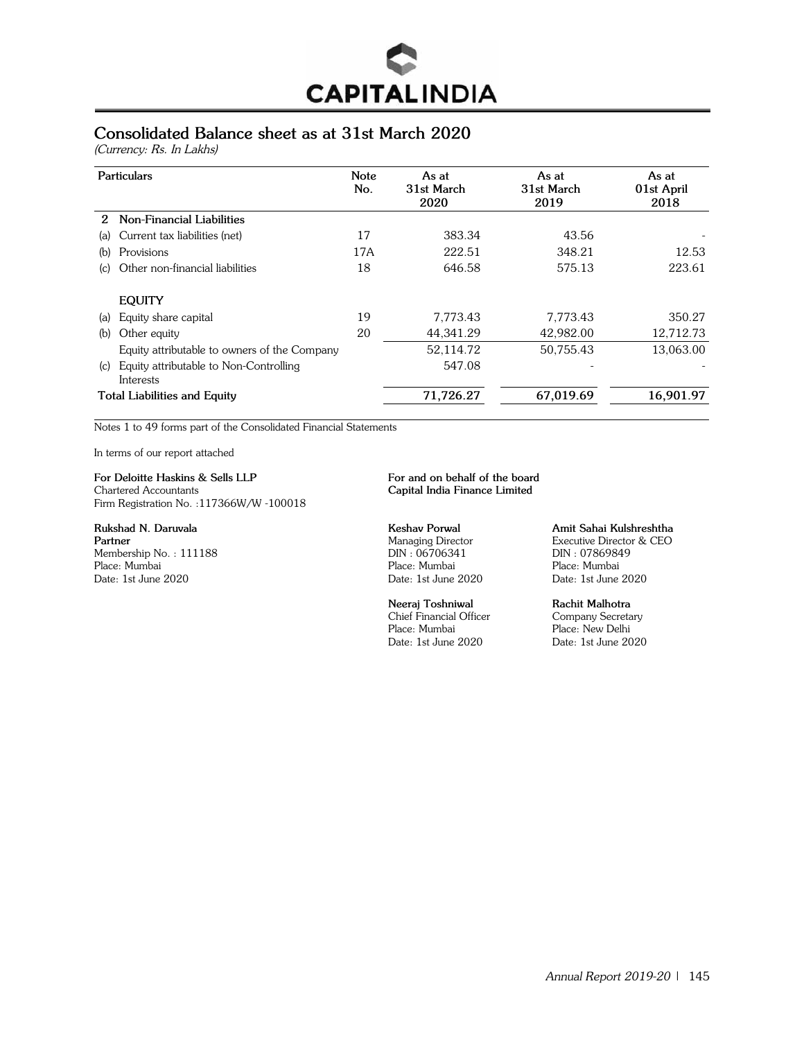# Consolidated Balance sheet as at 31st March 2020

*(Currency: Rs. In Lakhs)*

| Particulars | Note No. | As at 31st March 2020 | As at 31st March 2019 | As at 01st April 2018 |
|---|---|---|---|---|
| **2 Non-Financial Liabilities** | | | | |
| (a) Current tax liabilities (net) | 17 | 383.34 | 43.56 | - |
| (b) Provisions | 17A | 222.51 | 348.21 | 12.53 |
| (c) Other non-financial liabilities | 18 | 646.58 | 575.13 | 223.61 |
| **EQUITY** | | | | |
| (a) Equity share capital | 19 | 7,773.43 | 7,773.43 | 350.27 |
| (b) Other equity | 20 | 44,341.29 | 42,982.00 | 12,712.73 |
| Equity attributable to owners of the Company | | 52,114.72 | 50,755.43 | 13,063.00 |
| (c) Equity attributable to Non-Controlling Interests | | 547.08 | - | - |
| **Total Liabilities and Equity** | | **71,726.27** | **67,019.69** | **16,901.97** |

Notes 1 to 49 forms part of the Consolidated Financial Statements

In terms of our report attached

**For Deloitte Haskins & Sells LLP**
Chartered Accountants
Firm Registration No. :117366W/W -100018

**Rukshad N. Daruvala**
**Partner**
Membership No. : 111188
Place: Mumbai
Date: 1st June 2020

**For and on behalf of the board**
**Capital India Finance Limited**

**Keshav Porwal**
Managing Director
DIN : 06706341
Place: Mumbai
Date: 1st June 2020

**Amit Sahai Kulshreshtha**
Executive Director & CEO
DIN : 07869849
Place: Mumbai
Date: 1st June 2020

**Neeraj Toshniwal**
Chief Financial Officer
Place: Mumbai
Date: 1st June 2020

**Rachit Malhotra**
Company Secretary
Place: New Delhi
Date: 1st June 2020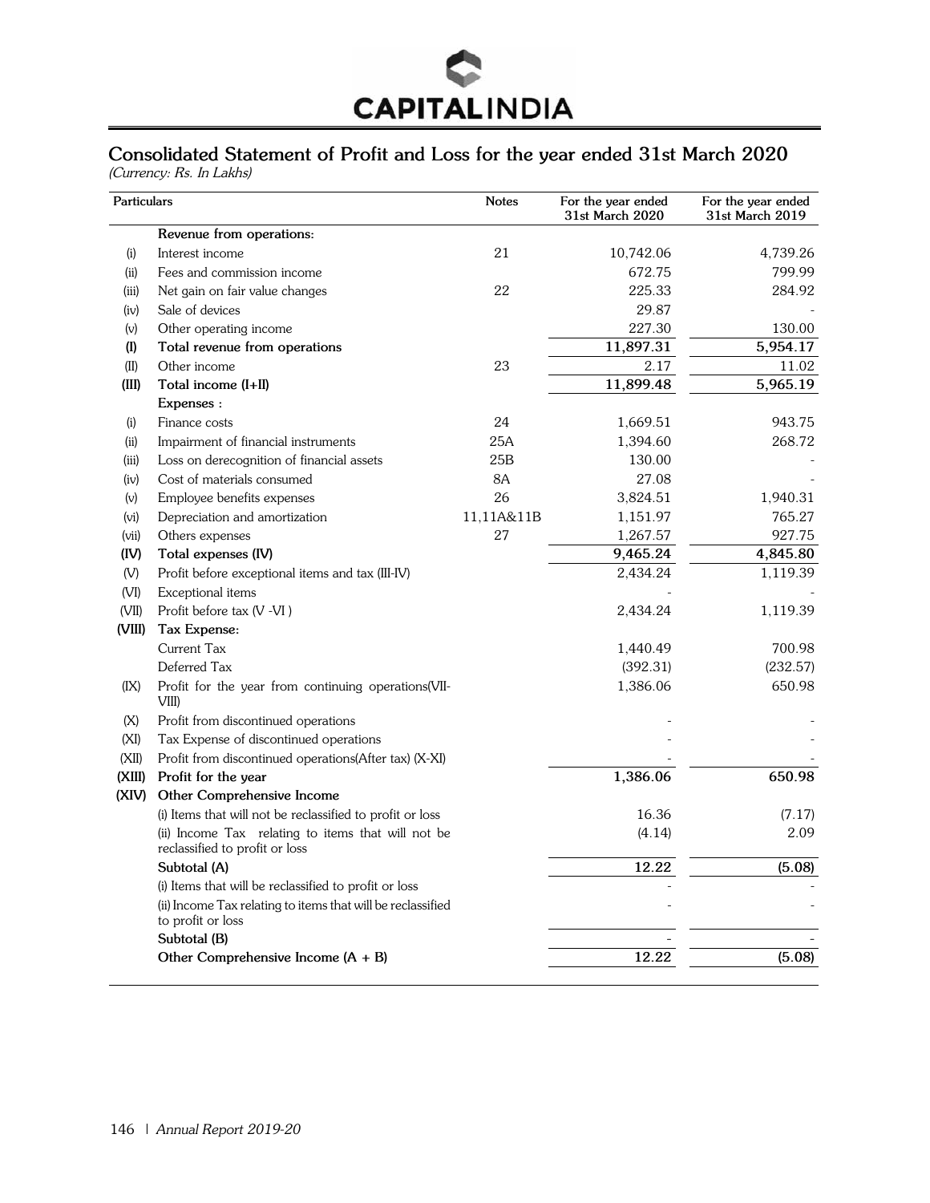CAPITALINDIA

## Consolidated Statement of Profit and Loss for the year ended 31st March 2020

*(Currency: Rs. In Lakhs)*

| | Particulars | Notes | For the year ended 31st March 2020 | For the year ended 31st March 2019 |
|---|---|---|---|---|
| | **Revenue from operations:** | | | |
| (i) | Interest income | 21 | 10,742.06 | 4,739.26 |
| (ii) | Fees and commission income | | 672.75 | 799.99 |
| (iii) | Net gain on fair value changes | 22 | 225.33 | 284.92 |
| (iv) | Sale of devices | | 29.87 | - |
| (v) | Other operating income | | 227.30 | 130.00 |
| **(I)** | **Total revenue from operations** | | **11,897.31** | **5,954.17** |
| (II) | Other income | 23 | 2.17 | 11.02 |
| **(III)** | **Total income (I+II)** | | **11,899.48** | **5,965.19** |
| | **Expenses :** | | | |
| (i) | Finance costs | 24 | 1,669.51 | 943.75 |
| (ii) | Impairment of financial instruments | 25A | 1,394.60 | 268.72 |
| (iii) | Loss on derecognition of financial assets | 25B | 130.00 | - |
| (iv) | Cost of materials consumed | 8A | 27.08 | - |
| (v) | Employee benefits expenses | 26 | 3,824.51 | 1,940.31 |
| (vi) | Depreciation and amortization | 11,11A&11B | 1,151.97 | 765.27 |
| (vii) | Others expenses | 27 | 1,267.57 | 927.75 |
| **(IV)** | **Total expenses (IV)** | | **9,465.24** | **4,845.80** |
| (V) | Profit before exceptional items and tax (III-IV) | | 2,434.24 | 1,119.39 |
| (VI) | Exceptional items | | - | - |
| (VII) | Profit before tax (V -VI ) | | 2,434.24 | 1,119.39 |
| **(VIII)** | **Tax Expense:** | | | |
| | Current Tax | | 1,440.49 | 700.98 |
| | Deferred Tax | | (392.31) | (232.57) |
| (IX) | Profit for the year from continuing operations(VII-VIII) | | 1,386.06 | 650.98 |
| (X) | Profit from discontinued operations | | - | - |
| (XI) | Tax Expense of discontinued operations | | - | - |
| (XII) | Profit from discontinued operations(After tax) (X-XI) | | - | - |
| **(XIII)** | **Profit for the year** | | **1,386.06** | **650.98** |
| **(XIV)** | **Other Comprehensive Income** | | | |
| | (i) Items that will not be reclassified to profit or loss | | 16.36 | (7.17) |
| | (ii) Income Tax relating to items that will not be reclassified to profit or loss | | (4.14) | 2.09 |
| | **Subtotal (A)** | | **12.22** | **(5.08)** |
| | (i) Items that will be reclassified to profit or loss | | - | - |
| | (ii) Income Tax relating to items that will be reclassified to profit or loss | | - | - |
| | **Subtotal (B)** | | - | - |
| | **Other Comprehensive Income (A + B)** | | **12.22** | **(5.08)** |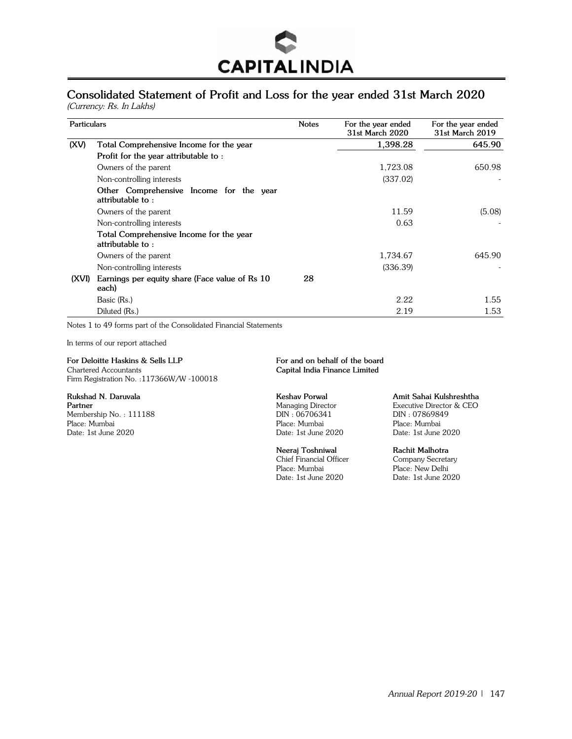# Consolidated Statement of Profit and Loss for the year ended 31st March 2020

*(Currency: Rs. In Lakhs)*

| | Particulars | Notes | For the year ended 31st March 2020 | For the year ended 31st March 2019 |
|---|---|---|---|---|
| **(XV)** | **Total Comprehensive Income for the year** | | **1,398.28** | **645.90** |
| | **Profit for the year attributable to :** | | | |
| | Owners of the parent | | 1,723.08 | 650.98 |
| | Non-controlling interests | | (337.02) | - |
| | **Other Comprehensive Income for the year attributable to :** | | | |
| | Owners of the parent | | 11.59 | (5.08) |
| | Non-controlling interests | | 0.63 | - |
| | **Total Comprehensive Income for the year attributable to :** | | | |
| | Owners of the parent | | 1,734.67 | 645.90 |
| | Non-controlling interests | | (336.39) | - |
| **(XVI)** | **Earnings per equity share (Face value of Rs 10 each)** | **28** | | |
| | Basic (Rs.) | | 2.22 | 1.55 |
| | Diluted (Rs.) | | 2.19 | 1.53 |

Notes 1 to 49 forms part of the Consolidated Financial Statements

In terms of our report attached

**For Deloitte Haskins & Sells LLP**
Chartered Accountants
Firm Registration No. :117366W/W -100018

**Rukshad N. Daruvala**
**Partner**
Membership No. : 111188
Place: Mumbai
Date: 1st June 2020

**For and on behalf of the board**
**Capital India Finance Limited**

**Keshav Porwal**
Managing Director
DIN : 06706341
Place: Mumbai
Date: 1st June 2020

**Amit Sahai Kulshreshtha**
Executive Director & CEO
DIN : 07869849
Place: Mumbai
Date: 1st June 2020

**Neeraj Toshniwal**
Chief Financial Officer
Place: Mumbai
Date: 1st June 2020

**Rachit Malhotra**
Company Secretary
Place: New Delhi
Date: 1st June 2020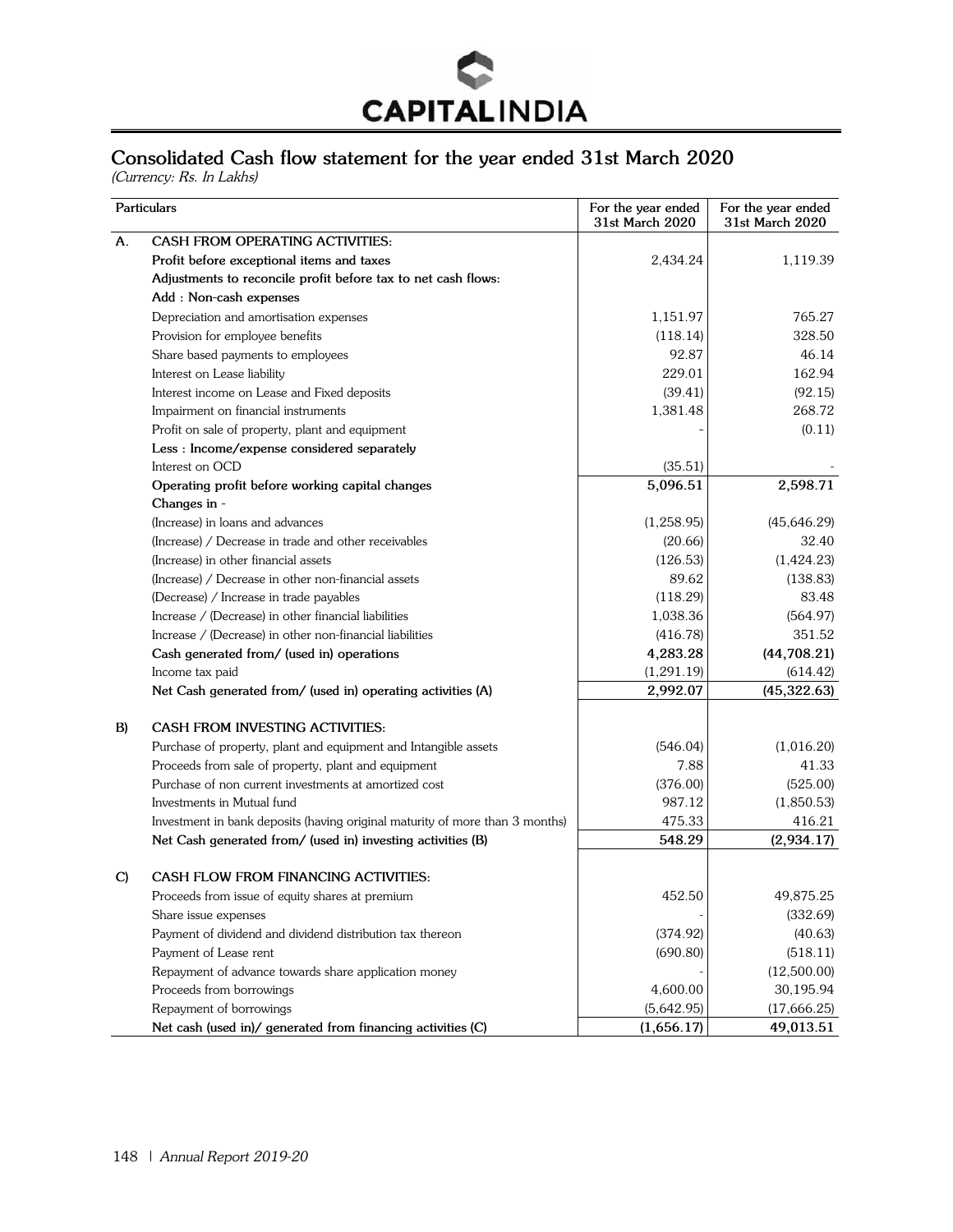# Consolidated Cash flow statement for the year ended 31st March 2020

*(Currency: Rs. In Lakhs)*

| | Particulars | For the year ended 31st March 2020 | For the year ended 31st March 2020 |
|---|---|---|---|
| A. | CASH FROM OPERATING ACTIVITIES: | | |
| | **Profit before exceptional items and taxes** | 2,434.24 | 1,119.39 |
| | **Adjustments to reconcile profit before tax to net cash flows:** | | |
| | **Add : Non-cash expenses** | | |
| | Depreciation and amortisation expenses | 1,151.97 | 765.27 |
| | Provision for employee benefits | (118.14) | 328.50 |
| | Share based payments to employees | 92.87 | 46.14 |
| | Interest on Lease liability | 229.01 | 162.94 |
| | Interest income on Lease and Fixed deposits | (39.41) | (92.15) |
| | Impairment on financial instruments | 1,381.48 | 268.72 |
| | Profit on sale of property, plant and equipment | - | (0.11) |
| | **Less : Income/expense considered separately** | | |
| | Interest on OCD | (35.51) | - |
| | **Operating profit before working capital changes** | **5,096.51** | **2,598.71** |
| | **Changes in -** | | |
| | (Increase) in loans and advances | (1,258.95) | (45,646.29) |
| | (Increase) / Decrease in trade and other receivables | (20.66) | 32.40 |
| | (Increase) in other financial assets | (126.53) | (1,424.23) |
| | (Increase) / Decrease in other non-financial assets | 89.62 | (138.83) |
| | (Decrease) / Increase in trade payables | (118.29) | 83.48 |
| | Increase / (Decrease) in other financial liabilities | 1,038.36 | (564.97) |
| | Increase / (Decrease) in other non-financial liabilities | (416.78) | 351.52 |
| | **Cash generated from/ (used in) operations** | **4,283.28** | **(44,708.21)** |
| | Income tax paid | (1,291.19) | (614.42) |
| | **Net Cash generated from/ (used in) operating activities (A)** | **2,992.07** | **(45,322.63)** |
| B) | CASH FROM INVESTING ACTIVITIES: | | |
| | Purchase of property, plant and equipment and Intangible assets | (546.04) | (1,016.20) |
| | Proceeds from sale of property, plant and equipment | 7.88 | 41.33 |
| | Purchase of non current investments at amortized cost | (376.00) | (525.00) |
| | Investments in Mutual fund | 987.12 | (1,850.53) |
| | Investment in bank deposits (having original maturity of more than 3 months) | 475.33 | 416.21 |
| | **Net Cash generated from/ (used in) investing activities (B)** | **548.29** | **(2,934.17)** |
| C) | CASH FLOW FROM FINANCING ACTIVITIES: | | |
| | Proceeds from issue of equity shares at premium | 452.50 | 49,875.25 |
| | Share issue expenses | - | (332.69) |
| | Payment of dividend and dividend distribution tax thereon | (374.92) | (40.63) |
| | Payment of Lease rent | (690.80) | (518.11) |
| | Repayment of advance towards share application money | - | (12,500.00) |
| | Proceeds from borrowings | 4,600.00 | 30,195.94 |
| | Repayment of borrowings | (5,642.95) | (17,666.25) |
| | **Net cash (used in)/ generated from financing activities (C)** | **(1,656.17)** | **49,013.51** |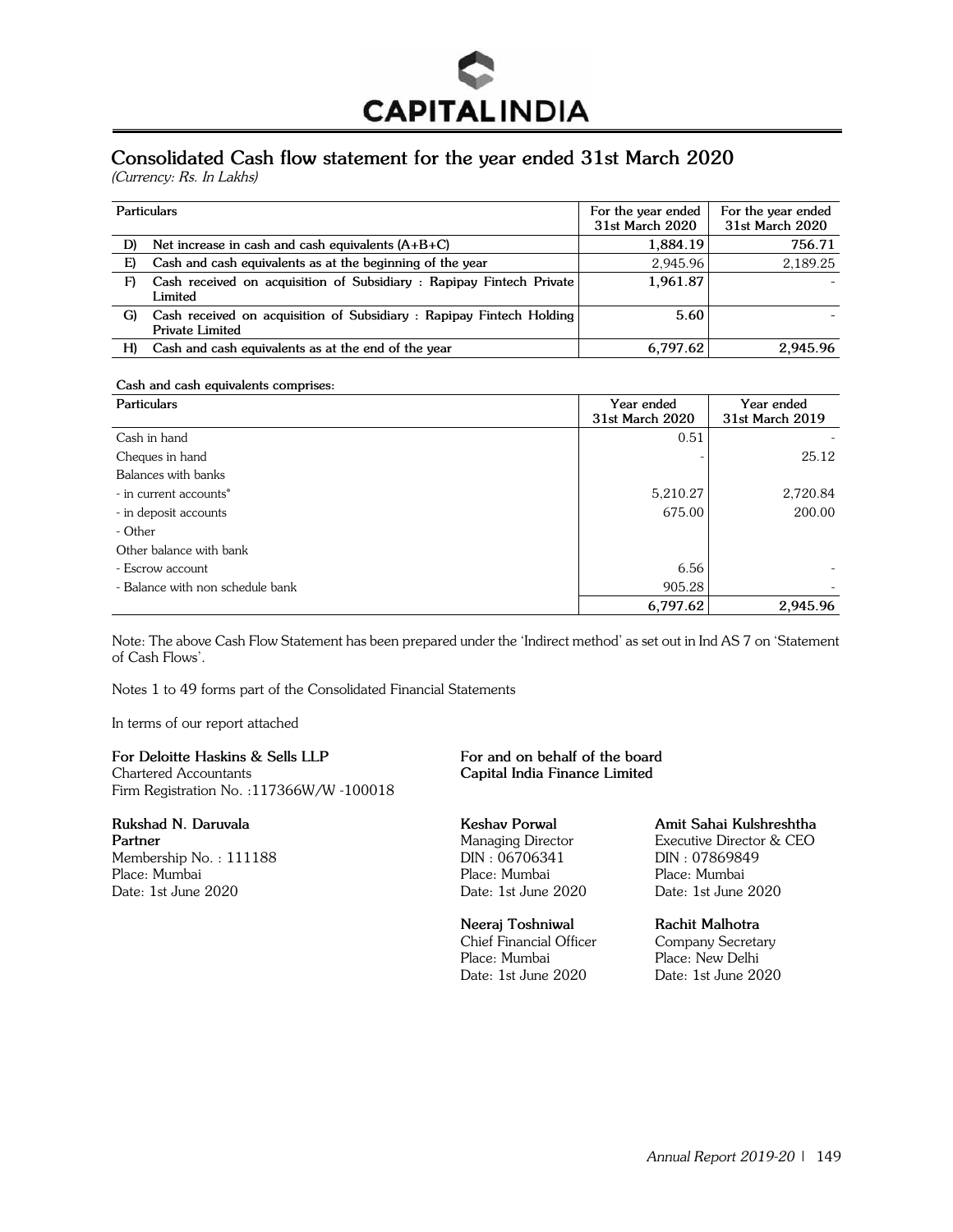CAPITALINDIA

## Consolidated Cash flow statement for the year ended 31st March 2020

*(Currency: Rs. In Lakhs)*

| | Particulars | For the year ended 31st March 2020 | For the year ended 31st March 2020 |
|---|---|---|---|
| D) | Net increase in cash and cash equivalents (A+B+C) | 1,884.19 | 756.71 |
| E) | Cash and cash equivalents as at the beginning of the year | 2,945.96 | 2,189.25 |
| F) | Cash received on acquisition of Subsidiary : Rapipay Fintech Private Limited | 1,961.87 | - |
| G) | Cash received on acquisition of Subsidiary : Rapipay Fintech Holding Private Limited | 5.60 | - |
| H) | Cash and cash equivalents as at the end of the year | 6,797.62 | 2,945.96 |

**Cash and cash equivalents comprises:**

| Particulars | Year ended 31st March 2020 | Year ended 31st March 2019 |
|---|---|---|
| Cash in hand | 0.51 | - |
| Cheques in hand | - | 25.12 |
| Balances with banks | | |
| - in current accounts* | 5,210.27 | 2,720.84 |
| - in deposit accounts | 675.00 | 200.00 |
| - Other | | |
| Other balance with bank | | |
| - Escrow account | 6.56 | - |
| - Balance with non schedule bank | 905.28 | - |
| | **6,797.62** | **2,945.96** |

Note: The above Cash Flow Statement has been prepared under the 'Indirect method' as set out in Ind AS 7 on 'Statement of Cash Flows'.

Notes 1 to 49 forms part of the Consolidated Financial Statements

In terms of our report attached

**For Deloitte Haskins & Sells LLP**
Chartered Accountants
Firm Registration No. :117366W/W -100018

**Rukshad N. Daruvala**
**Partner**
Membership No. : 111188
Place: Mumbai
Date: 1st June 2020

**For and on behalf of the board**
**Capital India Finance Limited**

**Keshav Porwal**
Managing Director
DIN : 06706341
Place: Mumbai
Date: 1st June 2020

**Amit Sahai Kulshreshtha**
Executive Director & CEO
DIN : 07869849
Place: Mumbai
Date: 1st June 2020

**Neeraj Toshniwal**
Chief Financial Officer
Place: Mumbai
Date: 1st June 2020

**Rachit Malhotra**
Company Secretary
Place: New Delhi
Date: 1st June 2020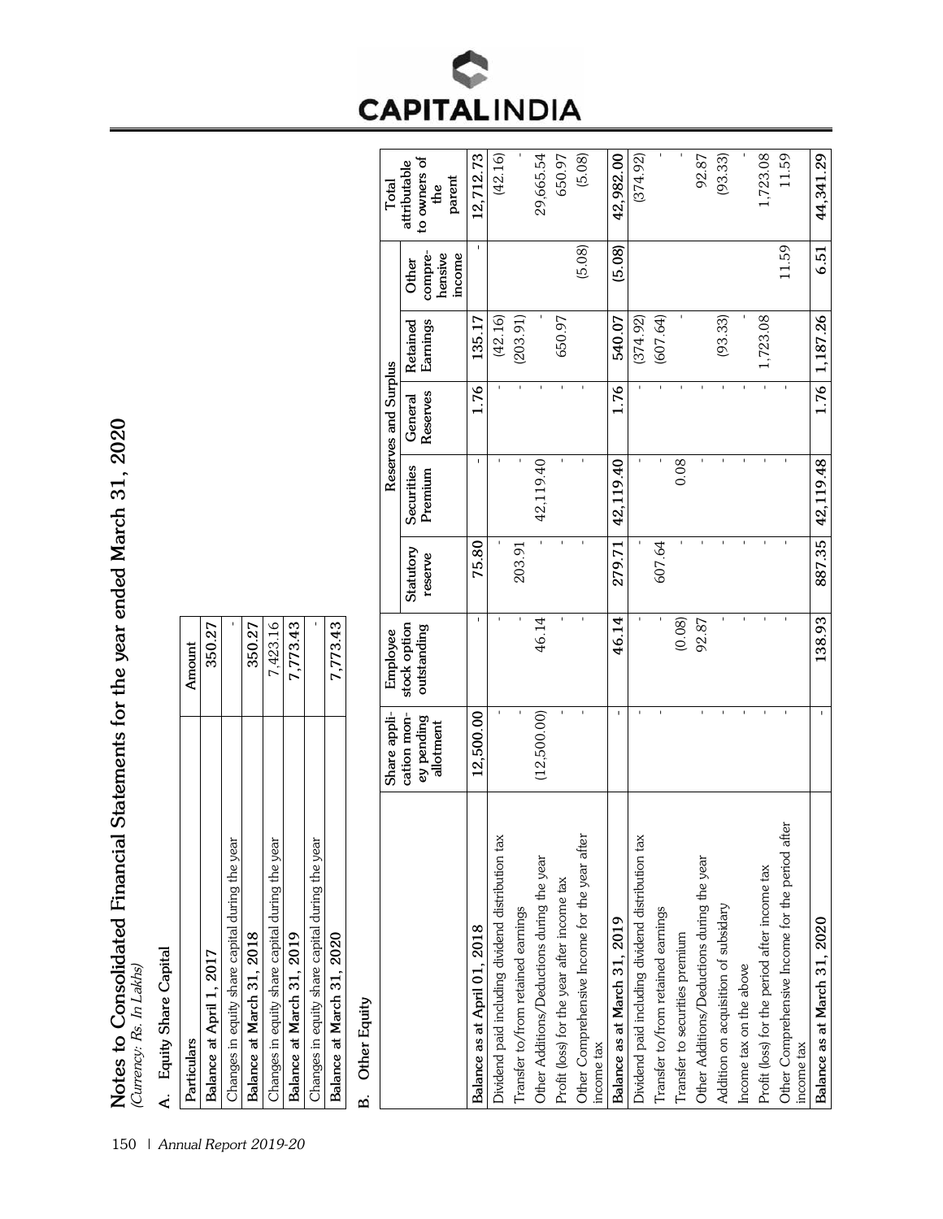# Notes to Consolidated Financial Statements for the year ended March 31, 2020

*(Currency: Rs. In Lakhs)*

## A. Equity Share Capital

| Particulars | Amount |
|---|---|
| **Balance at April 1, 2017** | **350.27** |
| Changes in equity share capital during the year | - |
| **Balance at March 31, 2018** | **350.27** |
| Changes in equity share capital during the year | 7,423.16 |
| **Balance at March 31, 2019** | **7,773.43** |
| Changes in equity share capital during the year | - |
| **Balance at March 31, 2020** | **7,773.43** |

## B. Other Equity

| | Share application money pending allotment | Employee stock option outstanding | Reserves and Surplus | | | | | Total attributable to owners of the parent |
|---|---|---|---|---|---|---|---|---|
| | | | Statutory reserve | Securities Premium | General Reserves | Retained Earnings | Other comprehensive income | |
| **Balance as at April 01, 2018** | **12,500.00** | - | **75.80** | - | **1.76** | **135.17** | - | **12,712.73** |
| Dividend paid including dividend distribution tax | - | - | - | - | - | (42.16) | | (42.16) |
| Transfer to/from retained earnings | - | - | 203.91 | - | - | (203.91) | | - |
| Other Additions/Deductions during the year | (12,500.00) | 46.14 | - | 42,119.40 | - | - | | 29,665.54 |
| Profit (loss) for the year after income tax | - | - | - | - | - | 650.97 | | 650.97 |
| Other Comprehensive Income for the year after income tax | - | - | - | - | - | | (5.08) | (5.08) |
| **Balance as at March 31, 2019** | - | **46.14** | **279.71** | **42,119.40** | **1.76** | **540.07** | **(5.08)** | **42,982.00** |
| Dividend paid including dividend distribution tax | - | - | - | - | - | (374.92) | | (374.92) |
| Transfer to/from retained earnings | - | - | 607.64 | - | - | (607.64) | | - |
| Transfer to securities premium | | (0.08) | - | 0.08 | - | - | | - |
| Other Additions/Deductions during the year | - | 92.87 | - | - | - | | | 92.87 |
| Addition on acquisition of subsidary | - | - | - | - | - | (93.33) | | (93.33) |
| Income tax on the above | - | - | - | - | - | - | | - |
| Profit (loss) for the period after income tax | - | - | - | - | - | 1,723.08 | | 1,723.08 |
| Other Comprehensive Income for the period after income tax | - | - | - | - | - | | 11.59 | 11.59 |
| **Balance as at March 31, 2020** | - | **138.93** | **887.35** | **42,119.48** | **1.76** | **1,187.26** | **6.51** | **44,341.29** |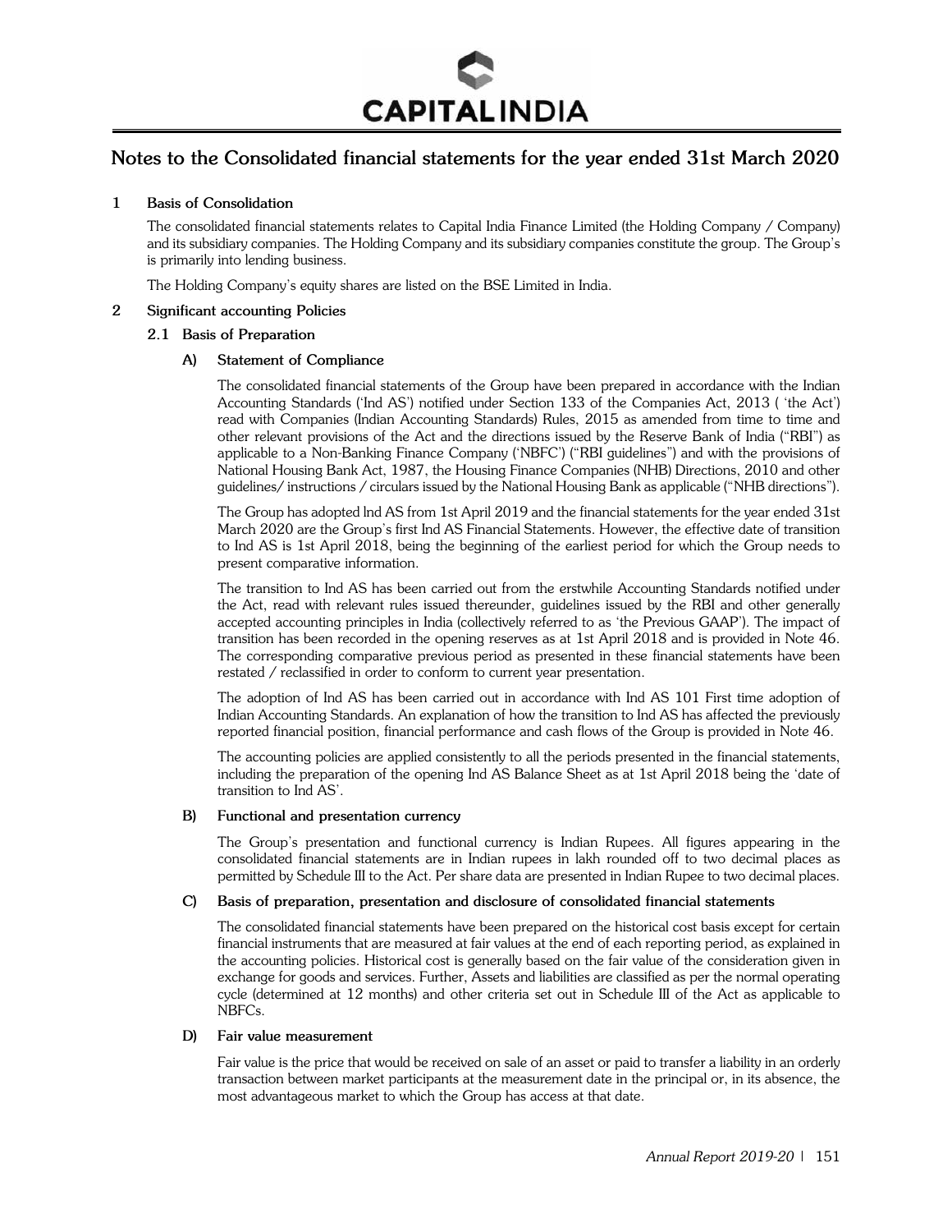# Notes to the Consolidated financial statements for the year ended 31st March 2020

## 1 Basis of Consolidation

The consolidated financial statements relates to Capital India Finance Limited (the Holding Company / Company) and its subsidiary companies. The Holding Company and its subsidiary companies constitute the group. The Group's is primarily into lending business.

The Holding Company's equity shares are listed on the BSE Limited in India.

## 2 Significant accounting Policies

### 2.1 Basis of Preparation

#### A) Statement of Compliance

The consolidated financial statements of the Group have been prepared in accordance with the Indian Accounting Standards ('Ind AS') notified under Section 133 of the Companies Act, 2013 ( 'the Act') read with Companies (Indian Accounting Standards) Rules, 2015 as amended from time to time and other relevant provisions of the Act and the directions issued by the Reserve Bank of India ("RBI") as applicable to a Non-Banking Finance Company ('NBFC') ("RBI guidelines") and with the provisions of National Housing Bank Act, 1987, the Housing Finance Companies (NHB) Directions, 2010 and other guidelines/ instructions / circulars issued by the National Housing Bank as applicable ("NHB directions").

The Group has adopted lnd AS from 1st April 2019 and the financial statements for the year ended 31st March 2020 are the Group's first Ind AS Financial Statements. However, the effective date of transition to Ind AS is 1st April 2018, being the beginning of the earliest period for which the Group needs to present comparative information.

The transition to Ind AS has been carried out from the erstwhile Accounting Standards notified under the Act, read with relevant rules issued thereunder, guidelines issued by the RBI and other generally accepted accounting principles in India (collectively referred to as 'the Previous GAAP'). The impact of transition has been recorded in the opening reserves as at 1st April 2018 and is provided in Note 46. The corresponding comparative previous period as presented in these financial statements have been restated / reclassified in order to conform to current year presentation.

The adoption of Ind AS has been carried out in accordance with Ind AS 101 First time adoption of Indian Accounting Standards. An explanation of how the transition to Ind AS has affected the previously reported financial position, financial performance and cash flows of the Group is provided in Note 46.

The accounting policies are applied consistently to all the periods presented in the financial statements, including the preparation of the opening Ind AS Balance Sheet as at 1st April 2018 being the 'date of transition to Ind AS'.

#### B) Functional and presentation currency

The Group's presentation and functional currency is Indian Rupees. All figures appearing in the consolidated financial statements are in Indian rupees in lakh rounded off to two decimal places as permitted by Schedule III to the Act. Per share data are presented in Indian Rupee to two decimal places.

#### C) Basis of preparation, presentation and disclosure of consolidated financial statements

The consolidated financial statements have been prepared on the historical cost basis except for certain financial instruments that are measured at fair values at the end of each reporting period, as explained in the accounting policies. Historical cost is generally based on the fair value of the consideration given in exchange for goods and services. Further, Assets and liabilities are classified as per the normal operating cycle (determined at 12 months) and other criteria set out in Schedule III of the Act as applicable to NBFCs.

#### D) Fair value measurement

Fair value is the price that would be received on sale of an asset or paid to transfer a liability in an orderly transaction between market participants at the measurement date in the principal or, in its absence, the most advantageous market to which the Group has access at that date.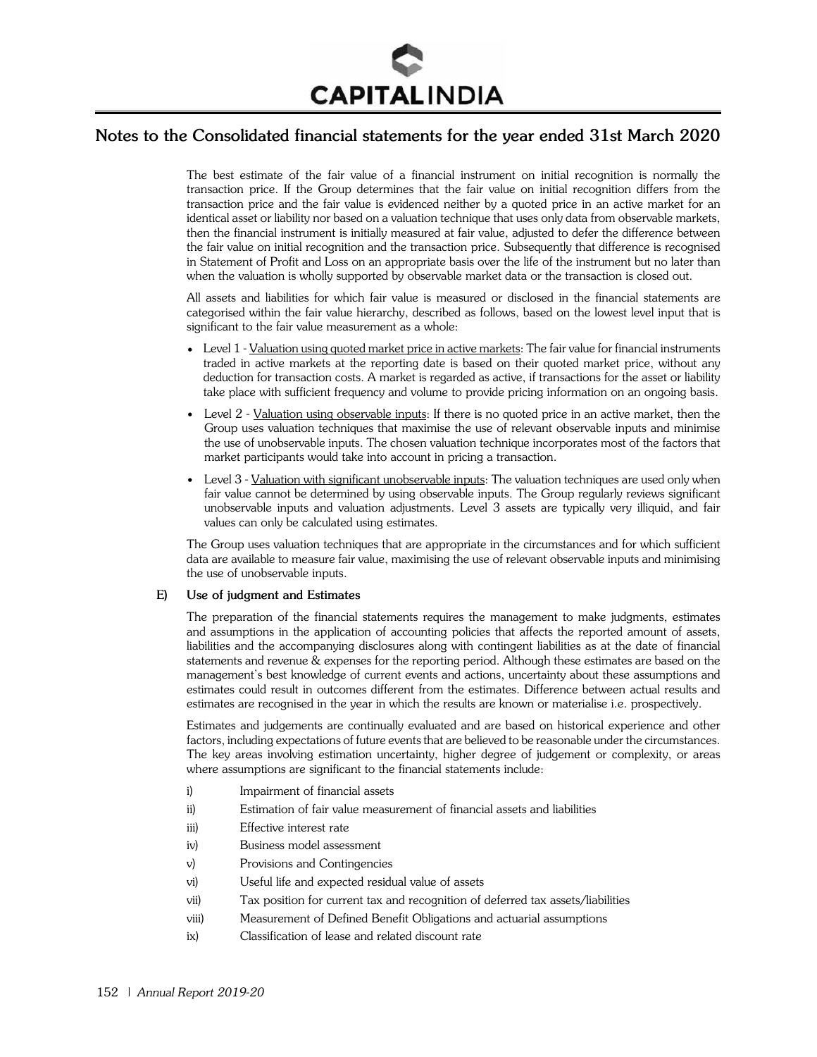## Notes to the Consolidated financial statements for the year ended 31st March 2020

The best estimate of the fair value of a financial instrument on initial recognition is normally the transaction price. If the Group determines that the fair value on initial recognition differs from the transaction price and the fair value is evidenced neither by a quoted price in an active market for an identical asset or liability nor based on a valuation technique that uses only data from observable markets, then the financial instrument is initially measured at fair value, adjusted to defer the difference between the fair value on initial recognition and the transaction price. Subsequently that difference is recognised in Statement of Profit and Loss on an appropriate basis over the life of the instrument but no later than when the valuation is wholly supported by observable market data or the transaction is closed out.

All assets and liabilities for which fair value is measured or disclosed in the financial statements are categorised within the fair value hierarchy, described as follows, based on the lowest level input that is significant to the fair value measurement as a whole:

- Level 1 - Valuation using quoted market price in active markets: The fair value for financial instruments traded in active markets at the reporting date is based on their quoted market price, without any deduction for transaction costs. A market is regarded as active, if transactions for the asset or liability take place with sufficient frequency and volume to provide pricing information on an ongoing basis.
- Level 2 - Valuation using observable inputs: If there is no quoted price in an active market, then the Group uses valuation techniques that maximise the use of relevant observable inputs and minimise the use of unobservable inputs. The chosen valuation technique incorporates most of the factors that market participants would take into account in pricing a transaction.
- Level 3 - Valuation with significant unobservable inputs: The valuation techniques are used only when fair value cannot be determined by using observable inputs. The Group regularly reviews significant unobservable inputs and valuation adjustments. Level 3 assets are typically very illiquid, and fair values can only be calculated using estimates.

The Group uses valuation techniques that are appropriate in the circumstances and for which sufficient data are available to measure fair value, maximising the use of relevant observable inputs and minimising the use of unobservable inputs.

### E) Use of judgment and Estimates

The preparation of the financial statements requires the management to make judgments, estimates and assumptions in the application of accounting policies that affects the reported amount of assets, liabilities and the accompanying disclosures along with contingent liabilities as at the date of financial statements and revenue & expenses for the reporting period. Although these estimates are based on the management's best knowledge of current events and actions, uncertainty about these assumptions and estimates could result in outcomes different from the estimates. Difference between actual results and estimates are recognised in the year in which the results are known or materialise i.e. prospectively.

Estimates and judgements are continually evaluated and are based on historical experience and other factors, including expectations of future events that are believed to be reasonable under the circumstances. The key areas involving estimation uncertainty, higher degree of judgement or complexity, or areas where assumptions are significant to the financial statements include:

i) Impairment of financial assets

ii) Estimation of fair value measurement of financial assets and liabilities

iii) Effective interest rate

iv) Business model assessment

v) Provisions and Contingencies

vi) Useful life and expected residual value of assets

vii) Tax position for current tax and recognition of deferred tax assets/liabilities

viii) Measurement of Defined Benefit Obligations and actuarial assumptions

ix) Classification of lease and related discount rate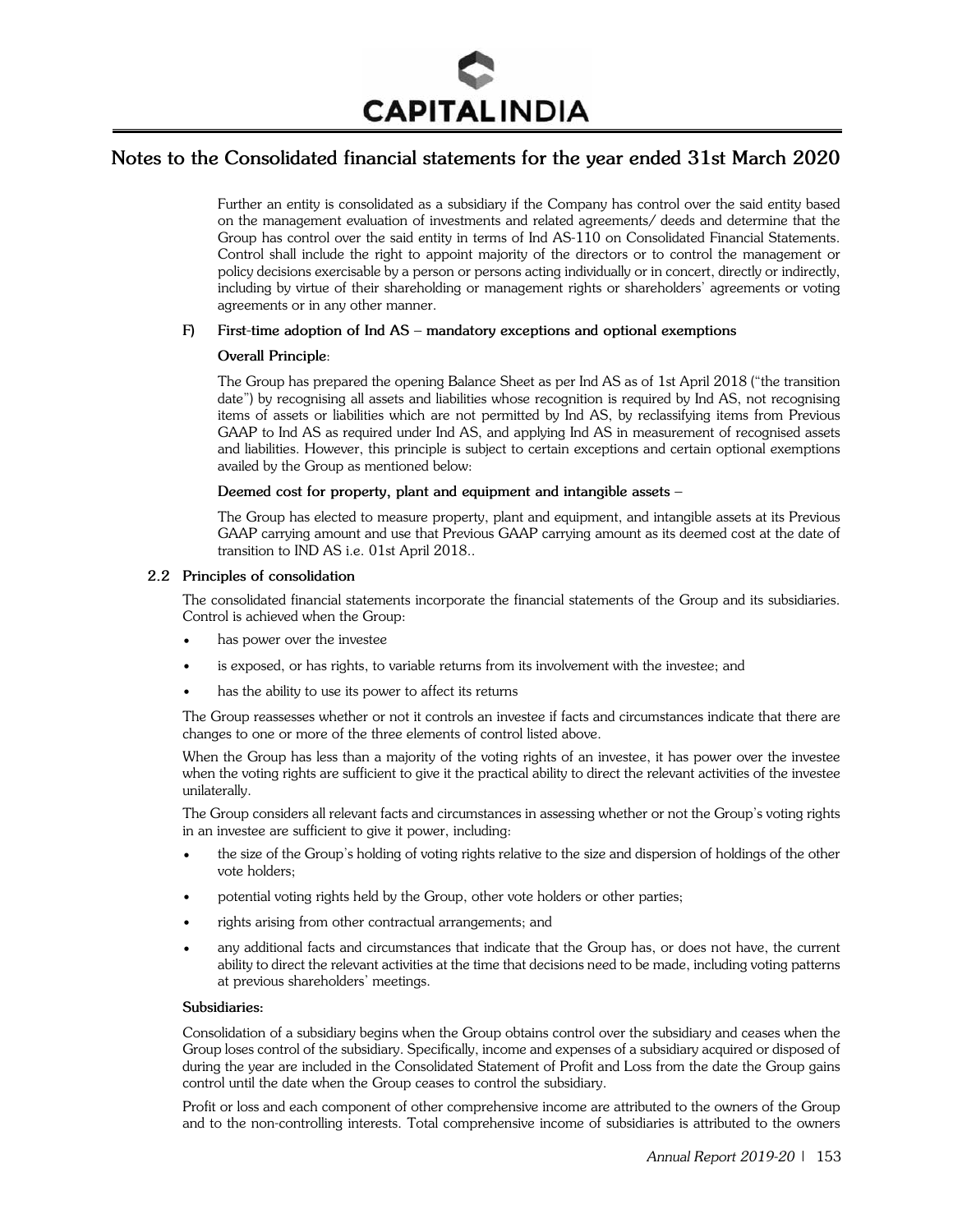Further an entity is consolidated as a subsidiary if the Company has control over the said entity based on the management evaluation of investments and related agreements/ deeds and determine that the Group has control over the said entity in terms of Ind AS-110 on Consolidated Financial Statements. Control shall include the right to appoint majority of the directors or to control the management or policy decisions exercisable by a person or persons acting individually or in concert, directly or indirectly, including by virtue of their shareholding or management rights or shareholders' agreements or voting agreements or in any other manner.

**F) First-time adoption of Ind AS – mandatory exceptions and optional exemptions**

**Overall Principle**:

The Group has prepared the opening Balance Sheet as per Ind AS as of 1st April 2018 ("the transition date") by recognising all assets and liabilities whose recognition is required by Ind AS, not recognising items of assets or liabilities which are not permitted by Ind AS, by reclassifying items from Previous GAAP to Ind AS as required under Ind AS, and applying Ind AS in measurement of recognised assets and liabilities. However, this principle is subject to certain exceptions and certain optional exemptions availed by the Group as mentioned below:

**Deemed cost for property, plant and equipment and intangible assets** –

The Group has elected to measure property, plant and equipment, and intangible assets at its Previous GAAP carrying amount and use that Previous GAAP carrying amount as its deemed cost at the date of transition to IND AS i.e. 01st April 2018..

## 2.2 Principles of consolidation

The consolidated financial statements incorporate the financial statements of the Group and its subsidiaries. Control is achieved when the Group:

- has power over the investee
- is exposed, or has rights, to variable returns from its involvement with the investee; and
- has the ability to use its power to affect its returns

The Group reassesses whether or not it controls an investee if facts and circumstances indicate that there are changes to one or more of the three elements of control listed above.

When the Group has less than a majority of the voting rights of an investee, it has power over the investee when the voting rights are sufficient to give it the practical ability to direct the relevant activities of the investee unilaterally.

The Group considers all relevant facts and circumstances in assessing whether or not the Group's voting rights in an investee are sufficient to give it power, including:

- the size of the Group's holding of voting rights relative to the size and dispersion of holdings of the other vote holders;
- potential voting rights held by the Group, other vote holders or other parties;
- rights arising from other contractual arrangements; and
- any additional facts and circumstances that indicate that the Group has, or does not have, the current ability to direct the relevant activities at the time that decisions need to be made, including voting patterns at previous shareholders' meetings.

**Subsidiaries:**

Consolidation of a subsidiary begins when the Group obtains control over the subsidiary and ceases when the Group loses control of the subsidiary. Specifically, income and expenses of a subsidiary acquired or disposed of during the year are included in the Consolidated Statement of Profit and Loss from the date the Group gains control until the date when the Group ceases to control the subsidiary.

Profit or loss and each component of other comprehensive income are attributed to the owners of the Group and to the non-controlling interests. Total comprehensive income of subsidiaries is attributed to the owners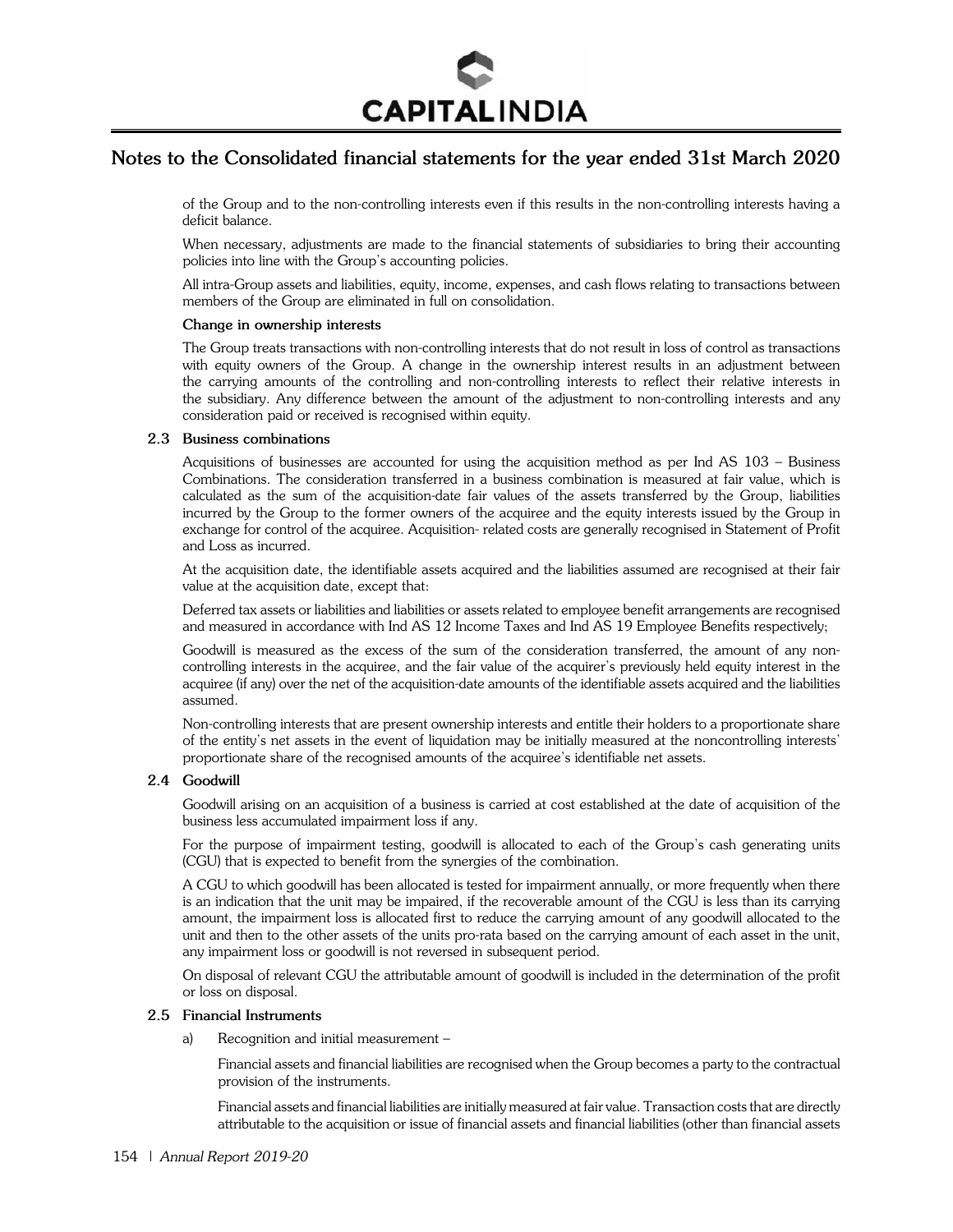of the Group and to the non-controlling interests even if this results in the non-controlling interests having a deficit balance.

When necessary, adjustments are made to the financial statements of subsidiaries to bring their accounting policies into line with the Group's accounting policies.

All intra-Group assets and liabilities, equity, income, expenses, and cash flows relating to transactions between members of the Group are eliminated in full on consolidation.

**Change in ownership interests**

The Group treats transactions with non-controlling interests that do not result in loss of control as transactions with equity owners of the Group. A change in the ownership interest results in an adjustment between the carrying amounts of the controlling and non-controlling interests to reflect their relative interests in the subsidiary. Any difference between the amount of the adjustment to non-controlling interests and any consideration paid or received is recognised within equity.

### 2.3 Business combinations

Acquisitions of businesses are accounted for using the acquisition method as per Ind AS 103 – Business Combinations. The consideration transferred in a business combination is measured at fair value, which is calculated as the sum of the acquisition-date fair values of the assets transferred by the Group, liabilities incurred by the Group to the former owners of the acquiree and the equity interests issued by the Group in exchange for control of the acquiree. Acquisition- related costs are generally recognised in Statement of Profit and Loss as incurred.

At the acquisition date, the identifiable assets acquired and the liabilities assumed are recognised at their fair value at the acquisition date, except that:

Deferred tax assets or liabilities and liabilities or assets related to employee benefit arrangements are recognised and measured in accordance with Ind AS 12 Income Taxes and Ind AS 19 Employee Benefits respectively;

Goodwill is measured as the excess of the sum of the consideration transferred, the amount of any non-controlling interests in the acquiree, and the fair value of the acquirer's previously held equity interest in the acquiree (if any) over the net of the acquisition-date amounts of the identifiable assets acquired and the liabilities assumed.

Non-controlling interests that are present ownership interests and entitle their holders to a proportionate share of the entity's net assets in the event of liquidation may be initially measured at the noncontrolling interests' proportionate share of the recognised amounts of the acquiree's identifiable net assets.

### 2.4 Goodwill

Goodwill arising on an acquisition of a business is carried at cost established at the date of acquisition of the business less accumulated impairment loss if any.

For the purpose of impairment testing, goodwill is allocated to each of the Group's cash generating units (CGU) that is expected to benefit from the synergies of the combination.

A CGU to which goodwill has been allocated is tested for impairment annually, or more frequently when there is an indication that the unit may be impaired, if the recoverable amount of the CGU is less than its carrying amount, the impairment loss is allocated first to reduce the carrying amount of any goodwill allocated to the unit and then to the other assets of the units pro-rata based on the carrying amount of each asset in the unit, any impairment loss or goodwill is not reversed in subsequent period.

On disposal of relevant CGU the attributable amount of goodwill is included in the determination of the profit or loss on disposal.

### 2.5 Financial Instruments

a) Recognition and initial measurement –

Financial assets and financial liabilities are recognised when the Group becomes a party to the contractual provision of the instruments.

Financial assets and financial liabilities are initially measured at fair value. Transaction costs that are directly attributable to the acquisition or issue of financial assets and financial liabilities (other than financial assets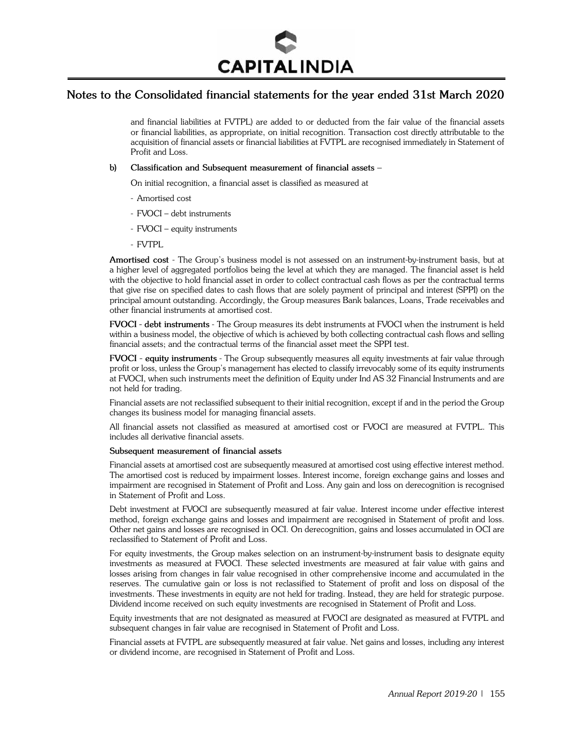and financial liabilities at FVTPL) are added to or deducted from the fair value of the financial assets or financial liabilities, as appropriate, on initial recognition. Transaction cost directly attributable to the acquisition of financial assets or financial liabilities at FVTPL are recognised immediately in Statement of Profit and Loss.

**b) Classification and Subsequent measurement of financial assets** –

On initial recognition, a financial asset is classified as measured at

- Amortised cost
- FVOCI – debt instruments
- FVOCI – equity instruments
- FVTPL

**Amortised cost** - The Group's business model is not assessed on an instrument-by-instrument basis, but at a higher level of aggregated portfolios being the level at which they are managed. The financial asset is held with the objective to hold financial asset in order to collect contractual cash flows as per the contractual terms that give rise on specified dates to cash flows that are solely payment of principal and interest (SPPI) on the principal amount outstanding. Accordingly, the Group measures Bank balances, Loans, Trade receivables and other financial instruments at amortised cost.

**FVOCI - debt instruments** - The Group measures its debt instruments at FVOCI when the instrument is held within a business model, the objective of which is achieved by both collecting contractual cash flows and selling financial assets; and the contractual terms of the financial asset meet the SPPI test.

**FVOCI - equity instruments** - The Group subsequently measures all equity investments at fair value through profit or loss, unless the Group's management has elected to classify irrevocably some of its equity instruments at FVOCI, when such instruments meet the definition of Equity under Ind AS 32 Financial Instruments and are not held for trading.

Financial assets are not reclassified subsequent to their initial recognition, except if and in the period the Group changes its business model for managing financial assets.

All financial assets not classified as measured at amortised cost or FVOCI are measured at FVTPL. This includes all derivative financial assets.

**Subsequent measurement of financial assets**

Financial assets at amortised cost are subsequently measured at amortised cost using effective interest method. The amortised cost is reduced by impairment losses. Interest income, foreign exchange gains and losses and impairment are recognised in Statement of Profit and Loss. Any gain and loss on derecognition is recognised in Statement of Profit and Loss.

Debt investment at FVOCI are subsequently measured at fair value. Interest income under effective interest method, foreign exchange gains and losses and impairment are recognised in Statement of profit and loss. Other net gains and losses are recognised in OCI. On derecognition, gains and losses accumulated in OCI are reclassified to Statement of Profit and Loss.

For equity investments, the Group makes selection on an instrument-by-instrument basis to designate equity investments as measured at FVOCI. These selected investments are measured at fair value with gains and losses arising from changes in fair value recognised in other comprehensive income and accumulated in the reserves. The cumulative gain or loss is not reclassified to Statement of profit and loss on disposal of the investments. These investments in equity are not held for trading. Instead, they are held for strategic purpose. Dividend income received on such equity investments are recognised in Statement of Profit and Loss.

Equity investments that are not designated as measured at FVOCI are designated as measured at FVTPL and subsequent changes in fair value are recognised in Statement of Profit and Loss.

Financial assets at FVTPL are subsequently measured at fair value. Net gains and losses, including any interest or dividend income, are recognised in Statement of Profit and Loss.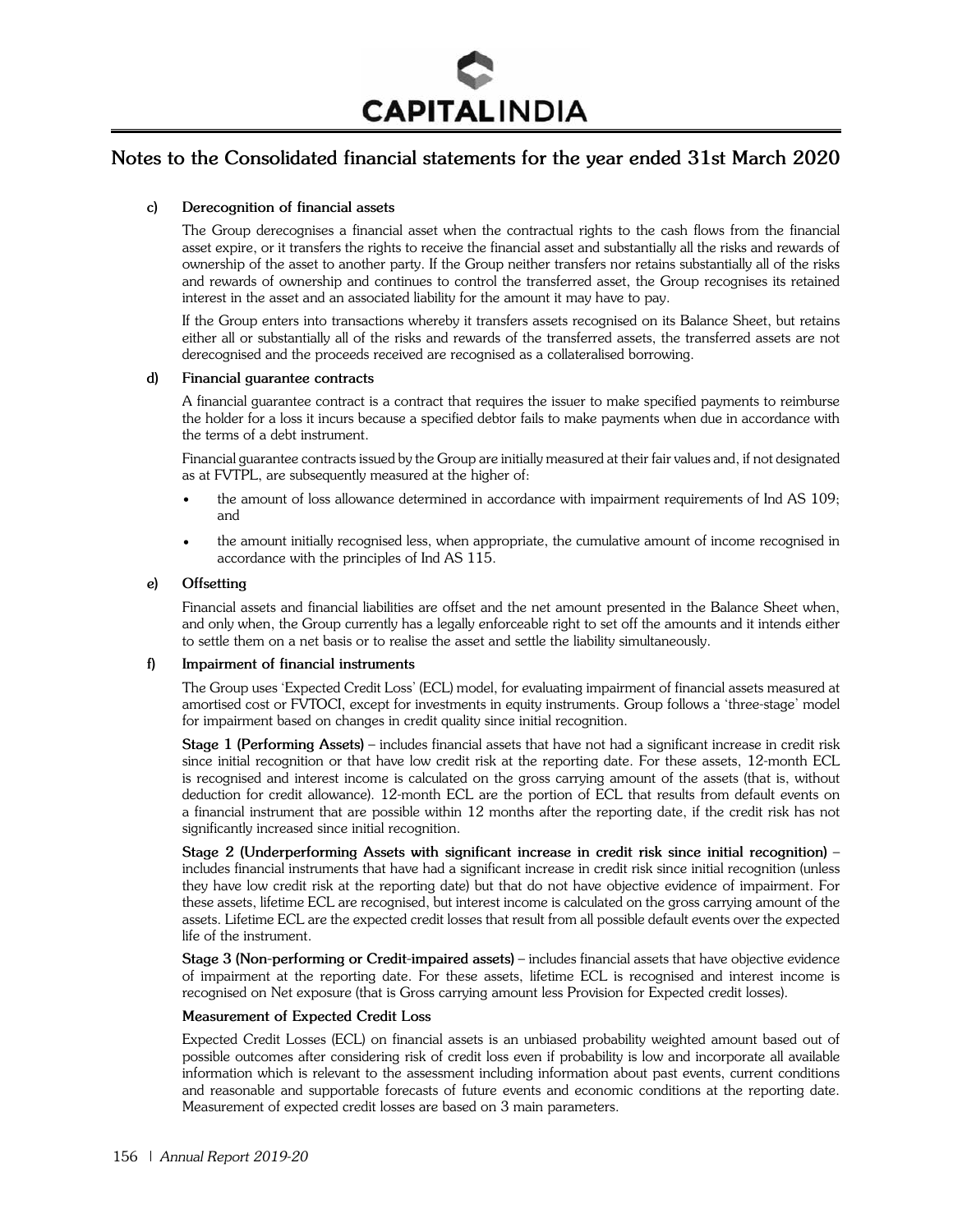#### c) Derecognition of financial assets

The Group derecognises a financial asset when the contractual rights to the cash flows from the financial asset expire, or it transfers the rights to receive the financial asset and substantially all the risks and rewards of ownership of the asset to another party. If the Group neither transfers nor retains substantially all of the risks and rewards of ownership and continues to control the transferred asset, the Group recognises its retained interest in the asset and an associated liability for the amount it may have to pay.

If the Group enters into transactions whereby it transfers assets recognised on its Balance Sheet, but retains either all or substantially all of the risks and rewards of the transferred assets, the transferred assets are not derecognised and the proceeds received are recognised as a collateralised borrowing.

#### d) Financial guarantee contracts

A financial guarantee contract is a contract that requires the issuer to make specified payments to reimburse the holder for a loss it incurs because a specified debtor fails to make payments when due in accordance with the terms of a debt instrument.

Financial guarantee contracts issued by the Group are initially measured at their fair values and, if not designated as at FVTPL, are subsequently measured at the higher of:

- the amount of loss allowance determined in accordance with impairment requirements of Ind AS 109; and
- the amount initially recognised less, when appropriate, the cumulative amount of income recognised in accordance with the principles of Ind AS 115.

#### e) Offsetting

Financial assets and financial liabilities are offset and the net amount presented in the Balance Sheet when, and only when, the Group currently has a legally enforceable right to set off the amounts and it intends either to settle them on a net basis or to realise the asset and settle the liability simultaneously.

#### f) Impairment of financial instruments

The Group uses 'Expected Credit Loss' (ECL) model, for evaluating impairment of financial assets measured at amortised cost or FVTOCI, except for investments in equity instruments. Group follows a 'three-stage' model for impairment based on changes in credit quality since initial recognition.

**Stage 1 (Performing Assets)** – includes financial assets that have not had a significant increase in credit risk since initial recognition or that have low credit risk at the reporting date. For these assets, 12-month ECL is recognised and interest income is calculated on the gross carrying amount of the assets (that is, without deduction for credit allowance). 12-month ECL are the portion of ECL that results from default events on a financial instrument that are possible within 12 months after the reporting date, if the credit risk has not significantly increased since initial recognition.

**Stage 2 (Underperforming Assets with significant increase in credit risk since initial recognition)** – includes financial instruments that have had a significant increase in credit risk since initial recognition (unless they have low credit risk at the reporting date) but that do not have objective evidence of impairment. For these assets, lifetime ECL are recognised, but interest income is calculated on the gross carrying amount of the assets. Lifetime ECL are the expected credit losses that result from all possible default events over the expected life of the instrument.

**Stage 3 (Non-performing or Credit-impaired assets)** – includes financial assets that have objective evidence of impairment at the reporting date. For these assets, lifetime ECL is recognised and interest income is recognised on Net exposure (that is Gross carrying amount less Provision for Expected credit losses).

**Measurement of Expected Credit Loss**

Expected Credit Losses (ECL) on financial assets is an unbiased probability weighted amount based out of possible outcomes after considering risk of credit loss even if probability is low and incorporate all available information which is relevant to the assessment including information about past events, current conditions and reasonable and supportable forecasts of future events and economic conditions at the reporting date. Measurement of expected credit losses are based on 3 main parameters.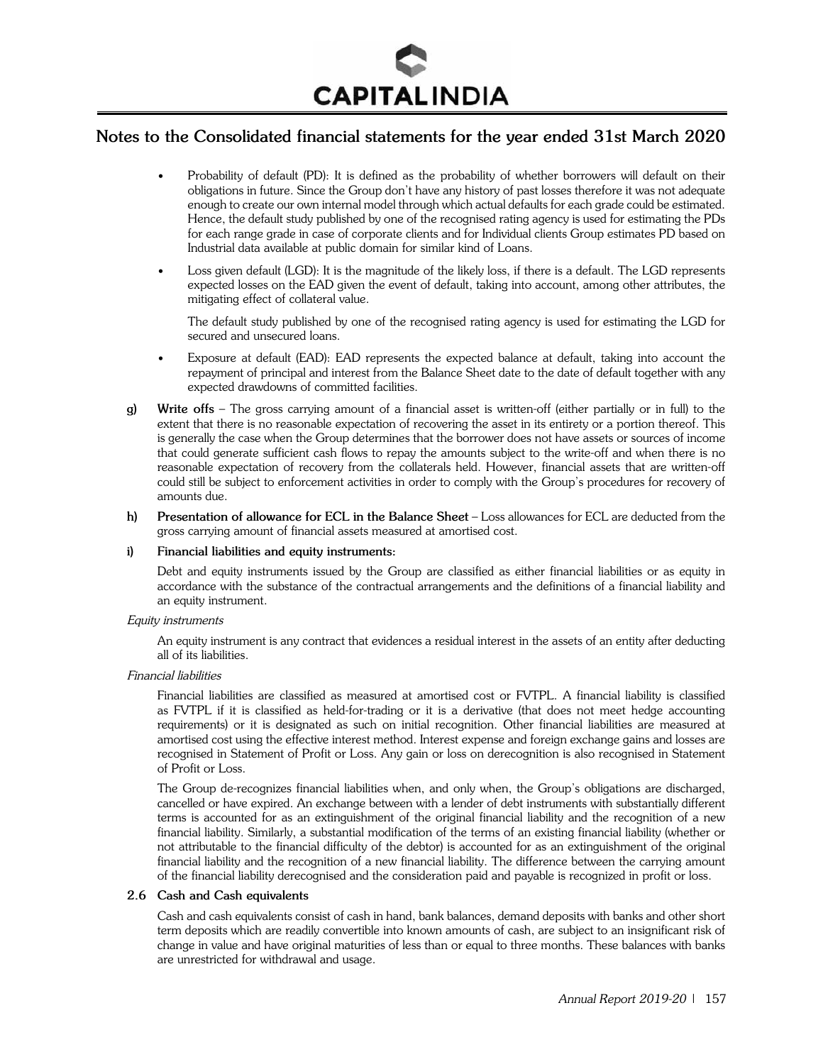- Probability of default (PD): It is defined as the probability of whether borrowers will default on their obligations in future. Since the Group don't have any history of past losses therefore it was not adequate enough to create our own internal model through which actual defaults for each grade could be estimated. Hence, the default study published by one of the recognised rating agency is used for estimating the PDs for each range grade in case of corporate clients and for Individual clients Group estimates PD based on Industrial data available at public domain for similar kind of Loans.
- Loss given default (LGD): It is the magnitude of the likely loss, if there is a default. The LGD represents expected losses on the EAD given the event of default, taking into account, among other attributes, the mitigating effect of collateral value.

  The default study published by one of the recognised rating agency is used for estimating the LGD for secured and unsecured loans.
- Exposure at default (EAD): EAD represents the expected balance at default, taking into account the repayment of principal and interest from the Balance Sheet date to the date of default together with any expected drawdowns of committed facilities.

**g) Write offs** – The gross carrying amount of a financial asset is written-off (either partially or in full) to the extent that there is no reasonable expectation of recovering the asset in its entirety or a portion thereof. This is generally the case when the Group determines that the borrower does not have assets or sources of income that could generate sufficient cash flows to repay the amounts subject to the write-off and when there is no reasonable expectation of recovery from the collaterals held. However, financial assets that are written-off could still be subject to enforcement activities in order to comply with the Group's procedures for recovery of amounts due.

**h) Presentation of allowance for ECL in the Balance Sheet** – Loss allowances for ECL are deducted from the gross carrying amount of financial assets measured at amortised cost.

**i) Financial liabilities and equity instruments:**

Debt and equity instruments issued by the Group are classified as either financial liabilities or as equity in accordance with the substance of the contractual arrangements and the definitions of a financial liability and an equity instrument.

*Equity instruments*

An equity instrument is any contract that evidences a residual interest in the assets of an entity after deducting all of its liabilities.

*Financial liabilities*

Financial liabilities are classified as measured at amortised cost or FVTPL. A financial liability is classified as FVTPL if it is classified as held-for-trading or it is a derivative (that does not meet hedge accounting requirements) or it is designated as such on initial recognition. Other financial liabilities are measured at amortised cost using the effective interest method. Interest expense and foreign exchange gains and losses are recognised in Statement of Profit or Loss. Any gain or loss on derecognition is also recognised in Statement of Profit or Loss.

The Group de-recognizes financial liabilities when, and only when, the Group's obligations are discharged, cancelled or have expired. An exchange between with a lender of debt instruments with substantially different terms is accounted for as an extinguishment of the original financial liability and the recognition of a new financial liability. Similarly, a substantial modification of the terms of an existing financial liability (whether or not attributable to the financial difficulty of the debtor) is accounted for as an extinguishment of the original financial liability and the recognition of a new financial liability. The difference between the carrying amount of the financial liability derecognised and the consideration paid and payable is recognized in profit or loss.

### 2.6 Cash and Cash equivalents

Cash and cash equivalents consist of cash in hand, bank balances, demand deposits with banks and other short term deposits which are readily convertible into known amounts of cash, are subject to an insignificant risk of change in value and have original maturities of less than or equal to three months. These balances with banks are unrestricted for withdrawal and usage.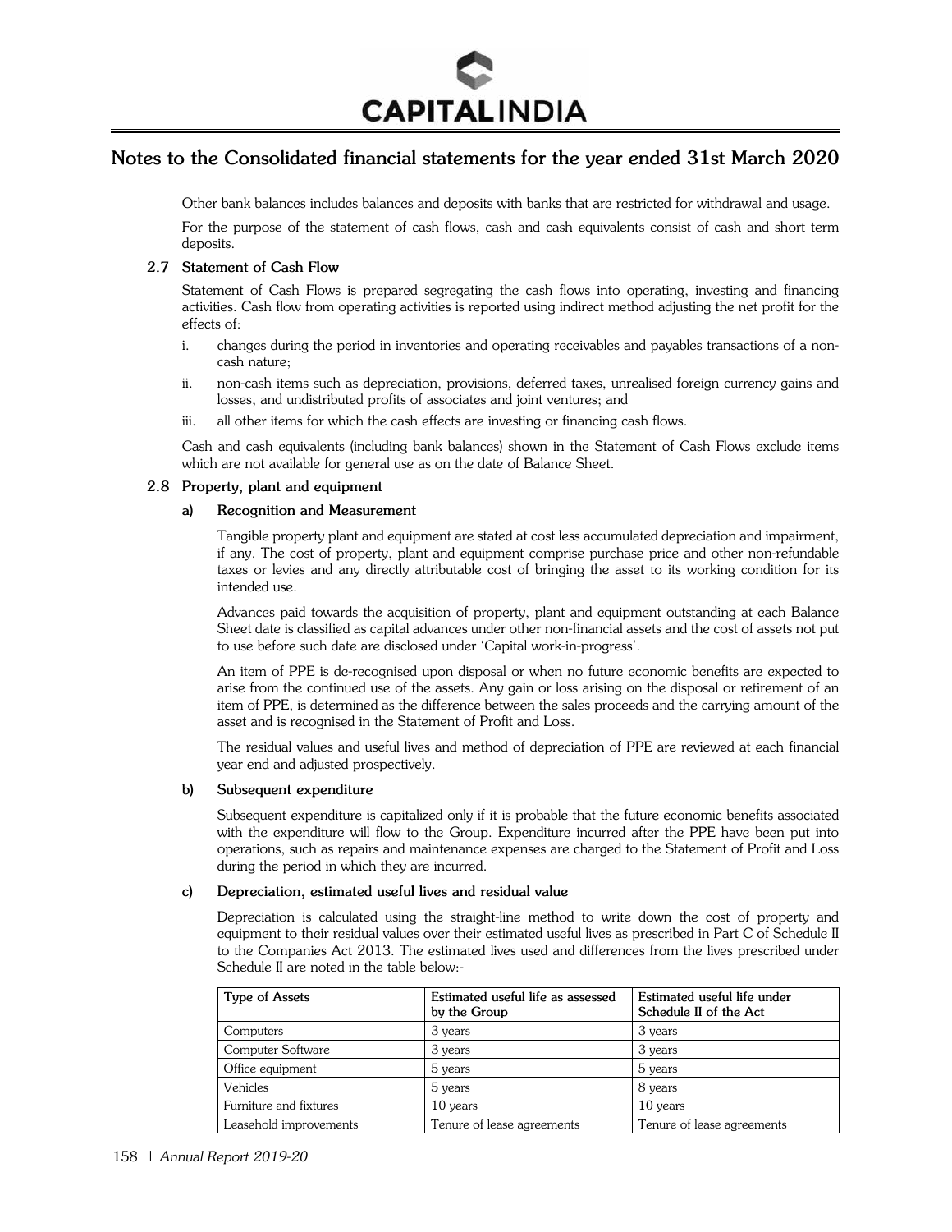## Notes to the Consolidated financial statements for the year ended 31st March 2020

Other bank balances includes balances and deposits with banks that are restricted for withdrawal and usage.

For the purpose of the statement of cash flows, cash and cash equivalents consist of cash and short term deposits.

### 2.7 Statement of Cash Flow

Statement of Cash Flows is prepared segregating the cash flows into operating, investing and financing activities. Cash flow from operating activities is reported using indirect method adjusting the net profit for the effects of:

i. changes during the period in inventories and operating receivables and payables transactions of a non-cash nature;

ii. non-cash items such as depreciation, provisions, deferred taxes, unrealised foreign currency gains and losses, and undistributed profits of associates and joint ventures; and

iii. all other items for which the cash effects are investing or financing cash flows.

Cash and cash equivalents (including bank balances) shown in the Statement of Cash Flows exclude items which are not available for general use as on the date of Balance Sheet.

### 2.8 Property, plant and equipment

#### a) Recognition and Measurement

Tangible property plant and equipment are stated at cost less accumulated depreciation and impairment, if any. The cost of property, plant and equipment comprise purchase price and other non-refundable taxes or levies and any directly attributable cost of bringing the asset to its working condition for its intended use.

Advances paid towards the acquisition of property, plant and equipment outstanding at each Balance Sheet date is classified as capital advances under other non-financial assets and the cost of assets not put to use before such date are disclosed under 'Capital work-in-progress'.

An item of PPE is de-recognised upon disposal or when no future economic benefits are expected to arise from the continued use of the assets. Any gain or loss arising on the disposal or retirement of an item of PPE, is determined as the difference between the sales proceeds and the carrying amount of the asset and is recognised in the Statement of Profit and Loss.

The residual values and useful lives and method of depreciation of PPE are reviewed at each financial year end and adjusted prospectively.

#### b) Subsequent expenditure

Subsequent expenditure is capitalized only if it is probable that the future economic benefits associated with the expenditure will flow to the Group. Expenditure incurred after the PPE have been put into operations, such as repairs and maintenance expenses are charged to the Statement of Profit and Loss during the period in which they are incurred.

#### c) Depreciation, estimated useful lives and residual value

Depreciation is calculated using the straight-line method to write down the cost of property and equipment to their residual values over their estimated useful lives as prescribed in Part C of Schedule II to the Companies Act 2013. The estimated lives used and differences from the lives prescribed under Schedule II are noted in the table below:-

| Type of Assets | Estimated useful life as assessed by the Group | Estimated useful life under Schedule II of the Act |
|---|---|---|
| Computers | 3 years | 3 years |
| Computer Software | 3 years | 3 years |
| Office equipment | 5 years | 5 years |
| Vehicles | 5 years | 8 years |
| Furniture and fixtures | 10 years | 10 years |
| Leasehold improvements | Tenure of lease agreements | Tenure of lease agreements |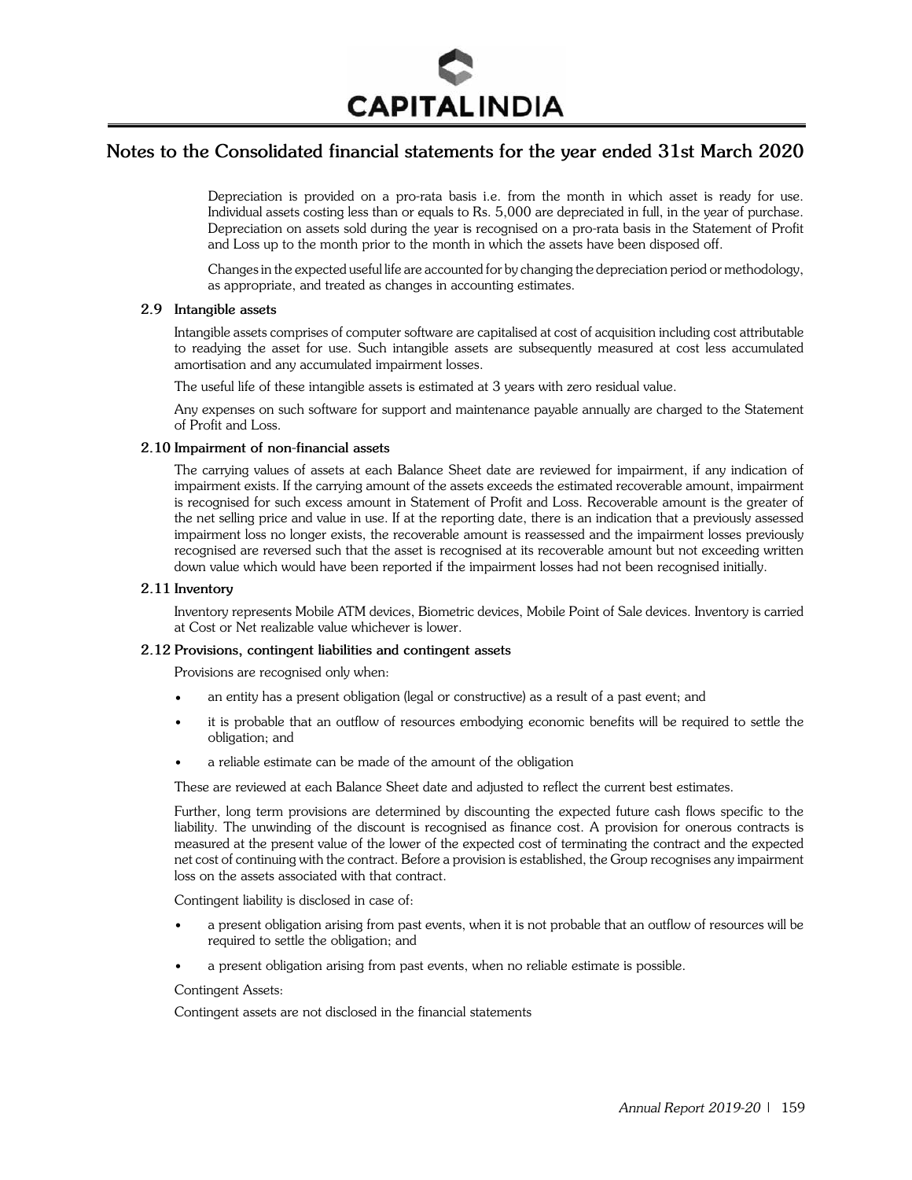Depreciation is provided on a pro-rata basis i.e. from the month in which asset is ready for use. Individual assets costing less than or equals to Rs. 5,000 are depreciated in full, in the year of purchase. Depreciation on assets sold during the year is recognised on a pro-rata basis in the Statement of Profit and Loss up to the month prior to the month in which the assets have been disposed off.

Changes in the expected useful life are accounted for by changing the depreciation period or methodology, as appropriate, and treated as changes in accounting estimates.

### 2.9 Intangible assets

Intangible assets comprises of computer software are capitalised at cost of acquisition including cost attributable to readying the asset for use. Such intangible assets are subsequently measured at cost less accumulated amortisation and any accumulated impairment losses.

The useful life of these intangible assets is estimated at 3 years with zero residual value.

Any expenses on such software for support and maintenance payable annually are charged to the Statement of Profit and Loss.

### 2.10 Impairment of non-financial assets

The carrying values of assets at each Balance Sheet date are reviewed for impairment, if any indication of impairment exists. If the carrying amount of the assets exceeds the estimated recoverable amount, impairment is recognised for such excess amount in Statement of Profit and Loss. Recoverable amount is the greater of the net selling price and value in use. If at the reporting date, there is an indication that a previously assessed impairment loss no longer exists, the recoverable amount is reassessed and the impairment losses previously recognised are reversed such that the asset is recognised at its recoverable amount but not exceeding written down value which would have been reported if the impairment losses had not been recognised initially.

### 2.11 Inventory

Inventory represents Mobile ATM devices, Biometric devices, Mobile Point of Sale devices. Inventory is carried at Cost or Net realizable value whichever is lower.

### 2.12 Provisions, contingent liabilities and contingent assets

Provisions are recognised only when:

- an entity has a present obligation (legal or constructive) as a result of a past event; and
- it is probable that an outflow of resources embodying economic benefits will be required to settle the obligation; and
- a reliable estimate can be made of the amount of the obligation

These are reviewed at each Balance Sheet date and adjusted to reflect the current best estimates.

Further, long term provisions are determined by discounting the expected future cash flows specific to the liability. The unwinding of the discount is recognised as finance cost. A provision for onerous contracts is measured at the present value of the lower of the expected cost of terminating the contract and the expected net cost of continuing with the contract. Before a provision is established, the Group recognises any impairment loss on the assets associated with that contract.

Contingent liability is disclosed in case of:

- a present obligation arising from past events, when it is not probable that an outflow of resources will be required to settle the obligation; and
- a present obligation arising from past events, when no reliable estimate is possible.

Contingent Assets:

Contingent assets are not disclosed in the financial statements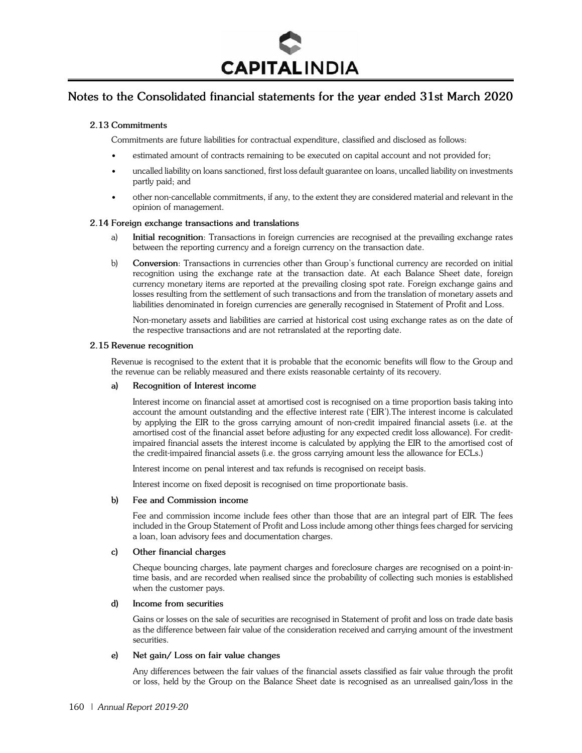## Notes to the Consolidated financial statements for the year ended 31st March 2020

### 2.13 Commitments

Commitments are future liabilities for contractual expenditure, classified and disclosed as follows:

- estimated amount of contracts remaining to be executed on capital account and not provided for;
- uncalled liability on loans sanctioned, first loss default guarantee on loans, uncalled liability on investments partly paid; and
- other non-cancellable commitments, if any, to the extent they are considered material and relevant in the opinion of management.

### 2.14 Foreign exchange transactions and translations

a) **Initial recognition**: Transactions in foreign currencies are recognised at the prevailing exchange rates between the reporting currency and a foreign currency on the transaction date.

b) **Conversion**: Transactions in currencies other than Group's functional currency are recorded on initial recognition using the exchange rate at the transaction date. At each Balance Sheet date, foreign currency monetary items are reported at the prevailing closing spot rate. Foreign exchange gains and losses resulting from the settlement of such transactions and from the translation of monetary assets and liabilities denominated in foreign currencies are generally recognised in Statement of Profit and Loss.

   Non-monetary assets and liabilities are carried at historical cost using exchange rates as on the date of the respective transactions and are not retranslated at the reporting date.

### 2.15 Revenue recognition

Revenue is recognised to the extent that it is probable that the economic benefits will flow to the Group and the revenue can be reliably measured and there exists reasonable certainty of its recovery.

**a) Recognition of Interest income**

Interest income on financial asset at amortised cost is recognised on a time proportion basis taking into account the amount outstanding and the effective interest rate ('EIR').The interest income is calculated by applying the EIR to the gross carrying amount of non-credit impaired financial assets (i.e. at the amortised cost of the financial asset before adjusting for any expected credit loss allowance). For credit-impaired financial assets the interest income is calculated by applying the EIR to the amortised cost of the credit-impaired financial assets (i.e. the gross carrying amount less the allowance for ECLs.)

Interest income on penal interest and tax refunds is recognised on receipt basis.

Interest income on fixed deposit is recognised on time proportionate basis.

**b) Fee and Commission income**

Fee and commission income include fees other than those that are an integral part of EIR. The fees included in the Group Statement of Profit and Loss include among other things fees charged for servicing a loan, loan advisory fees and documentation charges.

**c) Other financial charges**

Cheque bouncing charges, late payment charges and foreclosure charges are recognised on a point-in-time basis, and are recorded when realised since the probability of collecting such monies is established when the customer pays.

**d) Income from securities**

Gains or losses on the sale of securities are recognised in Statement of profit and loss on trade date basis as the difference between fair value of the consideration received and carrying amount of the investment securities.

**e) Net gain/ Loss on fair value changes**

Any differences between the fair values of the financial assets classified as fair value through the profit or loss, held by the Group on the Balance Sheet date is recognised as an unrealised gain/loss in the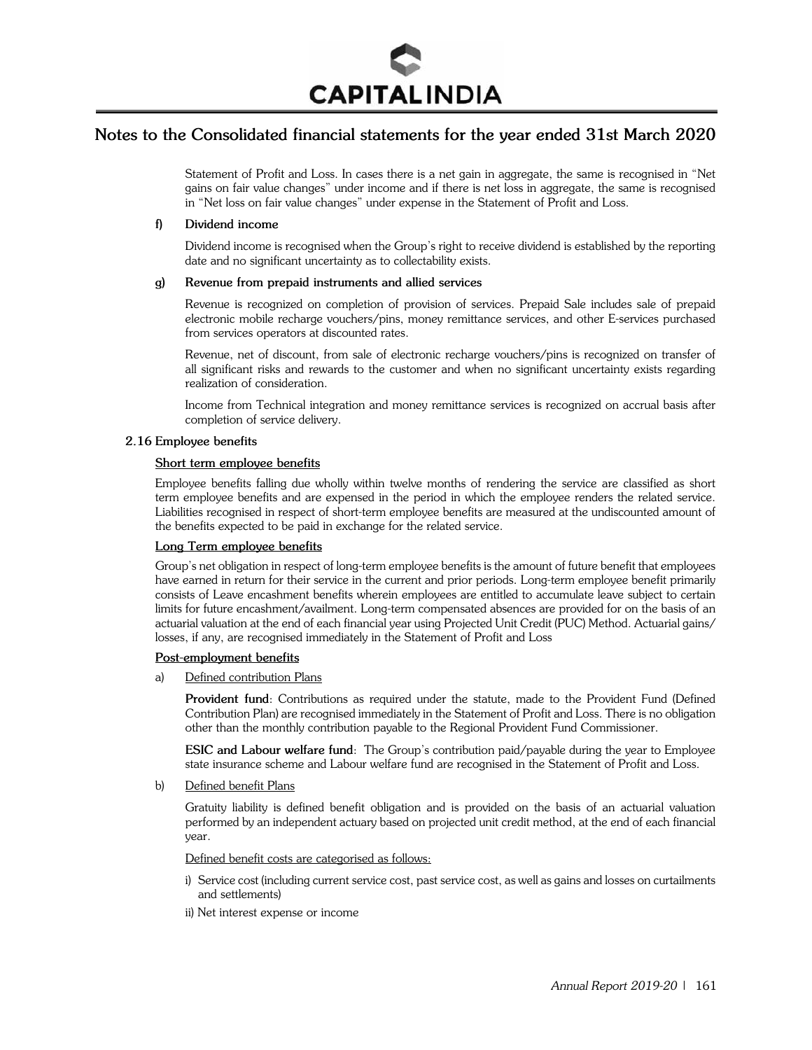Statement of Profit and Loss. In cases there is a net gain in aggregate, the same is recognised in "Net gains on fair value changes" under income and if there is net loss in aggregate, the same is recognised in "Net loss on fair value changes" under expense in the Statement of Profit and Loss.

**f) Dividend income**

Dividend income is recognised when the Group's right to receive dividend is established by the reporting date and no significant uncertainty as to collectability exists.

**g) Revenue from prepaid instruments and allied services**

Revenue is recognized on completion of provision of services. Prepaid Sale includes sale of prepaid electronic mobile recharge vouchers/pins, money remittance services, and other E-services purchased from services operators at discounted rates.

Revenue, net of discount, from sale of electronic recharge vouchers/pins is recognized on transfer of all significant risks and rewards to the customer and when no significant uncertainty exists regarding realization of consideration.

Income from Technical integration and money remittance services is recognized on accrual basis after completion of service delivery.

### 2.16 Employee benefits

**Short term employee benefits**

Employee benefits falling due wholly within twelve months of rendering the service are classified as short term employee benefits and are expensed in the period in which the employee renders the related service. Liabilities recognised in respect of short-term employee benefits are measured at the undiscounted amount of the benefits expected to be paid in exchange for the related service.

**Long Term employee benefits**

Group's net obligation in respect of long-term employee benefits is the amount of future benefit that employees have earned in return for their service in the current and prior periods. Long-term employee benefit primarily consists of Leave encashment benefits wherein employees are entitled to accumulate leave subject to certain limits for future encashment/availment. Long-term compensated absences are provided for on the basis of an actuarial valuation at the end of each financial year using Projected Unit Credit (PUC) Method. Actuarial gains/ losses, if any, are recognised immediately in the Statement of Profit and Loss

**Post-employment benefits**

a) Defined contribution Plans

**Provident fund**: Contributions as required under the statute, made to the Provident Fund (Defined Contribution Plan) are recognised immediately in the Statement of Profit and Loss. There is no obligation other than the monthly contribution payable to the Regional Provident Fund Commissioner.

**ESIC and Labour welfare fund**: The Group's contribution paid/payable during the year to Employee state insurance scheme and Labour welfare fund are recognised in the Statement of Profit and Loss.

b) Defined benefit Plans

Gratuity liability is defined benefit obligation and is provided on the basis of an actuarial valuation performed by an independent actuary based on projected unit credit method, at the end of each financial year.

Defined benefit costs are categorised as follows:

i) Service cost (including current service cost, past service cost, as well as gains and losses on curtailments and settlements)

ii) Net interest expense or income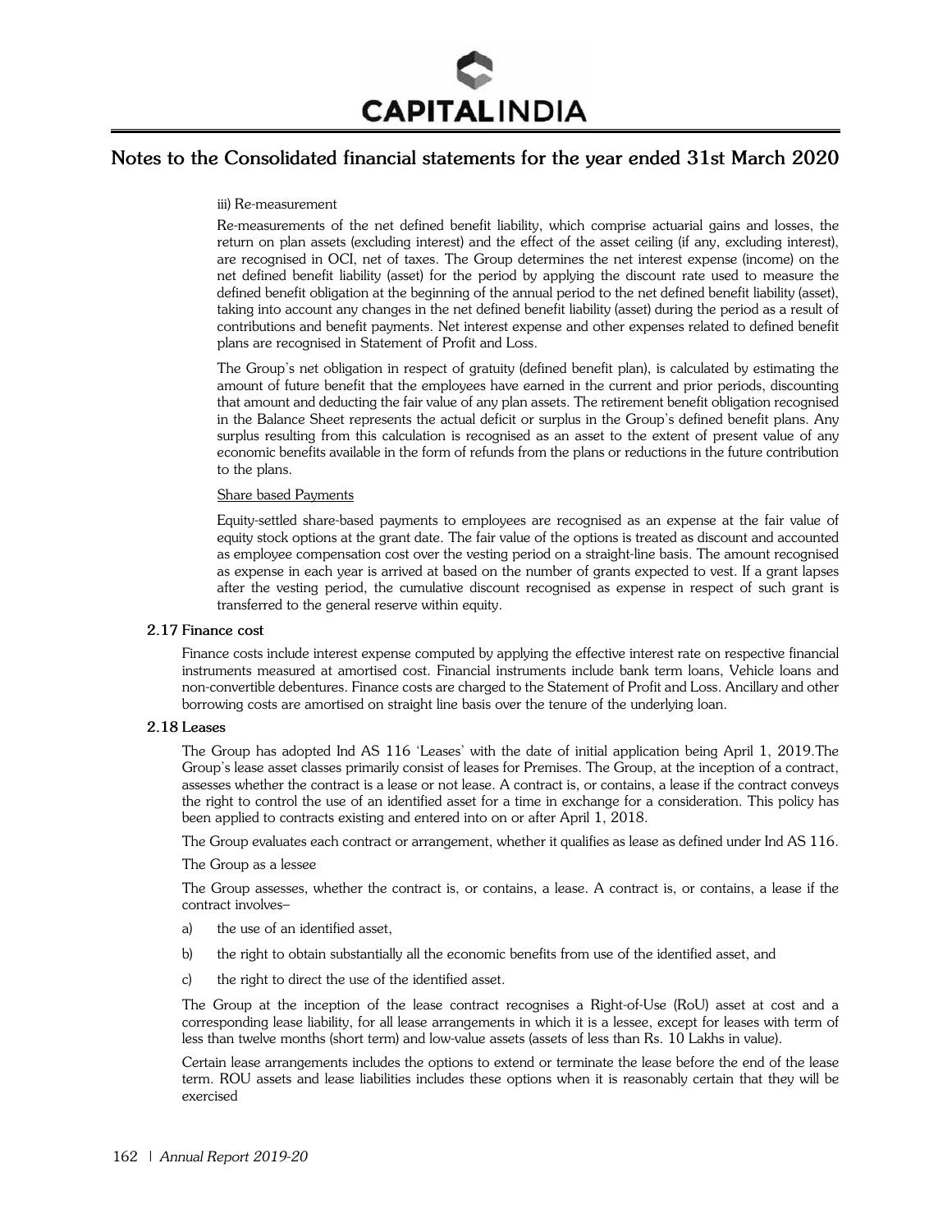iii) Re-measurement

Re-measurements of the net defined benefit liability, which comprise actuarial gains and losses, the return on plan assets (excluding interest) and the effect of the asset ceiling (if any, excluding interest), are recognised in OCI, net of taxes. The Group determines the net interest expense (income) on the net defined benefit liability (asset) for the period by applying the discount rate used to measure the defined benefit obligation at the beginning of the annual period to the net defined benefit liability (asset), taking into account any changes in the net defined benefit liability (asset) during the period as a result of contributions and benefit payments. Net interest expense and other expenses related to defined benefit plans are recognised in Statement of Profit and Loss.

The Group's net obligation in respect of gratuity (defined benefit plan), is calculated by estimating the amount of future benefit that the employees have earned in the current and prior periods, discounting that amount and deducting the fair value of any plan assets. The retirement benefit obligation recognised in the Balance Sheet represents the actual deficit or surplus in the Group's defined benefit plans. Any surplus resulting from this calculation is recognised as an asset to the extent of present value of any economic benefits available in the form of refunds from the plans or reductions in the future contribution to the plans.

Share based Payments

Equity-settled share-based payments to employees are recognised as an expense at the fair value of equity stock options at the grant date. The fair value of the options is treated as discount and accounted as employee compensation cost over the vesting period on a straight-line basis. The amount recognised as expense in each year is arrived at based on the number of grants expected to vest. If a grant lapses after the vesting period, the cumulative discount recognised as expense in respect of such grant is transferred to the general reserve within equity.

**2.17 Finance cost**

Finance costs include interest expense computed by applying the effective interest rate on respective financial instruments measured at amortised cost. Financial instruments include bank term loans, Vehicle loans and non-convertible debentures. Finance costs are charged to the Statement of Profit and Loss. Ancillary and other borrowing costs are amortised on straight line basis over the tenure of the underlying loan.

**2.18 Leases**

The Group has adopted Ind AS 116 'Leases' with the date of initial application being April 1, 2019.The Group's lease asset classes primarily consist of leases for Premises. The Group, at the inception of a contract, assesses whether the contract is a lease or not lease. A contract is, or contains, a lease if the contract conveys the right to control the use of an identified asset for a time in exchange for a consideration. This policy has been applied to contracts existing and entered into on or after April 1, 2018.

The Group evaluates each contract or arrangement, whether it qualifies as lease as defined under Ind AS 116.

The Group as a lessee

The Group assesses, whether the contract is, or contains, a lease. A contract is, or contains, a lease if the contract involves–

a) the use of an identified asset,

b) the right to obtain substantially all the economic benefits from use of the identified asset, and

c) the right to direct the use of the identified asset.

The Group at the inception of the lease contract recognises a Right-of-Use (RoU) asset at cost and a corresponding lease liability, for all lease arrangements in which it is a lessee, except for leases with term of less than twelve months (short term) and low-value assets (assets of less than Rs. 10 Lakhs in value).

Certain lease arrangements includes the options to extend or terminate the lease before the end of the lease term. ROU assets and lease liabilities includes these options when it is reasonably certain that they will be exercised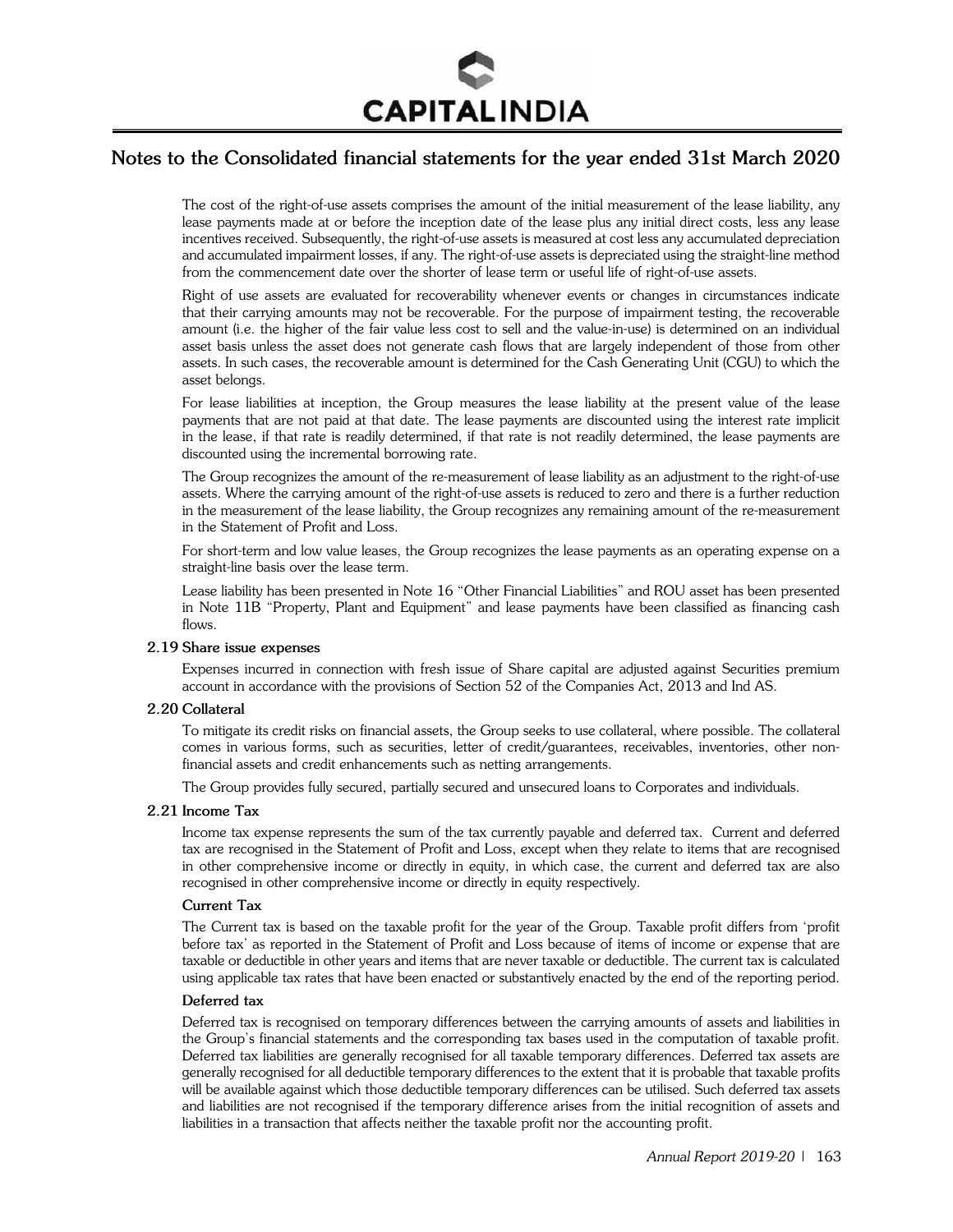The cost of the right-of-use assets comprises the amount of the initial measurement of the lease liability, any lease payments made at or before the inception date of the lease plus any initial direct costs, less any lease incentives received. Subsequently, the right-of-use assets is measured at cost less any accumulated depreciation and accumulated impairment losses, if any. The right-of-use assets is depreciated using the straight-line method from the commencement date over the shorter of lease term or useful life of right-of-use assets.

Right of use assets are evaluated for recoverability whenever events or changes in circumstances indicate that their carrying amounts may not be recoverable. For the purpose of impairment testing, the recoverable amount (i.e. the higher of the fair value less cost to sell and the value-in-use) is determined on an individual asset basis unless the asset does not generate cash flows that are largely independent of those from other assets. In such cases, the recoverable amount is determined for the Cash Generating Unit (CGU) to which the asset belongs.

For lease liabilities at inception, the Group measures the lease liability at the present value of the lease payments that are not paid at that date. The lease payments are discounted using the interest rate implicit in the lease, if that rate is readily determined, if that rate is not readily determined, the lease payments are discounted using the incremental borrowing rate.

The Group recognizes the amount of the re-measurement of lease liability as an adjustment to the right-of-use assets. Where the carrying amount of the right-of-use assets is reduced to zero and there is a further reduction in the measurement of the lease liability, the Group recognizes any remaining amount of the re-measurement in the Statement of Profit and Loss.

For short-term and low value leases, the Group recognizes the lease payments as an operating expense on a straight-line basis over the lease term.

Lease liability has been presented in Note 16 "Other Financial Liabilities" and ROU asset has been presented in Note 11B "Property, Plant and Equipment" and lease payments have been classified as financing cash flows.

### 2.19 Share issue expenses

Expenses incurred in connection with fresh issue of Share capital are adjusted against Securities premium account in accordance with the provisions of Section 52 of the Companies Act, 2013 and Ind AS.

### 2.20 Collateral

To mitigate its credit risks on financial assets, the Group seeks to use collateral, where possible. The collateral comes in various forms, such as securities, letter of credit/guarantees, receivables, inventories, other non-financial assets and credit enhancements such as netting arrangements.

The Group provides fully secured, partially secured and unsecured loans to Corporates and individuals.

### 2.21 Income Tax

Income tax expense represents the sum of the tax currently payable and deferred tax. Current and deferred tax are recognised in the Statement of Profit and Loss, except when they relate to items that are recognised in other comprehensive income or directly in equity, in which case, the current and deferred tax are also recognised in other comprehensive income or directly in equity respectively.

**Current Tax**

The Current tax is based on the taxable profit for the year of the Group. Taxable profit differs from 'profit before tax' as reported in the Statement of Profit and Loss because of items of income or expense that are taxable or deductible in other years and items that are never taxable or deductible. The current tax is calculated using applicable tax rates that have been enacted or substantively enacted by the end of the reporting period.

**Deferred tax**

Deferred tax is recognised on temporary differences between the carrying amounts of assets and liabilities in the Group's financial statements and the corresponding tax bases used in the computation of taxable profit. Deferred tax liabilities are generally recognised for all taxable temporary differences. Deferred tax assets are generally recognised for all deductible temporary differences to the extent that it is probable that taxable profits will be available against which those deductible temporary differences can be utilised. Such deferred tax assets and liabilities are not recognised if the temporary difference arises from the initial recognition of assets and liabilities in a transaction that affects neither the taxable profit nor the accounting profit.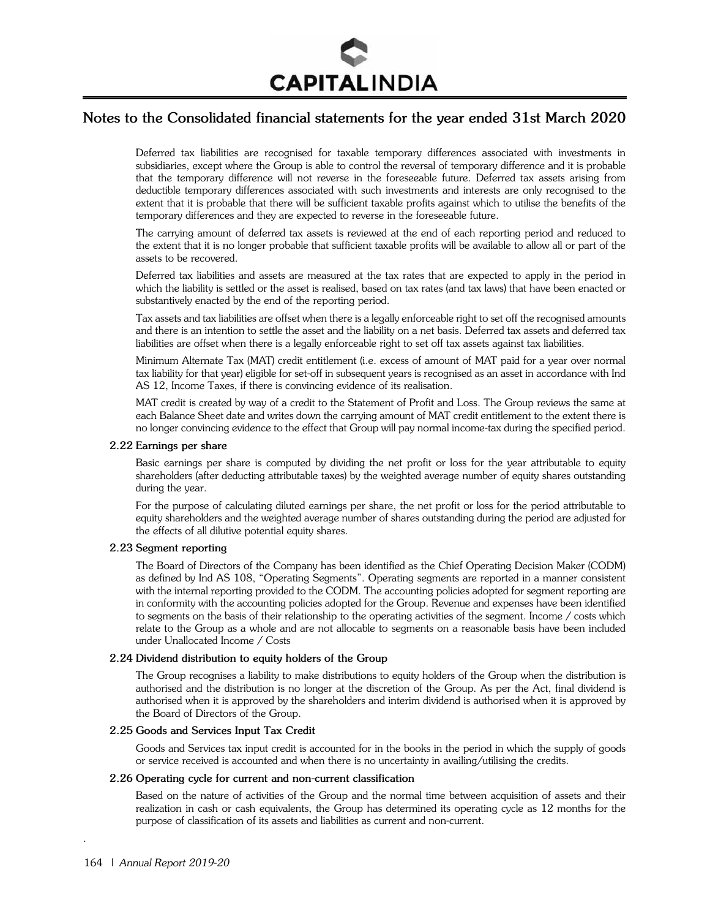Deferred tax liabilities are recognised for taxable temporary differences associated with investments in subsidiaries, except where the Group is able to control the reversal of temporary difference and it is probable that the temporary difference will not reverse in the foreseeable future. Deferred tax assets arising from deductible temporary differences associated with such investments and interests are only recognised to the extent that it is probable that there will be sufficient taxable profits against which to utilise the benefits of the temporary differences and they are expected to reverse in the foreseeable future.

The carrying amount of deferred tax assets is reviewed at the end of each reporting period and reduced to the extent that it is no longer probable that sufficient taxable profits will be available to allow all or part of the assets to be recovered.

Deferred tax liabilities and assets are measured at the tax rates that are expected to apply in the period in which the liability is settled or the asset is realised, based on tax rates (and tax laws) that have been enacted or substantively enacted by the end of the reporting period.

Tax assets and tax liabilities are offset when there is a legally enforceable right to set off the recognised amounts and there is an intention to settle the asset and the liability on a net basis. Deferred tax assets and deferred tax liabilities are offset when there is a legally enforceable right to set off tax assets against tax liabilities.

Minimum Alternate Tax (MAT) credit entitlement (i.e. excess of amount of MAT paid for a year over normal tax liability for that year) eligible for set-off in subsequent years is recognised as an asset in accordance with Ind AS 12, Income Taxes, if there is convincing evidence of its realisation.

MAT credit is created by way of a credit to the Statement of Profit and Loss. The Group reviews the same at each Balance Sheet date and writes down the carrying amount of MAT credit entitlement to the extent there is no longer convincing evidence to the effect that Group will pay normal income-tax during the specified period.

### 2.22 Earnings per share

Basic earnings per share is computed by dividing the net profit or loss for the year attributable to equity shareholders (after deducting attributable taxes) by the weighted average number of equity shares outstanding during the year.

For the purpose of calculating diluted earnings per share, the net profit or loss for the period attributable to equity shareholders and the weighted average number of shares outstanding during the period are adjusted for the effects of all dilutive potential equity shares.

### 2.23 Segment reporting

The Board of Directors of the Company has been identified as the Chief Operating Decision Maker (CODM) as defined by Ind AS 108, "Operating Segments". Operating segments are reported in a manner consistent with the internal reporting provided to the CODM. The accounting policies adopted for segment reporting are in conformity with the accounting policies adopted for the Group. Revenue and expenses have been identified to segments on the basis of their relationship to the operating activities of the segment. Income / costs which relate to the Group as a whole and are not allocable to segments on a reasonable basis have been included under Unallocated Income / Costs

### 2.24 Dividend distribution to equity holders of the Group

The Group recognises a liability to make distributions to equity holders of the Group when the distribution is authorised and the distribution is no longer at the discretion of the Group. As per the Act, final dividend is authorised when it is approved by the shareholders and interim dividend is authorised when it is approved by the Board of Directors of the Group.

### 2.25 Goods and Services Input Tax Credit

Goods and Services tax input credit is accounted for in the books in the period in which the supply of goods or service received is accounted and when there is no uncertainty in availing/utilising the credits.

### 2.26 Operating cycle for current and non-current classification

Based on the nature of activities of the Group and the normal time between acquisition of assets and their realization in cash or cash equivalents, the Group has determined its operating cycle as 12 months for the purpose of classification of its assets and liabilities as current and non-current.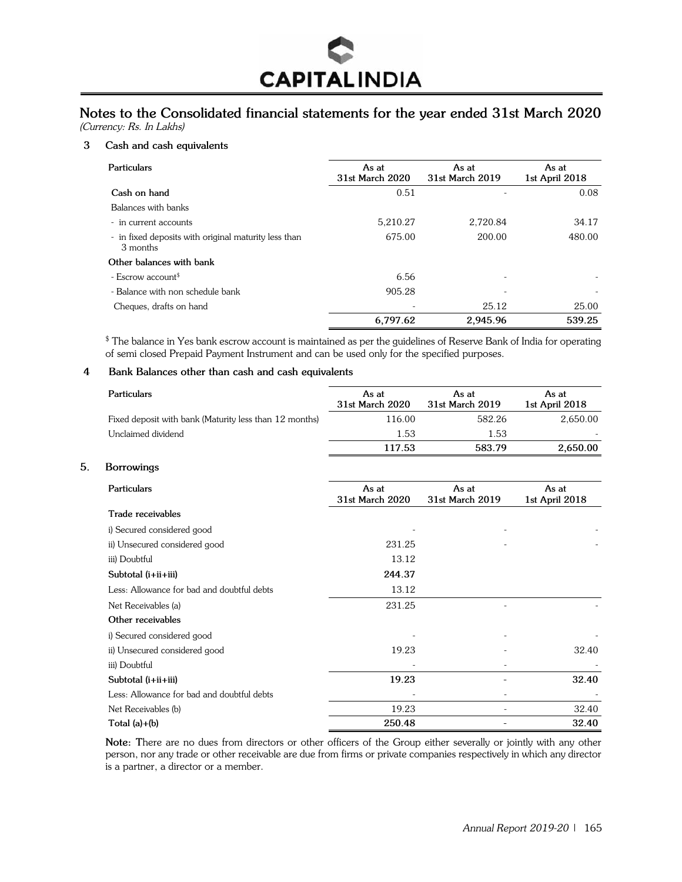# Notes to the Consolidated financial statements for the year ended 31st March 2020

*(Currency: Rs. In Lakhs)*

## 3 Cash and cash equivalents

| Particulars | As at 31st March 2020 | As at 31st March 2019 | As at 1st April 2018 |
|---|---|---|---|
| **Cash on hand** | 0.51 | - | 0.08 |
| Balances with banks | | | |
| - in current accounts | 5,210.27 | 2,720.84 | 34.17 |
| - in fixed deposits with original maturity less than 3 months | 675.00 | 200.00 | 480.00 |
| **Other balances with bank** | | | |
| - Escrow account$ | 6.56 | - | - |
| - Balance with non schedule bank | 905.28 | - | - |
| Cheques, drafts on hand | - | 25.12 | 25.00 |
| | **6,797.62** | **2,945.96** | **539.25** |

$ The balance in Yes bank escrow account is maintained as per the guidelines of Reserve Bank of India for operating of semi closed Prepaid Payment Instrument and can be used only for the specified purposes.

## 4 Bank Balances other than cash and cash equivalents

| Particulars | As at 31st March 2020 | As at 31st March 2019 | As at 1st April 2018 |
|---|---|---|---|
| Fixed deposit with bank (Maturity less than 12 months) | 116.00 | 582.26 | 2,650.00 |
| Unclaimed dividend | 1.53 | 1.53 | - |
| | **117.53** | **583.79** | **2,650.00** |

## 5. Borrowings

| Particulars | As at 31st March 2020 | As at 31st March 2019 | As at 1st April 2018 |
|---|---|---|---|
| **Trade receivables** | | | |
| i) Secured considered good | - | - | - |
| ii) Unsecured considered good | 231.25 | - | - |
| iii) Doubtful | 13.12 | | |
| **Subtotal (i+ii+iii)** | **244.37** | | |
| Less: Allowance for bad and doubtful debts | 13.12 | | |
| Net Receivables (a) | 231.25 | - | - |
| **Other receivables** | | | |
| i) Secured considered good | - | - | - |
| ii) Unsecured considered good | 19.23 | - | 32.40 |
| iii) Doubtful | - | - | - |
| **Subtotal (i+ii+iii)** | **19.23** | - | **32.40** |
| Less: Allowance for bad and doubtful debts | - | - | - |
| Net Receivables (b) | 19.23 | - | 32.40 |
| **Total (a)+(b)** | **250.48** | - | **32.40** |

**Note:** There are no dues from directors or other officers of the Group either severally or jointly with any other person, nor any trade or other receivable are due from firms or private companies respectively in which any director is a partner, a director or a member.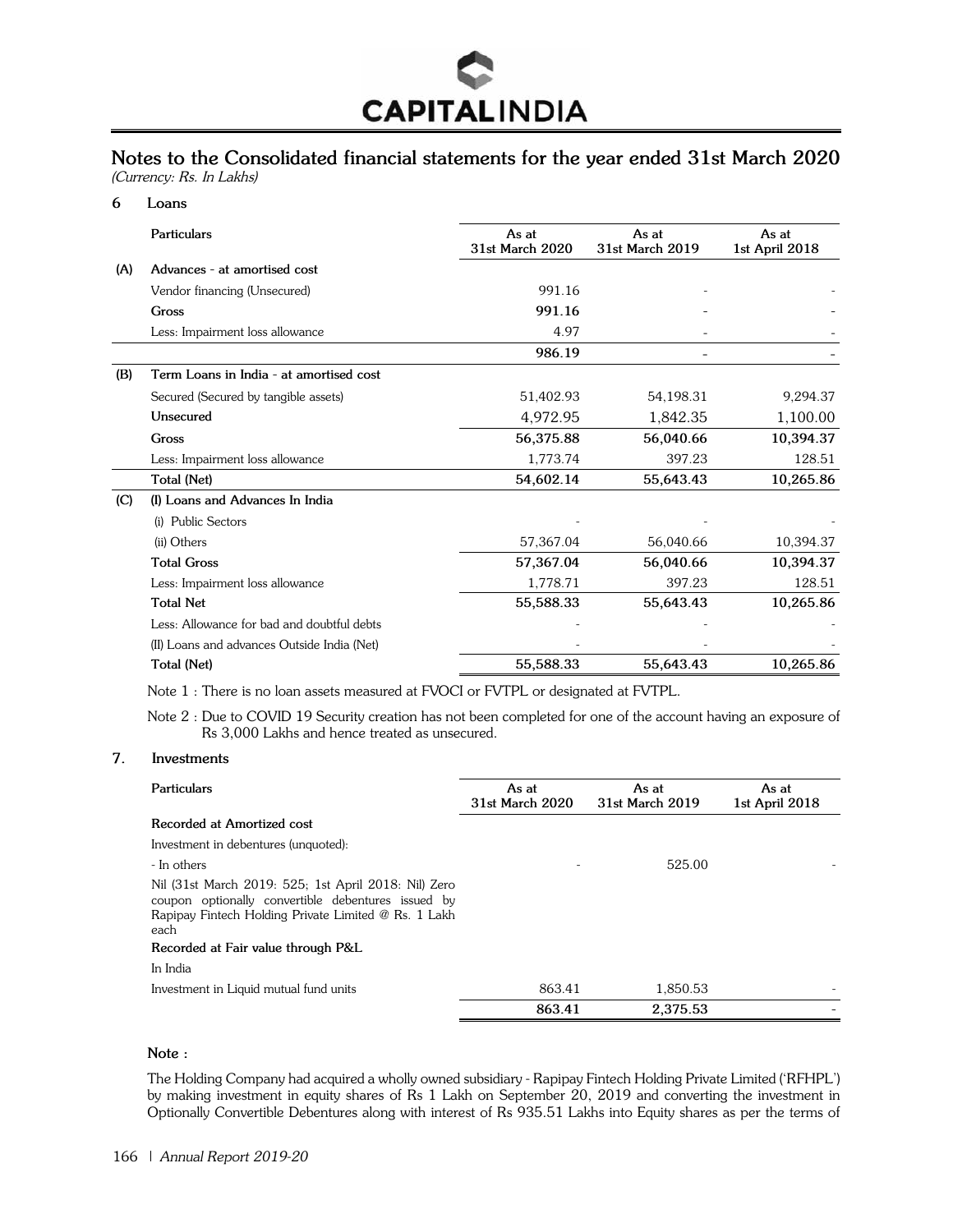# Notes to the Consolidated financial statements for the year ended 31st March 2020

*(Currency: Rs. In Lakhs)*

## 6 Loans

| | Particulars | As at 31st March 2020 | As at 31st March 2019 | As at 1st April 2018 |
|---|---|---|---|---|
| **(A)** | **Advances - at amortised cost** | | | |
| | Vendor financing (Unsecured) | 991.16 | - | - |
| | **Gross** | **991.16** | - | - |
| | Less: Impairment loss allowance | 4.97 | - | - |
| | | **986.19** | - | - |
| **(B)** | **Term Loans in India - at amortised cost** | | | |
| | Secured (Secured by tangible assets) | 51,402.93 | 54,198.31 | 9,294.37 |
| | **Unsecured** | 4,972.95 | 1,842.35 | 1,100.00 |
| | **Gross** | **56,375.88** | **56,040.66** | **10,394.37** |
| | Less: Impairment loss allowance | 1,773.74 | 397.23 | 128.51 |
| | **Total (Net)** | **54,602.14** | **55,643.43** | **10,265.86** |
| **(C)** | **(I) Loans and Advances In India** | | | |
| | (i) Public Sectors | - | - | - |
| | (ii) Others | 57,367.04 | 56,040.66 | 10,394.37 |
| | **Total Gross** | **57,367.04** | **56,040.66** | **10,394.37** |
| | Less: Impairment loss allowance | 1,778.71 | 397.23 | 128.51 |
| | **Total Net** | **55,588.33** | **55,643.43** | **10,265.86** |
| | Less: Allowance for bad and doubtful debts | - | - | - |
| | (II) Loans and advances Outside India (Net) | - | - | - |
| | **Total (Net)** | **55,588.33** | **55,643.43** | **10,265.86** |

Note 1 : There is no loan assets measured at FVOCI or FVTPL or designated at FVTPL.

Note 2 : Due to COVID 19 Security creation has not been completed for one of the account having an exposure of Rs 3,000 Lakhs and hence treated as unsecured.

## 7. Investments

| Particulars | As at 31st March 2020 | As at 31st March 2019 | As at 1st April 2018 |
|---|---|---|---|
| **Recorded at Amortized cost** | | | |
| Investment in debentures (unquoted): | | | |
| - In others | - | 525.00 | - |
| Nil (31st March 2019: 525; 1st April 2018: Nil) Zero coupon optionally convertible debentures issued by Rapipay Fintech Holding Private Limited @ Rs. 1 Lakh each | | | |
| **Recorded at Fair value through P&L** | | | |
| In India | | | |
| Investment in Liquid mutual fund units | 863.41 | 1,850.53 | - |
| | **863.41** | **2,375.53** | - |

**Note :**

The Holding Company had acquired a wholly owned subsidiary - Rapipay Fintech Holding Private Limited ('RFHPL') by making investment in equity shares of Rs 1 Lakh on September 20, 2019 and converting the investment in Optionally Convertible Debentures along with interest of Rs 935.51 Lakhs into Equity shares as per the terms of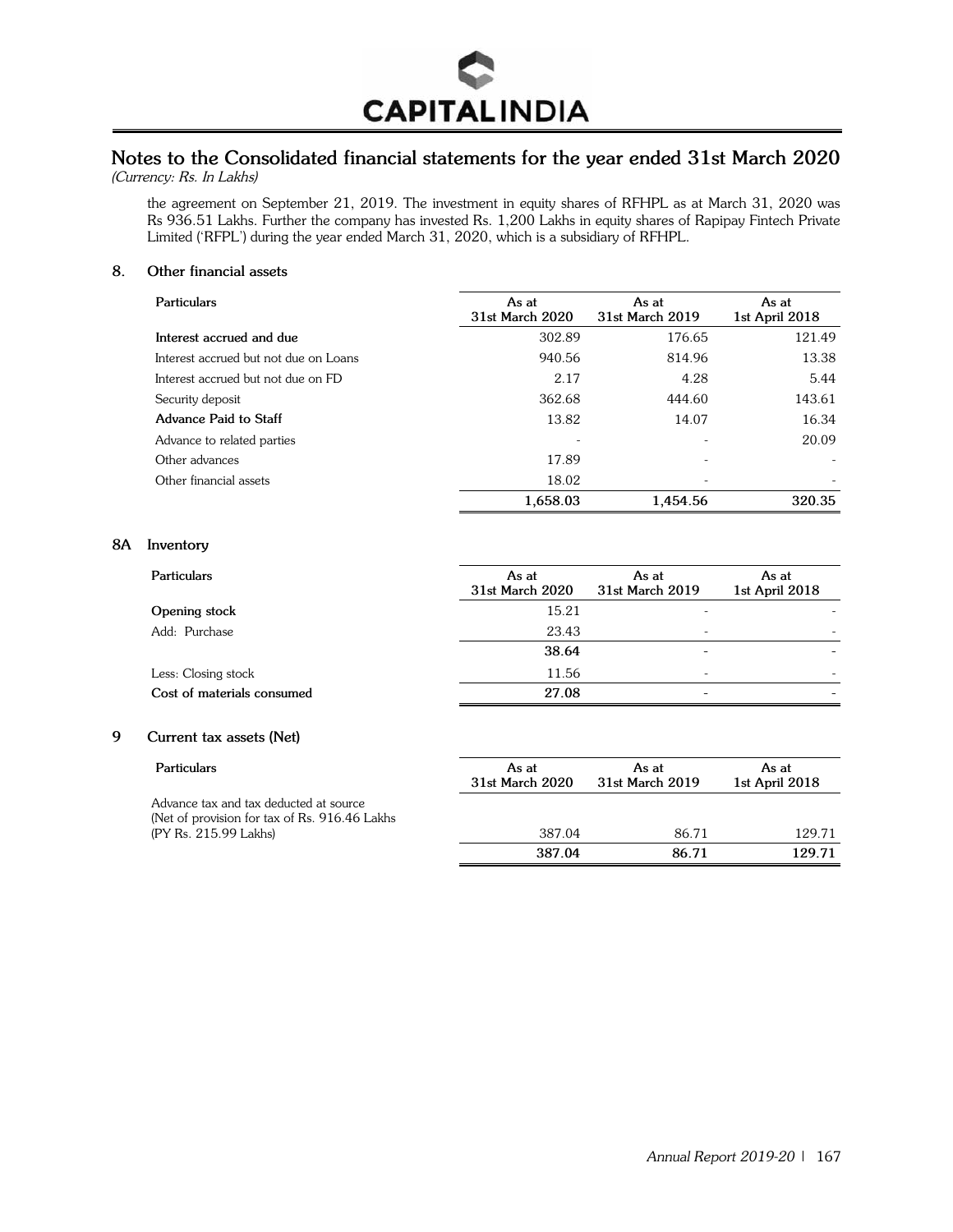## Notes to the Consolidated financial statements for the year ended 31st March 2020

*(Currency: Rs. In Lakhs)*

the agreement on September 21, 2019. The investment in equity shares of RFHPL as at March 31, 2020 was Rs 936.51 Lakhs. Further the company has invested Rs. 1,200 Lakhs in equity shares of Rapipay Fintech Private Limited ('RFPL') during the year ended March 31, 2020, which is a subsidiary of RFHPL.

### 8. Other financial assets

| Particulars | As at 31st March 2020 | As at 31st March 2019 | As at 1st April 2018 |
|---|---|---|---|
| **Interest accrued and due** | 302.89 | 176.65 | 121.49 |
| Interest accrued but not due on Loans | 940.56 | 814.96 | 13.38 |
| Interest accrued but not due on FD | 2.17 | 4.28 | 5.44 |
| Security deposit | 362.68 | 444.60 | 143.61 |
| **Advance Paid to Staff** | 13.82 | 14.07 | 16.34 |
| Advance to related parties | - | - | 20.09 |
| Other advances | 17.89 | - | - |
| Other financial assets | 18.02 | - | - |
| | **1,658.03** | **1,454.56** | **320.35** |

### 8A Inventory

| Particulars | As at 31st March 2020 | As at 31st March 2019 | As at 1st April 2018 |
|---|---|---|---|
| **Opening stock** | 15.21 | - | - |
| Add: Purchase | 23.43 | - | - |
| | **38.64** | - | - |
| Less: Closing stock | 11.56 | - | - |
| **Cost of materials consumed** | **27.08** | - | - |

### 9 Current tax assets (Net)

| Particulars | As at 31st March 2020 | As at 31st March 2019 | As at 1st April 2018 |
|---|---|---|---|
| Advance tax and tax deducted at source (Net of provision for tax of Rs. 916.46 Lakhs (PY Rs. 215.99 Lakhs) | 387.04 | 86.71 | 129.71 |
| | **387.04** | **86.71** | **129.71** |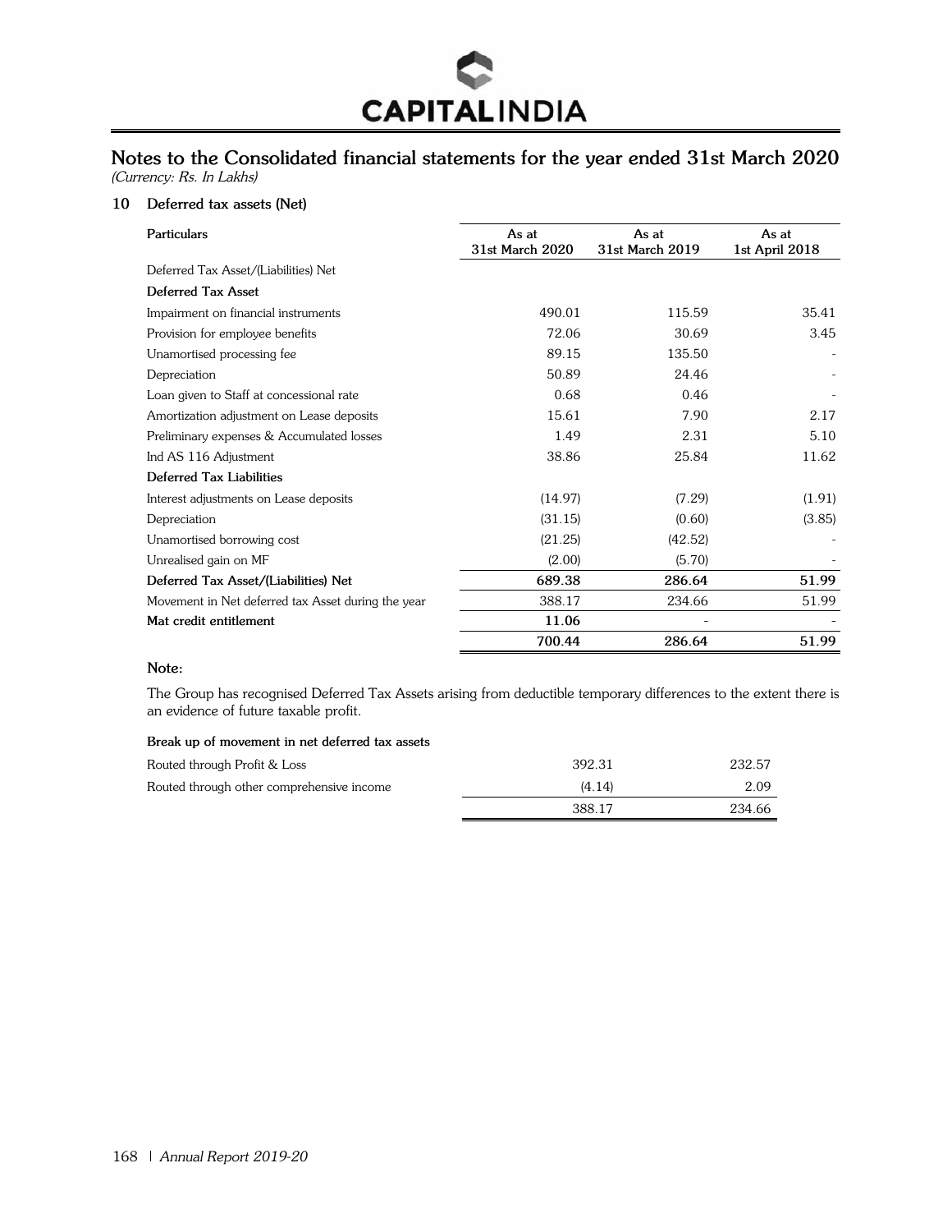## Notes to the Consolidated financial statements for the year ended 31st March 2020

*(Currency: Rs. In Lakhs)*

### 10 Deferred tax assets (Net)

| Particulars | As at 31st March 2020 | As at 31st March 2019 | As at 1st April 2018 |
|---|---|---|---|
| Deferred Tax Asset/(Liabilities) Net | | | |
| **Deferred Tax Asset** | | | |
| Impairment on financial instruments | 490.01 | 115.59 | 35.41 |
| Provision for employee benefits | 72.06 | 30.69 | 3.45 |
| Unamortised processing fee | 89.15 | 135.50 | - |
| Depreciation | 50.89 | 24.46 | - |
| Loan given to Staff at concessional rate | 0.68 | 0.46 | - |
| Amortization adjustment on Lease deposits | 15.61 | 7.90 | 2.17 |
| Preliminary expenses & Accumulated losses | 1.49 | 2.31 | 5.10 |
| Ind AS 116 Adjustment | 38.86 | 25.84 | 11.62 |
| **Deferred Tax Liabilities** | | | |
| Interest adjustments on Lease deposits | (14.97) | (7.29) | (1.91) |
| Depreciation | (31.15) | (0.60) | (3.85) |
| Unamortised borrowing cost | (21.25) | (42.52) | - |
| Unrealised gain on MF | (2.00) | (5.70) | - |
| **Deferred Tax Asset/(Liabilities) Net** | **689.38** | **286.64** | **51.99** |
| Movement in Net deferred tax Asset during the year | 388.17 | 234.66 | 51.99 |
| **Mat credit entitlement** | **11.06** | - | - |
| | **700.44** | **286.64** | **51.99** |

**Note:**

The Group has recognised Deferred Tax Assets arising from deductible temporary differences to the extent there is an evidence of future taxable profit.

**Break up of movement in net deferred tax assets**

| | | |
|---|---|---|
| Routed through Profit & Loss | 392.31 | 232.57 |
| Routed through other comprehensive income | (4.14) | 2.09 |
| | 388.17 | 234.66 |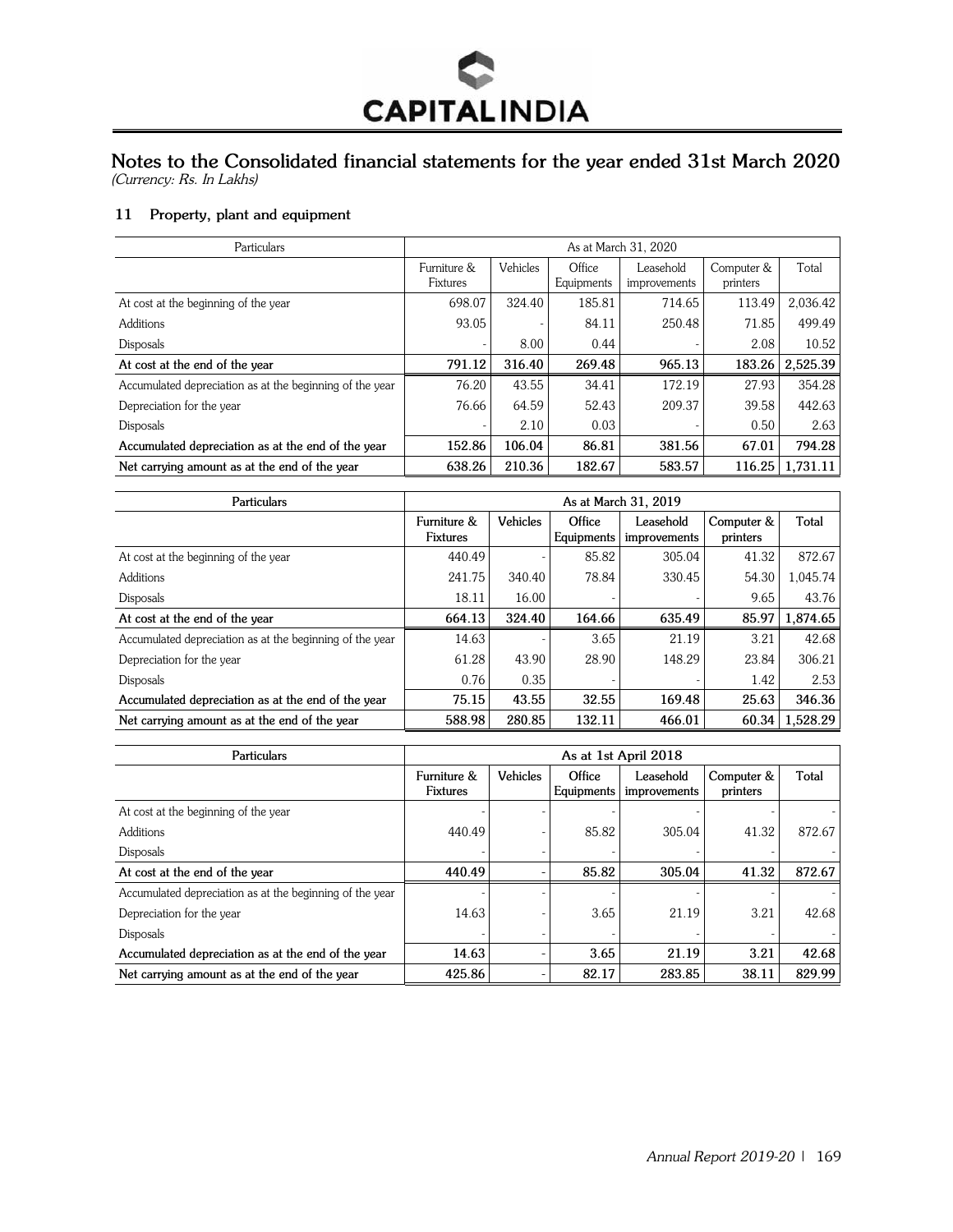# Notes to the Consolidated financial statements for the year ended 31st March 2020

*(Currency: Rs. In Lakhs)*

## 11 Property, plant and equipment

| Particulars | As at March 31, 2020 | | | | | |
|---|---|---|---|---|---|---|
| | Furniture & Fixtures | Vehicles | Office Equipments | Leasehold improvements | Computer & printers | Total |
| At cost at the beginning of the year | 698.07 | 324.40 | 185.81 | 714.65 | 113.49 | 2,036.42 |
| Additions | 93.05 | - | 84.11 | 250.48 | 71.85 | 499.49 |
| Disposals | - | 8.00 | 0.44 | - | 2.08 | 10.52 |
| **At cost at the end of the year** | **791.12** | **316.40** | **269.48** | **965.13** | **183.26** | **2,525.39** |
| Accumulated depreciation as at the beginning of the year | 76.20 | 43.55 | 34.41 | 172.19 | 27.93 | 354.28 |
| Depreciation for the year | 76.66 | 64.59 | 52.43 | 209.37 | 39.58 | 442.63 |
| Disposals | - | 2.10 | 0.03 | - | 0.50 | 2.63 |
| **Accumulated depreciation as at the end of the year** | **152.86** | **106.04** | **86.81** | **381.56** | **67.01** | **794.28** |
| **Net carrying amount as at the end of the year** | **638.26** | **210.36** | **182.67** | **583.57** | **116.25** | **1,731.11** |

| Particulars | As at March 31, 2019 | | | | | |
|---|---|---|---|---|---|---|
| | Furniture & Fixtures | Vehicles | Office Equipments | Leasehold improvements | Computer & printers | Total |
| At cost at the beginning of the year | 440.49 | - | 85.82 | 305.04 | 41.32 | 872.67 |
| Additions | 241.75 | 340.40 | 78.84 | 330.45 | 54.30 | 1,045.74 |
| Disposals | 18.11 | 16.00 | - | - | 9.65 | 43.76 |
| **At cost at the end of the year** | **664.13** | **324.40** | **164.66** | **635.49** | **85.97** | **1,874.65** |
| Accumulated depreciation as at the beginning of the year | 14.63 | - | 3.65 | 21.19 | 3.21 | 42.68 |
| Depreciation for the year | 61.28 | 43.90 | 28.90 | 148.29 | 23.84 | 306.21 |
| Disposals | 0.76 | 0.35 | - | - | 1.42 | 2.53 |
| **Accumulated depreciation as at the end of the year** | **75.15** | **43.55** | **32.55** | **169.48** | **25.63** | **346.36** |
| **Net carrying amount as at the end of the year** | **588.98** | **280.85** | **132.11** | **466.01** | **60.34** | **1,528.29** |

| Particulars | As at 1st April 2018 | | | | | |
|---|---|---|---|---|---|---|
| | Furniture & Fixtures | Vehicles | Office Equipments | Leasehold improvements | Computer & printers | Total |
| At cost at the beginning of the year | - | - | - | - | - | - |
| Additions | 440.49 | - | 85.82 | 305.04 | 41.32 | 872.67 |
| Disposals | - | - | - | - | - | - |
| **At cost at the end of the year** | **440.49** | - | **85.82** | **305.04** | **41.32** | **872.67** |
| Accumulated depreciation as at the beginning of the year | - | - | - | - | - | - |
| Depreciation for the year | 14.63 | - | 3.65 | 21.19 | 3.21 | 42.68 |
| Disposals | - | - | - | - | - | - |
| **Accumulated depreciation as at the end of the year** | **14.63** | - | **3.65** | **21.19** | **3.21** | **42.68** |
| **Net carrying amount as at the end of the year** | **425.86** | - | **82.17** | **283.85** | **38.11** | **829.99** |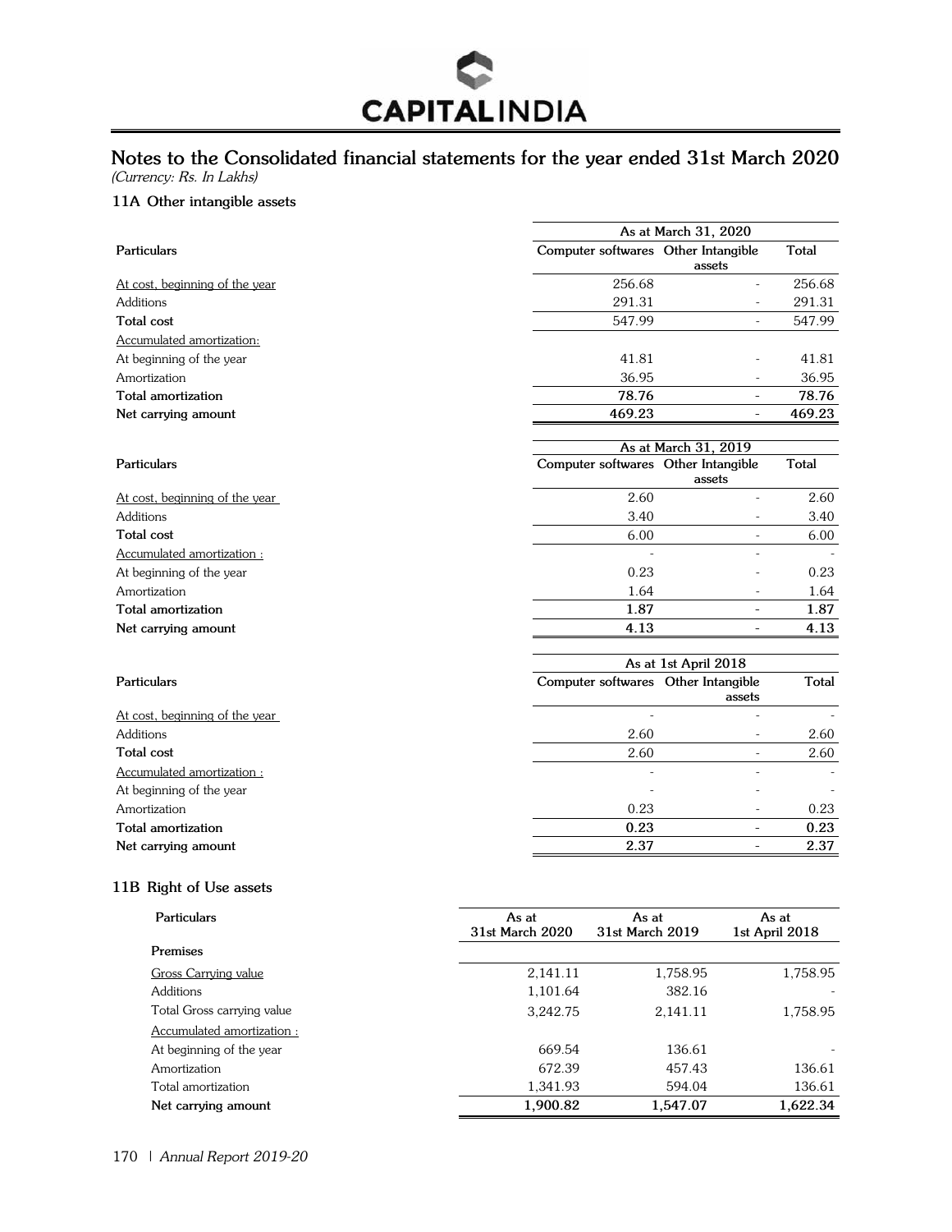# Notes to the Consolidated financial statements for the year ended 31st March 2020

*(Currency: Rs. In Lakhs)*

### 11A Other intangible assets

| Particulars | As at March 31, 2020 | | |
|---|---|---|---|
| | Computer softwares | Other Intangible assets | Total |
| At cost, beginning of the year | 256.68 | - | 256.68 |
| Additions | 291.31 | - | 291.31 |
| **Total cost** | 547.99 | - | 547.99 |
| Accumulated amortization: | | | |
| At beginning of the year | 41.81 | - | 41.81 |
| Amortization | 36.95 | - | 36.95 |
| **Total amortization** | **78.76** | - | **78.76** |
| **Net carrying amount** | **469.23** | - | **469.23** |

| Particulars | As at March 31, 2019 | | |
|---|---|---|---|
| | Computer softwares | Other Intangible assets | Total |
| At cost, beginning of the year | 2.60 | - | 2.60 |
| Additions | 3.40 | - | 3.40 |
| **Total cost** | 6.00 | - | 6.00 |
| Accumulated amortization : | - | - | - |
| At beginning of the year | 0.23 | - | 0.23 |
| Amortization | 1.64 | - | 1.64 |
| **Total amortization** | **1.87** | - | **1.87** |
| **Net carrying amount** | **4.13** | - | **4.13** |

| Particulars | As at 1st April 2018 | | |
|---|---|---|---|
| | Computer softwares | Other Intangible assets | Total |
| At cost, beginning of the year | - | - | - |
| Additions | 2.60 | - | 2.60 |
| **Total cost** | 2.60 | - | 2.60 |
| Accumulated amortization : | - | - | - |
| At beginning of the year | - | - | - |
| Amortization | 0.23 | - | 0.23 |
| **Total amortization** | **0.23** | - | **0.23** |
| **Net carrying amount** | **2.37** | - | **2.37** |

### 11B Right of Use assets

| Particulars | As at 31st March 2020 | As at 31st March 2019 | As at 1st April 2018 |
|---|---|---|---|
| **Premises** | | | |
| Gross Carrying value | 2,141.11 | 1,758.95 | 1,758.95 |
| Additions | 1,101.64 | 382.16 | - |
| Total Gross carrying value | 3,242.75 | 2,141.11 | 1,758.95 |
| Accumulated amortization : | | | |
| At beginning of the year | 669.54 | 136.61 | - |
| Amortization | 672.39 | 457.43 | 136.61 |
| Total amortization | 1,341.93 | 594.04 | 136.61 |
| **Net carrying amount** | **1,900.82** | **1,547.07** | **1,622.34** |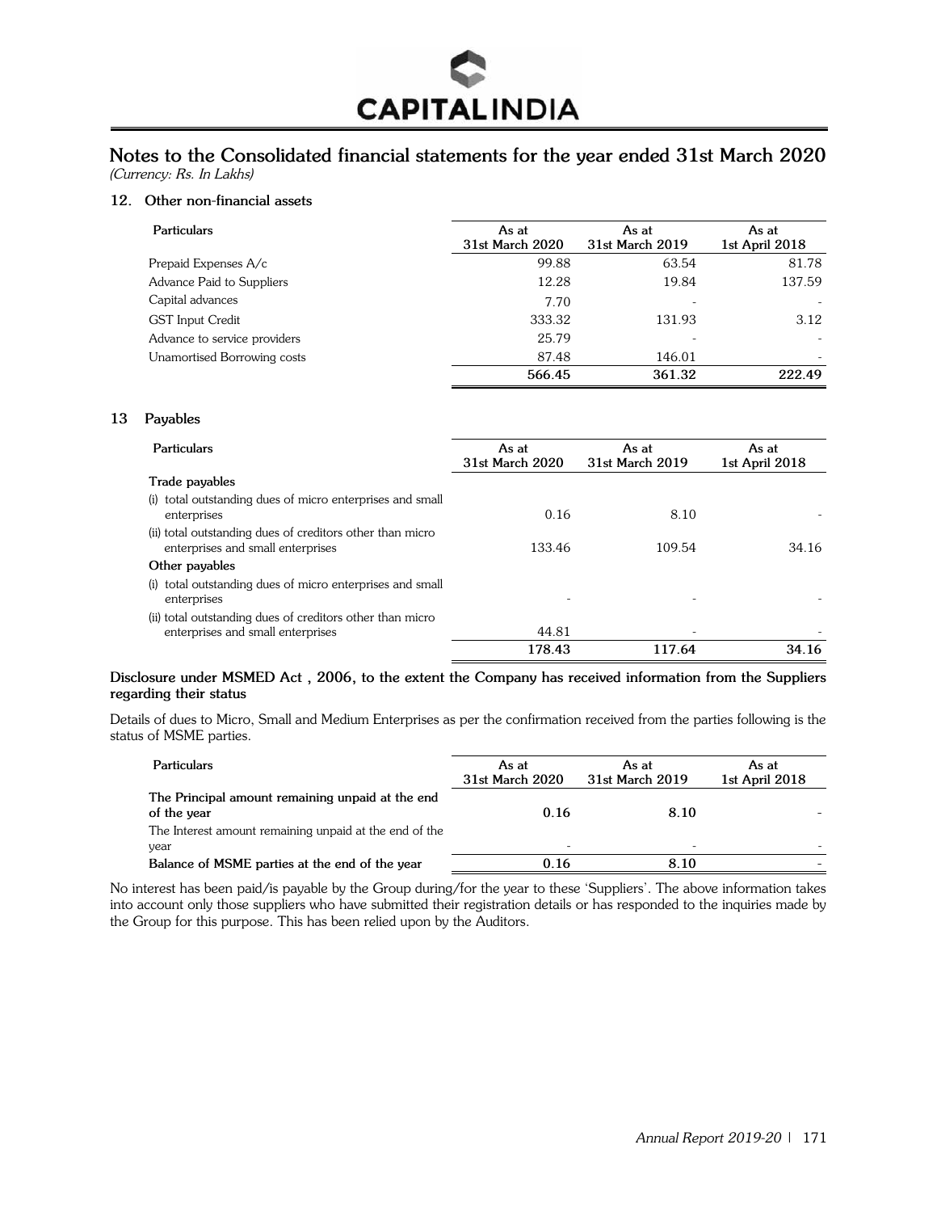# Notes to the Consolidated financial statements for the year ended 31st March 2020

*(Currency: Rs. In Lakhs)*

## 12. Other non-financial assets

| Particulars | As at 31st March 2020 | As at 31st March 2019 | As at 1st April 2018 |
|---|---|---|---|
| Prepaid Expenses A/c | 99.88 | 63.54 | 81.78 |
| Advance Paid to Suppliers | 12.28 | 19.84 | 137.59 |
| Capital advances | 7.70 | - | - |
| GST Input Credit | 333.32 | 131.93 | 3.12 |
| Advance to service providers | 25.79 | - | - |
| Unamortised Borrowing costs | 87.48 | 146.01 | - |
| | **566.45** | **361.32** | **222.49** |

## 13 Payables

| Particulars | As at 31st March 2020 | As at 31st March 2019 | As at 1st April 2018 |
|---|---|---|---|
| **Trade payables** | | | |
| (i) total outstanding dues of micro enterprises and small enterprises | 0.16 | 8.10 | - |
| (ii) total outstanding dues of creditors other than micro enterprises and small enterprises | 133.46 | 109.54 | 34.16 |
| **Other payables** | | | |
| (i) total outstanding dues of micro enterprises and small enterprises | - | - | - |
| (ii) total outstanding dues of creditors other than micro enterprises and small enterprises | 44.81 | - | - |
| | **178.43** | **117.64** | **34.16** |

**Disclosure under MSMED Act , 2006, to the extent the Company has received information from the Suppliers regarding their status**

Details of dues to Micro, Small and Medium Enterprises as per the confirmation received from the parties following is the status of MSME parties.

| Particulars | As at 31st March 2020 | As at 31st March 2019 | As at 1st April 2018 |
|---|---|---|---|
| **The Principal amount remaining unpaid at the end of the year** | **0.16** | **8.10** | - |
| The Interest amount remaining unpaid at the end of the year | - | - | - |
| **Balance of MSME parties at the end of the year** | **0.16** | **8.10** | - |

No interest has been paid/is payable by the Group during/for the year to these 'Suppliers'. The above information takes into account only those suppliers who have submitted their registration details or has responded to the inquiries made by the Group for this purpose. This has been relied upon by the Auditors.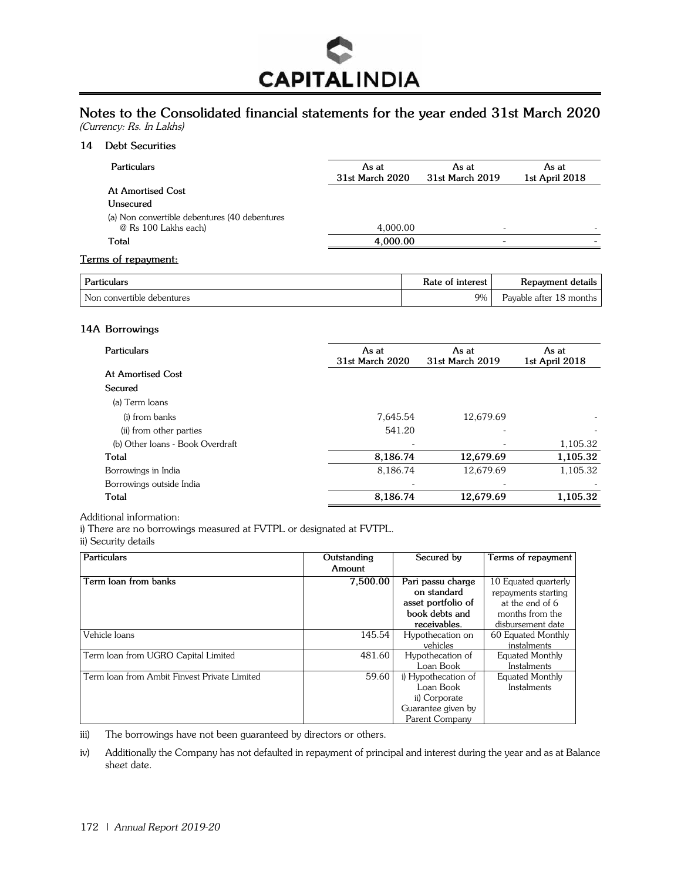# Notes to the Consolidated financial statements for the year ended 31st March 2020

*(Currency: Rs. In Lakhs)*

## 14 Debt Securities

| Particulars | As at 31st March 2020 | As at 31st March 2019 | As at 1st April 2018 |
|---|---|---|---|
| **At Amortised Cost** | | | |
| **Unsecured** | | | |
| (a) Non convertible debentures (40 debentures @ Rs 100 Lakhs each) | 4,000.00 | - | - |
| **Total** | **4,000.00** | - | - |

**Terms of repayment:**

| Particulars | Rate of interest | Repayment details |
|---|---|---|
| Non convertible debentures | 9% | Payable after 18 months |

## 14A Borrowings

| Particulars | As at 31st March 2020 | As at 31st March 2019 | As at 1st April 2018 |
|---|---|---|---|
| **At Amortised Cost** | | | |
| **Secured** | | | |
| (a) Term loans | | | |
| (i) from banks | 7,645.54 | 12,679.69 | - |
| (ii) from other parties | 541.20 | - | - |
| (b) Other loans - Book Overdraft | - | - | 1,105.32 |
| **Total** | **8,186.74** | **12,679.69** | **1,105.32** |
| Borrowings in India | 8,186.74 | 12,679.69 | 1,105.32 |
| Borrowings outside India | - | - | - |
| **Total** | **8,186.74** | **12,679.69** | **1,105.32** |

Additional information:

i) There are no borrowings measured at FVTPL or designated at FVTPL.

ii) Security details

| Particulars | Outstanding Amount | Secured by | Terms of repayment |
|---|---|---|---|
| **Term loan from banks** | **7,500.00** | **Pari passu charge on standard asset portfolio of book debts and receivables.** | 10 Equated quarterly repayments starting at the end of 6 months from the disbursement date |
| Vehicle loans | 145.54 | Hypothecation on vehicles | 60 Equated Monthly instalments |
| Term loan from UGRO Capital Limited | 481.60 | Hypothecation of Loan Book | Equated Monthly Instalments |
| Term loan from Ambit Finvest Private Limited | 59.60 | i) Hypothecation of Loan Book ii) Corporate Guarantee given by Parent Company | Equated Monthly Instalments |

iii) The borrowings have not been guaranteed by directors or others.

iv) Additionally the Company has not defaulted in repayment of principal and interest during the year and as at Balance sheet date.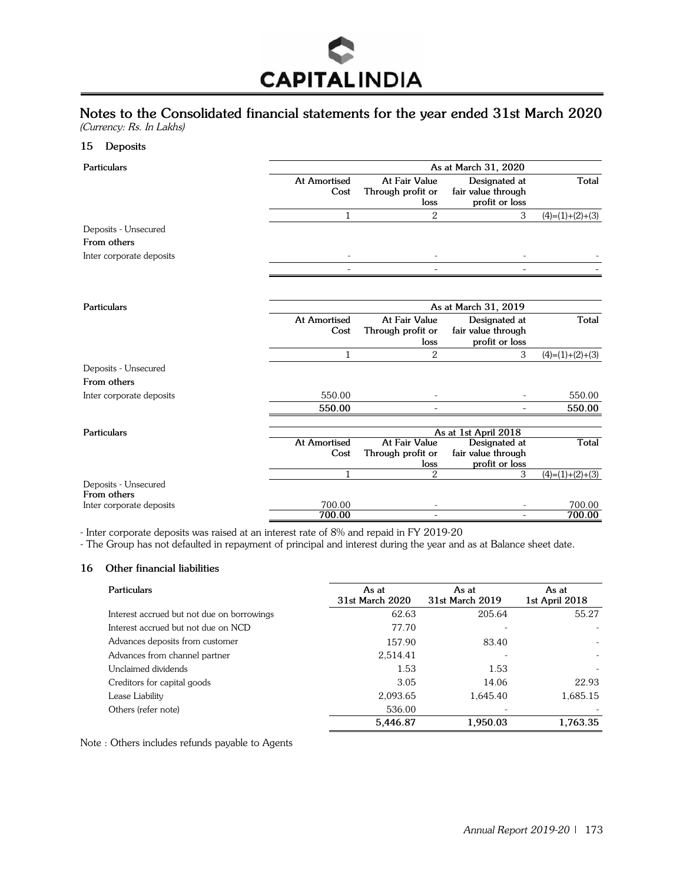# Notes to the Consolidated financial statements for the year ended 31st March 2020

*(Currency: Rs. In Lakhs)*

## 15 Deposits

| Particulars | As at March 31, 2020 | | | |
|---|---|---|---|---|
| | At Amortised Cost | At Fair Value Through profit or loss | Designated at fair value through profit or loss | Total |
| | 1 | 2 | 3 | (4)=(1)+(2)+(3) |
| Deposits - Unsecured | | | | |
| **From others** | | | | |
| Inter corporate deposits | - | - | - | - |
| | - | - | - | - |

| Particulars | As at March 31, 2019 | | | |
|---|---|---|---|---|
| | At Amortised Cost | At Fair Value Through profit or loss | Designated at fair value through profit or loss | Total |
| | 1 | 2 | 3 | (4)=(1)+(2)+(3) |
| Deposits - Unsecured | | | | |
| **From others** | | | | |
| Inter corporate deposits | 550.00 | - | - | 550.00 |
| | **550.00** | - | - | **550.00** |

| Particulars | As at 1st April 2018 | | | |
|---|---|---|---|---|
| | At Amortised Cost | At Fair Value Through profit or loss | Designated at fair value through profit or loss | Total |
| | 1 | 2 | 3 | (4)=(1)+(2)+(3) |
| Deposits - Unsecured | | | | |
| **From others** | | | | |
| Inter corporate deposits | 700.00 | - | - | 700.00 |
| | **700.00** | - | - | **700.00** |

- Inter corporate deposits was raised at an interest rate of 8% and repaid in FY 2019-20
- The Group has not defaulted in repayment of principal and interest during the year and as at Balance sheet date.

## 16 Other financial liabilities

| Particulars | As at 31st March 2020 | As at 31st March 2019 | As at 1st April 2018 |
|---|---|---|---|
| Interest accrued but not due on borrowings | 62.63 | 205.64 | 55.27 |
| Interest accrued but not due on NCD | 77.70 | - | - |
| Advances deposits from customer | 157.90 | 83.40 | - |
| Advances from channel partner | 2,514.41 | - | - |
| Unclaimed dividends | 1.53 | 1.53 | - |
| Creditors for capital goods | 3.05 | 14.06 | 22.93 |
| Lease Liability | 2,093.65 | 1,645.40 | 1,685.15 |
| Others (refer note) | 536.00 | - | - |
| | **5,446.87** | **1,950.03** | **1,763.35** |

Note : Others includes refunds payable to Agents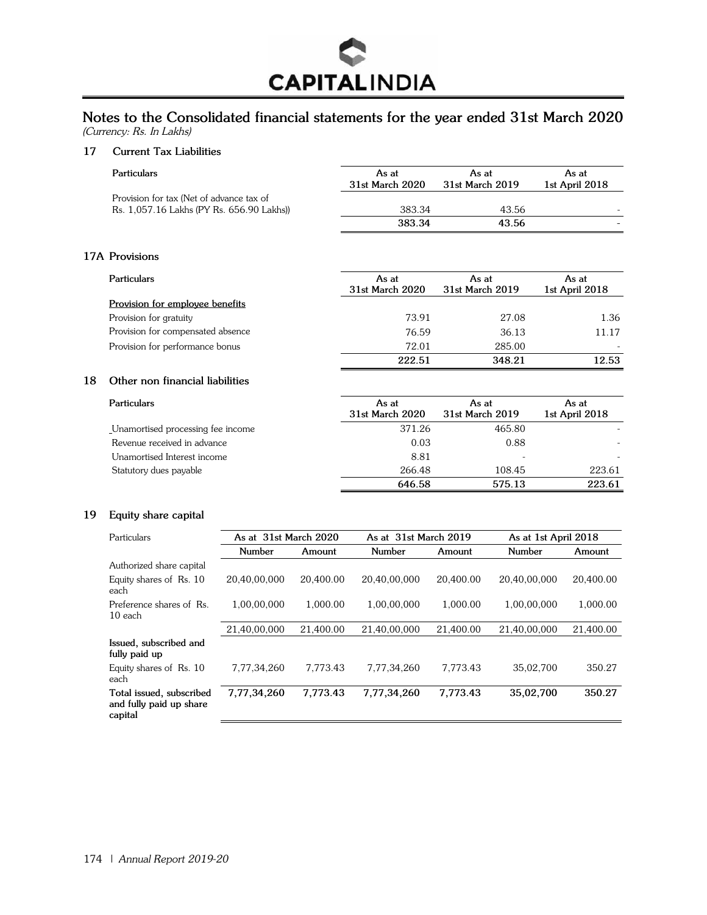# Notes to the Consolidated financial statements for the year ended 31st March 2020

*(Currency: Rs. In Lakhs)*

## 17 Current Tax Liabilities

| Particulars | As at 31st March 2020 | As at 31st March 2019 | As at 1st April 2018 |
|---|---|---|---|
| Provision for tax (Net of advance tax of Rs. 1,057.16 Lakhs (PY Rs. 656.90 Lakhs)) | 383.34 | 43.56 | - |
| | **383.34** | **43.56** | - |

## 17A Provisions

| Particulars | As at 31st March 2020 | As at 31st March 2019 | As at 1st April 2018 |
|---|---|---|---|
| Provision for employee benefits | | | |
| Provision for gratuity | 73.91 | 27.08 | 1.36 |
| Provision for compensated absence | 76.59 | 36.13 | 11.17 |
| Provision for performance bonus | 72.01 | 285.00 | - |
| | **222.51** | **348.21** | **12.53** |

## 18 Other non financial liabilities

| Particulars | As at 31st March 2020 | As at 31st March 2019 | As at 1st April 2018 |
|---|---|---|---|
| Unamortised processing fee income | 371.26 | 465.80 | - |
| Revenue received in advance | 0.03 | 0.88 | - |
| Unamortised Interest income | 8.81 | - | - |
| Statutory dues payable | 266.48 | 108.45 | 223.61 |
| | **646.58** | **575.13** | **223.61** |

## 19 Equity share capital

| Particulars | As at 31st March 2020 | | As at 31st March 2019 | | As at 1st April 2018 | |
|---|---|---|---|---|---|---|
| | Number | Amount | Number | Amount | Number | Amount |
| Authorized share capital | | | | | | |
| Equity shares of Rs. 10 each | 20,40,00,000 | 20,400.00 | 20,40,00,000 | 20,400.00 | 20,40,00,000 | 20,400.00 |
| Preference shares of Rs. 10 each | 1,00,00,000 | 1,000.00 | 1,00,00,000 | 1,000.00 | 1,00,00,000 | 1,000.00 |
| | 21,40,00,000 | 21,400.00 | 21,40,00,000 | 21,400.00 | 21,40,00,000 | 21,400.00 |
| **Issued, subscribed and fully paid up** | | | | | | |
| Equity shares of Rs. 10 each | 7,77,34,260 | 7,773.43 | 7,77,34,260 | 7,773.43 | 35,02,700 | 350.27 |
| **Total issued, subscribed and fully paid up share capital** | **7,77,34,260** | **7,773.43** | **7,77,34,260** | **7,773.43** | **35,02,700** | **350.27** |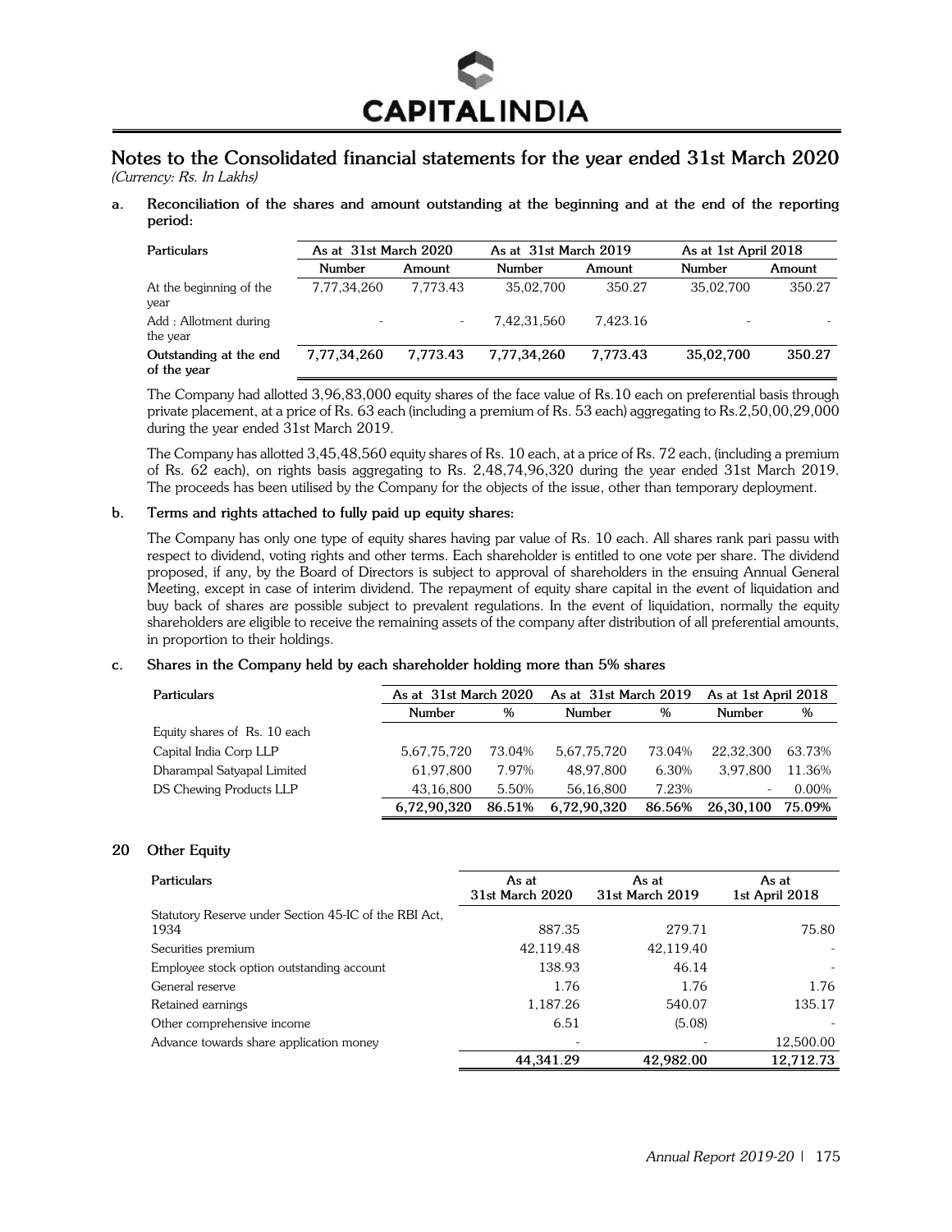# Notes to the Consolidated financial statements for the year ended 31st March 2020

*(Currency: Rs. In Lakhs)*

**a. Reconciliation of the shares and amount outstanding at the beginning and at the end of the reporting period:**

| Particulars | As at 31st March 2020 | | As at 31st March 2019 | | As at 1st April 2018 | |
|---|---|---|---|---|---|---|
| | Number | Amount | Number | Amount | Number | Amount |
| At the beginning of the year | 7,77,34,260 | 7,773.43 | 35,02,700 | 350.27 | 35,02,700 | 350.27 |
| Add : Allotment during the year | - | - | 7,42,31,560 | 7,423.16 | - | - |
| **Outstanding at the end of the year** | **7,77,34,260** | **7,773.43** | **7,77,34,260** | **7,773.43** | **35,02,700** | **350.27** |

The Company had allotted 3,96,83,000 equity shares of the face value of Rs.10 each on preferential basis through private placement, at a price of Rs. 63 each (including a premium of Rs. 53 each) aggregating to Rs.2,50,00,29,000 during the year ended 31st March 2019.

The Company has allotted 3,45,48,560 equity shares of Rs. 10 each, at a price of Rs. 72 each, (including a premium of Rs. 62 each), on rights basis aggregating to Rs. 2,48,74,96,320 during the year ended 31st March 2019. The proceeds has been utilised by the Company for the objects of the issue, other than temporary deployment.

**b. Terms and rights attached to fully paid up equity shares:**

The Company has only one type of equity shares having par value of Rs. 10 each. All shares rank pari passu with respect to dividend, voting rights and other terms. Each shareholder is entitled to one vote per share. The dividend proposed, if any, by the Board of Directors is subject to approval of shareholders in the ensuing Annual General Meeting, except in case of interim dividend. The repayment of equity share capital in the event of liquidation and buy back of shares are possible subject to prevalent regulations. In the event of liquidation, normally the equity shareholders are eligible to receive the remaining assets of the company after distribution of all preferential amounts, in proportion to their holdings.

**c. Shares in the Company held by each shareholder holding more than 5% shares**

| Particulars | As at 31st March 2020 | | As at 31st March 2019 | | As at 1st April 2018 | |
|---|---|---|---|---|---|---|
| | Number | % | Number | % | Number | % |
| Equity shares of Rs. 10 each | | | | | | |
| Capital India Corp LLP | 5,67,75,720 | 73.04% | 5,67,75,720 | 73.04% | 22,32,300 | 63.73% |
| Dharampal Satyapal Limited | 61,97,800 | 7.97% | 48,97,800 | 6.30% | 3,97,800 | 11.36% |
| DS Chewing Products LLP | 43,16,800 | 5.50% | 56,16,800 | 7.23% | - | 0.00% |
| | **6,72,90,320** | **86.51%** | **6,72,90,320** | **86.56%** | **26,30,100** | **75.09%** |

## 20 Other Equity

| Particulars | As at 31st March 2020 | As at 31st March 2019 | As at 1st April 2018 |
|---|---|---|---|
| Statutory Reserve under Section 45-IC of the RBI Act, 1934 | 887.35 | 279.71 | 75.80 |
| Securities premium | 42,119.48 | 42,119.40 | - |
| Employee stock option outstanding account | 138.93 | 46.14 | - |
| General reserve | 1.76 | 1.76 | 1.76 |
| Retained earnings | 1,187.26 | 540.07 | 135.17 |
| Other comprehensive income | 6.51 | (5.08) | - |
| Advance towards share application money | - | - | 12,500.00 |
| | **44,341.29** | **42,982.00** | **12,712.73** |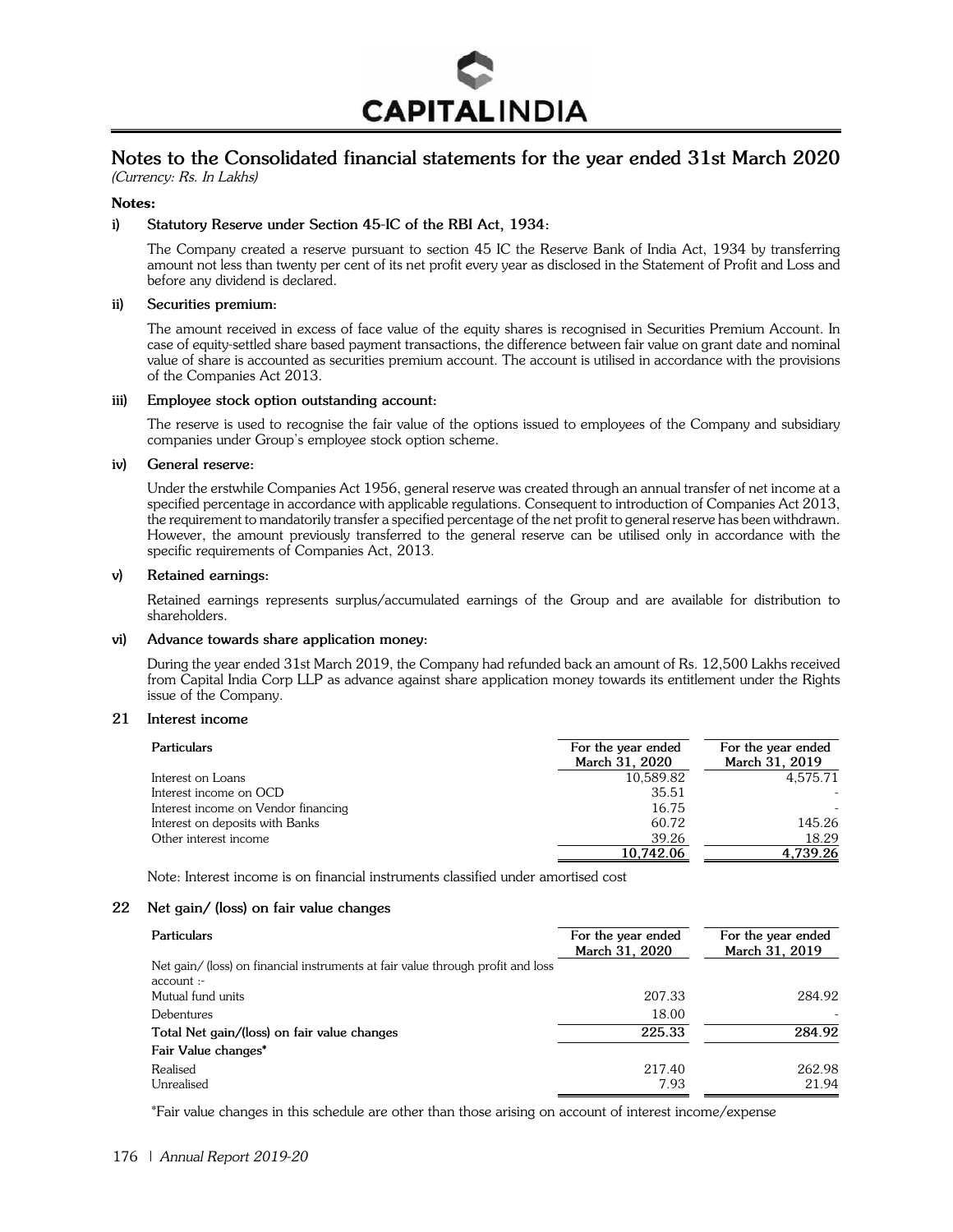## Notes to the Consolidated financial statements for the year ended 31st March 2020

*(Currency: Rs. In Lakhs)*

**Notes:**

**i) Statutory Reserve under Section 45-IC of the RBI Act, 1934:**

The Company created a reserve pursuant to section 45 IC the Reserve Bank of India Act, 1934 by transferring amount not less than twenty per cent of its net profit every year as disclosed in the Statement of Profit and Loss and before any dividend is declared.

**ii) Securities premium:**

The amount received in excess of face value of the equity shares is recognised in Securities Premium Account. In case of equity-settled share based payment transactions, the difference between fair value on grant date and nominal value of share is accounted as securities premium account. The account is utilised in accordance with the provisions of the Companies Act 2013.

**iii) Employee stock option outstanding account:**

The reserve is used to recognise the fair value of the options issued to employees of the Company and subsidiary companies under Group's employee stock option scheme.

**iv) General reserve:**

Under the erstwhile Companies Act 1956, general reserve was created through an annual transfer of net income at a specified percentage in accordance with applicable regulations. Consequent to introduction of Companies Act 2013, the requirement to mandatorily transfer a specified percentage of the net profit to general reserve has been withdrawn. However, the amount previously transferred to the general reserve can be utilised only in accordance with the specific requirements of Companies Act, 2013.

**v) Retained earnings:**

Retained earnings represents surplus/accumulated earnings of the Group and are available for distribution to shareholders.

**vi) Advance towards share application money:**

During the year ended 31st March 2019, the Company had refunded back an amount of Rs. 12,500 Lakhs received from Capital India Corp LLP as advance against share application money towards its entitlement under the Rights issue of the Company.

### 21 Interest income

| Particulars | For the year ended March 31, 2020 | For the year ended March 31, 2019 |
|---|---|---|
| Interest on Loans | 10,589.82 | 4,575.71 |
| Interest income on OCD | 35.51 | - |
| Interest income on Vendor financing | 16.75 | - |
| Interest on deposits with Banks | 60.72 | 145.26 |
| Other interest income | 39.26 | 18.29 |
| | 10,742.06 | 4,739.26 |

Note: Interest income is on financial instruments classified under amortised cost

### 22 Net gain/ (loss) on fair value changes

| Particulars | For the year ended March 31, 2020 | For the year ended March 31, 2019 |
|---|---|---|
| Net gain/ (loss) on financial instruments at fair value through profit and loss account :- | | |
| Mutual fund units | 207.33 | 284.92 |
| Debentures | 18.00 | - |
| **Total Net gain/(loss) on fair value changes** | **225.33** | **284.92** |
| **Fair Value changes*** | | |
| Realised | 217.40 | 262.98 |
| Unrealised | 7.93 | 21.94 |

*Fair value changes in this schedule are other than those arising on account of interest income/expense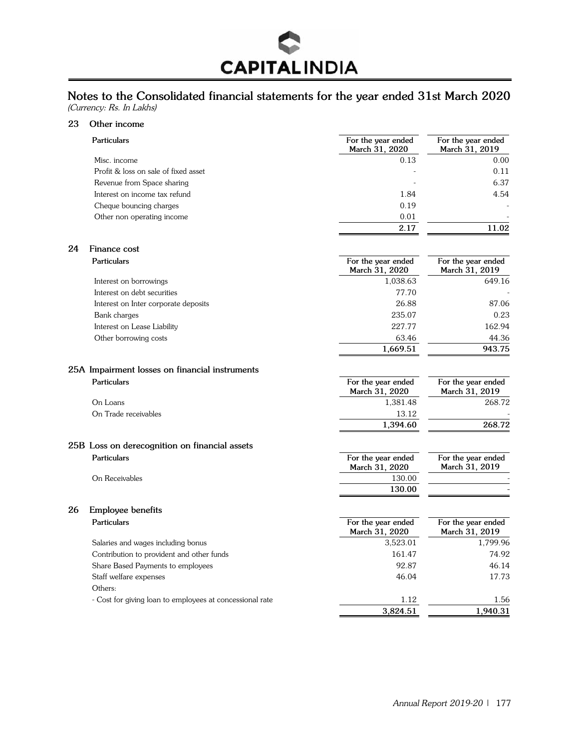## Notes to the Consolidated financial statements for the year ended 31st March 2020

*(Currency: Rs. In Lakhs)*

### 23 Other income

| Particulars | For the year ended March 31, 2020 | For the year ended March 31, 2019 |
|---|---|---|
| Misc. income | 0.13 | 0.00 |
| Profit & loss on sale of fixed asset | - | 0.11 |
| Revenue from Space sharing | - | 6.37 |
| Interest on income tax refund | 1.84 | 4.54 |
| Cheque bouncing charges | 0.19 | - |
| Other non operating income | 0.01 | - |
| | **2.17** | **11.02** |

### 24 Finance cost

| Particulars | For the year ended March 31, 2020 | For the year ended March 31, 2019 |
|---|---|---|
| Interest on borrowings | 1,038.63 | 649.16 |
| Interest on debt securities | 77.70 | - |
| Interest on Inter corporate deposits | 26.88 | 87.06 |
| Bank charges | 235.07 | 0.23 |
| Interest on Lease Liability | 227.77 | 162.94 |
| Other borrowing costs | 63.46 | 44.36 |
| | **1,669.51** | **943.75** |

### 25A Impairment losses on financial instruments

| Particulars | For the year ended March 31, 2020 | For the year ended March 31, 2019 |
|---|---|---|
| On Loans | 1,381.48 | 268.72 |
| On Trade receivables | 13.12 | - |
| | **1,394.60** | **268.72** |

### 25B Loss on derecognition on financial assets

| Particulars | For the year ended March 31, 2020 | For the year ended March 31, 2019 |
|---|---|---|
| On Receivables | 130.00 | - |
| | **130.00** | - |

### 26 Employee benefits

| Particulars | For the year ended March 31, 2020 | For the year ended March 31, 2019 |
|---|---|---|
| Salaries and wages including bonus | 3,523.01 | 1,799.96 |
| Contribution to provident and other funds | 161.47 | 74.92 |
| Share Based Payments to employees | 92.87 | 46.14 |
| Staff welfare expenses | 46.04 | 17.73 |
| Others: | | |
| - Cost for giving loan to employees at concessional rate | 1.12 | 1.56 |
| | **3,824.51** | **1,940.31** |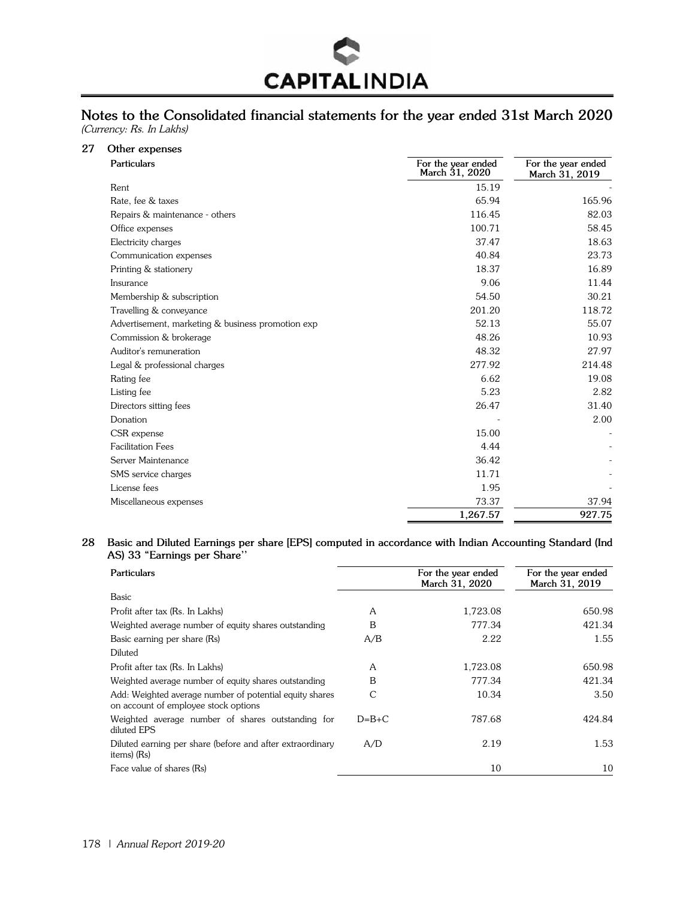## Notes to the Consolidated financial statements for the year ended 31st March 2020

*(Currency: Rs. In Lakhs)*

### 27 Other expenses

| Particulars | For the year ended March 31, 2020 | For the year ended March 31, 2019 |
|---|---|---|
| Rent | 15.19 | - |
| Rate, fee & taxes | 65.94 | 165.96 |
| Repairs & maintenance - others | 116.45 | 82.03 |
| Office expenses | 100.71 | 58.45 |
| Electricity charges | 37.47 | 18.63 |
| Communication expenses | 40.84 | 23.73 |
| Printing & stationery | 18.37 | 16.89 |
| Insurance | 9.06 | 11.44 |
| Membership & subscription | 54.50 | 30.21 |
| Travelling & conveyance | 201.20 | 118.72 |
| Advertisement, marketing & business promotion exp | 52.13 | 55.07 |
| Commission & brokerage | 48.26 | 10.93 |
| Auditor's remuneration | 48.32 | 27.97 |
| Legal & professional charges | 277.92 | 214.48 |
| Rating fee | 6.62 | 19.08 |
| Listing fee | 5.23 | 2.82 |
| Directors sitting fees | 26.47 | 31.40 |
| Donation | - | 2.00 |
| CSR expense | 15.00 | - |
| Facilitation Fees | 4.44 | - |
| Server Maintenance | 36.42 | - |
| SMS service charges | 11.71 | - |
| License fees | 1.95 | - |
| Miscellaneous expenses | 73.37 | 37.94 |
| | 1,267.57 | 927.75 |

### 28 Basic and Diluted Earnings per share [EPS] computed in accordance with Indian Accounting Standard (Ind AS) 33 "Earnings per Share"

| Particulars | | For the year ended March 31, 2020 | For the year ended March 31, 2019 |
|---|---|---|---|
| Basic | | | |
| Profit after tax (Rs. In Lakhs) | A | 1,723.08 | 650.98 |
| Weighted average number of equity shares outstanding | B | 777.34 | 421.34 |
| Basic earning per share (Rs) | A/B | 2.22 | 1.55 |
| Diluted | | | |
| Profit after tax (Rs. In Lakhs) | A | 1,723.08 | 650.98 |
| Weighted average number of equity shares outstanding | B | 777.34 | 421.34 |
| Add: Weighted average number of potential equity shares on account of employee stock options | C | 10.34 | 3.50 |
| Weighted average number of shares outstanding for diluted EPS | D=B+C | 787.68 | 424.84 |
| Diluted earning per share (before and after extraordinary items) (Rs) | A/D | 2.19 | 1.53 |
| Face value of shares (Rs) | | 10 | 10 |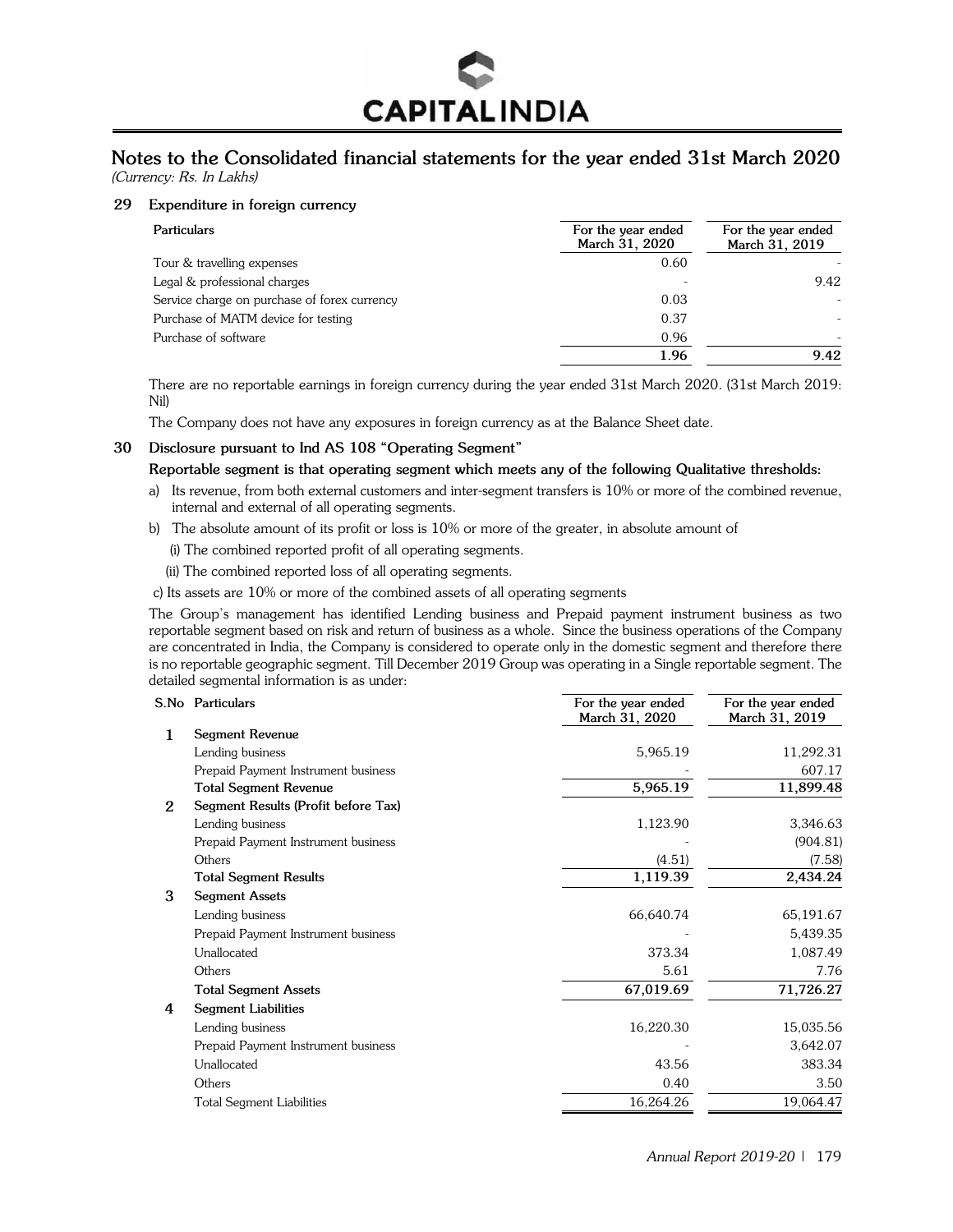## Notes to the Consolidated financial statements for the year ended 31st March 2020

*(Currency: Rs. In Lakhs)*

### 29 Expenditure in foreign currency

| Particulars | For the year ended March 31, 2020 | For the year ended March 31, 2019 |
|---|---|---|
| Tour & travelling expenses | 0.60 | - |
| Legal & professional charges | - | 9.42 |
| Service charge on purchase of forex currency | 0.03 | - |
| Purchase of MATM device for testing | 0.37 | - |
| Purchase of software | 0.96 | - |
| | **1.96** | **9.42** |

There are no reportable earnings in foreign currency during the year ended 31st March 2020. (31st March 2019: Nil)

The Company does not have any exposures in foreign currency as at the Balance Sheet date.

### 30 Disclosure pursuant to Ind AS 108 "Operating Segment"

**Reportable segment is that operating segment which meets any of the following Qualitative thresholds:**

a) Its revenue, from both external customers and inter-segment transfers is 10% or more of the combined revenue, internal and external of all operating segments.

b) The absolute amount of its profit or loss is 10% or more of the greater, in absolute amount of

  (i) The combined reported profit of all operating segments.

  (ii) The combined reported loss of all operating segments.

c) Its assets are 10% or more of the combined assets of all operating segments

The Group's management has identified Lending business and Prepaid payment instrument business as two reportable segment based on risk and return of business as a whole. Since the business operations of the Company are concentrated in India, the Company is considered to operate only in the domestic segment and therefore there is no reportable geographic segment. Till December 2019 Group was operating in a Single reportable segment. The detailed segmental information is as under:

| S.No | Particulars | For the year ended March 31, 2020 | For the year ended March 31, 2019 |
|---|---|---|---|
| 1 | **Segment Revenue** | | |
| | Lending business | 5,965.19 | 11,292.31 |
| | Prepaid Payment Instrument business | - | 607.17 |
| | **Total Segment Revenue** | **5,965.19** | **11,899.48** |
| 2 | **Segment Results (Profit before Tax)** | | |
| | Lending business | 1,123.90 | 3,346.63 |
| | Prepaid Payment Instrument business | - | (904.81) |
| | Others | (4.51) | (7.58) |
| | **Total Segment Results** | **1,119.39** | **2,434.24** |
| 3 | **Segment Assets** | | |
| | Lending business | 66,640.74 | 65,191.67 |
| | Prepaid Payment Instrument business | - | 5,439.35 |
| | Unallocated | 373.34 | 1,087.49 |
| | Others | 5.61 | 7.76 |
| | **Total Segment Assets** | **67,019.69** | **71,726.27** |
| 4 | **Segment Liabilities** | | |
| | Lending business | 16,220.30 | 15,035.56 |
| | Prepaid Payment Instrument business | - | 3,642.07 |
| | Unallocated | 43.56 | 383.34 |
| | Others | 0.40 | 3.50 |
| | Total Segment Liabilities | 16,264.26 | 19,064.47 |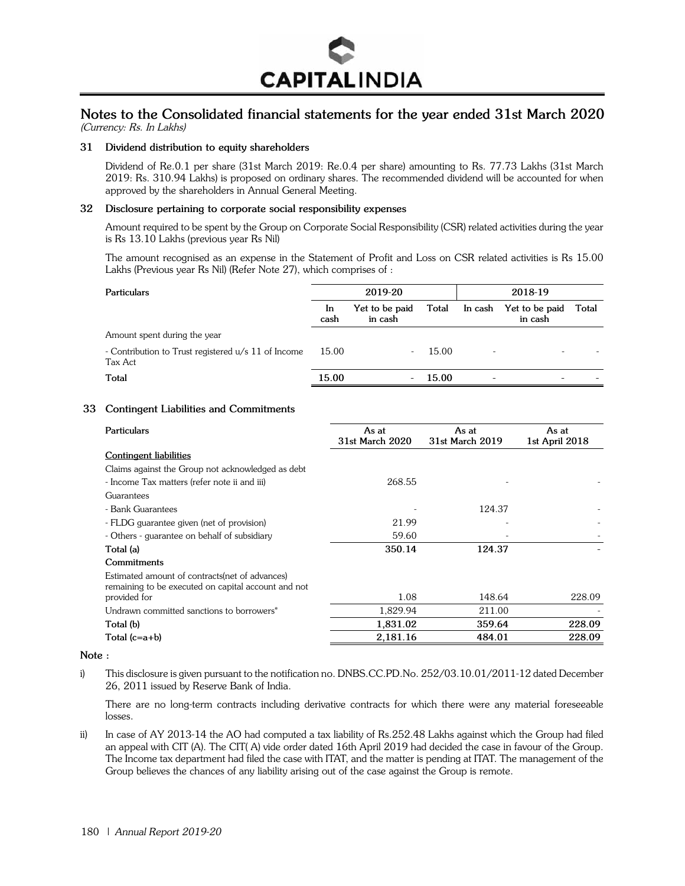# Notes to the Consolidated financial statements for the year ended 31st March 2020

*(Currency: Rs. In Lakhs)*

## 31 Dividend distribution to equity shareholders

Dividend of Re.0.1 per share (31st March 2019: Re.0.4 per share) amounting to Rs. 77.73 Lakhs (31st March 2019: Rs. 310.94 Lakhs) is proposed on ordinary shares. The recommended dividend will be accounted for when approved by the shareholders in Annual General Meeting.

## 32 Disclosure pertaining to corporate social responsibility expenses

Amount required to be spent by the Group on Corporate Social Responsibility (CSR) related activities during the year is Rs 13.10 Lakhs (previous year Rs Nil)

The amount recognised as an expense in the Statement of Profit and Loss on CSR related activities is Rs 15.00 Lakhs (Previous year Rs Nil) (Refer Note 27), which comprises of :

| Particulars | 2019-20 | | | 2018-19 | | |
|---|---|---|---|---|---|---|
| | In cash | Yet to be paid in cash | Total | In cash | Yet to be paid in cash | Total |
| Amount spent during the year | | | | | | |
| - Contribution to Trust registered u/s 11 of Income Tax Act | 15.00 | - | 15.00 | - | - | - |
| **Total** | **15.00** | - | **15.00** | - | - | - |

## 33 Contingent Liabilities and Commitments

| Particulars | As at 31st March 2020 | As at 31st March 2019 | As at 1st April 2018 |
|---|---|---|---|
| Contingent liabilities | | | |
| Claims against the Group not acknowledged as debt | | | |
| - Income Tax matters (refer note ii and iii) | 268.55 | - | - |
| Guarantees | | | |
| - Bank Guarantees | - | 124.37 | - |
| - FLDG guarantee given (net of provision) | 21.99 | - | - |
| - Others - guarantee on behalf of subsidiary | 59.60 | - | - |
| **Total (a)** | **350.14** | **124.37** | - |
| **Commitments** | | | |
| Estimated amount of contracts(net of advances) remaining to be executed on capital account and not provided for | 1.08 | 148.64 | 228.09 |
| Undrawn committed sanctions to borrowers* | 1,829.94 | 211.00 | - |
| **Total (b)** | **1,831.02** | **359.64** | **228.09** |
| **Total (c=a+b)** | **2,181.16** | **484.01** | **228.09** |

**Note :**

i) This disclosure is given pursuant to the notification no. DNBS.CC.PD.No. 252/03.10.01/2011-12 dated December 26, 2011 issued by Reserve Bank of India.

There are no long-term contracts including derivative contracts for which there were any material foreseeable losses.

ii) In case of AY 2013-14 the AO had computed a tax liability of Rs.252.48 Lakhs against which the Group had filed an appeal with CIT (A). The CIT( A) vide order dated 16th April 2019 had decided the case in favour of the Group. The Income tax department had filed the case with ITAT, and the matter is pending at ITAT. The management of the Group believes the chances of any liability arising out of the case against the Group is remote.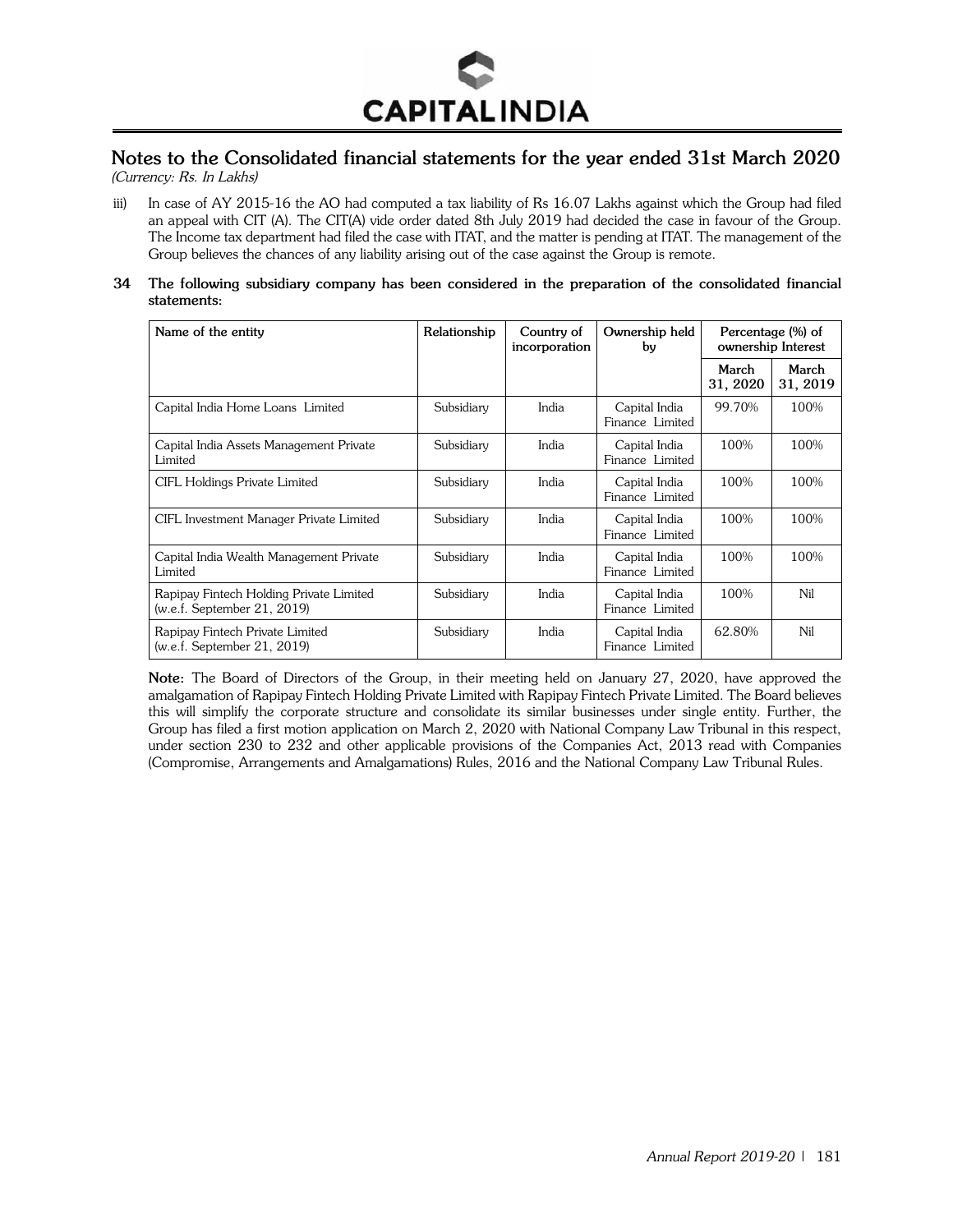## Notes to the Consolidated financial statements for the year ended 31st March 2020

*(Currency: Rs. In Lakhs)*

iii) In case of AY 2015-16 the AO had computed a tax liability of Rs 16.07 Lakhs against which the Group had filed an appeal with CIT (A). The CIT(A) vide order dated 8th July 2019 had decided the case in favour of the Group. The Income tax department had filed the case with ITAT, and the matter is pending at ITAT. The management of the Group believes the chances of any liability arising out of the case against the Group is remote.

**34 The following subsidiary company has been considered in the preparation of the consolidated financial statements:**

| Name of the entity | Relationship | Country of incorporation | Ownership held by | Percentage (%) of ownership Interest | |
|---|---|---|---|---|---|
| | | | | March 31, 2020 | March 31, 2019 |
| Capital India Home Loans Limited | Subsidiary | India | Capital India Finance Limited | 99.70% | 100% |
| Capital India Assets Management Private Limited | Subsidiary | India | Capital India Finance Limited | 100% | 100% |
| CIFL Holdings Private Limited | Subsidiary | India | Capital India Finance Limited | 100% | 100% |
| CIFL Investment Manager Private Limited | Subsidiary | India | Capital India Finance Limited | 100% | 100% |
| Capital India Wealth Management Private Limited | Subsidiary | India | Capital India Finance Limited | 100% | 100% |
| Rapipay Fintech Holding Private Limited (w.e.f. September 21, 2019) | Subsidiary | India | Capital India Finance Limited | 100% | Nil |
| Rapipay Fintech Private Limited (w.e.f. September 21, 2019) | Subsidiary | India | Capital India Finance Limited | 62.80% | Nil |

**Note:** The Board of Directors of the Group, in their meeting held on January 27, 2020, have approved the amalgamation of Rapipay Fintech Holding Private Limited with Rapipay Fintech Private Limited. The Board believes this will simplify the corporate structure and consolidate its similar businesses under single entity. Further, the Group has filed a first motion application on March 2, 2020 with National Company Law Tribunal in this respect, under section 230 to 232 and other applicable provisions of the Companies Act, 2013 read with Companies (Compromise, Arrangements and Amalgamations) Rules, 2016 and the National Company Law Tribunal Rules.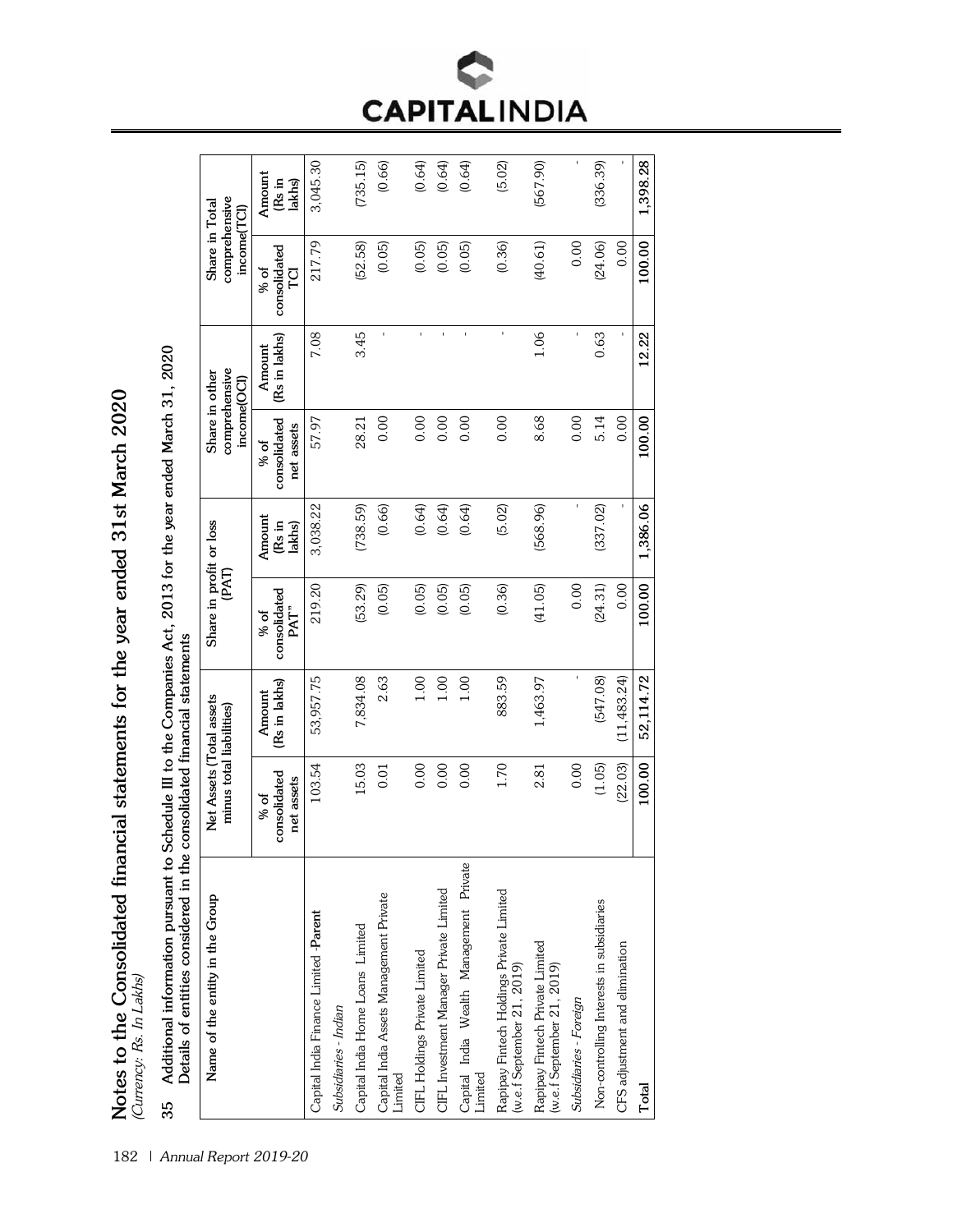# Notes to the Consolidated financial statements for the year ended 31st March 2020

*(Currency: Rs. In Lakhs)*

**35 Additional information pursuant to Schedule III to the Companies Act, 2013 for the year ended March 31, 2020**
**Details of entities considered in the consolidated financial statements**

| Name of the entity in the Group | Net Assets (Total assets minus total liabilities) | | Share in profit or loss (PAT) | | Share in other comprehensive income(OCI) | | Share in Total comprehensive income(TCI) | |
|---|---|---|---|---|---|---|---|---|
| | % of consolidated net assets | Amount (Rs in lakhs) | % of consolidated PAT" | Amount (Rs in lakhs) | % of consolidated net assets | Amount (Rs in lakhs) | % of consolidated TCI | Amount (Rs in lakhs) |
| Capital India Finance Limited -**Parent** | 103.54 | 53,957.75 | 219.20 | 3,038.22 | 57.97 | 7.08 | 217.79 | 3,045.30 |
| *Subsidiaries - Indian* | | | | | | | | |
| Capital India Home Loans Limited | 15.03 | 7,834.08 | (53.29) | (738.59) | 28.21 | 3.45 | (52.58) | (735.15) |
| Capital India Assets Management Private Limited | 0.01 | 2.63 | (0.05) | (0.66) | 0.00 | - | (0.05) | (0.66) |
| CIFL Holdings Private Limited | 0.00 | 1.00 | (0.05) | (0.64) | 0.00 | - | (0.05) | (0.64) |
| CIFL Investment Manager Private Limited | 0.00 | 1.00 | (0.05) | (0.64) | 0.00 | - | (0.05) | (0.64) |
| Capital India Wealth Management Private Limited | 0.00 | 1.00 | (0.05) | (0.64) | 0.00 | - | (0.05) | (0.64) |
| Rapipay Fintech Holdings Private Limited (w.e.f September 21, 2019) | 1.70 | 883.59 | (0.36) | (5.02) | 0.00 | - | (0.36) | (5.02) |
| Rapipay Fintech Private Limited (w.e.f September 21, 2019) | 2.81 | 1,463.97 | (41.05) | (568.96) | 8.68 | 1.06 | (40.61) | (567.90) |
| *Subsidiaries - Foreign* | 0.00 | - | 0.00 | - | 0.00 | - | 0.00 | - |
| Non-controlling Interests in subsidiaries | (1.05) | (547.08) | (24.31) | (337.02) | 5.14 | 0.63 | (24.06) | (336.39) |
| CFS adjustment and elimination | (22.03) | (11,483.24) | 0.00 | - | 0.00 | - | 0.00 | - |
| **Total** | **100.00** | **52,114.72** | **100.00** | **1,386.06** | **100.00** | **12.22** | **100.00** | **1,398.28** |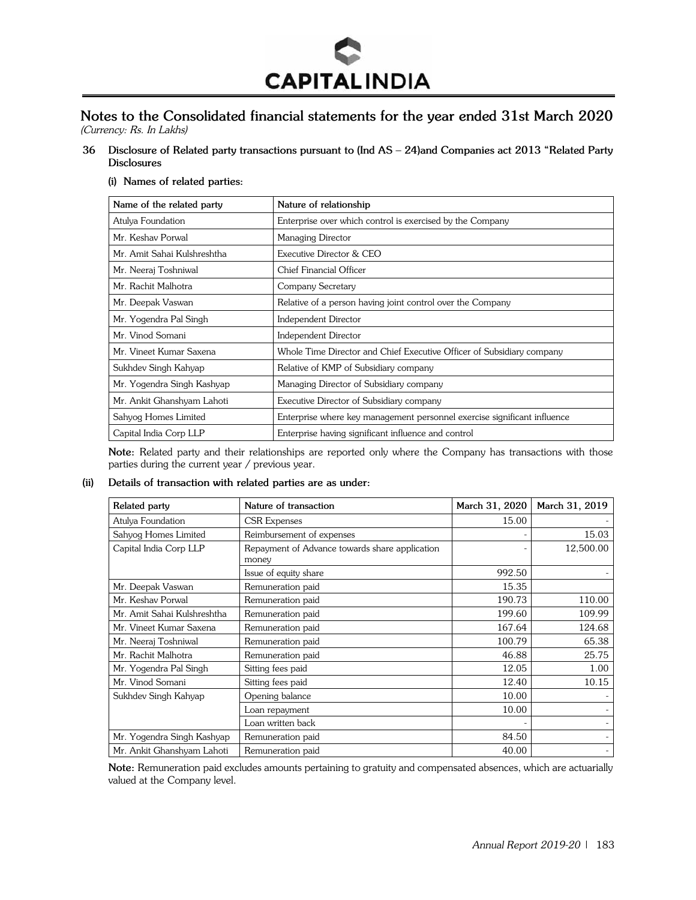# Notes to the Consolidated financial statements for the year ended 31st March 2020

*(Currency: Rs. In Lakhs)*

**36 Disclosure of Related party transactions pursuant to (Ind AS – 24)and Companies act 2013 "Related Party Disclosures**

**(i) Names of related parties:**

| Name of the related party | Nature of relationship |
|---|---|
| Atulya Foundation | Enterprise over which control is exercised by the Company |
| Mr. Keshav Porwal | Managing Director |
| Mr. Amit Sahai Kulshreshtha | Executive Director & CEO |
| Mr. Neeraj Toshniwal | Chief Financial Officer |
| Mr. Rachit Malhotra | Company Secretary |
| Mr. Deepak Vaswan | Relative of a person having joint control over the Company |
| Mr. Yogendra Pal Singh | Independent Director |
| Mr. Vinod Somani | Independent Director |
| Mr. Vineet Kumar Saxena | Whole Time Director and Chief Executive Officer of Subsidiary company |
| Sukhdev Singh Kahyap | Relative of KMP of Subsidiary company |
| Mr. Yogendra Singh Kashyap | Managing Director of Subsidiary company |
| Mr. Ankit Ghanshyam Lahoti | Executive Director of Subsidiary company |
| Sahyog Homes Limited | Enterprise where key management personnel exercise significant influence |
| Capital India Corp LLP | Enterprise having significant influence and control |

**Note:** Related party and their relationships are reported only where the Company has transactions with those parties during the current year / previous year.

**(ii) Details of transaction with related parties are as under:**

| Related party | Nature of transaction | March 31, 2020 | March 31, 2019 |
|---|---|---|---|
| Atulya Foundation | CSR Expenses | 15.00 | - |
| Sahyog Homes Limited | Reimbursement of expenses | - | 15.03 |
| Capital India Corp LLP | Repayment of Advance towards share application money | - | 12,500.00 |
| | Issue of equity share | 992.50 | - |
| Mr. Deepak Vaswan | Remuneration paid | 15.35 | |
| Mr. Keshav Porwal | Remuneration paid | 190.73 | 110.00 |
| Mr. Amit Sahai Kulshreshtha | Remuneration paid | 199.60 | 109.99 |
| Mr. Vineet Kumar Saxena | Remuneration paid | 167.64 | 124.68 |
| Mr. Neeraj Toshniwal | Remuneration paid | 100.79 | 65.38 |
| Mr. Rachit Malhotra | Remuneration paid | 46.88 | 25.75 |
| Mr. Yogendra Pal Singh | Sitting fees paid | 12.05 | 1.00 |
| Mr. Vinod Somani | Sitting fees paid | 12.40 | 10.15 |
| Sukhdev Singh Kahyap | Opening balance | 10.00 | - |
| | Loan repayment | 10.00 | - |
| | Loan written back | - | - |
| Mr. Yogendra Singh Kashyap | Remuneration paid | 84.50 | - |
| Mr. Ankit Ghanshyam Lahoti | Remuneration paid | 40.00 | - |

**Note:** Remuneration paid excludes amounts pertaining to gratuity and compensated absences, which are actuarially valued at the Company level.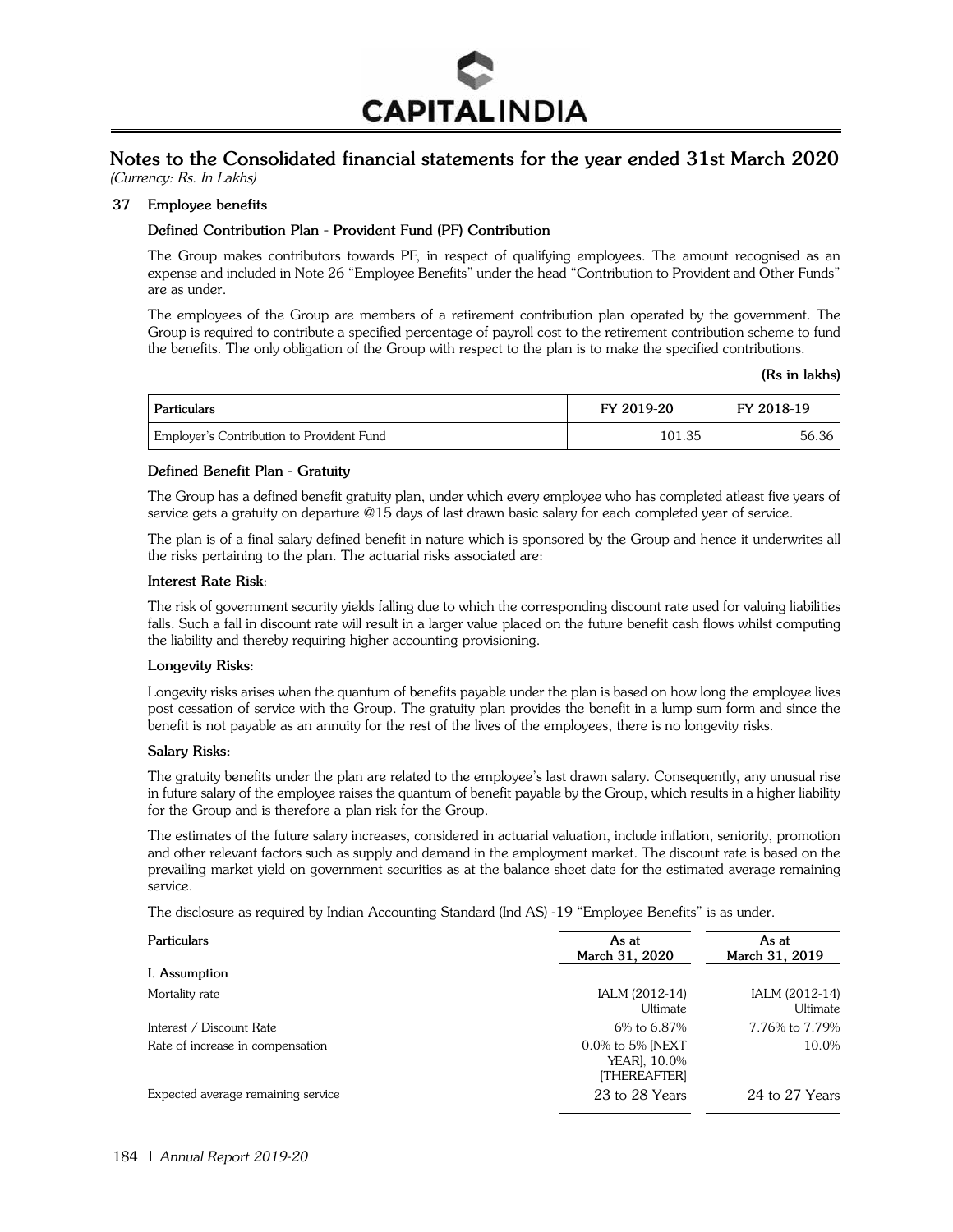# Notes to the Consolidated financial statements for the year ended 31st March 2020

*(Currency: Rs. In Lakhs)*

## 37 Employee benefits

### Defined Contribution Plan - Provident Fund (PF) Contribution

The Group makes contributors towards PF, in respect of qualifying employees. The amount recognised as an expense and included in Note 26 "Employee Benefits" under the head "Contribution to Provident and Other Funds" are as under.

The employees of the Group are members of a retirement contribution plan operated by the government. The Group is required to contribute a specified percentage of payroll cost to the retirement contribution scheme to fund the benefits. The only obligation of the Group with respect to the plan is to make the specified contributions.

**(Rs in lakhs)**

| Particulars | FY 2019-20 | FY 2018-19 |
|---|---|---|
| Employer's Contribution to Provident Fund | 101.35 | 56.36 |

### Defined Benefit Plan - Gratuity

The Group has a defined benefit gratuity plan, under which every employee who has completed atleast five years of service gets a gratuity on departure @15 days of last drawn basic salary for each completed year of service.

The plan is of a final salary defined benefit in nature which is sponsored by the Group and hence it underwrites all the risks pertaining to the plan. The actuarial risks associated are:

**Interest Rate Risk**:

The risk of government security yields falling due to which the corresponding discount rate used for valuing liabilities falls. Such a fall in discount rate will result in a larger value placed on the future benefit cash flows whilst computing the liability and thereby requiring higher accounting provisioning.

**Longevity Risks**:

Longevity risks arises when the quantum of benefits payable under the plan is based on how long the employee lives post cessation of service with the Group. The gratuity plan provides the benefit in a lump sum form and since the benefit is not payable as an annuity for the rest of the lives of the employees, there is no longevity risks.

**Salary Risks:**

The gratuity benefits under the plan are related to the employee's last drawn salary. Consequently, any unusual rise in future salary of the employee raises the quantum of benefit payable by the Group, which results in a higher liability for the Group and is therefore a plan risk for the Group.

The estimates of the future salary increases, considered in actuarial valuation, include inflation, seniority, promotion and other relevant factors such as supply and demand in the employment market. The discount rate is based on the prevailing market yield on government securities as at the balance sheet date for the estimated average remaining service.

The disclosure as required by Indian Accounting Standard (Ind AS) -19 "Employee Benefits" is as under.

| Particulars | As at March 31, 2020 | As at March 31, 2019 |
|---|---|---|
| **I. Assumption** | | |
| Mortality rate | IALM (2012-14) Ultimate | IALM (2012-14) Ultimate |
| Interest / Discount Rate | 6% to 6.87% | 7.76% to 7.79% |
| Rate of increase in compensation | 0.0% to 5% [NEXT YEAR], 10.0% [THEREAFTER] | 10.0% |
| Expected average remaining service | 23 to 28 Years | 24 to 27 Years |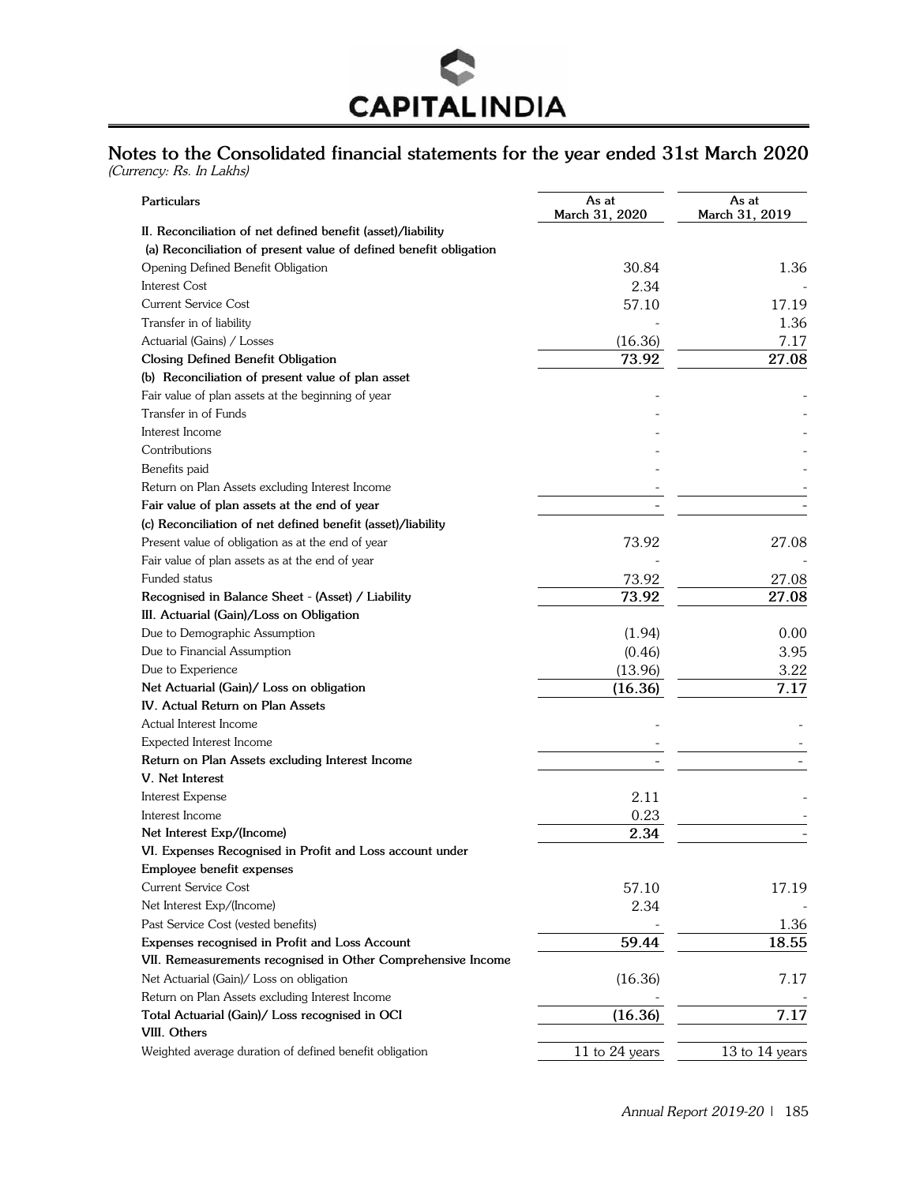## Notes to the Consolidated financial statements for the year ended 31st March 2020

*(Currency: Rs. In Lakhs)*

| Particulars | As at March 31, 2020 | As at March 31, 2019 |
|---|---|---|
| **II. Reconciliation of net defined benefit (asset)/liability** | | |
| **(a) Reconciliation of present value of defined benefit obligation** | | |
| Opening Defined Benefit Obligation | 30.84 | 1.36 |
| Interest Cost | 2.34 | - |
| Current Service Cost | 57.10 | 17.19 |
| Transfer in of liability | - | 1.36 |
| Actuarial (Gains) / Losses | (16.36) | 7.17 |
| **Closing Defined Benefit Obligation** | **73.92** | **27.08** |
| **(b) Reconciliation of present value of plan asset** | | |
| Fair value of plan assets at the beginning of year | - | - |
| Transfer in of Funds | - | - |
| Interest Income | - | - |
| Contributions | - | - |
| Benefits paid | - | - |
| Return on Plan Assets excluding Interest Income | - | - |
| **Fair value of plan assets at the end of year** | - | - |
| **(c) Reconciliation of net defined benefit (asset)/liability** | | |
| Present value of obligation as at the end of year | 73.92 | 27.08 |
| Fair value of plan assets as at the end of year | - | - |
| Funded status | 73.92 | 27.08 |
| **Recognised in Balance Sheet - (Asset) / Liability** | **73.92** | **27.08** |
| **III. Actuarial (Gain)/Loss on Obligation** | | |
| Due to Demographic Assumption | (1.94) | 0.00 |
| Due to Financial Assumption | (0.46) | 3.95 |
| Due to Experience | (13.96) | 3.22 |
| **Net Actuarial (Gain)/ Loss on obligation** | **(16.36)** | **7.17** |
| **IV. Actual Return on Plan Assets** | | |
| Actual Interest Income | - | - |
| Expected Interest Income | - | - |
| **Return on Plan Assets excluding Interest Income** | - | - |
| **V. Net Interest** | | |
| Interest Expense | 2.11 | - |
| Interest Income | 0.23 | - |
| **Net Interest Exp/(Income)** | **2.34** | - |
| **VI. Expenses Recognised in Profit and Loss account under Employee benefit expenses** | | |
| Current Service Cost | 57.10 | 17.19 |
| Net Interest Exp/(Income) | 2.34 | - |
| Past Service Cost (vested benefits) | - | 1.36 |
| **Expenses recognised in Profit and Loss Account** | **59.44** | **18.55** |
| **VII. Remeasurements recognised in Other Comprehensive Income** | | |
| Net Actuarial (Gain)/ Loss on obligation | (16.36) | 7.17 |
| Return on Plan Assets excluding Interest Income | - | - |
| **Total Actuarial (Gain)/ Loss recognised in OCI** | **(16.36)** | **7.17** |
| **VIII. Others** | | |
| Weighted average duration of defined benefit obligation | 11 to 24 years | 13 to 14 years |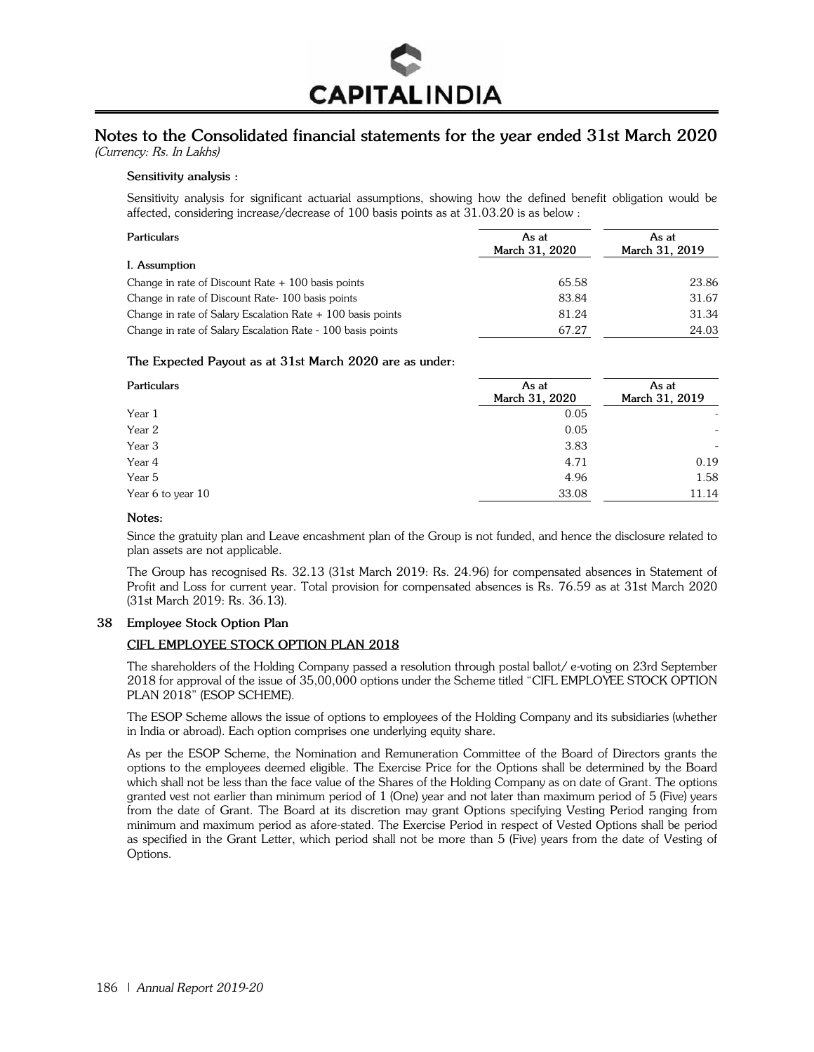## Notes to the Consolidated financial statements for the year ended 31st March 2020

*(Currency: Rs. In Lakhs)*

**Sensitivity analysis :**

Sensitivity analysis for significant actuarial assumptions, showing how the defined benefit obligation would be affected, considering increase/decrease of 100 basis points as at 31.03.20 is as below :

| Particulars | As at March 31, 2020 | As at March 31, 2019 |
|---|---|---|
| **I. Assumption** | | |
| Change in rate of Discount Rate + 100 basis points | 65.58 | 23.86 |
| Change in rate of Discount Rate- 100 basis points | 83.84 | 31.67 |
| Change in rate of Salary Escalation Rate + 100 basis points | 81.24 | 31.34 |
| Change in rate of Salary Escalation Rate - 100 basis points | 67.27 | 24.03 |

**The Expected Payout as at 31st March 2020 are as under:**

| Particulars | As at March 31, 2020 | As at March 31, 2019 |
|---|---|---|
| Year 1 | 0.05 | - |
| Year 2 | 0.05 | - |
| Year 3 | 3.83 | - |
| Year 4 | 4.71 | 0.19 |
| Year 5 | 4.96 | 1.58 |
| Year 6 to year 10 | 33.08 | 11.14 |

**Notes:**

Since the gratuity plan and Leave encashment plan of the Group is not funded, and hence the disclosure related to plan assets are not applicable.

The Group has recognised Rs. 32.13 (31st March 2019: Rs. 24.96) for compensated absences in Statement of Profit and Loss for current year. Total provision for compensated absences is Rs. 76.59 as at 31st March 2020 (31st March 2019: Rs. 36.13).

### 38 Employee Stock Option Plan

**CIFL EMPLOYEE STOCK OPTION PLAN 2018**

The shareholders of the Holding Company passed a resolution through postal ballot/ e-voting on 23rd September 2018 for approval of the issue of 35,00,000 options under the Scheme titled "CIFL EMPLOYEE STOCK OPTION PLAN 2018" (ESOP SCHEME).

The ESOP Scheme allows the issue of options to employees of the Holding Company and its subsidiaries (whether in India or abroad). Each option comprises one underlying equity share.

As per the ESOP Scheme, the Nomination and Remuneration Committee of the Board of Directors grants the options to the employees deemed eligible. The Exercise Price for the Options shall be determined by the Board which shall not be less than the face value of the Shares of the Holding Company as on date of Grant. The options granted vest not earlier than minimum period of 1 (One) year and not later than maximum period of 5 (Five) years from the date of Grant. The Board at its discretion may grant Options specifying Vesting Period ranging from minimum and maximum period as afore-stated. The Exercise Period in respect of Vested Options shall be period as specified in the Grant Letter, which period shall not be more than 5 (Five) years from the date of Vesting of Options.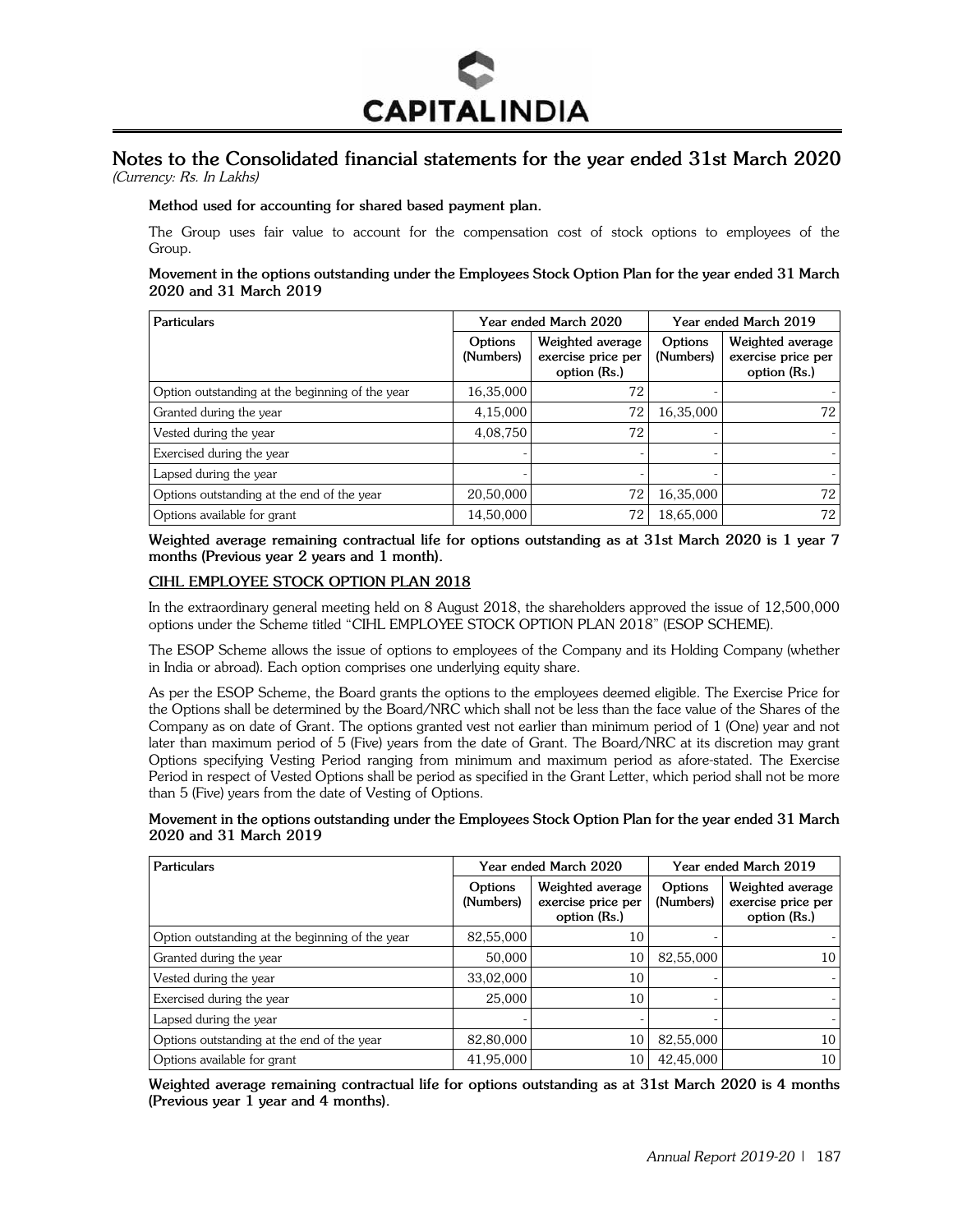## Notes to the Consolidated financial statements for the year ended 31st March 2020

*(Currency: Rs. In Lakhs)*

**Method used for accounting for shared based payment plan.**

The Group uses fair value to account for the compensation cost of stock options to employees of the Group.

**Movement in the options outstanding under the Employees Stock Option Plan for the year ended 31 March 2020 and 31 March 2019**

| Particulars | Year ended March 2020 | | Year ended March 2019 | |
|---|---|---|---|---|
| | Options (Numbers) | Weighted average exercise price per option (Rs.) | Options (Numbers) | Weighted average exercise price per option (Rs.) |
| Option outstanding at the beginning of the year | 16,35,000 | 72 | - | - |
| Granted during the year | 4,15,000 | 72 | 16,35,000 | 72 |
| Vested during the year | 4,08,750 | 72 | - | - |
| Exercised during the year | - | - | - | - |
| Lapsed during the year | - | - | - | - |
| Options outstanding at the end of the year | 20,50,000 | 72 | 16,35,000 | 72 |
| Options available for grant | 14,50,000 | 72 | 18,65,000 | 72 |

**Weighted average remaining contractual life for options outstanding as at 31st March 2020 is 1 year 7 months (Previous year 2 years and 1 month).**

**CIHL EMPLOYEE STOCK OPTION PLAN 2018**

In the extraordinary general meeting held on 8 August 2018, the shareholders approved the issue of 12,500,000 options under the Scheme titled "CIHL EMPLOYEE STOCK OPTION PLAN 2018" (ESOP SCHEME).

The ESOP Scheme allows the issue of options to employees of the Company and its Holding Company (whether in India or abroad). Each option comprises one underlying equity share.

As per the ESOP Scheme, the Board grants the options to the employees deemed eligible. The Exercise Price for the Options shall be determined by the Board/NRC which shall not be less than the face value of the Shares of the Company as on date of Grant. The options granted vest not earlier than minimum period of 1 (One) year and not later than maximum period of 5 (Five) years from the date of Grant. The Board/NRC at its discretion may grant Options specifying Vesting Period ranging from minimum and maximum period as afore-stated. The Exercise Period in respect of Vested Options shall be period as specified in the Grant Letter, which period shall not be more than 5 (Five) years from the date of Vesting of Options.

**Movement in the options outstanding under the Employees Stock Option Plan for the year ended 31 March 2020 and 31 March 2019**

| Particulars | Year ended March 2020 | | Year ended March 2019 | |
|---|---|---|---|---|
| | Options (Numbers) | Weighted average exercise price per option (Rs.) | Options (Numbers) | Weighted average exercise price per option (Rs.) |
| Option outstanding at the beginning of the year | 82,55,000 | 10 | - | - |
| Granted during the year | 50,000 | 10 | 82,55,000 | 10 |
| Vested during the year | 33,02,000 | 10 | - | - |
| Exercised during the year | 25,000 | 10 | - | - |
| Lapsed during the year | - | - | - | - |
| Options outstanding at the end of the year | 82,80,000 | 10 | 82,55,000 | 10 |
| Options available for grant | 41,95,000 | 10 | 42,45,000 | 10 |

**Weighted average remaining contractual life for options outstanding as at 31st March 2020 is 4 months (Previous year 1 year and 4 months).**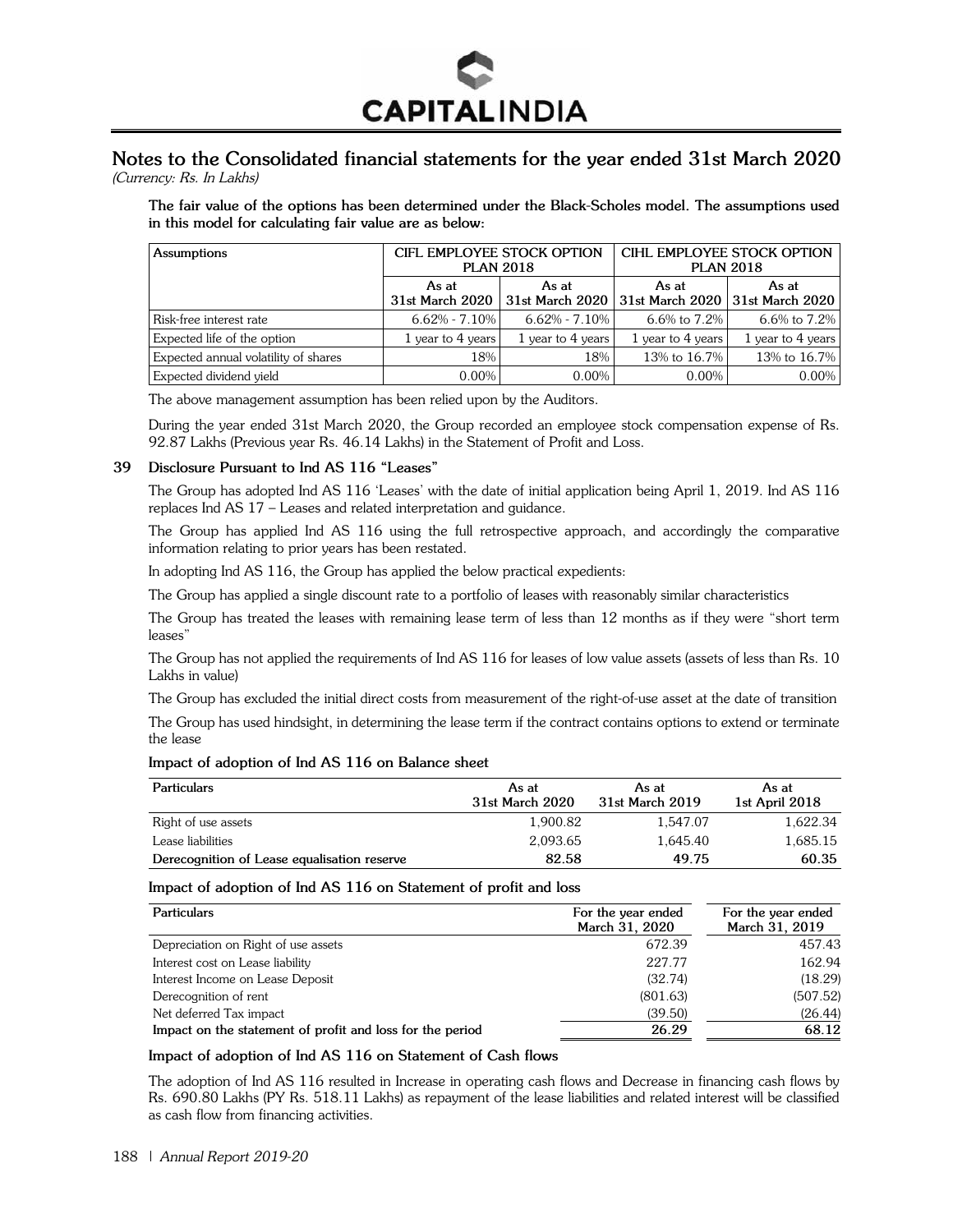## Notes to the Consolidated financial statements for the year ended 31st March 2020

*(Currency: Rs. In Lakhs)*

**The fair value of the options has been determined under the Black-Scholes model. The assumptions used in this model for calculating fair value are as below:**

| Assumptions | CIFL EMPLOYEE STOCK OPTION PLAN 2018 | | CIHL EMPLOYEE STOCK OPTION PLAN 2018 | |
|---|---|---|---|---|
| | As at 31st March 2020 | As at 31st March 2020 | As at 31st March 2020 | As at 31st March 2020 |
| Risk-free interest rate | 6.62% - 7.10% | 6.62% - 7.10% | 6.6% to 7.2% | 6.6% to 7.2% |
| Expected life of the option | 1 year to 4 years | 1 year to 4 years | 1 year to 4 years | 1 year to 4 years |
| Expected annual volatility of shares | 18% | 18% | 13% to 16.7% | 13% to 16.7% |
| Expected dividend yield | 0.00% | 0.00% | 0.00% | 0.00% |

The above management assumption has been relied upon by the Auditors.

During the year ended 31st March 2020, the Group recorded an employee stock compensation expense of Rs. 92.87 Lakhs (Previous year Rs. 46.14 Lakhs) in the Statement of Profit and Loss.

### 39 Disclosure Pursuant to Ind AS 116 "Leases"

The Group has adopted Ind AS 116 'Leases' with the date of initial application being April 1, 2019. Ind AS 116 replaces Ind AS 17 – Leases and related interpretation and guidance.

The Group has applied Ind AS 116 using the full retrospective approach, and accordingly the comparative information relating to prior years has been restated.

In adopting Ind AS 116, the Group has applied the below practical expedients:

The Group has applied a single discount rate to a portfolio of leases with reasonably similar characteristics

The Group has treated the leases with remaining lease term of less than 12 months as if they were "short term leases"

The Group has not applied the requirements of Ind AS 116 for leases of low value assets (assets of less than Rs. 10 Lakhs in value)

The Group has excluded the initial direct costs from measurement of the right-of-use asset at the date of transition

The Group has used hindsight, in determining the lease term if the contract contains options to extend or terminate the lease

**Impact of adoption of Ind AS 116 on Balance sheet**

| Particulars | As at 31st March 2020 | As at 31st March 2019 | As at 1st April 2018 |
|---|---|---|---|
| Right of use assets | 1,900.82 | 1,547.07 | 1,622.34 |
| Lease liabilities | 2,093.65 | 1,645.40 | 1,685.15 |
| **Derecognition of Lease equalisation reserve** | **82.58** | **49.75** | **60.35** |

**Impact of adoption of Ind AS 116 on Statement of profit and loss**

| Particulars | For the year ended March 31, 2020 | For the year ended March 31, 2019 |
|---|---|---|
| Depreciation on Right of use assets | 672.39 | 457.43 |
| Interest cost on Lease liability | 227.77 | 162.94 |
| Interest Income on Lease Deposit | (32.74) | (18.29) |
| Derecognition of rent | (801.63) | (507.52) |
| Net deferred Tax impact | (39.50) | (26.44) |
| **Impact on the statement of profit and loss for the period** | **26.29** | **68.12** |

**Impact of adoption of Ind AS 116 on Statement of Cash flows**

The adoption of Ind AS 116 resulted in Increase in operating cash flows and Decrease in financing cash flows by Rs. 690.80 Lakhs (PY Rs. 518.11 Lakhs) as repayment of the lease liabilities and related interest will be classified as cash flow from financing activities.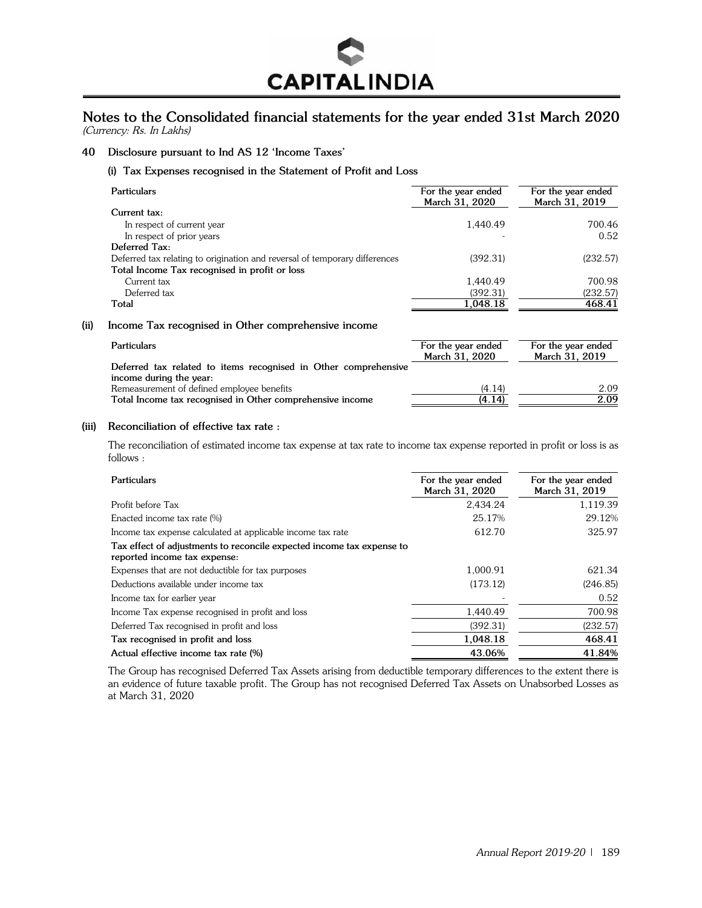# Notes to the Consolidated financial statements for the year ended 31st March 2020

*(Currency: Rs. In Lakhs)*

## 40 Disclosure pursuant to Ind AS 12 'Income Taxes'

### (i) Tax Expenses recognised in the Statement of Profit and Loss

| Particulars | For the year ended March 31, 2020 | For the year ended March 31, 2019 |
|---|---|---|
| **Current tax:** | | |
| In respect of current year | 1,440.49 | 700.46 |
| In respect of prior years | - | 0.52 |
| **Deferred Tax:** | | |
| Deferred tax relating to origination and reversal of temporary differences | (392.31) | (232.57) |
| **Total Income Tax recognised in profit or loss** | | |
| Current tax | 1,440.49 | 700.98 |
| Deferred tax | (392.31) | (232.57) |
| **Total** | **1,048.18** | **468.41** |

### (ii) Income Tax recognised in Other comprehensive income

| Particulars | For the year ended March 31, 2020 | For the year ended March 31, 2019 |
|---|---|---|
| **Deferred tax related to items recognised in Other comprehensive income during the year:** | | |
| Remeasurement of defined employee benefits | (4.14) | 2.09 |
| **Total Income tax recognised in Other comprehensive income** | **(4.14)** | **2.09** |

### (iii) Reconciliation of effective tax rate :

The reconciliation of estimated income tax expense at tax rate to income tax expense reported in profit or loss is as follows :

| Particulars | For the year ended March 31, 2020 | For the year ended March 31, 2019 |
|---|---|---|
| Profit before Tax | 2,434.24 | 1,119.39 |
| Enacted income tax rate (%) | 25.17% | 29.12% |
| Income tax expense calculated at applicable income tax rate | 612.70 | 325.97 |
| **Tax effect of adjustments to reconcile expected income tax expense to reported income tax expense:** | | |
| Expenses that are not deductible for tax purposes | 1,000.91 | 621.34 |
| Deductions available under income tax | (173.12) | (246.85) |
| Income tax for earlier year | - | 0.52 |
| Income Tax expense recognised in profit and loss | 1,440.49 | 700.98 |
| Deferred Tax recognised in profit and loss | (392.31) | (232.57) |
| **Tax recognised in profit and loss** | **1,048.18** | **468.41** |
| **Actual effective income tax rate (%)** | **43.06%** | **41.84%** |

The Group has recognised Deferred Tax Assets arising from deductible temporary differences to the extent there is an evidence of future taxable profit. The Group has not recognised Deferred Tax Assets on Unabsorbed Losses as at March 31, 2020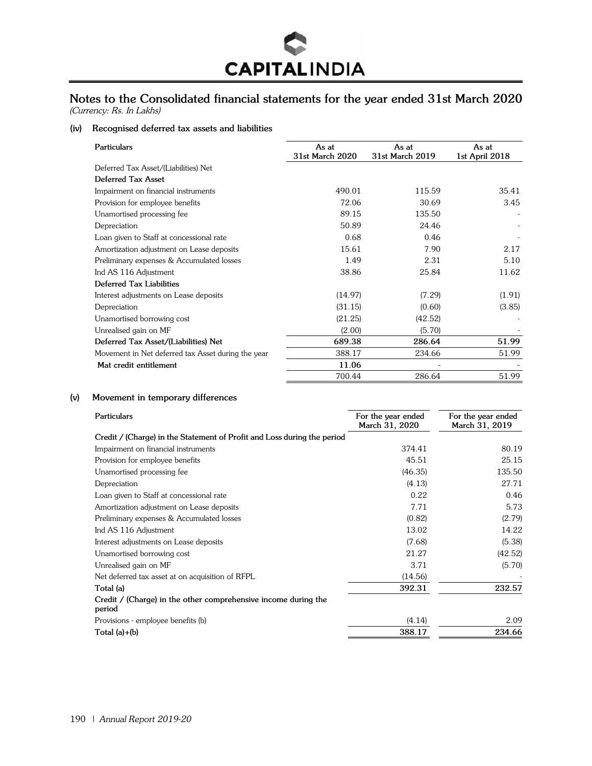# Notes to the Consolidated financial statements for the year ended 31st March 2020

*(Currency: Rs. In Lakhs)*

### (iv) Recognised deferred tax assets and liabilities

| Particulars | As at 31st March 2020 | As at 31st March 2019 | As at 1st April 2018 |
|---|---|---|---|
| Deferred Tax Asset/(Liabilities) Net | | | |
| **Deferred Tax Asset** | | | |
| Impairment on financial instruments | 490.01 | 115.59 | 35.41 |
| Provision for employee benefits | 72.06 | 30.69 | 3.45 |
| Unamortised processing fee | 89.15 | 135.50 | - |
| Depreciation | 50.89 | 24.46 | - |
| Loan given to Staff at concessional rate | 0.68 | 0.46 | - |
| Amortization adjustment on Lease deposits | 15.61 | 7.90 | 2.17 |
| Preliminary expenses & Accumulated losses | 1.49 | 2.31 | 5.10 |
| Ind AS 116 Adjustment | 38.86 | 25.84 | 11.62 |
| **Deferred Tax Liabilities** | | | |
| Interest adjustments on Lease deposits | (14.97) | (7.29) | (1.91) |
| Depreciation | (31.15) | (0.60) | (3.85) |
| Unamortised borrowing cost | (21.25) | (42.52) | - |
| Unrealised gain on MF | (2.00) | (5.70) | - |
| **Deferred Tax Asset/(Liabilities) Net** | **689.38** | **286.64** | **51.99** |
| Movement in Net deferred tax Asset during the year | 388.17 | 234.66 | 51.99 |
| **Mat credit entitlement** | **11.06** | - | - |
| | 700.44 | 286.64 | 51.99 |

### (v) Movement in temporary differences

| Particulars | For the year ended March 31, 2020 | For the year ended March 31, 2019 |
|---|---|---|
| **Credit / (Charge) in the Statement of Profit and Loss during the period** | | |
| Impairment on financial instruments | 374.41 | 80.19 |
| Provision for employee benefits | 45.51 | 25.15 |
| Unamortised processing fee | (46.35) | 135.50 |
| Depreciation | (4.13) | 27.71 |
| Loan given to Staff at concessional rate | 0.22 | 0.46 |
| Amortization adjustment on Lease deposits | 7.71 | 5.73 |
| Preliminary expenses & Accumulated losses | (0.82) | (2.79) |
| Ind AS 116 Adjustment | 13.02 | 14.22 |
| Interest adjustments on Lease deposits | (7.68) | (5.38) |
| Unamortised borrowing cost | 21.27 | (42.52) |
| Unrealised gain on MF | 3.71 | (5.70) |
| Net deferred tax asset at on acquisition of RFPL | (14.56) | - |
| **Total (a)** | **392.31** | **232.57** |
| **Credit / (Charge) in the other comprehensive income during the period** | | |
| Provisions - employee benefits (b) | (4.14) | 2.09 |
| **Total (a)+(b)** | **388.17** | **234.66** |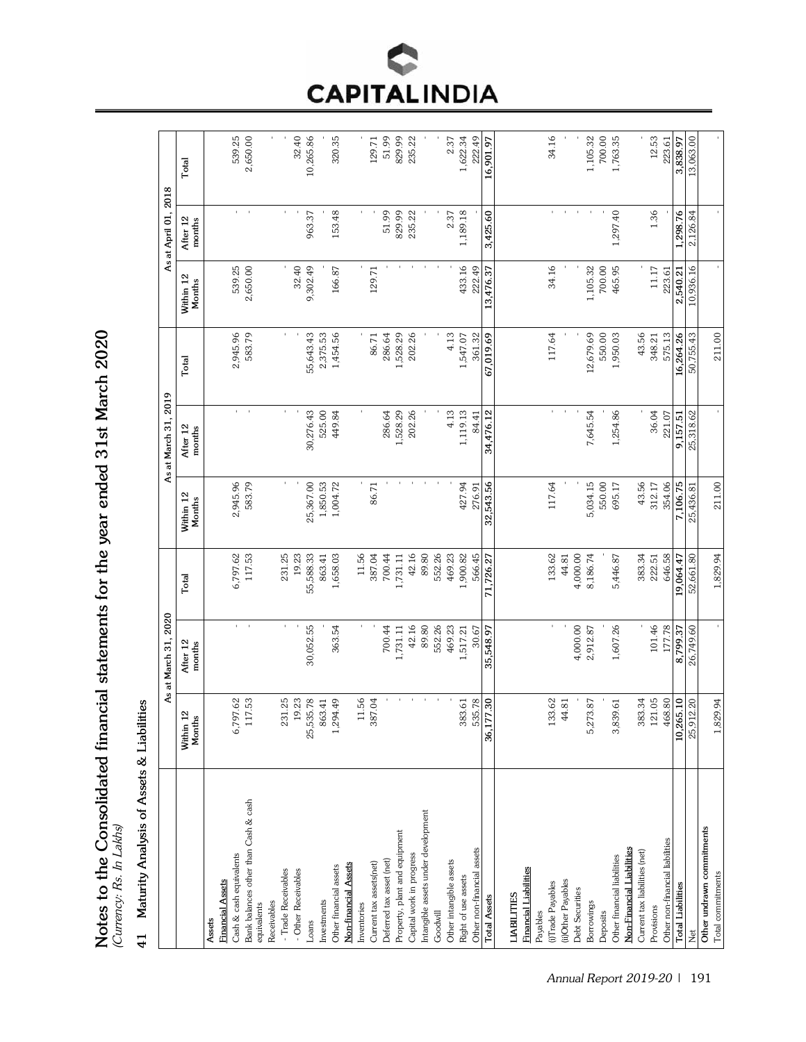# Notes to the Consolidated financial statements for the year ended 31st March 2020

*(Currency: Rs. In Lakhs)*

## 41 Maturity Analysis of Assets & Liabilities

| | As at March 31, 2020 | | | As at March 31, 2019 | | | As at April 01, 2018 | | |
|---|---|---|---|---|---|---|---|---|---|
| | Within 12 Months | After 12 months | Total | Within 12 Months | After 12 months | Total | Within 12 Months | After 12 months | Total |
| **Assets** | | | | | | | | | |
| **Financial Assets** | | | | | | | | | |
| Cash & cash equivalents | 6,797.62 | - | 6,797.62 | 2,945.96 | - | 2,945.96 | 539.25 | - | 539.25 |
| Bank balances other than Cash & cash equivalents | 117.53 | - | 117.53 | 583.79 | - | 583.79 | 2,650.00 | - | 2,650.00 |
| Receivables | | | | | | | | | |
| - Trade Receivables | 231.25 | - | 231.25 | - | - | - | - | - | - |
| - Other Receivables | 19.23 | - | 19.23 | - | - | - | 32.40 | - | 32.40 |
| Loans | 25,535.78 | 30,052.55 | 55,588.33 | 25,367.00 | 30,276.43 | 55,643.43 | 9,302.49 | 963.37 | 10,265.86 |
| Investments | 863.41 | - | 863.41 | 1,850.53 | 525.00 | 2,375.53 | - | - | - |
| Other financial assets | 1,294.49 | 363.54 | 1,658.03 | 1,004.72 | 449.84 | 1,454.56 | 166.87 | 153.48 | 320.35 |
| **Non-financial Assets** | | | | | | | | | |
| Inventories | 11.56 | - | 11.56 | - | - | - | - | - | - |
| Current tax assets(net) | 387.04 | - | 387.04 | 86.71 | - | 86.71 | 129.71 | - | 129.71 |
| Deferred tax asset (net) | - | 700.44 | 700.44 | - | 286.64 | 286.64 | - | 51.99 | 51.99 |
| Property, plant and equipment | - | 1,731.11 | 1,731.11 | - | 1,528.29 | 1,528.29 | - | 829.99 | 829.99 |
| Capital work in progress | - | 42.16 | 42.16 | - | 202.26 | 202.26 | - | 235.22 | 235.22 |
| Intangible assets under development | - | 89.80 | 89.80 | - | - | - | - | - | - |
| Goodwill | - | 552.26 | 552.26 | - | - | - | - | - | - |
| Other intangible assets | - | 469.23 | 469.23 | - | 4.13 | 4.13 | - | 2.37 | 2.37 |
| Right of use assets | 383.61 | 1,517.21 | 1,900.82 | 427.94 | 1,119.13 | 1,547.07 | 433.16 | 1,189.18 | 1,622.34 |
| Other non-financial assets | 535.78 | 30.67 | 566.45 | 276.91 | 84.41 | 361.32 | 222.49 | - | 222.49 |
| **Total Assets** | 36,177.30 | 35,548.97 | 71,726.27 | 32,543.56 | 34,476.12 | 67,019.69 | 13,476.37 | 3,425.60 | 16,901.97 |
| | | | | | | | | | |
| **LIABILITIES** | | | | | | | | | |
| **Financial Liabilities** | | | | | | | | | |
| Payables | | | | | | | | | |
| (i)Trade Payables | 133.62 | - | 133.62 | 117.64 | - | 117.64 | 34.16 | - | 34.16 |
| (ii)Other Payables | 44.81 | - | 44.81 | - | - | - | - | - | - |
| Debt Securities | - | 4,000.00 | 4,000.00 | - | - | - | - | - | - |
| Borrowings | 5,273.87 | 2,912.87 | 8,186.74 | 5,034.15 | 7,645.54 | 12,679.69 | 1,105.32 | - | 1,105.32 |
| Deposits | - | - | - | 550.00 | - | 550.00 | 700.00 | - | 700.00 |
| Other financial liabilities | 3,839.61 | 1,607.26 | 5,446.87 | 695.17 | 1,254.86 | 1,950.03 | 465.95 | 1,297.40 | 1,763.35 |
| **Non-Financial Liabilities** | | | | | | | | | |
| Current tax liabilities (net) | 383.34 | - | 383.34 | 43.56 | - | 43.56 | - | - | - |
| Provisions | 121.05 | 101.46 | 222.51 | 312.17 | 36.04 | 348.21 | 11.17 | 1.36 | 12.53 |
| Other non-financial liabilities | 468.80 | 177.78 | 646.58 | 354.06 | 221.07 | 575.13 | 223.61 | - | 223.61 |
| **Total Liabilities** | 10,265.10 | 8,799.37 | 19,064.47 | 7,106.75 | 9,157.51 | 16,264.26 | 2,540.21 | 1,298.76 | 3,838.97 |
| Net | 25,912.20 | 26,749.60 | 52,661.80 | 25,436.81 | 25,318.62 | 50,755.43 | 10,936.16 | 2,126.84 | 13,063.00 |
| **Other undrawn commitments** | | | | | | | | | |
| Total commitments | 1,829.94 | - | 1,829.94 | 211.00 | - | 211.00 | - | - | - |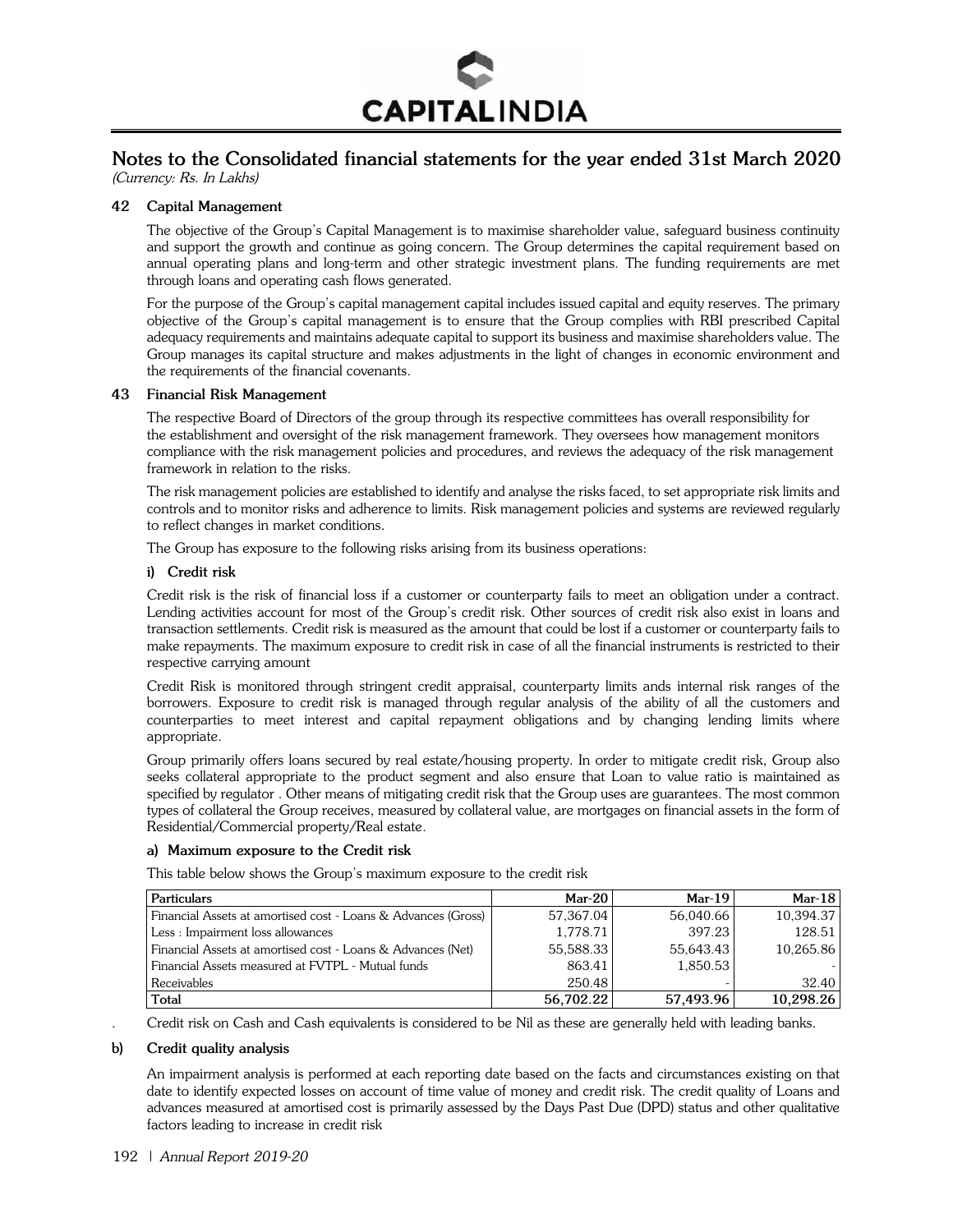# Notes to the Consolidated financial statements for the year ended 31st March 2020

*(Currency: Rs. In Lakhs)*

## 42 Capital Management

The objective of the Group's Capital Management is to maximise shareholder value, safeguard business continuity and support the growth and continue as going concern. The Group determines the capital requirement based on annual operating plans and long-term and other strategic investment plans. The funding requirements are met through loans and operating cash flows generated.

For the purpose of the Group's capital management capital includes issued capital and equity reserves. The primary objective of the Group's capital management is to ensure that the Group complies with RBI prescribed Capital adequacy requirements and maintains adequate capital to support its business and maximise shareholders value. The Group manages its capital structure and makes adjustments in the light of changes in economic environment and the requirements of the financial covenants.

## 43 Financial Risk Management

The respective Board of Directors of the group through its respective committees has overall responsibility for the establishment and oversight of the risk management framework. They oversees how management monitors compliance with the risk management policies and procedures, and reviews the adequacy of the risk management framework in relation to the risks.

The risk management policies are established to identify and analyse the risks faced, to set appropriate risk limits and controls and to monitor risks and adherence to limits. Risk management policies and systems are reviewed regularly to reflect changes in market conditions.

The Group has exposure to the following risks arising from its business operations:

### i) Credit risk

Credit risk is the risk of financial loss if a customer or counterparty fails to meet an obligation under a contract. Lending activities account for most of the Group's credit risk. Other sources of credit risk also exist in loans and transaction settlements. Credit risk is measured as the amount that could be lost if a customer or counterparty fails to make repayments. The maximum exposure to credit risk in case of all the financial instruments is restricted to their respective carrying amount

Credit Risk is monitored through stringent credit appraisal, counterparty limits ands internal risk ranges of the borrowers. Exposure to credit risk is managed through regular analysis of the ability of all the customers and counterparties to meet interest and capital repayment obligations and by changing lending limits where appropriate.

Group primarily offers loans secured by real estate/housing property. In order to mitigate credit risk, Group also seeks collateral appropriate to the product segment and also ensure that Loan to value ratio is maintained as specified by regulator . Other means of mitigating credit risk that the Group uses are guarantees. The most common types of collateral the Group receives, measured by collateral value, are mortgages on financial assets in the form of Residential/Commercial property/Real estate.

#### a) Maximum exposure to the Credit risk

This table below shows the Group's maximum exposure to the credit risk

| Particulars | Mar-20 | Mar-19 | Mar-18 |
|---|---|---|---|
| Financial Assets at amortised cost - Loans & Advances (Gross) | 57,367.04 | 56,040.66 | 10,394.37 |
| Less : Impairment loss allowances | 1,778.71 | 397.23 | 128.51 |
| Financial Assets at amortised cost - Loans & Advances (Net) | 55,588.33 | 55,643.43 | 10,265.86 |
| Financial Assets measured at FVTPL - Mutual funds | 863.41 | 1,850.53 | - |
| Receivables | 250.48 | - | 32.40 |
| **Total** | **56,702.22** | **57,493.96** | **10,298.26** |

. Credit risk on Cash and Cash equivalents is considered to be Nil as these are generally held with leading banks.

#### b) Credit quality analysis

An impairment analysis is performed at each reporting date based on the facts and circumstances existing on that date to identify expected losses on account of time value of money and credit risk. The credit quality of Loans and advances measured at amortised cost is primarily assessed by the Days Past Due (DPD) status and other qualitative factors leading to increase in credit risk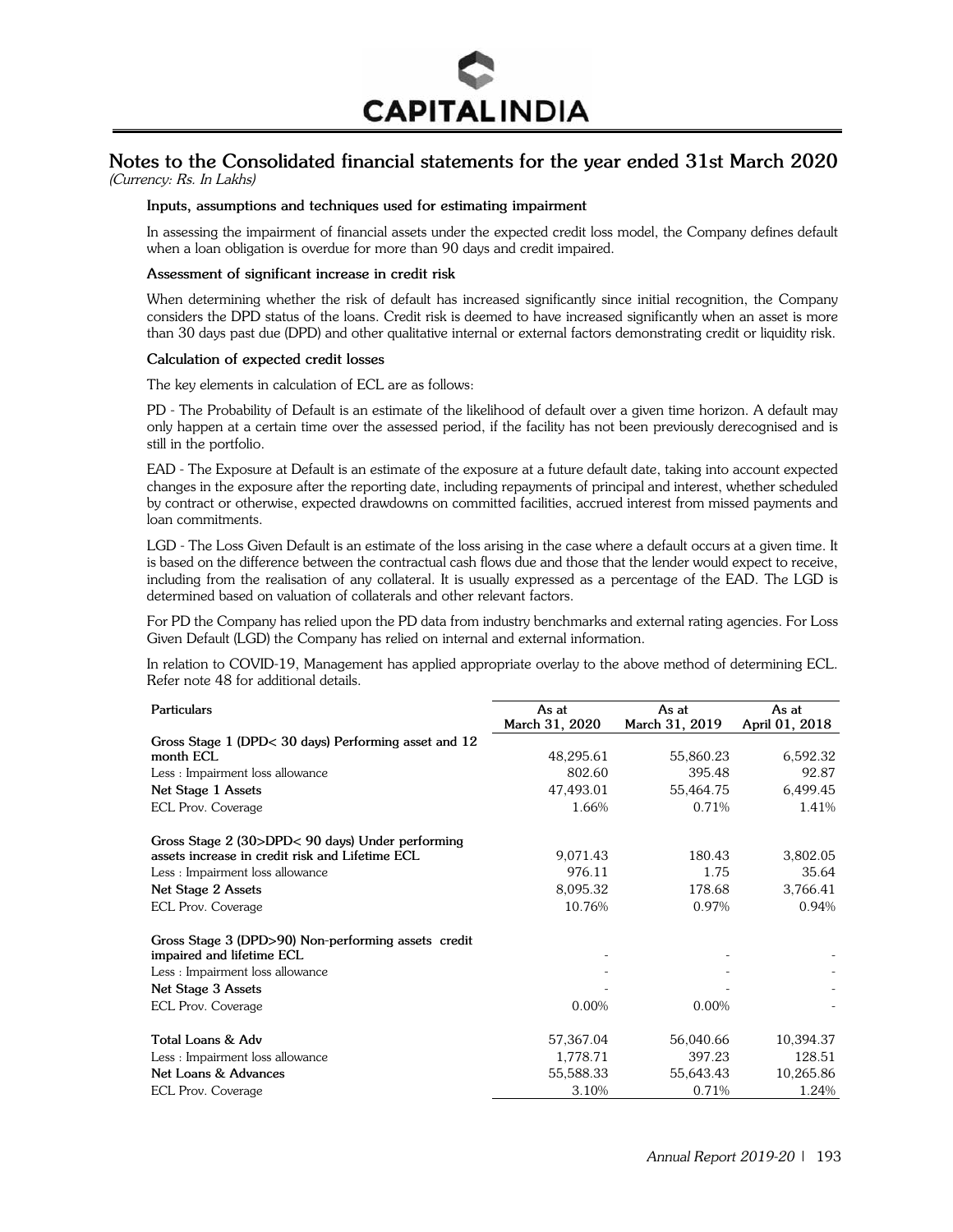## Notes to the Consolidated financial statements for the year ended 31st March 2020

*(Currency: Rs. In Lakhs)*

**Inputs, assumptions and techniques used for estimating impairment**

In assessing the impairment of financial assets under the expected credit loss model, the Company defines default when a loan obligation is overdue for more than 90 days and credit impaired.

**Assessment of significant increase in credit risk**

When determining whether the risk of default has increased significantly since initial recognition, the Company considers the DPD status of the loans. Credit risk is deemed to have increased significantly when an asset is more than 30 days past due (DPD) and other qualitative internal or external factors demonstrating credit or liquidity risk.

**Calculation of expected credit losses**

The key elements in calculation of ECL are as follows:

PD - The Probability of Default is an estimate of the likelihood of default over a given time horizon. A default may only happen at a certain time over the assessed period, if the facility has not been previously derecognised and is still in the portfolio.

EAD - The Exposure at Default is an estimate of the exposure at a future default date, taking into account expected changes in the exposure after the reporting date, including repayments of principal and interest, whether scheduled by contract or otherwise, expected drawdowns on committed facilities, accrued interest from missed payments and loan commitments.

LGD - The Loss Given Default is an estimate of the loss arising in the case where a default occurs at a given time. It is based on the difference between the contractual cash flows due and those that the lender would expect to receive, including from the realisation of any collateral. It is usually expressed as a percentage of the EAD. The LGD is determined based on valuation of collaterals and other relevant factors.

For PD the Company has relied upon the PD data from industry benchmarks and external rating agencies. For Loss Given Default (LGD) the Company has relied on internal and external information.

In relation to COVID-19, Management has applied appropriate overlay to the above method of determining ECL. Refer note 48 for additional details.

| Particulars | As at March 31, 2020 | As at March 31, 2019 | As at April 01, 2018 |
|---|---|---|---|
| **Gross Stage 1 (DPD< 30 days) Performing asset and 12 month ECL** | 48,295.61 | 55,860.23 | 6,592.32 |
| Less : Impairment loss allowance | 802.60 | 395.48 | 92.87 |
| **Net Stage 1 Assets** | 47,493.01 | 55,464.75 | 6,499.45 |
| ECL Prov. Coverage | 1.66% | 0.71% | 1.41% |
| **Gross Stage 2 (30>DPD< 90 days) Under performing assets increase in credit risk and Lifetime ECL** | 9,071.43 | 180.43 | 3,802.05 |
| Less : Impairment loss allowance | 976.11 | 1.75 | 35.64 |
| **Net Stage 2 Assets** | 8,095.32 | 178.68 | 3,766.41 |
| ECL Prov. Coverage | 10.76% | 0.97% | 0.94% |
| **Gross Stage 3 (DPD>90) Non-performing assets credit impaired and lifetime ECL** | - | - | - |
| Less : Impairment loss allowance | - | - | - |
| **Net Stage 3 Assets** | - | - | - |
| ECL Prov. Coverage | 0.00% | 0.00% | - |
| **Total Loans & Adv** | 57,367.04 | 56,040.66 | 10,394.37 |
| Less : Impairment loss allowance | 1,778.71 | 397.23 | 128.51 |
| **Net Loans & Advances** | 55,588.33 | 55,643.43 | 10,265.86 |
| ECL Prov. Coverage | 3.10% | 0.71% | 1.24% |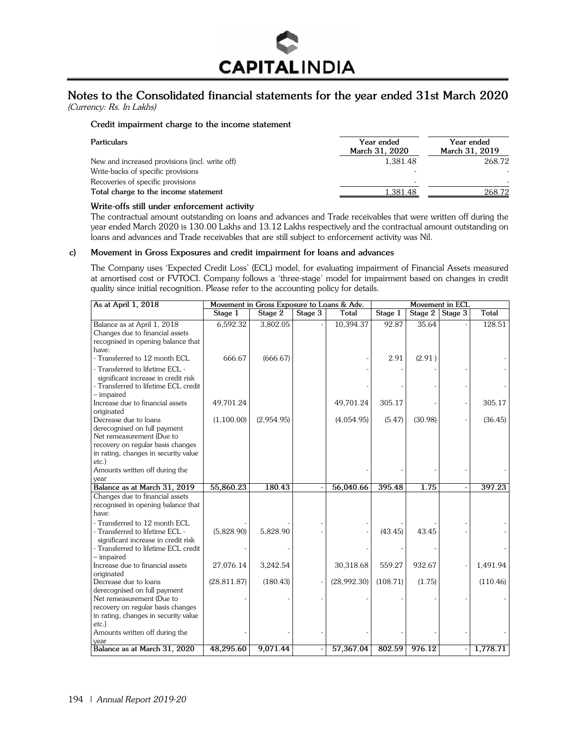# Notes to the Consolidated financial statements for the year ended 31st March 2020

*(Currency: Rs. In Lakhs)*

**Credit impairment charge to the income statement**

| Particulars | Year ended March 31, 2020 | Year ended March 31, 2019 |
|---|---|---|
| New and increased provisions (incl. write off) | 1,381.48 | 268.72 |
| Write-backs of specific provisions | - | - |
| Recoveries of specific provisions | - | - |
| **Total charge to the income statement** | 1,381.48 | 268.72 |

**Write-offs still under enforcement activity**

The contractual amount outstanding on loans and advances and Trade receivables that were written off during the year ended March 2020 is 130.00 Lakhs and 13.12 Lakhs respectively and the contractual amount outstanding on loans and advances and Trade receivables that are still subject to enforcement activity was Nil.

**c) Movement in Gross Exposures and credit impairment for loans and advances**

The Company uses 'Expected Credit Loss' (ECL) model, for evaluating impairment of Financial Assets measured at amortised cost or FVTOCI. Company follows a 'three-stage' model for impairment based on changes in credit quality since initial recognition. Please refer to the accounting policy for details.

| As at April 1, 2018 | Movement in Gross Exposure to Loans & Adv. | | | | Movement in ECL | | | |
|---|---|---|---|---|---|---|---|---|
| | Stage 1 | Stage 2 | Stage 3 | Total | Stage 1 | Stage 2 | Stage 3 | Total |
| Balance as at April 1, 2018 | 6,592.32 | 3,802.05 | - | 10,394.37 | 92.87 | 35.64 | - | 128.51 |
| Changes due to financial assets recognised in opening balance that have: | | | | | | | | |
| - Transferred to 12 month ECL | 666.67 | (666.67) | | - | 2.91 | (2.91 ) | | - |
| - Transferred to lifetime ECL - significant increase in credit risk | | | | - | - | - | - | - |
| - Transferred to lifetime ECL credit – impaired | | | | - | - | - | - | - |
| Increase due to financial assets originated | 49,701.24 | | | 49,701.24 | 305.17 | - | - | 305.17 |
| Decrease due to loans derecognised on full payment | (1,100.00) | (2,954.95) | | (4,054.95) | (5.47) | (30.98) | - | (36.45) |
| Net remeasurement (Due to recovery on regular basis changes in rating, changes in security value etc.) | | | | | | | | |
| Amounts written off during the year | | | | - | - | - | - | - |
| **Balance as at March 31, 2019** | **55,860.23** | **180.43** | - | **56,040.66** | **395.48** | **1.75** | - | **397.23** |
| Changes due to financial assets recognised in opening balance that have: | | | | | | | | |
| - Transferred to 12 month ECL | - | - | - | - | - | - | - | - |
| - Transferred to lifetime ECL - significant increase in credit risk | (5,828.90) | 5,828.90 | - | - | (43.45) | 43.45 | - | - |
| - Transferred to lifetime ECL credit – impaired | - | - | - | - | - | - | - | - |
| Increase due to financial assets originated | 27,076.14 | 3,242.54 | | 30,318.68 | 559.27 | 932.67 | - | 1,491.94 |
| Decrease due to loans derecognised on full payment | (28,811.87) | (180.43) | - | (28,992.30) | (108.71) | (1.75) | | (110.46) |
| Net remeasurement (Due to recovery on regular basis changes in rating, changes in security value etc.) | - | - | - | - | - | - | - | - |
| Amounts written off during the year | - | - | - | - | - | - | - | - |
| **Balance as at March 31, 2020** | **48,295.60** | **9,071.44** | - | **57,367.04** | **802.59** | **976.12** | - | **1,778.71** |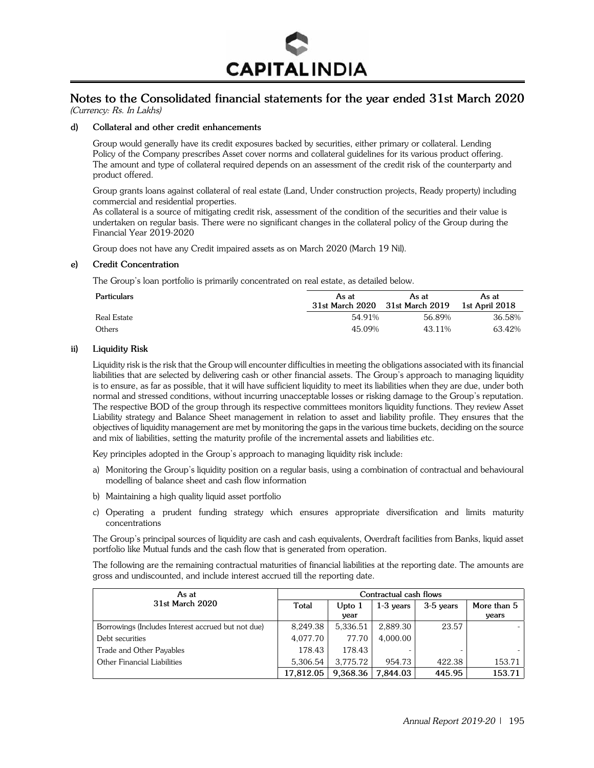# Notes to the Consolidated financial statements for the year ended 31st March 2020

*(Currency: Rs. In Lakhs)*

**d) Collateral and other credit enhancements**

Group would generally have its credit exposures backed by securities, either primary or collateral. Lending Policy of the Company prescribes Asset cover norms and collateral guidelines for its various product offering. The amount and type of collateral required depends on an assessment of the credit risk of the counterparty and product offered.

Group grants loans against collateral of real estate (Land, Under construction projects, Ready property) including commercial and residential properties.

As collateral is a source of mitigating credit risk, assessment of the condition of the securities and their value is undertaken on regular basis. There were no significant changes in the collateral policy of the Group during the Financial Year 2019-2020

Group does not have any Credit impaired assets as on March 2020 (March 19 Nil).

**e) Credit Concentration**

The Group's loan portfolio is primarily concentrated on real estate, as detailed below.

| Particulars | As at 31st March 2020 | As at 31st March 2019 | As at 1st April 2018 |
|---|---|---|---|
| Real Estate | 54.91% | 56.89% | 36.58% |
| Others | 45.09% | 43.11% | 63.42% |

**ii) Liquidity Risk**

Liquidity risk is the risk that the Group will encounter difficulties in meeting the obligations associated with its financial liabilities that are selected by delivering cash or other financial assets. The Group's approach to managing liquidity is to ensure, as far as possible, that it will have sufficient liquidity to meet its liabilities when they are due, under both normal and stressed conditions, without incurring unacceptable losses or risking damage to the Group's reputation. The respective BOD of the group through its respective committees monitors liquidity functions. They review Asset Liability strategy and Balance Sheet management in relation to asset and liability profile. They ensures that the objectives of liquidity management are met by monitoring the gaps in the various time buckets, deciding on the source and mix of liabilities, setting the maturity profile of the incremental assets and liabilities etc.

Key principles adopted in the Group's approach to managing liquidity risk include:

a) Monitoring the Group's liquidity position on a regular basis, using a combination of contractual and behavioural modelling of balance sheet and cash flow information

b) Maintaining a high quality liquid asset portfolio

c) Operating a prudent funding strategy which ensures appropriate diversification and limits maturity concentrations

The Group's principal sources of liquidity are cash and cash equivalents, Overdraft facilities from Banks, liquid asset portfolio like Mutual funds and the cash flow that is generated from operation.

The following are the remaining contractual maturities of financial liabilities at the reporting date. The amounts are gross and undiscounted, and include interest accrued till the reporting date.

| As at 31st March 2020 | Contractual cash flows | | | | |
|---|---|---|---|---|---|
| | Total | Upto 1 year | 1-3 years | 3-5 years | More than 5 years |
| Borrowings (Includes Interest accrued but not due) | 8,249.38 | 5,336.51 | 2,889.30 | 23.57 | - |
| Debt securities | 4,077.70 | 77.70 | 4,000.00 | | |
| Trade and Other Payables | 178.43 | 178.43 | - | - | - |
| Other Financial Liabilities | 5,306.54 | 3,775.72 | 954.73 | 422.38 | 153.71 |
| | **17,812.05** | **9,368.36** | **7,844.03** | **445.95** | **153.71** |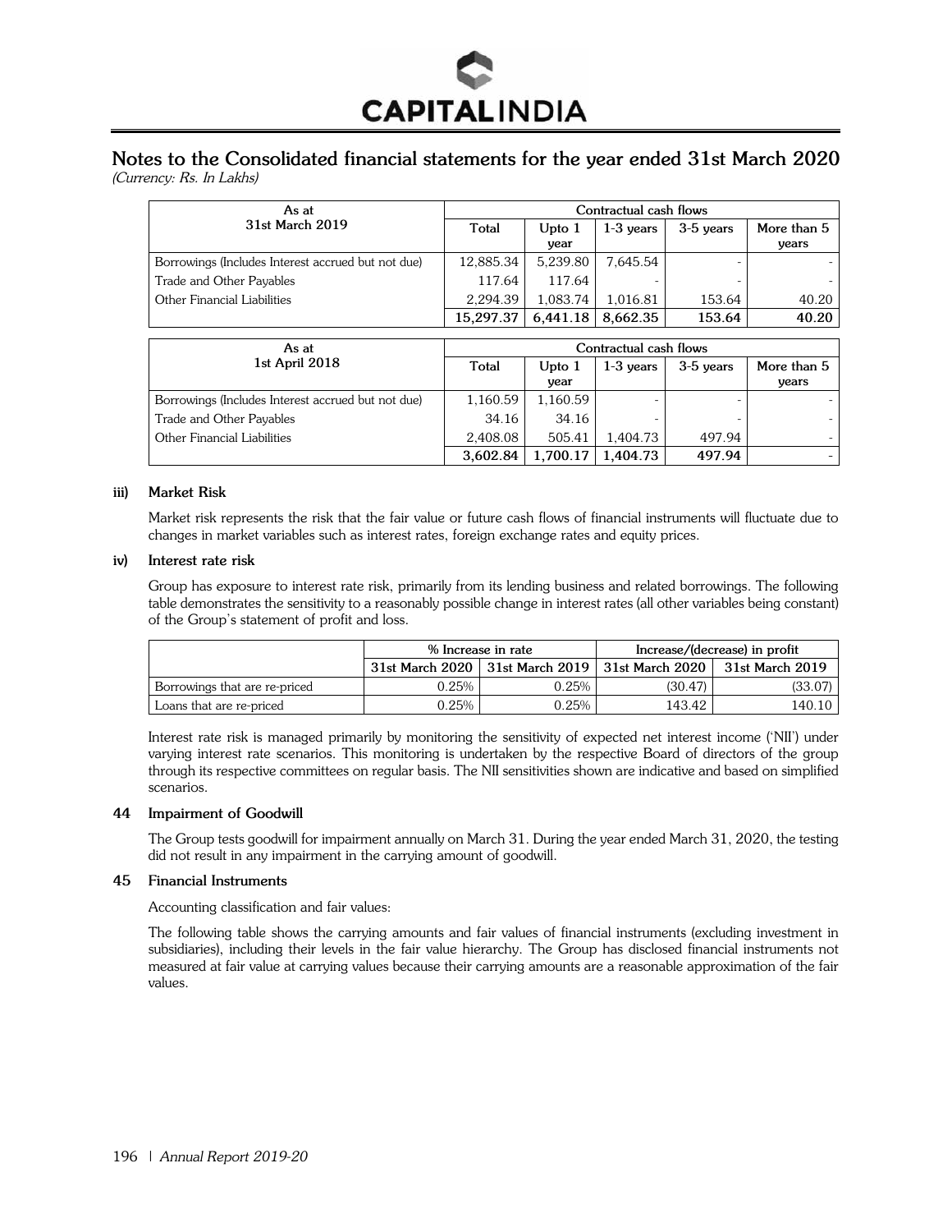# Notes to the Consolidated financial statements for the year ended 31st March 2020

*(Currency: Rs. In Lakhs)*

| As at 31st March 2019 | Contractual cash flows | | | | |
|---|---|---|---|---|---|
| | Total | Upto 1 year | 1-3 years | 3-5 years | More than 5 years |
| Borrowings (Includes Interest accrued but not due) | 12,885.34 | 5,239.80 | 7,645.54 | - | - |
| Trade and Other Payables | 117.64 | 117.64 | - | - | - |
| Other Financial Liabilities | 2,294.39 | 1,083.74 | 1,016.81 | 153.64 | 40.20 |
| | **15,297.37** | **6,441.18** | **8,662.35** | **153.64** | **40.20** |

| As at 1st April 2018 | Contractual cash flows | | | | |
|---|---|---|---|---|---|
| | Total | Upto 1 year | 1-3 years | 3-5 years | More than 5 years |
| Borrowings (Includes Interest accrued but not due) | 1,160.59 | 1,160.59 | - | - | - |
| Trade and Other Payables | 34.16 | 34.16 | - | - | - |
| Other Financial Liabilities | 2,408.08 | 505.41 | 1,404.73 | 497.94 | - |
| | **3,602.84** | **1,700.17** | **1,404.73** | **497.94** | - |

### iii) Market Risk

Market risk represents the risk that the fair value or future cash flows of financial instruments will fluctuate due to changes in market variables such as interest rates, foreign exchange rates and equity prices.

### iv) Interest rate risk

Group has exposure to interest rate risk, primarily from its lending business and related borrowings. The following table demonstrates the sensitivity to a reasonably possible change in interest rates (all other variables being constant) of the Group's statement of profit and loss.

| | % Increase in rate | | Increase/(decrease) in profit | |
|---|---|---|---|---|
| | 31st March 2020 | 31st March 2019 | 31st March 2020 | 31st March 2019 |
| Borrowings that are re-priced | 0.25% | 0.25% | (30.47) | (33.07) |
| Loans that are re-priced | 0.25% | 0.25% | 143.42 | 140.10 |

Interest rate risk is managed primarily by monitoring the sensitivity of expected net interest income ('NII') under varying interest rate scenarios. This monitoring is undertaken by the respective Board of directors of the group through its respective committees on regular basis. The NII sensitivities shown are indicative and based on simplified scenarios.

## 44 Impairment of Goodwill

The Group tests goodwill for impairment annually on March 31. During the year ended March 31, 2020, the testing did not result in any impairment in the carrying amount of goodwill.

## 45 Financial Instruments

Accounting classification and fair values:

The following table shows the carrying amounts and fair values of financial instruments (excluding investment in subsidiaries), including their levels in the fair value hierarchy. The Group has disclosed financial instruments not measured at fair value at carrying values because their carrying amounts are a reasonable approximation of the fair values.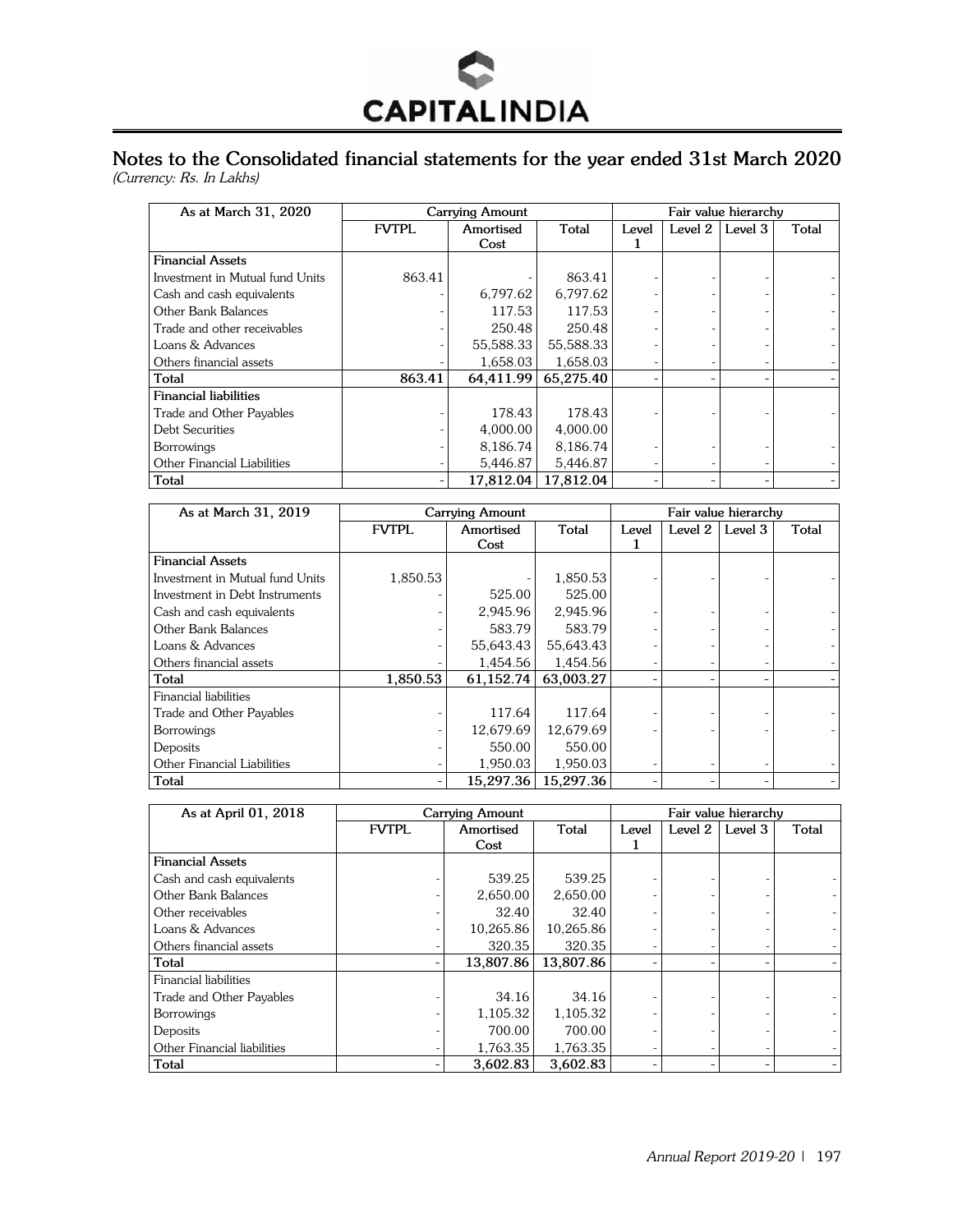## Notes to the Consolidated financial statements for the year ended 31st March 2020

*(Currency: Rs. In Lakhs)*

| As at March 31, 2020 | Carrying Amount | | | Fair value hierarchy | | | |
|---|---|---|---|---|---|---|---|
| | FVTPL | Amortised Cost | Total | Level 1 | Level 2 | Level 3 | Total |
| **Financial Assets** | | | | | | | |
| Investment in Mutual fund Units | 863.41 | - | 863.41 | - | - | - | - |
| Cash and cash equivalents | - | 6,797.62 | 6,797.62 | - | - | - | - |
| Other Bank Balances | - | 117.53 | 117.53 | - | - | - | - |
| Trade and other receivables | - | 250.48 | 250.48 | - | - | - | - |
| Loans & Advances | - | 55,588.33 | 55,588.33 | - | - | - | - |
| Others financial assets | - | 1,658.03 | 1,658.03 | - | - | - | - |
| **Total** | **863.41** | **64,411.99** | **65,275.40** | - | - | - | - |
| **Financial liabilities** | | | | | | | |
| Trade and Other Payables | - | 178.43 | 178.43 | - | - | - | - |
| Debt Securities | - | 4,000.00 | 4,000.00 | | | | |
| Borrowings | - | 8,186.74 | 8,186.74 | - | - | - | - |
| Other Financial Liabilities | - | 5,446.87 | 5,446.87 | - | - | - | - |
| **Total** | - | **17,812.04** | **17,812.04** | - | - | - | - |

| As at March 31, 2019 | Carrying Amount | | | Fair value hierarchy | | | |
|---|---|---|---|---|---|---|---|
| | FVTPL | Amortised Cost | Total | Level 1 | Level 2 | Level 3 | Total |
| **Financial Assets** | | | | | | | |
| Investment in Mutual fund Units | 1,850.53 | - | 1,850.53 | - | - | - | - |
| Investment in Debt Instruments | - | 525.00 | 525.00 | | | | |
| Cash and cash equivalents | - | 2,945.96 | 2,945.96 | - | - | - | - |
| Other Bank Balances | - | 583.79 | 583.79 | - | - | - | - |
| Loans & Advances | - | 55,643.43 | 55,643.43 | - | - | - | - |
| Others financial assets | - | 1,454.56 | 1,454.56 | - | - | - | - |
| **Total** | **1,850.53** | **61,152.74** | **63,003.27** | - | - | - | - |
| Financial liabilities | | | | | | | |
| Trade and Other Payables | - | 117.64 | 117.64 | - | - | - | - |
| Borrowings | - | 12,679.69 | 12,679.69 | - | - | - | - |
| Deposits | - | 550.00 | 550.00 | | | | |
| Other Financial Liabilities | - | 1,950.03 | 1,950.03 | - | - | - | - |
| **Total** | - | **15,297.36** | **15,297.36** | - | - | - | - |

| As at April 01, 2018 | Carrying Amount | | | Fair value hierarchy | | | |
|---|---|---|---|---|---|---|---|
| | FVTPL | Amortised Cost | Total | Level 1 | Level 2 | Level 3 | Total |
| **Financial Assets** | | | | | | | |
| Cash and cash equivalents | - | 539.25 | 539.25 | - | - | - | - |
| Other Bank Balances | - | 2,650.00 | 2,650.00 | - | - | - | - |
| Other receivables | - | 32.40 | 32.40 | - | - | - | - |
| Loans & Advances | - | 10,265.86 | 10,265.86 | - | - | - | - |
| Others financial assets | - | 320.35 | 320.35 | - | - | - | - |
| **Total** | - | **13,807.86** | **13,807.86** | - | - | - | - |
| Financial liabilities | | | | | | | |
| Trade and Other Payables | - | 34.16 | 34.16 | - | - | - | - |
| Borrowings | - | 1,105.32 | 1,105.32 | - | - | - | - |
| Deposits | - | 700.00 | 700.00 | - | - | - | - |
| Other Financial liabilities | - | 1,763.35 | 1,763.35 | - | - | - | - |
| **Total** | - | **3,602.83** | **3,602.83** | - | - | - | - |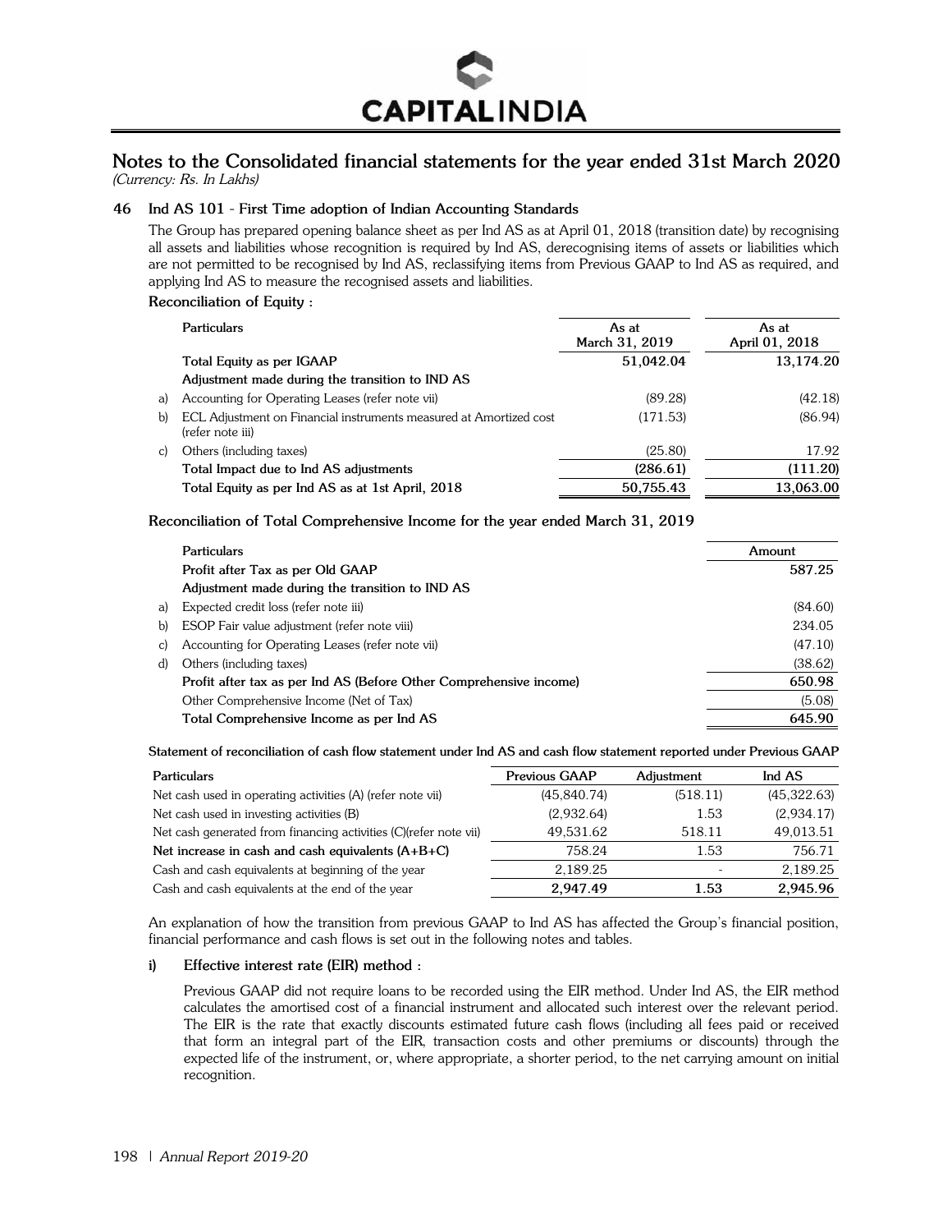# Notes to the Consolidated financial statements for the year ended 31st March 2020

*(Currency: Rs. In Lakhs)*

## 46 Ind AS 101 - First Time adoption of Indian Accounting Standards

The Group has prepared opening balance sheet as per Ind AS as at April 01, 2018 (transition date) by recognising all assets and liabilities whose recognition is required by Ind AS, derecognising items of assets or liabilities which are not permitted to be recognised by Ind AS, reclassifying items from Previous GAAP to Ind AS as required, and applying Ind AS to measure the recognised assets and liabilities.

**Reconciliation of Equity :**

| | Particulars | As at March 31, 2019 | As at April 01, 2018 |
|---|---|---|---|
| | **Total Equity as per IGAAP** | **51,042.04** | **13,174.20** |
| | **Adjustment made during the transition to IND AS** | | |
| a) | Accounting for Operating Leases (refer note vii) | (89.28) | (42.18) |
| b) | ECL Adjustment on Financial instruments measured at Amortized cost (refer note iii) | (171.53) | (86.94) |
| c) | Others (including taxes) | (25.80) | 17.92 |
| | **Total Impact due to Ind AS adjustments** | **(286.61)** | **(111.20)** |
| | **Total Equity as per Ind AS as at 1st April, 2018** | **50,755.43** | **13,063.00** |

**Reconciliation of Total Comprehensive Income for the year ended March 31, 2019**

| | Particulars | Amount |
|---|---|---|
| | **Profit after Tax as per Old GAAP** | **587.25** |
| | **Adjustment made during the transition to IND AS** | |
| a) | Expected credit loss (refer note iii) | (84.60) |
| b) | ESOP Fair value adjustment (refer note viii) | 234.05 |
| c) | Accounting for Operating Leases (refer note vii) | (47.10) |
| d) | Others (including taxes) | (38.62) |
| | **Profit after tax as per Ind AS (Before Other Comprehensive income)** | **650.98** |
| | Other Comprehensive Income (Net of Tax) | (5.08) |
| | **Total Comprehensive Income as per Ind AS** | **645.90** |

**Statement of reconciliation of cash flow statement under Ind AS and cash flow statement reported under Previous GAAP**

| Particulars | Previous GAAP | Adjustment | Ind AS |
|---|---|---|---|
| Net cash used in operating activities (A) (refer note vii) | (45,840.74) | (518.11) | (45,322.63) |
| Net cash used in investing activities (B) | (2,932.64) | 1.53 | (2,934.17) |
| Net cash generated from financing activities (C)(refer note vii) | 49,531.62 | 518.11 | 49,013.51 |
| **Net increase in cash and cash equivalents (A+B+C)** | 758.24 | 1.53 | 756.71 |
| Cash and cash equivalents at beginning of the year | 2,189.25 | - | 2,189.25 |
| Cash and cash equivalents at the end of the year | **2,947.49** | **1.53** | **2,945.96** |

An explanation of how the transition from previous GAAP to Ind AS has affected the Group's financial position, financial performance and cash flows is set out in the following notes and tables.

**i) Effective interest rate (EIR) method :**

Previous GAAP did not require loans to be recorded using the EIR method. Under Ind AS, the EIR method calculates the amortised cost of a financial instrument and allocated such interest over the relevant period. The EIR is the rate that exactly discounts estimated future cash flows (including all fees paid or received that form an integral part of the EIR, transaction costs and other premiums or discounts) through the expected life of the instrument, or, where appropriate, a shorter period, to the net carrying amount on initial recognition.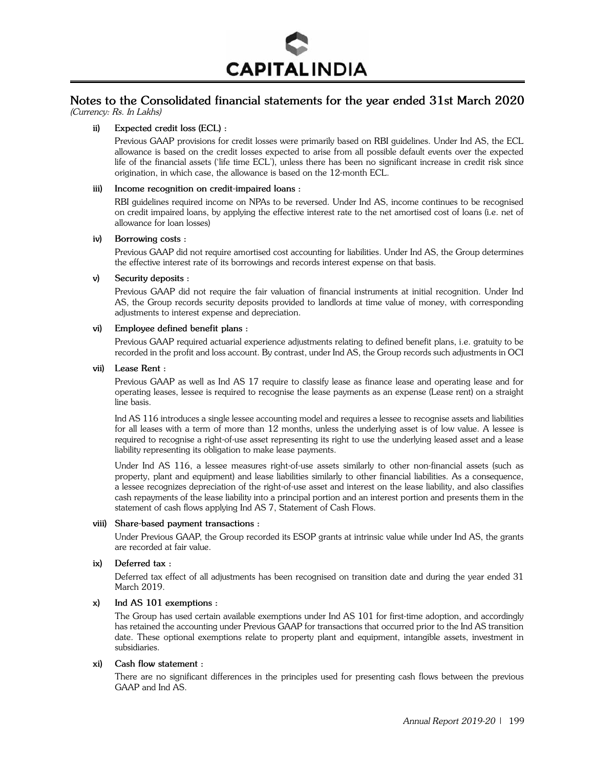## Notes to the Consolidated financial statements for the year ended 31st March 2020

*(Currency: Rs. In Lakhs)*

**ii) Expected credit loss (ECL) :**

Previous GAAP provisions for credit losses were primarily based on RBI guidelines. Under Ind AS, the ECL allowance is based on the credit losses expected to arise from all possible default events over the expected life of the financial assets ('life time ECL'), unless there has been no significant increase in credit risk since origination, in which case, the allowance is based on the 12-month ECL.

**iii) Income recognition on credit-impaired loans :**

RBI guidelines required income on NPAs to be reversed. Under Ind AS, income continues to be recognised on credit impaired loans, by applying the effective interest rate to the net amortised cost of loans (i.e. net of allowance for loan losses)

**iv) Borrowing costs :**

Previous GAAP did not require amortised cost accounting for liabilities. Under Ind AS, the Group determines the effective interest rate of its borrowings and records interest expense on that basis.

**v) Security deposits :**

Previous GAAP did not require the fair valuation of financial instruments at initial recognition. Under Ind AS, the Group records security deposits provided to landlords at time value of money, with corresponding adjustments to interest expense and depreciation.

**vi) Employee defined benefit plans :**

Previous GAAP required actuarial experience adjustments relating to defined benefit plans, i.e. gratuity to be recorded in the profit and loss account. By contrast, under Ind AS, the Group records such adjustments in OCI

**vii) Lease Rent :**

Previous GAAP as well as Ind AS 17 require to classify lease as finance lease and operating lease and for operating leases, lessee is required to recognise the lease payments as an expense (Lease rent) on a straight line basis.

Ind AS 116 introduces a single lessee accounting model and requires a lessee to recognise assets and liabilities for all leases with a term of more than 12 months, unless the underlying asset is of low value. A lessee is required to recognise a right-of-use asset representing its right to use the underlying leased asset and a lease liability representing its obligation to make lease payments.

Under Ind AS 116, a lessee measures right-of-use assets similarly to other non-financial assets (such as property, plant and equipment) and lease liabilities similarly to other financial liabilities. As a consequence, a lessee recognizes depreciation of the right-of-use asset and interest on the lease liability, and also classifies cash repayments of the lease liability into a principal portion and an interest portion and presents them in the statement of cash flows applying Ind AS 7, Statement of Cash Flows.

**viii) Share-based payment transactions :**

Under Previous GAAP, the Group recorded its ESOP grants at intrinsic value while under Ind AS, the grants are recorded at fair value.

**ix) Deferred tax :**

Deferred tax effect of all adjustments has been recognised on transition date and during the year ended 31 March 2019.

**x) Ind AS 101 exemptions :**

The Group has used certain available exemptions under Ind AS 101 for first-time adoption, and accordingly has retained the accounting under Previous GAAP for transactions that occurred prior to the Ind AS transition date. These optional exemptions relate to property plant and equipment, intangible assets, investment in subsidiaries.

**xi) Cash flow statement :**

There are no significant differences in the principles used for presenting cash flows between the previous GAAP and Ind AS.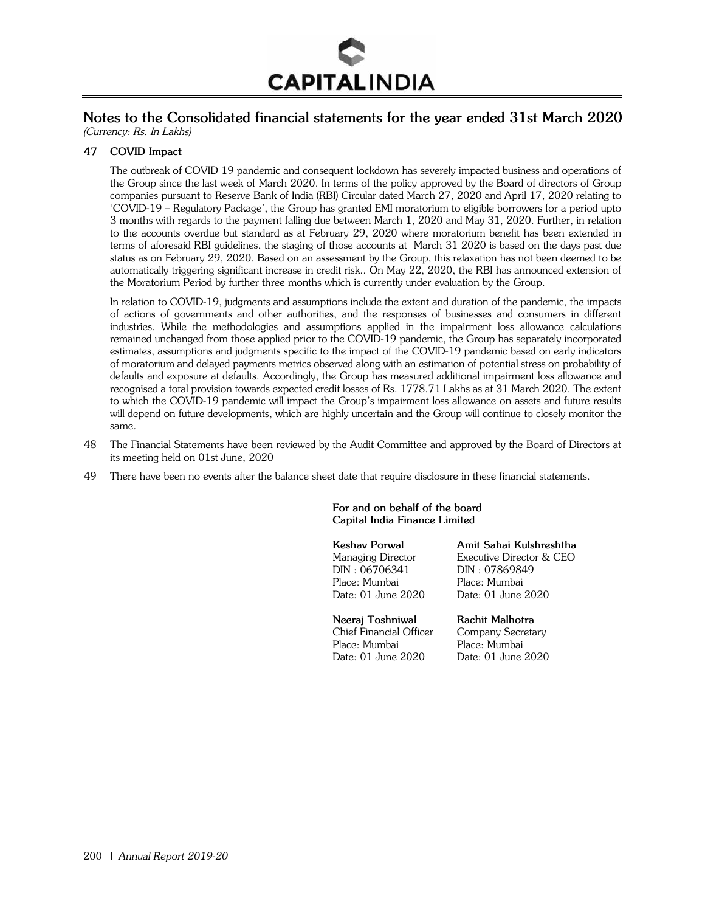## Notes to the Consolidated financial statements for the year ended 31st March 2020

*(Currency: Rs. In Lakhs)*

### 47 COVID Impact

The outbreak of COVID 19 pandemic and consequent lockdown has severely impacted business and operations of the Group since the last week of March 2020. In terms of the policy approved by the Board of directors of Group companies pursuant to Reserve Bank of India (RBI) Circular dated March 27, 2020 and April 17, 2020 relating to 'COVID-19 – Regulatory Package', the Group has granted EMI moratorium to eligible borrowers for a period upto 3 months with regards to the payment falling due between March 1, 2020 and May 31, 2020. Further, in relation to the accounts overdue but standard as at February 29, 2020 where moratorium benefit has been extended in terms of aforesaid RBI guidelines, the staging of those accounts at March 31 2020 is based on the days past due status as on February 29, 2020. Based on an assessment by the Group, this relaxation has not been deemed to be automatically triggering significant increase in credit risk.. On May 22, 2020, the RBI has announced extension of the Moratorium Period by further three months which is currently under evaluation by the Group.

In relation to COVID-19, judgments and assumptions include the extent and duration of the pandemic, the impacts of actions of governments and other authorities, and the responses of businesses and consumers in different industries. While the methodologies and assumptions applied in the impairment loss allowance calculations remained unchanged from those applied prior to the COVID-19 pandemic, the Group has separately incorporated estimates, assumptions and judgments specific to the impact of the COVID-19 pandemic based on early indicators of moratorium and delayed payments metrics observed along with an estimation of potential stress on probability of defaults and exposure at defaults. Accordingly, the Group has measured additional impairment loss allowance and recognised a total provision towards expected credit losses of Rs. 1778.71 Lakhs as at 31 March 2020. The extent to which the COVID-19 pandemic will impact the Group's impairment loss allowance on assets and future results will depend on future developments, which are highly uncertain and the Group will continue to closely monitor the same.

48 The Financial Statements have been reviewed by the Audit Committee and approved by the Board of Directors at its meeting held on 01st June, 2020

49 There have been no events after the balance sheet date that require disclosure in these financial statements.

**For and on behalf of the board**
**Capital India Finance Limited**

**Keshav Porwal**
Managing Director
DIN : 06706341
Place: Mumbai
Date: 01 June 2020

**Amit Sahai Kulshreshtha**
Executive Director & CEO
DIN : 07869849
Place: Mumbai
Date: 01 June 2020

**Neeraj Toshniwal**
Chief Financial Officer
Place: Mumbai
Date: 01 June 2020

**Rachit Malhotra**
Company Secretary
Place: Mumbai
Date: 01 June 2020